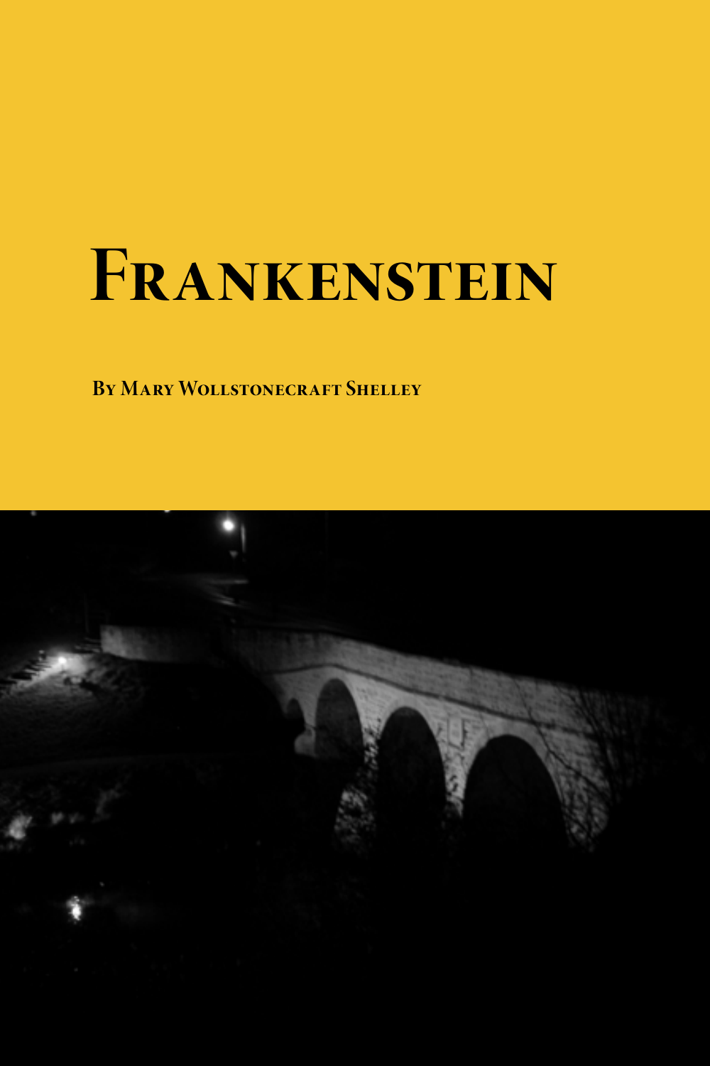# Frankenstein

**By Mary Wollstonecraft Shelley**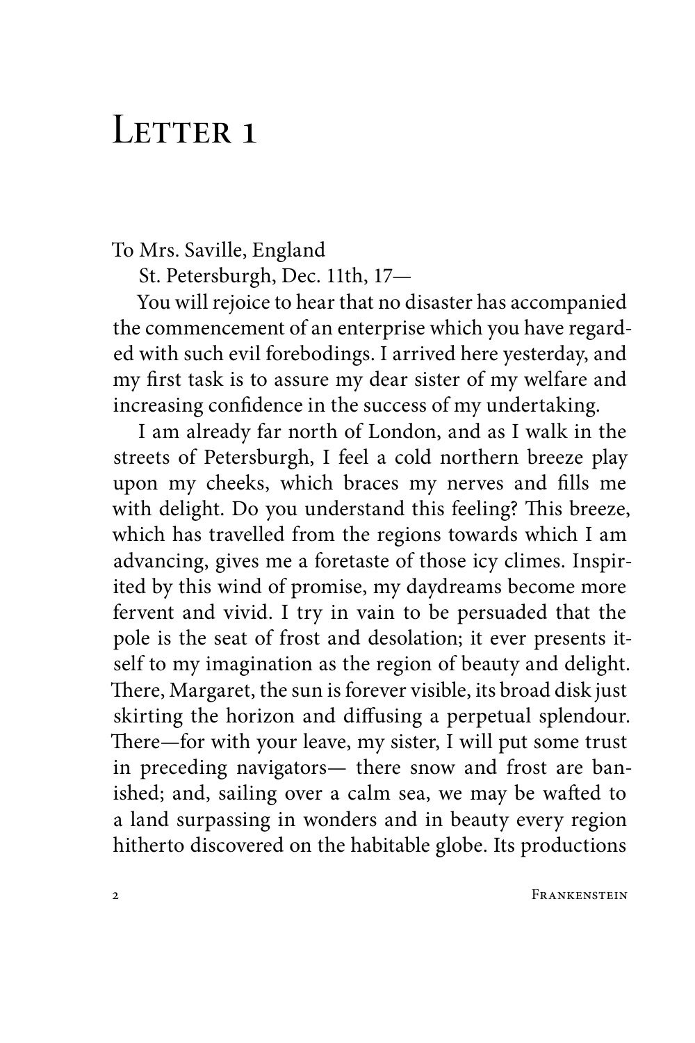# Letter 1

To Mrs. Saville, England

St. Petersburgh, Dec. 11th, 17—

You will rejoice to hear that no disaster has accompanied the commencement of an enterprise which you have regarded with such evil forebodings. I arrived here yesterday, and my first task is to assure my dear sister of my welfare and increasing confidence in the success of my undertaking.

I am already far north of London, and as I walk in the streets of Petersburgh, I feel a cold northern breeze play upon my cheeks, which braces my nerves and fills me with delight. Do you understand this feeling? This breeze, which has travelled from the regions towards which I am advancing, gives me a foretaste of those icy climes. Inspirited by this wind of promise, my daydreams become more fervent and vivid. I try in vain to be persuaded that the pole is the seat of frost and desolation; it ever presents itself to my imagination as the region of beauty and delight. There, Margaret, the sun is forever visible, its broad disk just skirting the horizon and diffusing a perpetual splendour. There—for with your leave, my sister, I will put some trust in preceding navigators— there snow and frost are banished; and, sailing over a calm sea, we may be wafted to a land surpassing in wonders and in beauty every region hitherto discovered on the habitable globe. Its productions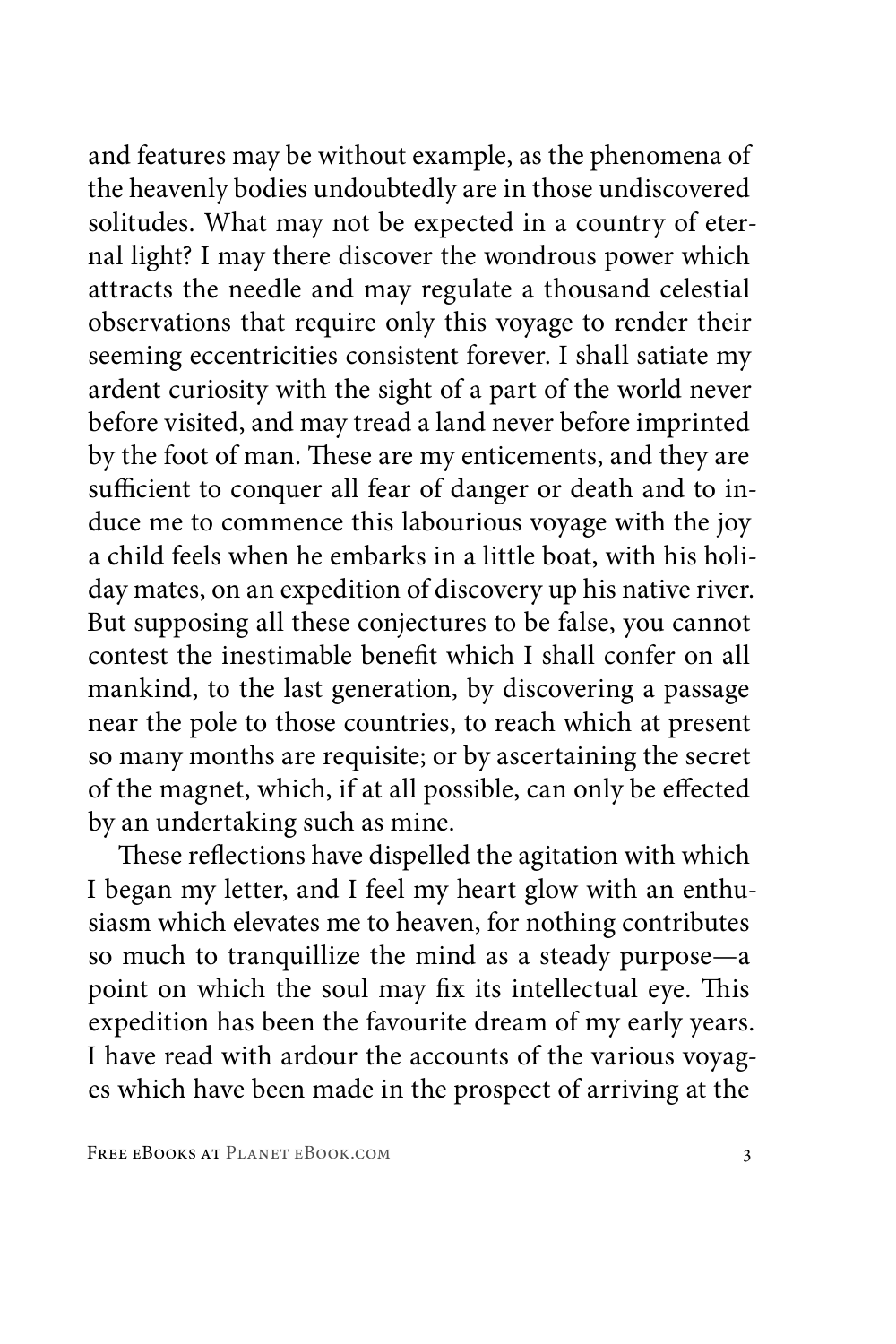and features may be without example, as the phenomena of the heavenly bodies undoubtedly are in those undiscovered solitudes. What may not be expected in a country of eternal light? I may there discover the wondrous power which attracts the needle and may regulate a thousand celestial observations that require only this voyage to render their seeming eccentricities consistent forever. I shall satiate my ardent curiosity with the sight of a part of the world never before visited, and may tread a land never before imprinted by the foot of man. These are my enticements, and they are sufficient to conquer all fear of danger or death and to induce me to commence this labourious voyage with the joy a child feels when he embarks in a little boat, with his holiday mates, on an expedition of discovery up his native river. But supposing all these conjectures to be false, you cannot contest the inestimable benefit which I shall confer on all mankind, to the last generation, by discovering a passage near the pole to those countries, to reach which at present so many months are requisite; or by ascertaining the secret of the magnet, which, if at all possible, can only be effected by an undertaking such as mine.

These reflections have dispelled the agitation with which I began my letter, and I feel my heart glow with an enthusiasm which elevates me to heaven, for nothing contributes so much to tranquillize the mind as a steady purpose—a point on which the soul may fix its intellectual eye. This expedition has been the favourite dream of my early years. I have read with ardour the accounts of the various voyages which have been made in the prospect of arriving at the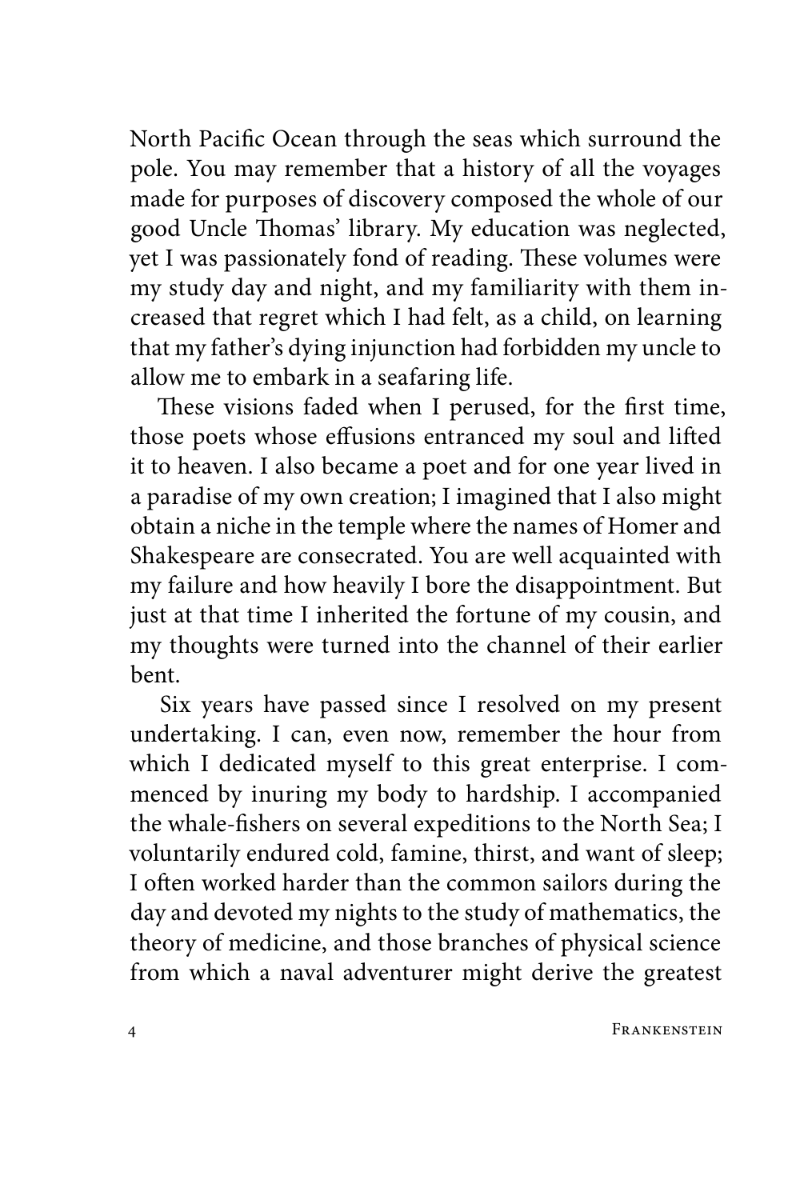North Pacific Ocean through the seas which surround the pole. You may remember that a history of all the voyages made for purposes of discovery composed the whole of our good Uncle Thomas' library. My education was neglected, yet I was passionately fond of reading. These volumes were my study day and night, and my familiarity with them increased that regret which I had felt, as a child, on learning that my father's dying injunction had forbidden my uncle to allow me to embark in a seafaring life.

These visions faded when I perused, for the first time, those poets whose effusions entranced my soul and lifted it to heaven. I also became a poet and for one year lived in a paradise of my own creation; I imagined that I also might obtain a niche in the temple where the names of Homer and Shakespeare are consecrated. You are well acquainted with my failure and how heavily I bore the disappointment. But just at that time I inherited the fortune of my cousin, and my thoughts were turned into the channel of their earlier bent.

Six years have passed since I resolved on my present undertaking. I can, even now, remember the hour from which I dedicated myself to this great enterprise. I commenced by inuring my body to hardship. I accompanied the whale-fishers on several expeditions to the North Sea; I voluntarily endured cold, famine, thirst, and want of sleep; I often worked harder than the common sailors during the day and devoted my nights to the study of mathematics, the theory of medicine, and those branches of physical science from which a naval adventurer might derive the greatest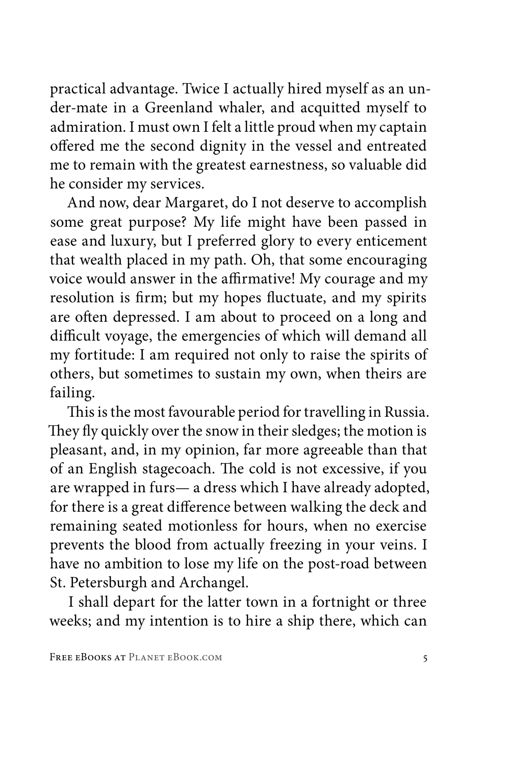practical advantage. Twice I actually hired myself as an under-mate in a Greenland whaler, and acquitted myself to admiration. I must own I felt a little proud when my captain offered me the second dignity in the vessel and entreated me to remain with the greatest earnestness, so valuable did he consider my services.

And now, dear Margaret, do I not deserve to accomplish some great purpose? My life might have been passed in ease and luxury, but I preferred glory to every enticement that wealth placed in my path. Oh, that some encouraging voice would answer in the affirmative! My courage and my resolution is firm; but my hopes fluctuate, and my spirits are often depressed. I am about to proceed on a long and difficult voyage, the emergencies of which will demand all my fortitude: I am required not only to raise the spirits of others, but sometimes to sustain my own, when theirs are failing.

This is the most favourable period for travelling in Russia. They fly quickly over the snow in their sledges; the motion is pleasant, and, in my opinion, far more agreeable than that of an English stagecoach. The cold is not excessive, if you are wrapped in furs— a dress which I have already adopted, for there is a great difference between walking the deck and remaining seated motionless for hours, when no exercise prevents the blood from actually freezing in your veins. I have no ambition to lose my life on the post-road between St. Petersburgh and Archangel.

I shall depart for the latter town in a fortnight or three weeks; and my intention is to hire a ship there, which can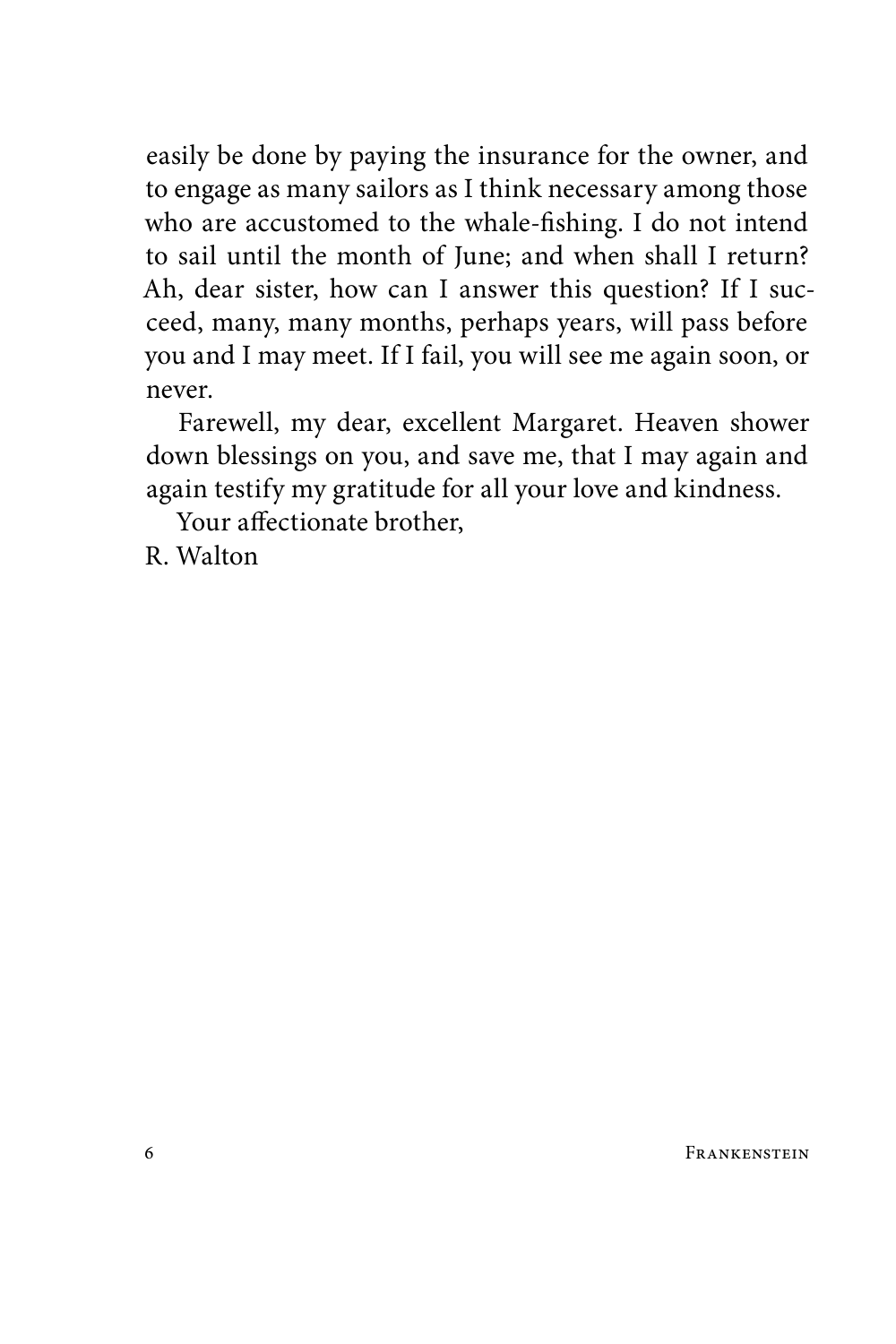easily be done by paying the insurance for the owner, and to engage as many sailors as I think necessary among those who are accustomed to the whale-fishing. I do not intend to sail until the month of June; and when shall I return? Ah, dear sister, how can I answer this question? If I succeed, many, many months, perhaps years, will pass before you and I may meet. If I fail, you will see me again soon, or never.

Farewell, my dear, excellent Margaret. Heaven shower down blessings on you, and save me, that I may again and again testify my gratitude for all your love and kindness.

Your affectionate brother,

R. Walton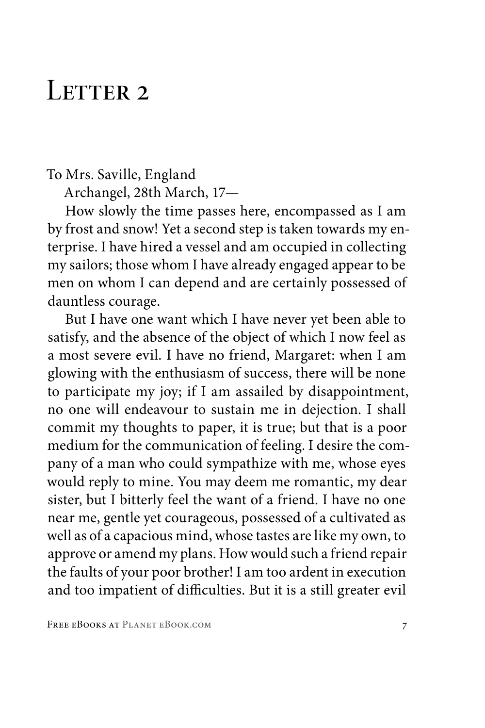# Letter 2

To Mrs. Saville, England

Archangel, 28th March, 17—

How slowly the time passes here, encompassed as I am by frost and snow! Yet a second step is taken towards my enterprise. I have hired a vessel and am occupied in collecting my sailors; those whom I have already engaged appear to be men on whom I can depend and are certainly possessed of dauntless courage.

But I have one want which I have never yet been able to satisfy, and the absence of the object of which I now feel as a most severe evil. I have no friend, Margaret: when I am glowing with the enthusiasm of success, there will be none to participate my joy; if I am assailed by disappointment, no one will endeavour to sustain me in dejection. I shall commit my thoughts to paper, it is true; but that is a poor medium for the communication of feeling. I desire the company of a man who could sympathize with me, whose eyes would reply to mine. You may deem me romantic, my dear sister, but I bitterly feel the want of a friend. I have no one near me, gentle yet courageous, possessed of a cultivated as well as of a capacious mind, whose tastes are like my own, to approve or amend my plans. How would such a friend repair the faults of your poor brother! I am too ardent in execution and too impatient of difficulties. But it is a still greater evil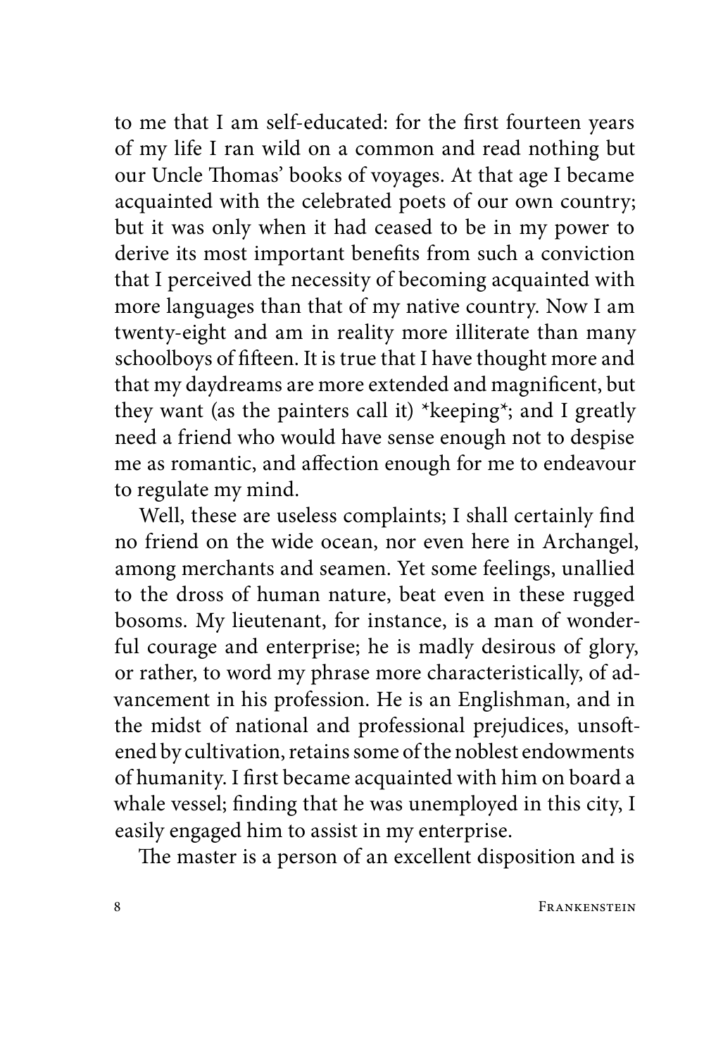to me that I am self-educated: for the first fourteen years of my life I ran wild on a common and read nothing but our Uncle Thomas' books of voyages. At that age I became acquainted with the celebrated poets of our own country; but it was only when it had ceased to be in my power to derive its most important benefits from such a conviction that I perceived the necessity of becoming acquainted with more languages than that of my native country. Now I am twenty-eight and am in reality more illiterate than many schoolboys of fifteen. It is true that I have thought more and that my daydreams are more extended and magnificent, but they want (as the painters call it) *keeping*; and I greatly need a friend who would have sense enough not to despise me as romantic, and affection enough for me to endeavour to regulate my mind.

Well, these are useless complaints; I shall certainly find no friend on the wide ocean, nor even here in Archangel, among merchants and seamen. Yet some feelings, unallied to the dross of human nature, beat even in these rugged bosoms. My lieutenant, for instance, is a man of wonderful courage and enterprise; he is madly desirous of glory, or rather, to word my phrase more characteristically, of advancement in his profession. He is an Englishman, and in the midst of national and professional prejudices, unsoftened by cultivation, retains some of the noblest endowments of humanity. I first became acquainted with him on board a whale vessel; finding that he was unemployed in this city, I easily engaged him to assist in my enterprise.

The master is a person of an excellent disposition and is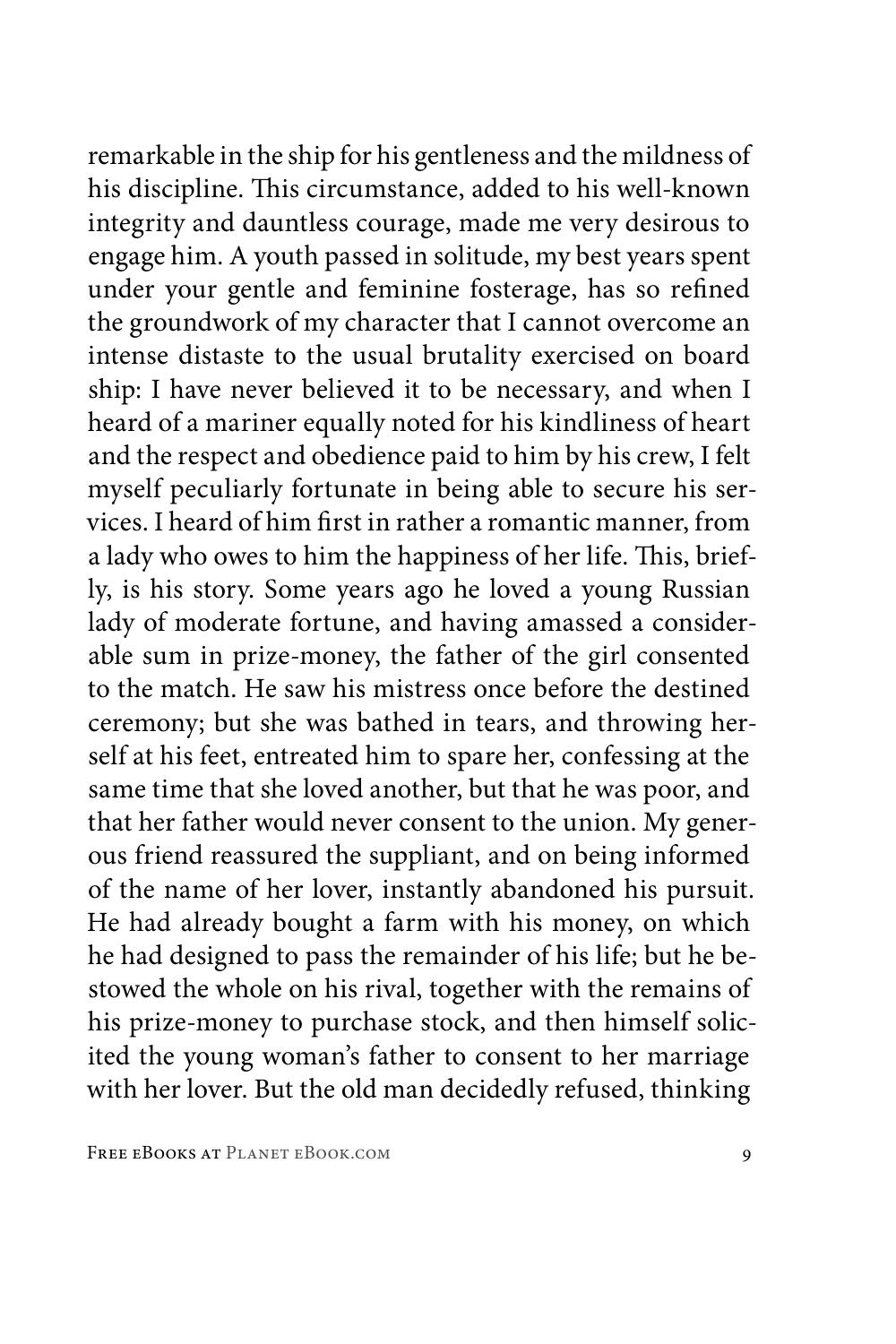remarkable in the ship for his gentleness and the mildness of his discipline. This circumstance, added to his well-known integrity and dauntless courage, made me very desirous to engage him. A youth passed in solitude, my best years spent under your gentle and feminine fosterage, has so refined the groundwork of my character that I cannot overcome an intense distaste to the usual brutality exercised on board ship: I have never believed it to be necessary, and when I heard of a mariner equally noted for his kindliness of heart and the respect and obedience paid to him by his crew, I felt myself peculiarly fortunate in being able to secure his services. I heard of him first in rather a romantic manner, from a lady who owes to him the happiness of her life. This, briefly, is his story. Some years ago he loved a young Russian lady of moderate fortune, and having amassed a considerable sum in prize-money, the father of the girl consented to the match. He saw his mistress once before the destined ceremony; but she was bathed in tears, and throwing herself at his feet, entreated him to spare her, confessing at the same time that she loved another, but that he was poor, and that her father would never consent to the union. My generous friend reassured the suppliant, and on being informed of the name of her lover, instantly abandoned his pursuit. He had already bought a farm with his money, on which he had designed to pass the remainder of his life; but he bestowed the whole on his rival, together with the remains of his prize-money to purchase stock, and then himself solicited the young woman's father to consent to her marriage with her lover. But the old man decidedly refused, thinking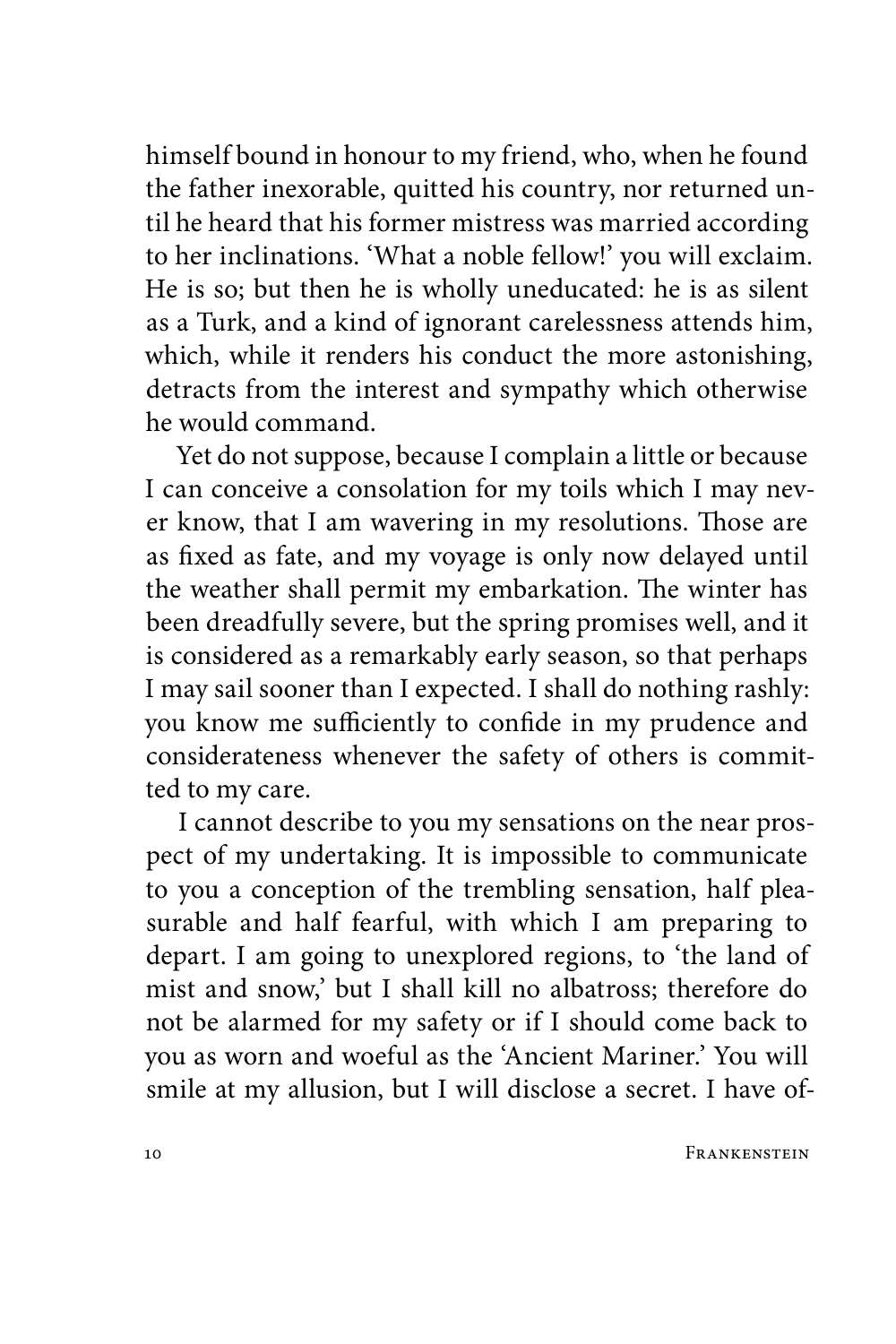himself bound in honour to my friend, who, when he found the father inexorable, quitted his country, nor returned until he heard that his former mistress was married according to her inclinations. 'What a noble fellow!' you will exclaim. He is so; but then he is wholly uneducated: he is as silent as a Turk, and a kind of ignorant carelessness attends him, which, while it renders his conduct the more astonishing, detracts from the interest and sympathy which otherwise he would command.

Yet do not suppose, because I complain a little or because I can conceive a consolation for my toils which I may never know, that I am wavering in my resolutions. Those are as fixed as fate, and my voyage is only now delayed until the weather shall permit my embarkation. The winter has been dreadfully severe, but the spring promises well, and it is considered as a remarkably early season, so that perhaps I may sail sooner than I expected. I shall do nothing rashly: you know me sufficiently to confide in my prudence and considerateness whenever the safety of others is committed to my care.

I cannot describe to you my sensations on the near prospect of my undertaking. It is impossible to communicate to you a conception of the trembling sensation, half pleasurable and half fearful, with which I am preparing to depart. I am going to unexplored regions, to 'the land of mist and snow,' but I shall kill no albatross; therefore do not be alarmed for my safety or if I should come back to you as worn and woeful as the 'Ancient Mariner.' You will smile at my allusion, but I will disclose a secret. I have of-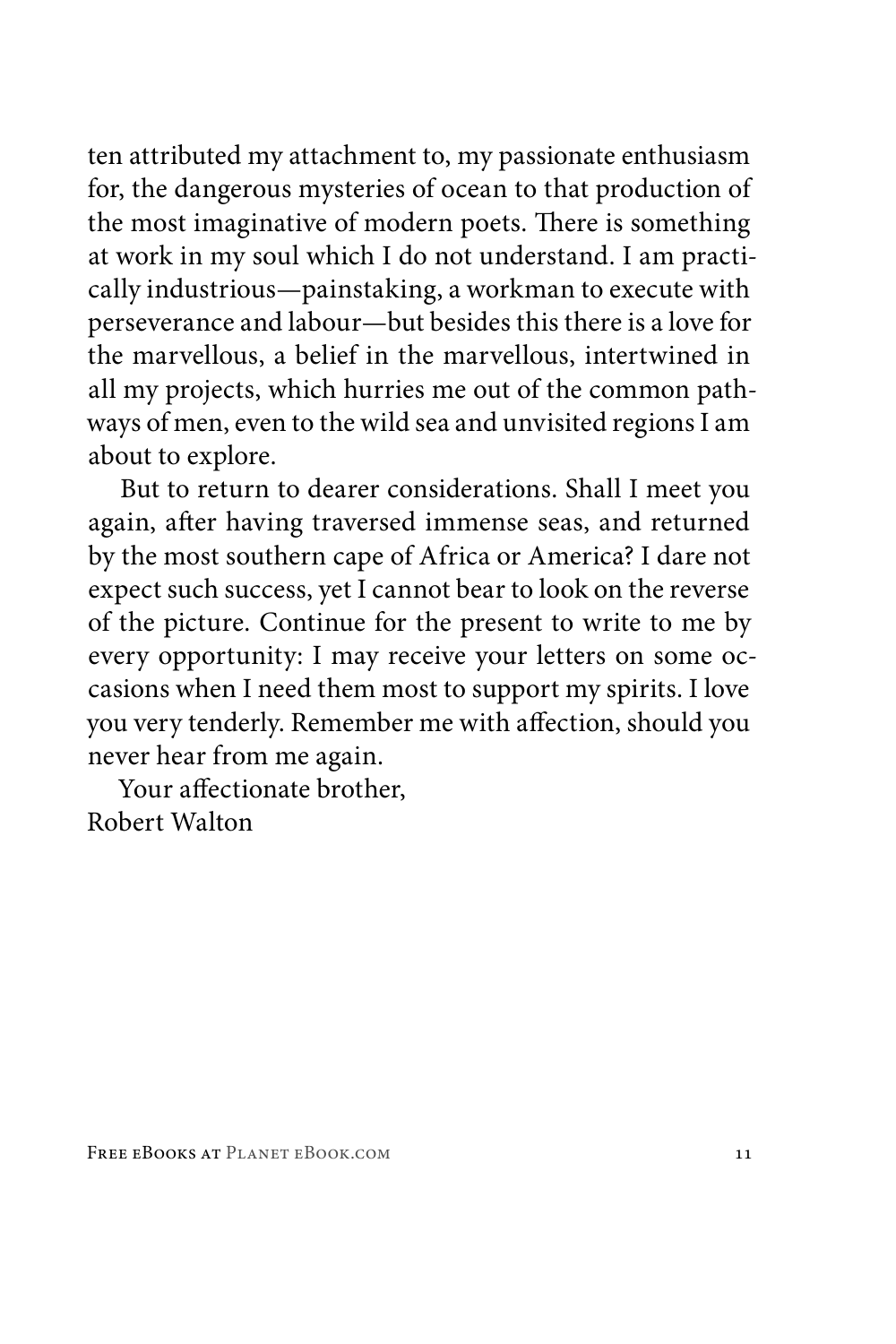ten attributed my attachment to, my passionate enthusiasm for, the dangerous mysteries of ocean to that production of the most imaginative of modern poets. There is something at work in my soul which I do not understand. I am practically industrious—painstaking, a workman to execute with perseverance and labour—but besides this there is a love for the marvellous, a belief in the marvellous, intertwined in all my projects, which hurries me out of the common pathways of men, even to the wild sea and unvisited regions I am about to explore.

But to return to dearer considerations. Shall I meet you again, after having traversed immense seas, and returned by the most southern cape of Africa or America? I dare not expect such success, yet I cannot bear to look on the reverse of the picture. Continue for the present to write to me by every opportunity: I may receive your letters on some occasions when I need them most to support my spirits. I love you very tenderly. Remember me with affection, should you never hear from me again.

Your affectionate brother,
Robert Walton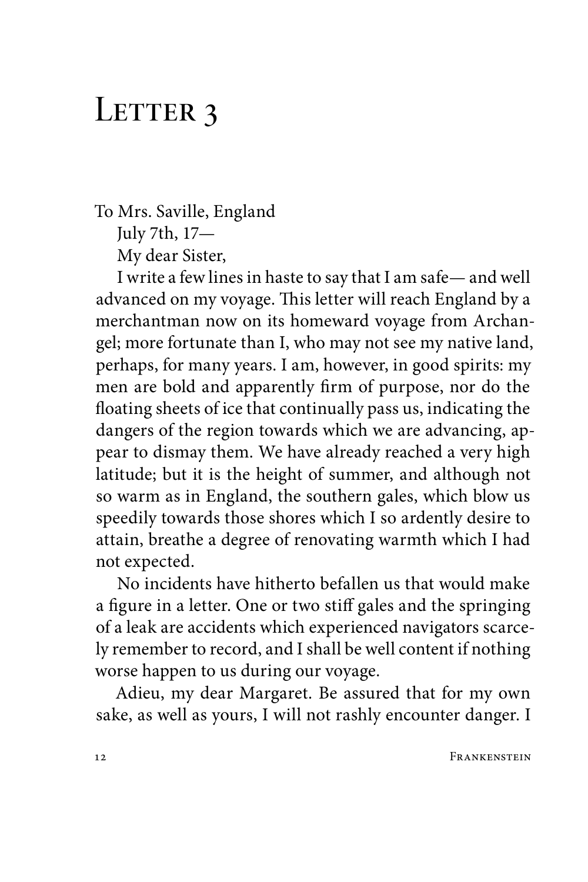# Letter 3

To Mrs. Saville, England

July 7th, 17—

My dear Sister,

I write a few lines in haste to say that I am safe— and well advanced on my voyage. This letter will reach England by a merchantman now on its homeward voyage from Archangel; more fortunate than I, who may not see my native land, perhaps, for many years. I am, however, in good spirits: my men are bold and apparently firm of purpose, nor do the floating sheets of ice that continually pass us, indicating the dangers of the region towards which we are advancing, appear to dismay them. We have already reached a very high latitude; but it is the height of summer, and although not so warm as in England, the southern gales, which blow us speedily towards those shores which I so ardently desire to attain, breathe a degree of renovating warmth which I had not expected.

No incidents have hitherto befallen us that would make a figure in a letter. One or two stiff gales and the springing of a leak are accidents which experienced navigators scarcely remember to record, and I shall be well content if nothing worse happen to us during our voyage.

Adieu, my dear Margaret. Be assured that for my own sake, as well as yours, I will not rashly encounter danger. I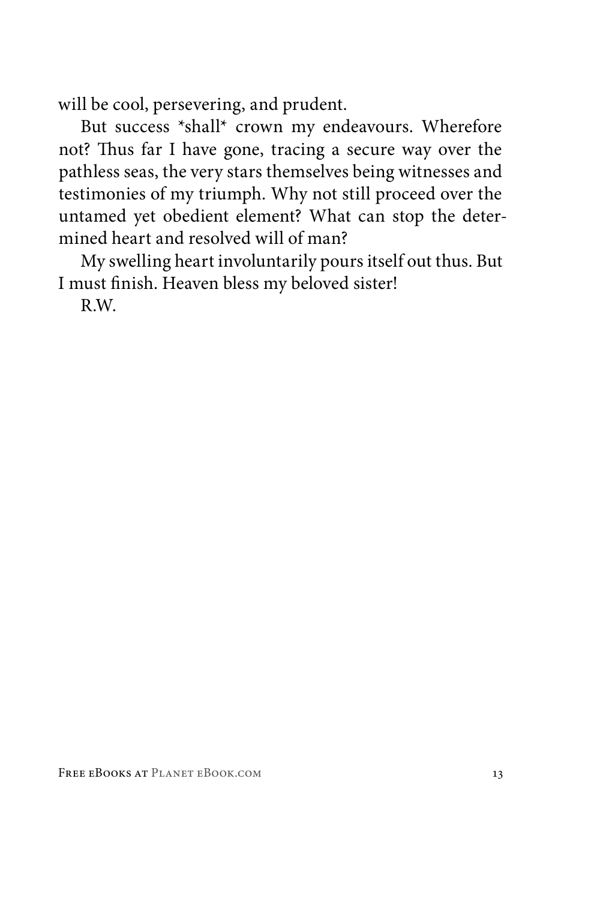will be cool, persevering, and prudent.

But success *shall* crown my endeavours. Wherefore not? Thus far I have gone, tracing a secure way over the pathless seas, the very stars themselves being witnesses and testimonies of my triumph. Why not still proceed over the untamed yet obedient element? What can stop the determined heart and resolved will of man?

My swelling heart involuntarily pours itself out thus. But I must finish. Heaven bless my beloved sister!

R.W.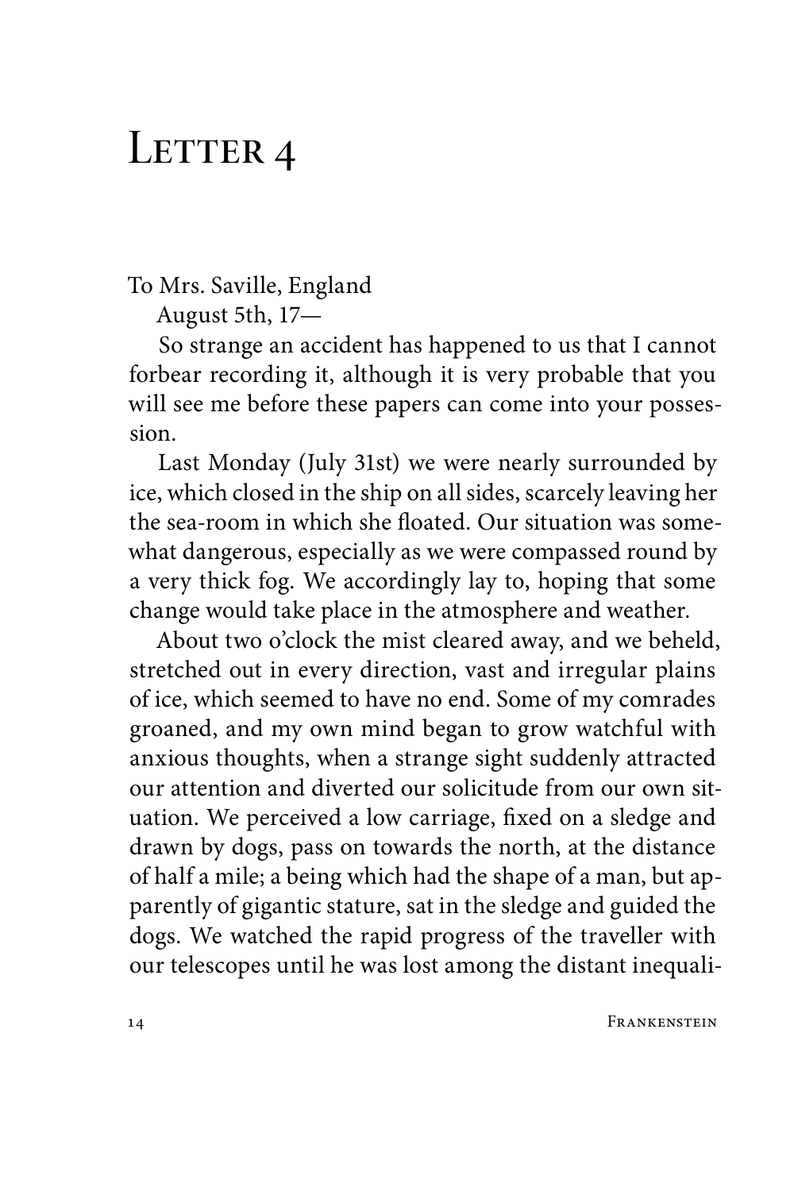# Letter 4

To Mrs. Saville, England

August 5th, 17—

So strange an accident has happened to us that I cannot forbear recording it, although it is very probable that you will see me before these papers can come into your possession.

Last Monday (July 31st) we were nearly surrounded by ice, which closed in the ship on all sides, scarcely leaving her the sea-room in which she floated. Our situation was somewhat dangerous, especially as we were compassed round by a very thick fog. We accordingly lay to, hoping that some change would take place in the atmosphere and weather.

About two o'clock the mist cleared away, and we beheld, stretched out in every direction, vast and irregular plains of ice, which seemed to have no end. Some of my comrades groaned, and my own mind began to grow watchful with anxious thoughts, when a strange sight suddenly attracted our attention and diverted our solicitude from our own situation. We perceived a low carriage, fixed on a sledge and drawn by dogs, pass on towards the north, at the distance of half a mile; a being which had the shape of a man, but apparently of gigantic stature, sat in the sledge and guided the dogs. We watched the rapid progress of the traveller with our telescopes until he was lost among the distant inequali-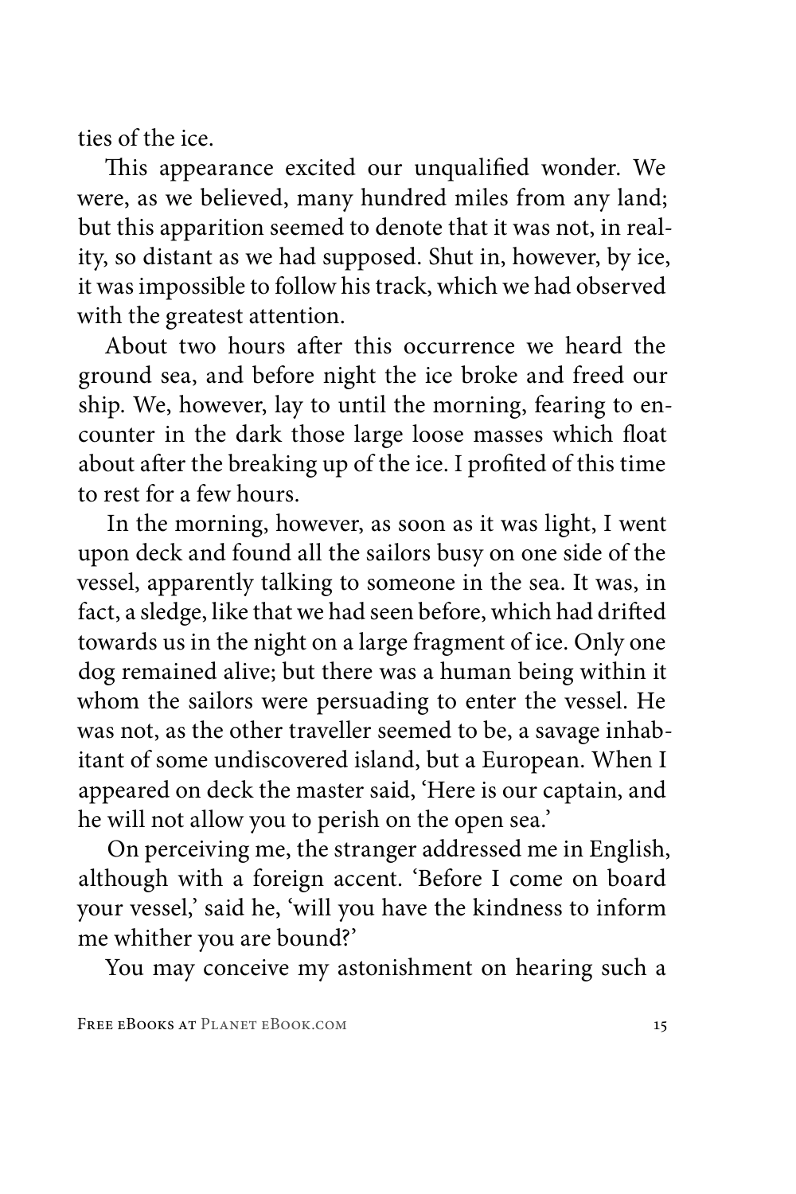ties of the ice.

This appearance excited our unqualified wonder. We were, as we believed, many hundred miles from any land; but this apparition seemed to denote that it was not, in reality, so distant as we had supposed. Shut in, however, by ice, it was impossible to follow his track, which we had observed with the greatest attention.

About two hours after this occurrence we heard the ground sea, and before night the ice broke and freed our ship. We, however, lay to until the morning, fearing to encounter in the dark those large loose masses which float about after the breaking up of the ice. I profited of this time to rest for a few hours.

In the morning, however, as soon as it was light, I went upon deck and found all the sailors busy on one side of the vessel, apparently talking to someone in the sea. It was, in fact, a sledge, like that we had seen before, which had drifted towards us in the night on a large fragment of ice. Only one dog remained alive; but there was a human being within it whom the sailors were persuading to enter the vessel. He was not, as the other traveller seemed to be, a savage inhabitant of some undiscovered island, but a European. When I appeared on deck the master said, 'Here is our captain, and he will not allow you to perish on the open sea.'

On perceiving me, the stranger addressed me in English, although with a foreign accent. 'Before I come on board your vessel,' said he, 'will you have the kindness to inform me whither you are bound?'

You may conceive my astonishment on hearing such a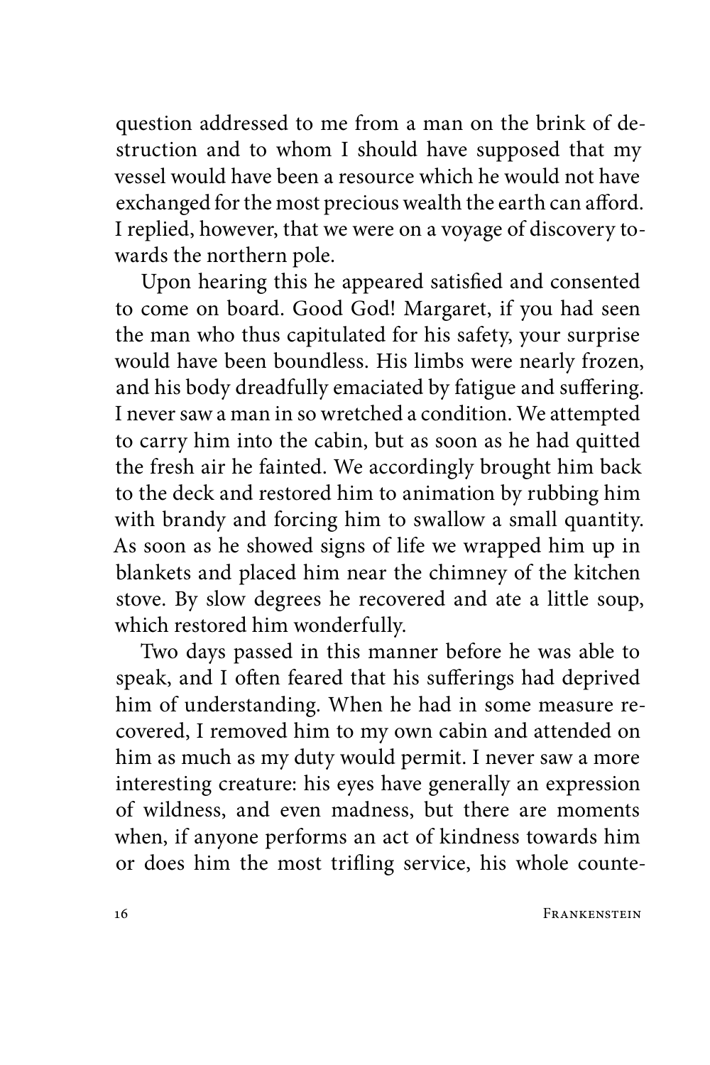question addressed to me from a man on the brink of destruction and to whom I should have supposed that my vessel would have been a resource which he would not have exchanged for the most precious wealth the earth can afford. I replied, however, that we were on a voyage of discovery towards the northern pole.

Upon hearing this he appeared satisfied and consented to come on board. Good God! Margaret, if you had seen the man who thus capitulated for his safety, your surprise would have been boundless. His limbs were nearly frozen, and his body dreadfully emaciated by fatigue and suffering. I never saw a man in so wretched a condition. We attempted to carry him into the cabin, but as soon as he had quitted the fresh air he fainted. We accordingly brought him back to the deck and restored him to animation by rubbing him with brandy and forcing him to swallow a small quantity. As soon as he showed signs of life we wrapped him up in blankets and placed him near the chimney of the kitchen stove. By slow degrees he recovered and ate a little soup, which restored him wonderfully.

Two days passed in this manner before he was able to speak, and I often feared that his sufferings had deprived him of understanding. When he had in some measure recovered, I removed him to my own cabin and attended on him as much as my duty would permit. I never saw a more interesting creature: his eyes have generally an expression of wildness, and even madness, but there are moments when, if anyone performs an act of kindness towards him or does him the most trifling service, his whole counte-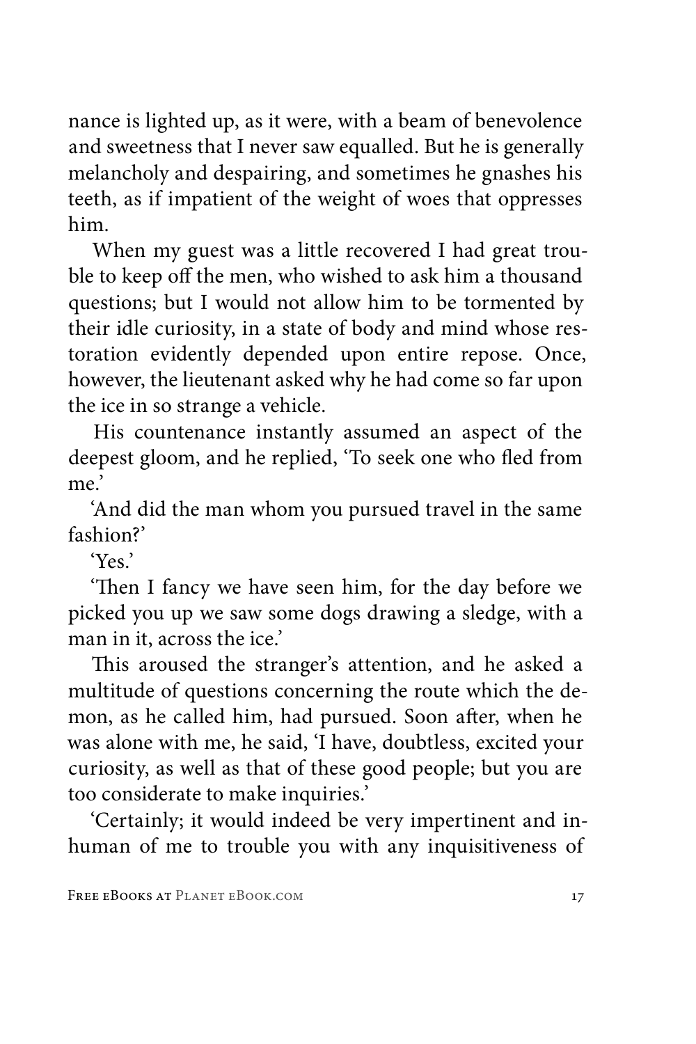nance is lighted up, as it were, with a beam of benevolence and sweetness that I never saw equalled. But he is generally melancholy and despairing, and sometimes he gnashes his teeth, as if impatient of the weight of woes that oppresses him.

When my guest was a little recovered I had great trouble to keep off the men, who wished to ask him a thousand questions; but I would not allow him to be tormented by their idle curiosity, in a state of body and mind whose restoration evidently depended upon entire repose. Once, however, the lieutenant asked why he had come so far upon the ice in so strange a vehicle.

His countenance instantly assumed an aspect of the deepest gloom, and he replied, 'To seek one who fled from me.'

'And did the man whom you pursued travel in the same fashion?'

'Yes.'

'Then I fancy we have seen him, for the day before we picked you up we saw some dogs drawing a sledge, with a man in it, across the ice.'

This aroused the stranger's attention, and he asked a multitude of questions concerning the route which the demon, as he called him, had pursued. Soon after, when he was alone with me, he said, 'I have, doubtless, excited your curiosity, as well as that of these good people; but you are too considerate to make inquiries.'

'Certainly; it would indeed be very impertinent and inhuman of me to trouble you with any inquisitiveness of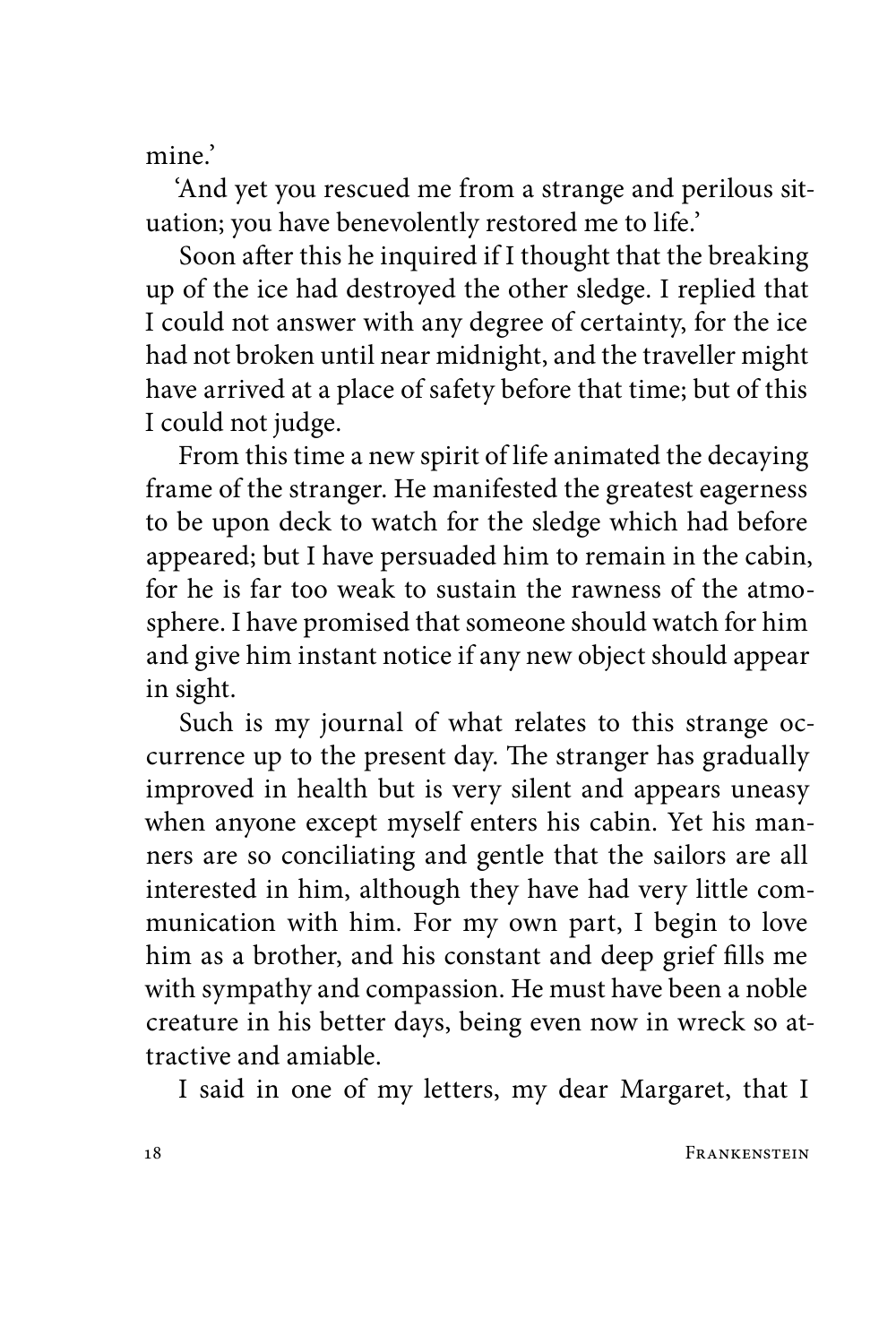mine.'

'And yet you rescued me from a strange and perilous situation; you have benevolently restored me to life.'

Soon after this he inquired if I thought that the breaking up of the ice had destroyed the other sledge. I replied that I could not answer with any degree of certainty, for the ice had not broken until near midnight, and the traveller might have arrived at a place of safety before that time; but of this I could not judge.

From this time a new spirit of life animated the decaying frame of the stranger. He manifested the greatest eagerness to be upon deck to watch for the sledge which had before appeared; but I have persuaded him to remain in the cabin, for he is far too weak to sustain the rawness of the atmosphere. I have promised that someone should watch for him and give him instant notice if any new object should appear in sight.

Such is my journal of what relates to this strange occurrence up to the present day. The stranger has gradually improved in health but is very silent and appears uneasy when anyone except myself enters his cabin. Yet his manners are so conciliating and gentle that the sailors are all interested in him, although they have had very little communication with him. For my own part, I begin to love him as a brother, and his constant and deep grief fills me with sympathy and compassion. He must have been a noble creature in his better days, being even now in wreck so attractive and amiable.

I said in one of my letters, my dear Margaret, that I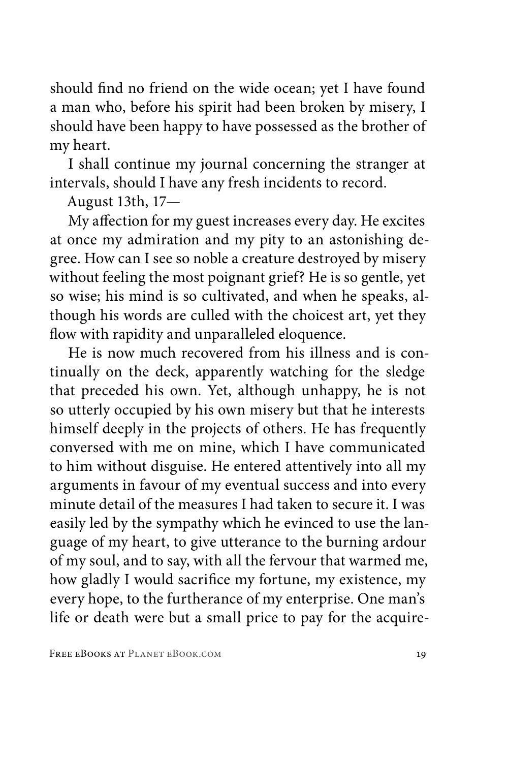should find no friend on the wide ocean; yet I have found a man who, before his spirit had been broken by misery, I should have been happy to have possessed as the brother of my heart.

I shall continue my journal concerning the stranger at intervals, should I have any fresh incidents to record.

August 13th, 17—

My affection for my guest increases every day. He excites at once my admiration and my pity to an astonishing degree. How can I see so noble a creature destroyed by misery without feeling the most poignant grief? He is so gentle, yet so wise; his mind is so cultivated, and when he speaks, although his words are culled with the choicest art, yet they flow with rapidity and unparalleled eloquence.

He is now much recovered from his illness and is continually on the deck, apparently watching for the sledge that preceded his own. Yet, although unhappy, he is not so utterly occupied by his own misery but that he interests himself deeply in the projects of others. He has frequently conversed with me on mine, which I have communicated to him without disguise. He entered attentively into all my arguments in favour of my eventual success and into every minute detail of the measures I had taken to secure it. I was easily led by the sympathy which he evinced to use the language of my heart, to give utterance to the burning ardour of my soul, and to say, with all the fervour that warmed me, how gladly I would sacrifice my fortune, my existence, my every hope, to the furtherance of my enterprise. One man's life or death were but a small price to pay for the acquire-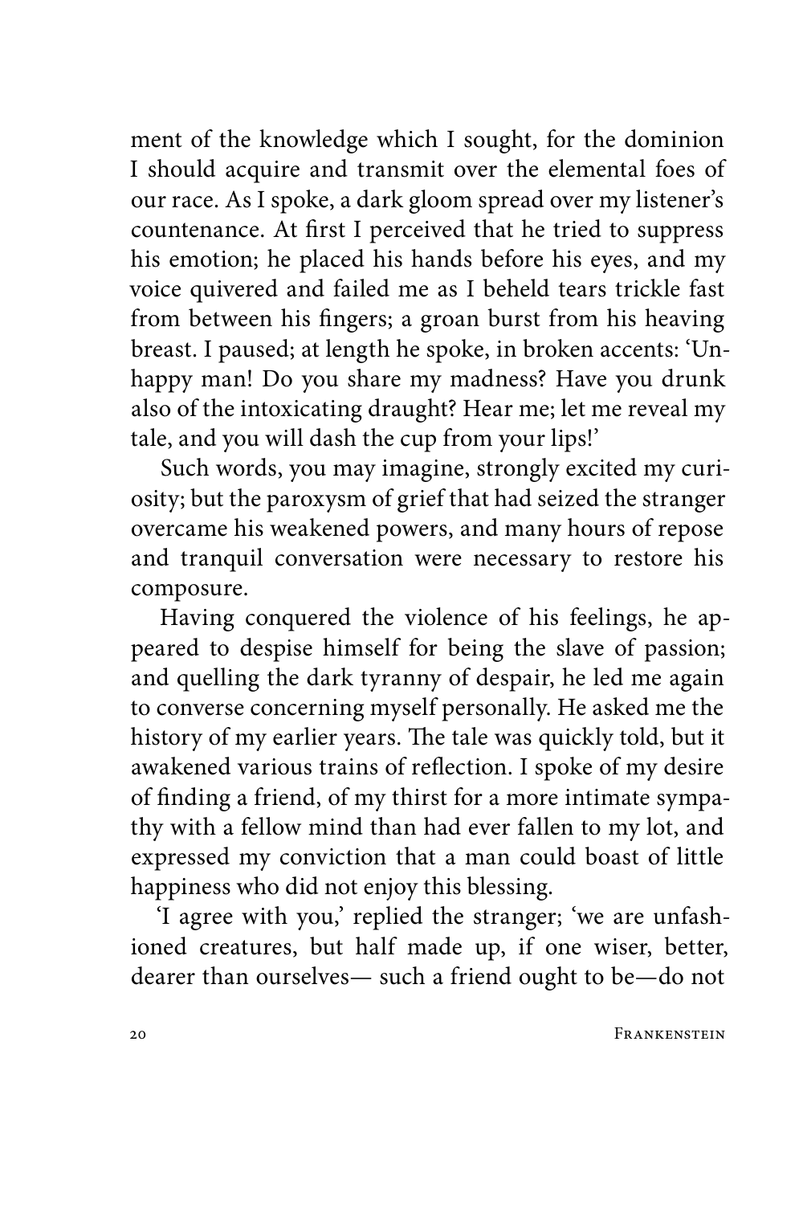ment of the knowledge which I sought, for the dominion I should acquire and transmit over the elemental foes of our race. As I spoke, a dark gloom spread over my listener's countenance. At first I perceived that he tried to suppress his emotion; he placed his hands before his eyes, and my voice quivered and failed me as I beheld tears trickle fast from between his fingers; a groan burst from his heaving breast. I paused; at length he spoke, in broken accents: 'Unhappy man! Do you share my madness? Have you drunk also of the intoxicating draught? Hear me; let me reveal my tale, and you will dash the cup from your lips!'

Such words, you may imagine, strongly excited my curiosity; but the paroxysm of grief that had seized the stranger overcame his weakened powers, and many hours of repose and tranquil conversation were necessary to restore his composure.

Having conquered the violence of his feelings, he appeared to despise himself for being the slave of passion; and quelling the dark tyranny of despair, he led me again to converse concerning myself personally. He asked me the history of my earlier years. The tale was quickly told, but it awakened various trains of reflection. I spoke of my desire of finding a friend, of my thirst for a more intimate sympathy with a fellow mind than had ever fallen to my lot, and expressed my conviction that a man could boast of little happiness who did not enjoy this blessing.

'I agree with you,' replied the stranger; 'we are unfashioned creatures, but half made up, if one wiser, better, dearer than ourselves— such a friend ought to be—do not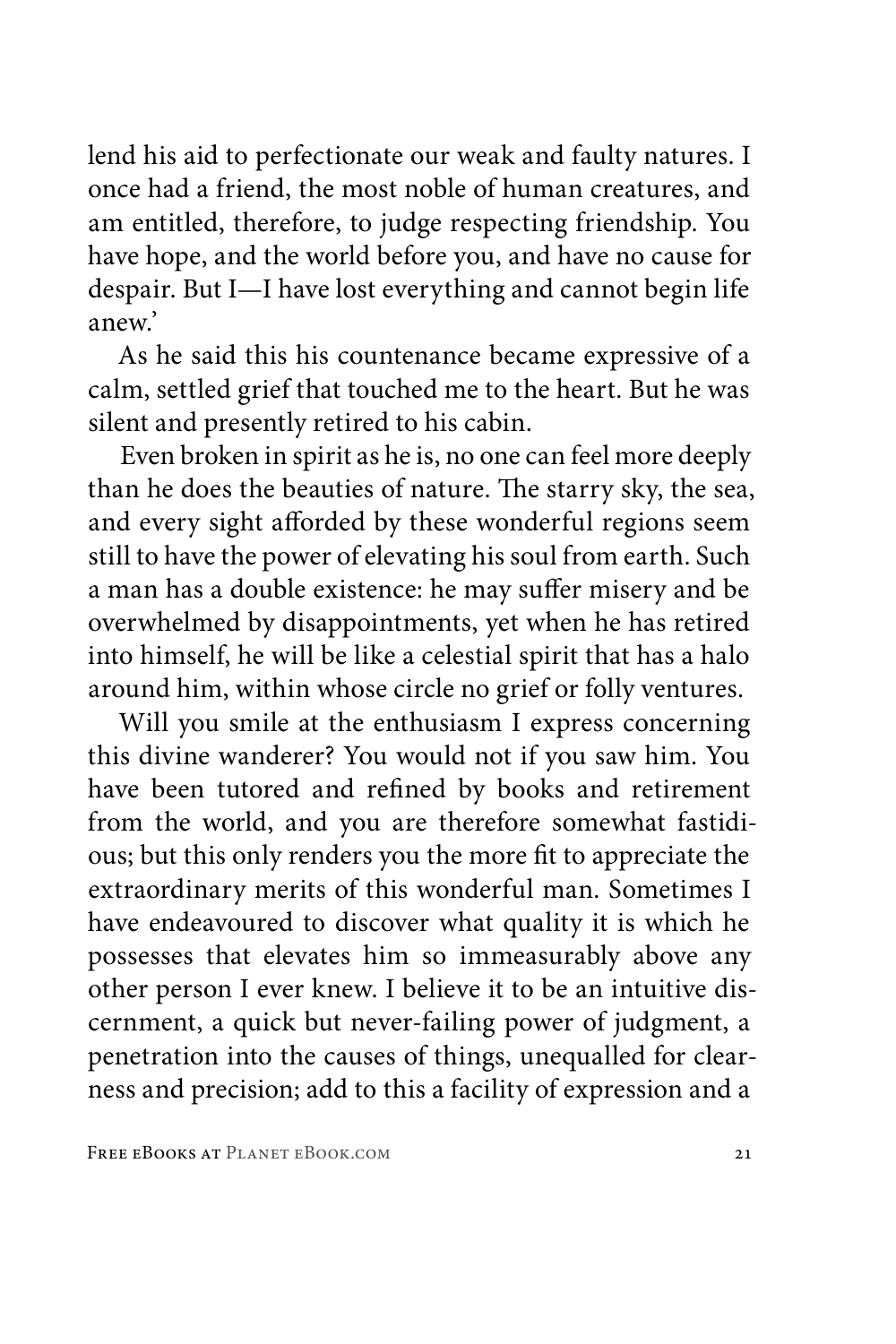lend his aid to perfectionate our weak and faulty natures. I once had a friend, the most noble of human creatures, and am entitled, therefore, to judge respecting friendship. You have hope, and the world before you, and have no cause for despair. But I—I have lost everything and cannot begin life anew.'

As he said this his countenance became expressive of a calm, settled grief that touched me to the heart. But he was silent and presently retired to his cabin.

Even broken in spirit as he is, no one can feel more deeply than he does the beauties of nature. The starry sky, the sea, and every sight afforded by these wonderful regions seem still to have the power of elevating his soul from earth. Such a man has a double existence: he may suffer misery and be overwhelmed by disappointments, yet when he has retired into himself, he will be like a celestial spirit that has a halo around him, within whose circle no grief or folly ventures.

Will you smile at the enthusiasm I express concerning this divine wanderer? You would not if you saw him. You have been tutored and refined by books and retirement from the world, and you are therefore somewhat fastidious; but this only renders you the more fit to appreciate the extraordinary merits of this wonderful man. Sometimes I have endeavoured to discover what quality it is which he possesses that elevates him so immeasurably above any other person I ever knew. I believe it to be an intuitive discernment, a quick but never-failing power of judgment, a penetration into the causes of things, unequalled for clearness and precision; add to this a facility of expression and a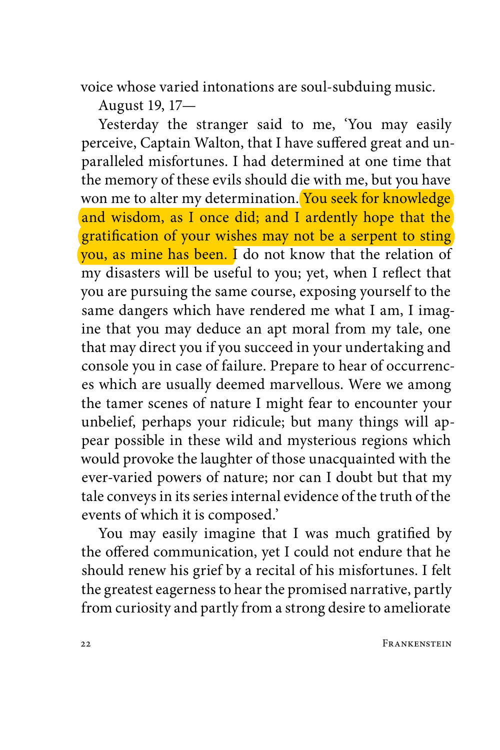voice whose varied intonations are soul-subduing music.

August 19, 17—

Yesterday the stranger said to me, 'You may easily perceive, Captain Walton, that I have suffered great and unparalleled misfortunes. I had determined at one time that the memory of these evils should die with me, but you have won me to alter my determination. You seek for knowledge and wisdom, as I once did; and I ardently hope that the gratification of your wishes may not be a serpent to sting you, as mine has been. I do not know that the relation of my disasters will be useful to you; yet, when I reflect that you are pursuing the same course, exposing yourself to the same dangers which have rendered me what I am, I imagine that you may deduce an apt moral from my tale, one that may direct you if you succeed in your undertaking and console you in case of failure. Prepare to hear of occurrences which are usually deemed marvellous. Were we among the tamer scenes of nature I might fear to encounter your unbelief, perhaps your ridicule; but many things will appear possible in these wild and mysterious regions which would provoke the laughter of those unacquainted with the ever-varied powers of nature; nor can I doubt but that my tale conveys in its series internal evidence of the truth of the events of which it is composed.'

You may easily imagine that I was much gratified by the offered communication, yet I could not endure that he should renew his grief by a recital of his misfortunes. I felt the greatest eagerness to hear the promised narrative, partly from curiosity and partly from a strong desire to ameliorate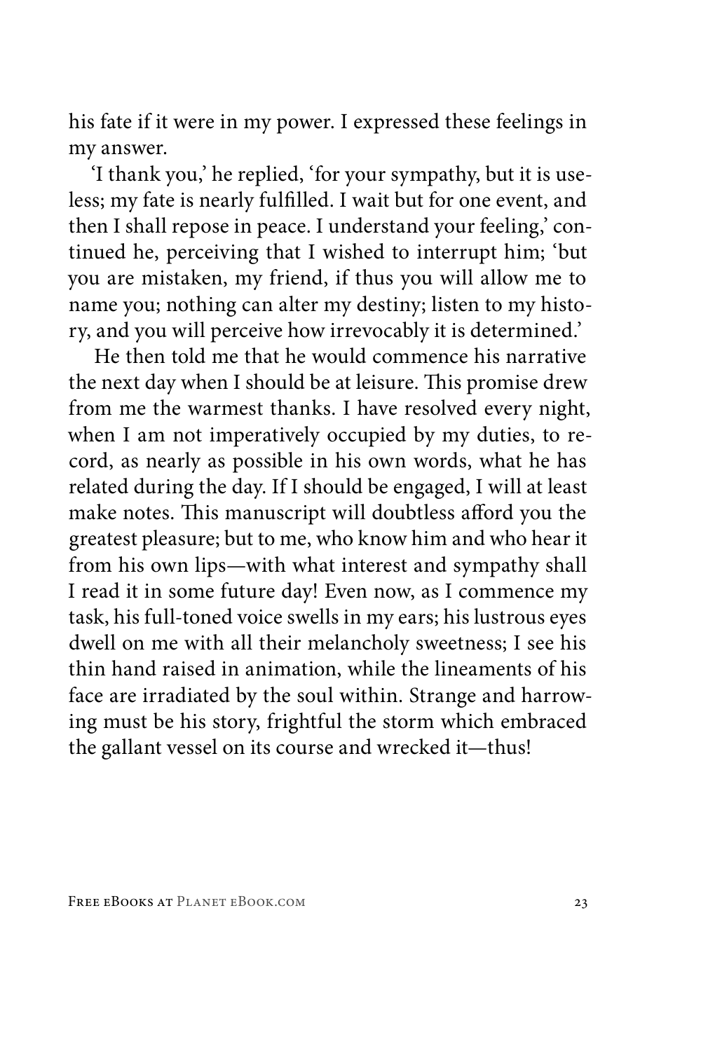his fate if it were in my power. I expressed these feelings in my answer.

'I thank you,' he replied, 'for your sympathy, but it is useless; my fate is nearly fulfilled. I wait but for one event, and then I shall repose in peace. I understand your feeling,' continued he, perceiving that I wished to interrupt him; 'but you are mistaken, my friend, if thus you will allow me to name you; nothing can alter my destiny; listen to my history, and you will perceive how irrevocably it is determined.'

He then told me that he would commence his narrative the next day when I should be at leisure. This promise drew from me the warmest thanks. I have resolved every night, when I am not imperatively occupied by my duties, to record, as nearly as possible in his own words, what he has related during the day. If I should be engaged, I will at least make notes. This manuscript will doubtless afford you the greatest pleasure; but to me, who know him and who hear it from his own lips—with what interest and sympathy shall I read it in some future day! Even now, as I commence my task, his full-toned voice swells in my ears; his lustrous eyes dwell on me with all their melancholy sweetness; I see his thin hand raised in animation, while the lineaments of his face are irradiated by the soul within. Strange and harrowing must be his story, frightful the storm which embraced the gallant vessel on its course and wrecked it—thus!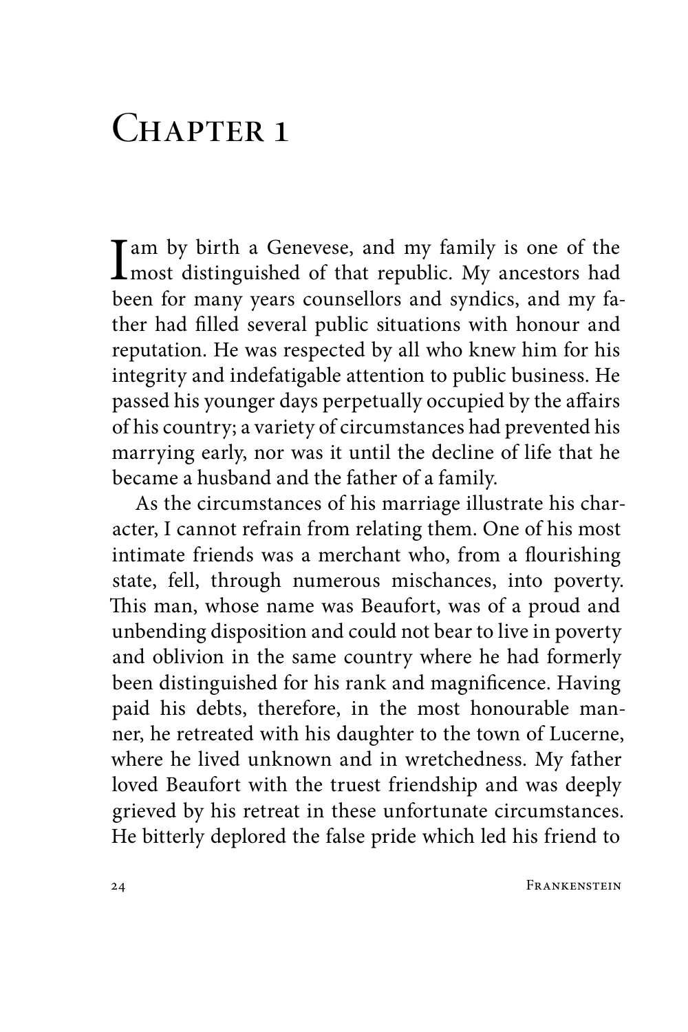# Chapter 1

I am by birth a Genevese, and my family is one of the most distinguished of that republic. My ancestors had been for many years counsellors and syndics, and my father had filled several public situations with honour and reputation. He was respected by all who knew him for his integrity and indefatigable attention to public business. He passed his younger days perpetually occupied by the affairs of his country; a variety of circumstances had prevented his marrying early, nor was it until the decline of life that he became a husband and the father of a family.

As the circumstances of his marriage illustrate his character, I cannot refrain from relating them. One of his most intimate friends was a merchant who, from a flourishing state, fell, through numerous mischances, into poverty. This man, whose name was Beaufort, was of a proud and unbending disposition and could not bear to live in poverty and oblivion in the same country where he had formerly been distinguished for his rank and magnificence. Having paid his debts, therefore, in the most honourable manner, he retreated with his daughter to the town of Lucerne, where he lived unknown and in wretchedness. My father loved Beaufort with the truest friendship and was deeply grieved by his retreat in these unfortunate circumstances. He bitterly deplored the false pride which led his friend to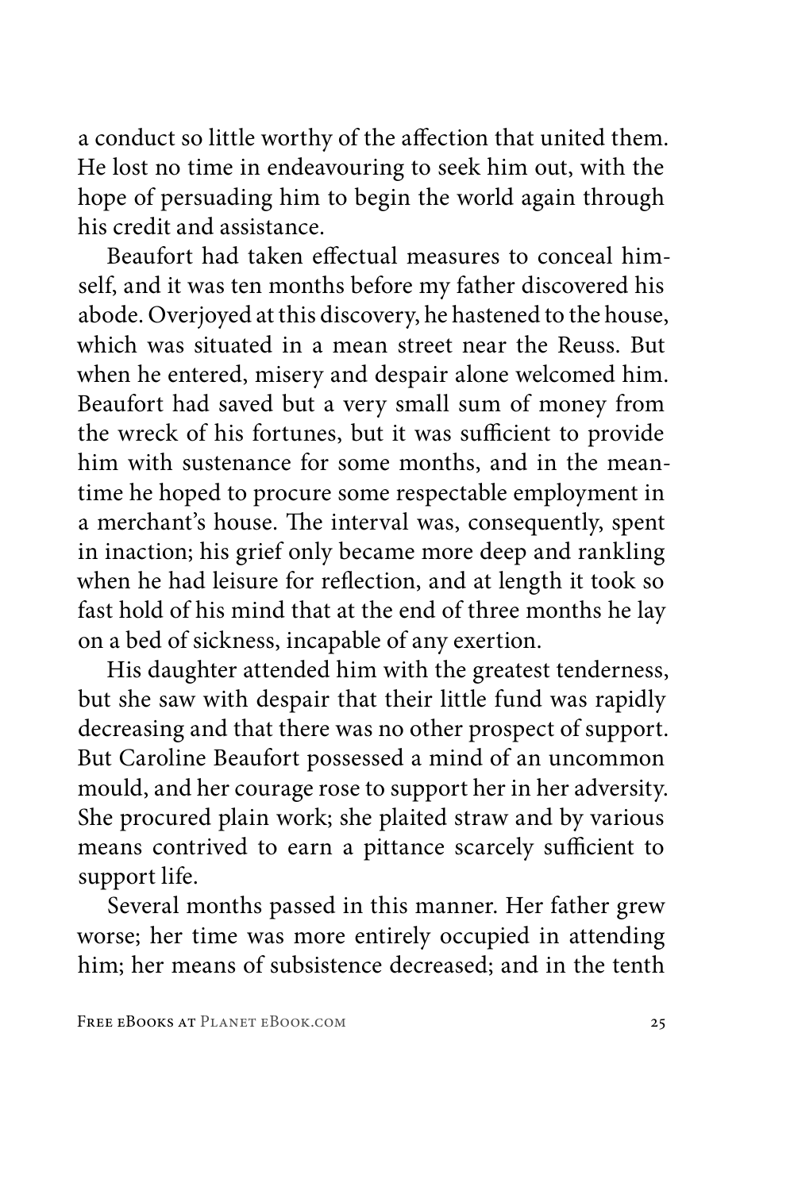a conduct so little worthy of the affection that united them. He lost no time in endeavouring to seek him out, with the hope of persuading him to begin the world again through his credit and assistance.

Beaufort had taken effectual measures to conceal himself, and it was ten months before my father discovered his abode. Overjoyed at this discovery, he hastened to the house, which was situated in a mean street near the Reuss. But when he entered, misery and despair alone welcomed him. Beaufort had saved but a very small sum of money from the wreck of his fortunes, but it was sufficient to provide him with sustenance for some months, and in the meantime he hoped to procure some respectable employment in a merchant's house. The interval was, consequently, spent in inaction; his grief only became more deep and rankling when he had leisure for reflection, and at length it took so fast hold of his mind that at the end of three months he lay on a bed of sickness, incapable of any exertion.

His daughter attended him with the greatest tenderness, but she saw with despair that their little fund was rapidly decreasing and that there was no other prospect of support. But Caroline Beaufort possessed a mind of an uncommon mould, and her courage rose to support her in her adversity. She procured plain work; she plaited straw and by various means contrived to earn a pittance scarcely sufficient to support life.

Several months passed in this manner. Her father grew worse; her time was more entirely occupied in attending him; her means of subsistence decreased; and in the tenth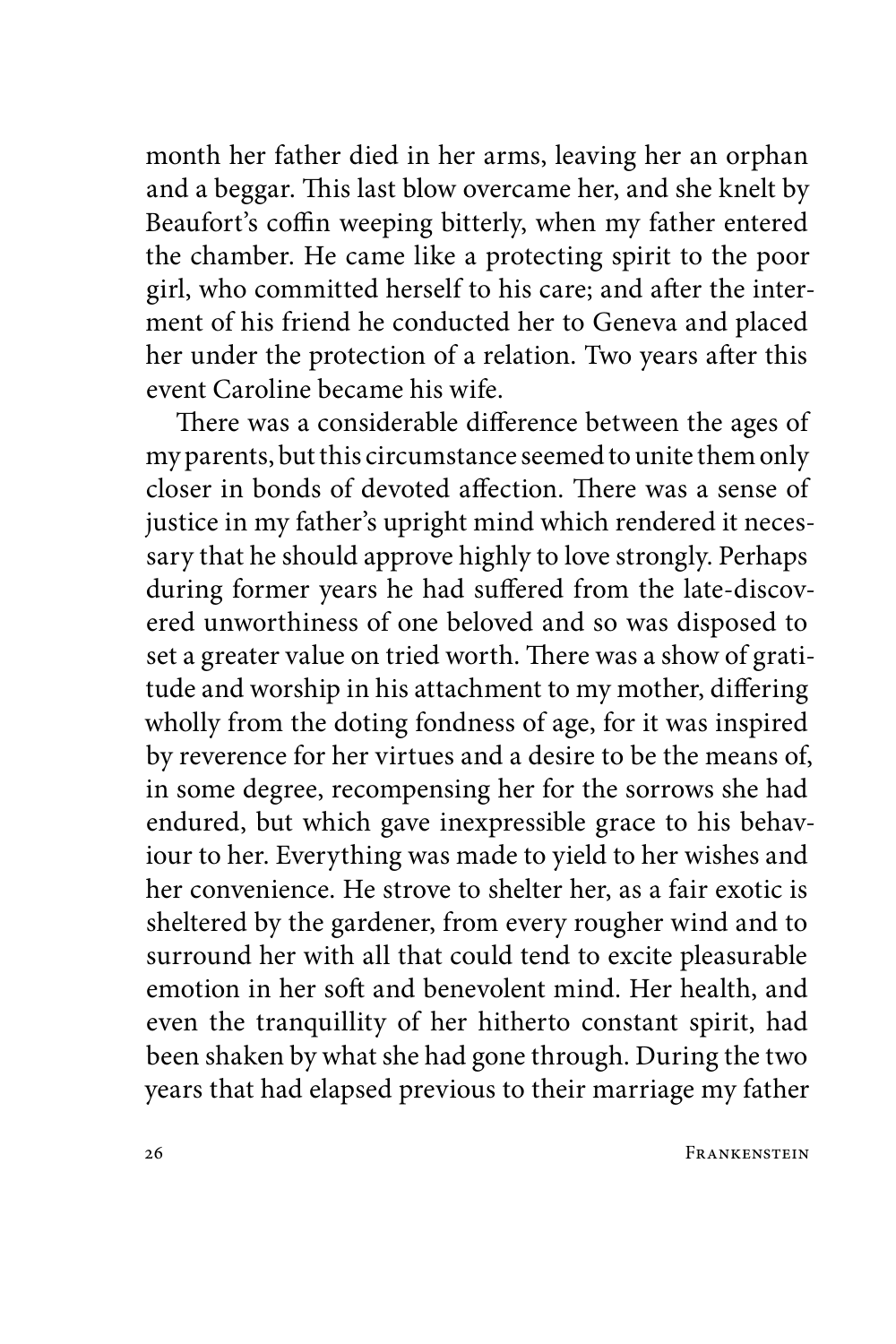month her father died in her arms, leaving her an orphan and a beggar. This last blow overcame her, and she knelt by Beaufort's coffin weeping bitterly, when my father entered the chamber. He came like a protecting spirit to the poor girl, who committed herself to his care; and after the interment of his friend he conducted her to Geneva and placed her under the protection of a relation. Two years after this event Caroline became his wife.

There was a considerable difference between the ages of my parents, but this circumstance seemed to unite them only closer in bonds of devoted affection. There was a sense of justice in my father's upright mind which rendered it necessary that he should approve highly to love strongly. Perhaps during former years he had suffered from the late-discovered unworthiness of one beloved and so was disposed to set a greater value on tried worth. There was a show of gratitude and worship in his attachment to my mother, differing wholly from the doting fondness of age, for it was inspired by reverence for her virtues and a desire to be the means of, in some degree, recompensing her for the sorrows she had endured, but which gave inexpressible grace to his behaviour to her. Everything was made to yield to her wishes and her convenience. He strove to shelter her, as a fair exotic is sheltered by the gardener, from every rougher wind and to surround her with all that could tend to excite pleasurable emotion in her soft and benevolent mind. Her health, and even the tranquillity of her hitherto constant spirit, had been shaken by what she had gone through. During the two years that had elapsed previous to their marriage my father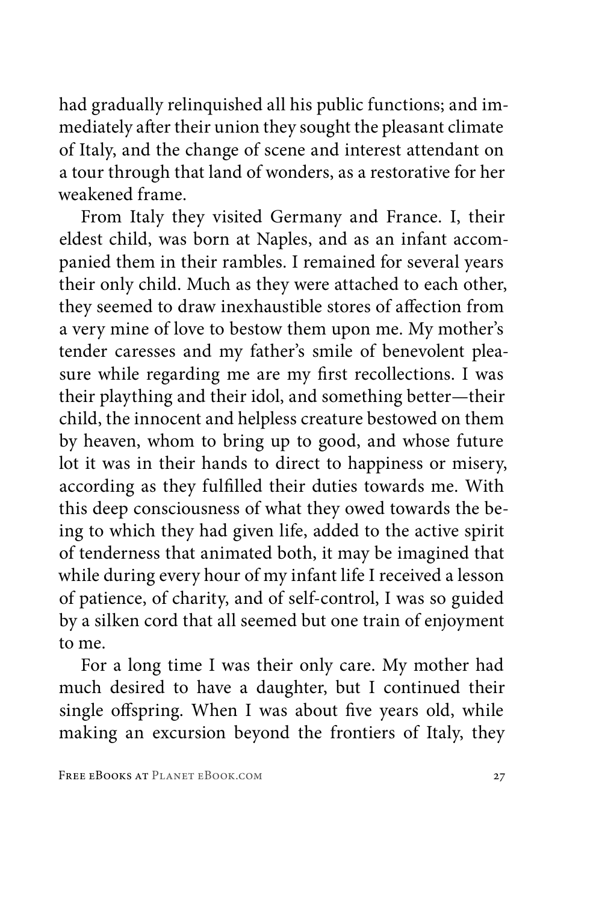had gradually relinquished all his public functions; and immediately after their union they sought the pleasant climate of Italy, and the change of scene and interest attendant on a tour through that land of wonders, as a restorative for her weakened frame.

From Italy they visited Germany and France. I, their eldest child, was born at Naples, and as an infant accompanied them in their rambles. I remained for several years their only child. Much as they were attached to each other, they seemed to draw inexhaustible stores of affection from a very mine of love to bestow them upon me. My mother's tender caresses and my father's smile of benevolent pleasure while regarding me are my first recollections. I was their plaything and their idol, and something better—their child, the innocent and helpless creature bestowed on them by heaven, whom to bring up to good, and whose future lot it was in their hands to direct to happiness or misery, according as they fulfilled their duties towards me. With this deep consciousness of what they owed towards the being to which they had given life, added to the active spirit of tenderness that animated both, it may be imagined that while during every hour of my infant life I received a lesson of patience, of charity, and of self-control, I was so guided by a silken cord that all seemed but one train of enjoyment to me.

For a long time I was their only care. My mother had much desired to have a daughter, but I continued their single offspring. When I was about five years old, while making an excursion beyond the frontiers of Italy, they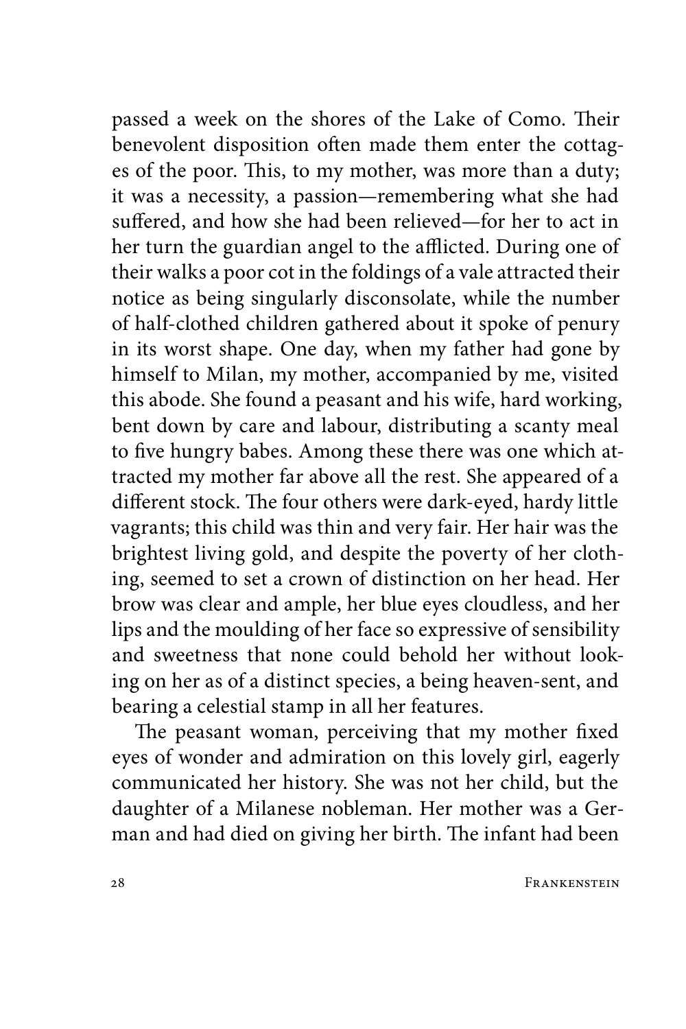passed a week on the shores of the Lake of Como. Their benevolent disposition often made them enter the cottages of the poor. This, to my mother, was more than a duty; it was a necessity, a passion—remembering what she had suffered, and how she had been relieved—for her to act in her turn the guardian angel to the afflicted. During one of their walks a poor cot in the foldings of a vale attracted their notice as being singularly disconsolate, while the number of half-clothed children gathered about it spoke of penury in its worst shape. One day, when my father had gone by himself to Milan, my mother, accompanied by me, visited this abode. She found a peasant and his wife, hard working, bent down by care and labour, distributing a scanty meal to five hungry babes. Among these there was one which attracted my mother far above all the rest. She appeared of a different stock. The four others were dark-eyed, hardy little vagrants; this child was thin and very fair. Her hair was the brightest living gold, and despite the poverty of her clothing, seemed to set a crown of distinction on her head. Her brow was clear and ample, her blue eyes cloudless, and her lips and the moulding of her face so expressive of sensibility and sweetness that none could behold her without looking on her as of a distinct species, a being heaven-sent, and bearing a celestial stamp in all her features.

The peasant woman, perceiving that my mother fixed eyes of wonder and admiration on this lovely girl, eagerly communicated her history. She was not her child, but the daughter of a Milanese nobleman. Her mother was a German and had died on giving her birth. The infant had been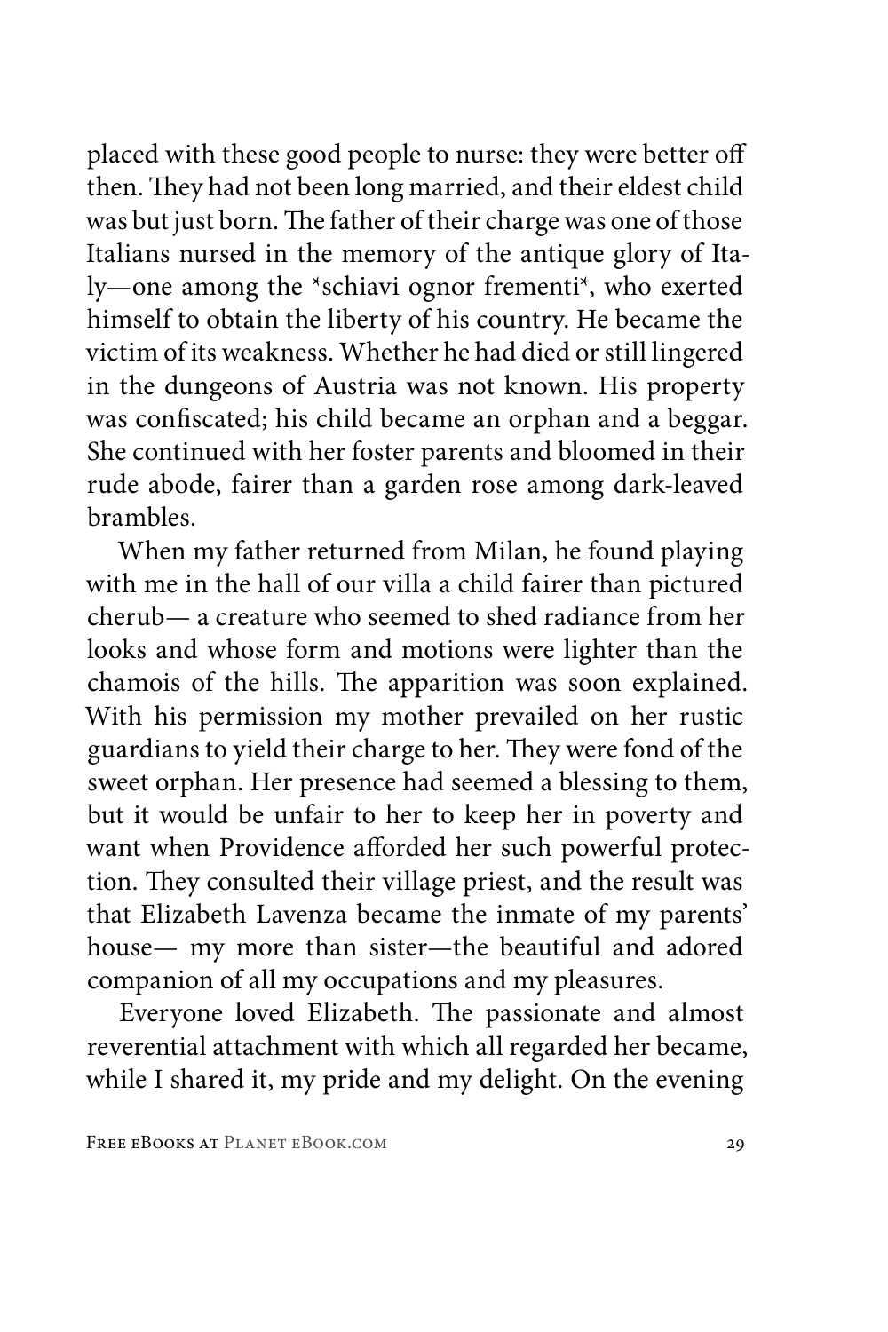placed with these good people to nurse: they were better off then. They had not been long married, and their eldest child was but just born. The father of their charge was one of those Italians nursed in the memory of the antique glory of Italy—one among the *schiavi ognor frementi*, who exerted himself to obtain the liberty of his country. He became the victim of its weakness. Whether he had died or still lingered in the dungeons of Austria was not known. His property was confiscated; his child became an orphan and a beggar. She continued with her foster parents and bloomed in their rude abode, fairer than a garden rose among dark-leaved brambles.

When my father returned from Milan, he found playing with me in the hall of our villa a child fairer than pictured cherub— a creature who seemed to shed radiance from her looks and whose form and motions were lighter than the chamois of the hills. The apparition was soon explained. With his permission my mother prevailed on her rustic guardians to yield their charge to her. They were fond of the sweet orphan. Her presence had seemed a blessing to them, but it would be unfair to her to keep her in poverty and want when Providence afforded her such powerful protection. They consulted their village priest, and the result was that Elizabeth Lavenza became the inmate of my parents' house— my more than sister—the beautiful and adored companion of all my occupations and my pleasures.

Everyone loved Elizabeth. The passionate and almost reverential attachment with which all regarded her became, while I shared it, my pride and my delight. On the evening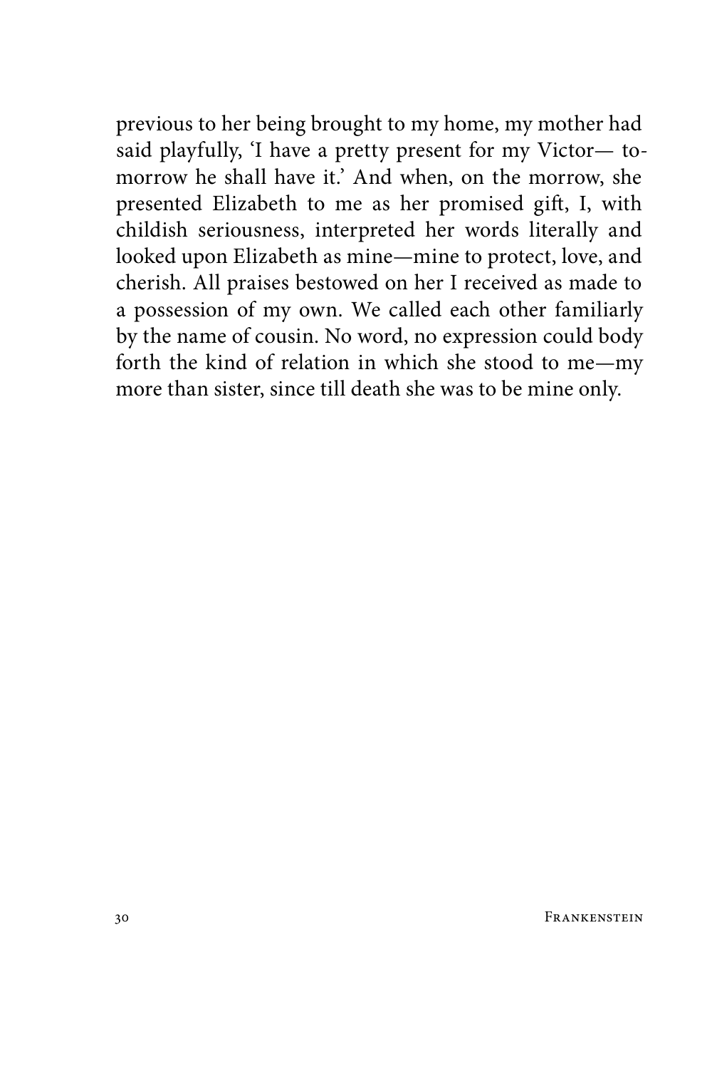previous to her being brought to my home, my mother had said playfully, 'I have a pretty present for my Victor— to-morrow he shall have it.' And when, on the morrow, she presented Elizabeth to me as her promised gift, I, with childish seriousness, interpreted her words literally and looked upon Elizabeth as mine—mine to protect, love, and cherish. All praises bestowed on her I received as made to a possession of my own. We called each other familiarly by the name of cousin. No word, no expression could body forth the kind of relation in which she stood to me—my more than sister, since till death she was to be mine only.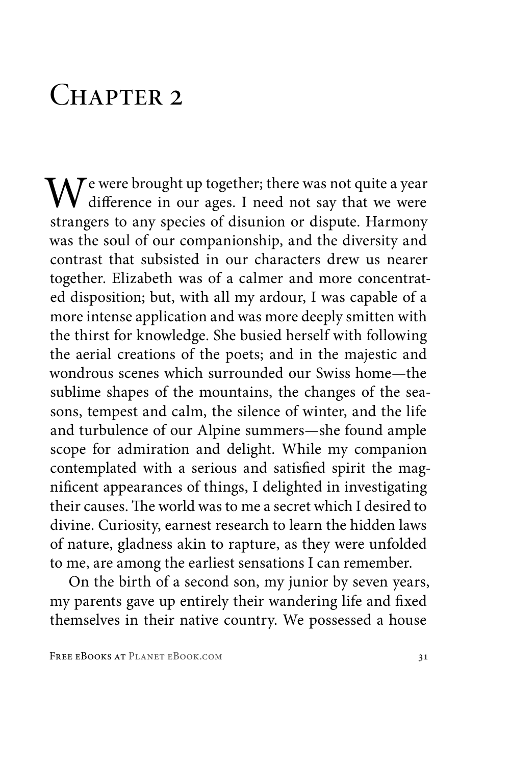# Chapter 2

We were brought up together; there was not quite a year difference in our ages. I need not say that we were strangers to any species of disunion or dispute. Harmony was the soul of our companionship, and the diversity and contrast that subsisted in our characters drew us nearer together. Elizabeth was of a calmer and more concentrated disposition; but, with all my ardour, I was capable of a more intense application and was more deeply smitten with the thirst for knowledge. She busied herself with following the aerial creations of the poets; and in the majestic and wondrous scenes which surrounded our Swiss home—the sublime shapes of the mountains, the changes of the seasons, tempest and calm, the silence of winter, and the life and turbulence of our Alpine summers—she found ample scope for admiration and delight. While my companion contemplated with a serious and satisfied spirit the magnificent appearances of things, I delighted in investigating their causes. The world was to me a secret which I desired to divine. Curiosity, earnest research to learn the hidden laws of nature, gladness akin to rapture, as they were unfolded to me, are among the earliest sensations I can remember.

On the birth of a second son, my junior by seven years, my parents gave up entirely their wandering life and fixed themselves in their native country. We possessed a house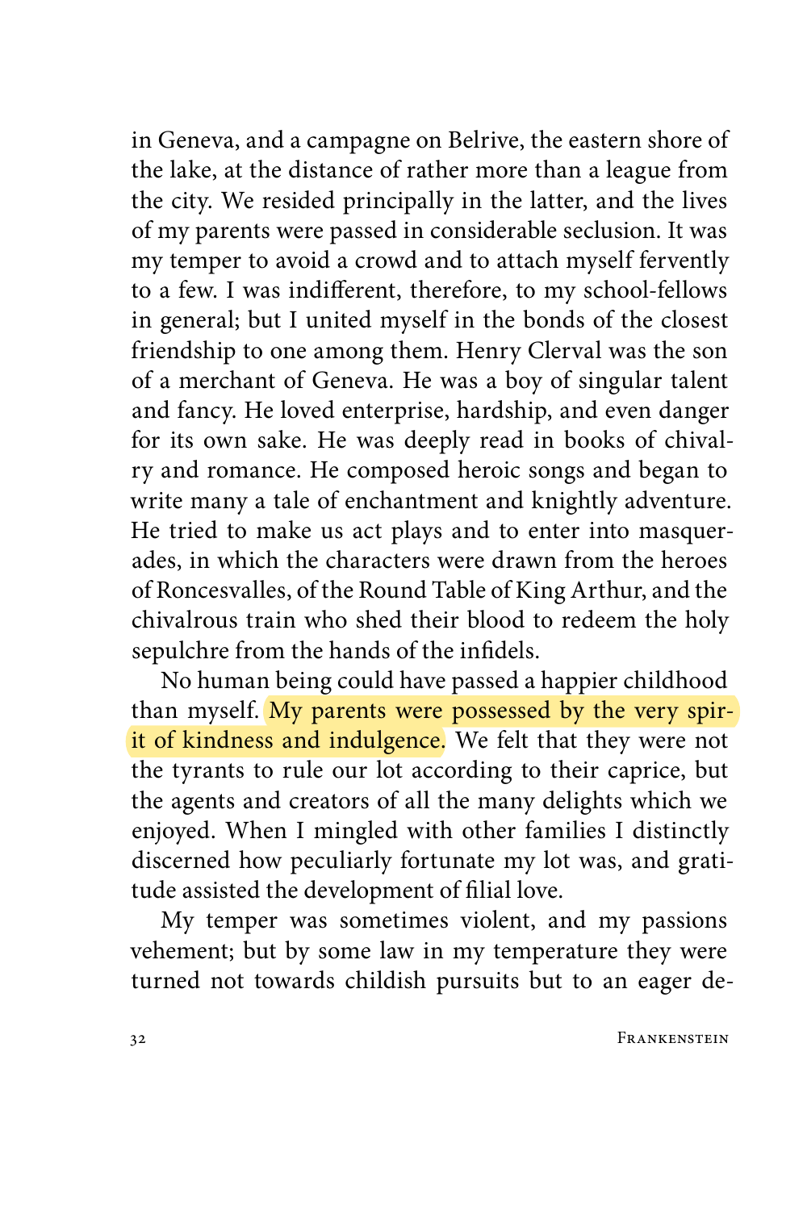in Geneva, and a campagne on Belrive, the eastern shore of the lake, at the distance of rather more than a league from the city. We resided principally in the latter, and the lives of my parents were passed in considerable seclusion. It was my temper to avoid a crowd and to attach myself fervently to a few. I was indifferent, therefore, to my school-fellows in general; but I united myself in the bonds of the closest friendship to one among them. Henry Clerval was the son of a merchant of Geneva. He was a boy of singular talent and fancy. He loved enterprise, hardship, and even danger for its own sake. He was deeply read in books of chivalry and romance. He composed heroic songs and began to write many a tale of enchantment and knightly adventure. He tried to make us act plays and to enter into masquerades, in which the characters were drawn from the heroes of Roncesvalles, of the Round Table of King Arthur, and the chivalrous train who shed their blood to redeem the holy sepulchre from the hands of the infidels.

No human being could have passed a happier childhood than myself. My parents were possessed by the very spirit of kindness and indulgence. We felt that they were not the tyrants to rule our lot according to their caprice, but the agents and creators of all the many delights which we enjoyed. When I mingled with other families I distinctly discerned how peculiarly fortunate my lot was, and gratitude assisted the development of filial love.

My temper was sometimes violent, and my passions vehement; but by some law in my temperature they were turned not towards childish pursuits but to an eager de-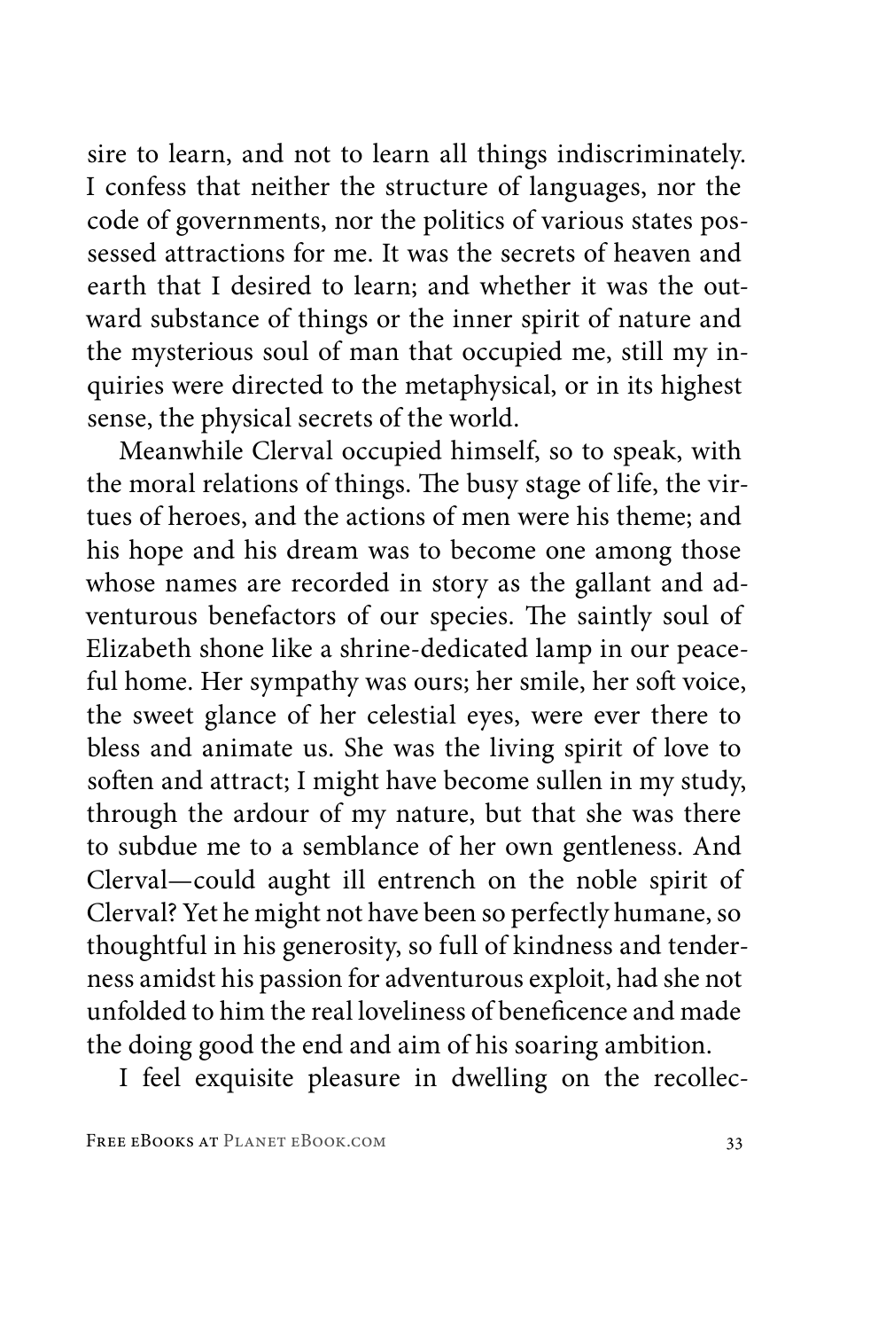sire to learn, and not to learn all things indiscriminately. I confess that neither the structure of languages, nor the code of governments, nor the politics of various states possessed attractions for me. It was the secrets of heaven and earth that I desired to learn; and whether it was the outward substance of things or the inner spirit of nature and the mysterious soul of man that occupied me, still my inquiries were directed to the metaphysical, or in its highest sense, the physical secrets of the world.

Meanwhile Clerval occupied himself, so to speak, with the moral relations of things. The busy stage of life, the virtues of heroes, and the actions of men were his theme; and his hope and his dream was to become one among those whose names are recorded in story as the gallant and adventurous benefactors of our species. The saintly soul of Elizabeth shone like a shrine-dedicated lamp in our peaceful home. Her sympathy was ours; her smile, her soft voice, the sweet glance of her celestial eyes, were ever there to bless and animate us. She was the living spirit of love to soften and attract; I might have become sullen in my study, through the ardour of my nature, but that she was there to subdue me to a semblance of her own gentleness. And Clerval—could aught ill entrench on the noble spirit of Clerval? Yet he might not have been so perfectly humane, so thoughtful in his generosity, so full of kindness and tenderness amidst his passion for adventurous exploit, had she not unfolded to him the real loveliness of beneficence and made the doing good the end and aim of his soaring ambition.

I feel exquisite pleasure in dwelling on the recollec-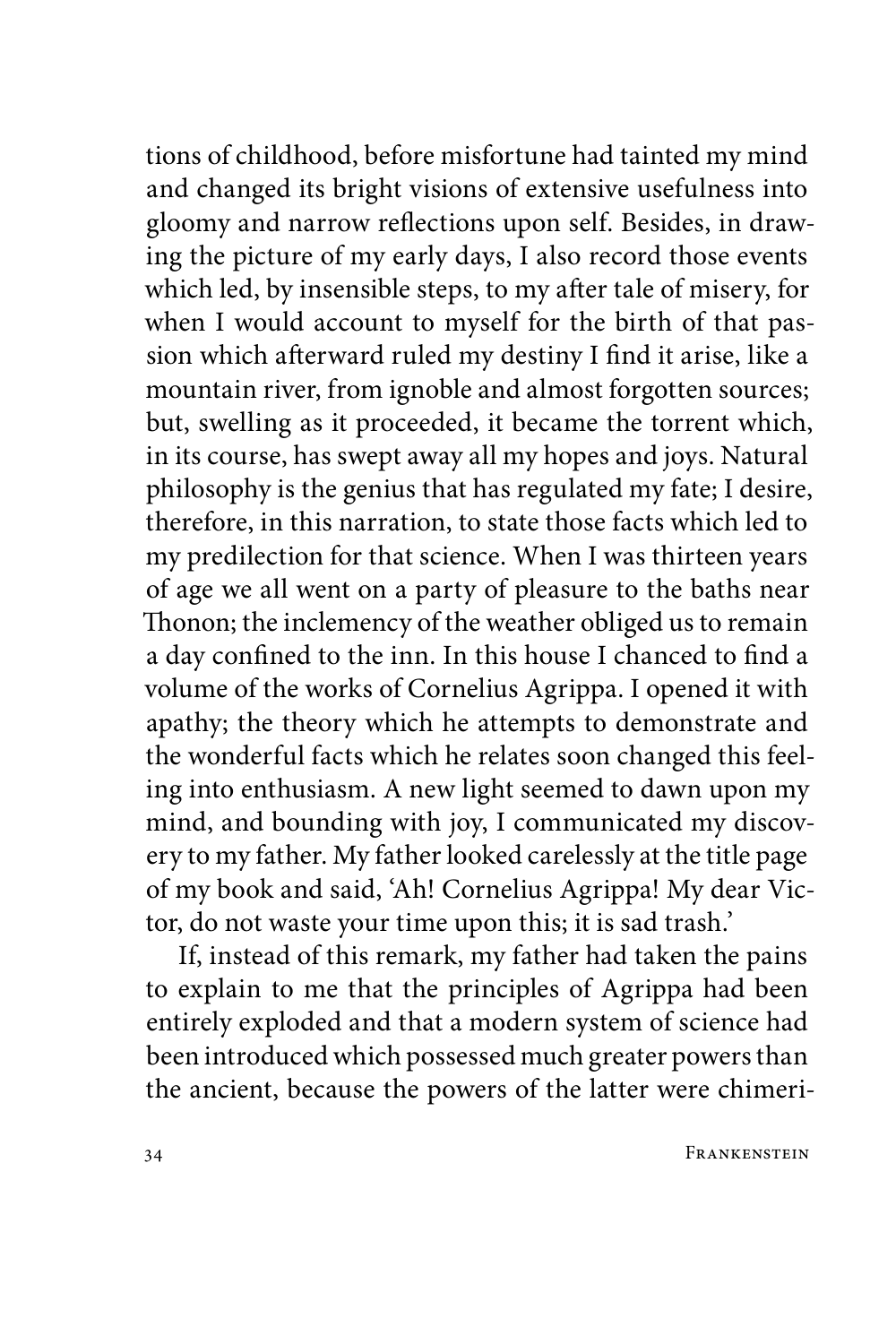tions of childhood, before misfortune had tainted my mind and changed its bright visions of extensive usefulness into gloomy and narrow reflections upon self. Besides, in drawing the picture of my early days, I also record those events which led, by insensible steps, to my after tale of misery, for when I would account to myself for the birth of that passion which afterward ruled my destiny I find it arise, like a mountain river, from ignoble and almost forgotten sources; but, swelling as it proceeded, it became the torrent which, in its course, has swept away all my hopes and joys. Natural philosophy is the genius that has regulated my fate; I desire, therefore, in this narration, to state those facts which led to my predilection for that science. When I was thirteen years of age we all went on a party of pleasure to the baths near Thonon; the inclemency of the weather obliged us to remain a day confined to the inn. In this house I chanced to find a volume of the works of Cornelius Agrippa. I opened it with apathy; the theory which he attempts to demonstrate and the wonderful facts which he relates soon changed this feeling into enthusiasm. A new light seemed to dawn upon my mind, and bounding with joy, I communicated my discovery to my father. My father looked carelessly at the title page of my book and said, 'Ah! Cornelius Agrippa! My dear Victor, do not waste your time upon this; it is sad trash.'

If, instead of this remark, my father had taken the pains to explain to me that the principles of Agrippa had been entirely exploded and that a modern system of science had been introduced which possessed much greater powers than the ancient, because the powers of the latter were chimeri-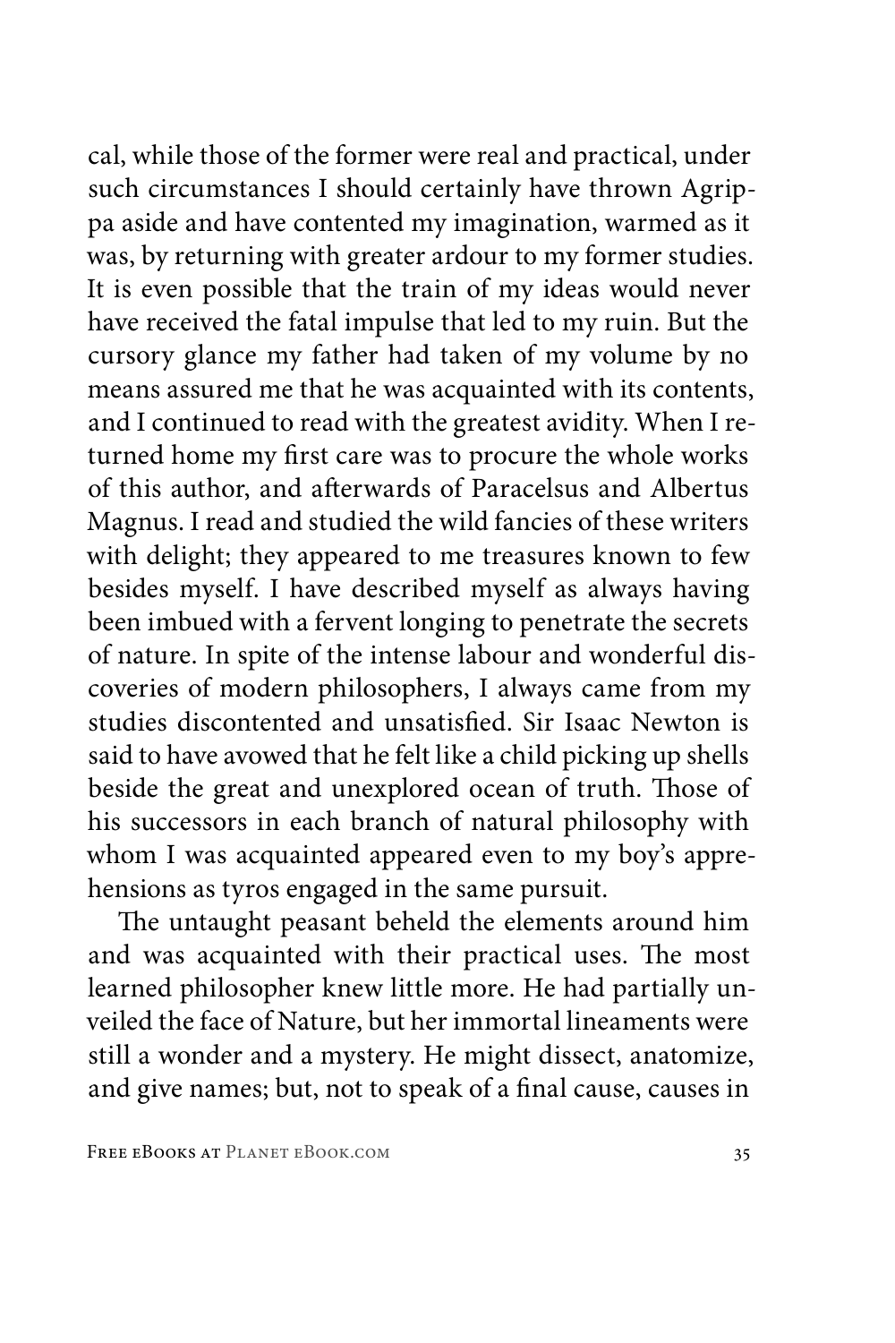cal, while those of the former were real and practical, under such circumstances I should certainly have thrown Agrippa aside and have contented my imagination, warmed as it was, by returning with greater ardour to my former studies. It is even possible that the train of my ideas would never have received the fatal impulse that led to my ruin. But the cursory glance my father had taken of my volume by no means assured me that he was acquainted with its contents, and I continued to read with the greatest avidity. When I returned home my first care was to procure the whole works of this author, and afterwards of Paracelsus and Albertus Magnus. I read and studied the wild fancies of these writers with delight; they appeared to me treasures known to few besides myself. I have described myself as always having been imbued with a fervent longing to penetrate the secrets of nature. In spite of the intense labour and wonderful discoveries of modern philosophers, I always came from my studies discontented and unsatisfied. Sir Isaac Newton is said to have avowed that he felt like a child picking up shells beside the great and unexplored ocean of truth. Those of his successors in each branch of natural philosophy with whom I was acquainted appeared even to my boy's apprehensions as tyros engaged in the same pursuit.

The untaught peasant beheld the elements around him and was acquainted with their practical uses. The most learned philosopher knew little more. He had partially unveiled the face of Nature, but her immortal lineaments were still a wonder and a mystery. He might dissect, anatomize, and give names; but, not to speak of a final cause, causes in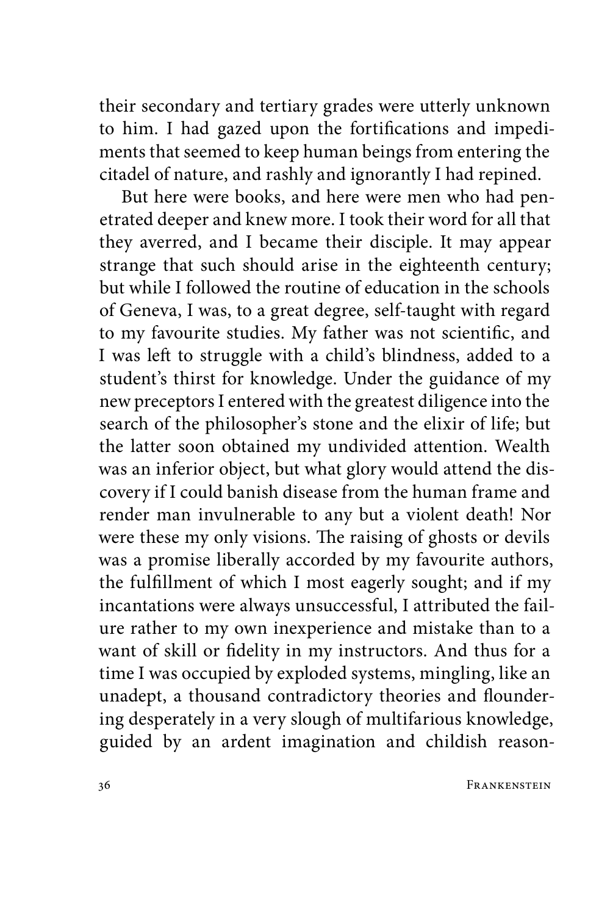their secondary and tertiary grades were utterly unknown to him. I had gazed upon the fortifications and impediments that seemed to keep human beings from entering the citadel of nature, and rashly and ignorantly I had repined.

But here were books, and here were men who had penetrated deeper and knew more. I took their word for all that they averred, and I became their disciple. It may appear strange that such should arise in the eighteenth century; but while I followed the routine of education in the schools of Geneva, I was, to a great degree, self-taught with regard to my favourite studies. My father was not scientific, and I was left to struggle with a child's blindness, added to a student's thirst for knowledge. Under the guidance of my new preceptors I entered with the greatest diligence into the search of the philosopher's stone and the elixir of life; but the latter soon obtained my undivided attention. Wealth was an inferior object, but what glory would attend the discovery if I could banish disease from the human frame and render man invulnerable to any but a violent death! Nor were these my only visions. The raising of ghosts or devils was a promise liberally accorded by my favourite authors, the fulfillment of which I most eagerly sought; and if my incantations were always unsuccessful, I attributed the failure rather to my own inexperience and mistake than to a want of skill or fidelity in my instructors. And thus for a time I was occupied by exploded systems, mingling, like an unadept, a thousand contradictory theories and floundering desperately in a very slough of multifarious knowledge, guided by an ardent imagination and childish reason-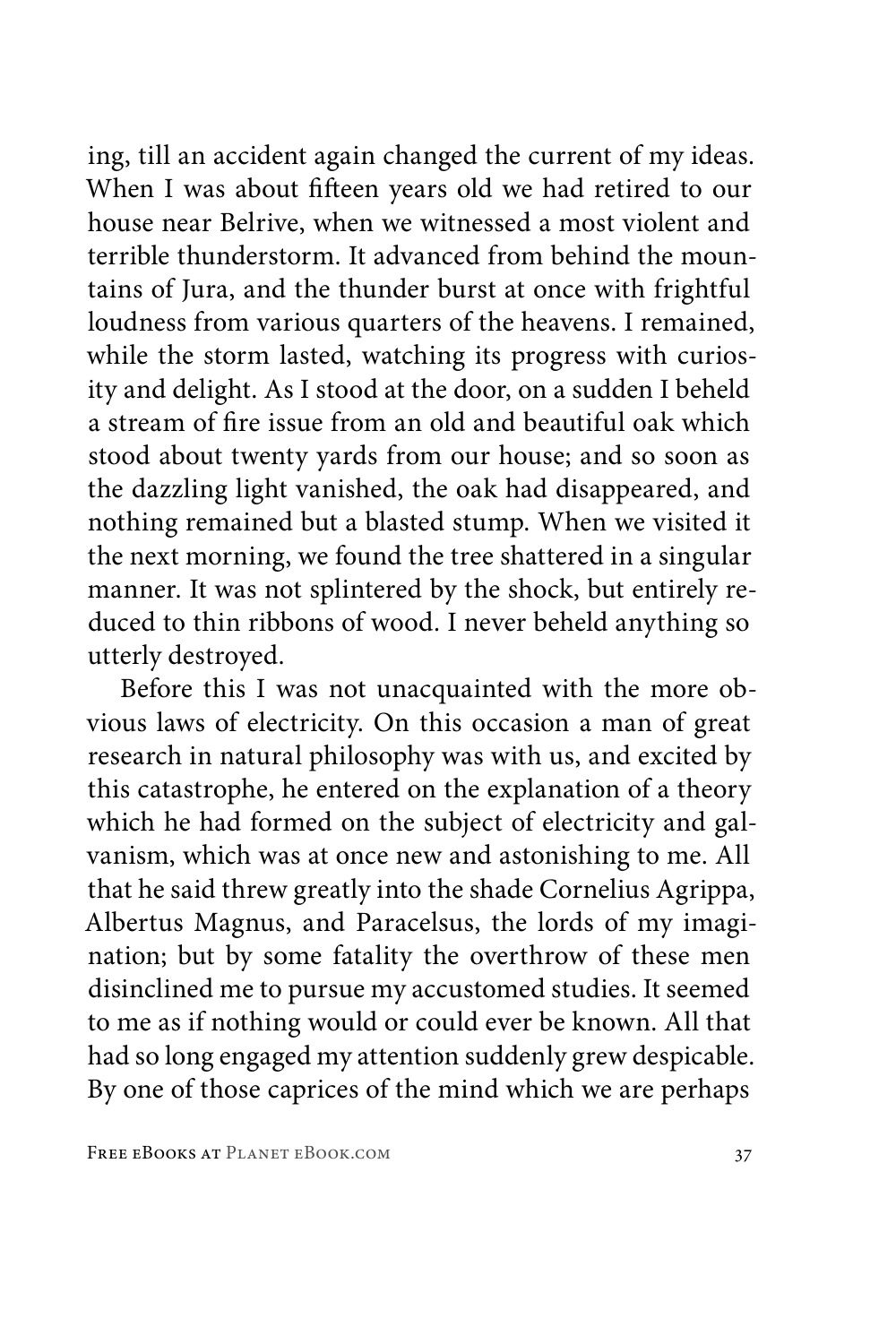ing, till an accident again changed the current of my ideas. When I was about fifteen years old we had retired to our house near Belrive, when we witnessed a most violent and terrible thunderstorm. It advanced from behind the mountains of Jura, and the thunder burst at once with frightful loudness from various quarters of the heavens. I remained, while the storm lasted, watching its progress with curiosity and delight. As I stood at the door, on a sudden I beheld a stream of fire issue from an old and beautiful oak which stood about twenty yards from our house; and so soon as the dazzling light vanished, the oak had disappeared, and nothing remained but a blasted stump. When we visited it the next morning, we found the tree shattered in a singular manner. It was not splintered by the shock, but entirely reduced to thin ribbons of wood. I never beheld anything so utterly destroyed.

Before this I was not unacquainted with the more obvious laws of electricity. On this occasion a man of great research in natural philosophy was with us, and excited by this catastrophe, he entered on the explanation of a theory which he had formed on the subject of electricity and galvanism, which was at once new and astonishing to me. All that he said threw greatly into the shade Cornelius Agrippa, Albertus Magnus, and Paracelsus, the lords of my imagination; but by some fatality the overthrow of these men disinclined me to pursue my accustomed studies. It seemed to me as if nothing would or could ever be known. All that had so long engaged my attention suddenly grew despicable. By one of those caprices of the mind which we are perhaps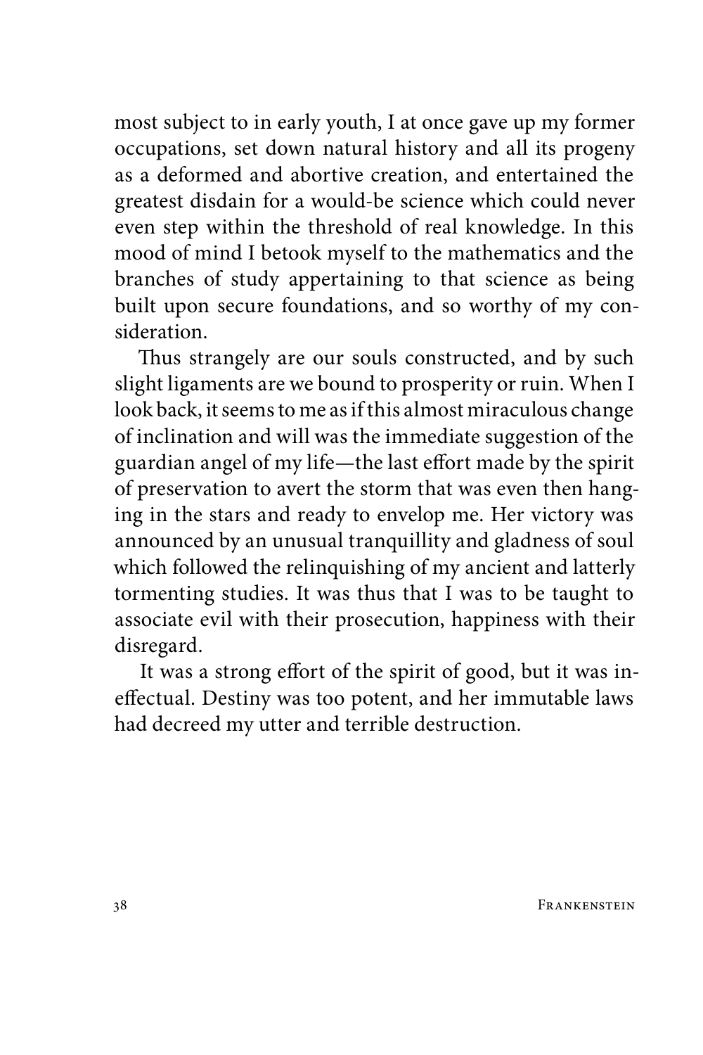most subject to in early youth, I at once gave up my former occupations, set down natural history and all its progeny as a deformed and abortive creation, and entertained the greatest disdain for a would-be science which could never even step within the threshold of real knowledge. In this mood of mind I betook myself to the mathematics and the branches of study appertaining to that science as being built upon secure foundations, and so worthy of my consideration.

Thus strangely are our souls constructed, and by such slight ligaments are we bound to prosperity or ruin. When I look back, it seems to me as if this almost miraculous change of inclination and will was the immediate suggestion of the guardian angel of my life—the last effort made by the spirit of preservation to avert the storm that was even then hanging in the stars and ready to envelop me. Her victory was announced by an unusual tranquillity and gladness of soul which followed the relinquishing of my ancient and latterly tormenting studies. It was thus that I was to be taught to associate evil with their prosecution, happiness with their disregard.

It was a strong effort of the spirit of good, but it was ineffectual. Destiny was too potent, and her immutable laws had decreed my utter and terrible destruction.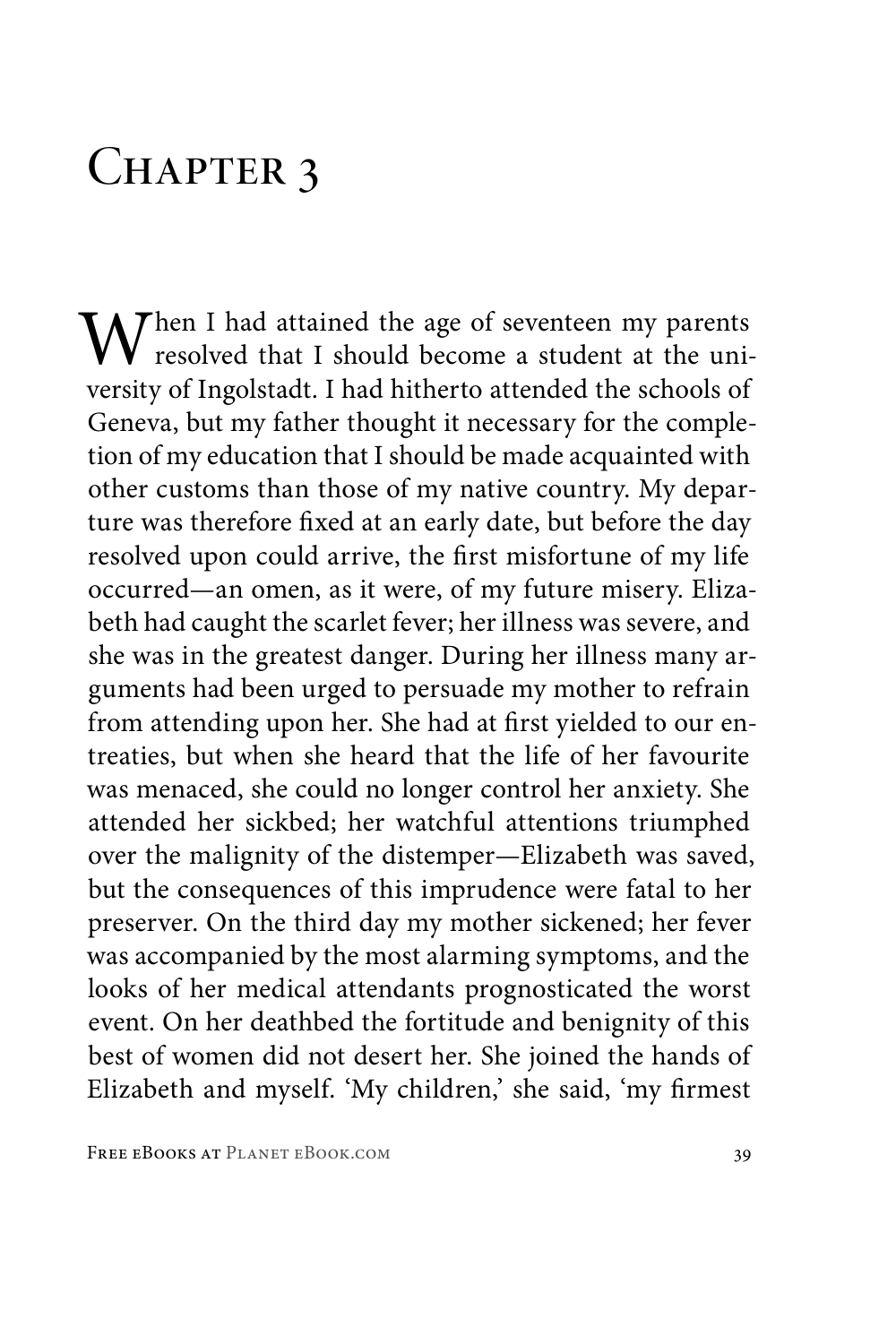# Chapter 3

When I had attained the age of seventeen my parents resolved that I should become a student at the university of Ingolstadt. I had hitherto attended the schools of Geneva, but my father thought it necessary for the completion of my education that I should be made acquainted with other customs than those of my native country. My departure was therefore fixed at an early date, but before the day resolved upon could arrive, the first misfortune of my life occurred—an omen, as it were, of my future misery. Elizabeth had caught the scarlet fever; her illness was severe, and she was in the greatest danger. During her illness many arguments had been urged to persuade my mother to refrain from attending upon her. She had at first yielded to our entreaties, but when she heard that the life of her favourite was menaced, she could no longer control her anxiety. She attended her sickbed; her watchful attentions triumphed over the malignity of the distemper—Elizabeth was saved, but the consequences of this imprudence were fatal to her preserver. On the third day my mother sickened; her fever was accompanied by the most alarming symptoms, and the looks of her medical attendants prognosticated the worst event. On her deathbed the fortitude and benignity of this best of women did not desert her. She joined the hands of Elizabeth and myself. 'My children,' she said, 'my firmest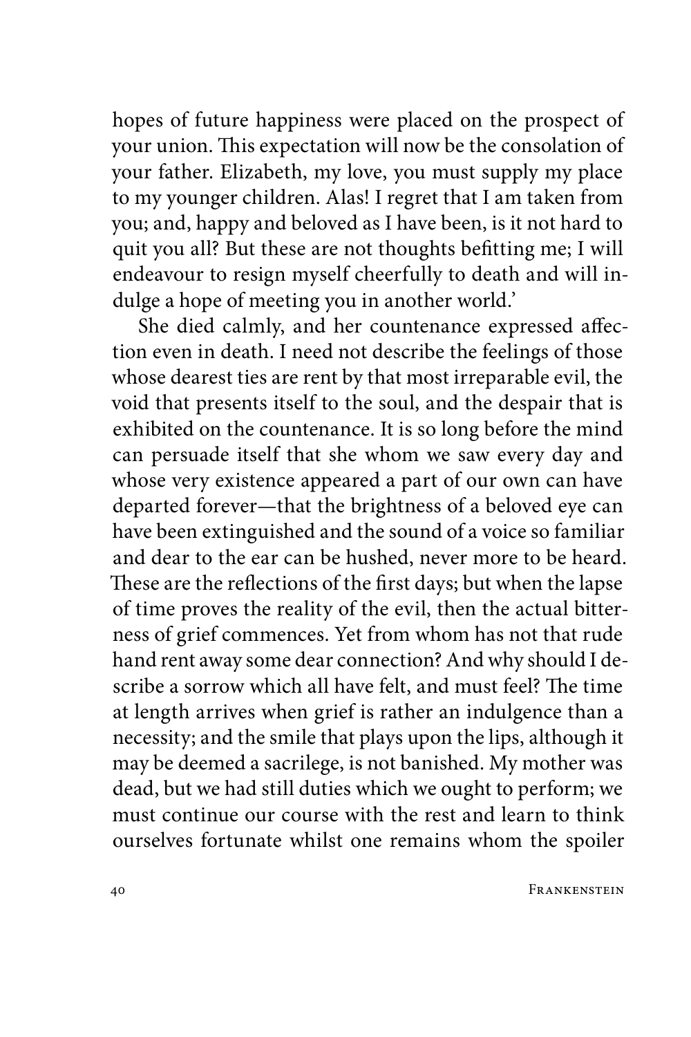hopes of future happiness were placed on the prospect of your union. This expectation will now be the consolation of your father. Elizabeth, my love, you must supply my place to my younger children. Alas! I regret that I am taken from you; and, happy and beloved as I have been, is it not hard to quit you all? But these are not thoughts befitting me; I will endeavour to resign myself cheerfully to death and will indulge a hope of meeting you in another world.'

She died calmly, and her countenance expressed affection even in death. I need not describe the feelings of those whose dearest ties are rent by that most irreparable evil, the void that presents itself to the soul, and the despair that is exhibited on the countenance. It is so long before the mind can persuade itself that she whom we saw every day and whose very existence appeared a part of our own can have departed forever—that the brightness of a beloved eye can have been extinguished and the sound of a voice so familiar and dear to the ear can be hushed, never more to be heard. These are the reflections of the first days; but when the lapse of time proves the reality of the evil, then the actual bitterness of grief commences. Yet from whom has not that rude hand rent away some dear connection? And why should I describe a sorrow which all have felt, and must feel? The time at length arrives when grief is rather an indulgence than a necessity; and the smile that plays upon the lips, although it may be deemed a sacrilege, is not banished. My mother was dead, but we had still duties which we ought to perform; we must continue our course with the rest and learn to think ourselves fortunate whilst one remains whom the spoiler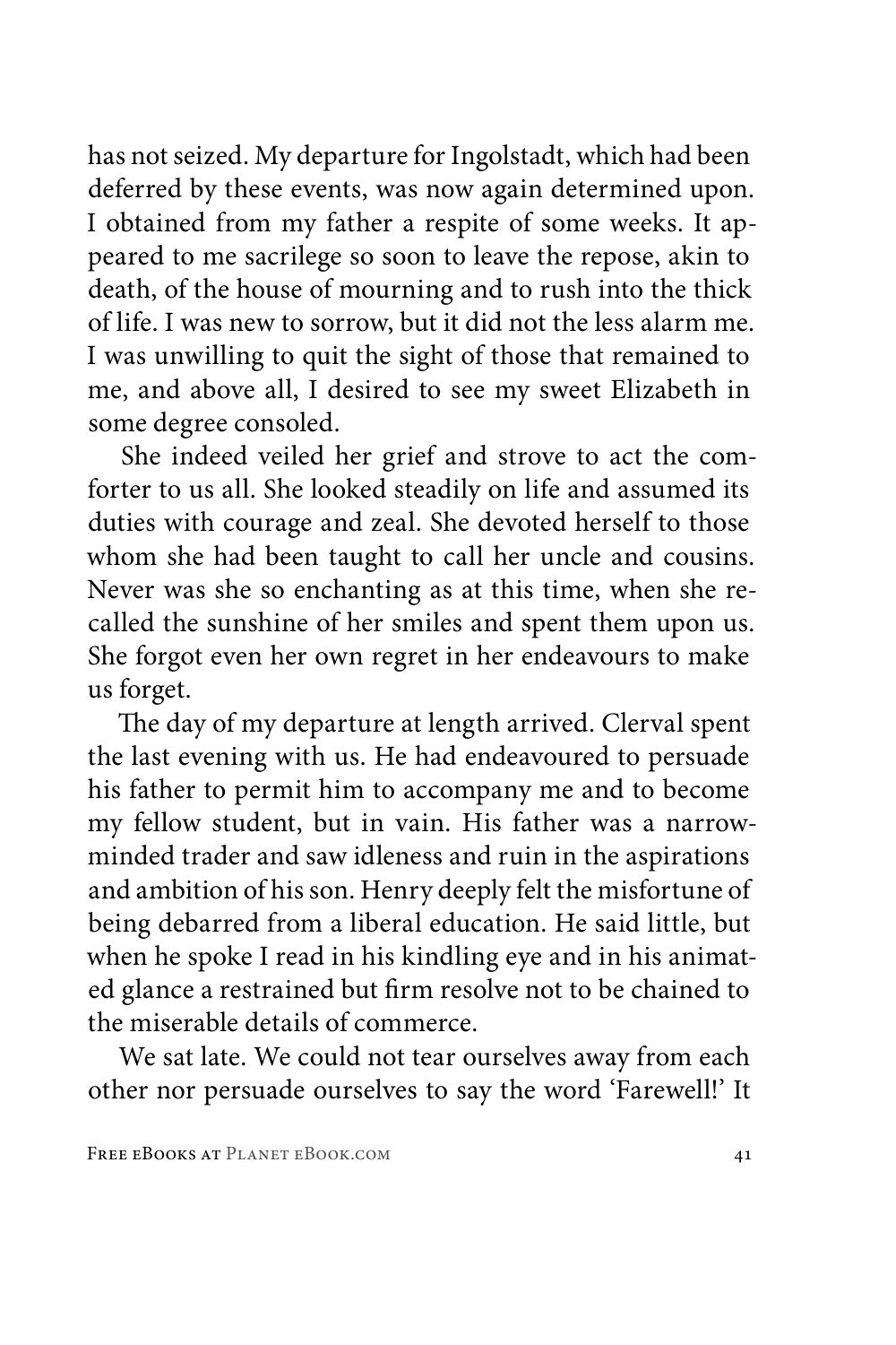has not seized. My departure for Ingolstadt, which had been deferred by these events, was now again determined upon. I obtained from my father a respite of some weeks. It appeared to me sacrilege so soon to leave the repose, akin to death, of the house of mourning and to rush into the thick of life. I was new to sorrow, but it did not the less alarm me. I was unwilling to quit the sight of those that remained to me, and above all, I desired to see my sweet Elizabeth in some degree consoled.

She indeed veiled her grief and strove to act the comforter to us all. She looked steadily on life and assumed its duties with courage and zeal. She devoted herself to those whom she had been taught to call her uncle and cousins. Never was she so enchanting as at this time, when she recalled the sunshine of her smiles and spent them upon us. She forgot even her own regret in her endeavours to make us forget.

The day of my departure at length arrived. Clerval spent the last evening with us. He had endeavoured to persuade his father to permit him to accompany me and to become my fellow student, but in vain. His father was a narrow-minded trader and saw idleness and ruin in the aspirations and ambition of his son. Henry deeply felt the misfortune of being debarred from a liberal education. He said little, but when he spoke I read in his kindling eye and in his animated glance a restrained but firm resolve not to be chained to the miserable details of commerce.

We sat late. We could not tear ourselves away from each other nor persuade ourselves to say the word 'Farewell!' It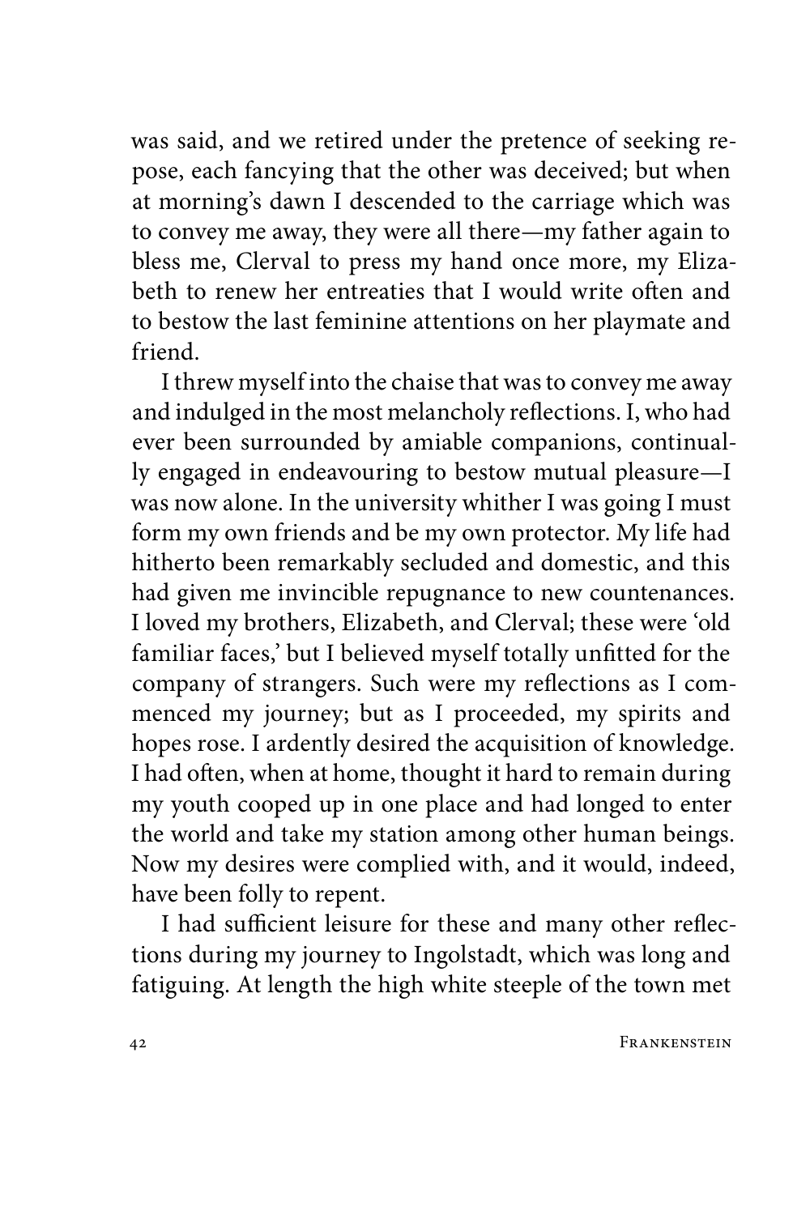was said, and we retired under the pretence of seeking repose, each fancying that the other was deceived; but when at morning's dawn I descended to the carriage which was to convey me away, they were all there—my father again to bless me, Clerval to press my hand once more, my Elizabeth to renew her entreaties that I would write often and to bestow the last feminine attentions on her playmate and friend.

I threw myself into the chaise that was to convey me away and indulged in the most melancholy reflections. I, who had ever been surrounded by amiable companions, continually engaged in endeavouring to bestow mutual pleasure—I was now alone. In the university whither I was going I must form my own friends and be my own protector. My life had hitherto been remarkably secluded and domestic, and this had given me invincible repugnance to new countenances. I loved my brothers, Elizabeth, and Clerval; these were 'old familiar faces,' but I believed myself totally unfitted for the company of strangers. Such were my reflections as I commenced my journey; but as I proceeded, my spirits and hopes rose. I ardently desired the acquisition of knowledge. I had often, when at home, thought it hard to remain during my youth cooped up in one place and had longed to enter the world and take my station among other human beings. Now my desires were complied with, and it would, indeed, have been folly to repent.

I had sufficient leisure for these and many other reflections during my journey to Ingolstadt, which was long and fatiguing. At length the high white steeple of the town met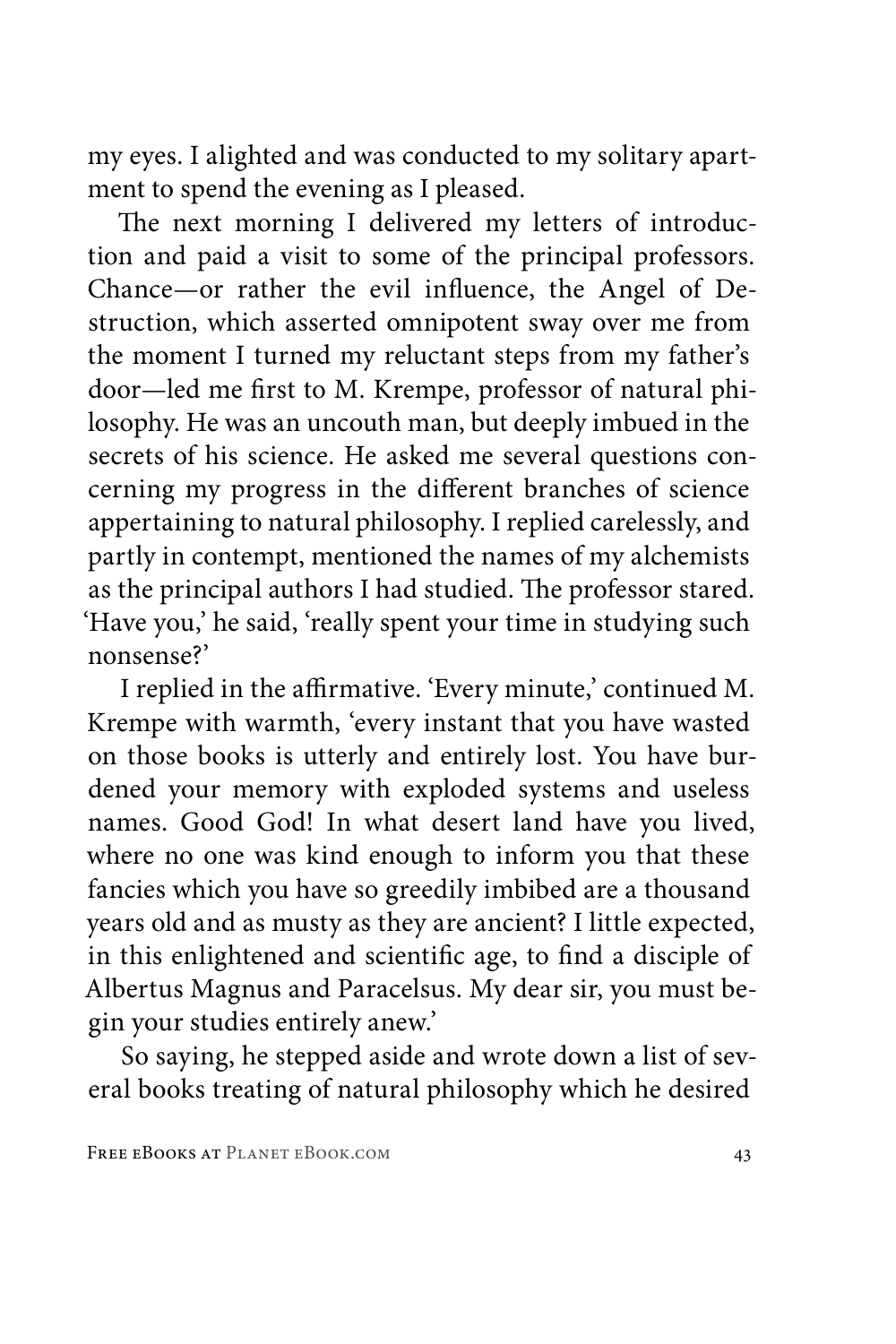my eyes. I alighted and was conducted to my solitary apartment to spend the evening as I pleased.

The next morning I delivered my letters of introduction and paid a visit to some of the principal professors. Chance—or rather the evil influence, the Angel of Destruction, which asserted omnipotent sway over me from the moment I turned my reluctant steps from my father's door—led me first to M. Krempe, professor of natural philosophy. He was an uncouth man, but deeply imbued in the secrets of his science. He asked me several questions concerning my progress in the different branches of science appertaining to natural philosophy. I replied carelessly, and partly in contempt, mentioned the names of my alchemists as the principal authors I had studied. The professor stared. 'Have you,' he said, 'really spent your time in studying such nonsense?'

I replied in the affirmative. 'Every minute,' continued M. Krempe with warmth, 'every instant that you have wasted on those books is utterly and entirely lost. You have burdened your memory with exploded systems and useless names. Good God! In what desert land have you lived, where no one was kind enough to inform you that these fancies which you have so greedily imbibed are a thousand years old and as musty as they are ancient? I little expected, in this enlightened and scientific age, to find a disciple of Albertus Magnus and Paracelsus. My dear sir, you must begin your studies entirely anew.'

So saying, he stepped aside and wrote down a list of several books treating of natural philosophy which he desired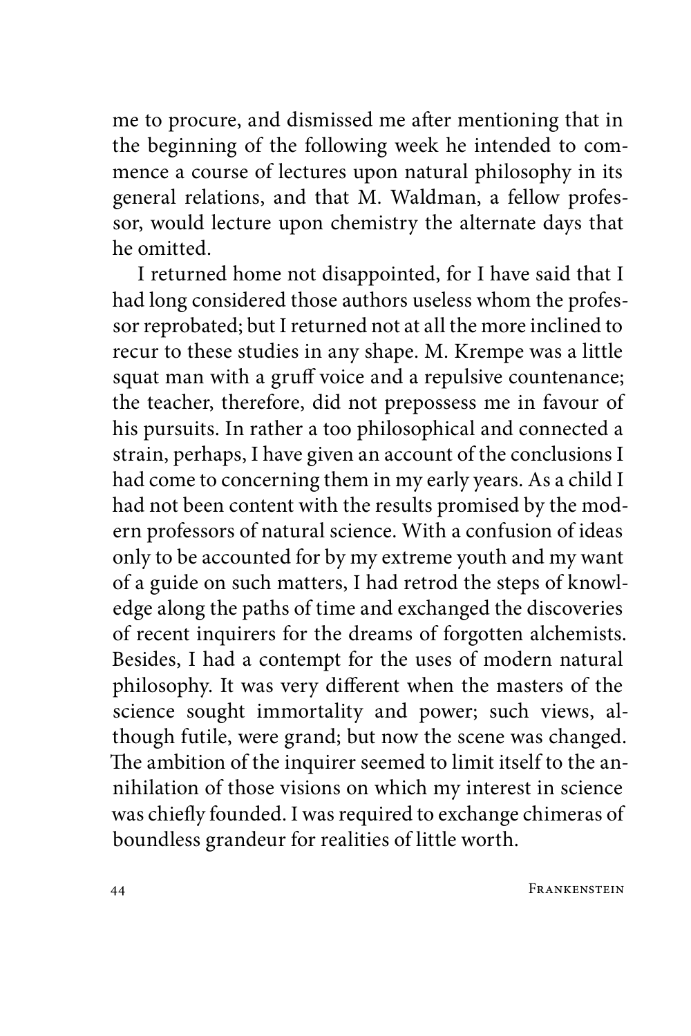me to procure, and dismissed me after mentioning that in the beginning of the following week he intended to commence a course of lectures upon natural philosophy in its general relations, and that M. Waldman, a fellow professor, would lecture upon chemistry the alternate days that he omitted.

I returned home not disappointed, for I have said that I had long considered those authors useless whom the professor reprobated; but I returned not at all the more inclined to recur to these studies in any shape. M. Krempe was a little squat man with a gruff voice and a repulsive countenance; the teacher, therefore, did not prepossess me in favour of his pursuits. In rather a too philosophical and connected a strain, perhaps, I have given an account of the conclusions I had come to concerning them in my early years. As a child I had not been content with the results promised by the modern professors of natural science. With a confusion of ideas only to be accounted for by my extreme youth and my want of a guide on such matters, I had retrod the steps of knowledge along the paths of time and exchanged the discoveries of recent inquirers for the dreams of forgotten alchemists. Besides, I had a contempt for the uses of modern natural philosophy. It was very different when the masters of the science sought immortality and power; such views, although futile, were grand; but now the scene was changed. The ambition of the inquirer seemed to limit itself to the annihilation of those visions on which my interest in science was chiefly founded. I was required to exchange chimeras of boundless grandeur for realities of little worth.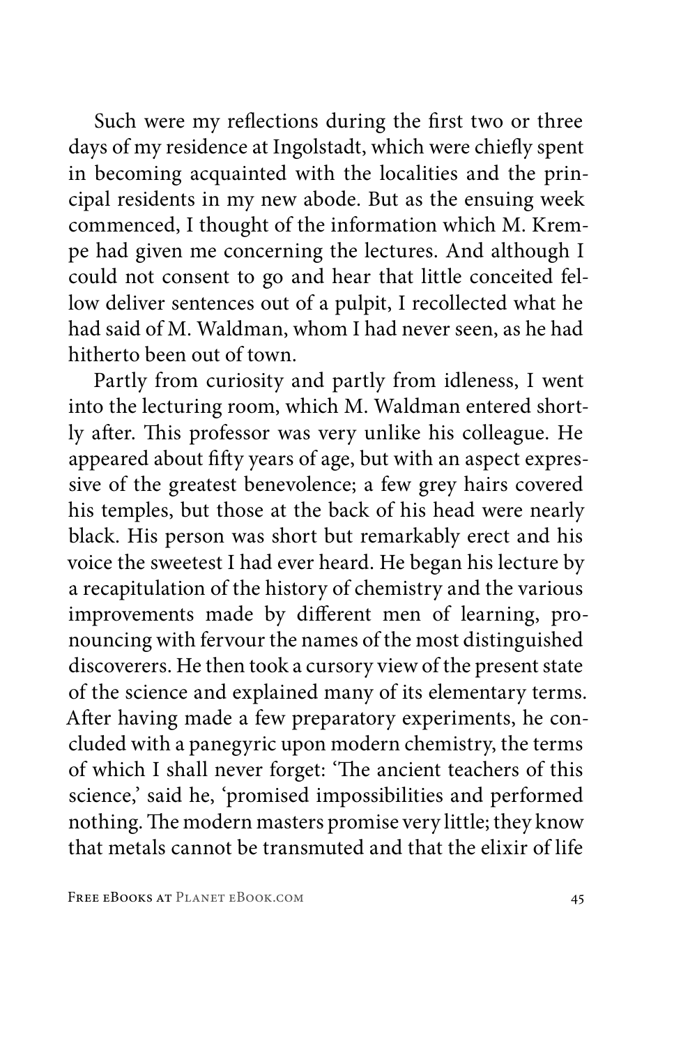Such were my reflections during the first two or three days of my residence at Ingolstadt, which were chiefly spent in becoming acquainted with the localities and the principal residents in my new abode. But as the ensuing week commenced, I thought of the information which M. Krempe had given me concerning the lectures. And although I could not consent to go and hear that little conceited fellow deliver sentences out of a pulpit, I recollected what he had said of M. Waldman, whom I had never seen, as he had hitherto been out of town.

Partly from curiosity and partly from idleness, I went into the lecturing room, which M. Waldman entered shortly after. This professor was very unlike his colleague. He appeared about fifty years of age, but with an aspect expressive of the greatest benevolence; a few grey hairs covered his temples, but those at the back of his head were nearly black. His person was short but remarkably erect and his voice the sweetest I had ever heard. He began his lecture by a recapitulation of the history of chemistry and the various improvements made by different men of learning, pronouncing with fervour the names of the most distinguished discoverers. He then took a cursory view of the present state of the science and explained many of its elementary terms. After having made a few preparatory experiments, he concluded with a panegyric upon modern chemistry, the terms of which I shall never forget: 'The ancient teachers of this science,' said he, 'promised impossibilities and performed nothing. The modern masters promise very little; they know that metals cannot be transmuted and that the elixir of life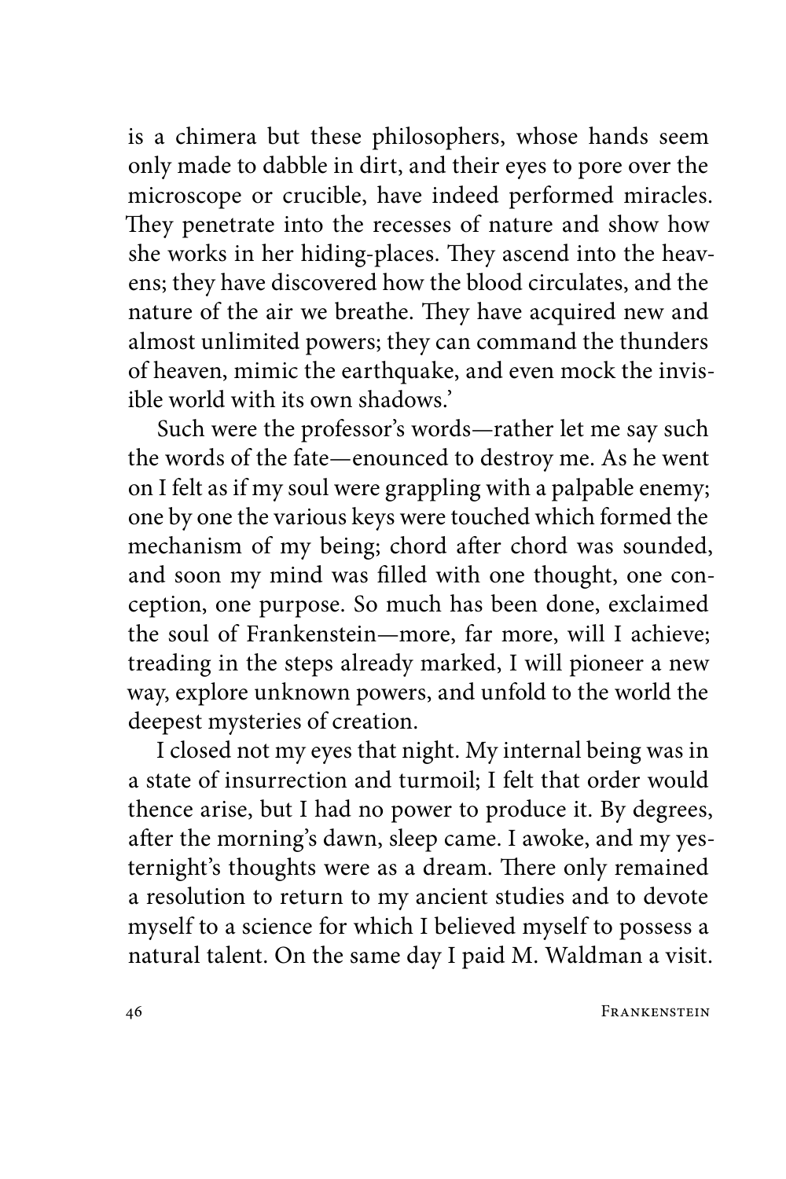is a chimera but these philosophers, whose hands seem only made to dabble in dirt, and their eyes to pore over the microscope or crucible, have indeed performed miracles. They penetrate into the recesses of nature and show how she works in her hiding-places. They ascend into the heavens; they have discovered how the blood circulates, and the nature of the air we breathe. They have acquired new and almost unlimited powers; they can command the thunders of heaven, mimic the earthquake, and even mock the invisible world with its own shadows.'

Such were the professor's words—rather let me say such the words of the fate—enounced to destroy me. As he went on I felt as if my soul were grappling with a palpable enemy; one by one the various keys were touched which formed the mechanism of my being; chord after chord was sounded, and soon my mind was filled with one thought, one conception, one purpose. So much has been done, exclaimed the soul of Frankenstein—more, far more, will I achieve; treading in the steps already marked, I will pioneer a new way, explore unknown powers, and unfold to the world the deepest mysteries of creation.

I closed not my eyes that night. My internal being was in a state of insurrection and turmoil; I felt that order would thence arise, but I had no power to produce it. By degrees, after the morning's dawn, sleep came. I awoke, and my yesternight's thoughts were as a dream. There only remained a resolution to return to my ancient studies and to devote myself to a science for which I believed myself to possess a natural talent. On the same day I paid M. Waldman a visit.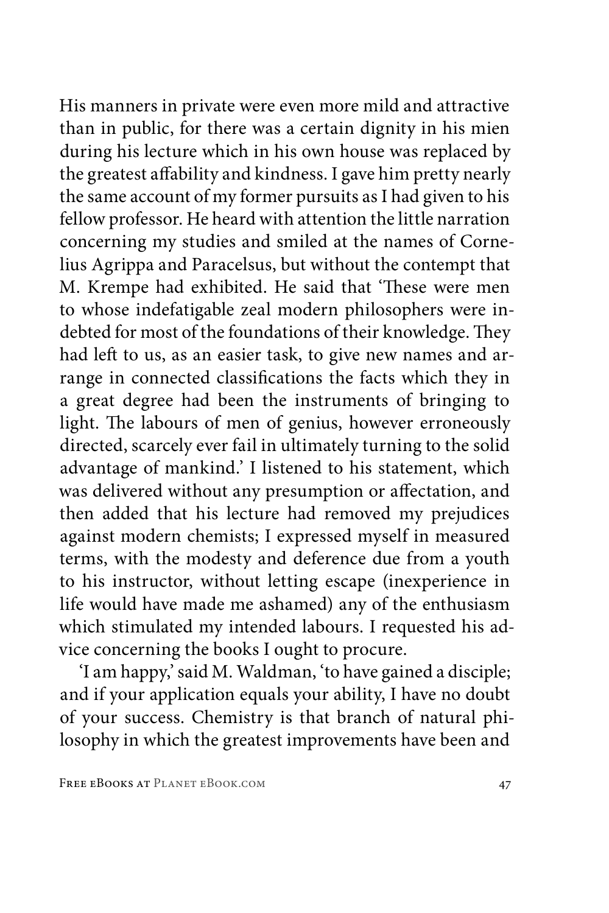His manners in private were even more mild and attractive than in public, for there was a certain dignity in his mien during his lecture which in his own house was replaced by the greatest affability and kindness. I gave him pretty nearly the same account of my former pursuits as I had given to his fellow professor. He heard with attention the little narration concerning my studies and smiled at the names of Cornelius Agrippa and Paracelsus, but without the contempt that M. Krempe had exhibited. He said that 'These were men to whose indefatigable zeal modern philosophers were indebted for most of the foundations of their knowledge. They had left to us, as an easier task, to give new names and arrange in connected classifications the facts which they in a great degree had been the instruments of bringing to light. The labours of men of genius, however erroneously directed, scarcely ever fail in ultimately turning to the solid advantage of mankind.' I listened to his statement, which was delivered without any presumption or affectation, and then added that his lecture had removed my prejudices against modern chemists; I expressed myself in measured terms, with the modesty and deference due from a youth to his instructor, without letting escape (inexperience in life would have made me ashamed) any of the enthusiasm which stimulated my intended labours. I requested his advice concerning the books I ought to procure.

'I am happy,' said M. Waldman, 'to have gained a disciple; and if your application equals your ability, I have no doubt of your success. Chemistry is that branch of natural philosophy in which the greatest improvements have been and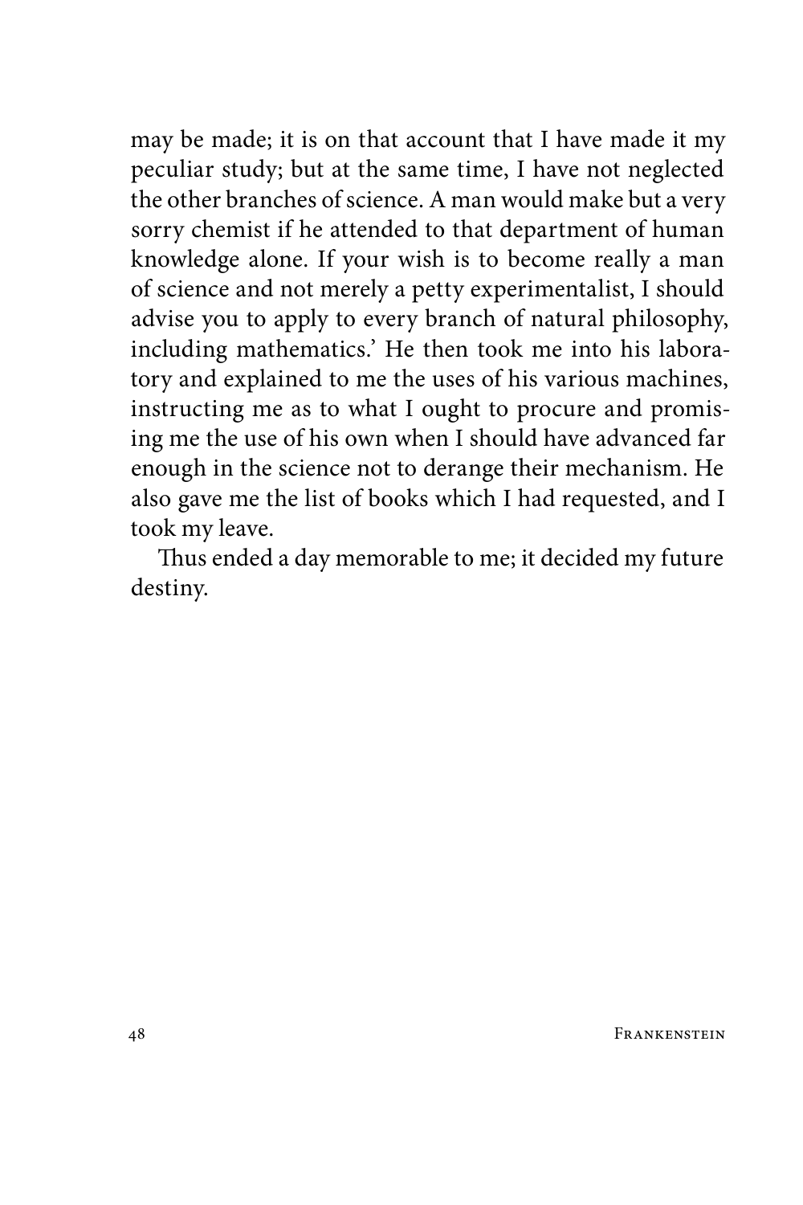may be made; it is on that account that I have made it my peculiar study; but at the same time, I have not neglected the other branches of science. A man would make but a very sorry chemist if he attended to that department of human knowledge alone. If your wish is to become really a man of science and not merely a petty experimentalist, I should advise you to apply to every branch of natural philosophy, including mathematics.' He then took me into his laboratory and explained to me the uses of his various machines, instructing me as to what I ought to procure and promising me the use of his own when I should have advanced far enough in the science not to derange their mechanism. He also gave me the list of books which I had requested, and I took my leave.

Thus ended a day memorable to me; it decided my future destiny.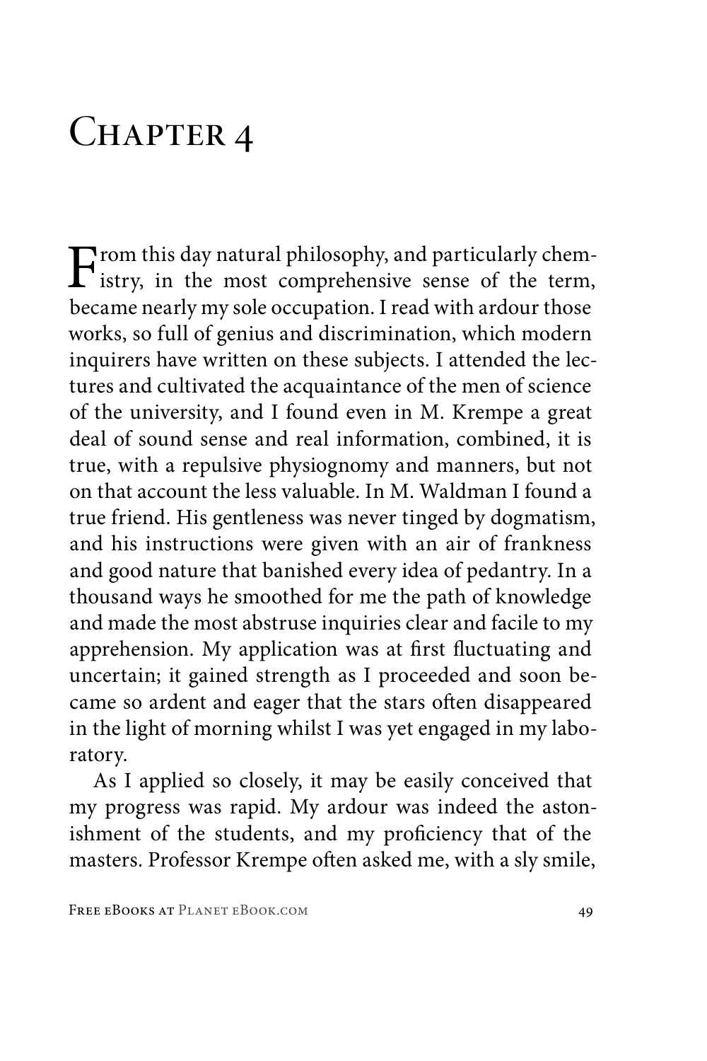# Chapter 4

From this day natural philosophy, and particularly chemistry, in the most comprehensive sense of the term, became nearly my sole occupation. I read with ardour those works, so full of genius and discrimination, which modern inquirers have written on these subjects. I attended the lectures and cultivated the acquaintance of the men of science of the university, and I found even in M. Krempe a great deal of sound sense and real information, combined, it is true, with a repulsive physiognomy and manners, but not on that account the less valuable. In M. Waldman I found a true friend. His gentleness was never tinged by dogmatism, and his instructions were given with an air of frankness and good nature that banished every idea of pedantry. In a thousand ways he smoothed for me the path of knowledge and made the most abstruse inquiries clear and facile to my apprehension. My application was at first fluctuating and uncertain; it gained strength as I proceeded and soon became so ardent and eager that the stars often disappeared in the light of morning whilst I was yet engaged in my laboratory.

As I applied so closely, it may be easily conceived that my progress was rapid. My ardour was indeed the astonishment of the students, and my proficiency that of the masters. Professor Krempe often asked me, with a sly smile,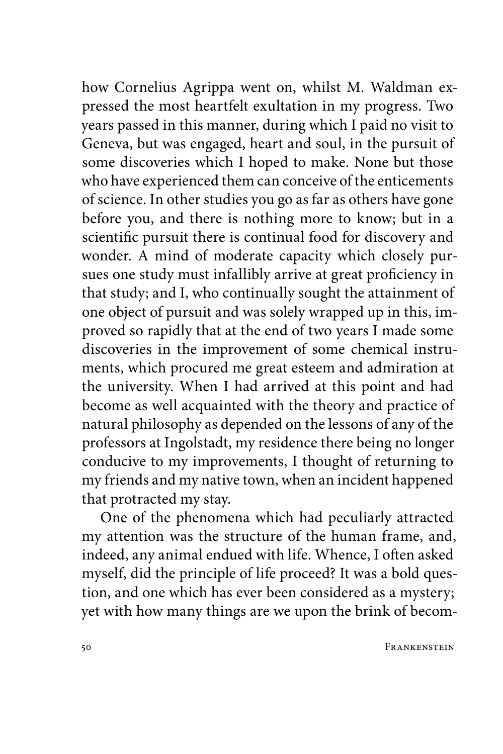how Cornelius Agrippa went on, whilst M. Waldman expressed the most heartfelt exultation in my progress. Two years passed in this manner, during which I paid no visit to Geneva, but was engaged, heart and soul, in the pursuit of some discoveries which I hoped to make. None but those who have experienced them can conceive of the enticements of science. In other studies you go as far as others have gone before you, and there is nothing more to know; but in a scientific pursuit there is continual food for discovery and wonder. A mind of moderate capacity which closely pursues one study must infallibly arrive at great proficiency in that study; and I, who continually sought the attainment of one object of pursuit and was solely wrapped up in this, improved so rapidly that at the end of two years I made some discoveries in the improvement of some chemical instruments, which procured me great esteem and admiration at the university. When I had arrived at this point and had become as well acquainted with the theory and practice of natural philosophy as depended on the lessons of any of the professors at Ingolstadt, my residence there being no longer conducive to my improvements, I thought of returning to my friends and my native town, when an incident happened that protracted my stay.

One of the phenomena which had peculiarly attracted my attention was the structure of the human frame, and, indeed, any animal endued with life. Whence, I often asked myself, did the principle of life proceed? It was a bold question, and one which has ever been considered as a mystery; yet with how many things are we upon the brink of becom-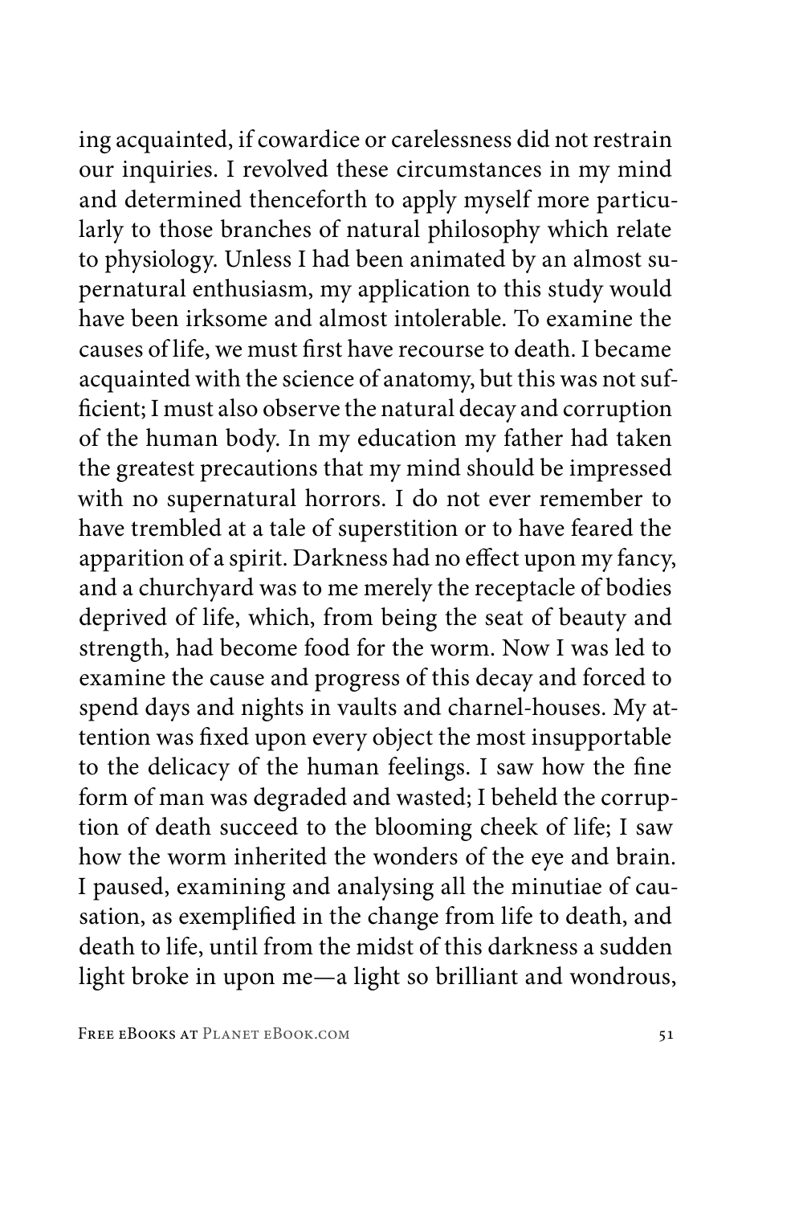ing acquainted, if cowardice or carelessness did not restrain our inquiries. I revolved these circumstances in my mind and determined thenceforth to apply myself more particularly to those branches of natural philosophy which relate to physiology. Unless I had been animated by an almost supernatural enthusiasm, my application to this study would have been irksome and almost intolerable. To examine the causes of life, we must first have recourse to death. I became acquainted with the science of anatomy, but this was not sufficient; I must also observe the natural decay and corruption of the human body. In my education my father had taken the greatest precautions that my mind should be impressed with no supernatural horrors. I do not ever remember to have trembled at a tale of superstition or to have feared the apparition of a spirit. Darkness had no effect upon my fancy, and a churchyard was to me merely the receptacle of bodies deprived of life, which, from being the seat of beauty and strength, had become food for the worm. Now I was led to examine the cause and progress of this decay and forced to spend days and nights in vaults and charnel-houses. My attention was fixed upon every object the most insupportable to the delicacy of the human feelings. I saw how the fine form of man was degraded and wasted; I beheld the corruption of death succeed to the blooming cheek of life; I saw how the worm inherited the wonders of the eye and brain. I paused, examining and analysing all the minutiae of causation, as exemplified in the change from life to death, and death to life, until from the midst of this darkness a sudden light broke in upon me—a light so brilliant and wondrous,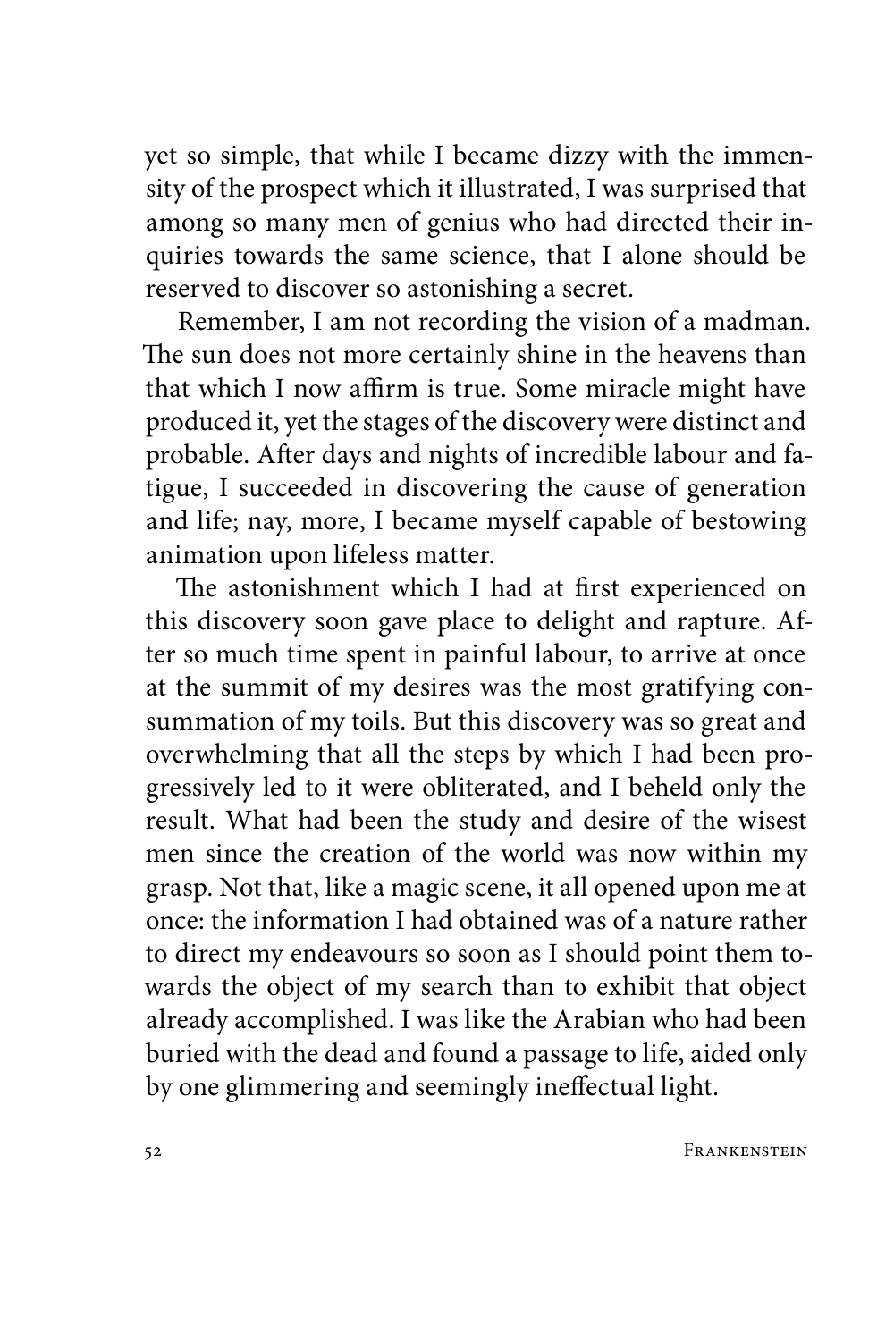yet so simple, that while I became dizzy with the immensity of the prospect which it illustrated, I was surprised that among so many men of genius who had directed their inquiries towards the same science, that I alone should be reserved to discover so astonishing a secret.

Remember, I am not recording the vision of a madman. The sun does not more certainly shine in the heavens than that which I now affirm is true. Some miracle might have produced it, yet the stages of the discovery were distinct and probable. After days and nights of incredible labour and fatigue, I succeeded in discovering the cause of generation and life; nay, more, I became myself capable of bestowing animation upon lifeless matter.

The astonishment which I had at first experienced on this discovery soon gave place to delight and rapture. After so much time spent in painful labour, to arrive at once at the summit of my desires was the most gratifying consummation of my toils. But this discovery was so great and overwhelming that all the steps by which I had been progressively led to it were obliterated, and I beheld only the result. What had been the study and desire of the wisest men since the creation of the world was now within my grasp. Not that, like a magic scene, it all opened upon me at once: the information I had obtained was of a nature rather to direct my endeavours so soon as I should point them towards the object of my search than to exhibit that object already accomplished. I was like the Arabian who had been buried with the dead and found a passage to life, aided only by one glimmering and seemingly ineffectual light.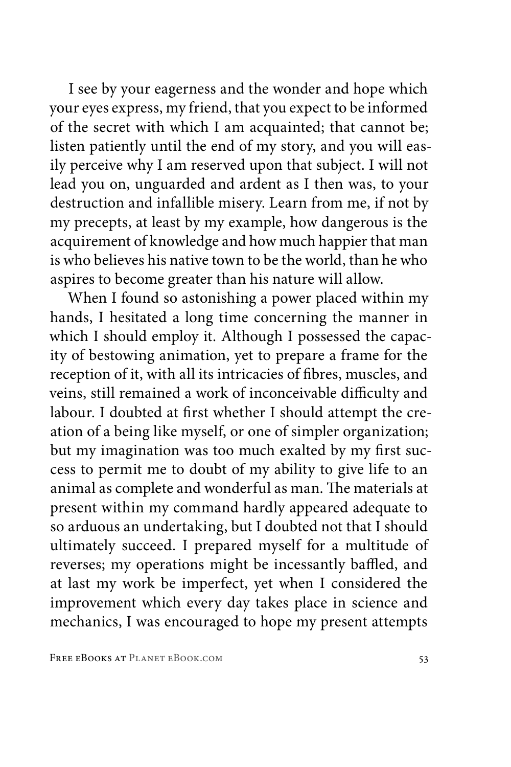I see by your eagerness and the wonder and hope which your eyes express, my friend, that you expect to be informed of the secret with which I am acquainted; that cannot be; listen patiently until the end of my story, and you will easily perceive why I am reserved upon that subject. I will not lead you on, unguarded and ardent as I then was, to your destruction and infallible misery. Learn from me, if not by my precepts, at least by my example, how dangerous is the acquirement of knowledge and how much happier that man is who believes his native town to be the world, than he who aspires to become greater than his nature will allow.

When I found so astonishing a power placed within my hands, I hesitated a long time concerning the manner in which I should employ it. Although I possessed the capacity of bestowing animation, yet to prepare a frame for the reception of it, with all its intricacies of fibres, muscles, and veins, still remained a work of inconceivable difficulty and labour. I doubted at first whether I should attempt the creation of a being like myself, or one of simpler organization; but my imagination was too much exalted by my first success to permit me to doubt of my ability to give life to an animal as complete and wonderful as man. The materials at present within my command hardly appeared adequate to so arduous an undertaking, but I doubted not that I should ultimately succeed. I prepared myself for a multitude of reverses; my operations might be incessantly baffled, and at last my work be imperfect, yet when I considered the improvement which every day takes place in science and mechanics, I was encouraged to hope my present attempts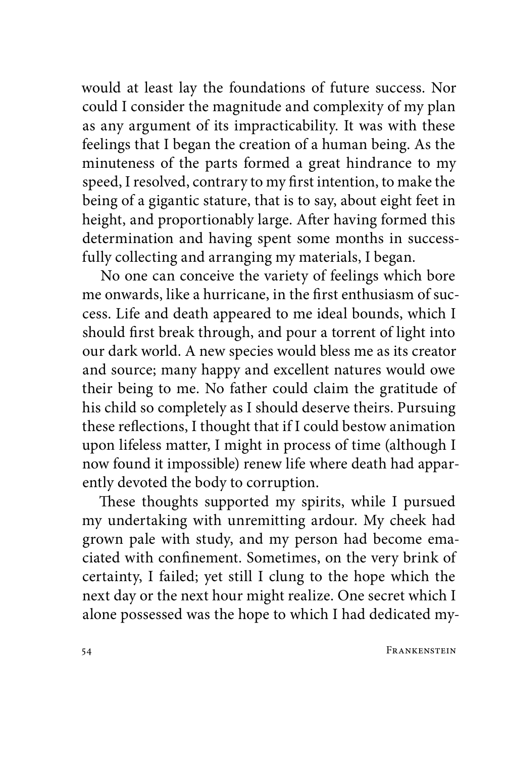would at least lay the foundations of future success. Nor could I consider the magnitude and complexity of my plan as any argument of its impracticability. It was with these feelings that I began the creation of a human being. As the minuteness of the parts formed a great hindrance to my speed, I resolved, contrary to my first intention, to make the being of a gigantic stature, that is to say, about eight feet in height, and proportionably large. After having formed this determination and having spent some months in successfully collecting and arranging my materials, I began.

No one can conceive the variety of feelings which bore me onwards, like a hurricane, in the first enthusiasm of success. Life and death appeared to me ideal bounds, which I should first break through, and pour a torrent of light into our dark world. A new species would bless me as its creator and source; many happy and excellent natures would owe their being to me. No father could claim the gratitude of his child so completely as I should deserve theirs. Pursuing these reflections, I thought that if I could bestow animation upon lifeless matter, I might in process of time (although I now found it impossible) renew life where death had apparently devoted the body to corruption.

These thoughts supported my spirits, while I pursued my undertaking with unremitting ardour. My cheek had grown pale with study, and my person had become emaciated with confinement. Sometimes, on the very brink of certainty, I failed; yet still I clung to the hope which the next day or the next hour might realize. One secret which I alone possessed was the hope to which I had dedicated my-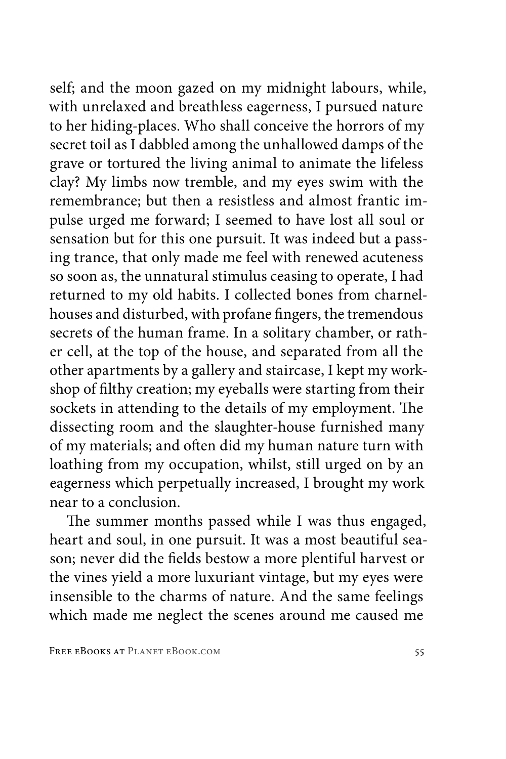self; and the moon gazed on my midnight labours, while, with unrelaxed and breathless eagerness, I pursued nature to her hiding-places. Who shall conceive the horrors of my secret toil as I dabbled among the unhallowed damps of the grave or tortured the living animal to animate the lifeless clay? My limbs now tremble, and my eyes swim with the remembrance; but then a resistless and almost frantic impulse urged me forward; I seemed to have lost all soul or sensation but for this one pursuit. It was indeed but a passing trance, that only made me feel with renewed acuteness so soon as, the unnatural stimulus ceasing to operate, I had returned to my old habits. I collected bones from charnel-houses and disturbed, with profane fingers, the tremendous secrets of the human frame. In a solitary chamber, or rather cell, at the top of the house, and separated from all the other apartments by a gallery and staircase, I kept my workshop of filthy creation; my eyeballs were starting from their sockets in attending to the details of my employment. The dissecting room and the slaughter-house furnished many of my materials; and often did my human nature turn with loathing from my occupation, whilst, still urged on by an eagerness which perpetually increased, I brought my work near to a conclusion.

The summer months passed while I was thus engaged, heart and soul, in one pursuit. It was a most beautiful season; never did the fields bestow a more plentiful harvest or the vines yield a more luxuriant vintage, but my eyes were insensible to the charms of nature. And the same feelings which made me neglect the scenes around me caused me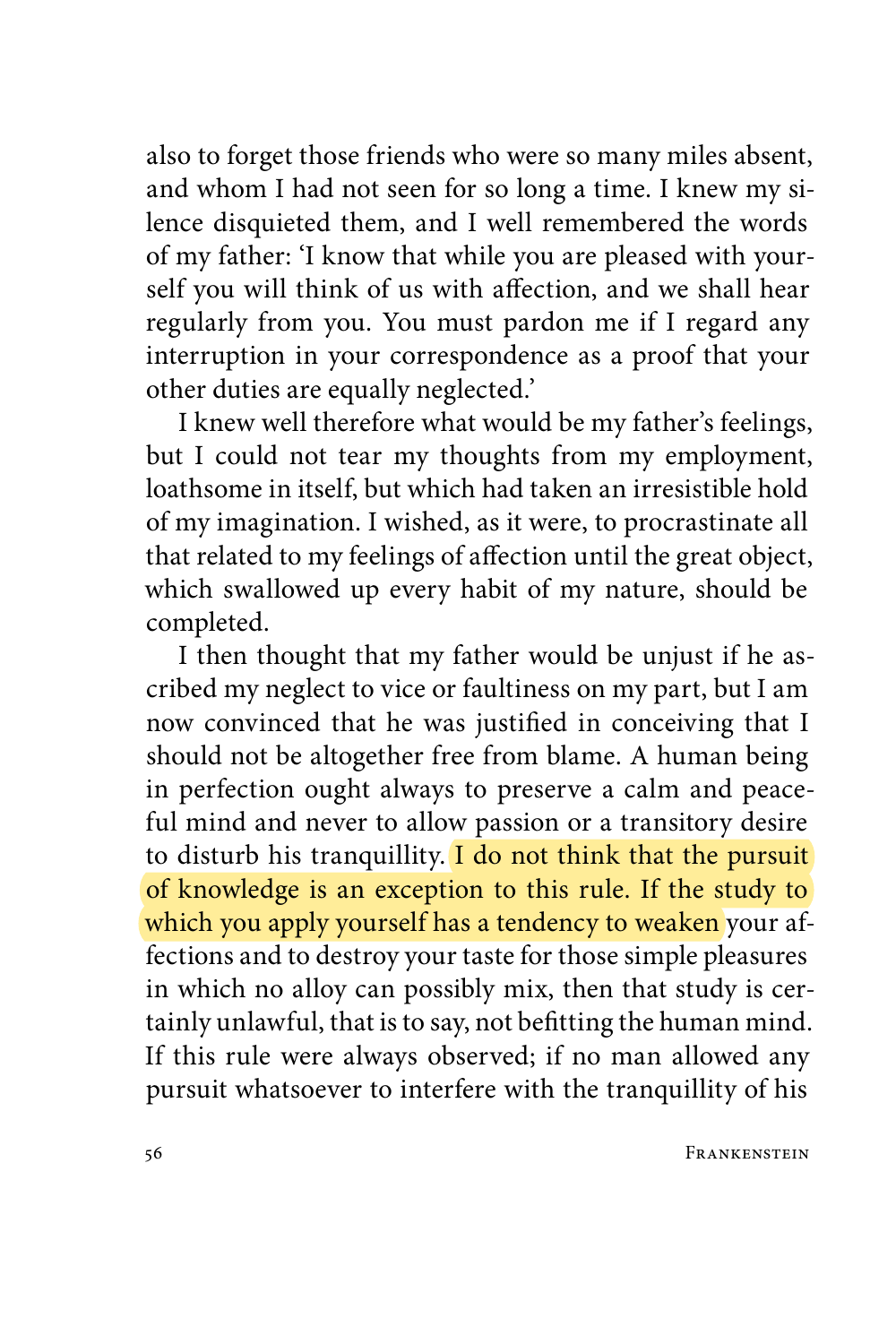also to forget those friends who were so many miles absent, and whom I had not seen for so long a time. I knew my silence disquieted them, and I well remembered the words of my father: 'I know that while you are pleased with yourself you will think of us with affection, and we shall hear regularly from you. You must pardon me if I regard any interruption in your correspondence as a proof that your other duties are equally neglected.'

I knew well therefore what would be my father's feelings, but I could not tear my thoughts from my employment, loathsome in itself, but which had taken an irresistible hold of my imagination. I wished, as it were, to procrastinate all that related to my feelings of affection until the great object, which swallowed up every habit of my nature, should be completed.

I then thought that my father would be unjust if he ascribed my neglect to vice or faultiness on my part, but I am now convinced that he was justified in conceiving that I should not be altogether free from blame. A human being in perfection ought always to preserve a calm and peaceful mind and never to allow passion or a transitory desire to disturb his tranquillity. I do not think that the pursuit of knowledge is an exception to this rule. If the study to which you apply yourself has a tendency to weaken your affections and to destroy your taste for those simple pleasures in which no alloy can possibly mix, then that study is certainly unlawful, that is to say, not befitting the human mind. If this rule were always observed; if no man allowed any pursuit whatsoever to interfere with the tranquillity of his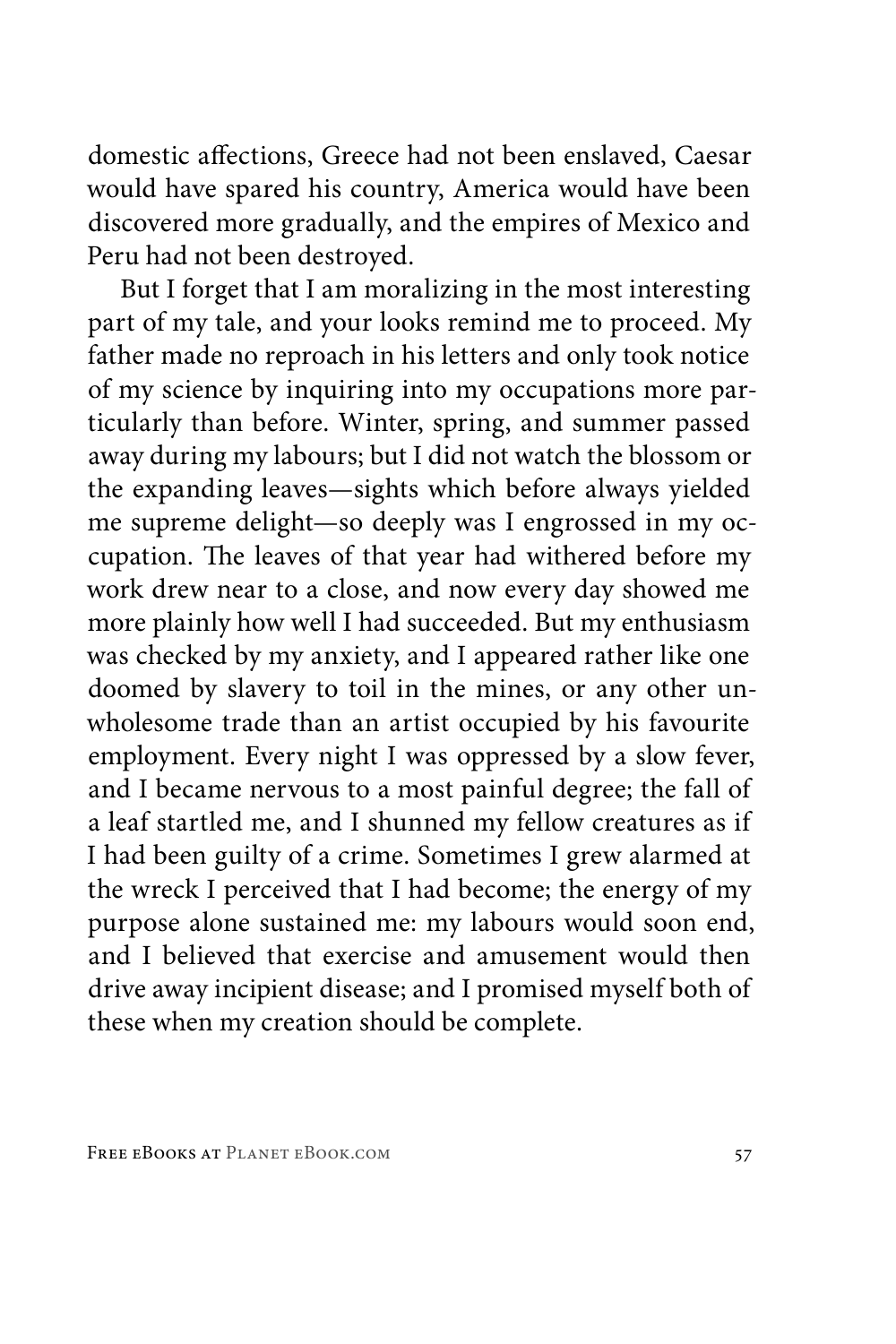domestic affections, Greece had not been enslaved, Caesar would have spared his country, America would have been discovered more gradually, and the empires of Mexico and Peru had not been destroyed.

But I forget that I am moralizing in the most interesting part of my tale, and your looks remind me to proceed. My father made no reproach in his letters and only took notice of my science by inquiring into my occupations more particularly than before. Winter, spring, and summer passed away during my labours; but I did not watch the blossom or the expanding leaves—sights which before always yielded me supreme delight—so deeply was I engrossed in my occupation. The leaves of that year had withered before my work drew near to a close, and now every day showed me more plainly how well I had succeeded. But my enthusiasm was checked by my anxiety, and I appeared rather like one doomed by slavery to toil in the mines, or any other unwholesome trade than an artist occupied by his favourite employment. Every night I was oppressed by a slow fever, and I became nervous to a most painful degree; the fall of a leaf startled me, and I shunned my fellow creatures as if I had been guilty of a crime. Sometimes I grew alarmed at the wreck I perceived that I had become; the energy of my purpose alone sustained me: my labours would soon end, and I believed that exercise and amusement would then drive away incipient disease; and I promised myself both of these when my creation should be complete.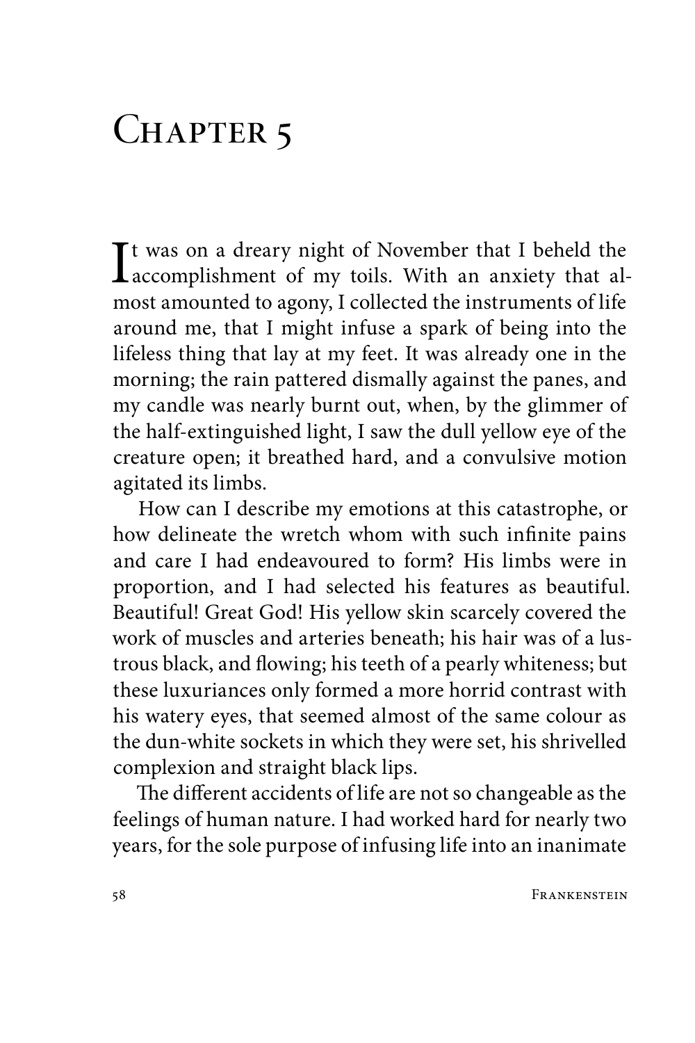# Chapter 5

It was on a dreary night of November that I beheld the accomplishment of my toils. With an anxiety that almost amounted to agony, I collected the instruments of life around me, that I might infuse a spark of being into the lifeless thing that lay at my feet. It was already one in the morning; the rain pattered dismally against the panes, and my candle was nearly burnt out, when, by the glimmer of the half-extinguished light, I saw the dull yellow eye of the creature open; it breathed hard, and a convulsive motion agitated its limbs.

How can I describe my emotions at this catastrophe, or how delineate the wretch whom with such infinite pains and care I had endeavoured to form? His limbs were in proportion, and I had selected his features as beautiful. Beautiful! Great God! His yellow skin scarcely covered the work of muscles and arteries beneath; his hair was of a lustrous black, and flowing; his teeth of a pearly whiteness; but these luxuriances only formed a more horrid contrast with his watery eyes, that seemed almost of the same colour as the dun-white sockets in which they were set, his shrivelled complexion and straight black lips.

The different accidents of life are not so changeable as the feelings of human nature. I had worked hard for nearly two years, for the sole purpose of infusing life into an inanimate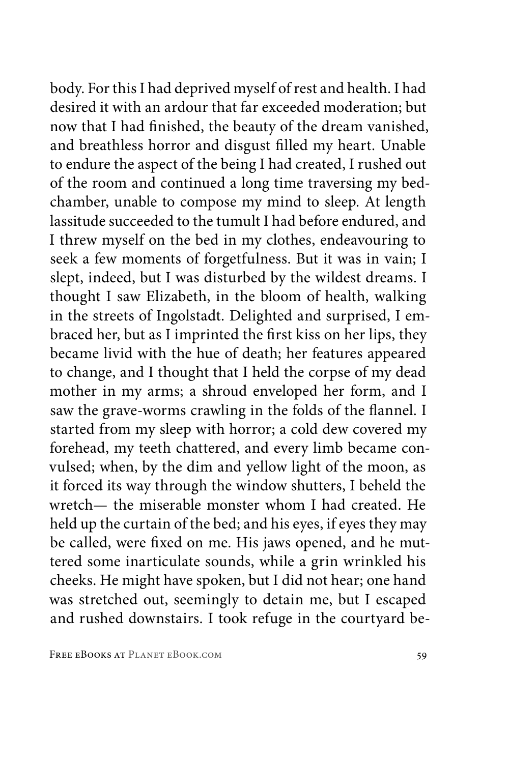body. For this I had deprived myself of rest and health. I had desired it with an ardour that far exceeded moderation; but now that I had finished, the beauty of the dream vanished, and breathless horror and disgust filled my heart. Unable to endure the aspect of the being I had created, I rushed out of the room and continued a long time traversing my bedchamber, unable to compose my mind to sleep. At length lassitude succeeded to the tumult I had before endured, and I threw myself on the bed in my clothes, endeavouring to seek a few moments of forgetfulness. But it was in vain; I slept, indeed, but I was disturbed by the wildest dreams. I thought I saw Elizabeth, in the bloom of health, walking in the streets of Ingolstadt. Delighted and surprised, I embraced her, but as I imprinted the first kiss on her lips, they became livid with the hue of death; her features appeared to change, and I thought that I held the corpse of my dead mother in my arms; a shroud enveloped her form, and I saw the grave-worms crawling in the folds of the flannel. I started from my sleep with horror; a cold dew covered my forehead, my teeth chattered, and every limb became convulsed; when, by the dim and yellow light of the moon, as it forced its way through the window shutters, I beheld the wretch— the miserable monster whom I had created. He held up the curtain of the bed; and his eyes, if eyes they may be called, were fixed on me. His jaws opened, and he muttered some inarticulate sounds, while a grin wrinkled his cheeks. He might have spoken, but I did not hear; one hand was stretched out, seemingly to detain me, but I escaped and rushed downstairs. I took refuge in the courtyard be-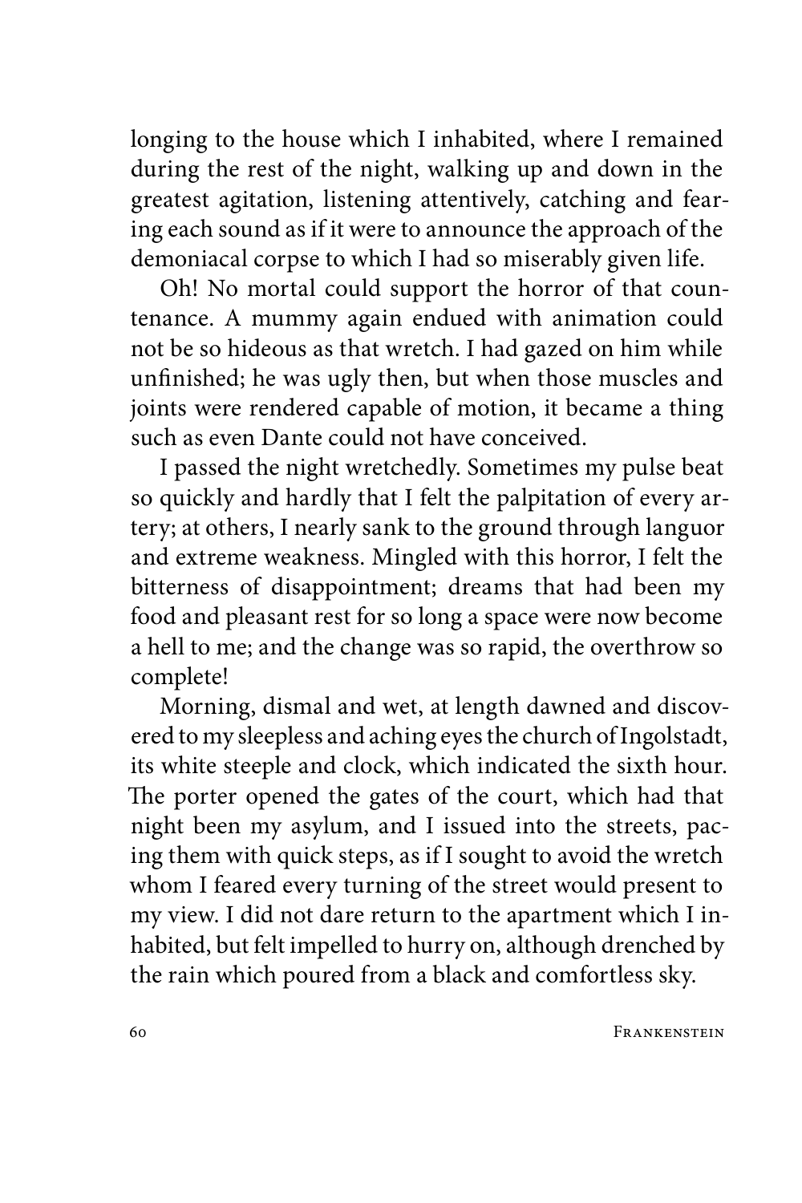longing to the house which I inhabited, where I remained during the rest of the night, walking up and down in the greatest agitation, listening attentively, catching and fearing each sound as if it were to announce the approach of the demoniacal corpse to which I had so miserably given life.

Oh! No mortal could support the horror of that countenance. A mummy again endued with animation could not be so hideous as that wretch. I had gazed on him while unfinished; he was ugly then, but when those muscles and joints were rendered capable of motion, it became a thing such as even Dante could not have conceived.

I passed the night wretchedly. Sometimes my pulse beat so quickly and hardly that I felt the palpitation of every artery; at others, I nearly sank to the ground through languor and extreme weakness. Mingled with this horror, I felt the bitterness of disappointment; dreams that had been my food and pleasant rest for so long a space were now become a hell to me; and the change was so rapid, the overthrow so complete!

Morning, dismal and wet, at length dawned and discovered to my sleepless and aching eyes the church of Ingolstadt, its white steeple and clock, which indicated the sixth hour. The porter opened the gates of the court, which had that night been my asylum, and I issued into the streets, pacing them with quick steps, as if I sought to avoid the wretch whom I feared every turning of the street would present to my view. I did not dare return to the apartment which I inhabited, but felt impelled to hurry on, although drenched by the rain which poured from a black and comfortless sky.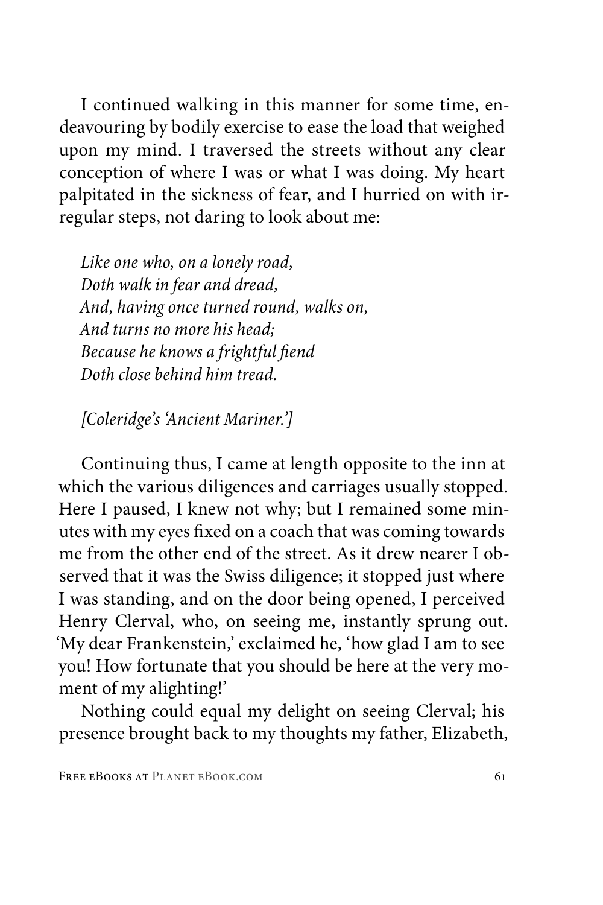I continued walking in this manner for some time, endeavouring by bodily exercise to ease the load that weighed upon my mind. I traversed the streets without any clear conception of where I was or what I was doing. My heart palpitated in the sickness of fear, and I hurried on with irregular steps, not daring to look about me:

*Like one who, on a lonely road,*  
*Doth walk in fear and dread,*  
*And, having once turned round, walks on,*  
*And turns no more his head;*  
*Because he knows a frightful fiend*  
*Doth close behind him tread.*

*[Coleridge's 'Ancient Mariner.']*

Continuing thus, I came at length opposite to the inn at which the various diligences and carriages usually stopped. Here I paused, I knew not why; but I remained some minutes with my eyes fixed on a coach that was coming towards me from the other end of the street. As it drew nearer I observed that it was the Swiss diligence; it stopped just where I was standing, and on the door being opened, I perceived Henry Clerval, who, on seeing me, instantly sprung out. 'My dear Frankenstein,' exclaimed he, 'how glad I am to see you! How fortunate that you should be here at the very moment of my alighting!'

Nothing could equal my delight on seeing Clerval; his presence brought back to my thoughts my father, Elizabeth,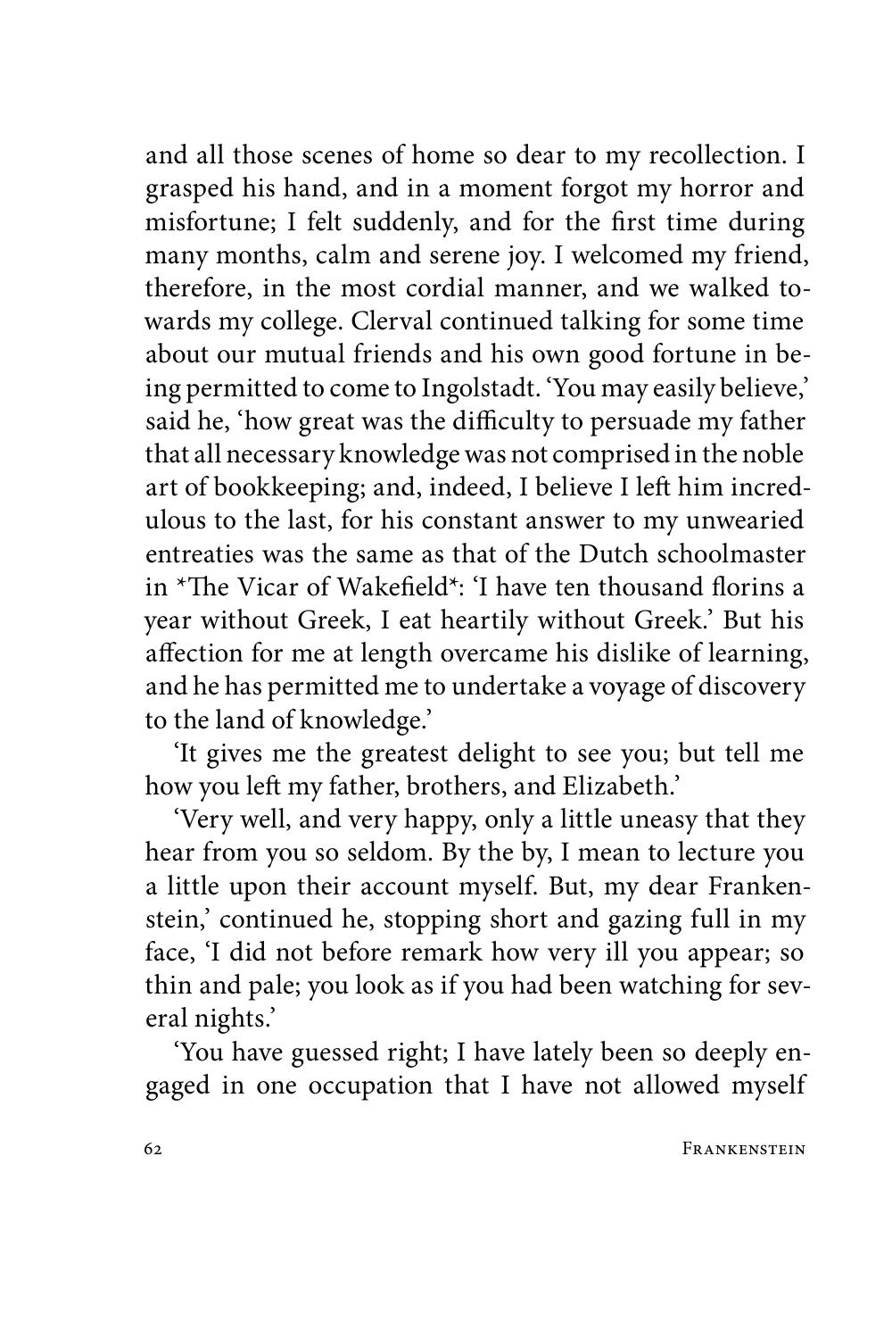and all those scenes of home so dear to my recollection. I grasped his hand, and in a moment forgot my horror and misfortune; I felt suddenly, and for the first time during many months, calm and serene joy. I welcomed my friend, therefore, in the most cordial manner, and we walked towards my college. Clerval continued talking for some time about our mutual friends and his own good fortune in being permitted to come to Ingolstadt. 'You may easily believe,' said he, 'how great was the difficulty to persuade my father that all necessary knowledge was not comprised in the noble art of bookkeeping; and, indeed, I believe I left him incredulous to the last, for his constant answer to my unwearied entreaties was the same as that of the Dutch schoolmaster in *The Vicar of Wakefield*: 'I have ten thousand florins a year without Greek, I eat heartily without Greek.' But his affection for me at length overcame his dislike of learning, and he has permitted me to undertake a voyage of discovery to the land of knowledge.'

'It gives me the greatest delight to see you; but tell me how you left my father, brothers, and Elizabeth.'

'Very well, and very happy, only a little uneasy that they hear from you so seldom. By the by, I mean to lecture you a little upon their account myself. But, my dear Frankenstein,' continued he, stopping short and gazing full in my face, 'I did not before remark how very ill you appear; so thin and pale; you look as if you had been watching for several nights.'

'You have guessed right; I have lately been so deeply engaged in one occupation that I have not allowed myself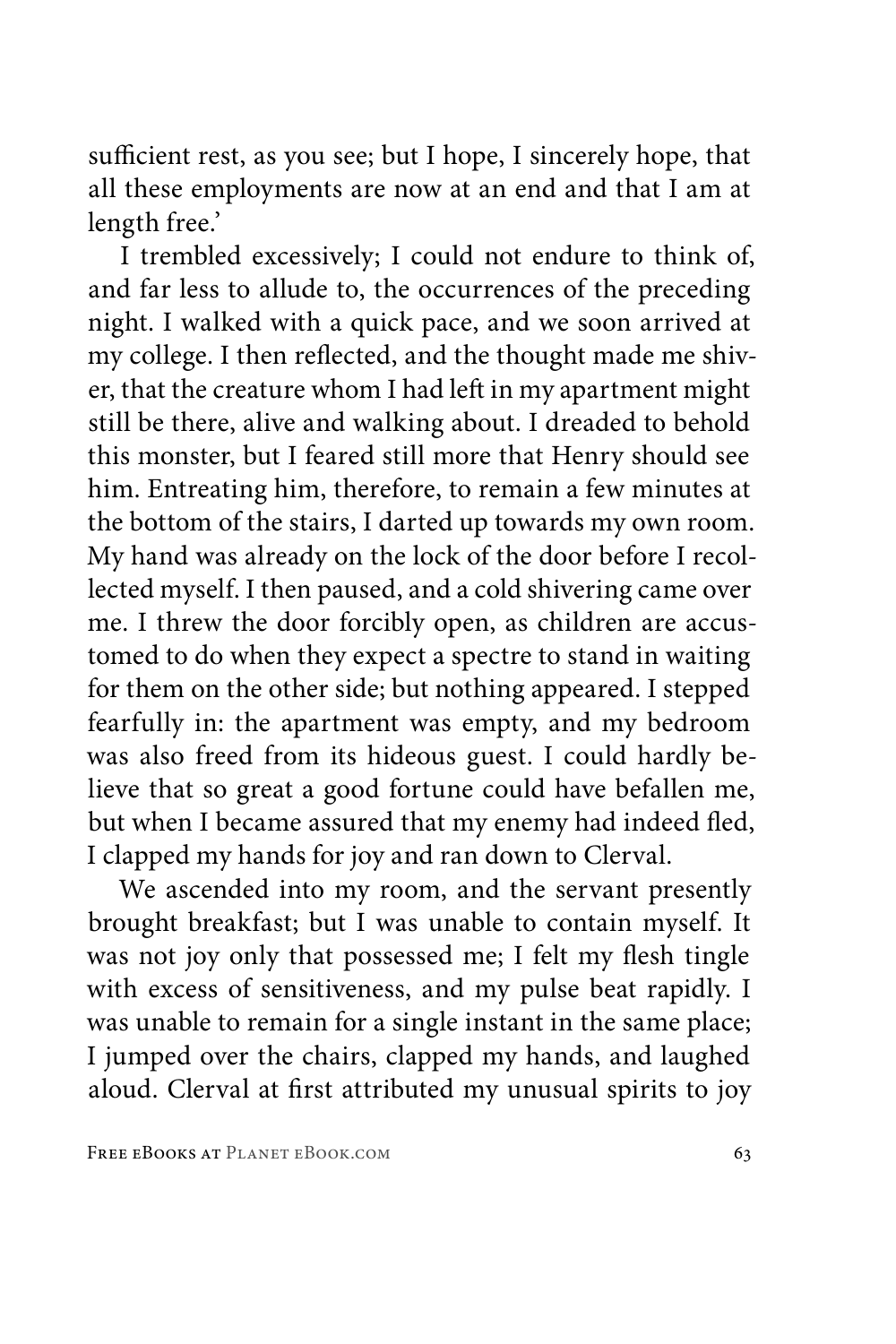sufficient rest, as you see; but I hope, I sincerely hope, that all these employments are now at an end and that I am at length free.'

I trembled excessively; I could not endure to think of, and far less to allude to, the occurrences of the preceding night. I walked with a quick pace, and we soon arrived at my college. I then reflected, and the thought made me shiver, that the creature whom I had left in my apartment might still be there, alive and walking about. I dreaded to behold this monster, but I feared still more that Henry should see him. Entreating him, therefore, to remain a few minutes at the bottom of the stairs, I darted up towards my own room. My hand was already on the lock of the door before I recollected myself. I then paused, and a cold shivering came over me. I threw the door forcibly open, as children are accustomed to do when they expect a spectre to stand in waiting for them on the other side; but nothing appeared. I stepped fearfully in: the apartment was empty, and my bedroom was also freed from its hideous guest. I could hardly believe that so great a good fortune could have befallen me, but when I became assured that my enemy had indeed fled, I clapped my hands for joy and ran down to Clerval.

We ascended into my room, and the servant presently brought breakfast; but I was unable to contain myself. It was not joy only that possessed me; I felt my flesh tingle with excess of sensitiveness, and my pulse beat rapidly. I was unable to remain for a single instant in the same place; I jumped over the chairs, clapped my hands, and laughed aloud. Clerval at first attributed my unusual spirits to joy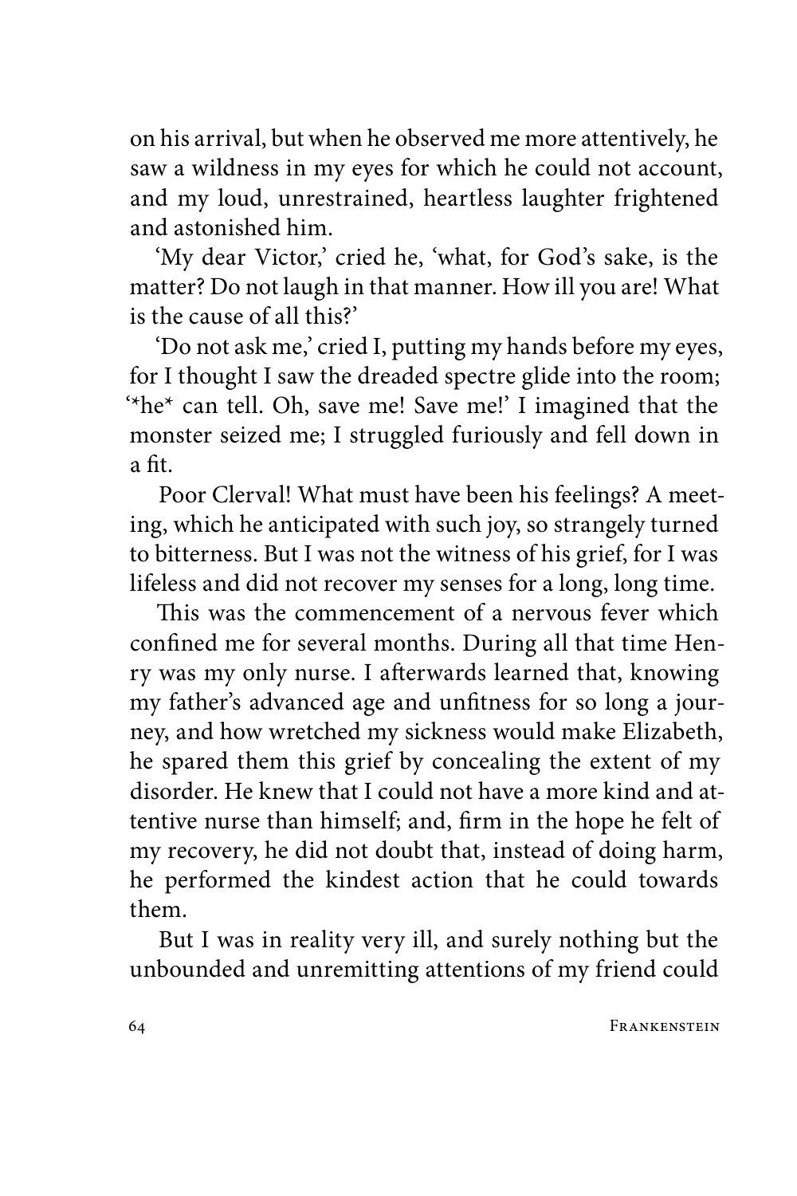on his arrival, but when he observed me more attentively, he saw a wildness in my eyes for which he could not account, and my loud, unrestrained, heartless laughter frightened and astonished him.

'My dear Victor,' cried he, 'what, for God's sake, is the matter? Do not laugh in that manner. How ill you are! What is the cause of all this?'

'Do not ask me,' cried I, putting my hands before my eyes, for I thought I saw the dreaded spectre glide into the room; '*he* can tell. Oh, save me! Save me!' I imagined that the monster seized me; I struggled furiously and fell down in a fit.

Poor Clerval! What must have been his feelings? A meeting, which he anticipated with such joy, so strangely turned to bitterness. But I was not the witness of his grief, for I was lifeless and did not recover my senses for a long, long time.

This was the commencement of a nervous fever which confined me for several months. During all that time Henry was my only nurse. I afterwards learned that, knowing my father's advanced age and unfitness for so long a journey, and how wretched my sickness would make Elizabeth, he spared them this grief by concealing the extent of my disorder. He knew that I could not have a more kind and attentive nurse than himself; and, firm in the hope he felt of my recovery, he did not doubt that, instead of doing harm, he performed the kindest action that he could towards them.

But I was in reality very ill, and surely nothing but the unbounded and unremitting attentions of my friend could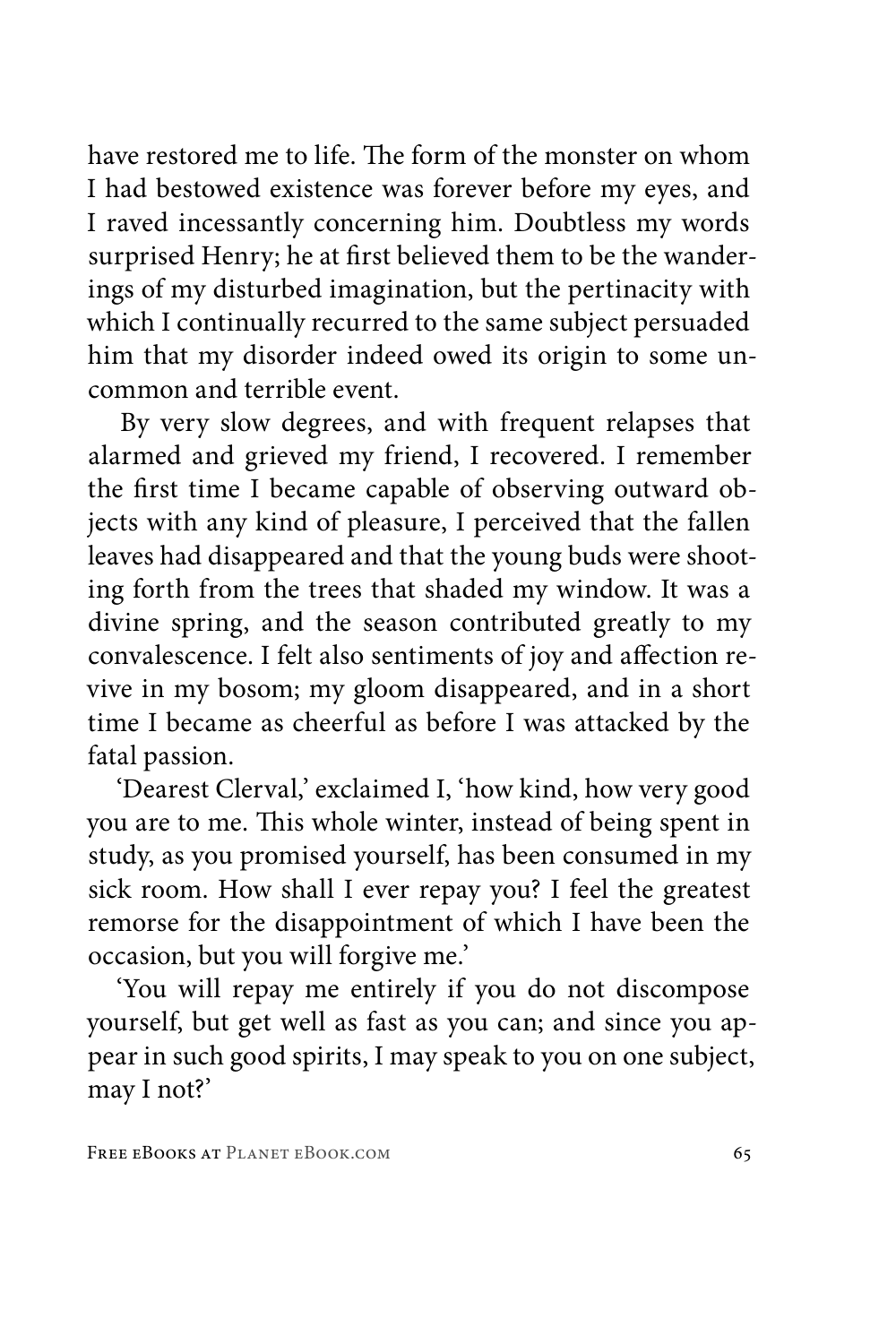have restored me to life. The form of the monster on whom I had bestowed existence was forever before my eyes, and I raved incessantly concerning him. Doubtless my words surprised Henry; he at first believed them to be the wanderings of my disturbed imagination, but the pertinacity with which I continually recurred to the same subject persuaded him that my disorder indeed owed its origin to some uncommon and terrible event.

By very slow degrees, and with frequent relapses that alarmed and grieved my friend, I recovered. I remember the first time I became capable of observing outward objects with any kind of pleasure, I perceived that the fallen leaves had disappeared and that the young buds were shooting forth from the trees that shaded my window. It was a divine spring, and the season contributed greatly to my convalescence. I felt also sentiments of joy and affection revive in my bosom; my gloom disappeared, and in a short time I became as cheerful as before I was attacked by the fatal passion.

'Dearest Clerval,' exclaimed I, 'how kind, how very good you are to me. This whole winter, instead of being spent in study, as you promised yourself, has been consumed in my sick room. How shall I ever repay you? I feel the greatest remorse for the disappointment of which I have been the occasion, but you will forgive me.'

'You will repay me entirely if you do not discompose yourself, but get well as fast as you can; and since you appear in such good spirits, I may speak to you on one subject, may I not?'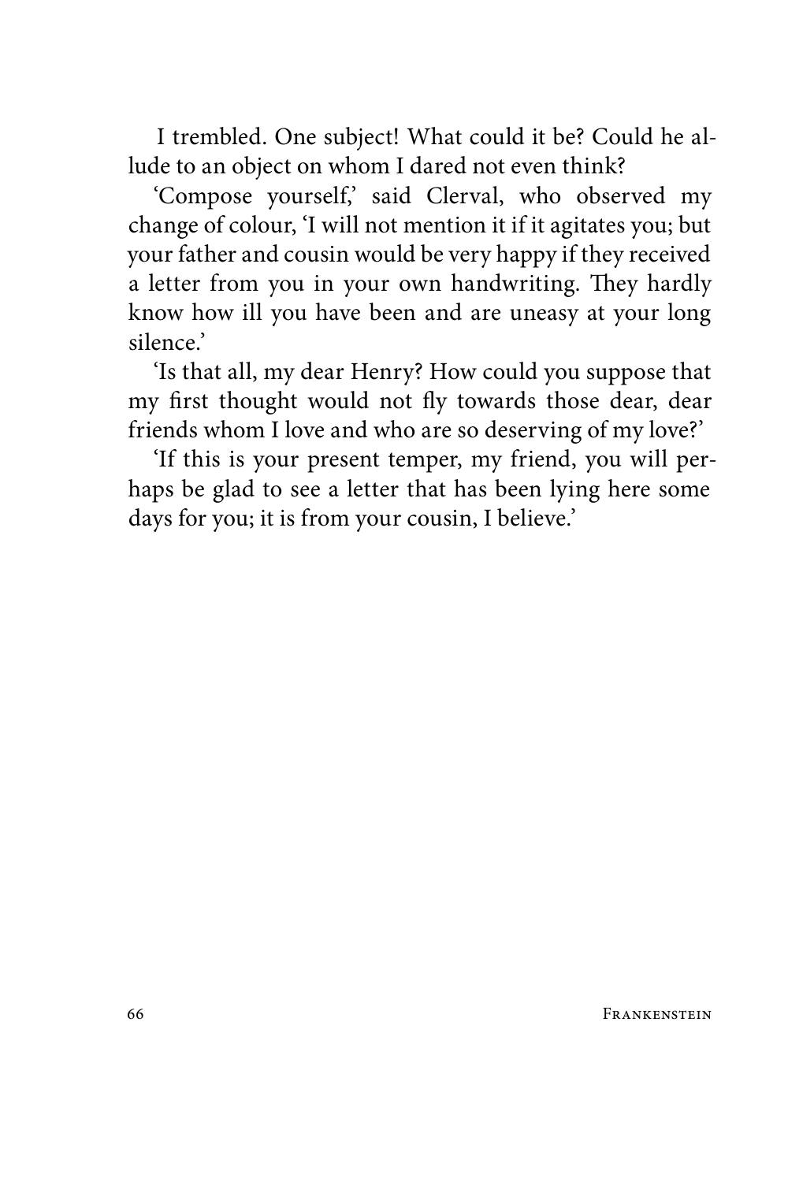I trembled. One subject! What could it be? Could he allude to an object on whom I dared not even think?

'Compose yourself,' said Clerval, who observed my change of colour, 'I will not mention it if it agitates you; but your father and cousin would be very happy if they received a letter from you in your own handwriting. They hardly know how ill you have been and are uneasy at your long silence.'

'Is that all, my dear Henry? How could you suppose that my first thought would not fly towards those dear, dear friends whom I love and who are so deserving of my love?'

'If this is your present temper, my friend, you will perhaps be glad to see a letter that has been lying here some days for you; it is from your cousin, I believe.'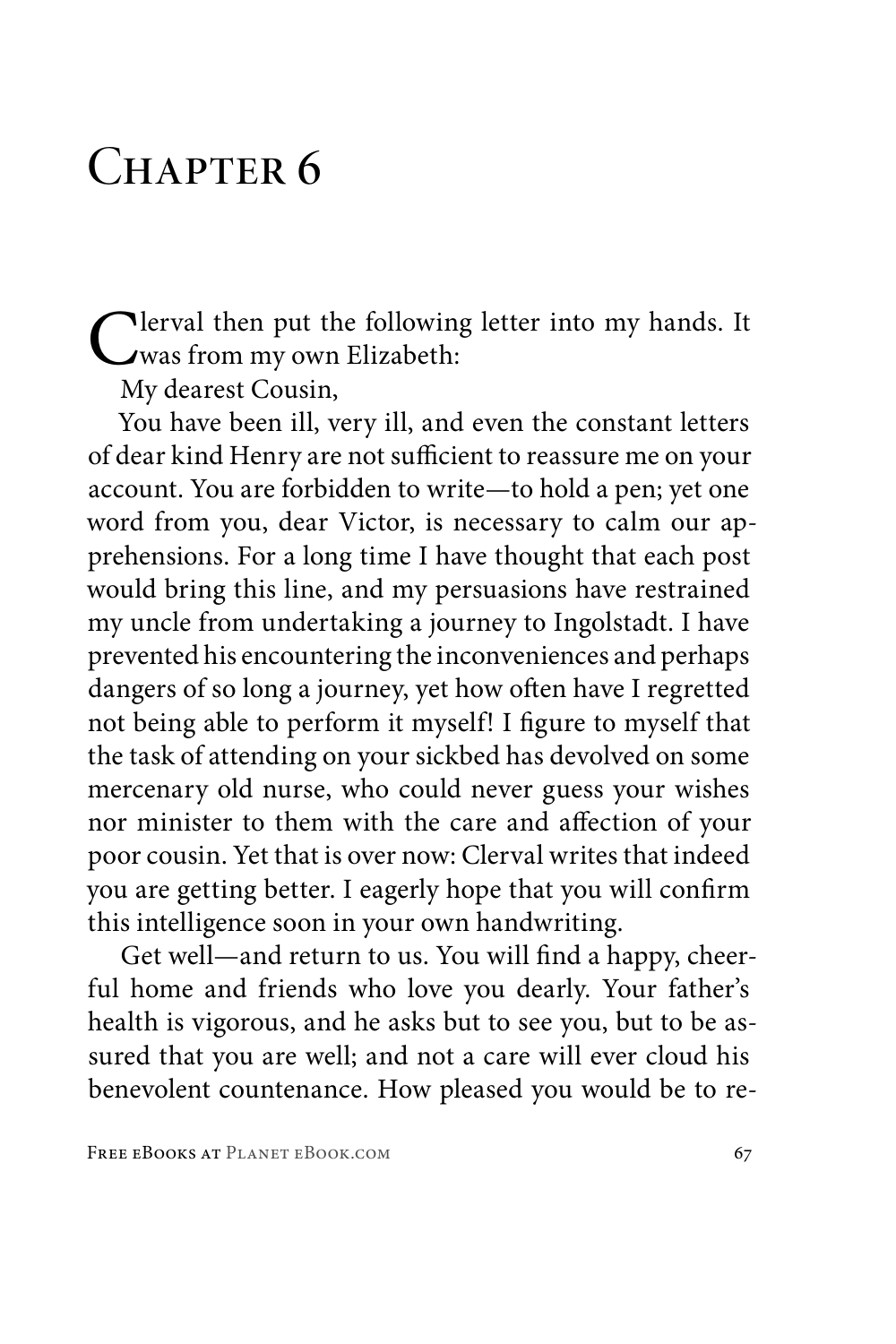# Chapter 6

Clerval then put the following letter into my hands. It was from my own Elizabeth:

My dearest Cousin,

You have been ill, very ill, and even the constant letters of dear kind Henry are not sufficient to reassure me on your account. You are forbidden to write—to hold a pen; yet one word from you, dear Victor, is necessary to calm our apprehensions. For a long time I have thought that each post would bring this line, and my persuasions have restrained my uncle from undertaking a journey to Ingolstadt. I have prevented his encountering the inconveniences and perhaps dangers of so long a journey, yet how often have I regretted not being able to perform it myself! I figure to myself that the task of attending on your sickbed has devolved on some mercenary old nurse, who could never guess your wishes nor minister to them with the care and affection of your poor cousin. Yet that is over now: Clerval writes that indeed you are getting better. I eagerly hope that you will confirm this intelligence soon in your own handwriting.

Get well—and return to us. You will find a happy, cheerful home and friends who love you dearly. Your father's health is vigorous, and he asks but to see you, but to be assured that you are well; and not a care will ever cloud his benevolent countenance. How pleased you would be to re-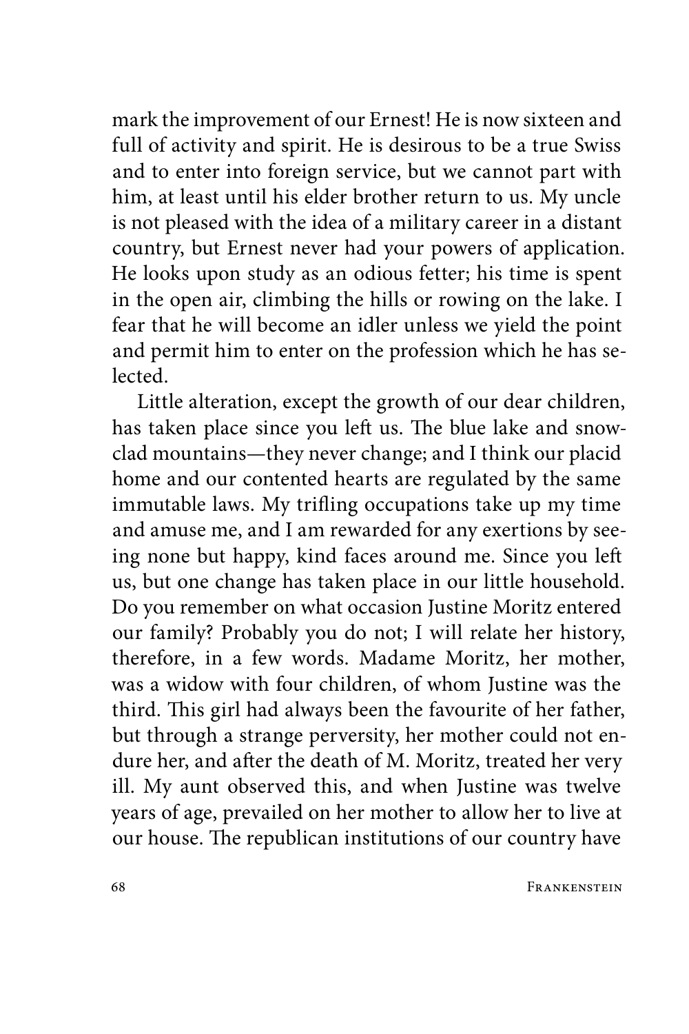mark the improvement of our Ernest! He is now sixteen and full of activity and spirit. He is desirous to be a true Swiss and to enter into foreign service, but we cannot part with him, at least until his elder brother return to us. My uncle is not pleased with the idea of a military career in a distant country, but Ernest never had your powers of application. He looks upon study as an odious fetter; his time is spent in the open air, climbing the hills or rowing on the lake. I fear that he will become an idler unless we yield the point and permit him to enter on the profession which he has selected.

Little alteration, except the growth of our dear children, has taken place since you left us. The blue lake and snow-clad mountains—they never change; and I think our placid home and our contented hearts are regulated by the same immutable laws. My trifling occupations take up my time and amuse me, and I am rewarded for any exertions by seeing none but happy, kind faces around me. Since you left us, but one change has taken place in our little household. Do you remember on what occasion Justine Moritz entered our family? Probably you do not; I will relate her history, therefore, in a few words. Madame Moritz, her mother, was a widow with four children, of whom Justine was the third. This girl had always been the favourite of her father, but through a strange perversity, her mother could not endure her, and after the death of M. Moritz, treated her very ill. My aunt observed this, and when Justine was twelve years of age, prevailed on her mother to allow her to live at our house. The republican institutions of our country have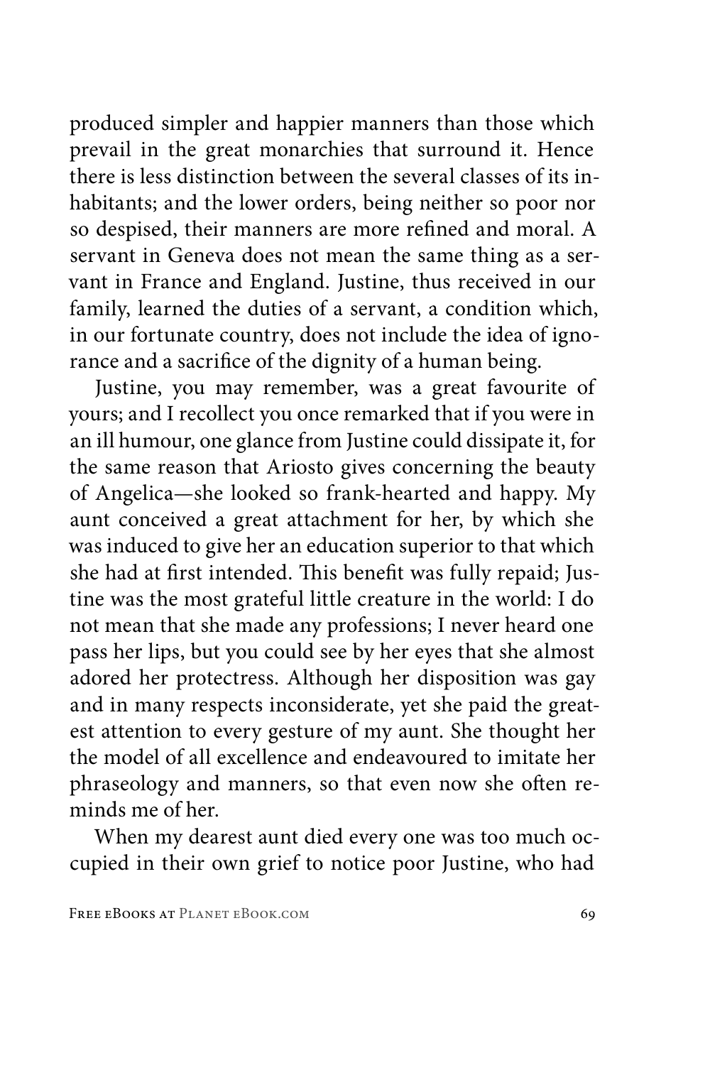produced simpler and happier manners than those which prevail in the great monarchies that surround it. Hence there is less distinction between the several classes of its inhabitants; and the lower orders, being neither so poor nor so despised, their manners are more refined and moral. A servant in Geneva does not mean the same thing as a servant in France and England. Justine, thus received in our family, learned the duties of a servant, a condition which, in our fortunate country, does not include the idea of ignorance and a sacrifice of the dignity of a human being.

Justine, you may remember, was a great favourite of yours; and I recollect you once remarked that if you were in an ill humour, one glance from Justine could dissipate it, for the same reason that Ariosto gives concerning the beauty of Angelica—she looked so frank-hearted and happy. My aunt conceived a great attachment for her, by which she was induced to give her an education superior to that which she had at first intended. This benefit was fully repaid; Justine was the most grateful little creature in the world: I do not mean that she made any professions; I never heard one pass her lips, but you could see by her eyes that she almost adored her protectress. Although her disposition was gay and in many respects inconsiderate, yet she paid the greatest attention to every gesture of my aunt. She thought her the model of all excellence and endeavoured to imitate her phraseology and manners, so that even now she often reminds me of her.

When my dearest aunt died every one was too much occupied in their own grief to notice poor Justine, who had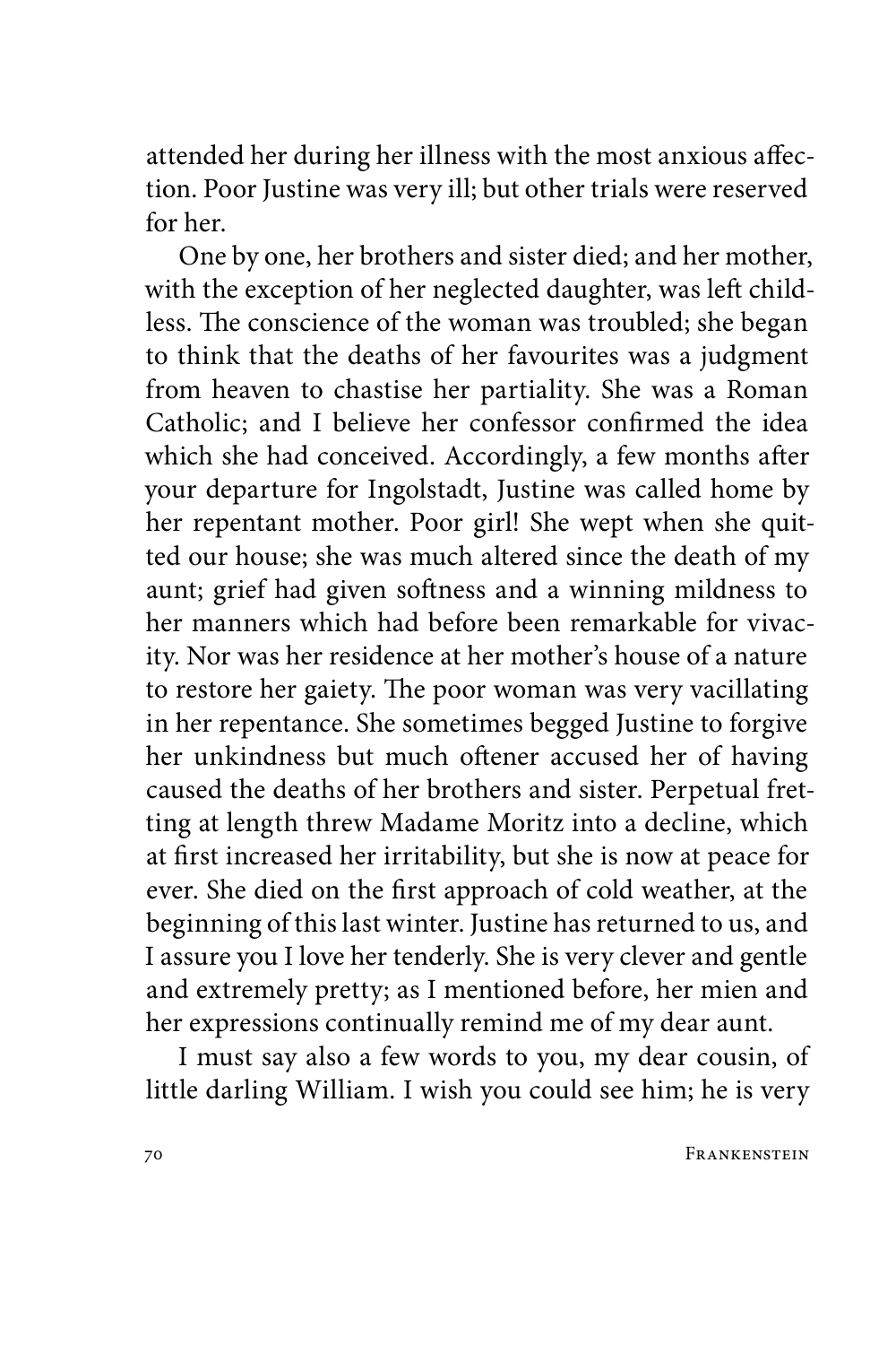attended her during her illness with the most anxious affection. Poor Justine was very ill; but other trials were reserved for her.

One by one, her brothers and sister died; and her mother, with the exception of her neglected daughter, was left childless. The conscience of the woman was troubled; she began to think that the deaths of her favourites was a judgment from heaven to chastise her partiality. She was a Roman Catholic; and I believe her confessor confirmed the idea which she had conceived. Accordingly, a few months after your departure for Ingolstadt, Justine was called home by her repentant mother. Poor girl! She wept when she quitted our house; she was much altered since the death of my aunt; grief had given softness and a winning mildness to her manners which had before been remarkable for vivacity. Nor was her residence at her mother's house of a nature to restore her gaiety. The poor woman was very vacillating in her repentance. She sometimes begged Justine to forgive her unkindness but much oftener accused her of having caused the deaths of her brothers and sister. Perpetual fretting at length threw Madame Moritz into a decline, which at first increased her irritability, but she is now at peace for ever. She died on the first approach of cold weather, at the beginning of this last winter. Justine has returned to us, and I assure you I love her tenderly. She is very clever and gentle and extremely pretty; as I mentioned before, her mien and her expressions continually remind me of my dear aunt.

I must say also a few words to you, my dear cousin, of little darling William. I wish you could see him; he is very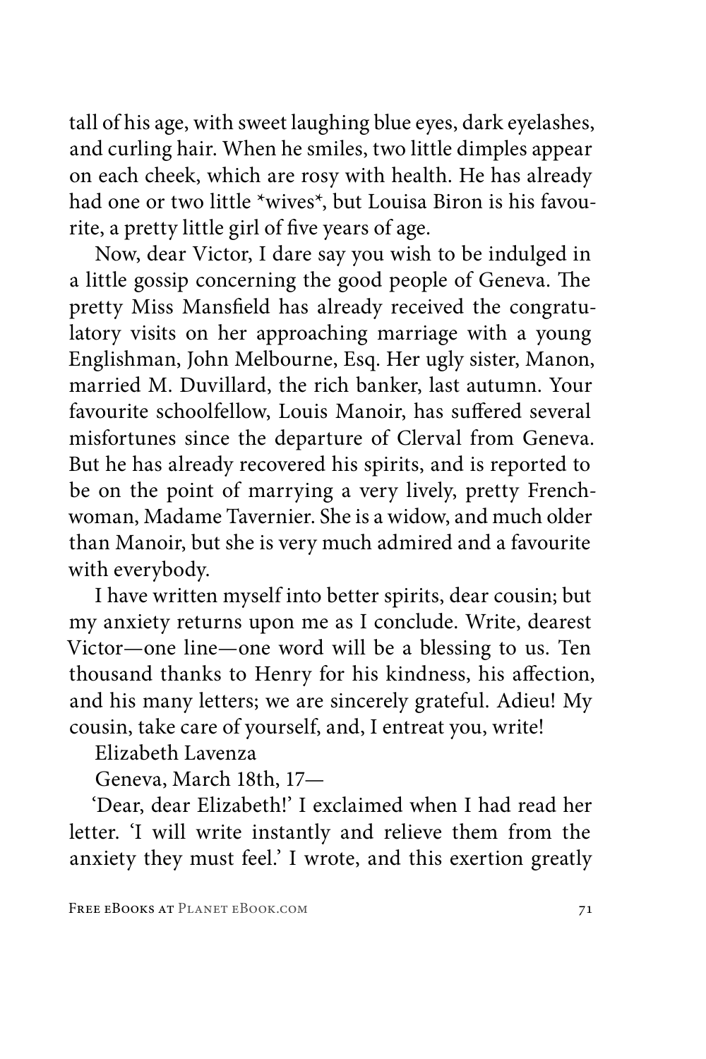tall of his age, with sweet laughing blue eyes, dark eyelashes, and curling hair. When he smiles, two little dimples appear on each cheek, which are rosy with health. He has already had one or two little *wives*, but Louisa Biron is his favourite, a pretty little girl of five years of age.

Now, dear Victor, I dare say you wish to be indulged in a little gossip concerning the good people of Geneva. The pretty Miss Mansfield has already received the congratulatory visits on her approaching marriage with a young Englishman, John Melbourne, Esq. Her ugly sister, Manon, married M. Duvillard, the rich banker, last autumn. Your favourite schoolfellow, Louis Manoir, has suffered several misfortunes since the departure of Clerval from Geneva. But he has already recovered his spirits, and is reported to be on the point of marrying a very lively, pretty Frenchwoman, Madame Tavernier. She is a widow, and much older than Manoir, but she is very much admired and a favourite with everybody.

I have written myself into better spirits, dear cousin; but my anxiety returns upon me as I conclude. Write, dearest Victor—one line—one word will be a blessing to us. Ten thousand thanks to Henry for his kindness, his affection, and his many letters; we are sincerely grateful. Adieu! My cousin, take care of yourself, and, I entreat you, write!

Elizabeth Lavenza

Geneva, March 18th, 17—

'Dear, dear Elizabeth!' I exclaimed when I had read her letter. 'I will write instantly and relieve them from the anxiety they must feel.' I wrote, and this exertion greatly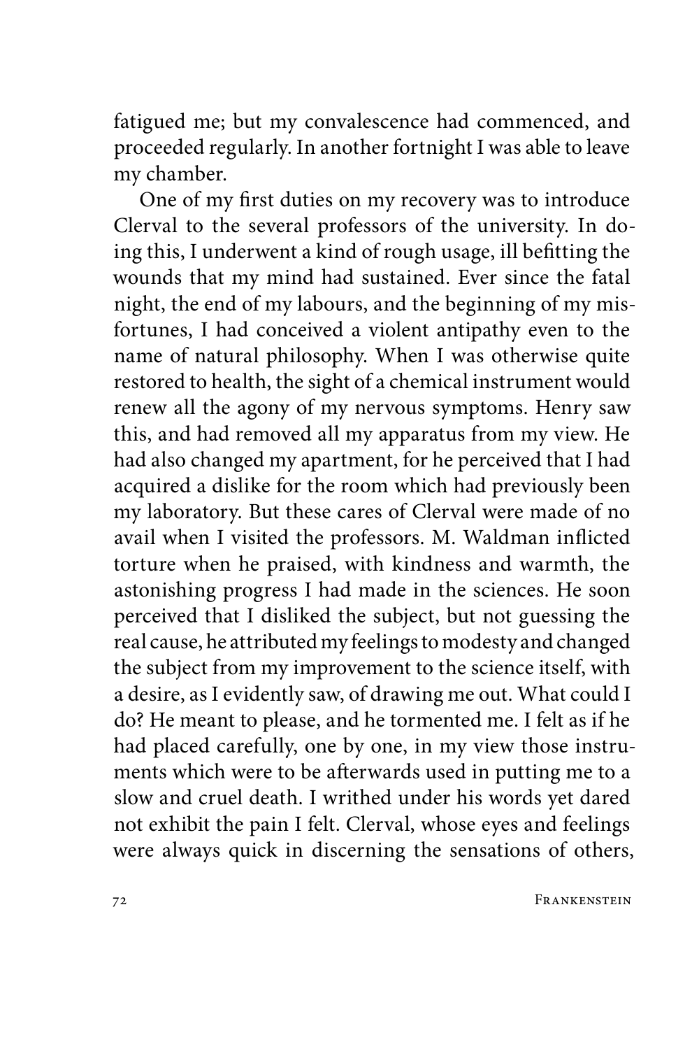fatigued me; but my convalescence had commenced, and proceeded regularly. In another fortnight I was able to leave my chamber.

One of my first duties on my recovery was to introduce Clerval to the several professors of the university. In doing this, I underwent a kind of rough usage, ill befitting the wounds that my mind had sustained. Ever since the fatal night, the end of my labours, and the beginning of my misfortunes, I had conceived a violent antipathy even to the name of natural philosophy. When I was otherwise quite restored to health, the sight of a chemical instrument would renew all the agony of my nervous symptoms. Henry saw this, and had removed all my apparatus from my view. He had also changed my apartment, for he perceived that I had acquired a dislike for the room which had previously been my laboratory. But these cares of Clerval were made of no avail when I visited the professors. M. Waldman inflicted torture when he praised, with kindness and warmth, the astonishing progress I had made in the sciences. He soon perceived that I disliked the subject, but not guessing the real cause, he attributed my feelings to modesty and changed the subject from my improvement to the science itself, with a desire, as I evidently saw, of drawing me out. What could I do? He meant to please, and he tormented me. I felt as if he had placed carefully, one by one, in my view those instruments which were to be afterwards used in putting me to a slow and cruel death. I writhed under his words yet dared not exhibit the pain I felt. Clerval, whose eyes and feelings were always quick in discerning the sensations of others,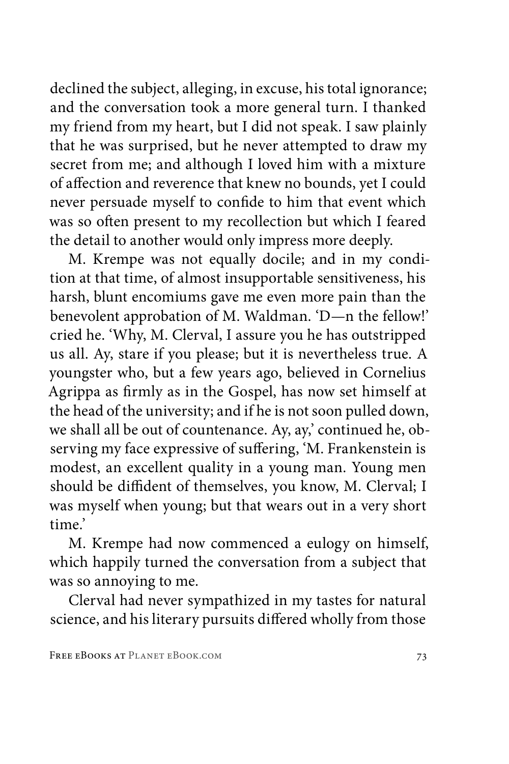declined the subject, alleging, in excuse, his total ignorance; and the conversation took a more general turn. I thanked my friend from my heart, but I did not speak. I saw plainly that he was surprised, but he never attempted to draw my secret from me; and although I loved him with a mixture of affection and reverence that knew no bounds, yet I could never persuade myself to confide to him that event which was so often present to my recollection but which I feared the detail to another would only impress more deeply.

M. Krempe was not equally docile; and in my condition at that time, of almost insupportable sensitiveness, his harsh, blunt encomiums gave me even more pain than the benevolent approbation of M. Waldman. 'D—n the fellow!' cried he. 'Why, M. Clerval, I assure you he has outstripped us all. Ay, stare if you please; but it is nevertheless true. A youngster who, but a few years ago, believed in Cornelius Agrippa as firmly as in the Gospel, has now set himself at the head of the university; and if he is not soon pulled down, we shall all be out of countenance. Ay, ay,' continued he, observing my face expressive of suffering, 'M. Frankenstein is modest, an excellent quality in a young man. Young men should be diffident of themselves, you know, M. Clerval; I was myself when young; but that wears out in a very short time.'

M. Krempe had now commenced a eulogy on himself, which happily turned the conversation from a subject that was so annoying to me.

Clerval had never sympathized in my tastes for natural science, and his literary pursuits differed wholly from those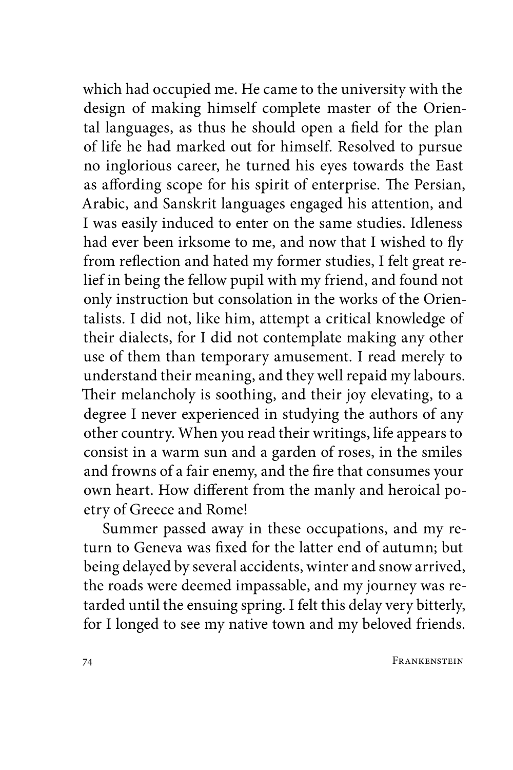which had occupied me. He came to the university with the design of making himself complete master of the Oriental languages, as thus he should open a field for the plan of life he had marked out for himself. Resolved to pursue no inglorious career, he turned his eyes towards the East as affording scope for his spirit of enterprise. The Persian, Arabic, and Sanskrit languages engaged his attention, and I was easily induced to enter on the same studies. Idleness had ever been irksome to me, and now that I wished to fly from reflection and hated my former studies, I felt great relief in being the fellow pupil with my friend, and found not only instruction but consolation in the works of the Orientalists. I did not, like him, attempt a critical knowledge of their dialects, for I did not contemplate making any other use of them than temporary amusement. I read merely to understand their meaning, and they well repaid my labours. Their melancholy is soothing, and their joy elevating, to a degree I never experienced in studying the authors of any other country. When you read their writings, life appears to consist in a warm sun and a garden of roses, in the smiles and frowns of a fair enemy, and the fire that consumes your own heart. How different from the manly and heroical poetry of Greece and Rome!

Summer passed away in these occupations, and my return to Geneva was fixed for the latter end of autumn; but being delayed by several accidents, winter and snow arrived, the roads were deemed impassable, and my journey was retarded until the ensuing spring. I felt this delay very bitterly, for I longed to see my native town and my beloved friends.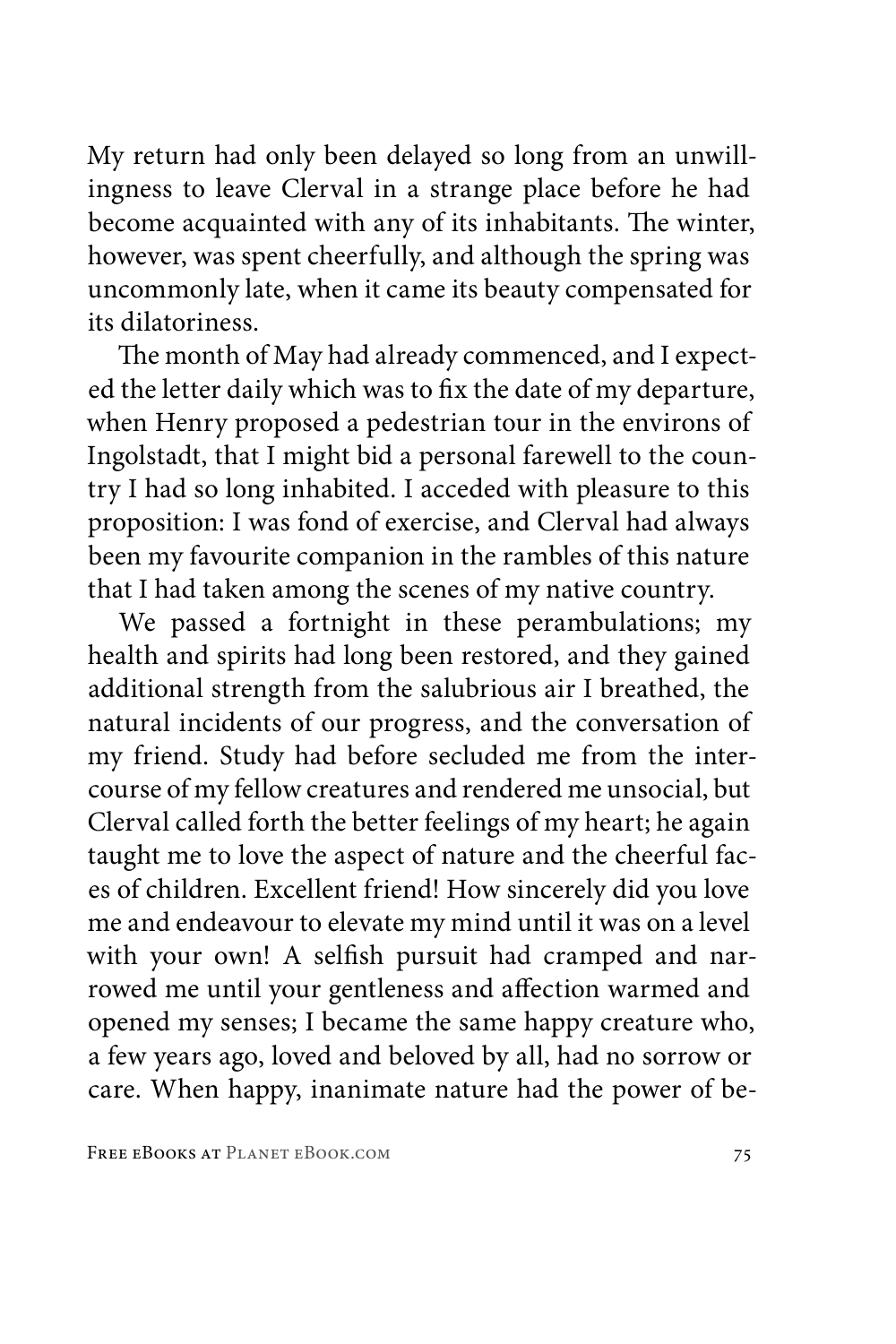My return had only been delayed so long from an unwillingness to leave Clerval in a strange place before he had become acquainted with any of its inhabitants. The winter, however, was spent cheerfully, and although the spring was uncommonly late, when it came its beauty compensated for its dilatoriness.

The month of May had already commenced, and I expected the letter daily which was to fix the date of my departure, when Henry proposed a pedestrian tour in the environs of Ingolstadt, that I might bid a personal farewell to the country I had so long inhabited. I acceded with pleasure to this proposition: I was fond of exercise, and Clerval had always been my favourite companion in the rambles of this nature that I had taken among the scenes of my native country.

We passed a fortnight in these perambulations; my health and spirits had long been restored, and they gained additional strength from the salubrious air I breathed, the natural incidents of our progress, and the conversation of my friend. Study had before secluded me from the intercourse of my fellow creatures and rendered me unsocial, but Clerval called forth the better feelings of my heart; he again taught me to love the aspect of nature and the cheerful faces of children. Excellent friend! How sincerely did you love me and endeavour to elevate my mind until it was on a level with your own! A selfish pursuit had cramped and narrowed me until your gentleness and affection warmed and opened my senses; I became the same happy creature who, a few years ago, loved and beloved by all, had no sorrow or care. When happy, inanimate nature had the power of be-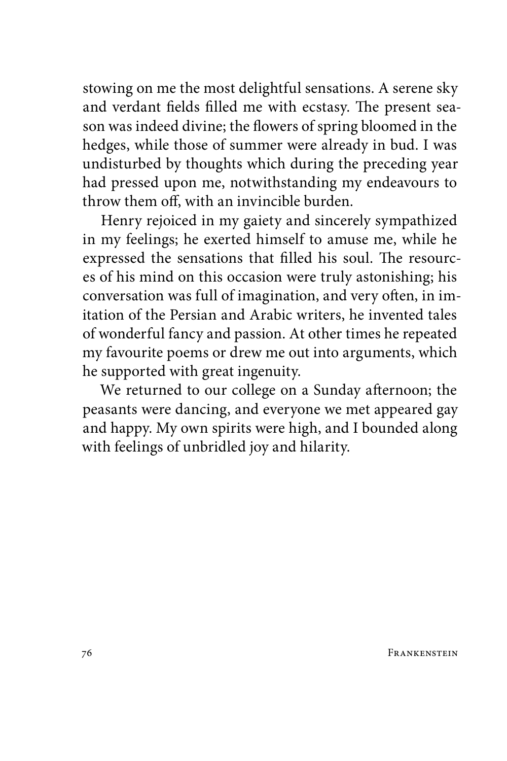stowing on me the most delightful sensations. A serene sky and verdant fields filled me with ecstasy. The present season was indeed divine; the flowers of spring bloomed in the hedges, while those of summer were already in bud. I was undisturbed by thoughts which during the preceding year had pressed upon me, notwithstanding my endeavours to throw them off, with an invincible burden.

Henry rejoiced in my gaiety and sincerely sympathized in my feelings; he exerted himself to amuse me, while he expressed the sensations that filled his soul. The resources of his mind on this occasion were truly astonishing; his conversation was full of imagination, and very often, in imitation of the Persian and Arabic writers, he invented tales of wonderful fancy and passion. At other times he repeated my favourite poems or drew me out into arguments, which he supported with great ingenuity.

We returned to our college on a Sunday afternoon; the peasants were dancing, and everyone we met appeared gay and happy. My own spirits were high, and I bounded along with feelings of unbridled joy and hilarity.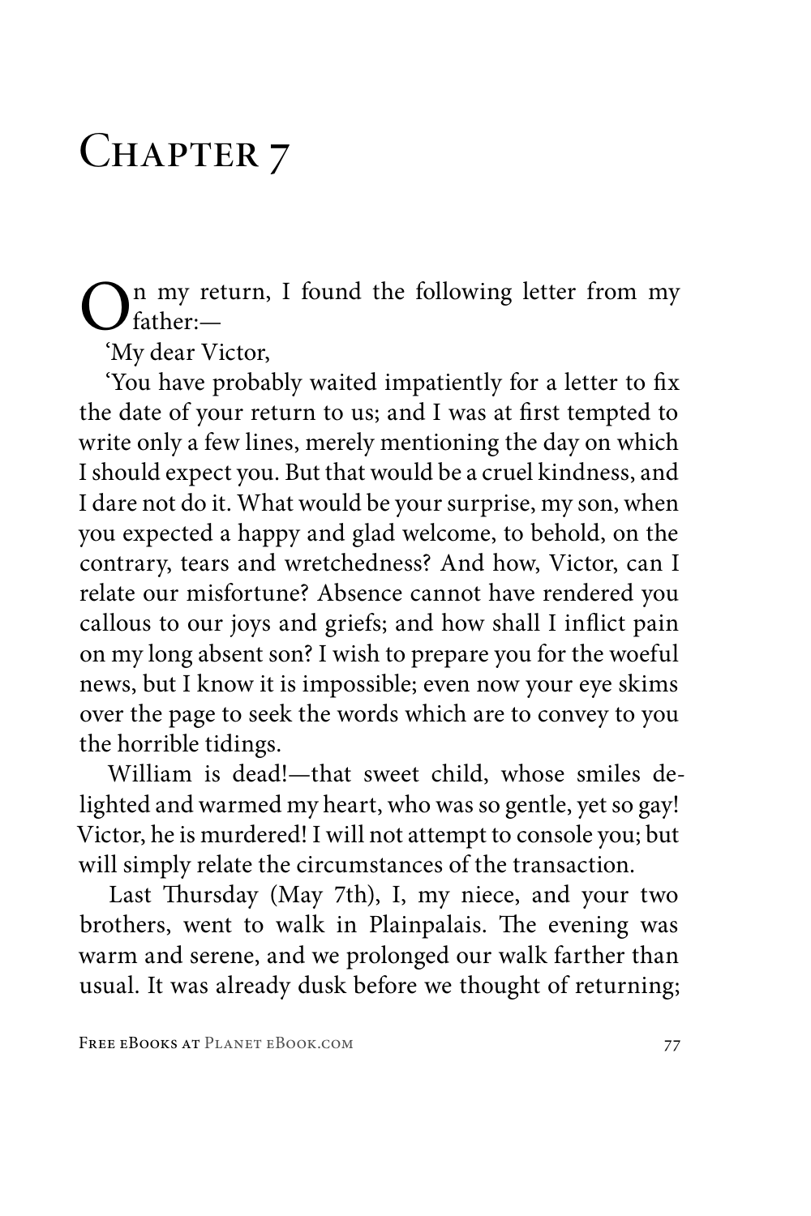# Chapter 7

On my return, I found the following letter from my father:—

'My dear Victor,

'You have probably waited impatiently for a letter to fix the date of your return to us; and I was at first tempted to write only a few lines, merely mentioning the day on which I should expect you. But that would be a cruel kindness, and I dare not do it. What would be your surprise, my son, when you expected a happy and glad welcome, to behold, on the contrary, tears and wretchedness? And how, Victor, can I relate our misfortune? Absence cannot have rendered you callous to our joys and griefs; and how shall I inflict pain on my long absent son? I wish to prepare you for the woeful news, but I know it is impossible; even now your eye skims over the page to seek the words which are to convey to you the horrible tidings.

William is dead!—that sweet child, whose smiles delighted and warmed my heart, who was so gentle, yet so gay! Victor, he is murdered! I will not attempt to console you; but will simply relate the circumstances of the transaction.

Last Thursday (May 7th), I, my niece, and your two brothers, went to walk in Plainpalais. The evening was warm and serene, and we prolonged our walk farther than usual. It was already dusk before we thought of returning;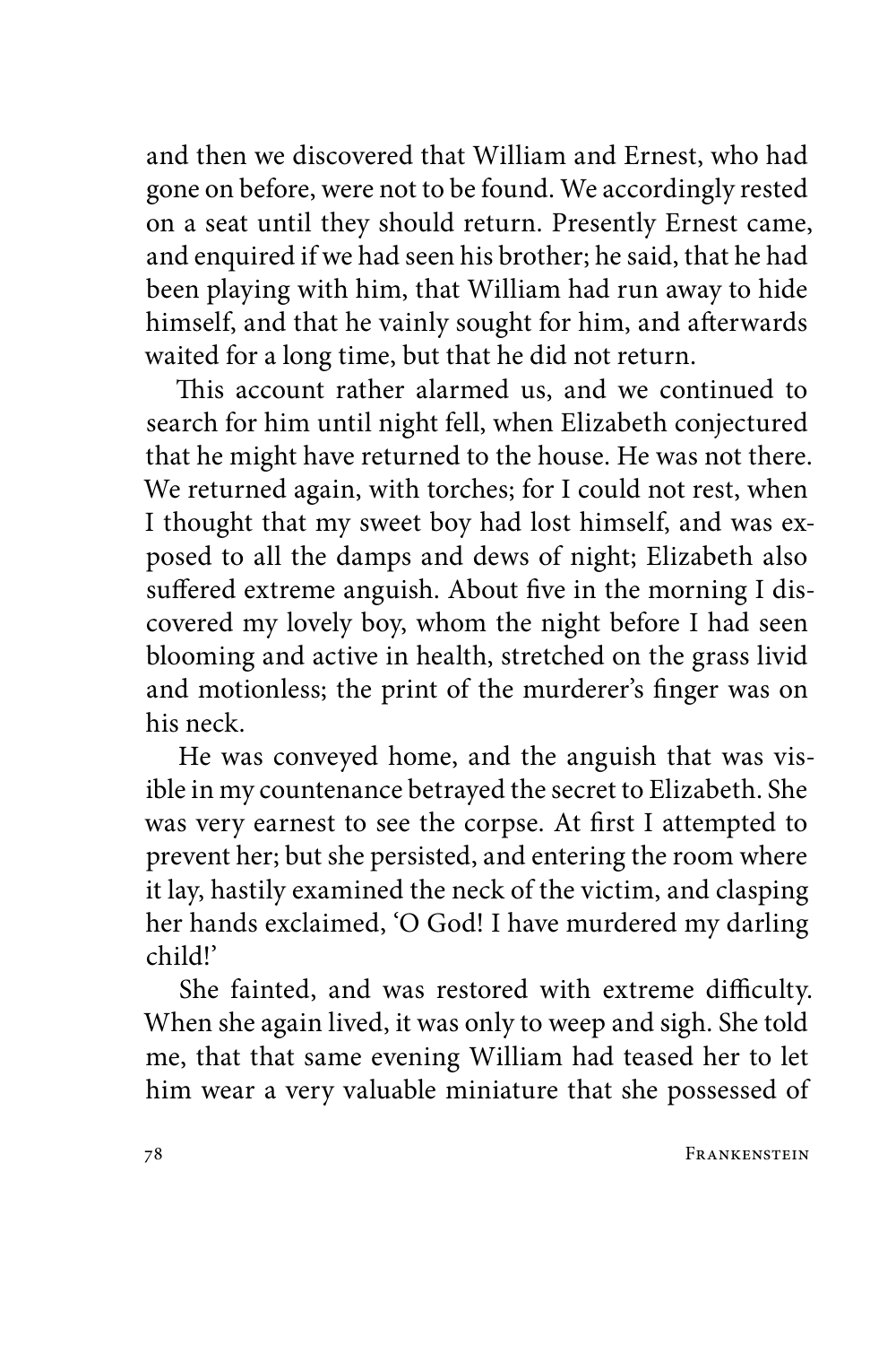and then we discovered that William and Ernest, who had gone on before, were not to be found. We accordingly rested on a seat until they should return. Presently Ernest came, and enquired if we had seen his brother; he said, that he had been playing with him, that William had run away to hide himself, and that he vainly sought for him, and afterwards waited for a long time, but that he did not return.

This account rather alarmed us, and we continued to search for him until night fell, when Elizabeth conjectured that he might have returned to the house. He was not there. We returned again, with torches; for I could not rest, when I thought that my sweet boy had lost himself, and was exposed to all the damps and dews of night; Elizabeth also suffered extreme anguish. About five in the morning I discovered my lovely boy, whom the night before I had seen blooming and active in health, stretched on the grass livid and motionless; the print of the murderer's finger was on his neck.

He was conveyed home, and the anguish that was visible in my countenance betrayed the secret to Elizabeth. She was very earnest to see the corpse. At first I attempted to prevent her; but she persisted, and entering the room where it lay, hastily examined the neck of the victim, and clasping her hands exclaimed, 'O God! I have murdered my darling child!'

She fainted, and was restored with extreme difficulty. When she again lived, it was only to weep and sigh. She told me, that that same evening William had teased her to let him wear a very valuable miniature that she possessed of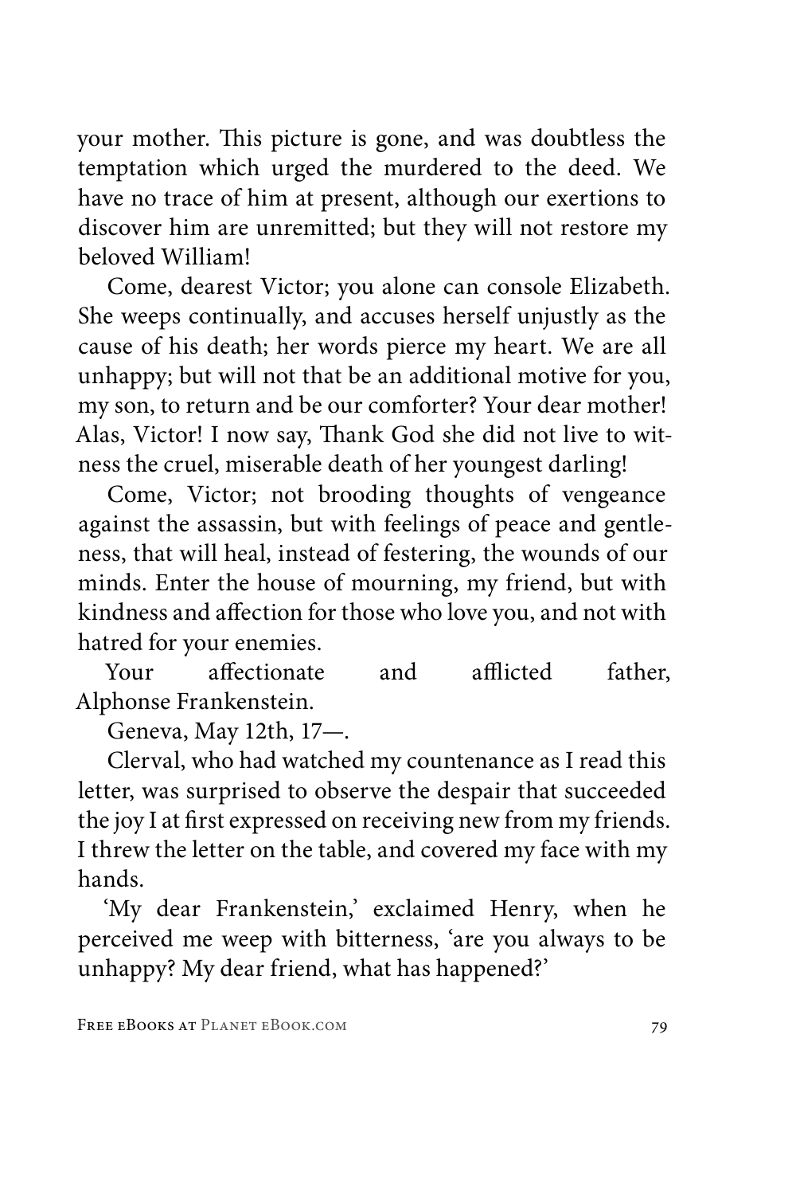your mother. This picture is gone, and was doubtless the temptation which urged the murdered to the deed. We have no trace of him at present, although our exertions to discover him are unremitted; but they will not restore my beloved William!

Come, dearest Victor; you alone can console Elizabeth. She weeps continually, and accuses herself unjustly as the cause of his death; her words pierce my heart. We are all unhappy; but will not that be an additional motive for you, my son, to return and be our comforter? Your dear mother! Alas, Victor! I now say, Thank God she did not live to witness the cruel, miserable death of her youngest darling!

Come, Victor; not brooding thoughts of vengeance against the assassin, but with feelings of peace and gentleness, that will heal, instead of festering, the wounds of our minds. Enter the house of mourning, my friend, but with kindness and affection for those who love you, and not with hatred for your enemies.

Your affectionate and afflicted father,
Alphonse Frankenstein.

Geneva, May 12th, 17—.

Clerval, who had watched my countenance as I read this letter, was surprised to observe the despair that succeeded the joy I at first expressed on receiving new from my friends. I threw the letter on the table, and covered my face with my hands.

'My dear Frankenstein,' exclaimed Henry, when he perceived me weep with bitterness, 'are you always to be unhappy? My dear friend, what has happened?'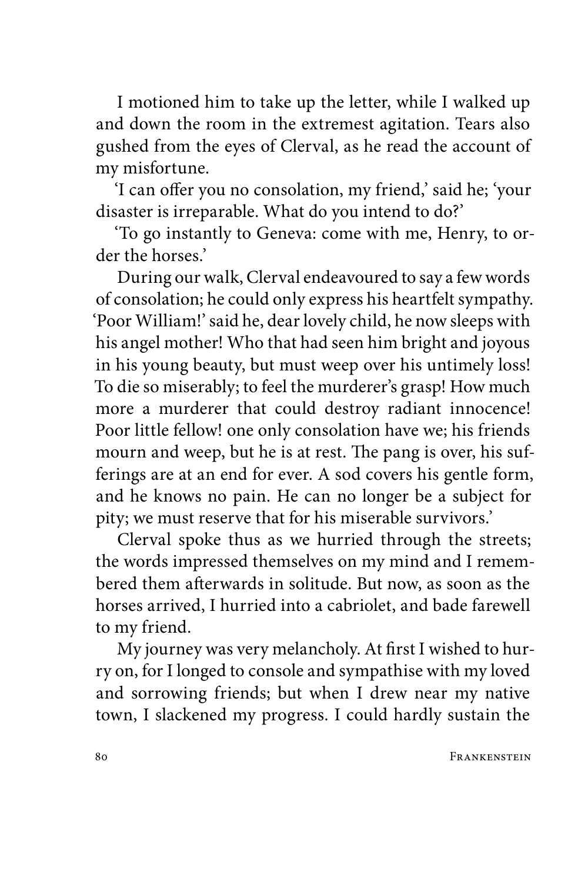I motioned him to take up the letter, while I walked up and down the room in the extremest agitation. Tears also gushed from the eyes of Clerval, as he read the account of my misfortune.

'I can offer you no consolation, my friend,' said he; 'your disaster is irreparable. What do you intend to do?'

'To go instantly to Geneva: come with me, Henry, to order the horses.'

During our walk, Clerval endeavoured to say a few words of consolation; he could only express his heartfelt sympathy. 'Poor William!' said he, dear lovely child, he now sleeps with his angel mother! Who that had seen him bright and joyous in his young beauty, but must weep over his untimely loss! To die so miserably; to feel the murderer's grasp! How much more a murderer that could destroy radiant innocence! Poor little fellow! one only consolation have we; his friends mourn and weep, but he is at rest. The pang is over, his sufferings are at an end for ever. A sod covers his gentle form, and he knows no pain. He can no longer be a subject for pity; we must reserve that for his miserable survivors.'

Clerval spoke thus as we hurried through the streets; the words impressed themselves on my mind and I remembered them afterwards in solitude. But now, as soon as the horses arrived, I hurried into a cabriolet, and bade farewell to my friend.

My journey was very melancholy. At first I wished to hurry on, for I longed to console and sympathise with my loved and sorrowing friends; but when I drew near my native town, I slackened my progress. I could hardly sustain the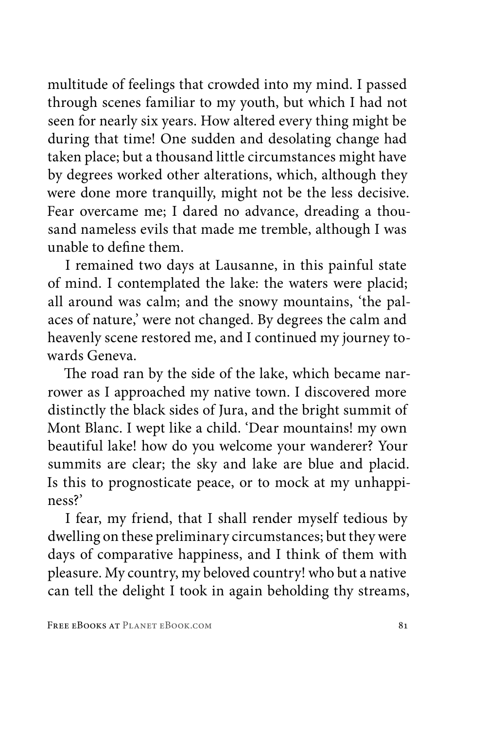multitude of feelings that crowded into my mind. I passed through scenes familiar to my youth, but which I had not seen for nearly six years. How altered every thing might be during that time! One sudden and desolating change had taken place; but a thousand little circumstances might have by degrees worked other alterations, which, although they were done more tranquilly, might not be the less decisive. Fear overcame me; I dared no advance, dreading a thousand nameless evils that made me tremble, although I was unable to define them.

I remained two days at Lausanne, in this painful state of mind. I contemplated the lake: the waters were placid; all around was calm; and the snowy mountains, 'the palaces of nature,' were not changed. By degrees the calm and heavenly scene restored me, and I continued my journey towards Geneva.

The road ran by the side of the lake, which became narrower as I approached my native town. I discovered more distinctly the black sides of Jura, and the bright summit of Mont Blanc. I wept like a child. 'Dear mountains! my own beautiful lake! how do you welcome your wanderer? Your summits are clear; the sky and lake are blue and placid. Is this to prognosticate peace, or to mock at my unhappiness?'

I fear, my friend, that I shall render myself tedious by dwelling on these preliminary circumstances; but they were days of comparative happiness, and I think of them with pleasure. My country, my beloved country! who but a native can tell the delight I took in again beholding thy streams,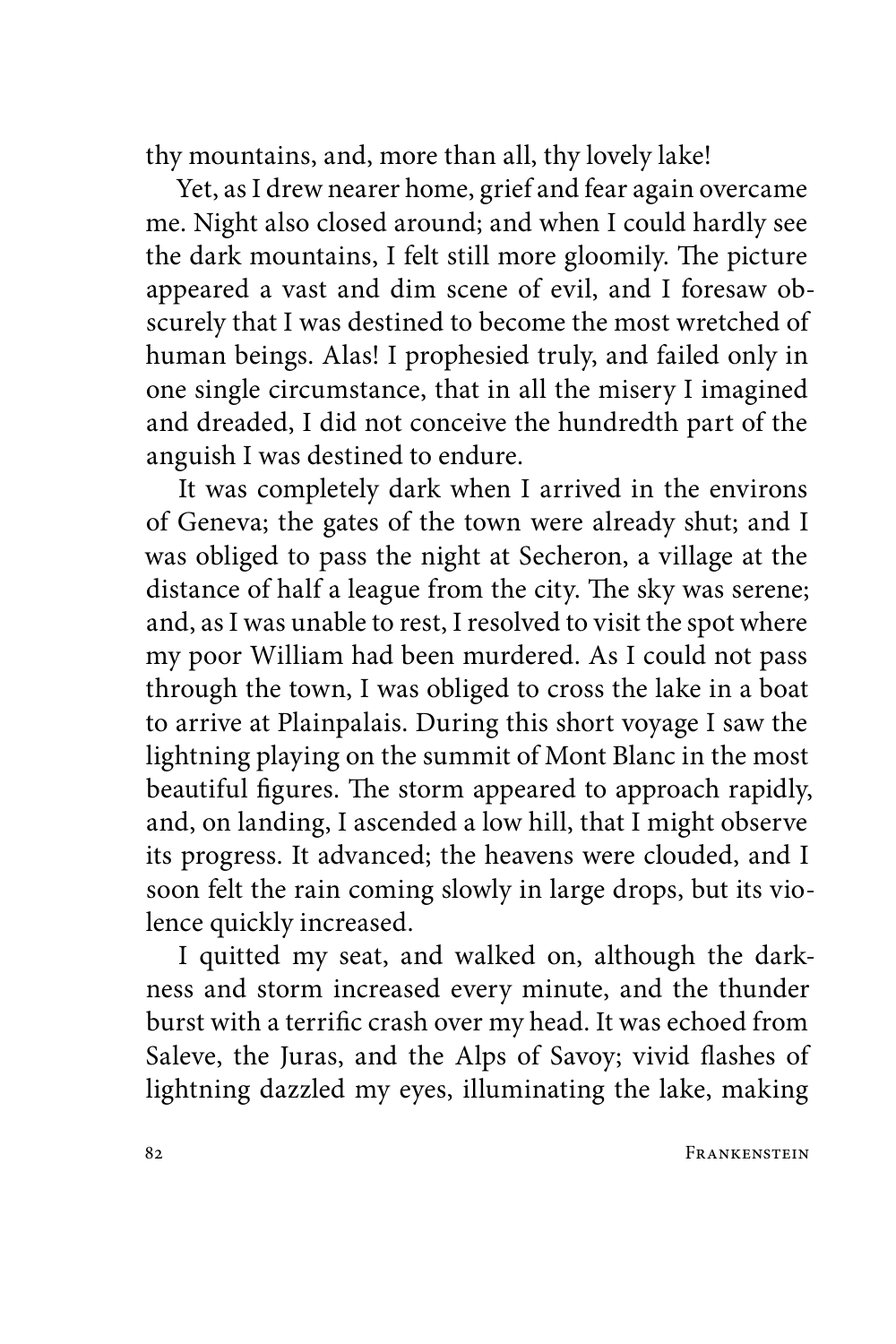thy mountains, and, more than all, thy lovely lake!

Yet, as I drew nearer home, grief and fear again overcame me. Night also closed around; and when I could hardly see the dark mountains, I felt still more gloomily. The picture appeared a vast and dim scene of evil, and I foresaw obscurely that I was destined to become the most wretched of human beings. Alas! I prophesied truly, and failed only in one single circumstance, that in all the misery I imagined and dreaded, I did not conceive the hundredth part of the anguish I was destined to endure.

It was completely dark when I arrived in the environs of Geneva; the gates of the town were already shut; and I was obliged to pass the night at Secheron, a village at the distance of half a league from the city. The sky was serene; and, as I was unable to rest, I resolved to visit the spot where my poor William had been murdered. As I could not pass through the town, I was obliged to cross the lake in a boat to arrive at Plainpalais. During this short voyage I saw the lightning playing on the summit of Mont Blanc in the most beautiful figures. The storm appeared to approach rapidly, and, on landing, I ascended a low hill, that I might observe its progress. It advanced; the heavens were clouded, and I soon felt the rain coming slowly in large drops, but its violence quickly increased.

I quitted my seat, and walked on, although the darkness and storm increased every minute, and the thunder burst with a terrific crash over my head. It was echoed from Saleve, the Juras, and the Alps of Savoy; vivid flashes of lightning dazzled my eyes, illuminating the lake, making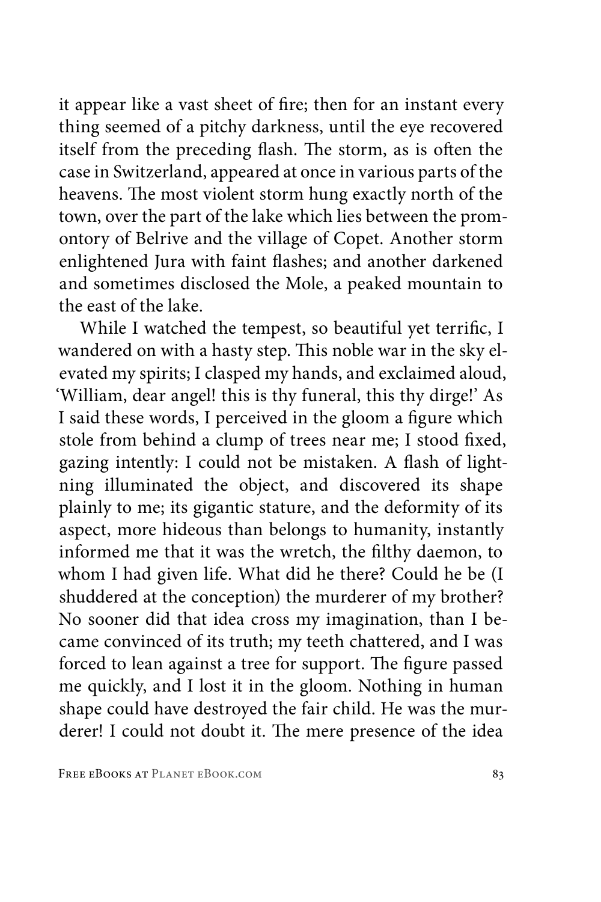it appear like a vast sheet of fire; then for an instant every thing seemed of a pitchy darkness, until the eye recovered itself from the preceding flash. The storm, as is often the case in Switzerland, appeared at once in various parts of the heavens. The most violent storm hung exactly north of the town, over the part of the lake which lies between the promontory of Belrive and the village of Copet. Another storm enlightened Jura with faint flashes; and another darkened and sometimes disclosed the Mole, a peaked mountain to the east of the lake.

While I watched the tempest, so beautiful yet terrific, I wandered on with a hasty step. This noble war in the sky elevated my spirits; I clasped my hands, and exclaimed aloud, 'William, dear angel! this is thy funeral, this thy dirge!' As I said these words, I perceived in the gloom a figure which stole from behind a clump of trees near me; I stood fixed, gazing intently: I could not be mistaken. A flash of lightning illuminated the object, and discovered its shape plainly to me; its gigantic stature, and the deformity of its aspect, more hideous than belongs to humanity, instantly informed me that it was the wretch, the filthy daemon, to whom I had given life. What did he there? Could he be (I shuddered at the conception) the murderer of my brother? No sooner did that idea cross my imagination, than I became convinced of its truth; my teeth chattered, and I was forced to lean against a tree for support. The figure passed me quickly, and I lost it in the gloom. Nothing in human shape could have destroyed the fair child. He was the murderer! I could not doubt it. The mere presence of the idea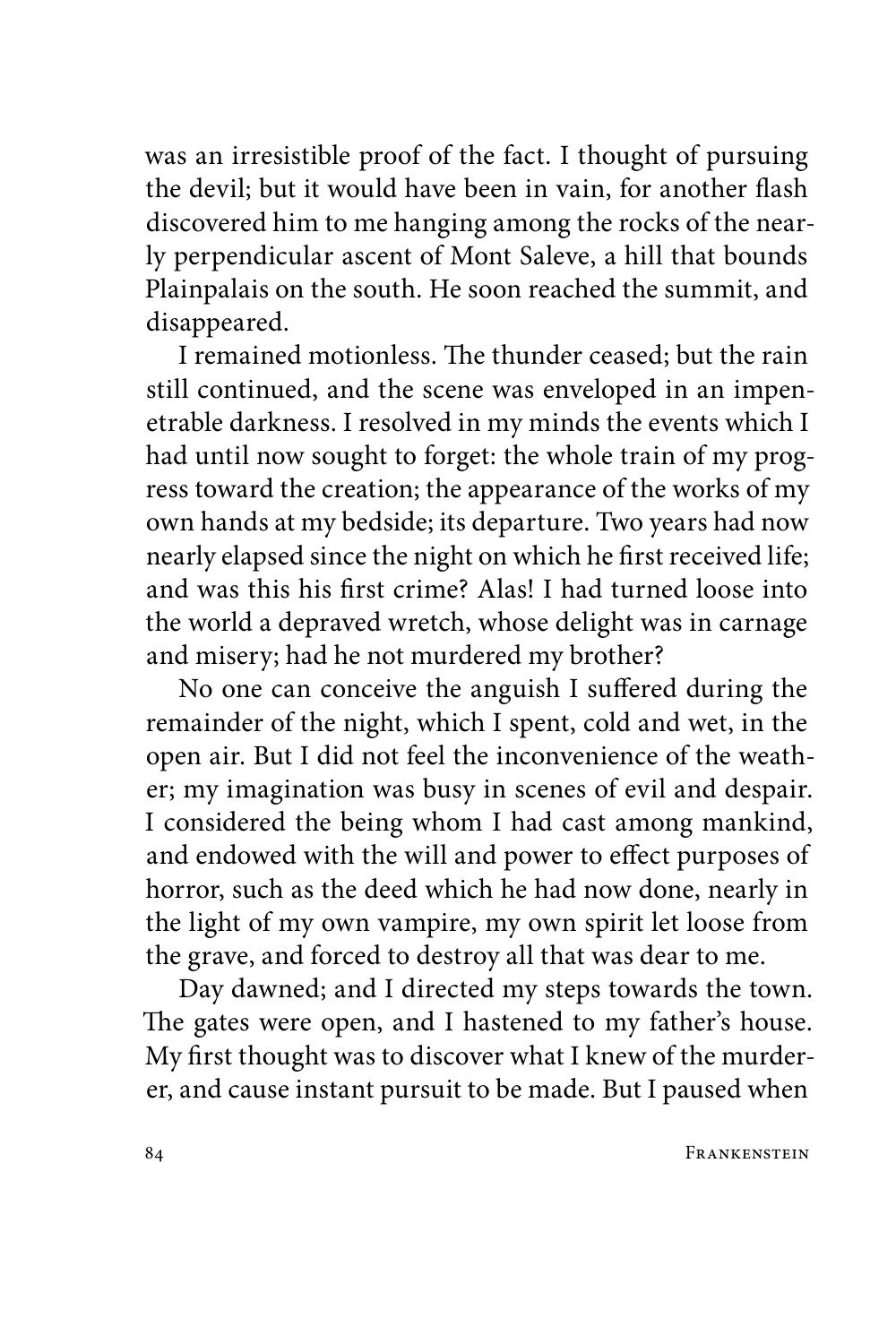was an irresistible proof of the fact. I thought of pursuing the devil; but it would have been in vain, for another flash discovered him to me hanging among the rocks of the nearly perpendicular ascent of Mont Saleve, a hill that bounds Plainpalais on the south. He soon reached the summit, and disappeared.

I remained motionless. The thunder ceased; but the rain still continued, and the scene was enveloped in an impenetrable darkness. I resolved in my minds the events which I had until now sought to forget: the whole train of my progress toward the creation; the appearance of the works of my own hands at my bedside; its departure. Two years had now nearly elapsed since the night on which he first received life; and was this his first crime? Alas! I had turned loose into the world a depraved wretch, whose delight was in carnage and misery; had he not murdered my brother?

No one can conceive the anguish I suffered during the remainder of the night, which I spent, cold and wet, in the open air. But I did not feel the inconvenience of the weather; my imagination was busy in scenes of evil and despair. I considered the being whom I had cast among mankind, and endowed with the will and power to effect purposes of horror, such as the deed which he had now done, nearly in the light of my own vampire, my own spirit let loose from the grave, and forced to destroy all that was dear to me.

Day dawned; and I directed my steps towards the town. The gates were open, and I hastened to my father's house. My first thought was to discover what I knew of the murderer, and cause instant pursuit to be made. But I paused when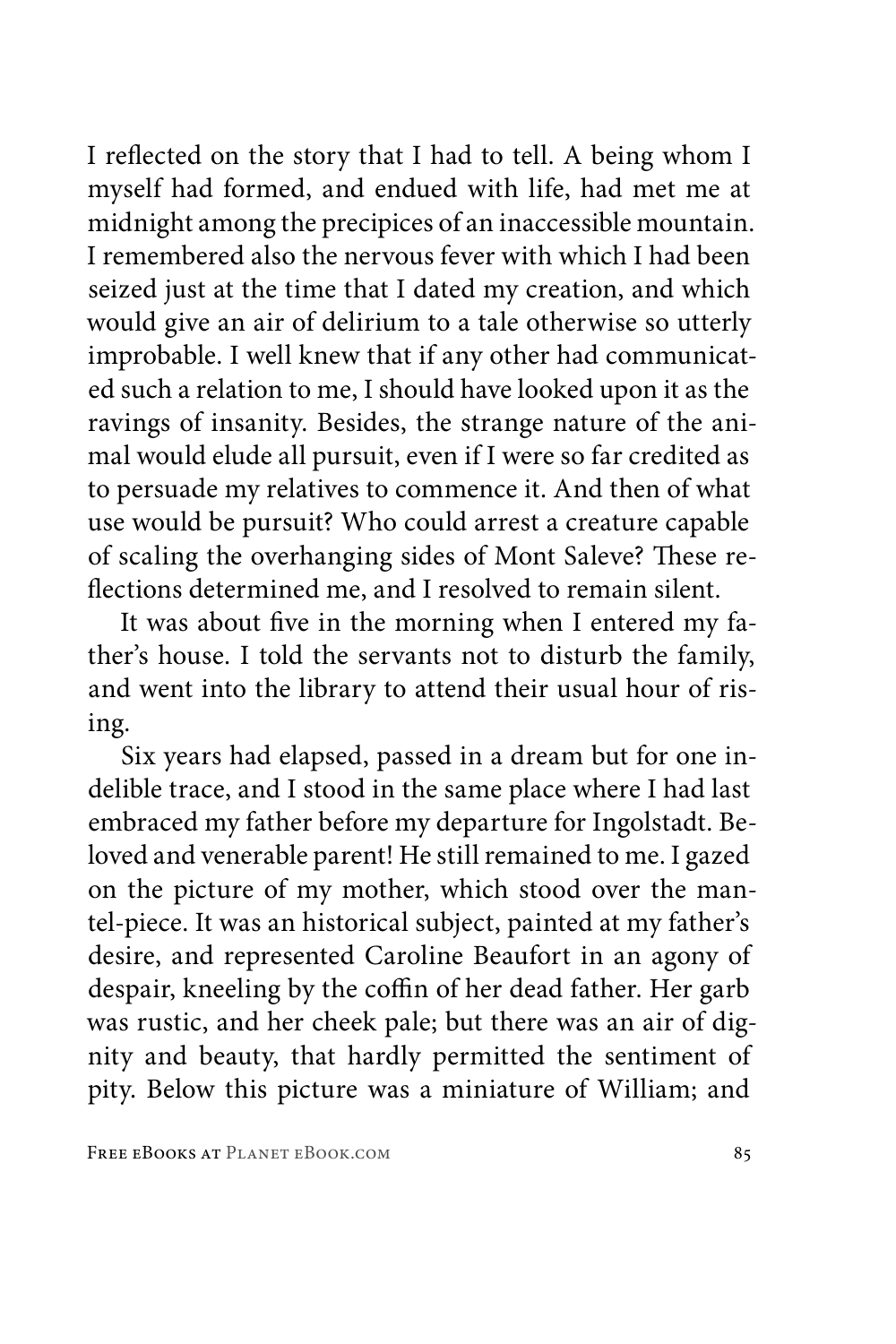I reflected on the story that I had to tell. A being whom I myself had formed, and endued with life, had met me at midnight among the precipices of an inaccessible mountain. I remembered also the nervous fever with which I had been seized just at the time that I dated my creation, and which would give an air of delirium to a tale otherwise so utterly improbable. I well knew that if any other had communicated such a relation to me, I should have looked upon it as the ravings of insanity. Besides, the strange nature of the animal would elude all pursuit, even if I were so far credited as to persuade my relatives to commence it. And then of what use would be pursuit? Who could arrest a creature capable of scaling the overhanging sides of Mont Saleve? These reflections determined me, and I resolved to remain silent.

It was about five in the morning when I entered my father's house. I told the servants not to disturb the family, and went into the library to attend their usual hour of rising.

Six years had elapsed, passed in a dream but for one indelible trace, and I stood in the same place where I had last embraced my father before my departure for Ingolstadt. Beloved and venerable parent! He still remained to me. I gazed on the picture of my mother, which stood over the mantel-piece. It was an historical subject, painted at my father's desire, and represented Caroline Beaufort in an agony of despair, kneeling by the coffin of her dead father. Her garb was rustic, and her cheek pale; but there was an air of dignity and beauty, that hardly permitted the sentiment of pity. Below this picture was a miniature of William; and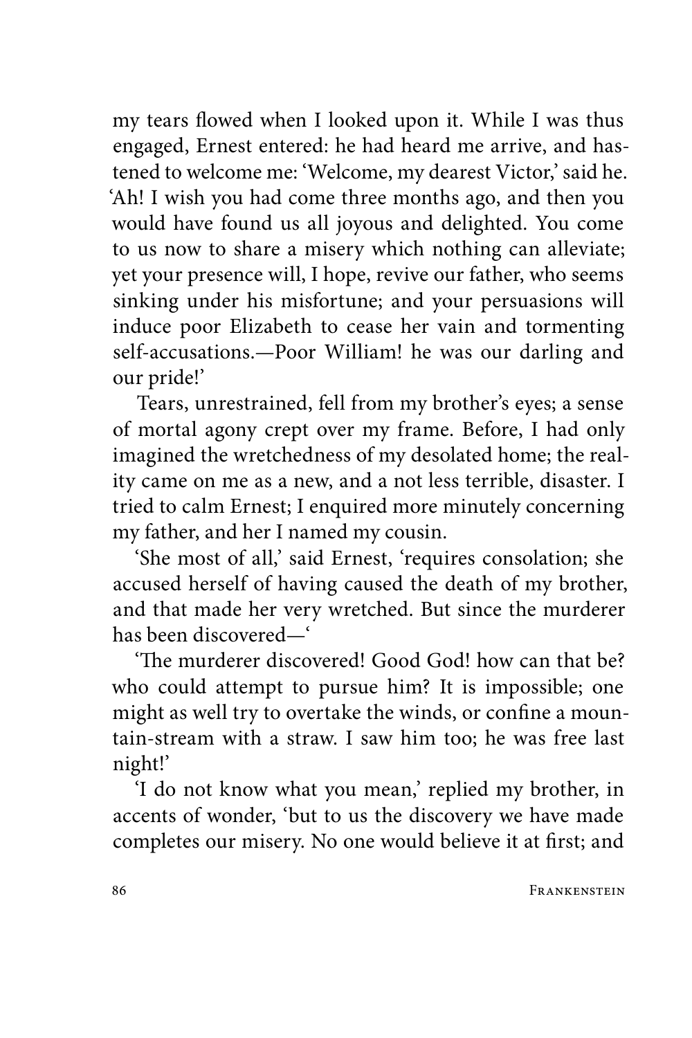my tears flowed when I looked upon it. While I was thus engaged, Ernest entered: he had heard me arrive, and hastened to welcome me: 'Welcome, my dearest Victor,' said he. 'Ah! I wish you had come three months ago, and then you would have found us all joyous and delighted. You come to us now to share a misery which nothing can alleviate; yet your presence will, I hope, revive our father, who seems sinking under his misfortune; and your persuasions will induce poor Elizabeth to cease her vain and tormenting self-accusations.—Poor William! he was our darling and our pride!'

Tears, unrestrained, fell from my brother's eyes; a sense of mortal agony crept over my frame. Before, I had only imagined the wretchedness of my desolated home; the reality came on me as a new, and a not less terrible, disaster. I tried to calm Ernest; I enquired more minutely concerning my father, and her I named my cousin.

'She most of all,' said Ernest, 'requires consolation; she accused herself of having caused the death of my brother, and that made her very wretched. But since the murderer has been discovered—'

'The murderer discovered! Good God! how can that be? who could attempt to pursue him? It is impossible; one might as well try to overtake the winds, or confine a mountain-stream with a straw. I saw him too; he was free last night!'

'I do not know what you mean,' replied my brother, in accents of wonder, 'but to us the discovery we have made completes our misery. No one would believe it at first; and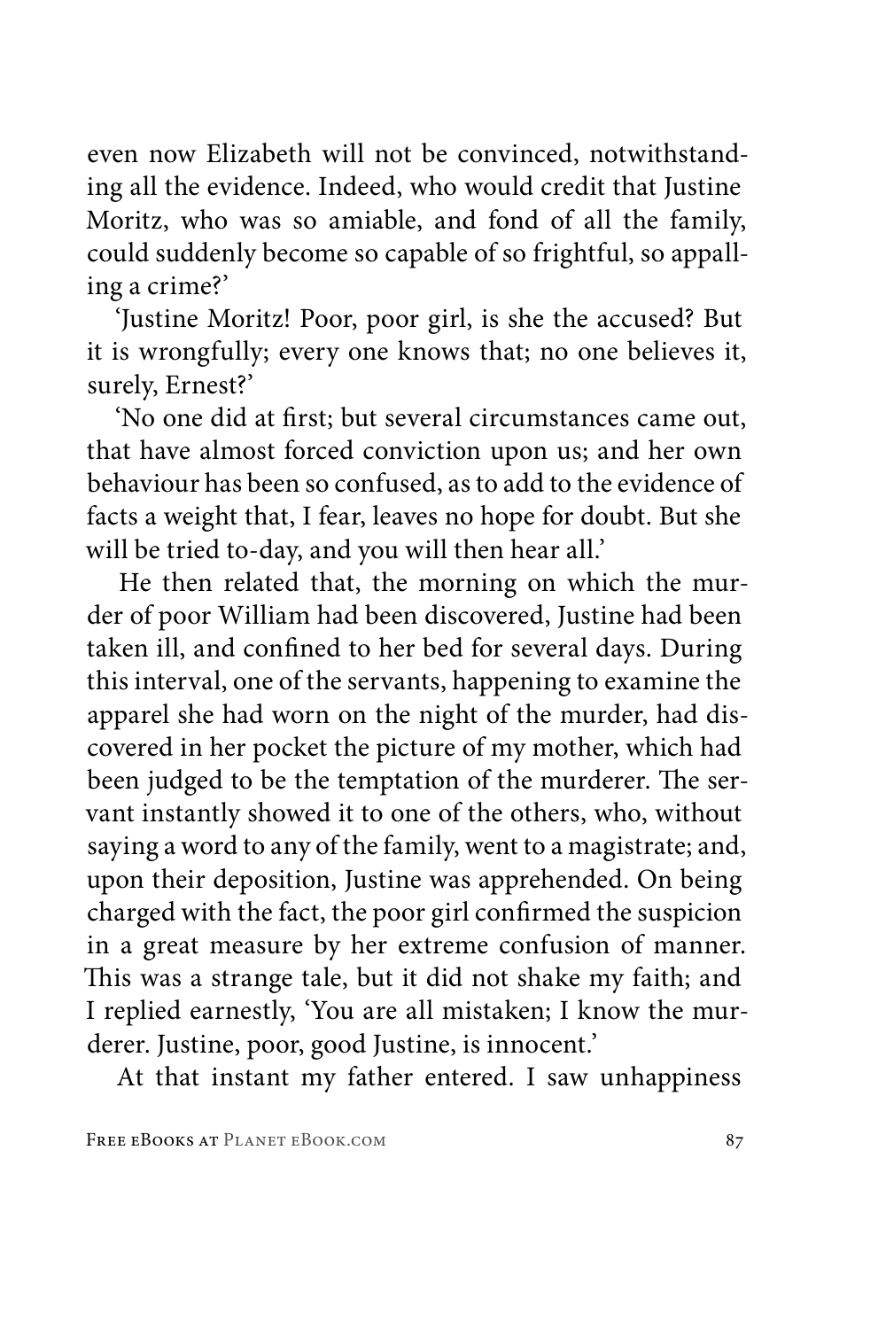even now Elizabeth will not be convinced, notwithstanding all the evidence. Indeed, who would credit that Justine Moritz, who was so amiable, and fond of all the family, could suddenly become so capable of so frightful, so appalling a crime?'

'Justine Moritz! Poor, poor girl, is she the accused? But it is wrongfully; every one knows that; no one believes it, surely, Ernest?'

'No one did at first; but several circumstances came out, that have almost forced conviction upon us; and her own behaviour has been so confused, as to add to the evidence of facts a weight that, I fear, leaves no hope for doubt. But she will be tried to-day, and you will then hear all.'

He then related that, the morning on which the murder of poor William had been discovered, Justine had been taken ill, and confined to her bed for several days. During this interval, one of the servants, happening to examine the apparel she had worn on the night of the murder, had discovered in her pocket the picture of my mother, which had been judged to be the temptation of the murderer. The servant instantly showed it to one of the others, who, without saying a word to any of the family, went to a magistrate; and, upon their deposition, Justine was apprehended. On being charged with the fact, the poor girl confirmed the suspicion in a great measure by her extreme confusion of manner. This was a strange tale, but it did not shake my faith; and I replied earnestly, 'You are all mistaken; I know the murderer. Justine, poor, good Justine, is innocent.'

At that instant my father entered. I saw unhappiness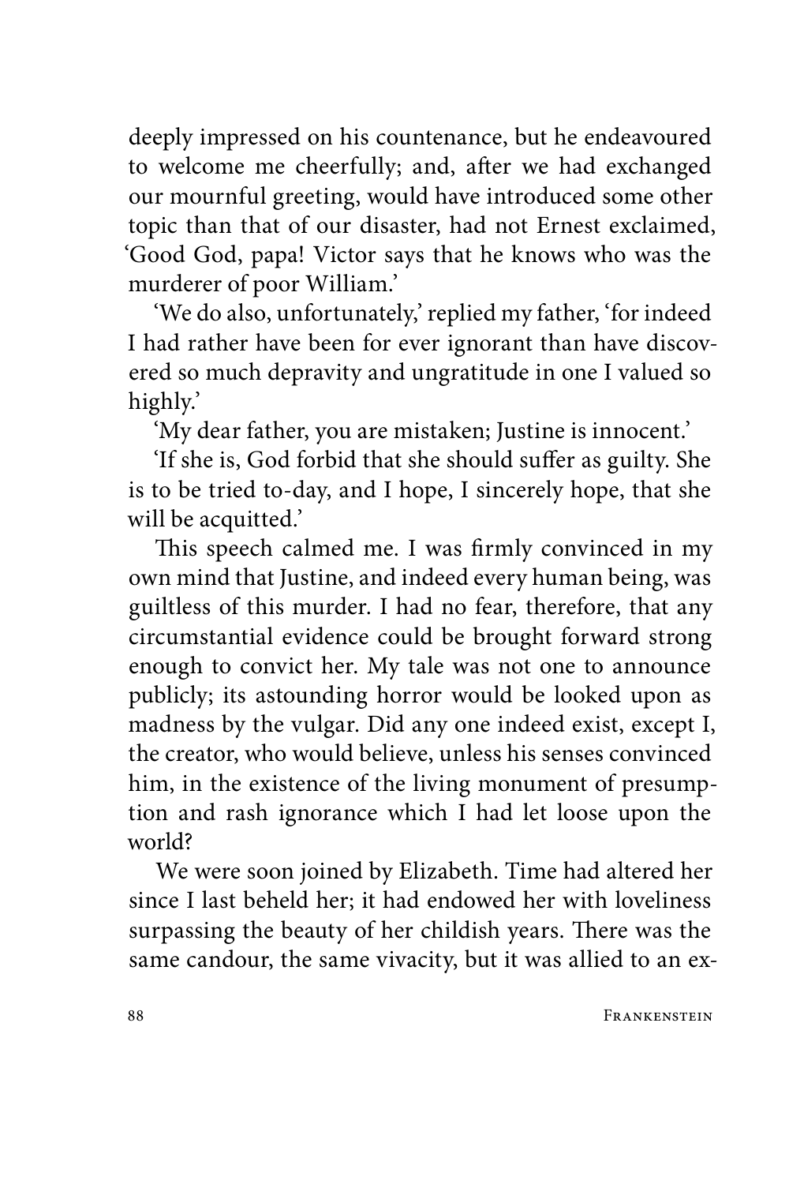deeply impressed on his countenance, but he endeavoured to welcome me cheerfully; and, after we had exchanged our mournful greeting, would have introduced some other topic than that of our disaster, had not Ernest exclaimed, 'Good God, papa! Victor says that he knows who was the murderer of poor William.'

'We do also, unfortunately,' replied my father, 'for indeed I had rather have been for ever ignorant than have discovered so much depravity and ungratitude in one I valued so highly.'

'My dear father, you are mistaken; Justine is innocent.'

'If she is, God forbid that she should suffer as guilty. She is to be tried to-day, and I hope, I sincerely hope, that she will be acquitted.'

This speech calmed me. I was firmly convinced in my own mind that Justine, and indeed every human being, was guiltless of this murder. I had no fear, therefore, that any circumstantial evidence could be brought forward strong enough to convict her. My tale was not one to announce publicly; its astounding horror would be looked upon as madness by the vulgar. Did any one indeed exist, except I, the creator, who would believe, unless his senses convinced him, in the existence of the living monument of presumption and rash ignorance which I had let loose upon the world?

We were soon joined by Elizabeth. Time had altered her since I last beheld her; it had endowed her with loveliness surpassing the beauty of her childish years. There was the same candour, the same vivacity, but it was allied to an ex-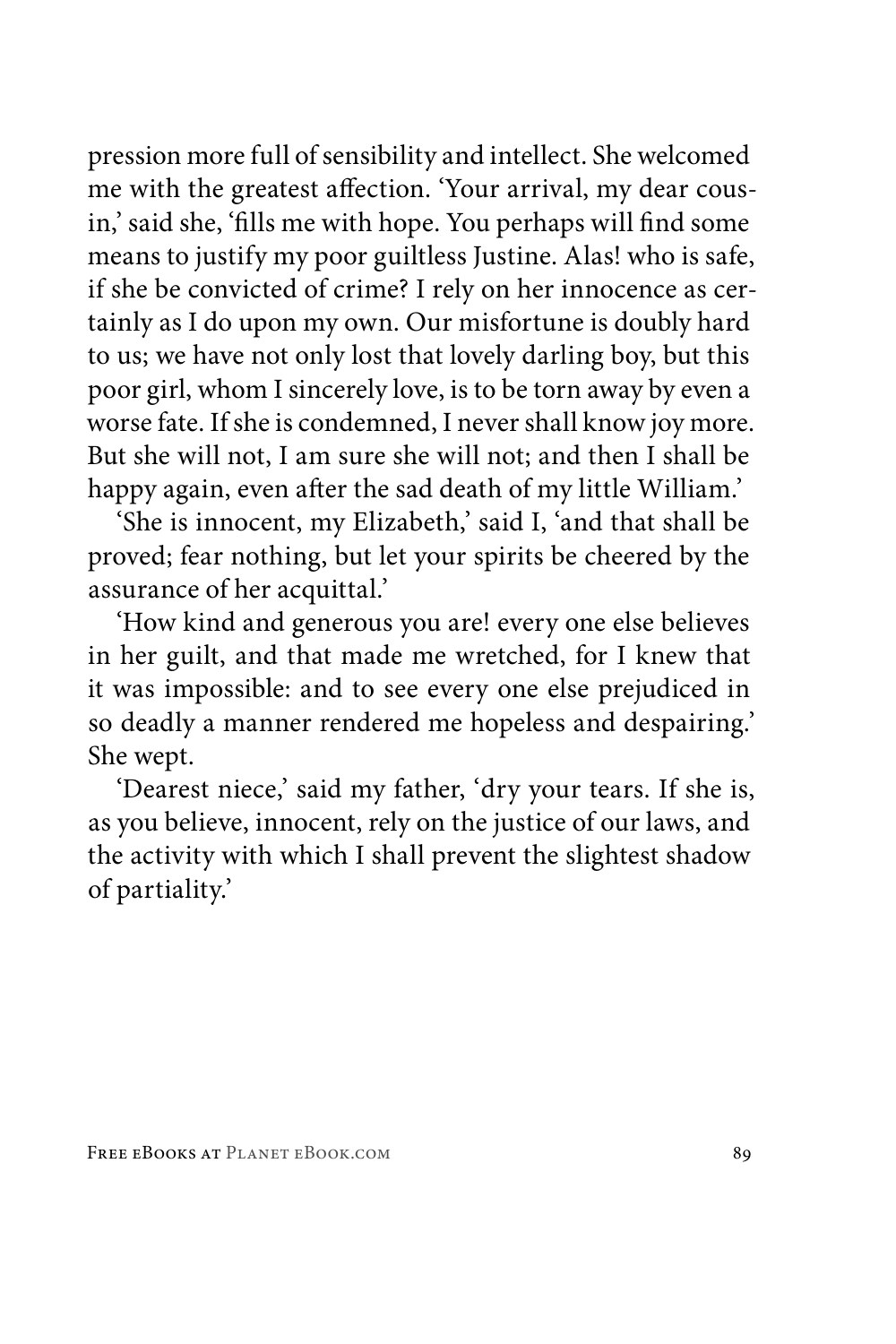pression more full of sensibility and intellect. She welcomed me with the greatest affection. 'Your arrival, my dear cousin,' said she, 'fills me with hope. You perhaps will find some means to justify my poor guiltless Justine. Alas! who is safe, if she be convicted of crime? I rely on her innocence as certainly as I do upon my own. Our misfortune is doubly hard to us; we have not only lost that lovely darling boy, but this poor girl, whom I sincerely love, is to be torn away by even a worse fate. If she is condemned, I never shall know joy more. But she will not, I am sure she will not; and then I shall be happy again, even after the sad death of my little William.'

'She is innocent, my Elizabeth,' said I, 'and that shall be proved; fear nothing, but let your spirits be cheered by the assurance of her acquittal.'

'How kind and generous you are! every one else believes in her guilt, and that made me wretched, for I knew that it was impossible: and to see every one else prejudiced in so deadly a manner rendered me hopeless and despairing.' She wept.

'Dearest niece,' said my father, 'dry your tears. If she is, as you believe, innocent, rely on the justice of our laws, and the activity with which I shall prevent the slightest shadow of partiality.'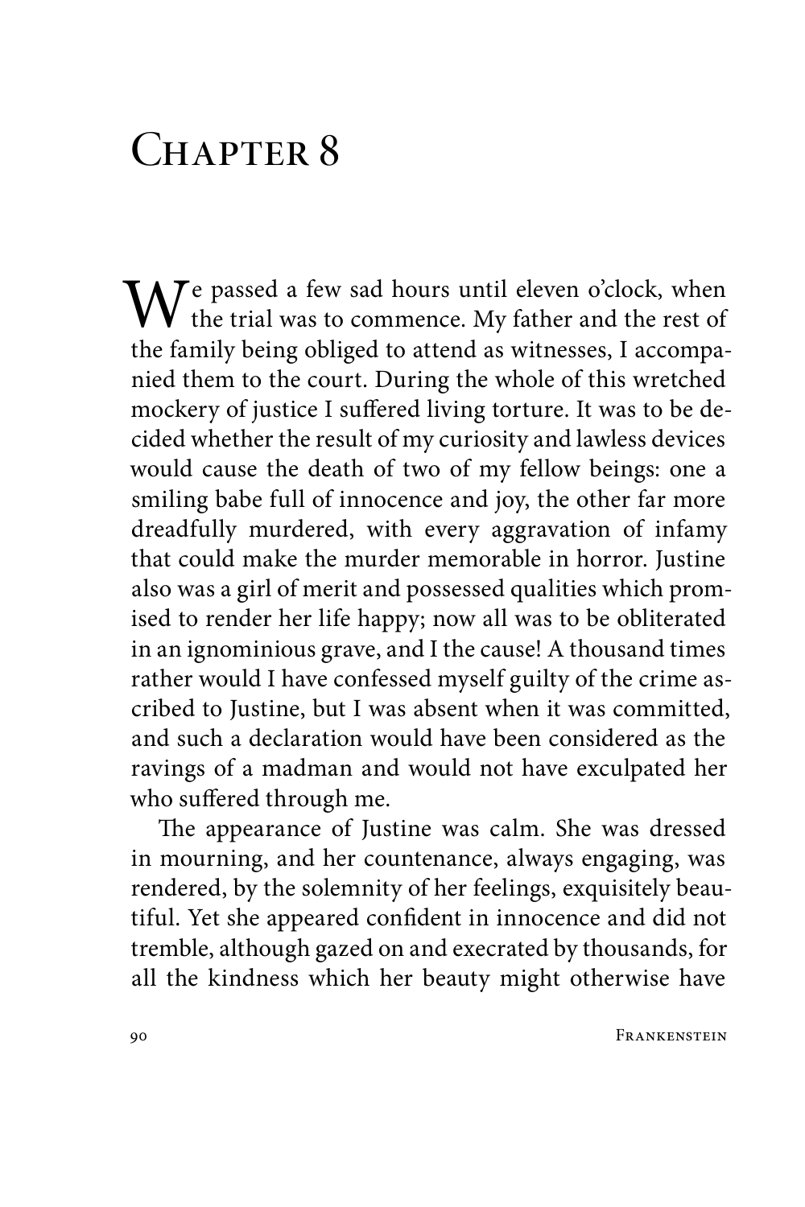# Chapter 8

We passed a few sad hours until eleven o'clock, when the trial was to commence. My father and the rest of the family being obliged to attend as witnesses, I accompanied them to the court. During the whole of this wretched mockery of justice I suffered living torture. It was to be decided whether the result of my curiosity and lawless devices would cause the death of two of my fellow beings: one a smiling babe full of innocence and joy, the other far more dreadfully murdered, with every aggravation of infamy that could make the murder memorable in horror. Justine also was a girl of merit and possessed qualities which promised to render her life happy; now all was to be obliterated in an ignominious grave, and I the cause! A thousand times rather would I have confessed myself guilty of the crime ascribed to Justine, but I was absent when it was committed, and such a declaration would have been considered as the ravings of a madman and would not have exculpated her who suffered through me.

The appearance of Justine was calm. She was dressed in mourning, and her countenance, always engaging, was rendered, by the solemnity of her feelings, exquisitely beautiful. Yet she appeared confident in innocence and did not tremble, although gazed on and execrated by thousands, for all the kindness which her beauty might otherwise have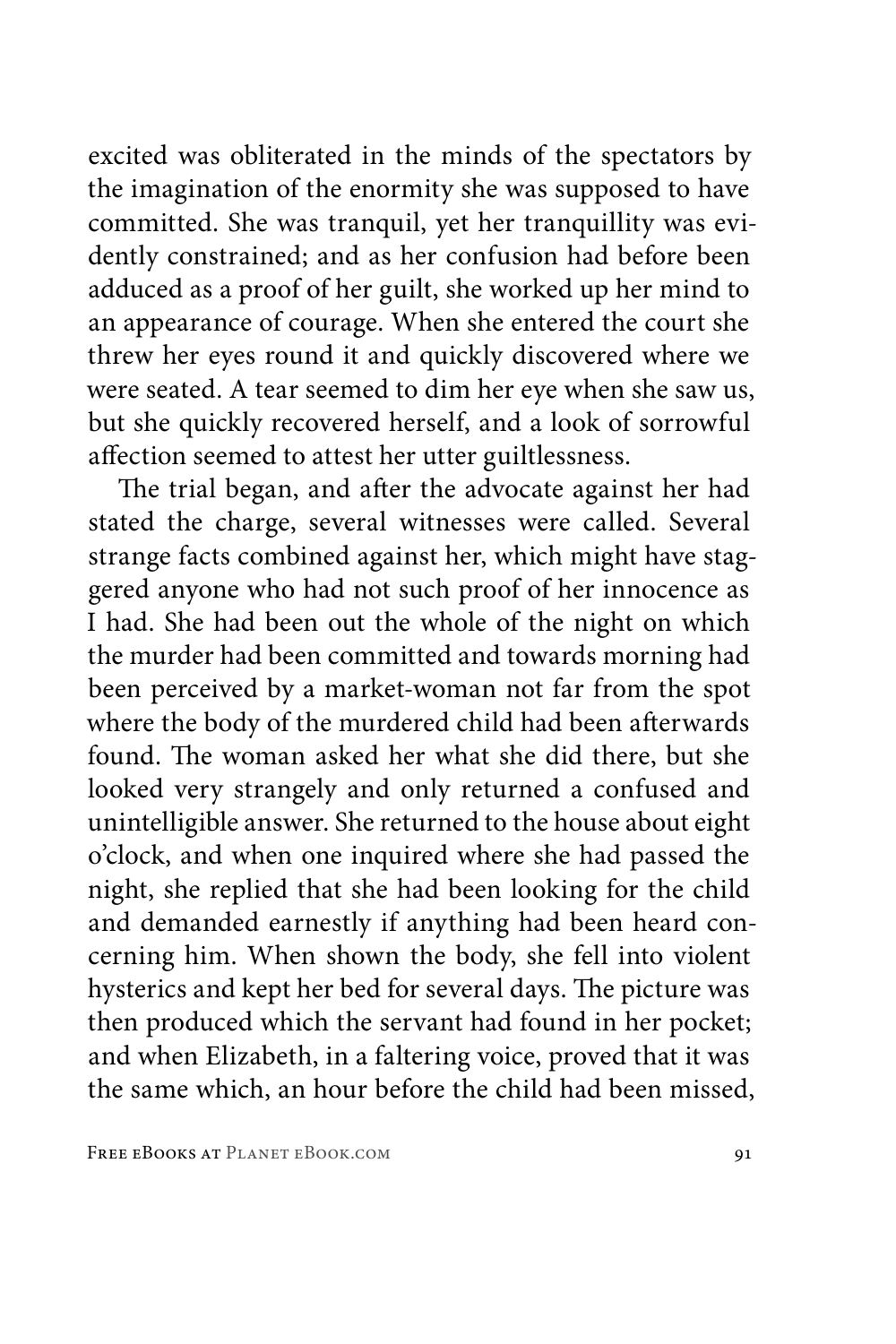excited was obliterated in the minds of the spectators by the imagination of the enormity she was supposed to have committed. She was tranquil, yet her tranquillity was evidently constrained; and as her confusion had before been adduced as a proof of her guilt, she worked up her mind to an appearance of courage. When she entered the court she threw her eyes round it and quickly discovered where we were seated. A tear seemed to dim her eye when she saw us, but she quickly recovered herself, and a look of sorrowful affection seemed to attest her utter guiltlessness.

The trial began, and after the advocate against her had stated the charge, several witnesses were called. Several strange facts combined against her, which might have staggered anyone who had not such proof of her innocence as I had. She had been out the whole of the night on which the murder had been committed and towards morning had been perceived by a market-woman not far from the spot where the body of the murdered child had been afterwards found. The woman asked her what she did there, but she looked very strangely and only returned a confused and unintelligible answer. She returned to the house about eight o'clock, and when one inquired where she had passed the night, she replied that she had been looking for the child and demanded earnestly if anything had been heard concerning him. When shown the body, she fell into violent hysterics and kept her bed for several days. The picture was then produced which the servant had found in her pocket; and when Elizabeth, in a faltering voice, proved that it was the same which, an hour before the child had been missed,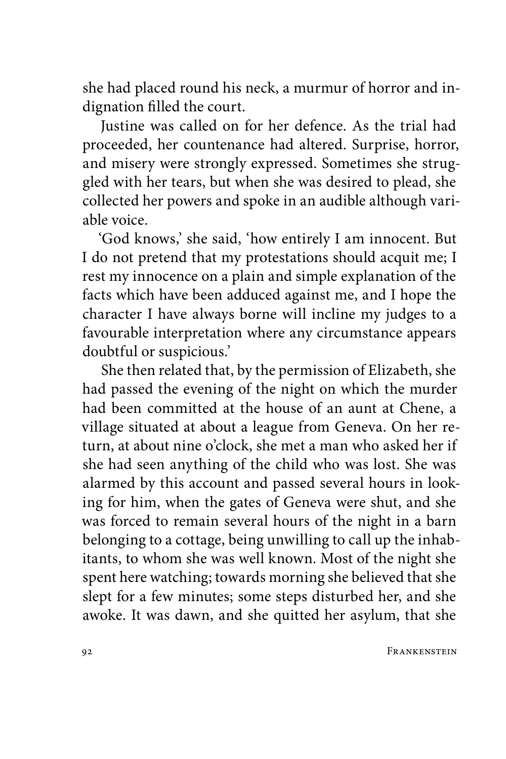she had placed round his neck, a murmur of horror and indignation filled the court.

Justine was called on for her defence. As the trial had proceeded, her countenance had altered. Surprise, horror, and misery were strongly expressed. Sometimes she struggled with her tears, but when she was desired to plead, she collected her powers and spoke in an audible although variable voice.

'God knows,' she said, 'how entirely I am innocent. But I do not pretend that my protestations should acquit me; I rest my innocence on a plain and simple explanation of the facts which have been adduced against me, and I hope the character I have always borne will incline my judges to a favourable interpretation where any circumstance appears doubtful or suspicious.'

She then related that, by the permission of Elizabeth, she had passed the evening of the night on which the murder had been committed at the house of an aunt at Chene, a village situated at about a league from Geneva. On her return, at about nine o'clock, she met a man who asked her if she had seen anything of the child who was lost. She was alarmed by this account and passed several hours in looking for him, when the gates of Geneva were shut, and she was forced to remain several hours of the night in a barn belonging to a cottage, being unwilling to call up the inhabitants, to whom she was well known. Most of the night she spent here watching; towards morning she believed that she slept for a few minutes; some steps disturbed her, and she awoke. It was dawn, and she quitted her asylum, that she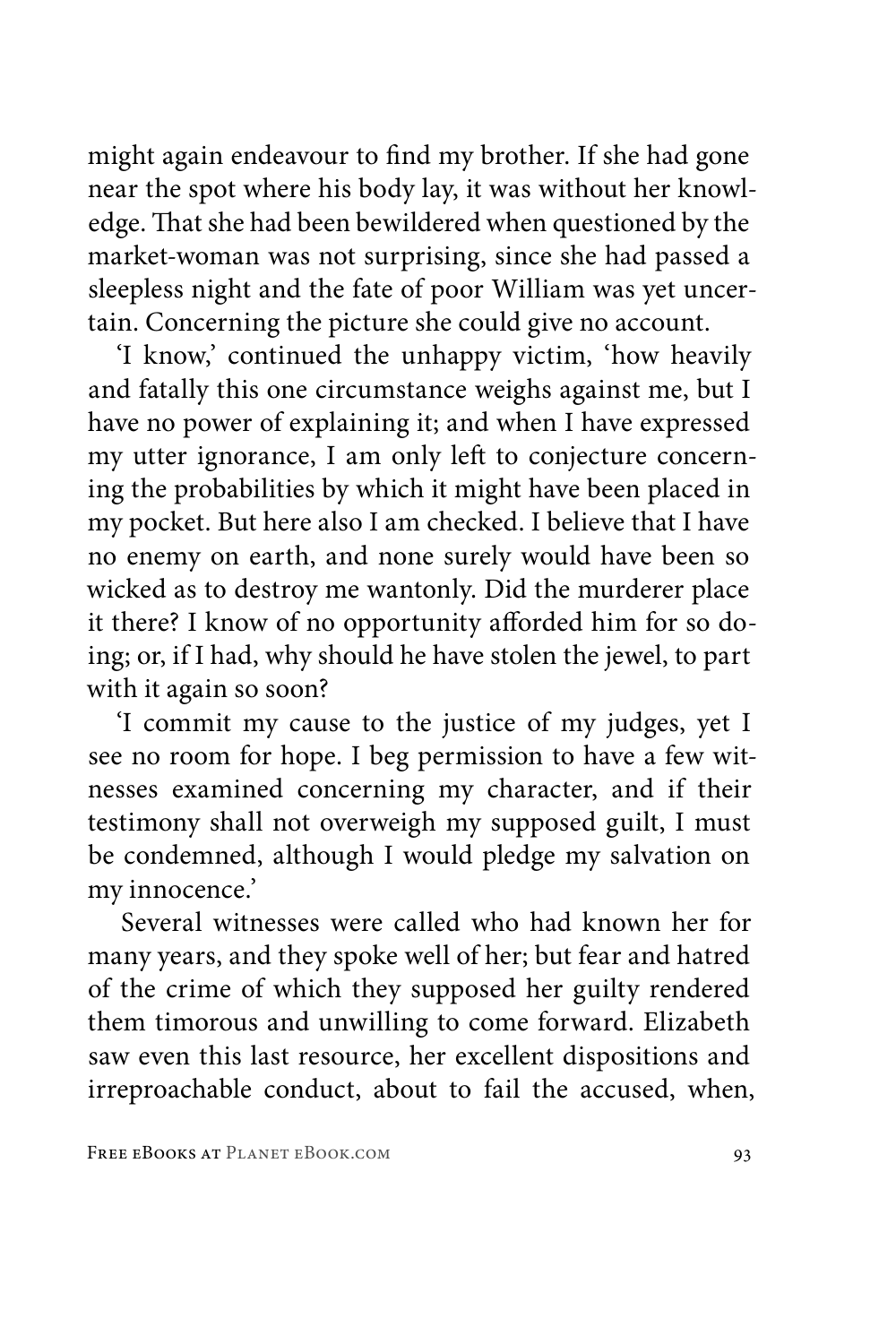might again endeavour to find my brother. If she had gone near the spot where his body lay, it was without her knowledge. That she had been bewildered when questioned by the market-woman was not surprising, since she had passed a sleepless night and the fate of poor William was yet uncertain. Concerning the picture she could give no account.

'I know,' continued the unhappy victim, 'how heavily and fatally this one circumstance weighs against me, but I have no power of explaining it; and when I have expressed my utter ignorance, I am only left to conjecture concerning the probabilities by which it might have been placed in my pocket. But here also I am checked. I believe that I have no enemy on earth, and none surely would have been so wicked as to destroy me wantonly. Did the murderer place it there? I know of no opportunity afforded him for so doing; or, if I had, why should he have stolen the jewel, to part with it again so soon?

'I commit my cause to the justice of my judges, yet I see no room for hope. I beg permission to have a few witnesses examined concerning my character, and if their testimony shall not overweigh my supposed guilt, I must be condemned, although I would pledge my salvation on my innocence.'

Several witnesses were called who had known her for many years, and they spoke well of her; but fear and hatred of the crime of which they supposed her guilty rendered them timorous and unwilling to come forward. Elizabeth saw even this last resource, her excellent dispositions and irreproachable conduct, about to fail the accused, when,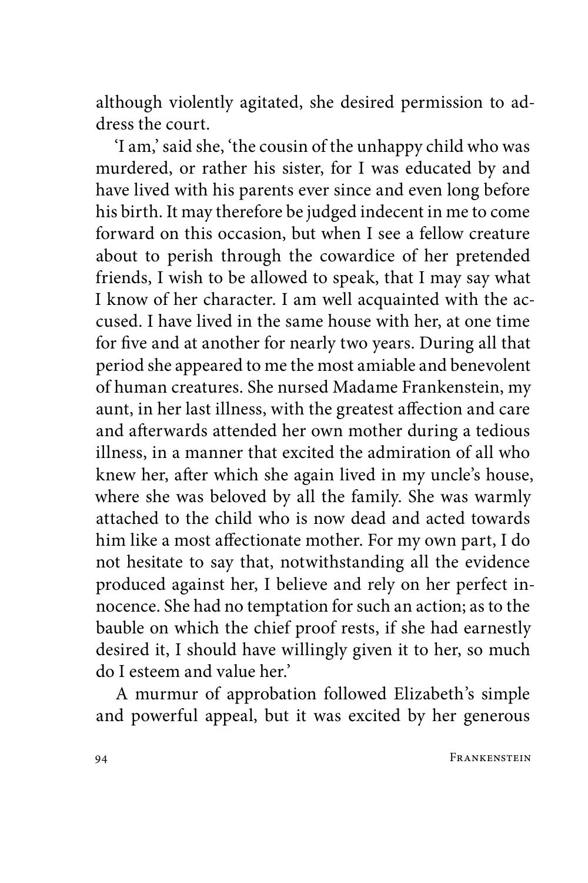although violently agitated, she desired permission to address the court.

'I am,' said she, 'the cousin of the unhappy child who was murdered, or rather his sister, for I was educated by and have lived with his parents ever since and even long before his birth. It may therefore be judged indecent in me to come forward on this occasion, but when I see a fellow creature about to perish through the cowardice of her pretended friends, I wish to be allowed to speak, that I may say what I know of her character. I am well acquainted with the accused. I have lived in the same house with her, at one time for five and at another for nearly two years. During all that period she appeared to me the most amiable and benevolent of human creatures. She nursed Madame Frankenstein, my aunt, in her last illness, with the greatest affection and care and afterwards attended her own mother during a tedious illness, in a manner that excited the admiration of all who knew her, after which she again lived in my uncle's house, where she was beloved by all the family. She was warmly attached to the child who is now dead and acted towards him like a most affectionate mother. For my own part, I do not hesitate to say that, notwithstanding all the evidence produced against her, I believe and rely on her perfect innocence. She had no temptation for such an action; as to the bauble on which the chief proof rests, if she had earnestly desired it, I should have willingly given it to her, so much do I esteem and value her.'

A murmur of approbation followed Elizabeth's simple and powerful appeal, but it was excited by her generous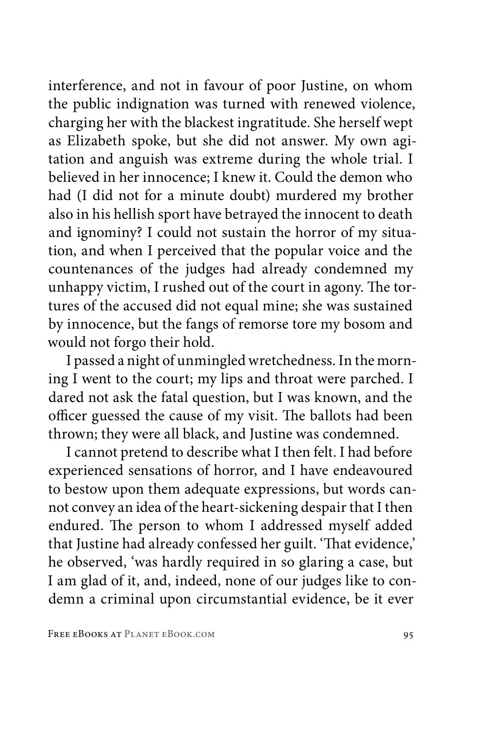interference, and not in favour of poor Justine, on whom the public indignation was turned with renewed violence, charging her with the blackest ingratitude. She herself wept as Elizabeth spoke, but she did not answer. My own agitation and anguish was extreme during the whole trial. I believed in her innocence; I knew it. Could the demon who had (I did not for a minute doubt) murdered my brother also in his hellish sport have betrayed the innocent to death and ignominy? I could not sustain the horror of my situation, and when I perceived that the popular voice and the countenances of the judges had already condemned my unhappy victim, I rushed out of the court in agony. The tortures of the accused did not equal mine; she was sustained by innocence, but the fangs of remorse tore my bosom and would not forgo their hold.

I passed a night of unmingled wretchedness. In the morning I went to the court; my lips and throat were parched. I dared not ask the fatal question, but I was known, and the officer guessed the cause of my visit. The ballots had been thrown; they were all black, and Justine was condemned.

I cannot pretend to describe what I then felt. I had before experienced sensations of horror, and I have endeavoured to bestow upon them adequate expressions, but words cannot convey an idea of the heart-sickening despair that I then endured. The person to whom I addressed myself added that Justine had already confessed her guilt. 'That evidence,' he observed, 'was hardly required in so glaring a case, but I am glad of it, and, indeed, none of our judges like to condemn a criminal upon circumstantial evidence, be it ever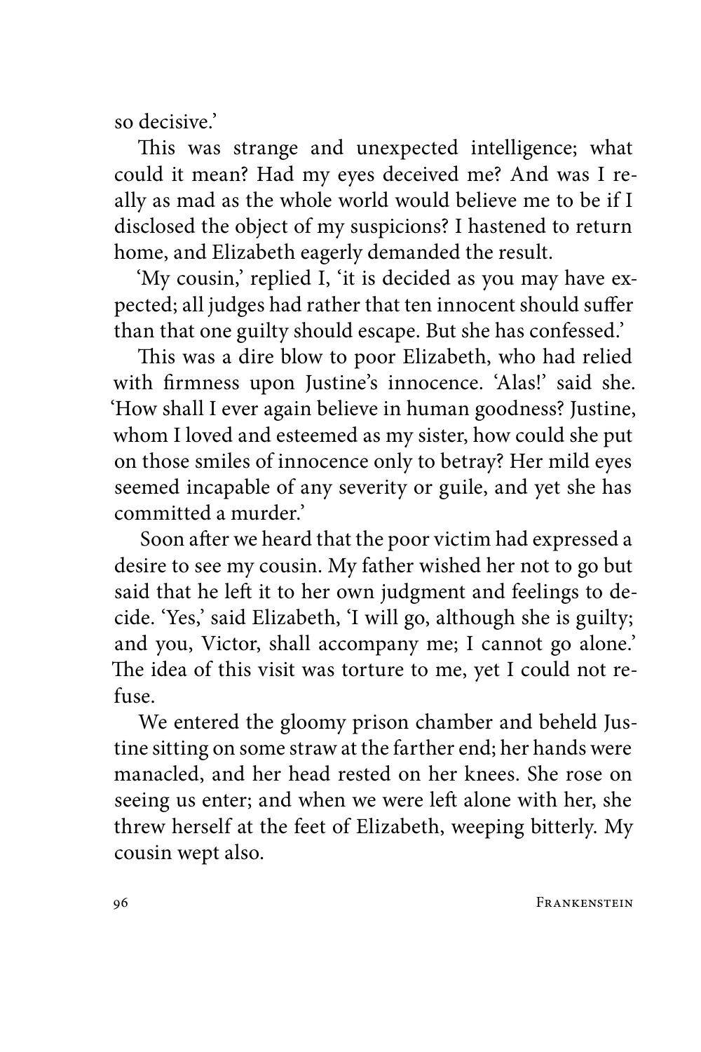so decisive.'

This was strange and unexpected intelligence; what could it mean? Had my eyes deceived me? And was I really as mad as the whole world would believe me to be if I disclosed the object of my suspicions? I hastened to return home, and Elizabeth eagerly demanded the result.

'My cousin,' replied I, 'it is decided as you may have expected; all judges had rather that ten innocent should suffer than that one guilty should escape. But she has confessed.'

This was a dire blow to poor Elizabeth, who had relied with firmness upon Justine's innocence. 'Alas!' said she. 'How shall I ever again believe in human goodness? Justine, whom I loved and esteemed as my sister, how could she put on those smiles of innocence only to betray? Her mild eyes seemed incapable of any severity or guile, and yet she has committed a murder.'

Soon after we heard that the poor victim had expressed a desire to see my cousin. My father wished her not to go but said that he left it to her own judgment and feelings to decide. 'Yes,' said Elizabeth, 'I will go, although she is guilty; and you, Victor, shall accompany me; I cannot go alone.' The idea of this visit was torture to me, yet I could not refuse.

We entered the gloomy prison chamber and beheld Justine sitting on some straw at the farther end; her hands were manacled, and her head rested on her knees. She rose on seeing us enter; and when we were left alone with her, she threw herself at the feet of Elizabeth, weeping bitterly. My cousin wept also.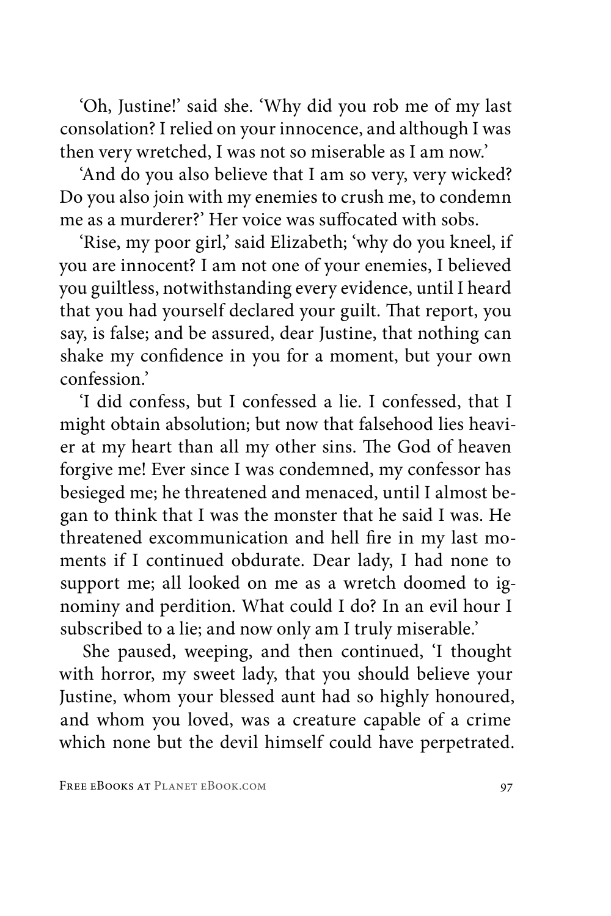'Oh, Justine!' said she. 'Why did you rob me of my last consolation? I relied on your innocence, and although I was then very wretched, I was not so miserable as I am now.'

'And do you also believe that I am so very, very wicked? Do you also join with my enemies to crush me, to condemn me as a murderer?' Her voice was suffocated with sobs.

'Rise, my poor girl,' said Elizabeth; 'why do you kneel, if you are innocent? I am not one of your enemies, I believed you guiltless, notwithstanding every evidence, until I heard that you had yourself declared your guilt. That report, you say, is false; and be assured, dear Justine, that nothing can shake my confidence in you for a moment, but your own confession.'

'I did confess, but I confessed a lie. I confessed, that I might obtain absolution; but now that falsehood lies heavier at my heart than all my other sins. The God of heaven forgive me! Ever since I was condemned, my confessor has besieged me; he threatened and menaced, until I almost began to think that I was the monster that he said I was. He threatened excommunication and hell fire in my last moments if I continued obdurate. Dear lady, I had none to support me; all looked on me as a wretch doomed to ignominy and perdition. What could I do? In an evil hour I subscribed to a lie; and now only am I truly miserable.'

She paused, weeping, and then continued, 'I thought with horror, my sweet lady, that you should believe your Justine, whom your blessed aunt had so highly honoured, and whom you loved, was a creature capable of a crime which none but the devil himself could have perpetrated.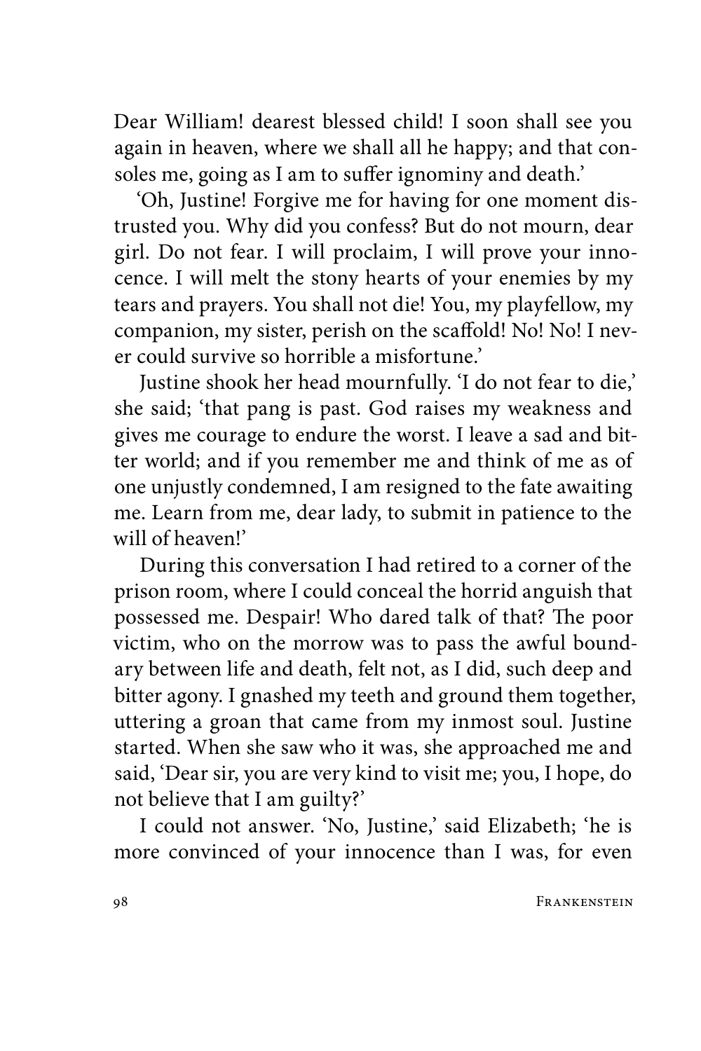Dear William! dearest blessed child! I soon shall see you again in heaven, where we shall all he happy; and that consoles me, going as I am to suffer ignominy and death.'

'Oh, Justine! Forgive me for having for one moment distrusted you. Why did you confess? But do not mourn, dear girl. Do not fear. I will proclaim, I will prove your innocence. I will melt the stony hearts of your enemies by my tears and prayers. You shall not die! You, my playfellow, my companion, my sister, perish on the scaffold! No! No! I never could survive so horrible a misfortune.'

Justine shook her head mournfully. 'I do not fear to die,' she said; 'that pang is past. God raises my weakness and gives me courage to endure the worst. I leave a sad and bitter world; and if you remember me and think of me as of one unjustly condemned, I am resigned to the fate awaiting me. Learn from me, dear lady, to submit in patience to the will of heaven!'

During this conversation I had retired to a corner of the prison room, where I could conceal the horrid anguish that possessed me. Despair! Who dared talk of that? The poor victim, who on the morrow was to pass the awful boundary between life and death, felt not, as I did, such deep and bitter agony. I gnashed my teeth and ground them together, uttering a groan that came from my inmost soul. Justine started. When she saw who it was, she approached me and said, 'Dear sir, you are very kind to visit me; you, I hope, do not believe that I am guilty?'

I could not answer. 'No, Justine,' said Elizabeth; 'he is more convinced of your innocence than I was, for even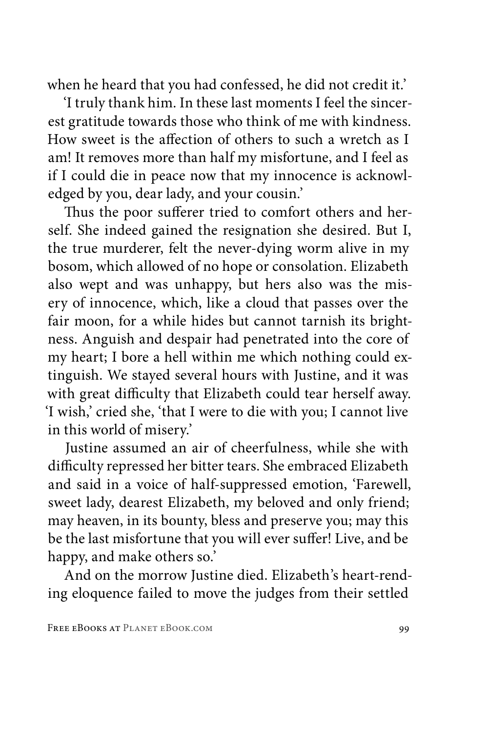when he heard that you had confessed, he did not credit it.'

'I truly thank him. In these last moments I feel the sincerest gratitude towards those who think of me with kindness. How sweet is the affection of others to such a wretch as I am! It removes more than half my misfortune, and I feel as if I could die in peace now that my innocence is acknowledged by you, dear lady, and your cousin.'

Thus the poor sufferer tried to comfort others and herself. She indeed gained the resignation she desired. But I, the true murderer, felt the never-dying worm alive in my bosom, which allowed of no hope or consolation. Elizabeth also wept and was unhappy, but hers also was the misery of innocence, which, like a cloud that passes over the fair moon, for a while hides but cannot tarnish its brightness. Anguish and despair had penetrated into the core of my heart; I bore a hell within me which nothing could extinguish. We stayed several hours with Justine, and it was with great difficulty that Elizabeth could tear herself away. 'I wish,' cried she, 'that I were to die with you; I cannot live in this world of misery.'

Justine assumed an air of cheerfulness, while she with difficulty repressed her bitter tears. She embraced Elizabeth and said in a voice of half-suppressed emotion, 'Farewell, sweet lady, dearest Elizabeth, my beloved and only friend; may heaven, in its bounty, bless and preserve you; may this be the last misfortune that you will ever suffer! Live, and be happy, and make others so.'

And on the morrow Justine died. Elizabeth's heart-rending eloquence failed to move the judges from their settled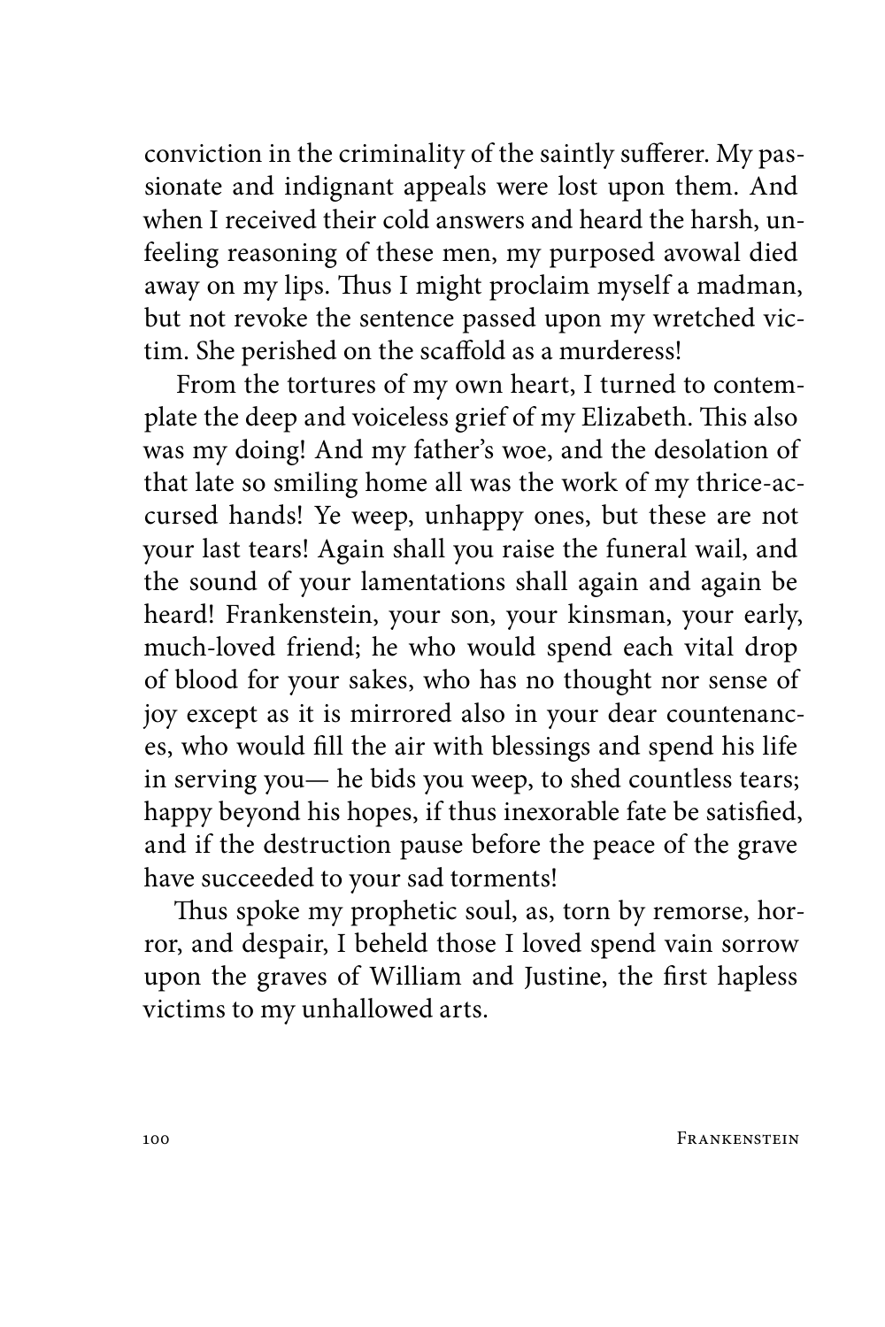conviction in the criminality of the saintly sufferer. My passionate and indignant appeals were lost upon them. And when I received their cold answers and heard the harsh, unfeeling reasoning of these men, my purposed avowal died away on my lips. Thus I might proclaim myself a madman, but not revoke the sentence passed upon my wretched victim. She perished on the scaffold as a murderess!

From the tortures of my own heart, I turned to contemplate the deep and voiceless grief of my Elizabeth. This also was my doing! And my father's woe, and the desolation of that late so smiling home all was the work of my thrice-accursed hands! Ye weep, unhappy ones, but these are not your last tears! Again shall you raise the funeral wail, and the sound of your lamentations shall again and again be heard! Frankenstein, your son, your kinsman, your early, much-loved friend; he who would spend each vital drop of blood for your sakes, who has no thought nor sense of joy except as it is mirrored also in your dear countenances, who would fill the air with blessings and spend his life in serving you— he bids you weep, to shed countless tears; happy beyond his hopes, if thus inexorable fate be satisfied, and if the destruction pause before the peace of the grave have succeeded to your sad torments!

Thus spoke my prophetic soul, as, torn by remorse, horror, and despair, I beheld those I loved spend vain sorrow upon the graves of William and Justine, the first hapless victims to my unhallowed arts.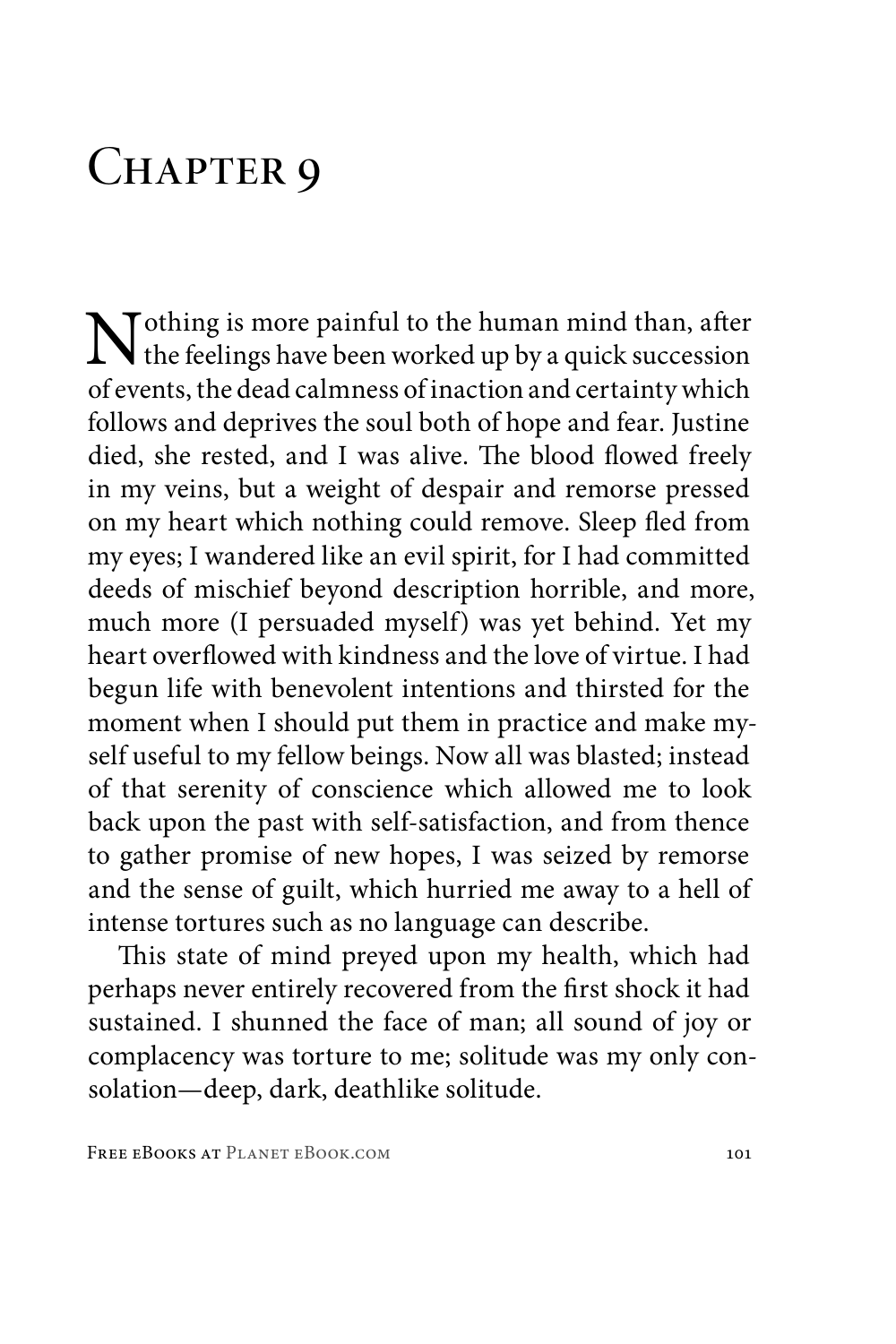# Chapter 9

Nothing is more painful to the human mind than, after the feelings have been worked up by a quick succession of events, the dead calmness of inaction and certainty which follows and deprives the soul both of hope and fear. Justine died, she rested, and I was alive. The blood flowed freely in my veins, but a weight of despair and remorse pressed on my heart which nothing could remove. Sleep fled from my eyes; I wandered like an evil spirit, for I had committed deeds of mischief beyond description horrible, and more, much more (I persuaded myself) was yet behind. Yet my heart overflowed with kindness and the love of virtue. I had begun life with benevolent intentions and thirsted for the moment when I should put them in practice and make myself useful to my fellow beings. Now all was blasted; instead of that serenity of conscience which allowed me to look back upon the past with self-satisfaction, and from thence to gather promise of new hopes, I was seized by remorse and the sense of guilt, which hurried me away to a hell of intense tortures such as no language can describe.

This state of mind preyed upon my health, which had perhaps never entirely recovered from the first shock it had sustained. I shunned the face of man; all sound of joy or complacency was torture to me; solitude was my only consolation—deep, dark, deathlike solitude.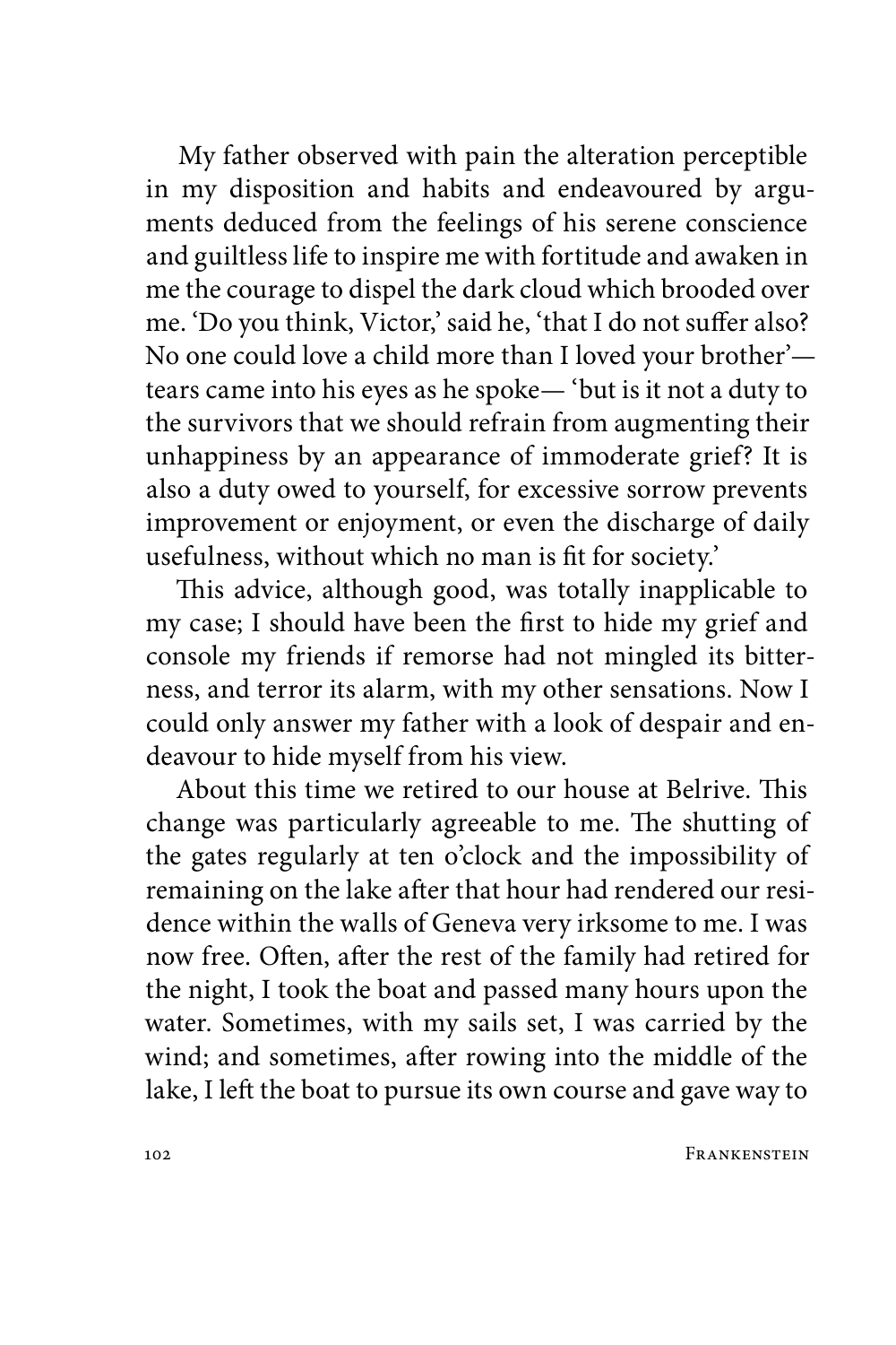My father observed with pain the alteration perceptible in my disposition and habits and endeavoured by arguments deduced from the feelings of his serene conscience and guiltless life to inspire me with fortitude and awaken in me the courage to dispel the dark cloud which brooded over me. 'Do you think, Victor,' said he, 'that I do not suffer also? No one could love a child more than I loved your brother'—tears came into his eyes as he spoke— 'but is it not a duty to the survivors that we should refrain from augmenting their unhappiness by an appearance of immoderate grief? It is also a duty owed to yourself, for excessive sorrow prevents improvement or enjoyment, or even the discharge of daily usefulness, without which no man is fit for society.'

This advice, although good, was totally inapplicable to my case; I should have been the first to hide my grief and console my friends if remorse had not mingled its bitterness, and terror its alarm, with my other sensations. Now I could only answer my father with a look of despair and endeavour to hide myself from his view.

About this time we retired to our house at Belrive. This change was particularly agreeable to me. The shutting of the gates regularly at ten o'clock and the impossibility of remaining on the lake after that hour had rendered our residence within the walls of Geneva very irksome to me. I was now free. Often, after the rest of the family had retired for the night, I took the boat and passed many hours upon the water. Sometimes, with my sails set, I was carried by the wind; and sometimes, after rowing into the middle of the lake, I left the boat to pursue its own course and gave way to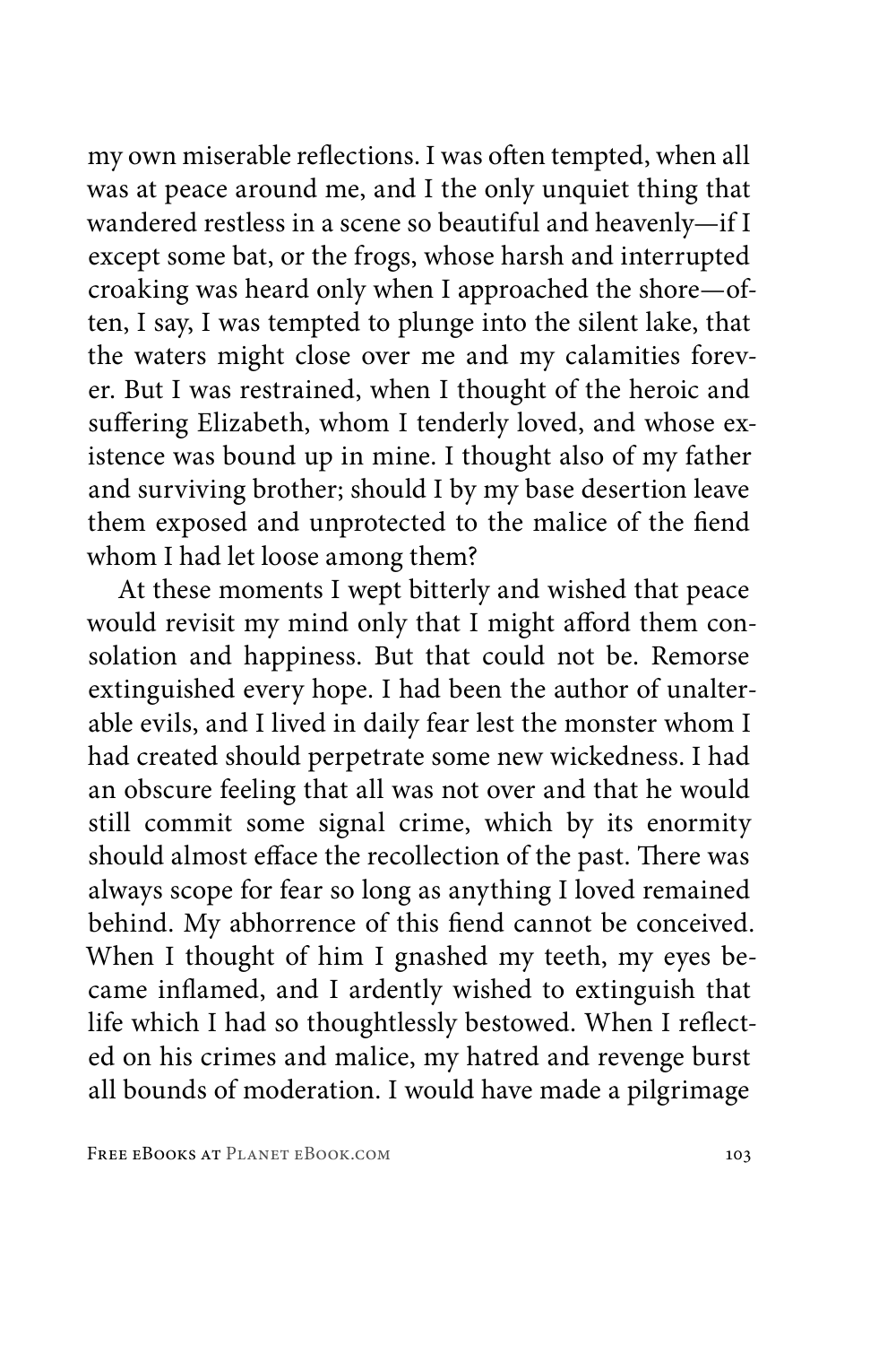my own miserable reflections. I was often tempted, when all was at peace around me, and I the only unquiet thing that wandered restless in a scene so beautiful and heavenly—if I except some bat, or the frogs, whose harsh and interrupted croaking was heard only when I approached the shore—often, I say, I was tempted to plunge into the silent lake, that the waters might close over me and my calamities forever. But I was restrained, when I thought of the heroic and suffering Elizabeth, whom I tenderly loved, and whose existence was bound up in mine. I thought also of my father and surviving brother; should I by my base desertion leave them exposed and unprotected to the malice of the fiend whom I had let loose among them?

At these moments I wept bitterly and wished that peace would revisit my mind only that I might afford them consolation and happiness. But that could not be. Remorse extinguished every hope. I had been the author of unalterable evils, and I lived in daily fear lest the monster whom I had created should perpetrate some new wickedness. I had an obscure feeling that all was not over and that he would still commit some signal crime, which by its enormity should almost efface the recollection of the past. There was always scope for fear so long as anything I loved remained behind. My abhorrence of this fiend cannot be conceived. When I thought of him I gnashed my teeth, my eyes became inflamed, and I ardently wished to extinguish that life which I had so thoughtlessly bestowed. When I reflected on his crimes and malice, my hatred and revenge burst all bounds of moderation. I would have made a pilgrimage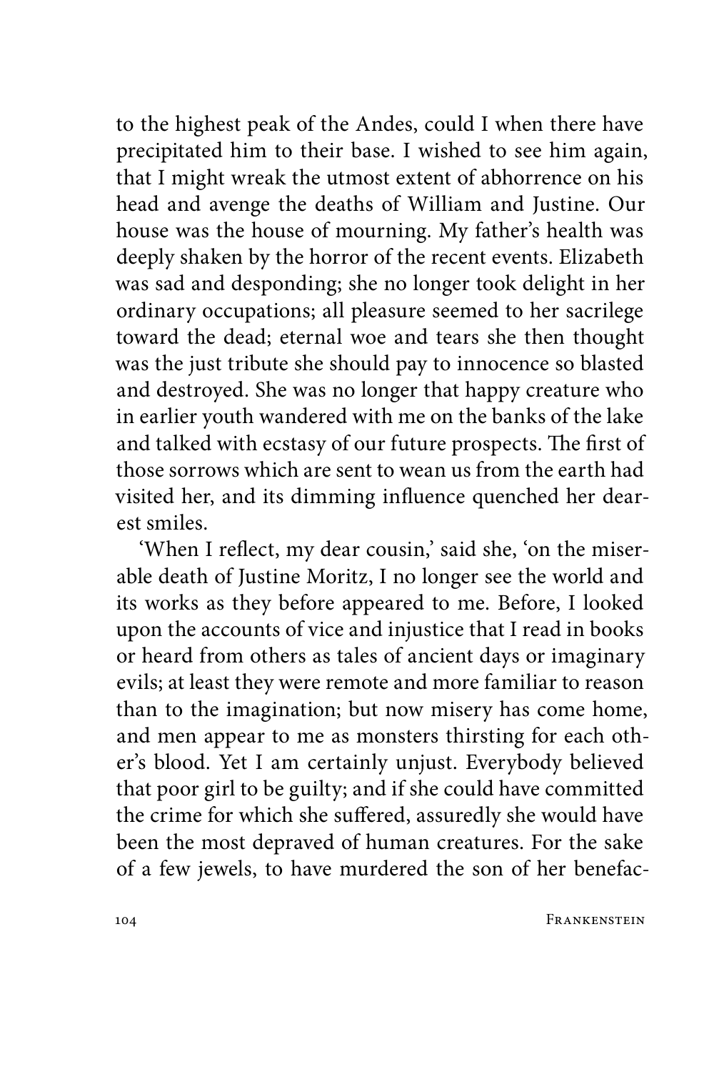to the highest peak of the Andes, could I when there have precipitated him to their base. I wished to see him again, that I might wreak the utmost extent of abhorrence on his head and avenge the deaths of William and Justine. Our house was the house of mourning. My father's health was deeply shaken by the horror of the recent events. Elizabeth was sad and desponding; she no longer took delight in her ordinary occupations; all pleasure seemed to her sacrilege toward the dead; eternal woe and tears she then thought was the just tribute she should pay to innocence so blasted and destroyed. She was no longer that happy creature who in earlier youth wandered with me on the banks of the lake and talked with ecstasy of our future prospects. The first of those sorrows which are sent to wean us from the earth had visited her, and its dimming influence quenched her dearest smiles.

'When I reflect, my dear cousin,' said she, 'on the miserable death of Justine Moritz, I no longer see the world and its works as they before appeared to me. Before, I looked upon the accounts of vice and injustice that I read in books or heard from others as tales of ancient days or imaginary evils; at least they were remote and more familiar to reason than to the imagination; but now misery has come home, and men appear to me as monsters thirsting for each other's blood. Yet I am certainly unjust. Everybody believed that poor girl to be guilty; and if she could have committed the crime for which she suffered, assuredly she would have been the most depraved of human creatures. For the sake of a few jewels, to have murdered the son of her benefac-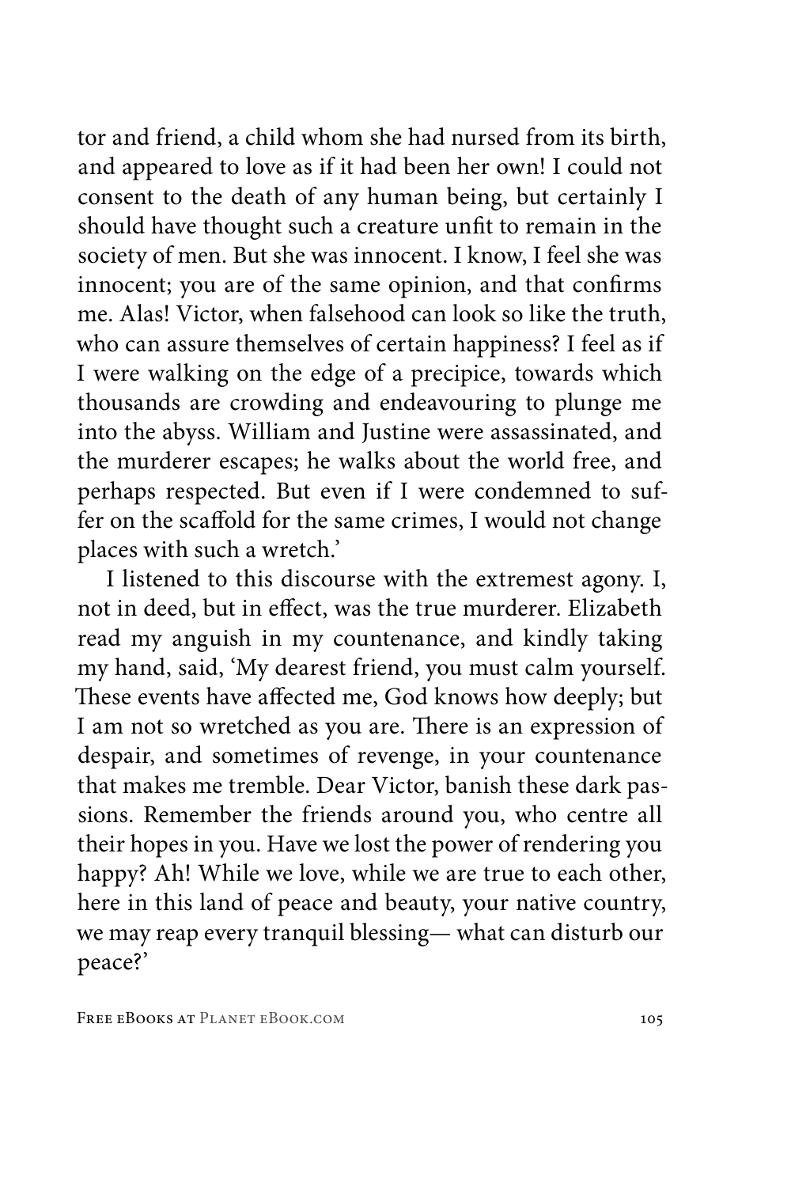tor and friend, a child whom she had nursed from its birth, and appeared to love as if it had been her own! I could not consent to the death of any human being, but certainly I should have thought such a creature unfit to remain in the society of men. But she was innocent. I know, I feel she was innocent; you are of the same opinion, and that confirms me. Alas! Victor, when falsehood can look so like the truth, who can assure themselves of certain happiness? I feel as if I were walking on the edge of a precipice, towards which thousands are crowding and endeavouring to plunge me into the abyss. William and Justine were assassinated, and the murderer escapes; he walks about the world free, and perhaps respected. But even if I were condemned to suffer on the scaffold for the same crimes, I would not change places with such a wretch.'

I listened to this discourse with the extremest agony. I, not in deed, but in effect, was the true murderer. Elizabeth read my anguish in my countenance, and kindly taking my hand, said, 'My dearest friend, you must calm yourself. These events have affected me, God knows how deeply; but I am not so wretched as you are. There is an expression of despair, and sometimes of revenge, in your countenance that makes me tremble. Dear Victor, banish these dark passions. Remember the friends around you, who centre all their hopes in you. Have we lost the power of rendering you happy? Ah! While we love, while we are true to each other, here in this land of peace and beauty, your native country, we may reap every tranquil blessing— what can disturb our peace?'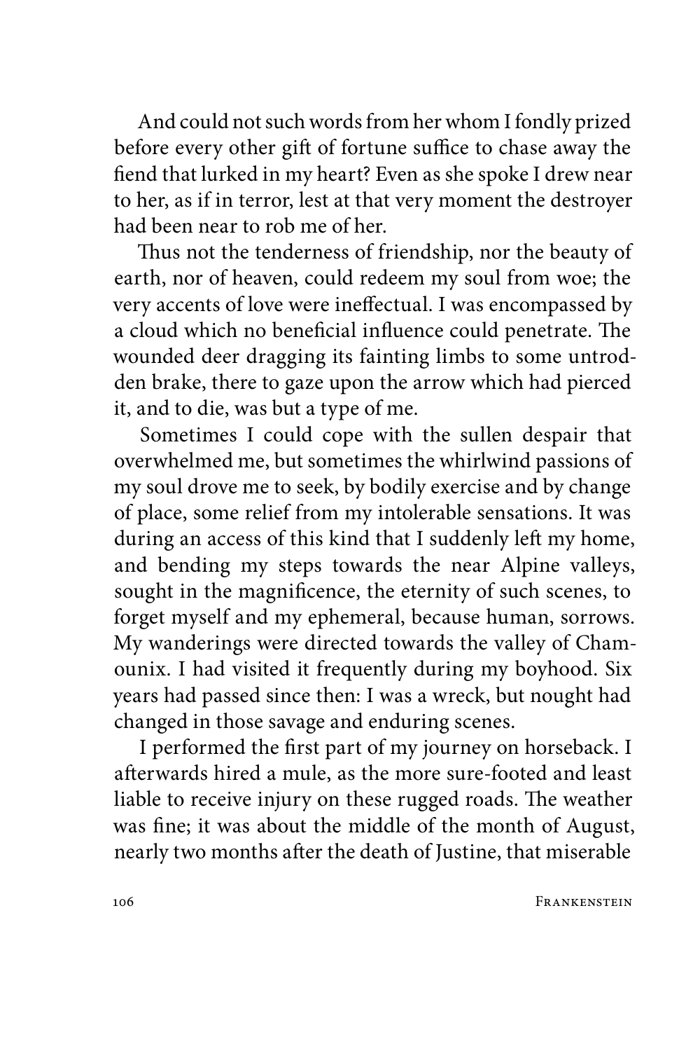And could not such words from her whom I fondly prized before every other gift of fortune suffice to chase away the fiend that lurked in my heart? Even as she spoke I drew near to her, as if in terror, lest at that very moment the destroyer had been near to rob me of her.

Thus not the tenderness of friendship, nor the beauty of earth, nor of heaven, could redeem my soul from woe; the very accents of love were ineffectual. I was encompassed by a cloud which no beneficial influence could penetrate. The wounded deer dragging its fainting limbs to some untrodden brake, there to gaze upon the arrow which had pierced it, and to die, was but a type of me.

Sometimes I could cope with the sullen despair that overwhelmed me, but sometimes the whirlwind passions of my soul drove me to seek, by bodily exercise and by change of place, some relief from my intolerable sensations. It was during an access of this kind that I suddenly left my home, and bending my steps towards the near Alpine valleys, sought in the magnificence, the eternity of such scenes, to forget myself and my ephemeral, because human, sorrows. My wanderings were directed towards the valley of Chamounix. I had visited it frequently during my boyhood. Six years had passed since then: I was a wreck, but nought had changed in those savage and enduring scenes.

I performed the first part of my journey on horseback. I afterwards hired a mule, as the more sure-footed and least liable to receive injury on these rugged roads. The weather was fine; it was about the middle of the month of August, nearly two months after the death of Justine, that miserable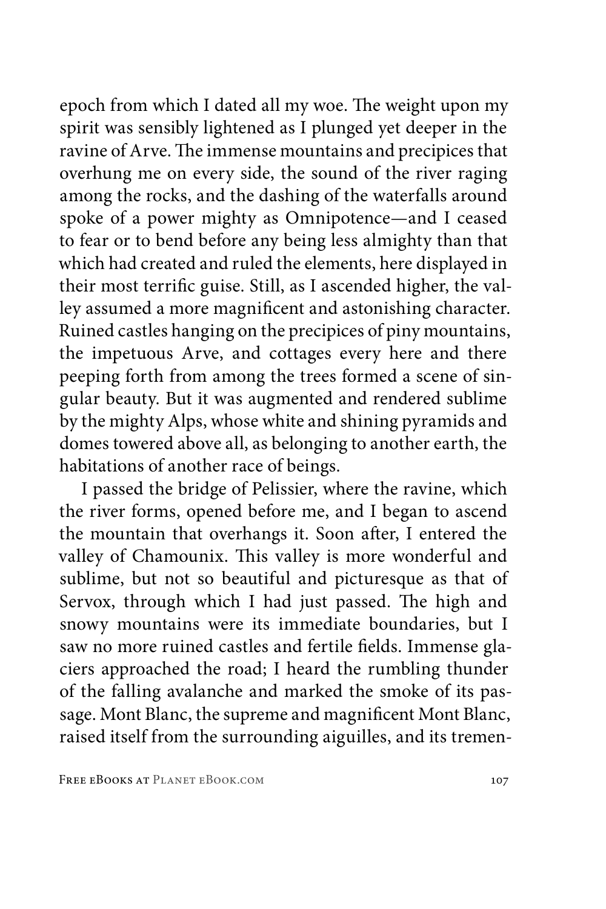epoch from which I dated all my woe. The weight upon my spirit was sensibly lightened as I plunged yet deeper in the ravine of Arve. The immense mountains and precipices that overhung me on every side, the sound of the river raging among the rocks, and the dashing of the waterfalls around spoke of a power mighty as Omnipotence—and I ceased to fear or to bend before any being less almighty than that which had created and ruled the elements, here displayed in their most terrific guise. Still, as I ascended higher, the valley assumed a more magnificent and astonishing character. Ruined castles hanging on the precipices of piny mountains, the impetuous Arve, and cottages every here and there peeping forth from among the trees formed a scene of singular beauty. But it was augmented and rendered sublime by the mighty Alps, whose white and shining pyramids and domes towered above all, as belonging to another earth, the habitations of another race of beings.

I passed the bridge of Pelissier, where the ravine, which the river forms, opened before me, and I began to ascend the mountain that overhangs it. Soon after, I entered the valley of Chamounix. This valley is more wonderful and sublime, but not so beautiful and picturesque as that of Servox, through which I had just passed. The high and snowy mountains were its immediate boundaries, but I saw no more ruined castles and fertile fields. Immense glaciers approached the road; I heard the rumbling thunder of the falling avalanche and marked the smoke of its passage. Mont Blanc, the supreme and magnificent Mont Blanc, raised itself from the surrounding aiguilles, and its tremen-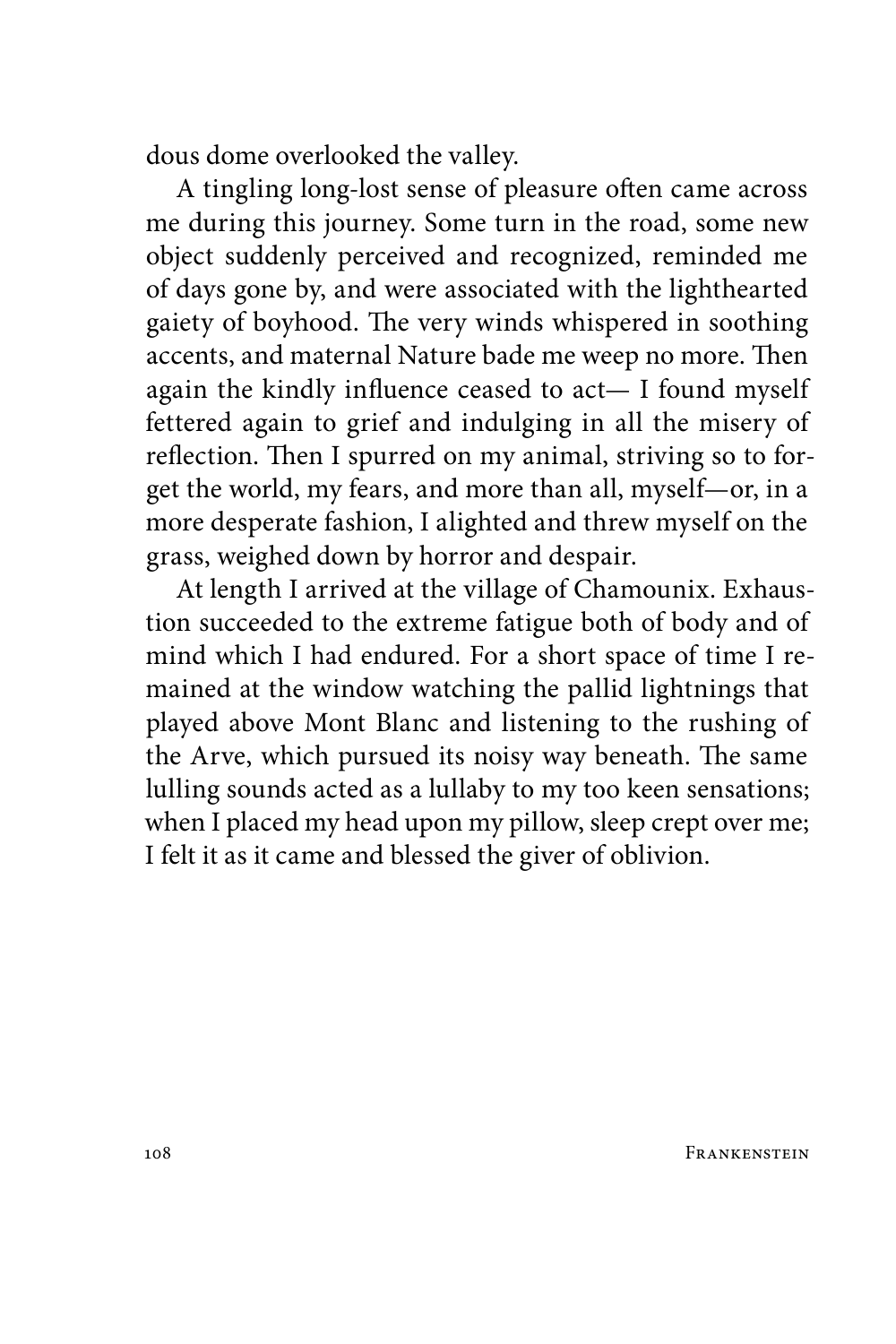dous dome overlooked the valley.

A tingling long-lost sense of pleasure often came across me during this journey. Some turn in the road, some new object suddenly perceived and recognized, reminded me of days gone by, and were associated with the lighthearted gaiety of boyhood. The very winds whispered in soothing accents, and maternal Nature bade me weep no more. Then again the kindly influence ceased to act— I found myself fettered again to grief and indulging in all the misery of reflection. Then I spurred on my animal, striving so to forget the world, my fears, and more than all, myself—or, in a more desperate fashion, I alighted and threw myself on the grass, weighed down by horror and despair.

At length I arrived at the village of Chamounix. Exhaustion succeeded to the extreme fatigue both of body and of mind which I had endured. For a short space of time I remained at the window watching the pallid lightnings that played above Mont Blanc and listening to the rushing of the Arve, which pursued its noisy way beneath. The same lulling sounds acted as a lullaby to my too keen sensations; when I placed my head upon my pillow, sleep crept over me; I felt it as it came and blessed the giver of oblivion.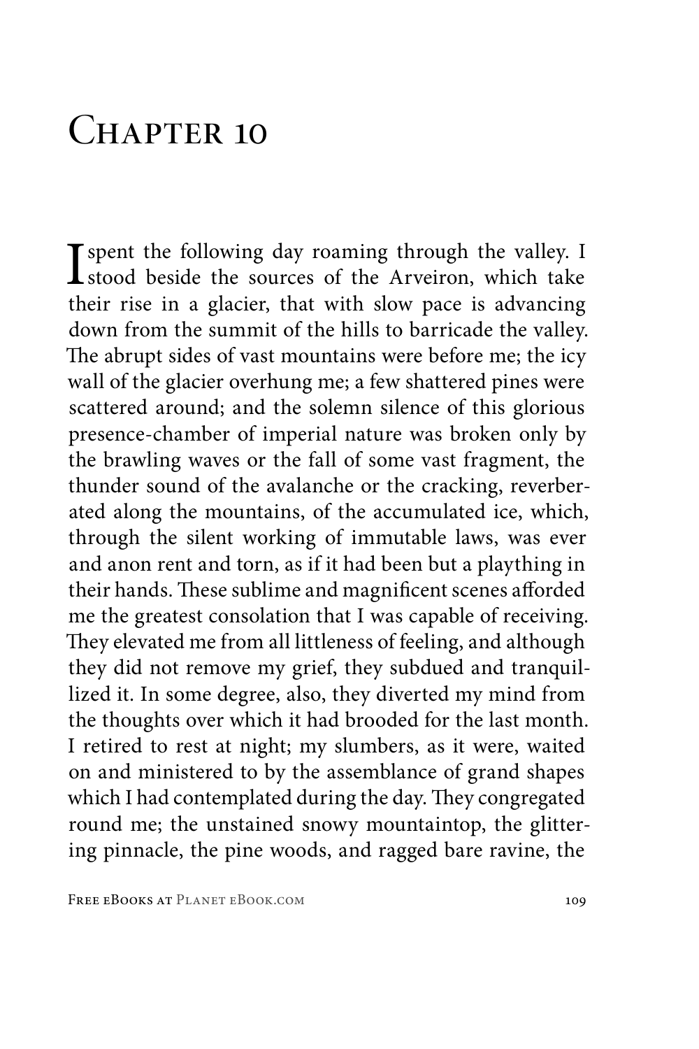# Chapter 10

I spent the following day roaming through the valley. I stood beside the sources of the Arveiron, which take their rise in a glacier, that with slow pace is advancing down from the summit of the hills to barricade the valley. The abrupt sides of vast mountains were before me; the icy wall of the glacier overhung me; a few shattered pines were scattered around; and the solemn silence of this glorious presence-chamber of imperial nature was broken only by the brawling waves or the fall of some vast fragment, the thunder sound of the avalanche or the cracking, reverberated along the mountains, of the accumulated ice, which, through the silent working of immutable laws, was ever and anon rent and torn, as if it had been but a plaything in their hands. These sublime and magnificent scenes afforded me the greatest consolation that I was capable of receiving. They elevated me from all littleness of feeling, and although they did not remove my grief, they subdued and tranquillized it. In some degree, also, they diverted my mind from the thoughts over which it had brooded for the last month. I retired to rest at night; my slumbers, as it were, waited on and ministered to by the assemblance of grand shapes which I had contemplated during the day. They congregated round me; the unstained snowy mountaintop, the glittering pinnacle, the pine woods, and ragged bare ravine, the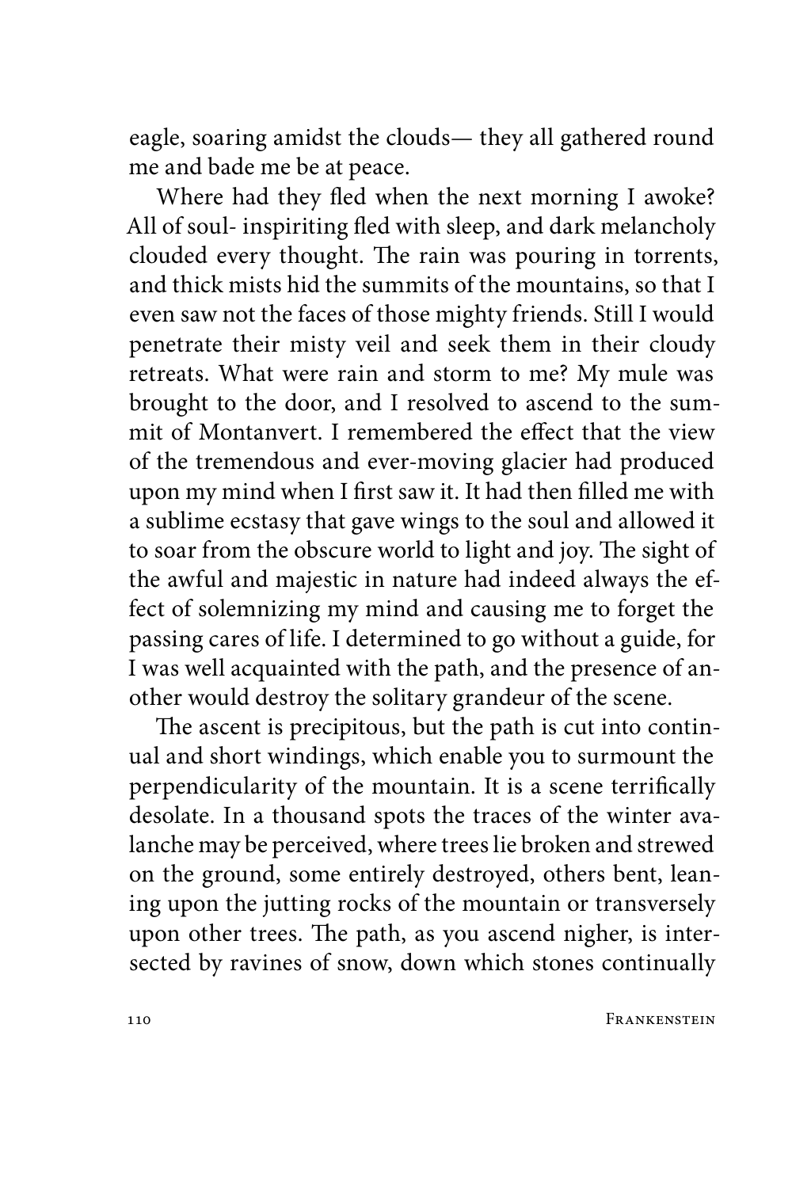eagle, soaring amidst the clouds— they all gathered round me and bade me be at peace.

Where had they fled when the next morning I awoke? All of soul- inspiriting fled with sleep, and dark melancholy clouded every thought. The rain was pouring in torrents, and thick mists hid the summits of the mountains, so that I even saw not the faces of those mighty friends. Still I would penetrate their misty veil and seek them in their cloudy retreats. What were rain and storm to me? My mule was brought to the door, and I resolved to ascend to the summit of Montanvert. I remembered the effect that the view of the tremendous and ever-moving glacier had produced upon my mind when I first saw it. It had then filled me with a sublime ecstasy that gave wings to the soul and allowed it to soar from the obscure world to light and joy. The sight of the awful and majestic in nature had indeed always the effect of solemnizing my mind and causing me to forget the passing cares of life. I determined to go without a guide, for I was well acquainted with the path, and the presence of another would destroy the solitary grandeur of the scene.

The ascent is precipitous, but the path is cut into continual and short windings, which enable you to surmount the perpendicularity of the mountain. It is a scene terrifically desolate. In a thousand spots the traces of the winter avalanche may be perceived, where trees lie broken and strewed on the ground, some entirely destroyed, others bent, leaning upon the jutting rocks of the mountain or transversely upon other trees. The path, as you ascend nigher, is intersected by ravines of snow, down which stones continually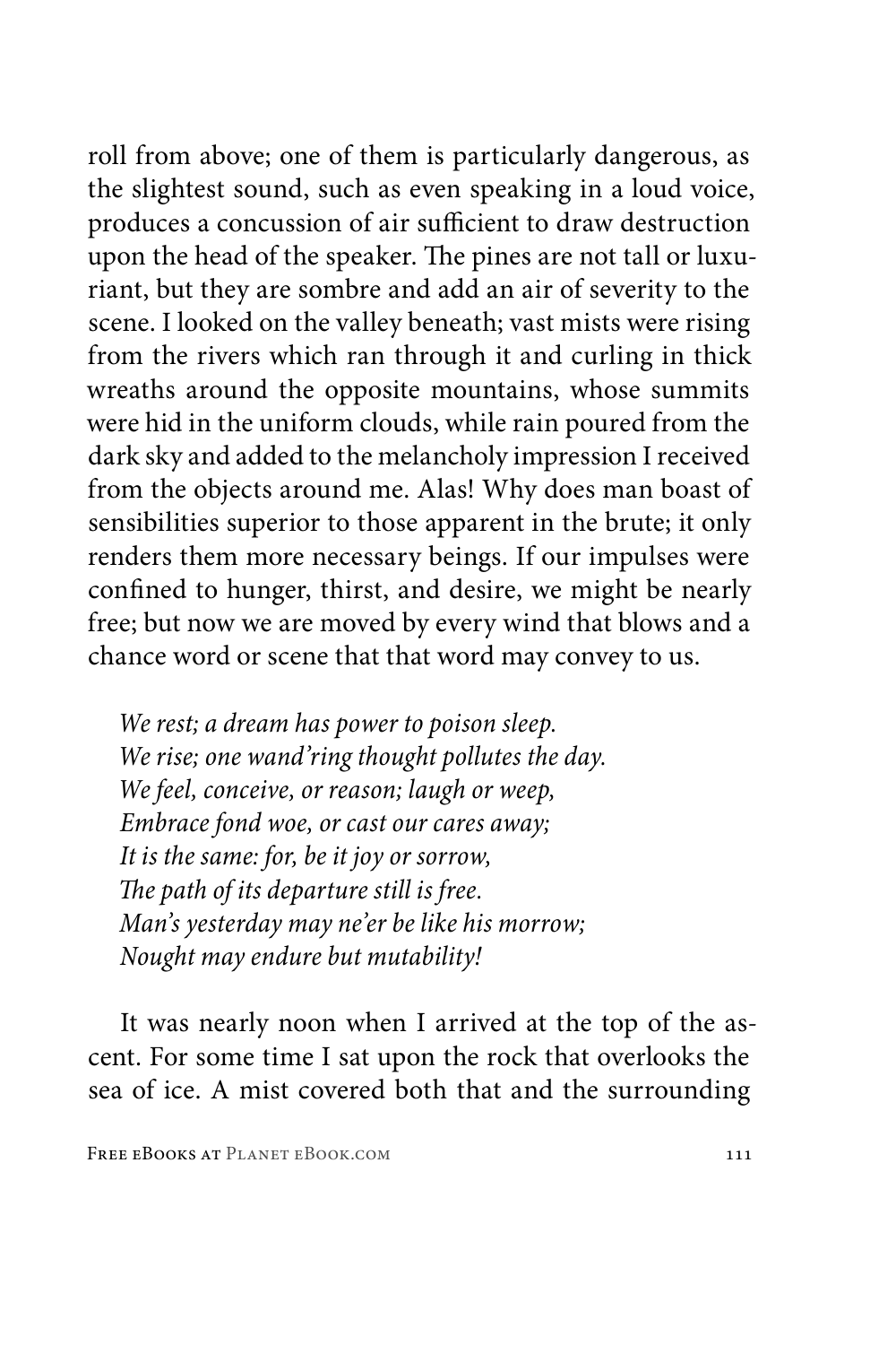roll from above; one of them is particularly dangerous, as the slightest sound, such as even speaking in a loud voice, produces a concussion of air sufficient to draw destruction upon the head of the speaker. The pines are not tall or luxuriant, but they are sombre and add an air of severity to the scene. I looked on the valley beneath; vast mists were rising from the rivers which ran through it and curling in thick wreaths around the opposite mountains, whose summits were hid in the uniform clouds, while rain poured from the dark sky and added to the melancholy impression I received from the objects around me. Alas! Why does man boast of sensibilities superior to those apparent in the brute; it only renders them more necessary beings. If our impulses were confined to hunger, thirst, and desire, we might be nearly free; but now we are moved by every wind that blows and a chance word or scene that that word may convey to us.

*We rest; a dream has power to poison sleep.*
*We rise; one wand'ring thought pollutes the day.*
*We feel, conceive, or reason; laugh or weep,*
*Embrace fond woe, or cast our cares away;*
*It is the same: for, be it joy or sorrow,*
*The path of its departure still is free.*
*Man's yesterday may ne'er be like his morrow;*
*Nought may endure but mutability!*

It was nearly noon when I arrived at the top of the ascent. For some time I sat upon the rock that overlooks the sea of ice. A mist covered both that and the surrounding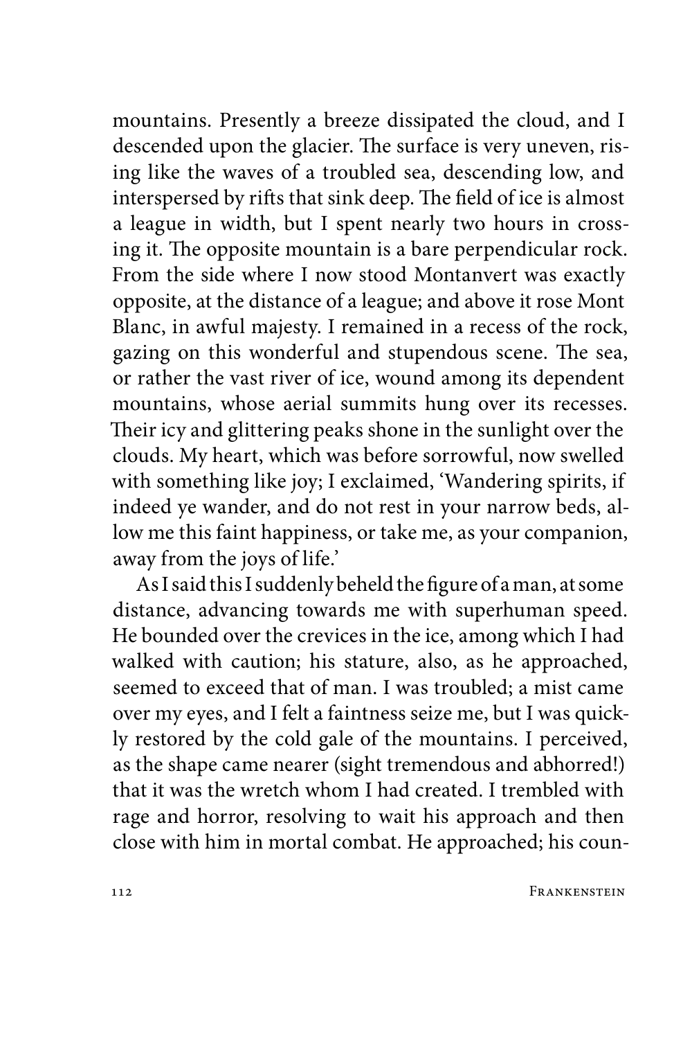mountains. Presently a breeze dissipated the cloud, and I descended upon the glacier. The surface is very uneven, rising like the waves of a troubled sea, descending low, and interspersed by rifts that sink deep. The field of ice is almost a league in width, but I spent nearly two hours in crossing it. The opposite mountain is a bare perpendicular rock. From the side where I now stood Montanvert was exactly opposite, at the distance of a league; and above it rose Mont Blanc, in awful majesty. I remained in a recess of the rock, gazing on this wonderful and stupendous scene. The sea, or rather the vast river of ice, wound among its dependent mountains, whose aerial summits hung over its recesses. Their icy and glittering peaks shone in the sunlight over the clouds. My heart, which was before sorrowful, now swelled with something like joy; I exclaimed, 'Wandering spirits, if indeed ye wander, and do not rest in your narrow beds, allow me this faint happiness, or take me, as your companion, away from the joys of life.'

As I said this I suddenly beheld the figure of a man, at some distance, advancing towards me with superhuman speed. He bounded over the crevices in the ice, among which I had walked with caution; his stature, also, as he approached, seemed to exceed that of man. I was troubled; a mist came over my eyes, and I felt a faintness seize me, but I was quickly restored by the cold gale of the mountains. I perceived, as the shape came nearer (sight tremendous and abhorred!) that it was the wretch whom I had created. I trembled with rage and horror, resolving to wait his approach and then close with him in mortal combat. He approached; his coun-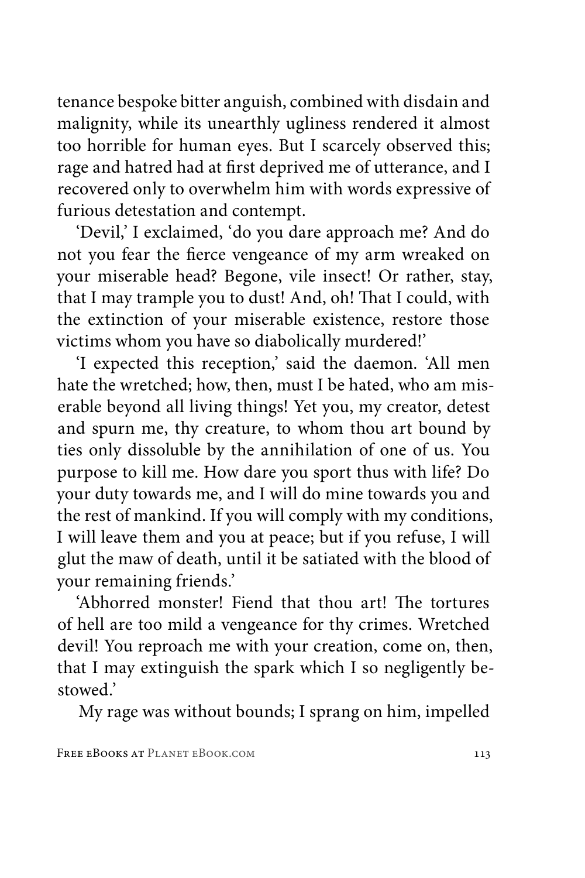tenance bespoke bitter anguish, combined with disdain and malignity, while its unearthly ugliness rendered it almost too horrible for human eyes. But I scarcely observed this; rage and hatred had at first deprived me of utterance, and I recovered only to overwhelm him with words expressive of furious detestation and contempt.

'Devil,' I exclaimed, 'do you dare approach me? And do not you fear the fierce vengeance of my arm wreaked on your miserable head? Begone, vile insect! Or rather, stay, that I may trample you to dust! And, oh! That I could, with the extinction of your miserable existence, restore those victims whom you have so diabolically murdered!'

'I expected this reception,' said the daemon. 'All men hate the wretched; how, then, must I be hated, who am miserable beyond all living things! Yet you, my creator, detest and spurn me, thy creature, to whom thou art bound by ties only dissoluble by the annihilation of one of us. You purpose to kill me. How dare you sport thus with life? Do your duty towards me, and I will do mine towards you and the rest of mankind. If you will comply with my conditions, I will leave them and you at peace; but if you refuse, I will glut the maw of death, until it be satiated with the blood of your remaining friends.'

'Abhorred monster! Fiend that thou art! The tortures of hell are too mild a vengeance for thy crimes. Wretched devil! You reproach me with your creation, come on, then, that I may extinguish the spark which I so negligently bestowed.'

My rage was without bounds; I sprang on him, impelled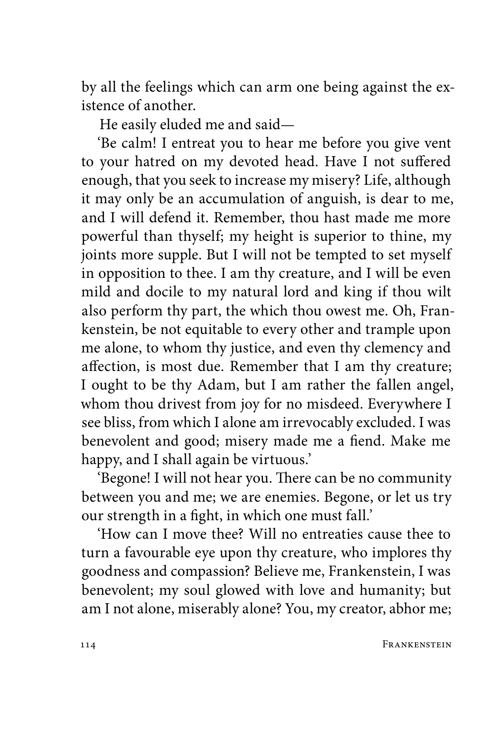by all the feelings which can arm one being against the existence of another.

He easily eluded me and said—

'Be calm! I entreat you to hear me before you give vent to your hatred on my devoted head. Have I not suffered enough, that you seek to increase my misery? Life, although it may only be an accumulation of anguish, is dear to me, and I will defend it. Remember, thou hast made me more powerful than thyself; my height is superior to thine, my joints more supple. But I will not be tempted to set myself in opposition to thee. I am thy creature, and I will be even mild and docile to my natural lord and king if thou wilt also perform thy part, the which thou owest me. Oh, Frankenstein, be not equitable to every other and trample upon me alone, to whom thy justice, and even thy clemency and affection, is most due. Remember that I am thy creature; I ought to be thy Adam, but I am rather the fallen angel, whom thou drivest from joy for no misdeed. Everywhere I see bliss, from which I alone am irrevocably excluded. I was benevolent and good; misery made me a fiend. Make me happy, and I shall again be virtuous.'

'Begone! I will not hear you. There can be no community between you and me; we are enemies. Begone, or let us try our strength in a fight, in which one must fall.'

'How can I move thee? Will no entreaties cause thee to turn a favourable eye upon thy creature, who implores thy goodness and compassion? Believe me, Frankenstein, I was benevolent; my soul glowed with love and humanity; but am I not alone, miserably alone? You, my creator, abhor me;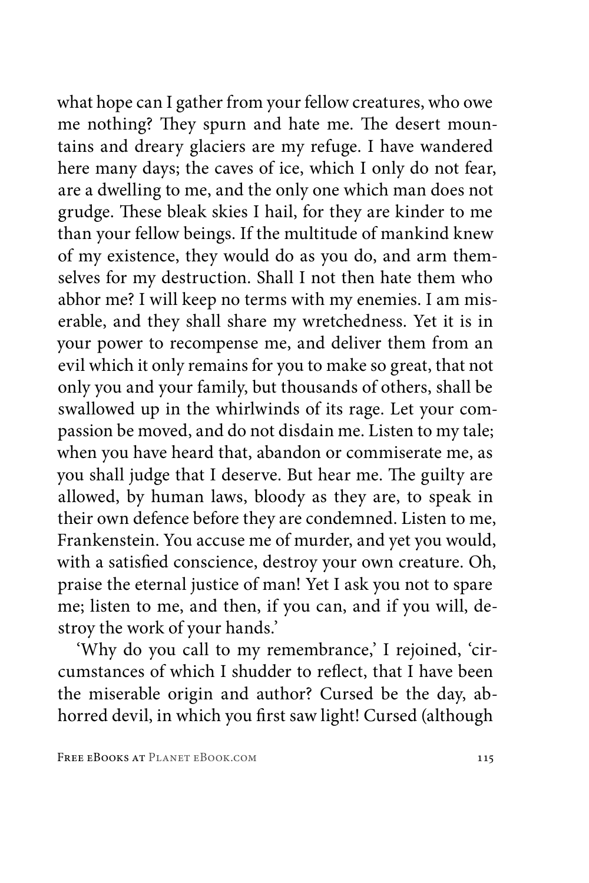what hope can I gather from your fellow creatures, who owe me nothing? They spurn and hate me. The desert mountains and dreary glaciers are my refuge. I have wandered here many days; the caves of ice, which I only do not fear, are a dwelling to me, and the only one which man does not grudge. These bleak skies I hail, for they are kinder to me than your fellow beings. If the multitude of mankind knew of my existence, they would do as you do, and arm themselves for my destruction. Shall I not then hate them who abhor me? I will keep no terms with my enemies. I am miserable, and they shall share my wretchedness. Yet it is in your power to recompense me, and deliver them from an evil which it only remains for you to make so great, that not only you and your family, but thousands of others, shall be swallowed up in the whirlwinds of its rage. Let your compassion be moved, and do not disdain me. Listen to my tale; when you have heard that, abandon or commiserate me, as you shall judge that I deserve. But hear me. The guilty are allowed, by human laws, bloody as they are, to speak in their own defence before they are condemned. Listen to me, Frankenstein. You accuse me of murder, and yet you would, with a satisfied conscience, destroy your own creature. Oh, praise the eternal justice of man! Yet I ask you not to spare me; listen to me, and then, if you can, and if you will, destroy the work of your hands.'

'Why do you call to my remembrance,' I rejoined, 'circumstances of which I shudder to reflect, that I have been the miserable origin and author? Cursed be the day, abhorred devil, in which you first saw light! Cursed (although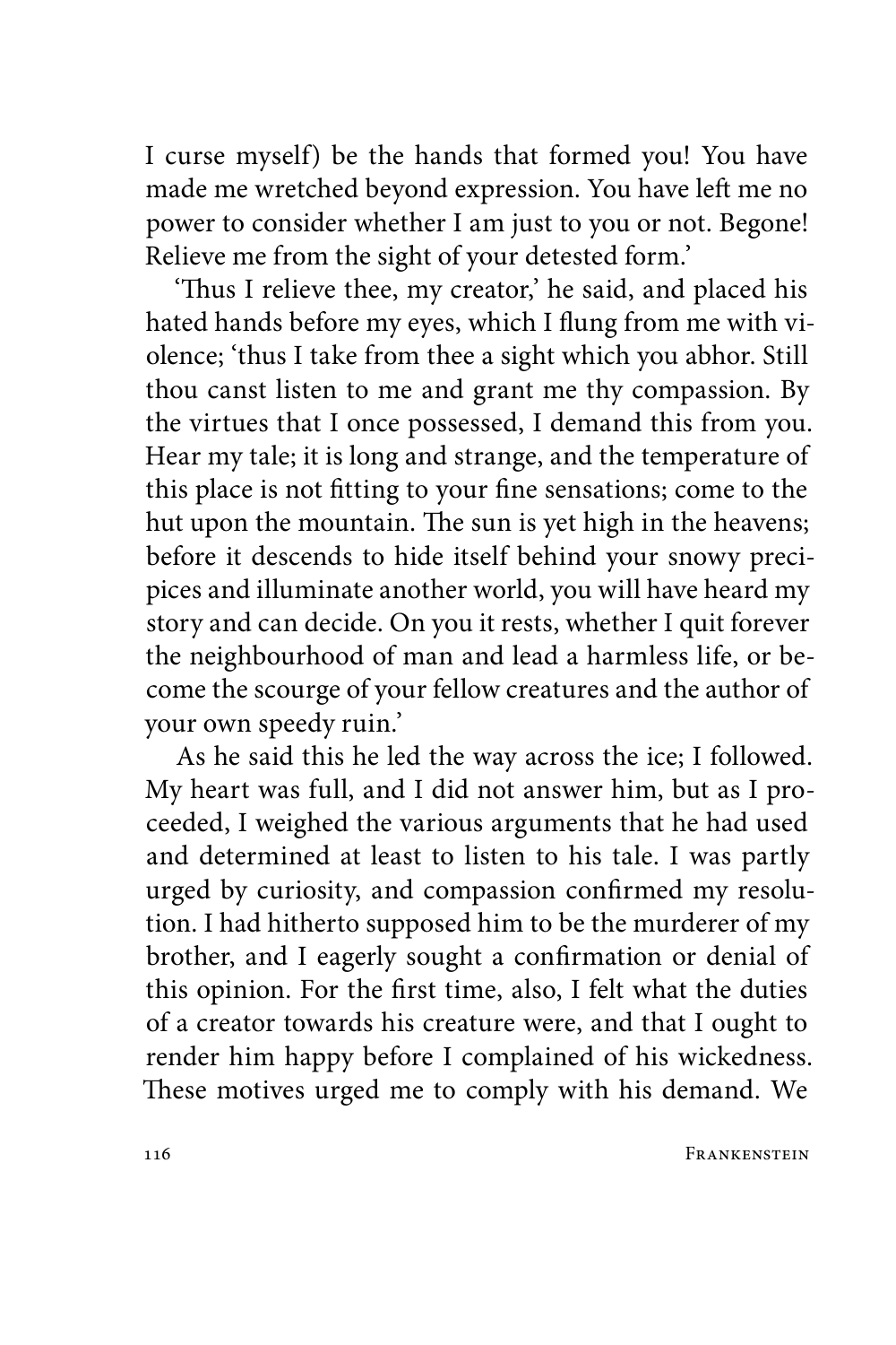I curse myself) be the hands that formed you! You have made me wretched beyond expression. You have left me no power to consider whether I am just to you or not. Begone! Relieve me from the sight of your detested form.'

'Thus I relieve thee, my creator,' he said, and placed his hated hands before my eyes, which I flung from me with violence; 'thus I take from thee a sight which you abhor. Still thou canst listen to me and grant me thy compassion. By the virtues that I once possessed, I demand this from you. Hear my tale; it is long and strange, and the temperature of this place is not fitting to your fine sensations; come to the hut upon the mountain. The sun is yet high in the heavens; before it descends to hide itself behind your snowy precipices and illuminate another world, you will have heard my story and can decide. On you it rests, whether I quit forever the neighbourhood of man and lead a harmless life, or become the scourge of your fellow creatures and the author of your own speedy ruin.'

As he said this he led the way across the ice; I followed. My heart was full, and I did not answer him, but as I proceeded, I weighed the various arguments that he had used and determined at least to listen to his tale. I was partly urged by curiosity, and compassion confirmed my resolution. I had hitherto supposed him to be the murderer of my brother, and I eagerly sought a confirmation or denial of this opinion. For the first time, also, I felt what the duties of a creator towards his creature were, and that I ought to render him happy before I complained of his wickedness. These motives urged me to comply with his demand. We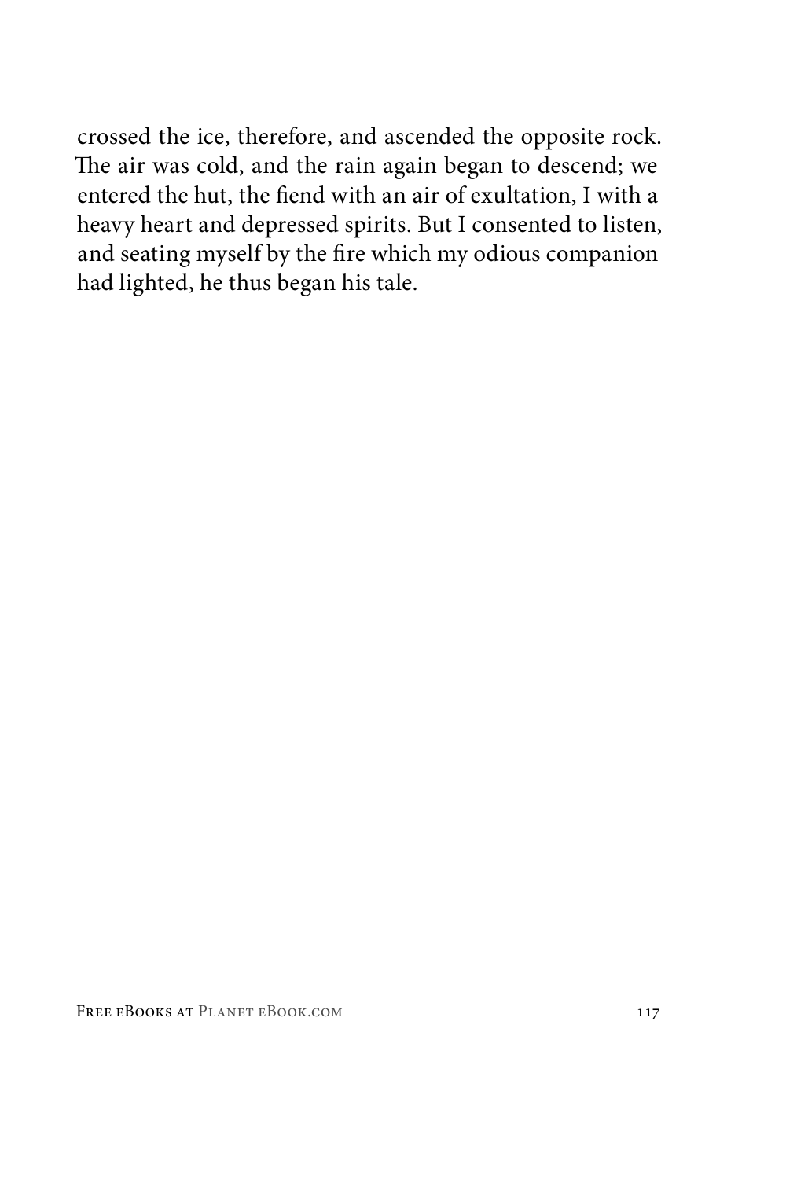crossed the ice, therefore, and ascended the opposite rock. The air was cold, and the rain again began to descend; we entered the hut, the fiend with an air of exultation, I with a heavy heart and depressed spirits. But I consented to listen, and seating myself by the fire which my odious companion had lighted, he thus began his tale.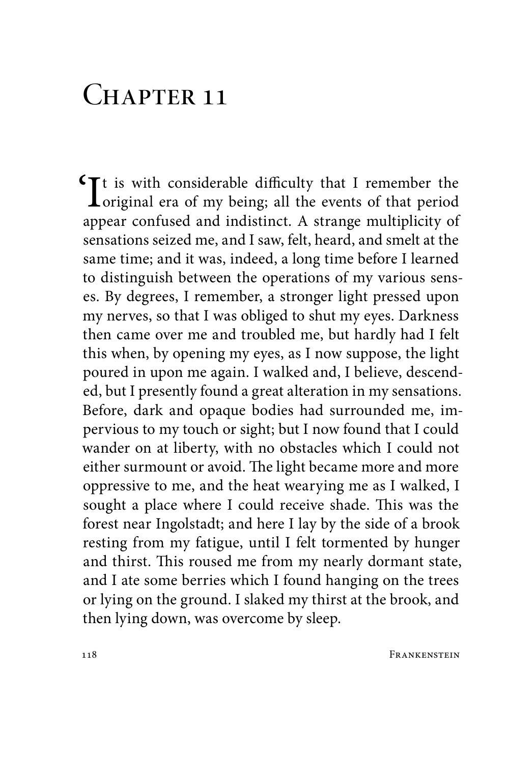# Chapter 11

'It is with considerable difficulty that I remember the original era of my being; all the events of that period appear confused and indistinct. A strange multiplicity of sensations seized me, and I saw, felt, heard, and smelt at the same time; and it was, indeed, a long time before I learned to distinguish between the operations of my various senses. By degrees, I remember, a stronger light pressed upon my nerves, so that I was obliged to shut my eyes. Darkness then came over me and troubled me, but hardly had I felt this when, by opening my eyes, as I now suppose, the light poured in upon me again. I walked and, I believe, descended, but I presently found a great alteration in my sensations. Before, dark and opaque bodies had surrounded me, impervious to my touch or sight; but I now found that I could wander on at liberty, with no obstacles which I could not either surmount or avoid. The light became more and more oppressive to me, and the heat wearying me as I walked, I sought a place where I could receive shade. This was the forest near Ingolstadt; and here I lay by the side of a brook resting from my fatigue, until I felt tormented by hunger and thirst. This roused me from my nearly dormant state, and I ate some berries which I found hanging on the trees or lying on the ground. I slaked my thirst at the brook, and then lying down, was overcome by sleep.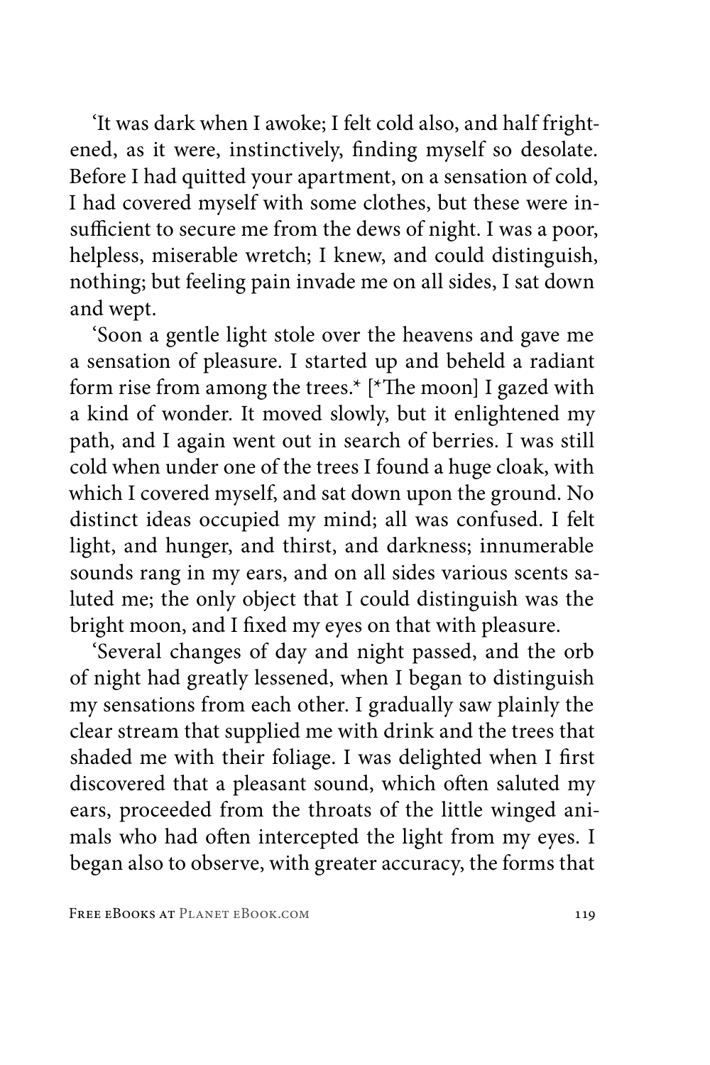'It was dark when I awoke; I felt cold also, and half frightened, as it were, instinctively, finding myself so desolate. Before I had quitted your apartment, on a sensation of cold, I had covered myself with some clothes, but these were insufficient to secure me from the dews of night. I was a poor, helpless, miserable wretch; I knew, and could distinguish, nothing; but feeling pain invade me on all sides, I sat down and wept.

'Soon a gentle light stole over the heavens and gave me a sensation of pleasure. I started up and beheld a radiant form rise from among the trees.* [*The moon] I gazed with a kind of wonder. It moved slowly, but it enlightened my path, and I again went out in search of berries. I was still cold when under one of the trees I found a huge cloak, with which I covered myself, and sat down upon the ground. No distinct ideas occupied my mind; all was confused. I felt light, and hunger, and thirst, and darkness; innumerable sounds rang in my ears, and on all sides various scents saluted me; the only object that I could distinguish was the bright moon, and I fixed my eyes on that with pleasure.

'Several changes of day and night passed, and the orb of night had greatly lessened, when I began to distinguish my sensations from each other. I gradually saw plainly the clear stream that supplied me with drink and the trees that shaded me with their foliage. I was delighted when I first discovered that a pleasant sound, which often saluted my ears, proceeded from the throats of the little winged animals who had often intercepted the light from my eyes. I began also to observe, with greater accuracy, the forms that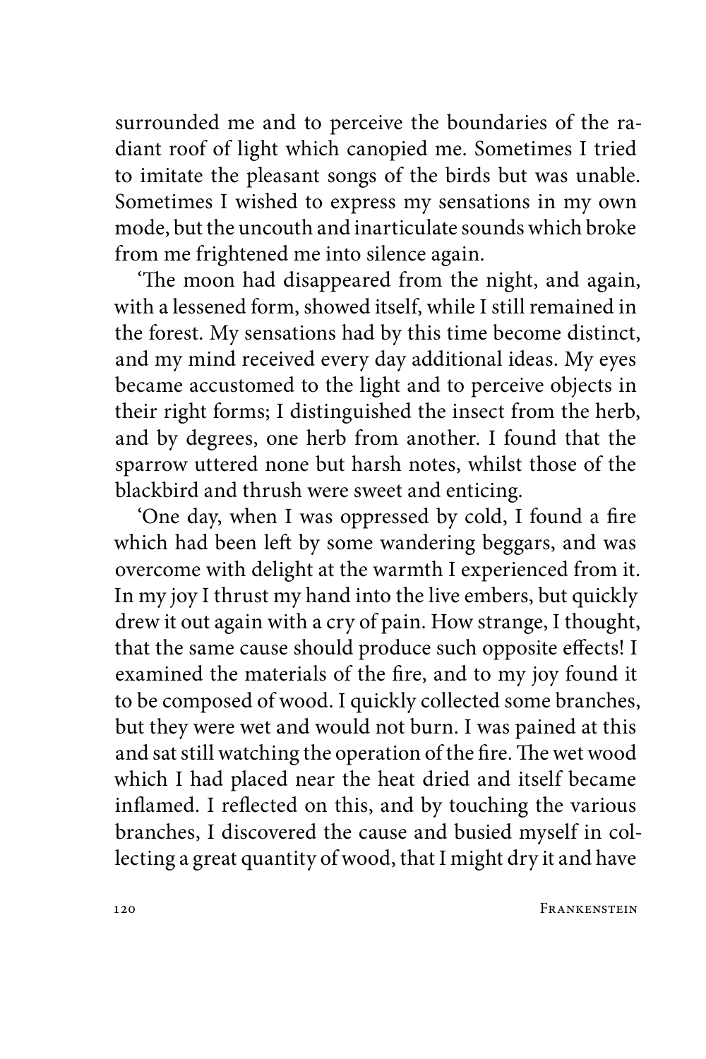surrounded me and to perceive the boundaries of the radiant roof of light which canopied me. Sometimes I tried to imitate the pleasant songs of the birds but was unable. Sometimes I wished to express my sensations in my own mode, but the uncouth and inarticulate sounds which broke from me frightened me into silence again.

'The moon had disappeared from the night, and again, with a lessened form, showed itself, while I still remained in the forest. My sensations had by this time become distinct, and my mind received every day additional ideas. My eyes became accustomed to the light and to perceive objects in their right forms; I distinguished the insect from the herb, and by degrees, one herb from another. I found that the sparrow uttered none but harsh notes, whilst those of the blackbird and thrush were sweet and enticing.

'One day, when I was oppressed by cold, I found a fire which had been left by some wandering beggars, and was overcome with delight at the warmth I experienced from it. In my joy I thrust my hand into the live embers, but quickly drew it out again with a cry of pain. How strange, I thought, that the same cause should produce such opposite effects! I examined the materials of the fire, and to my joy found it to be composed of wood. I quickly collected some branches, but they were wet and would not burn. I was pained at this and sat still watching the operation of the fire. The wet wood which I had placed near the heat dried and itself became inflamed. I reflected on this, and by touching the various branches, I discovered the cause and busied myself in collecting a great quantity of wood, that I might dry it and have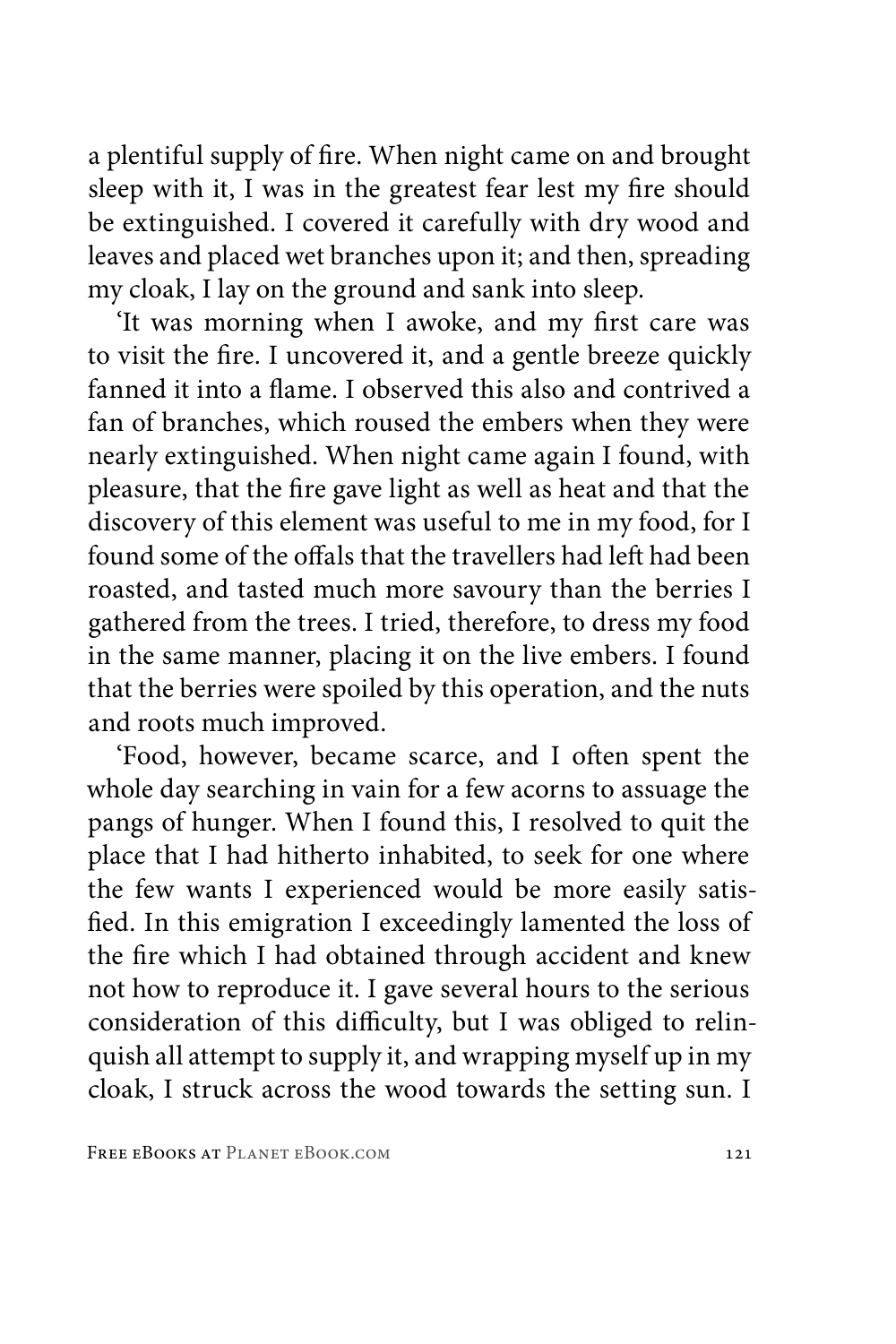a plentiful supply of fire. When night came on and brought sleep with it, I was in the greatest fear lest my fire should be extinguished. I covered it carefully with dry wood and leaves and placed wet branches upon it; and then, spreading my cloak, I lay on the ground and sank into sleep.

'It was morning when I awoke, and my first care was to visit the fire. I uncovered it, and a gentle breeze quickly fanned it into a flame. I observed this also and contrived a fan of branches, which roused the embers when they were nearly extinguished. When night came again I found, with pleasure, that the fire gave light as well as heat and that the discovery of this element was useful to me in my food, for I found some of the offals that the travellers had left had been roasted, and tasted much more savoury than the berries I gathered from the trees. I tried, therefore, to dress my food in the same manner, placing it on the live embers. I found that the berries were spoiled by this operation, and the nuts and roots much improved.

'Food, however, became scarce, and I often spent the whole day searching in vain for a few acorns to assuage the pangs of hunger. When I found this, I resolved to quit the place that I had hitherto inhabited, to seek for one where the few wants I experienced would be more easily satisfied. In this emigration I exceedingly lamented the loss of the fire which I had obtained through accident and knew not how to reproduce it. I gave several hours to the serious consideration of this difficulty, but I was obliged to relinquish all attempt to supply it, and wrapping myself up in my cloak, I struck across the wood towards the setting sun. I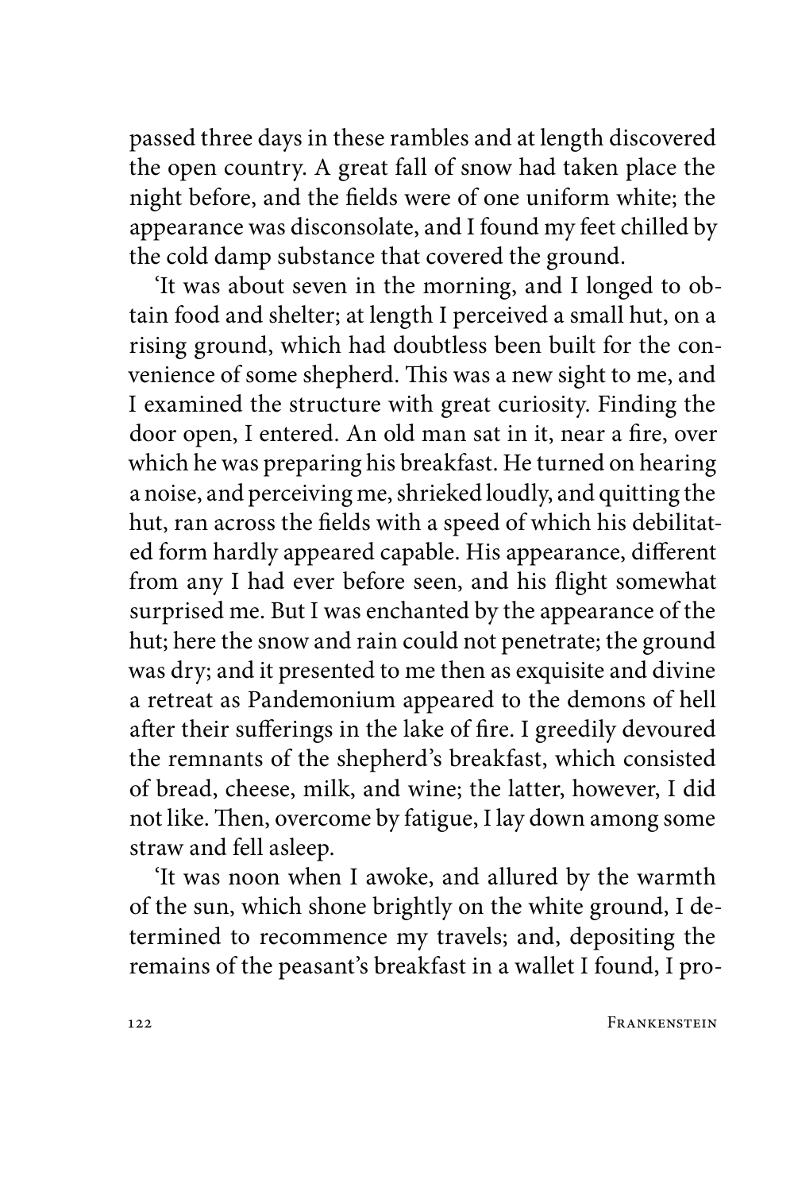passed three days in these rambles and at length discovered the open country. A great fall of snow had taken place the night before, and the fields were of one uniform white; the appearance was disconsolate, and I found my feet chilled by the cold damp substance that covered the ground.

'It was about seven in the morning, and I longed to obtain food and shelter; at length I perceived a small hut, on a rising ground, which had doubtless been built for the convenience of some shepherd. This was a new sight to me, and I examined the structure with great curiosity. Finding the door open, I entered. An old man sat in it, near a fire, over which he was preparing his breakfast. He turned on hearing a noise, and perceiving me, shrieked loudly, and quitting the hut, ran across the fields with a speed of which his debilitated form hardly appeared capable. His appearance, different from any I had ever before seen, and his flight somewhat surprised me. But I was enchanted by the appearance of the hut; here the snow and rain could not penetrate; the ground was dry; and it presented to me then as exquisite and divine a retreat as Pandemonium appeared to the demons of hell after their sufferings in the lake of fire. I greedily devoured the remnants of the shepherd's breakfast, which consisted of bread, cheese, milk, and wine; the latter, however, I did not like. Then, overcome by fatigue, I lay down among some straw and fell asleep.

'It was noon when I awoke, and allured by the warmth of the sun, which shone brightly on the white ground, I determined to recommence my travels; and, depositing the remains of the peasant's breakfast in a wallet I found, I pro-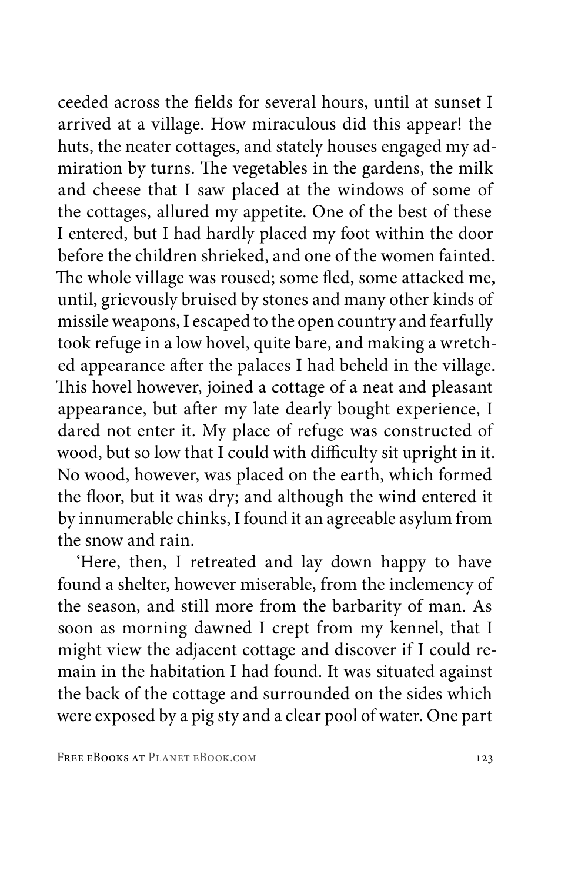ceeded across the fields for several hours, until at sunset I arrived at a village. How miraculous did this appear! the huts, the neater cottages, and stately houses engaged my admiration by turns. The vegetables in the gardens, the milk and cheese that I saw placed at the windows of some of the cottages, allured my appetite. One of the best of these I entered, but I had hardly placed my foot within the door before the children shrieked, and one of the women fainted. The whole village was roused; some fled, some attacked me, until, grievously bruised by stones and many other kinds of missile weapons, I escaped to the open country and fearfully took refuge in a low hovel, quite bare, and making a wretched appearance after the palaces I had beheld in the village. This hovel however, joined a cottage of a neat and pleasant appearance, but after my late dearly bought experience, I dared not enter it. My place of refuge was constructed of wood, but so low that I could with difficulty sit upright in it. No wood, however, was placed on the earth, which formed the floor, but it was dry; and although the wind entered it by innumerable chinks, I found it an agreeable asylum from the snow and rain.

'Here, then, I retreated and lay down happy to have found a shelter, however miserable, from the inclemency of the season, and still more from the barbarity of man. As soon as morning dawned I crept from my kennel, that I might view the adjacent cottage and discover if I could remain in the habitation I had found. It was situated against the back of the cottage and surrounded on the sides which were exposed by a pig sty and a clear pool of water. One part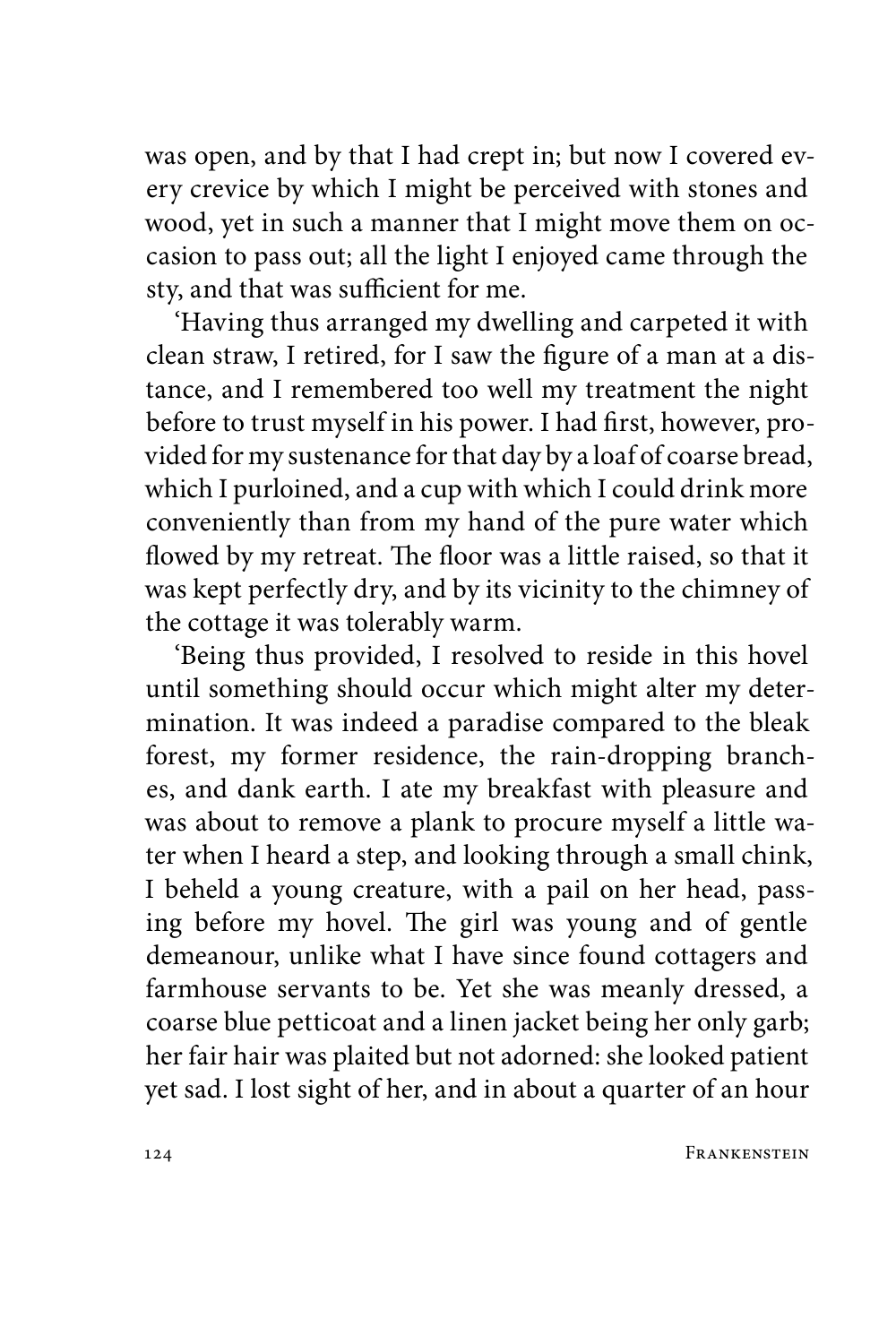was open, and by that I had crept in; but now I covered every crevice by which I might be perceived with stones and wood, yet in such a manner that I might move them on occasion to pass out; all the light I enjoyed came through the sty, and that was sufficient for me.

'Having thus arranged my dwelling and carpeted it with clean straw, I retired, for I saw the figure of a man at a distance, and I remembered too well my treatment the night before to trust myself in his power. I had first, however, provided for my sustenance for that day by a loaf of coarse bread, which I purloined, and a cup with which I could drink more conveniently than from my hand of the pure water which flowed by my retreat. The floor was a little raised, so that it was kept perfectly dry, and by its vicinity to the chimney of the cottage it was tolerably warm.

'Being thus provided, I resolved to reside in this hovel until something should occur which might alter my determination. It was indeed a paradise compared to the bleak forest, my former residence, the rain-dropping branches, and dank earth. I ate my breakfast with pleasure and was about to remove a plank to procure myself a little water when I heard a step, and looking through a small chink, I beheld a young creature, with a pail on her head, passing before my hovel. The girl was young and of gentle demeanour, unlike what I have since found cottagers and farmhouse servants to be. Yet she was meanly dressed, a coarse blue petticoat and a linen jacket being her only garb; her fair hair was plaited but not adorned: she looked patient yet sad. I lost sight of her, and in about a quarter of an hour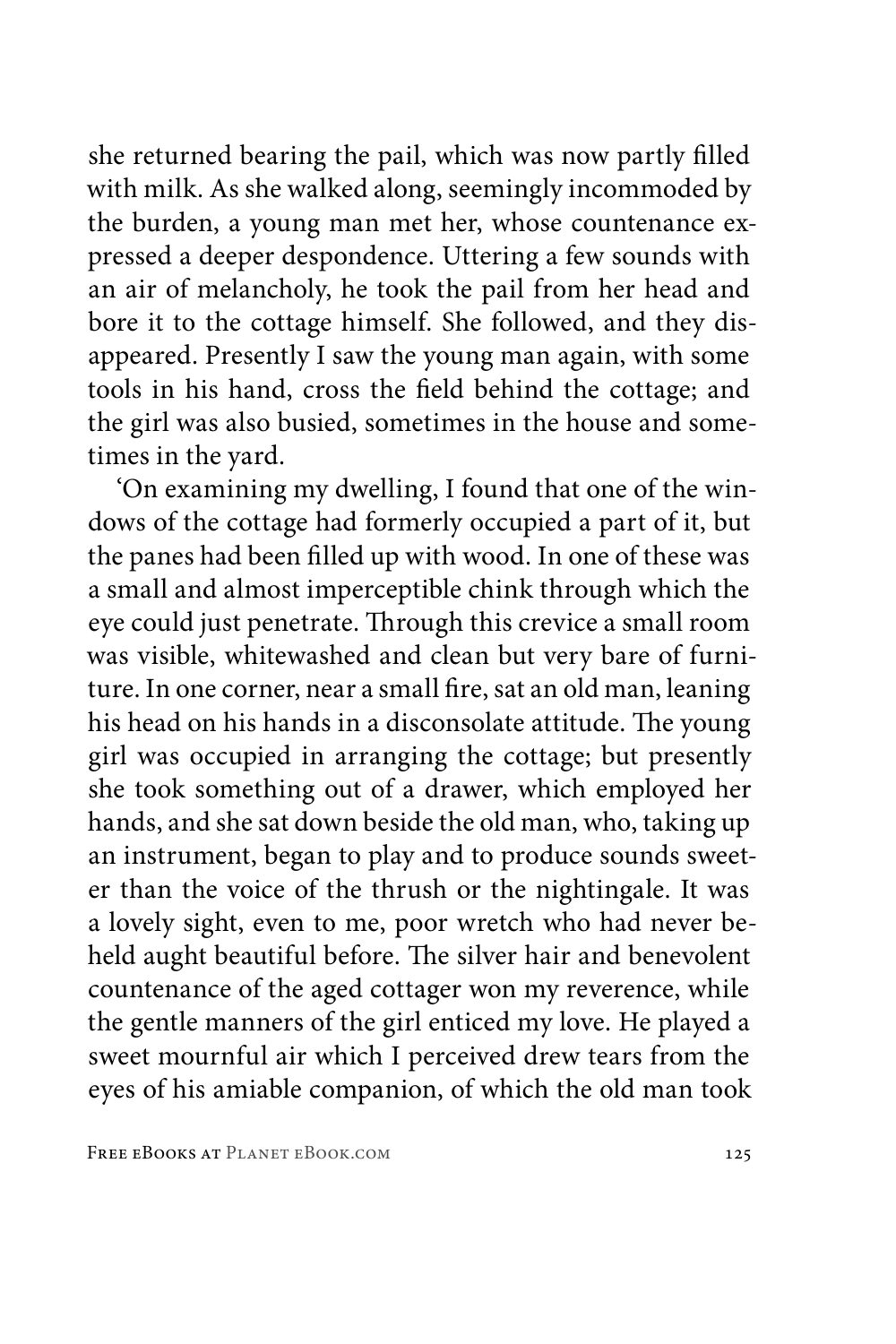she returned bearing the pail, which was now partly filled with milk. As she walked along, seemingly incommoded by the burden, a young man met her, whose countenance expressed a deeper despondence. Uttering a few sounds with an air of melancholy, he took the pail from her head and bore it to the cottage himself. She followed, and they disappeared. Presently I saw the young man again, with some tools in his hand, cross the field behind the cottage; and the girl was also busied, sometimes in the house and sometimes in the yard.

'On examining my dwelling, I found that one of the windows of the cottage had formerly occupied a part of it, but the panes had been filled up with wood. In one of these was a small and almost imperceptible chink through which the eye could just penetrate. Through this crevice a small room was visible, whitewashed and clean but very bare of furniture. In one corner, near a small fire, sat an old man, leaning his head on his hands in a disconsolate attitude. The young girl was occupied in arranging the cottage; but presently she took something out of a drawer, which employed her hands, and she sat down beside the old man, who, taking up an instrument, began to play and to produce sounds sweeter than the voice of the thrush or the nightingale. It was a lovely sight, even to me, poor wretch who had never beheld aught beautiful before. The silver hair and benevolent countenance of the aged cottager won my reverence, while the gentle manners of the girl enticed my love. He played a sweet mournful air which I perceived drew tears from the eyes of his amiable companion, of which the old man took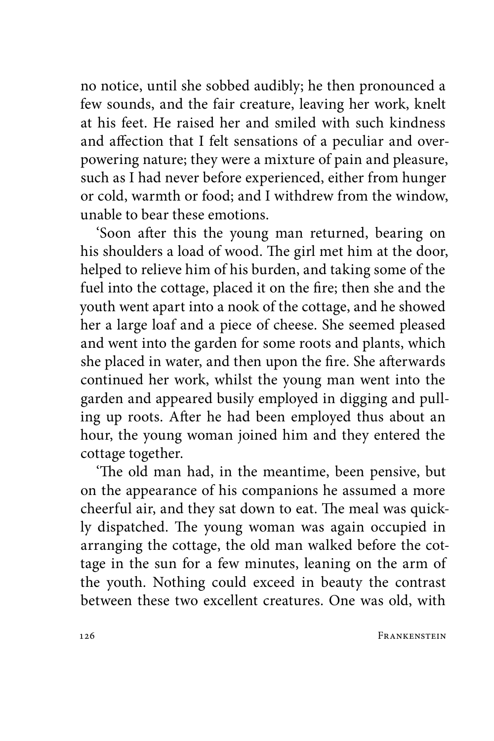no notice, until she sobbed audibly; he then pronounced a few sounds, and the fair creature, leaving her work, knelt at his feet. He raised her and smiled with such kindness and affection that I felt sensations of a peculiar and overpowering nature; they were a mixture of pain and pleasure, such as I had never before experienced, either from hunger or cold, warmth or food; and I withdrew from the window, unable to bear these emotions.

'Soon after this the young man returned, bearing on his shoulders a load of wood. The girl met him at the door, helped to relieve him of his burden, and taking some of the fuel into the cottage, placed it on the fire; then she and the youth went apart into a nook of the cottage, and he showed her a large loaf and a piece of cheese. She seemed pleased and went into the garden for some roots and plants, which she placed in water, and then upon the fire. She afterwards continued her work, whilst the young man went into the garden and appeared busily employed in digging and pulling up roots. After he had been employed thus about an hour, the young woman joined him and they entered the cottage together.

'The old man had, in the meantime, been pensive, but on the appearance of his companions he assumed a more cheerful air, and they sat down to eat. The meal was quickly dispatched. The young woman was again occupied in arranging the cottage, the old man walked before the cottage in the sun for a few minutes, leaning on the arm of the youth. Nothing could exceed in beauty the contrast between these two excellent creatures. One was old, with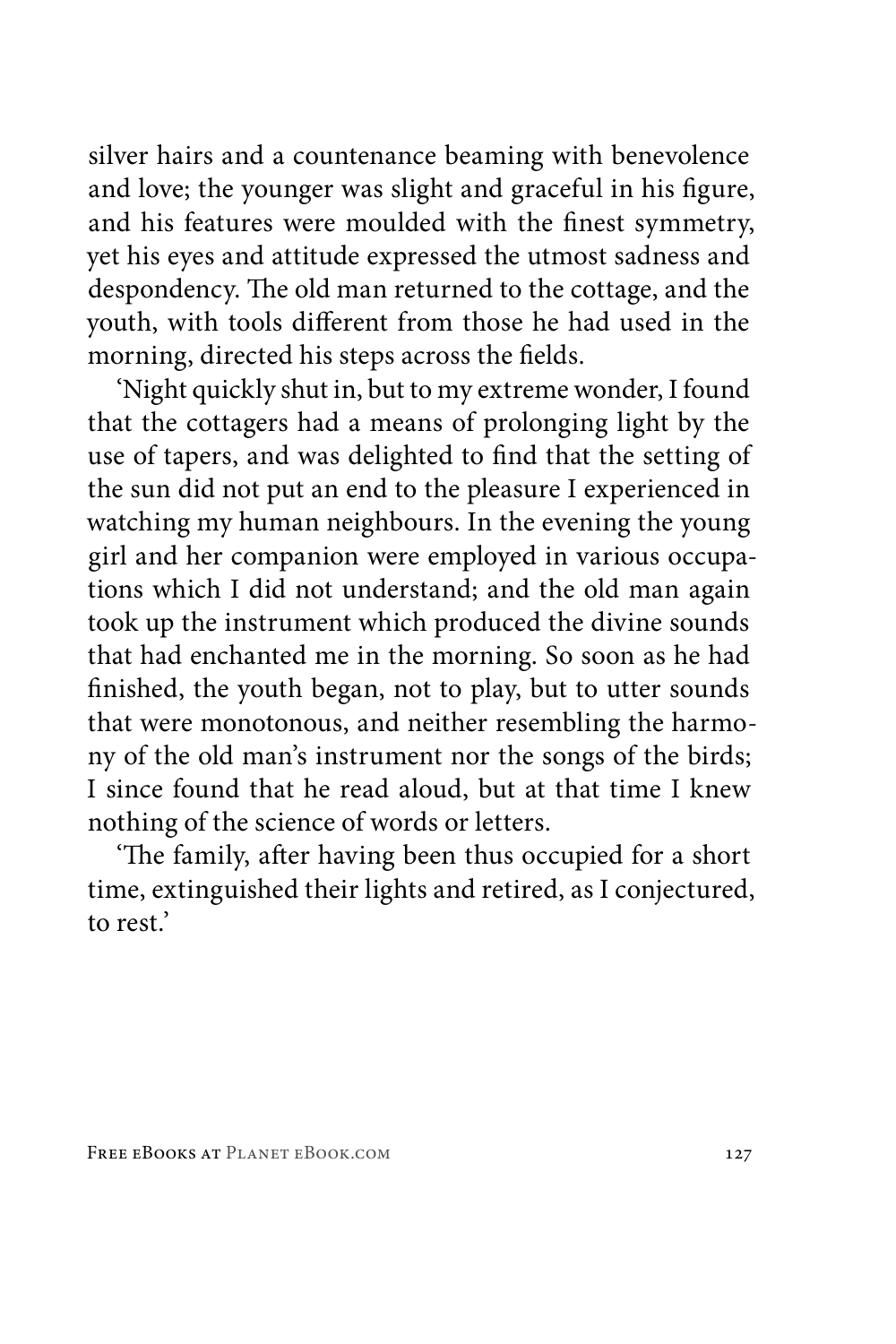silver hairs and a countenance beaming with benevolence and love; the younger was slight and graceful in his figure, and his features were moulded with the finest symmetry, yet his eyes and attitude expressed the utmost sadness and despondency. The old man returned to the cottage, and the youth, with tools different from those he had used in the morning, directed his steps across the fields.

'Night quickly shut in, but to my extreme wonder, I found that the cottagers had a means of prolonging light by the use of tapers, and was delighted to find that the setting of the sun did not put an end to the pleasure I experienced in watching my human neighbours. In the evening the young girl and her companion were employed in various occupations which I did not understand; and the old man again took up the instrument which produced the divine sounds that had enchanted me in the morning. So soon as he had finished, the youth began, not to play, but to utter sounds that were monotonous, and neither resembling the harmony of the old man's instrument nor the songs of the birds; I since found that he read aloud, but at that time I knew nothing of the science of words or letters.

'The family, after having been thus occupied for a short time, extinguished their lights and retired, as I conjectured, to rest.'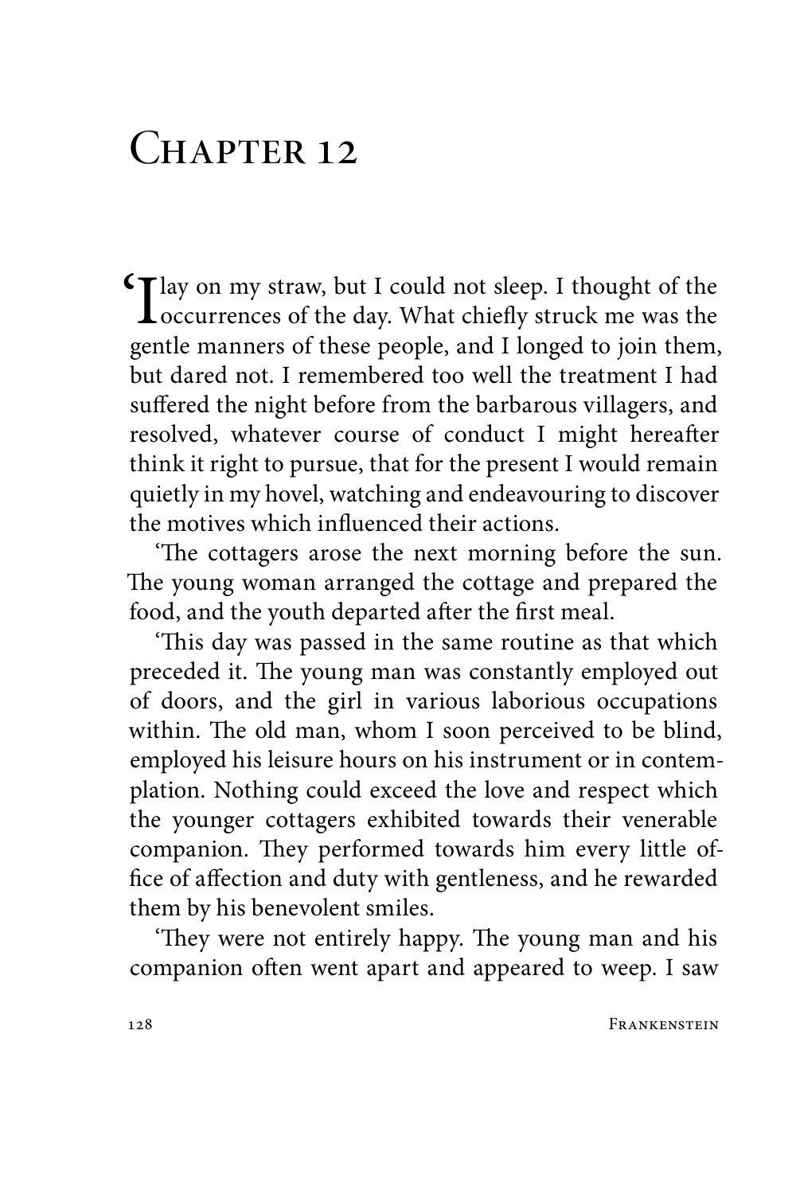# Chapter 12

'I lay on my straw, but I could not sleep. I thought of the occurrences of the day. What chiefly struck me was the gentle manners of these people, and I longed to join them, but dared not. I remembered too well the treatment I had suffered the night before from the barbarous villagers, and resolved, whatever course of conduct I might hereafter think it right to pursue, that for the present I would remain quietly in my hovel, watching and endeavouring to discover the motives which influenced their actions.

'The cottagers arose the next morning before the sun. The young woman arranged the cottage and prepared the food, and the youth departed after the first meal.

'This day was passed in the same routine as that which preceded it. The young man was constantly employed out of doors, and the girl in various laborious occupations within. The old man, whom I soon perceived to be blind, employed his leisure hours on his instrument or in contemplation. Nothing could exceed the love and respect which the younger cottagers exhibited towards their venerable companion. They performed towards him every little office of affection and duty with gentleness, and he rewarded them by his benevolent smiles.

'They were not entirely happy. The young man and his companion often went apart and appeared to weep. I saw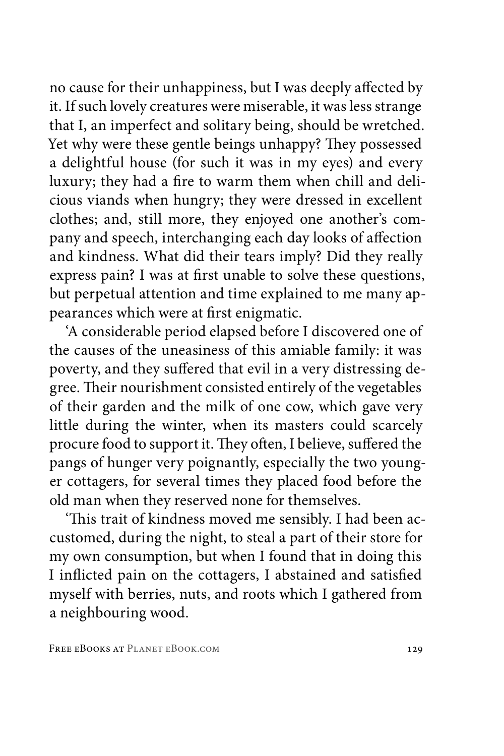no cause for their unhappiness, but I was deeply affected by it. If such lovely creatures were miserable, it was less strange that I, an imperfect and solitary being, should be wretched. Yet why were these gentle beings unhappy? They possessed a delightful house (for such it was in my eyes) and every luxury; they had a fire to warm them when chill and delicious viands when hungry; they were dressed in excellent clothes; and, still more, they enjoyed one another's company and speech, interchanging each day looks of affection and kindness. What did their tears imply? Did they really express pain? I was at first unable to solve these questions, but perpetual attention and time explained to me many appearances which were at first enigmatic.

'A considerable period elapsed before I discovered one of the causes of the uneasiness of this amiable family: it was poverty, and they suffered that evil in a very distressing degree. Their nourishment consisted entirely of the vegetables of their garden and the milk of one cow, which gave very little during the winter, when its masters could scarcely procure food to support it. They often, I believe, suffered the pangs of hunger very poignantly, especially the two younger cottagers, for several times they placed food before the old man when they reserved none for themselves.

'This trait of kindness moved me sensibly. I had been accustomed, during the night, to steal a part of their store for my own consumption, but when I found that in doing this I inflicted pain on the cottagers, I abstained and satisfied myself with berries, nuts, and roots which I gathered from a neighbouring wood.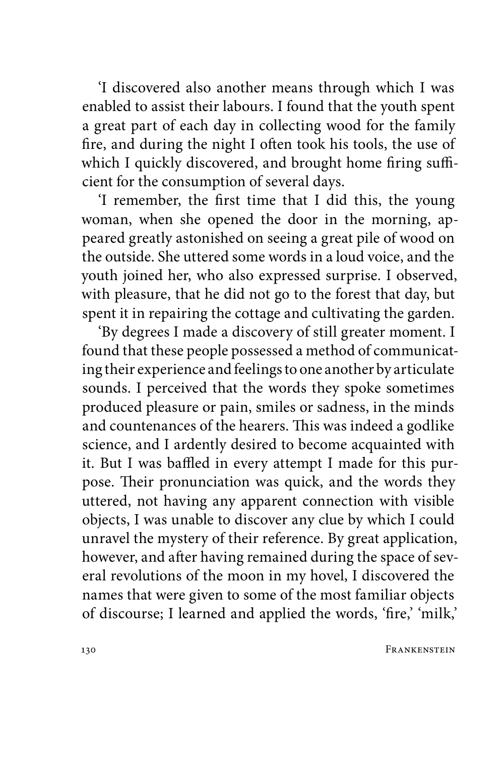'I discovered also another means through which I was enabled to assist their labours. I found that the youth spent a great part of each day in collecting wood for the family fire, and during the night I often took his tools, the use of which I quickly discovered, and brought home firing sufficient for the consumption of several days.

'I remember, the first time that I did this, the young woman, when she opened the door in the morning, appeared greatly astonished on seeing a great pile of wood on the outside. She uttered some words in a loud voice, and the youth joined her, who also expressed surprise. I observed, with pleasure, that he did not go to the forest that day, but spent it in repairing the cottage and cultivating the garden.

'By degrees I made a discovery of still greater moment. I found that these people possessed a method of communicating their experience and feelings to one another by articulate sounds. I perceived that the words they spoke sometimes produced pleasure or pain, smiles or sadness, in the minds and countenances of the hearers. This was indeed a godlike science, and I ardently desired to become acquainted with it. But I was baffled in every attempt I made for this purpose. Their pronunciation was quick, and the words they uttered, not having any apparent connection with visible objects, I was unable to discover any clue by which I could unravel the mystery of their reference. By great application, however, and after having remained during the space of several revolutions of the moon in my hovel, I discovered the names that were given to some of the most familiar objects of discourse; I learned and applied the words, 'fire,' 'milk,'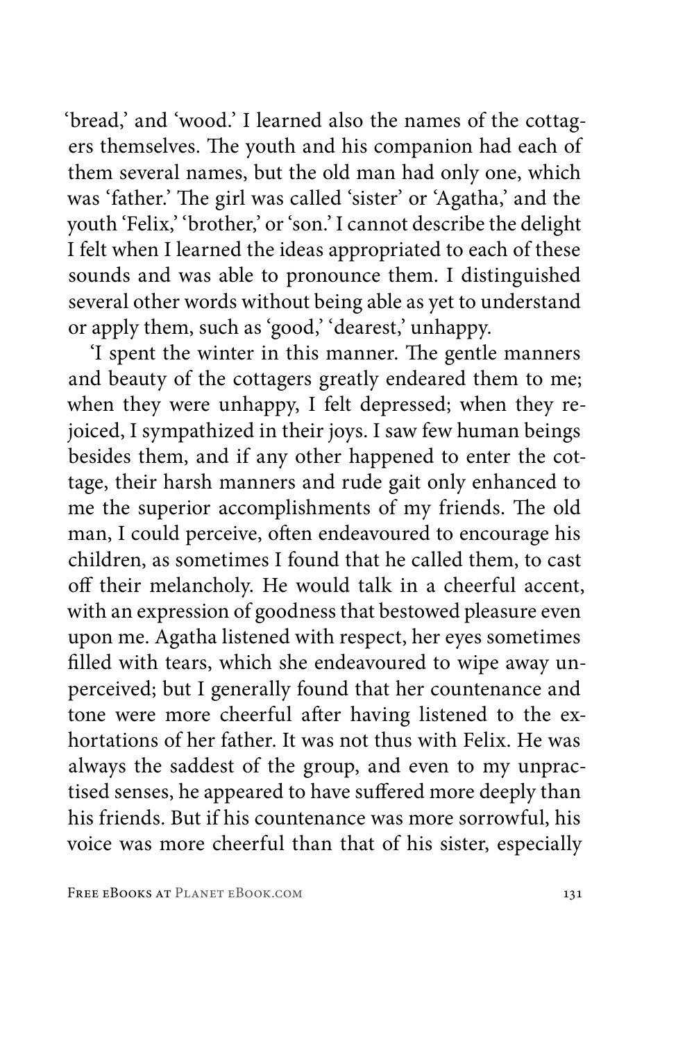'bread,' and 'wood.' I learned also the names of the cottagers themselves. The youth and his companion had each of them several names, but the old man had only one, which was 'father.' The girl was called 'sister' or 'Agatha,' and the youth 'Felix,' 'brother,' or 'son.' I cannot describe the delight I felt when I learned the ideas appropriated to each of these sounds and was able to pronounce them. I distinguished several other words without being able as yet to understand or apply them, such as 'good,' 'dearest,' unhappy.

'I spent the winter in this manner. The gentle manners and beauty of the cottagers greatly endeared them to me; when they were unhappy, I felt depressed; when they rejoiced, I sympathized in their joys. I saw few human beings besides them, and if any other happened to enter the cottage, their harsh manners and rude gait only enhanced to me the superior accomplishments of my friends. The old man, I could perceive, often endeavoured to encourage his children, as sometimes I found that he called them, to cast off their melancholy. He would talk in a cheerful accent, with an expression of goodness that bestowed pleasure even upon me. Agatha listened with respect, her eyes sometimes filled with tears, which she endeavoured to wipe away unperceived; but I generally found that her countenance and tone were more cheerful after having listened to the exhortations of her father. It was not thus with Felix. He was always the saddest of the group, and even to my unpractised senses, he appeared to have suffered more deeply than his friends. But if his countenance was more sorrowful, his voice was more cheerful than that of his sister, especially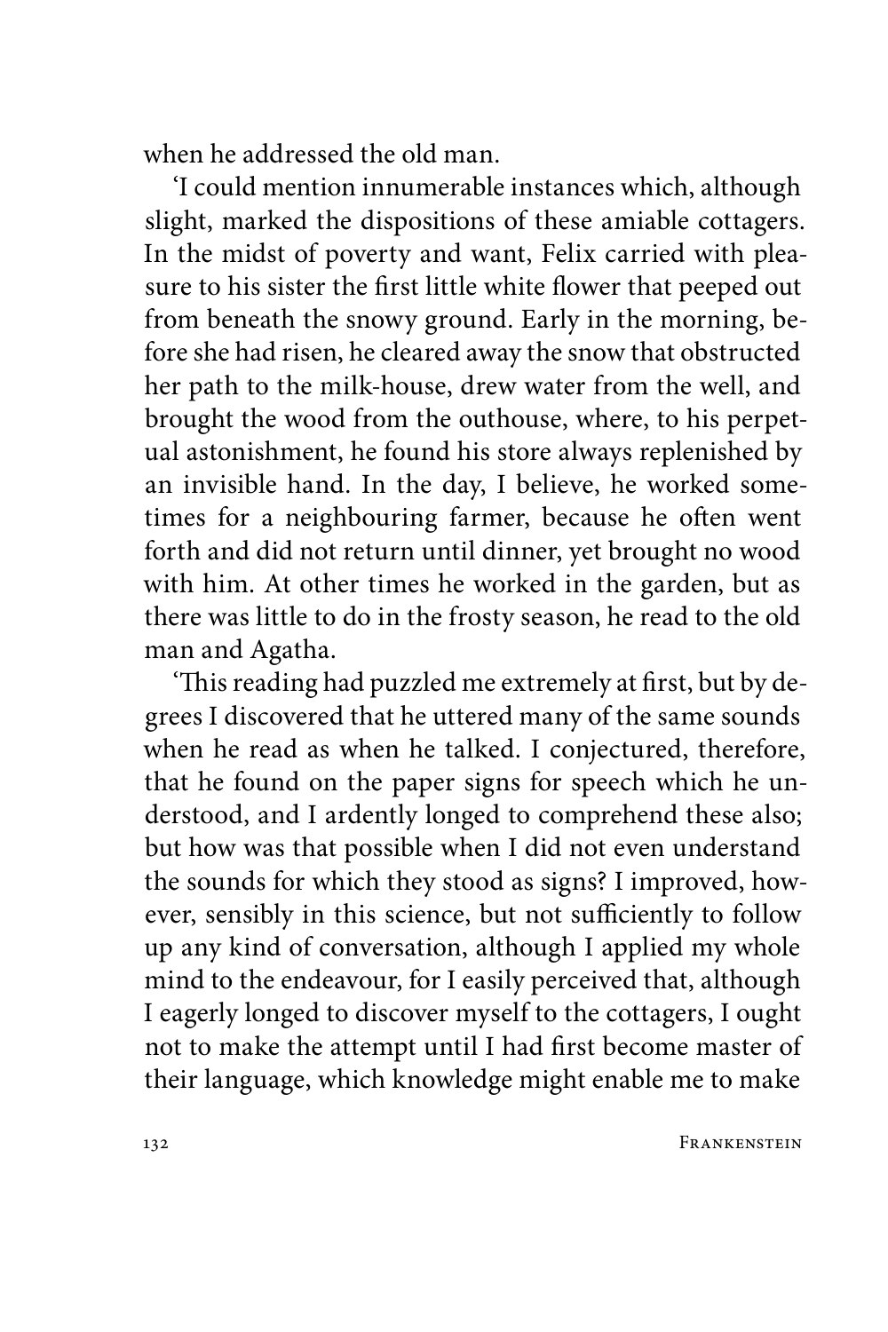when he addressed the old man.

'I could mention innumerable instances which, although slight, marked the dispositions of these amiable cottagers. In the midst of poverty and want, Felix carried with pleasure to his sister the first little white flower that peeped out from beneath the snowy ground. Early in the morning, before she had risen, he cleared away the snow that obstructed her path to the milk-house, drew water from the well, and brought the wood from the outhouse, where, to his perpetual astonishment, he found his store always replenished by an invisible hand. In the day, I believe, he worked sometimes for a neighbouring farmer, because he often went forth and did not return until dinner, yet brought no wood with him. At other times he worked in the garden, but as there was little to do in the frosty season, he read to the old man and Agatha.

'This reading had puzzled me extremely at first, but by degrees I discovered that he uttered many of the same sounds when he read as when he talked. I conjectured, therefore, that he found on the paper signs for speech which he understood, and I ardently longed to comprehend these also; but how was that possible when I did not even understand the sounds for which they stood as signs? I improved, however, sensibly in this science, but not sufficiently to follow up any kind of conversation, although I applied my whole mind to the endeavour, for I easily perceived that, although I eagerly longed to discover myself to the cottagers, I ought not to make the attempt until I had first become master of their language, which knowledge might enable me to make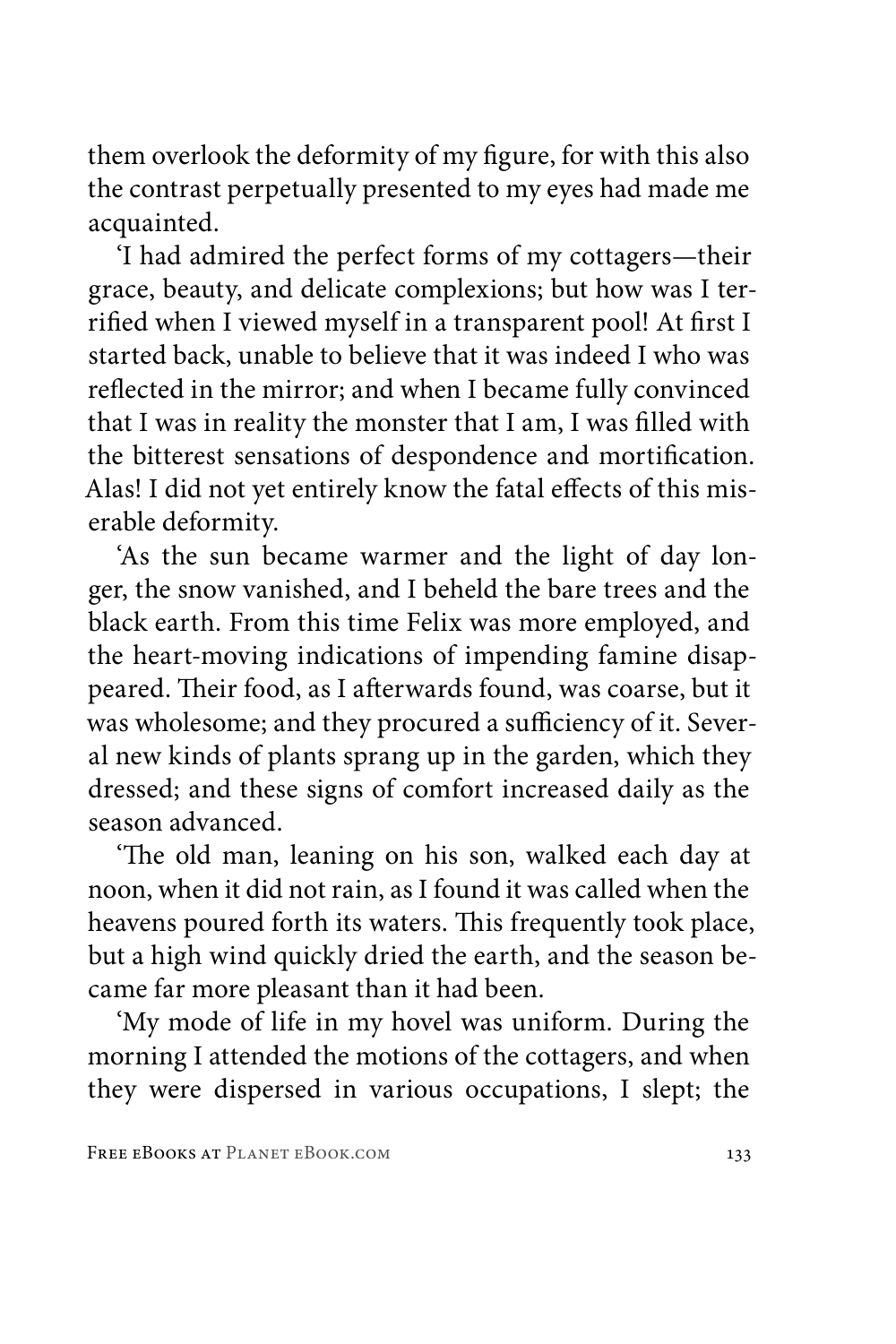them overlook the deformity of my figure, for with this also the contrast perpetually presented to my eyes had made me acquainted.

'I had admired the perfect forms of my cottagers—their grace, beauty, and delicate complexions; but how was I terrified when I viewed myself in a transparent pool! At first I started back, unable to believe that it was indeed I who was reflected in the mirror; and when I became fully convinced that I was in reality the monster that I am, I was filled with the bitterest sensations of despondence and mortification. Alas! I did not yet entirely know the fatal effects of this miserable deformity.

'As the sun became warmer and the light of day longer, the snow vanished, and I beheld the bare trees and the black earth. From this time Felix was more employed, and the heart-moving indications of impending famine disappeared. Their food, as I afterwards found, was coarse, but it was wholesome; and they procured a sufficiency of it. Several new kinds of plants sprang up in the garden, which they dressed; and these signs of comfort increased daily as the season advanced.

'The old man, leaning on his son, walked each day at noon, when it did not rain, as I found it was called when the heavens poured forth its waters. This frequently took place, but a high wind quickly dried the earth, and the season became far more pleasant than it had been.

'My mode of life in my hovel was uniform. During the morning I attended the motions of the cottagers, and when they were dispersed in various occupations, I slept; the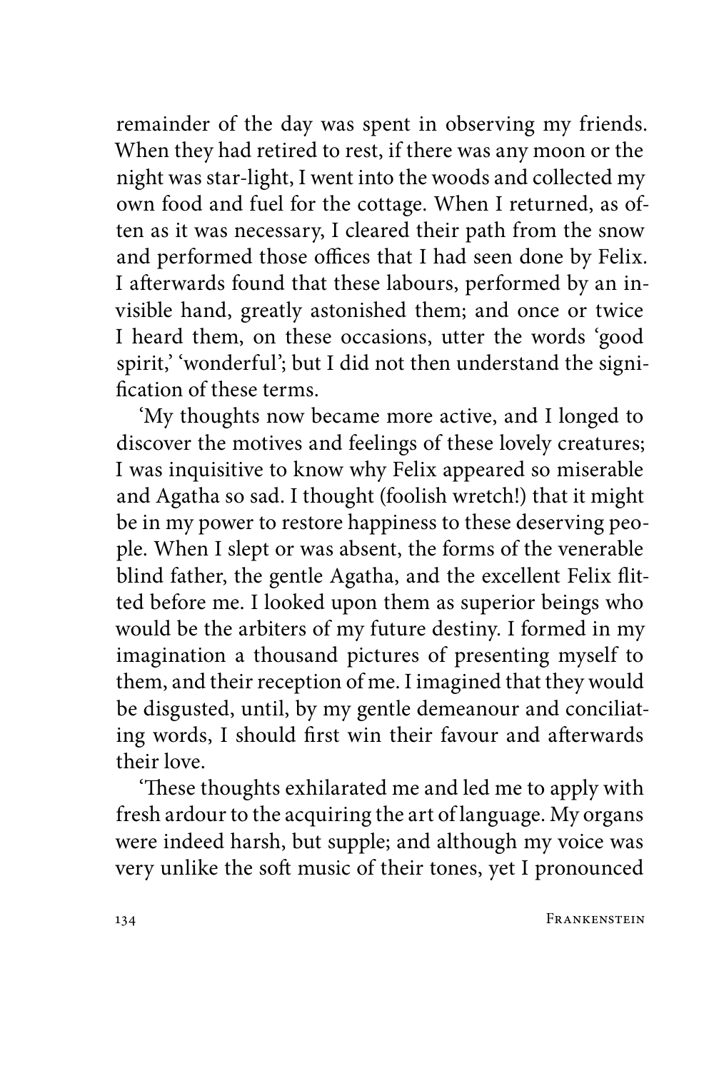remainder of the day was spent in observing my friends. When they had retired to rest, if there was any moon or the night was star-light, I went into the woods and collected my own food and fuel for the cottage. When I returned, as often as it was necessary, I cleared their path from the snow and performed those offices that I had seen done by Felix. I afterwards found that these labours, performed by an invisible hand, greatly astonished them; and once or twice I heard them, on these occasions, utter the words 'good spirit,' 'wonderful'; but I did not then understand the signification of these terms.

'My thoughts now became more active, and I longed to discover the motives and feelings of these lovely creatures; I was inquisitive to know why Felix appeared so miserable and Agatha so sad. I thought (foolish wretch!) that it might be in my power to restore happiness to these deserving people. When I slept or was absent, the forms of the venerable blind father, the gentle Agatha, and the excellent Felix flitted before me. I looked upon them as superior beings who would be the arbiters of my future destiny. I formed in my imagination a thousand pictures of presenting myself to them, and their reception of me. I imagined that they would be disgusted, until, by my gentle demeanour and conciliating words, I should first win their favour and afterwards their love.

'These thoughts exhilarated me and led me to apply with fresh ardour to the acquiring the art of language. My organs were indeed harsh, but supple; and although my voice was very unlike the soft music of their tones, yet I pronounced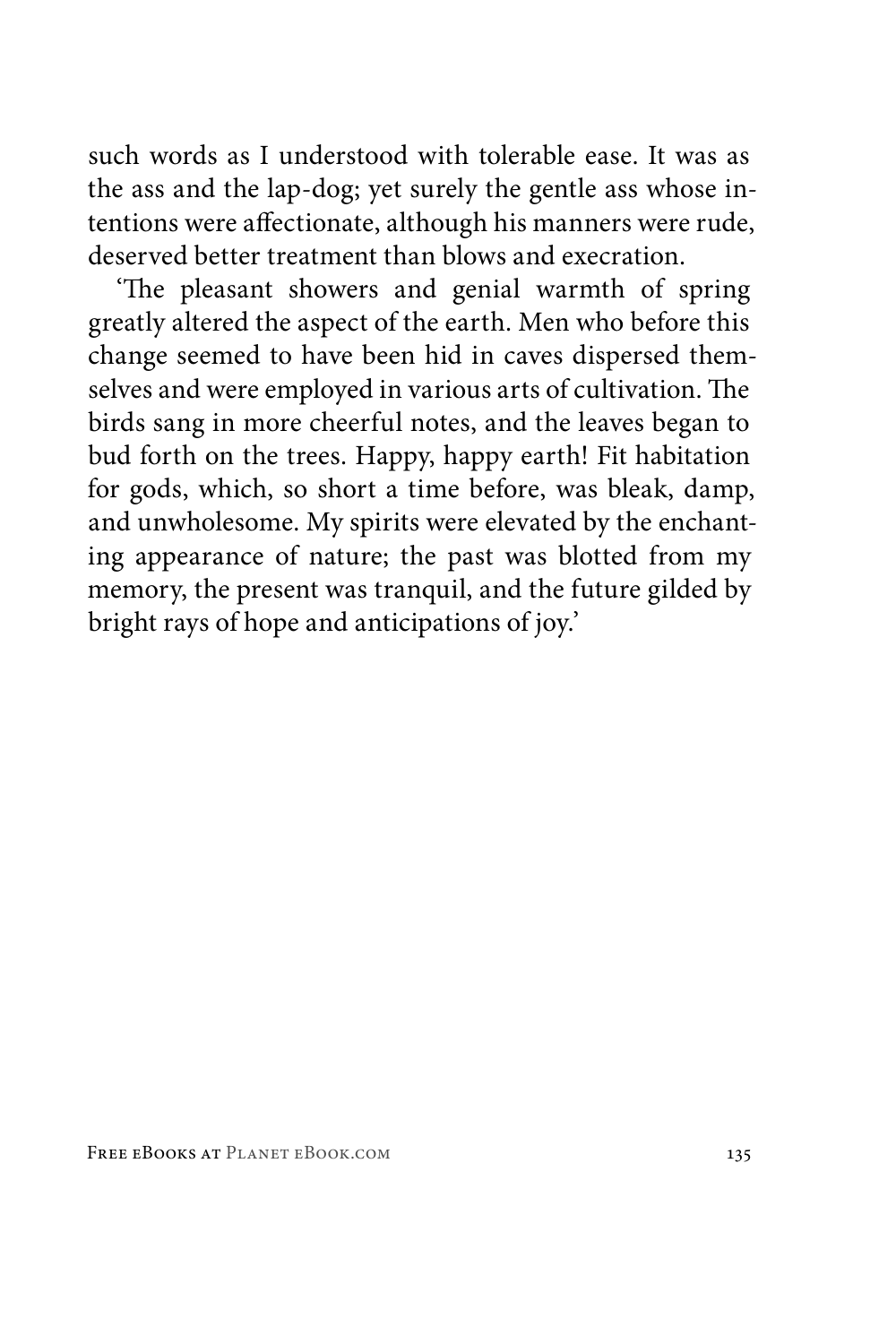such words as I understood with tolerable ease. It was as the ass and the lap-dog; yet surely the gentle ass whose intentions were affectionate, although his manners were rude, deserved better treatment than blows and execration.

'The pleasant showers and genial warmth of spring greatly altered the aspect of the earth. Men who before this change seemed to have been hid in caves dispersed themselves and were employed in various arts of cultivation. The birds sang in more cheerful notes, and the leaves began to bud forth on the trees. Happy, happy earth! Fit habitation for gods, which, so short a time before, was bleak, damp, and unwholesome. My spirits were elevated by the enchanting appearance of nature; the past was blotted from my memory, the present was tranquil, and the future gilded by bright rays of hope and anticipations of joy.'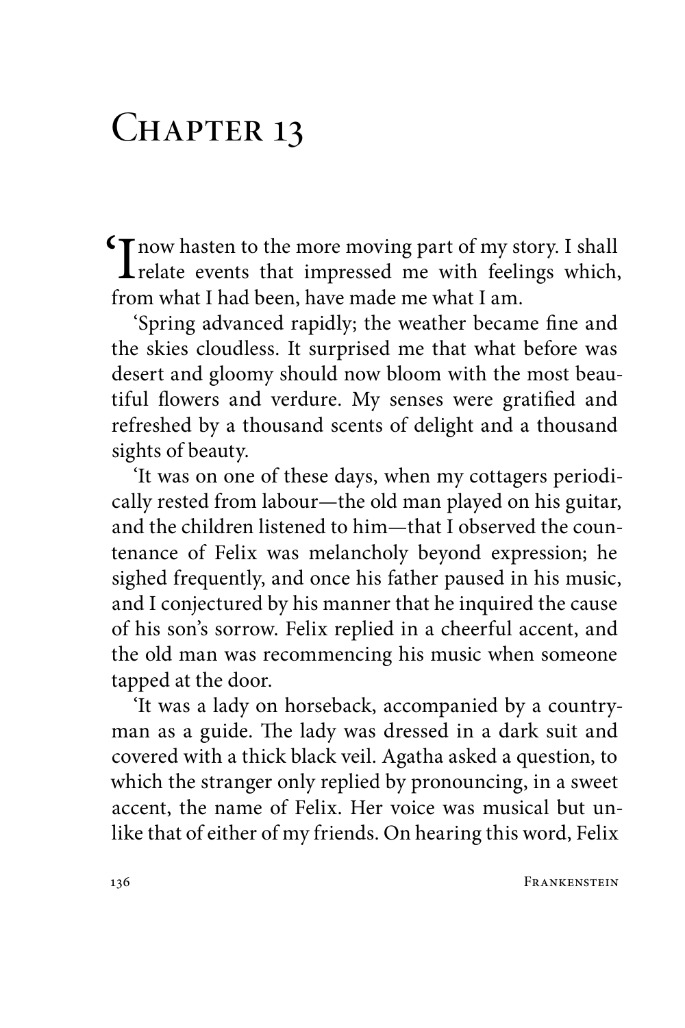# Chapter 13

'I now hasten to the more moving part of my story. I shall relate events that impressed me with feelings which, from what I had been, have made me what I am.

'Spring advanced rapidly; the weather became fine and the skies cloudless. It surprised me that what before was desert and gloomy should now bloom with the most beautiful flowers and verdure. My senses were gratified and refreshed by a thousand scents of delight and a thousand sights of beauty.

'It was on one of these days, when my cottagers periodically rested from labour—the old man played on his guitar, and the children listened to him—that I observed the countenance of Felix was melancholy beyond expression; he sighed frequently, and once his father paused in his music, and I conjectured by his manner that he inquired the cause of his son's sorrow. Felix replied in a cheerful accent, and the old man was recommencing his music when someone tapped at the door.

'It was a lady on horseback, accompanied by a countryman as a guide. The lady was dressed in a dark suit and covered with a thick black veil. Agatha asked a question, to which the stranger only replied by pronouncing, in a sweet accent, the name of Felix. Her voice was musical but unlike that of either of my friends. On hearing this word, Felix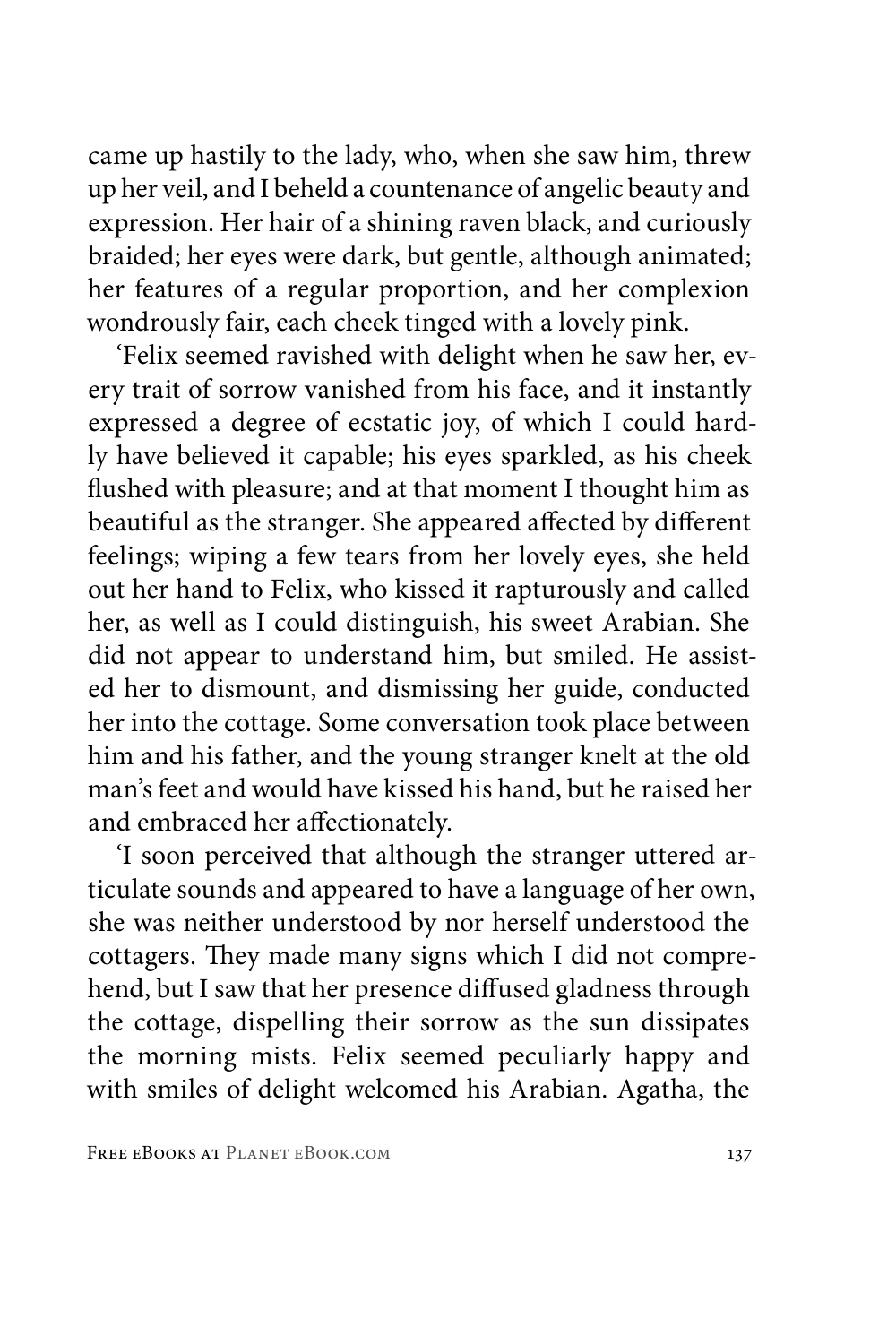came up hastily to the lady, who, when she saw him, threw up her veil, and I beheld a countenance of angelic beauty and expression. Her hair of a shining raven black, and curiously braided; her eyes were dark, but gentle, although animated; her features of a regular proportion, and her complexion wondrously fair, each cheek tinged with a lovely pink.

'Felix seemed ravished with delight when he saw her, every trait of sorrow vanished from his face, and it instantly expressed a degree of ecstatic joy, of which I could hardly have believed it capable; his eyes sparkled, as his cheek flushed with pleasure; and at that moment I thought him as beautiful as the stranger. She appeared affected by different feelings; wiping a few tears from her lovely eyes, she held out her hand to Felix, who kissed it rapturously and called her, as well as I could distinguish, his sweet Arabian. She did not appear to understand him, but smiled. He assisted her to dismount, and dismissing her guide, conducted her into the cottage. Some conversation took place between him and his father, and the young stranger knelt at the old man's feet and would have kissed his hand, but he raised her and embraced her affectionately.

'I soon perceived that although the stranger uttered articulate sounds and appeared to have a language of her own, she was neither understood by nor herself understood the cottagers. They made many signs which I did not comprehend, but I saw that her presence diffused gladness through the cottage, dispelling their sorrow as the sun dissipates the morning mists. Felix seemed peculiarly happy and with smiles of delight welcomed his Arabian. Agatha, the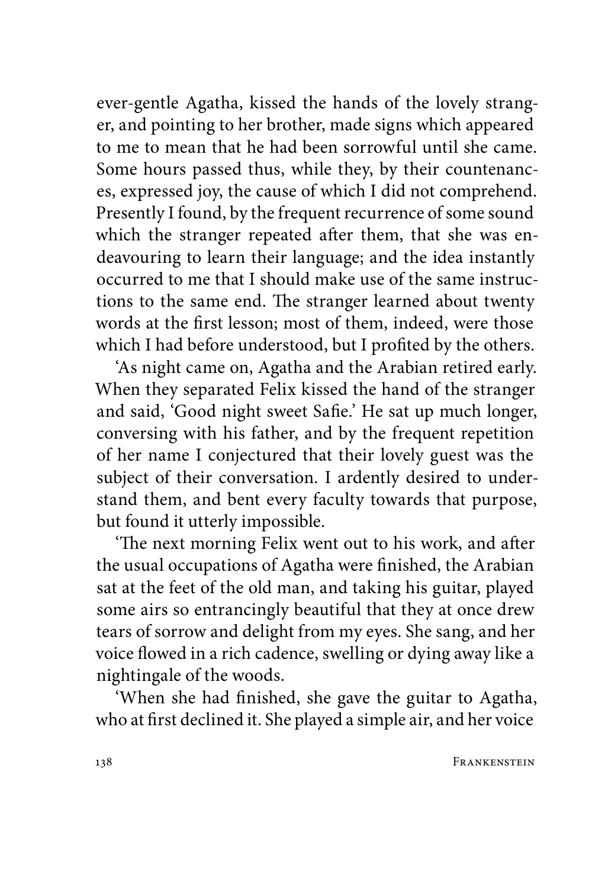ever-gentle Agatha, kissed the hands of the lovely stranger, and pointing to her brother, made signs which appeared to me to mean that he had been sorrowful until she came. Some hours passed thus, while they, by their countenances, expressed joy, the cause of which I did not comprehend. Presently I found, by the frequent recurrence of some sound which the stranger repeated after them, that she was endeavouring to learn their language; and the idea instantly occurred to me that I should make use of the same instructions to the same end. The stranger learned about twenty words at the first lesson; most of them, indeed, were those which I had before understood, but I profited by the others.

'As night came on, Agatha and the Arabian retired early. When they separated Felix kissed the hand of the stranger and said, 'Good night sweet Safie.' He sat up much longer, conversing with his father, and by the frequent repetition of her name I conjectured that their lovely guest was the subject of their conversation. I ardently desired to understand them, and bent every faculty towards that purpose, but found it utterly impossible.

'The next morning Felix went out to his work, and after the usual occupations of Agatha were finished, the Arabian sat at the feet of the old man, and taking his guitar, played some airs so entrancingly beautiful that they at once drew tears of sorrow and delight from my eyes. She sang, and her voice flowed in a rich cadence, swelling or dying away like a nightingale of the woods.

'When she had finished, she gave the guitar to Agatha, who at first declined it. She played a simple air, and her voice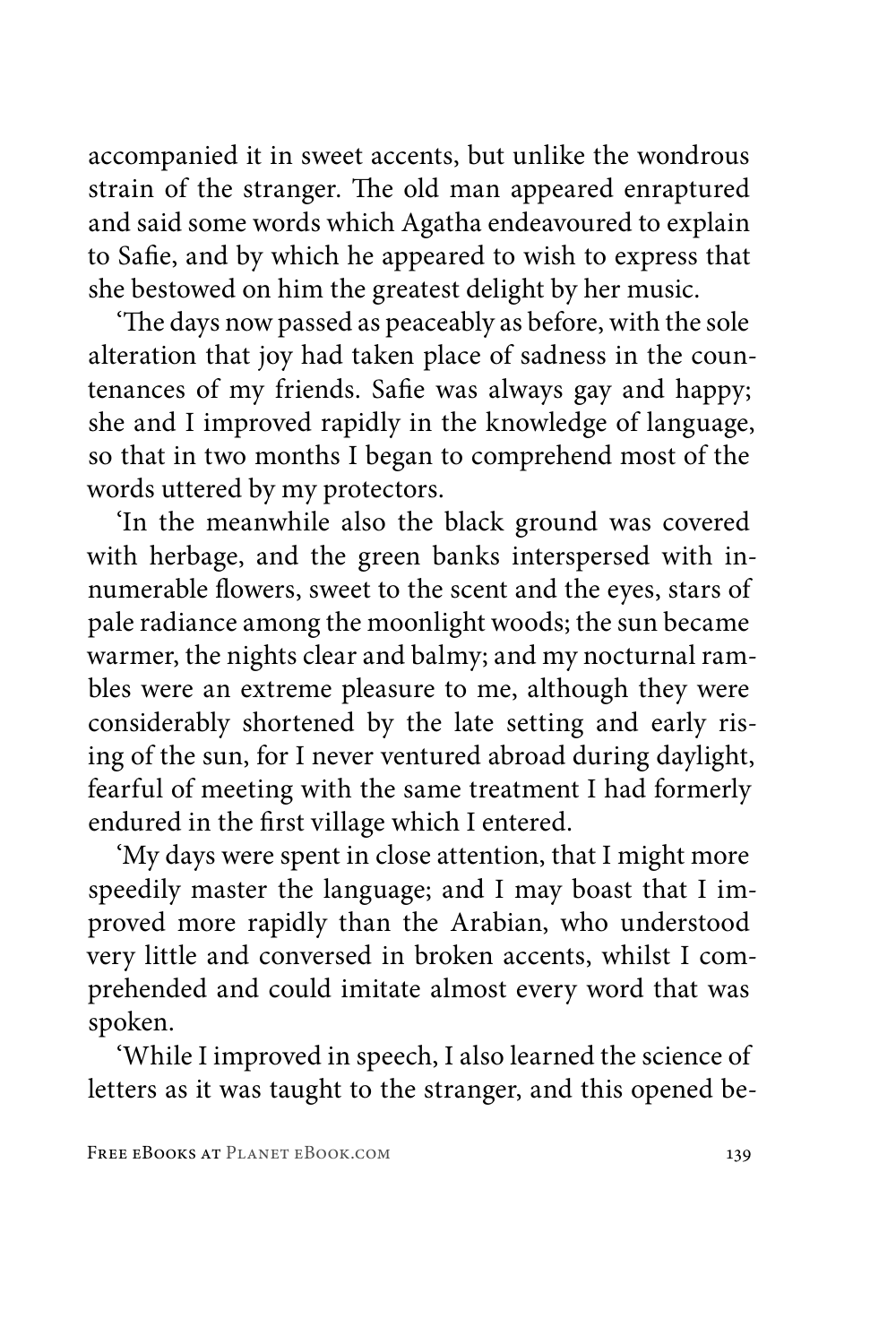accompanied it in sweet accents, but unlike the wondrous strain of the stranger. The old man appeared enraptured and said some words which Agatha endeavoured to explain to Safie, and by which he appeared to wish to express that she bestowed on him the greatest delight by her music.

'The days now passed as peaceably as before, with the sole alteration that joy had taken place of sadness in the countenances of my friends. Safie was always gay and happy; she and I improved rapidly in the knowledge of language, so that in two months I began to comprehend most of the words uttered by my protectors.

'In the meanwhile also the black ground was covered with herbage, and the green banks interspersed with innumerable flowers, sweet to the scent and the eyes, stars of pale radiance among the moonlight woods; the sun became warmer, the nights clear and balmy; and my nocturnal rambles were an extreme pleasure to me, although they were considerably shortened by the late setting and early rising of the sun, for I never ventured abroad during daylight, fearful of meeting with the same treatment I had formerly endured in the first village which I entered.

'My days were spent in close attention, that I might more speedily master the language; and I may boast that I improved more rapidly than the Arabian, who understood very little and conversed in broken accents, whilst I comprehended and could imitate almost every word that was spoken.

'While I improved in speech, I also learned the science of letters as it was taught to the stranger, and this opened be-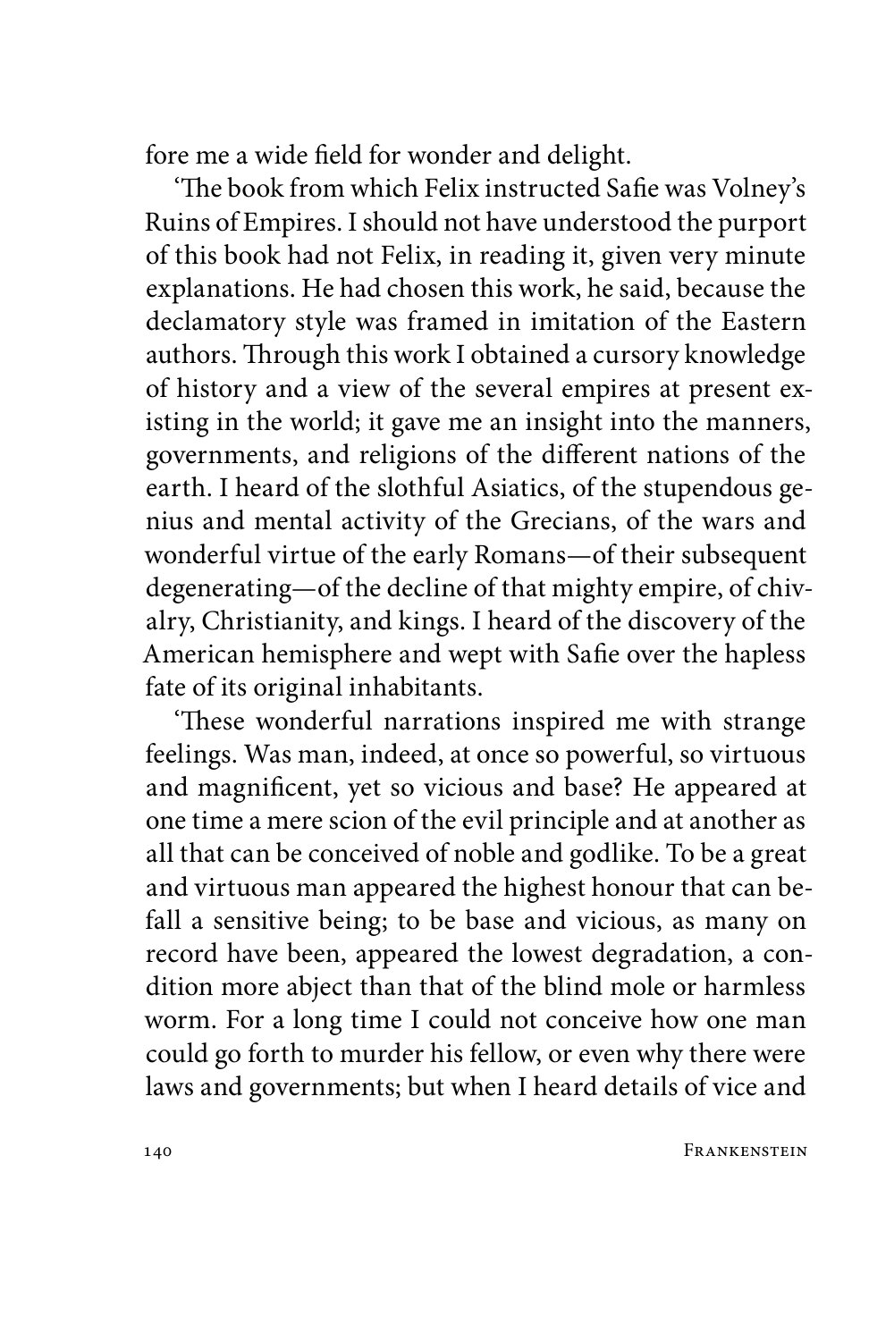fore me a wide field for wonder and delight.

'The book from which Felix instructed Safie was Volney's Ruins of Empires. I should not have understood the purport of this book had not Felix, in reading it, given very minute explanations. He had chosen this work, he said, because the declamatory style was framed in imitation of the Eastern authors. Through this work I obtained a cursory knowledge of history and a view of the several empires at present existing in the world; it gave me an insight into the manners, governments, and religions of the different nations of the earth. I heard of the slothful Asiatics, of the stupendous genius and mental activity of the Grecians, of the wars and wonderful virtue of the early Romans—of their subsequent degenerating—of the decline of that mighty empire, of chivalry, Christianity, and kings. I heard of the discovery of the American hemisphere and wept with Safie over the hapless fate of its original inhabitants.

'These wonderful narrations inspired me with strange feelings. Was man, indeed, at once so powerful, so virtuous and magnificent, yet so vicious and base? He appeared at one time a mere scion of the evil principle and at another as all that can be conceived of noble and godlike. To be a great and virtuous man appeared the highest honour that can befall a sensitive being; to be base and vicious, as many on record have been, appeared the lowest degradation, a condition more abject than that of the blind mole or harmless worm. For a long time I could not conceive how one man could go forth to murder his fellow, or even why there were laws and governments; but when I heard details of vice and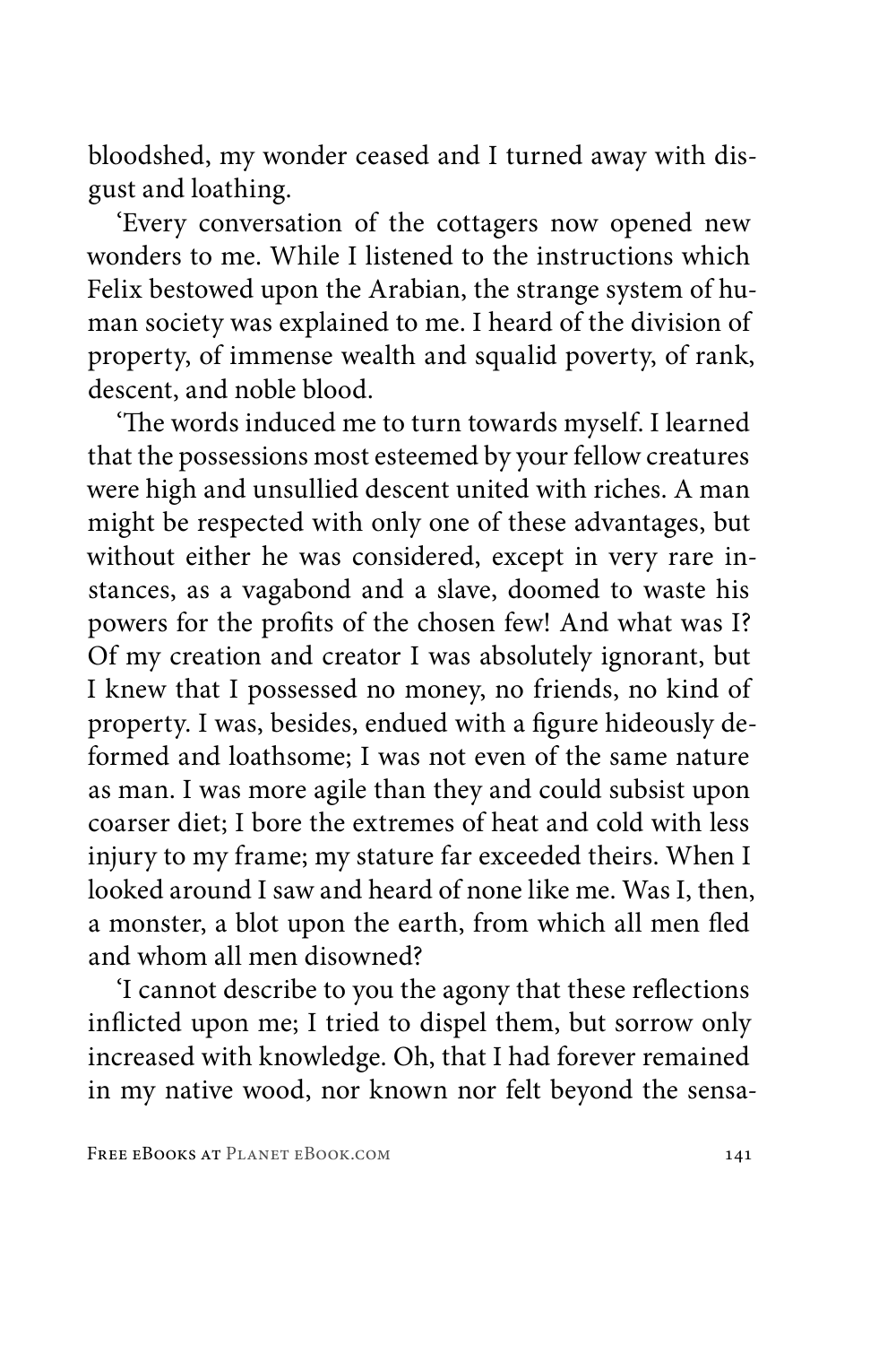bloodshed, my wonder ceased and I turned away with disgust and loathing.

'Every conversation of the cottagers now opened new wonders to me. While I listened to the instructions which Felix bestowed upon the Arabian, the strange system of human society was explained to me. I heard of the division of property, of immense wealth and squalid poverty, of rank, descent, and noble blood.

'The words induced me to turn towards myself. I learned that the possessions most esteemed by your fellow creatures were high and unsullied descent united with riches. A man might be respected with only one of these advantages, but without either he was considered, except in very rare instances, as a vagabond and a slave, doomed to waste his powers for the profits of the chosen few! And what was I? Of my creation and creator I was absolutely ignorant, but I knew that I possessed no money, no friends, no kind of property. I was, besides, endued with a figure hideously deformed and loathsome; I was not even of the same nature as man. I was more agile than they and could subsist upon coarser diet; I bore the extremes of heat and cold with less injury to my frame; my stature far exceeded theirs. When I looked around I saw and heard of none like me. Was I, then, a monster, a blot upon the earth, from which all men fled and whom all men disowned?

'I cannot describe to you the agony that these reflections inflicted upon me; I tried to dispel them, but sorrow only increased with knowledge. Oh, that I had forever remained in my native wood, nor known nor felt beyond the sensa-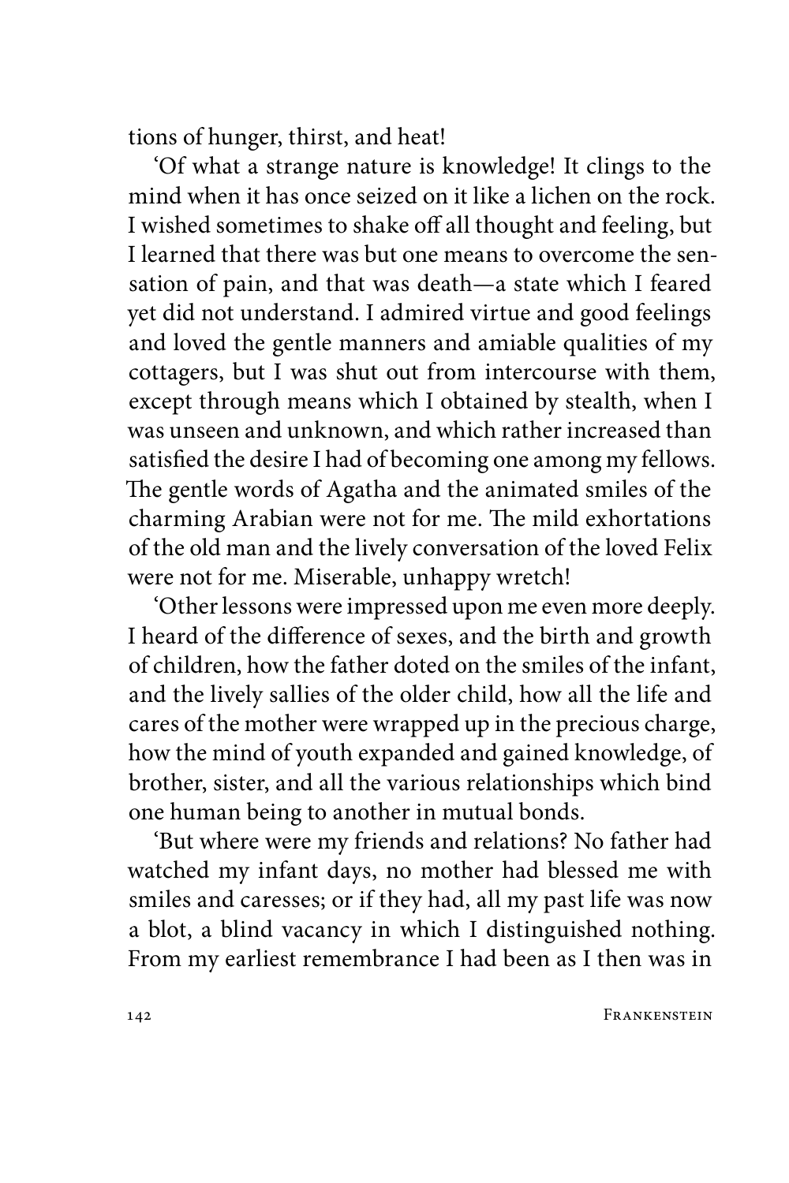tions of hunger, thirst, and heat!

'Of what a strange nature is knowledge! It clings to the mind when it has once seized on it like a lichen on the rock. I wished sometimes to shake off all thought and feeling, but I learned that there was but one means to overcome the sensation of pain, and that was death—a state which I feared yet did not understand. I admired virtue and good feelings and loved the gentle manners and amiable qualities of my cottagers, but I was shut out from intercourse with them, except through means which I obtained by stealth, when I was unseen and unknown, and which rather increased than satisfied the desire I had of becoming one among my fellows. The gentle words of Agatha and the animated smiles of the charming Arabian were not for me. The mild exhortations of the old man and the lively conversation of the loved Felix were not for me. Miserable, unhappy wretch!

'Other lessons were impressed upon me even more deeply. I heard of the difference of sexes, and the birth and growth of children, how the father doted on the smiles of the infant, and the lively sallies of the older child, how all the life and cares of the mother were wrapped up in the precious charge, how the mind of youth expanded and gained knowledge, of brother, sister, and all the various relationships which bind one human being to another in mutual bonds.

'But where were my friends and relations? No father had watched my infant days, no mother had blessed me with smiles and caresses; or if they had, all my past life was now a blot, a blind vacancy in which I distinguished nothing. From my earliest remembrance I had been as I then was in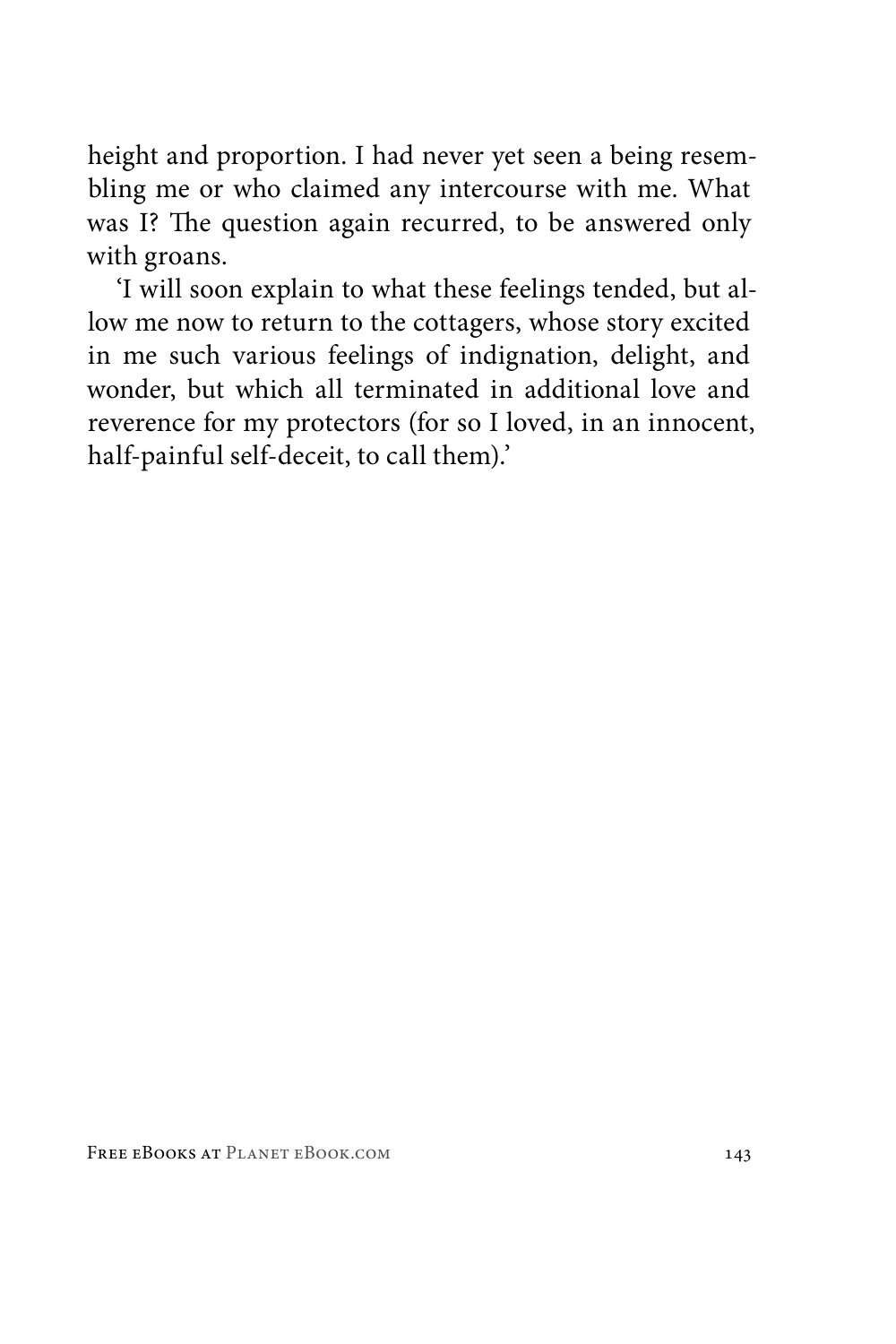height and proportion. I had never yet seen a being resembling me or who claimed any intercourse with me. What was I? The question again recurred, to be answered only with groans.

'I will soon explain to what these feelings tended, but allow me now to return to the cottagers, whose story excited in me such various feelings of indignation, delight, and wonder, but which all terminated in additional love and reverence for my protectors (for so I loved, in an innocent, half-painful self-deceit, to call them).'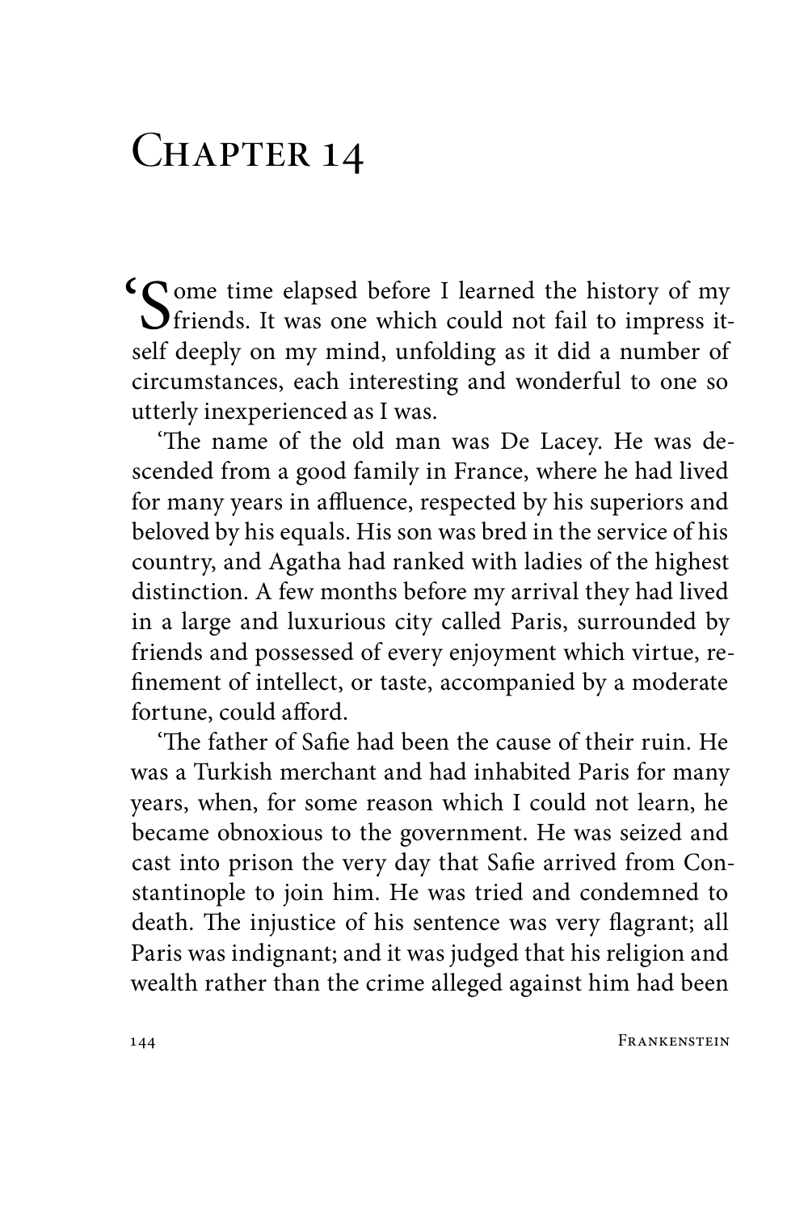# Chapter 14

'Some time elapsed before I learned the history of my friends. It was one which could not fail to impress itself deeply on my mind, unfolding as it did a number of circumstances, each interesting and wonderful to one so utterly inexperienced as I was.

'The name of the old man was De Lacey. He was descended from a good family in France, where he had lived for many years in affluence, respected by his superiors and beloved by his equals. His son was bred in the service of his country, and Agatha had ranked with ladies of the highest distinction. A few months before my arrival they had lived in a large and luxurious city called Paris, surrounded by friends and possessed of every enjoyment which virtue, refinement of intellect, or taste, accompanied by a moderate fortune, could afford.

'The father of Safie had been the cause of their ruin. He was a Turkish merchant and had inhabited Paris for many years, when, for some reason which I could not learn, he became obnoxious to the government. He was seized and cast into prison the very day that Safie arrived from Constantinople to join him. He was tried and condemned to death. The injustice of his sentence was very flagrant; all Paris was indignant; and it was judged that his religion and wealth rather than the crime alleged against him had been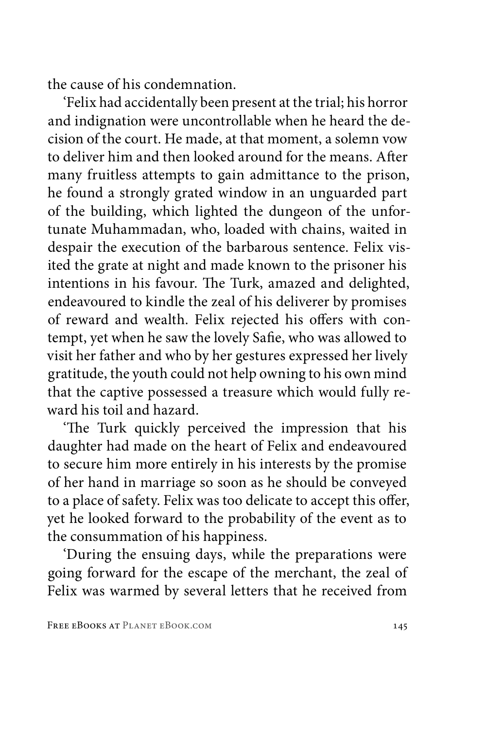the cause of his condemnation.

'Felix had accidentally been present at the trial; his horror and indignation were uncontrollable when he heard the decision of the court. He made, at that moment, a solemn vow to deliver him and then looked around for the means. After many fruitless attempts to gain admittance to the prison, he found a strongly grated window in an unguarded part of the building, which lighted the dungeon of the unfortunate Muhammadan, who, loaded with chains, waited in despair the execution of the barbarous sentence. Felix visited the grate at night and made known to the prisoner his intentions in his favour. The Turk, amazed and delighted, endeavoured to kindle the zeal of his deliverer by promises of reward and wealth. Felix rejected his offers with contempt, yet when he saw the lovely Safie, who was allowed to visit her father and who by her gestures expressed her lively gratitude, the youth could not help owning to his own mind that the captive possessed a treasure which would fully reward his toil and hazard.

'The Turk quickly perceived the impression that his daughter had made on the heart of Felix and endeavoured to secure him more entirely in his interests by the promise of her hand in marriage so soon as he should be conveyed to a place of safety. Felix was too delicate to accept this offer, yet he looked forward to the probability of the event as to the consummation of his happiness.

'During the ensuing days, while the preparations were going forward for the escape of the merchant, the zeal of Felix was warmed by several letters that he received from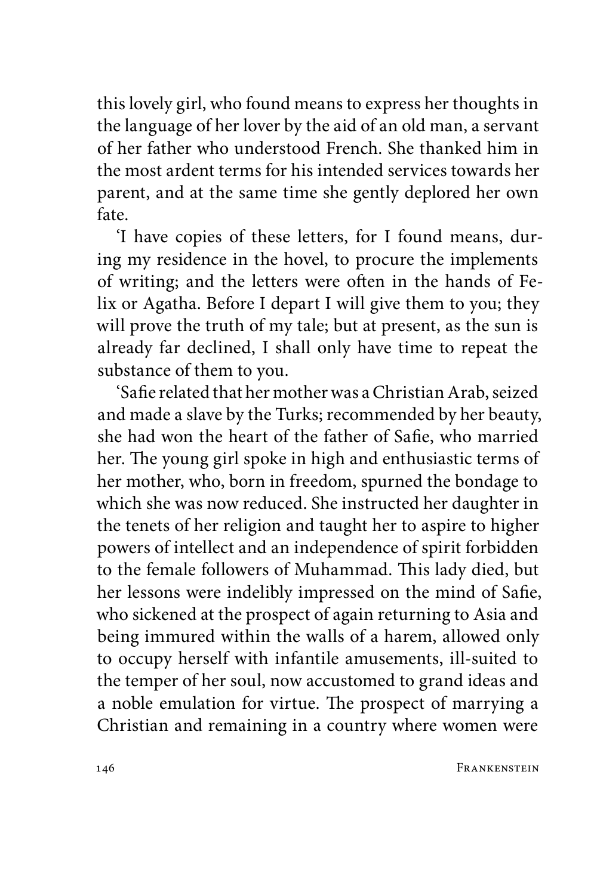this lovely girl, who found means to express her thoughts in the language of her lover by the aid of an old man, a servant of her father who understood French. She thanked him in the most ardent terms for his intended services towards her parent, and at the same time she gently deplored her own fate.

'I have copies of these letters, for I found means, during my residence in the hovel, to procure the implements of writing; and the letters were often in the hands of Felix or Agatha. Before I depart I will give them to you; they will prove the truth of my tale; but at present, as the sun is already far declined, I shall only have time to repeat the substance of them to you.

'Safie related that her mother was a Christian Arab, seized and made a slave by the Turks; recommended by her beauty, she had won the heart of the father of Safie, who married her. The young girl spoke in high and enthusiastic terms of her mother, who, born in freedom, spurned the bondage to which she was now reduced. She instructed her daughter in the tenets of her religion and taught her to aspire to higher powers of intellect and an independence of spirit forbidden to the female followers of Muhammad. This lady died, but her lessons were indelibly impressed on the mind of Safie, who sickened at the prospect of again returning to Asia and being immured within the walls of a harem, allowed only to occupy herself with infantile amusements, ill-suited to the temper of her soul, now accustomed to grand ideas and a noble emulation for virtue. The prospect of marrying a Christian and remaining in a country where women were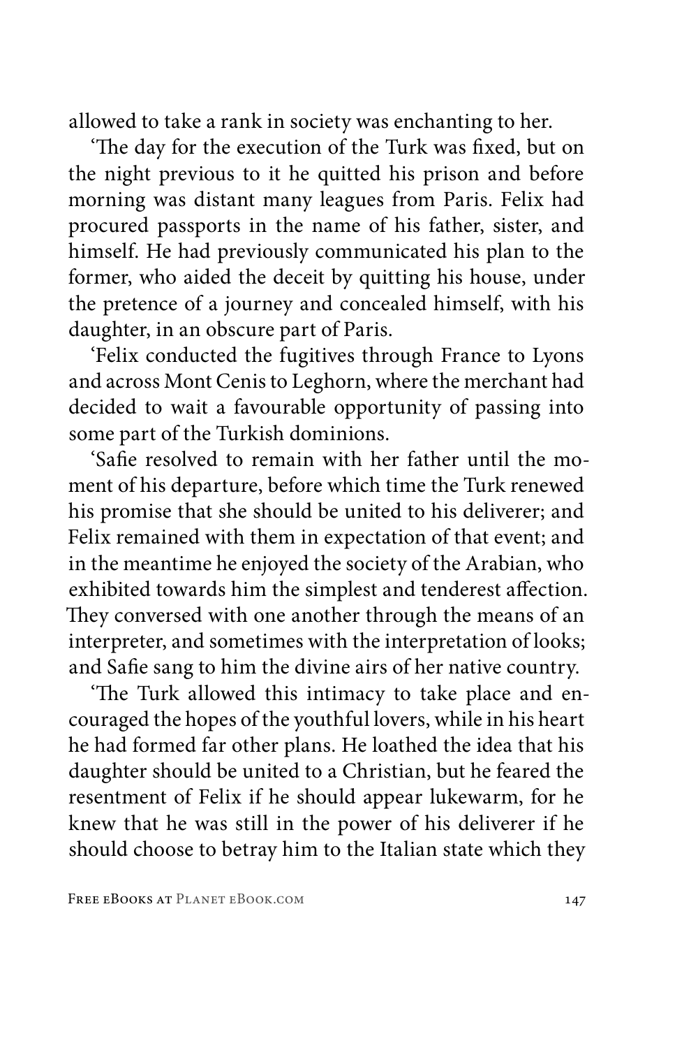allowed to take a rank in society was enchanting to her.

'The day for the execution of the Turk was fixed, but on the night previous to it he quitted his prison and before morning was distant many leagues from Paris. Felix had procured passports in the name of his father, sister, and himself. He had previously communicated his plan to the former, who aided the deceit by quitting his house, under the pretence of a journey and concealed himself, with his daughter, in an obscure part of Paris.

'Felix conducted the fugitives through France to Lyons and across Mont Cenis to Leghorn, where the merchant had decided to wait a favourable opportunity of passing into some part of the Turkish dominions.

'Safie resolved to remain with her father until the moment of his departure, before which time the Turk renewed his promise that she should be united to his deliverer; and Felix remained with them in expectation of that event; and in the meantime he enjoyed the society of the Arabian, who exhibited towards him the simplest and tenderest affection. They conversed with one another through the means of an interpreter, and sometimes with the interpretation of looks; and Safie sang to him the divine airs of her native country.

'The Turk allowed this intimacy to take place and encouraged the hopes of the youthful lovers, while in his heart he had formed far other plans. He loathed the idea that his daughter should be united to a Christian, but he feared the resentment of Felix if he should appear lukewarm, for he knew that he was still in the power of his deliverer if he should choose to betray him to the Italian state which they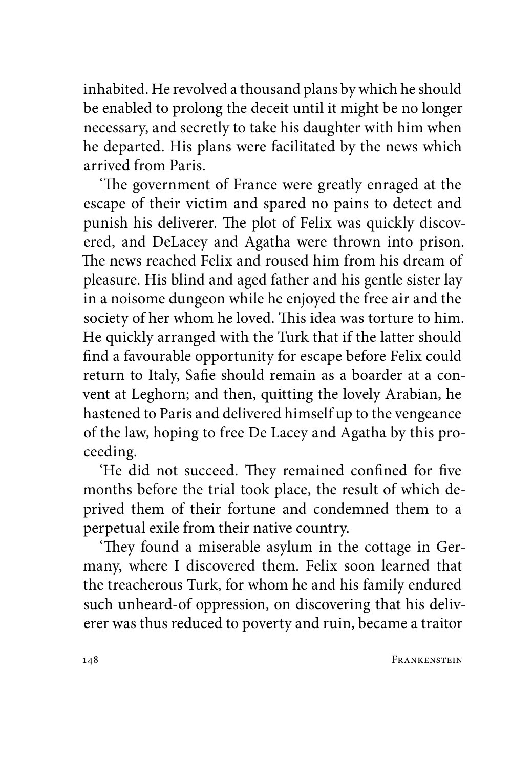inhabited. He revolved a thousand plans by which he should be enabled to prolong the deceit until it might be no longer necessary, and secretly to take his daughter with him when he departed. His plans were facilitated by the news which arrived from Paris.

'The government of France were greatly enraged at the escape of their victim and spared no pains to detect and punish his deliverer. The plot of Felix was quickly discovered, and DeLacey and Agatha were thrown into prison. The news reached Felix and roused him from his dream of pleasure. His blind and aged father and his gentle sister lay in a noisome dungeon while he enjoyed the free air and the society of her whom he loved. This idea was torture to him. He quickly arranged with the Turk that if the latter should find a favourable opportunity for escape before Felix could return to Italy, Safie should remain as a boarder at a convent at Leghorn; and then, quitting the lovely Arabian, he hastened to Paris and delivered himself up to the vengeance of the law, hoping to free De Lacey and Agatha by this proceeding.

'He did not succeed. They remained confined for five months before the trial took place, the result of which deprived them of their fortune and condemned them to a perpetual exile from their native country.

'They found a miserable asylum in the cottage in Germany, where I discovered them. Felix soon learned that the treacherous Turk, for whom he and his family endured such unheard-of oppression, on discovering that his deliverer was thus reduced to poverty and ruin, became a traitor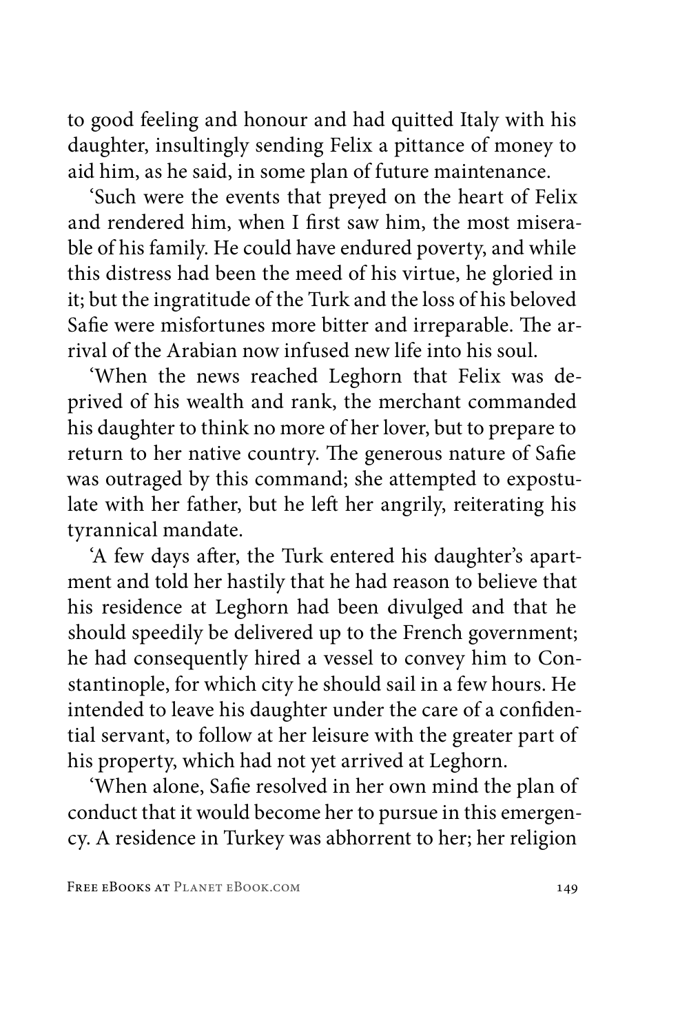to good feeling and honour and had quitted Italy with his daughter, insultingly sending Felix a pittance of money to aid him, as he said, in some plan of future maintenance.

'Such were the events that preyed on the heart of Felix and rendered him, when I first saw him, the most miserable of his family. He could have endured poverty, and while this distress had been the meed of his virtue, he gloried in it; but the ingratitude of the Turk and the loss of his beloved Safie were misfortunes more bitter and irreparable. The arrival of the Arabian now infused new life into his soul.

'When the news reached Leghorn that Felix was deprived of his wealth and rank, the merchant commanded his daughter to think no more of her lover, but to prepare to return to her native country. The generous nature of Safie was outraged by this command; she attempted to expostulate with her father, but he left her angrily, reiterating his tyrannical mandate.

'A few days after, the Turk entered his daughter's apartment and told her hastily that he had reason to believe that his residence at Leghorn had been divulged and that he should speedily be delivered up to the French government; he had consequently hired a vessel to convey him to Constantinople, for which city he should sail in a few hours. He intended to leave his daughter under the care of a confidential servant, to follow at her leisure with the greater part of his property, which had not yet arrived at Leghorn.

'When alone, Safie resolved in her own mind the plan of conduct that it would become her to pursue in this emergency. A residence in Turkey was abhorrent to her; her religion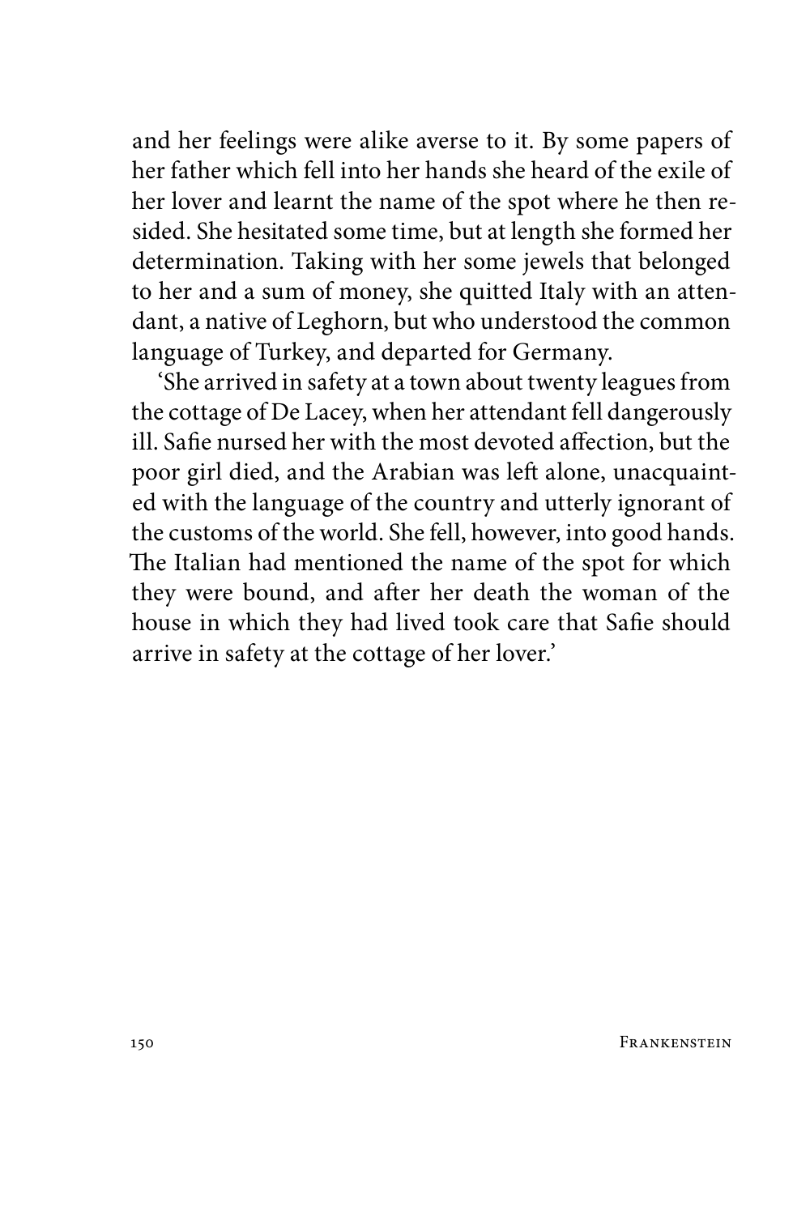and her feelings were alike averse to it. By some papers of her father which fell into her hands she heard of the exile of her lover and learnt the name of the spot where he then resided. She hesitated some time, but at length she formed her determination. Taking with her some jewels that belonged to her and a sum of money, she quitted Italy with an attendant, a native of Leghorn, but who understood the common language of Turkey, and departed for Germany.

'She arrived in safety at a town about twenty leagues from the cottage of De Lacey, when her attendant fell dangerously ill. Safie nursed her with the most devoted affection, but the poor girl died, and the Arabian was left alone, unacquainted with the language of the country and utterly ignorant of the customs of the world. She fell, however, into good hands. The Italian had mentioned the name of the spot for which they were bound, and after her death the woman of the house in which they had lived took care that Safie should arrive in safety at the cottage of her lover.'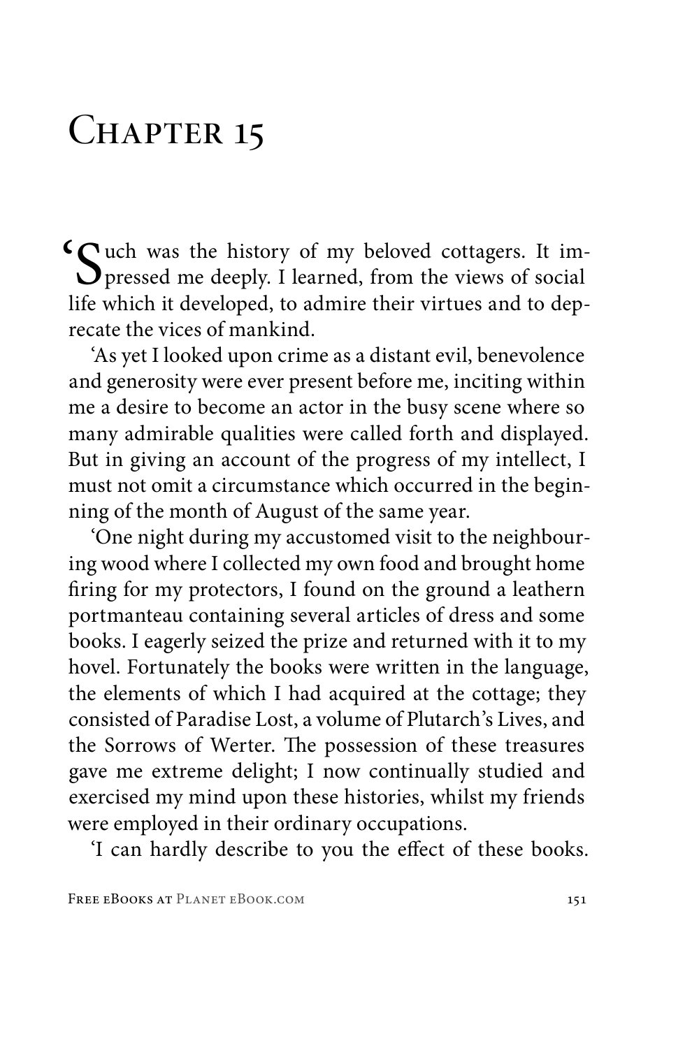# Chapter 15

'Such was the history of my beloved cottagers. It impressed me deeply. I learned, from the views of social life which it developed, to admire their virtues and to deprecate the vices of mankind.

'As yet I looked upon crime as a distant evil, benevolence and generosity were ever present before me, inciting within me a desire to become an actor in the busy scene where so many admirable qualities were called forth and displayed. But in giving an account of the progress of my intellect, I must not omit a circumstance which occurred in the beginning of the month of August of the same year.

'One night during my accustomed visit to the neighbouring wood where I collected my own food and brought home firing for my protectors, I found on the ground a leathern portmanteau containing several articles of dress and some books. I eagerly seized the prize and returned with it to my hovel. Fortunately the books were written in the language, the elements of which I had acquired at the cottage; they consisted of Paradise Lost, a volume of Plutarch's Lives, and the Sorrows of Werter. The possession of these treasures gave me extreme delight; I now continually studied and exercised my mind upon these histories, whilst my friends were employed in their ordinary occupations.

'I can hardly describe to you the effect of these books.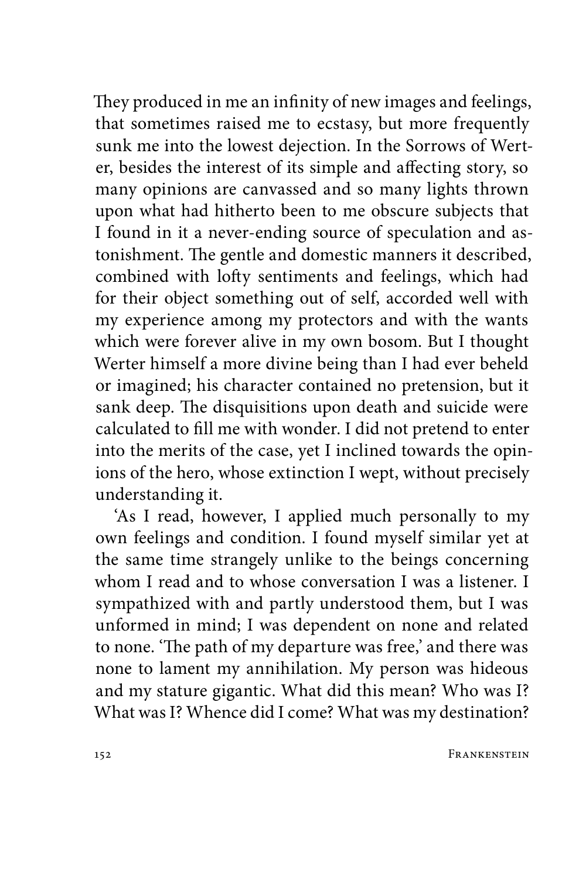They produced in me an infinity of new images and feelings, that sometimes raised me to ecstasy, but more frequently sunk me into the lowest dejection. In the Sorrows of Werter, besides the interest of its simple and affecting story, so many opinions are canvassed and so many lights thrown upon what had hitherto been to me obscure subjects that I found in it a never-ending source of speculation and astonishment. The gentle and domestic manners it described, combined with lofty sentiments and feelings, which had for their object something out of self, accorded well with my experience among my protectors and with the wants which were forever alive in my own bosom. But I thought Werter himself a more divine being than I had ever beheld or imagined; his character contained no pretension, but it sank deep. The disquisitions upon death and suicide were calculated to fill me with wonder. I did not pretend to enter into the merits of the case, yet I inclined towards the opinions of the hero, whose extinction I wept, without precisely understanding it.

'As I read, however, I applied much personally to my own feelings and condition. I found myself similar yet at the same time strangely unlike to the beings concerning whom I read and to whose conversation I was a listener. I sympathized with and partly understood them, but I was unformed in mind; I was dependent on none and related to none. 'The path of my departure was free,' and there was none to lament my annihilation. My person was hideous and my stature gigantic. What did this mean? Who was I? What was I? Whence did I come? What was my destination?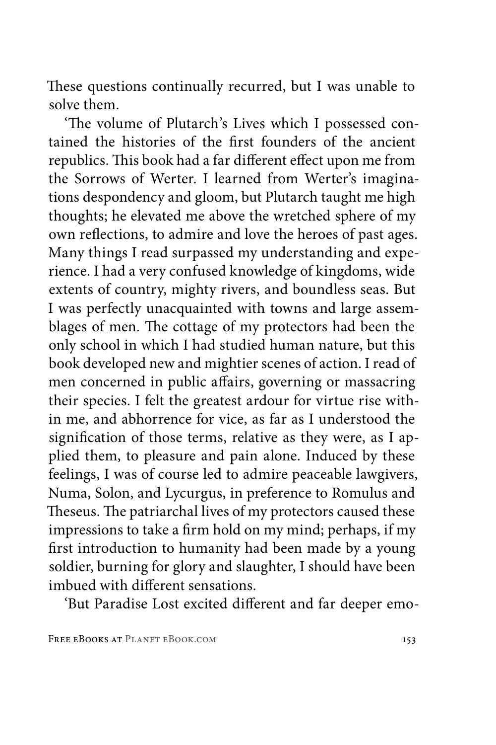These questions continually recurred, but I was unable to solve them.

'The volume of Plutarch's Lives which I possessed contained the histories of the first founders of the ancient republics. This book had a far different effect upon me from the Sorrows of Werter. I learned from Werter's imaginations despondency and gloom, but Plutarch taught me high thoughts; he elevated me above the wretched sphere of my own reflections, to admire and love the heroes of past ages. Many things I read surpassed my understanding and experience. I had a very confused knowledge of kingdoms, wide extents of country, mighty rivers, and boundless seas. But I was perfectly unacquainted with towns and large assemblages of men. The cottage of my protectors had been the only school in which I had studied human nature, but this book developed new and mightier scenes of action. I read of men concerned in public affairs, governing or massacring their species. I felt the greatest ardour for virtue rise within me, and abhorrence for vice, as far as I understood the signification of those terms, relative as they were, as I applied them, to pleasure and pain alone. Induced by these feelings, I was of course led to admire peaceable lawgivers, Numa, Solon, and Lycurgus, in preference to Romulus and Theseus. The patriarchal lives of my protectors caused these impressions to take a firm hold on my mind; perhaps, if my first introduction to humanity had been made by a young soldier, burning for glory and slaughter, I should have been imbued with different sensations.

'But Paradise Lost excited different and far deeper emo-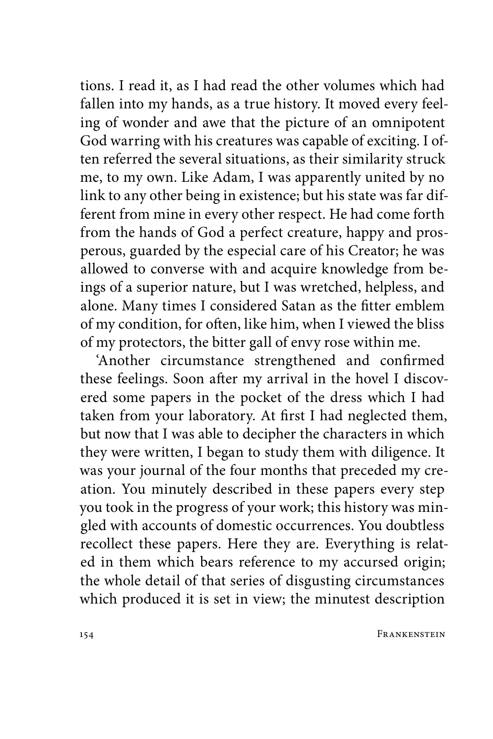tions. I read it, as I had read the other volumes which had fallen into my hands, as a true history. It moved every feeling of wonder and awe that the picture of an omnipotent God warring with his creatures was capable of exciting. I often referred the several situations, as their similarity struck me, to my own. Like Adam, I was apparently united by no link to any other being in existence; but his state was far different from mine in every other respect. He had come forth from the hands of God a perfect creature, happy and prosperous, guarded by the especial care of his Creator; he was allowed to converse with and acquire knowledge from beings of a superior nature, but I was wretched, helpless, and alone. Many times I considered Satan as the fitter emblem of my condition, for often, like him, when I viewed the bliss of my protectors, the bitter gall of envy rose within me.

'Another circumstance strengthened and confirmed these feelings. Soon after my arrival in the hovel I discovered some papers in the pocket of the dress which I had taken from your laboratory. At first I had neglected them, but now that I was able to decipher the characters in which they were written, I began to study them with diligence. It was your journal of the four months that preceded my creation. You minutely described in these papers every step you took in the progress of your work; this history was mingled with accounts of domestic occurrences. You doubtless recollect these papers. Here they are. Everything is related in them which bears reference to my accursed origin; the whole detail of that series of disgusting circumstances which produced it is set in view; the minutest description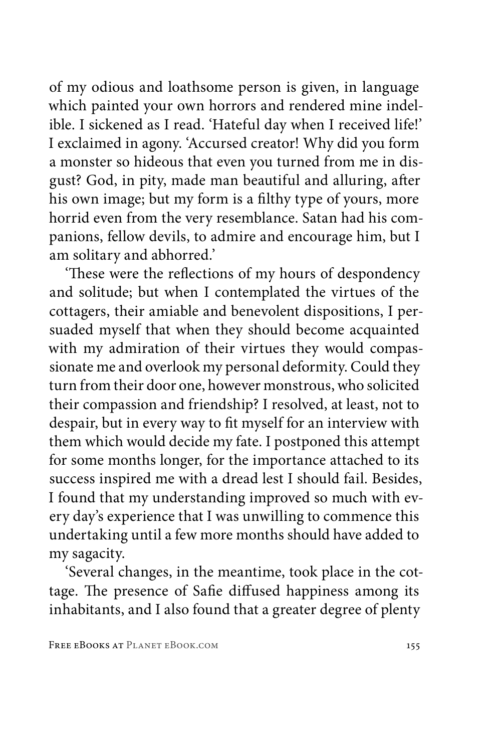of my odious and loathsome person is given, in language which painted your own horrors and rendered mine indelible. I sickened as I read. 'Hateful day when I received life!' I exclaimed in agony. 'Accursed creator! Why did you form a monster so hideous that even you turned from me in disgust? God, in pity, made man beautiful and alluring, after his own image; but my form is a filthy type of yours, more horrid even from the very resemblance. Satan had his companions, fellow devils, to admire and encourage him, but I am solitary and abhorred.'

'These were the reflections of my hours of despondency and solitude; but when I contemplated the virtues of the cottagers, their amiable and benevolent dispositions, I persuaded myself that when they should become acquainted with my admiration of their virtues they would compassionate me and overlook my personal deformity. Could they turn from their door one, however monstrous, who solicited their compassion and friendship? I resolved, at least, not to despair, but in every way to fit myself for an interview with them which would decide my fate. I postponed this attempt for some months longer, for the importance attached to its success inspired me with a dread lest I should fail. Besides, I found that my understanding improved so much with every day's experience that I was unwilling to commence this undertaking until a few more months should have added to my sagacity.

'Several changes, in the meantime, took place in the cottage. The presence of Safie diffused happiness among its inhabitants, and I also found that a greater degree of plenty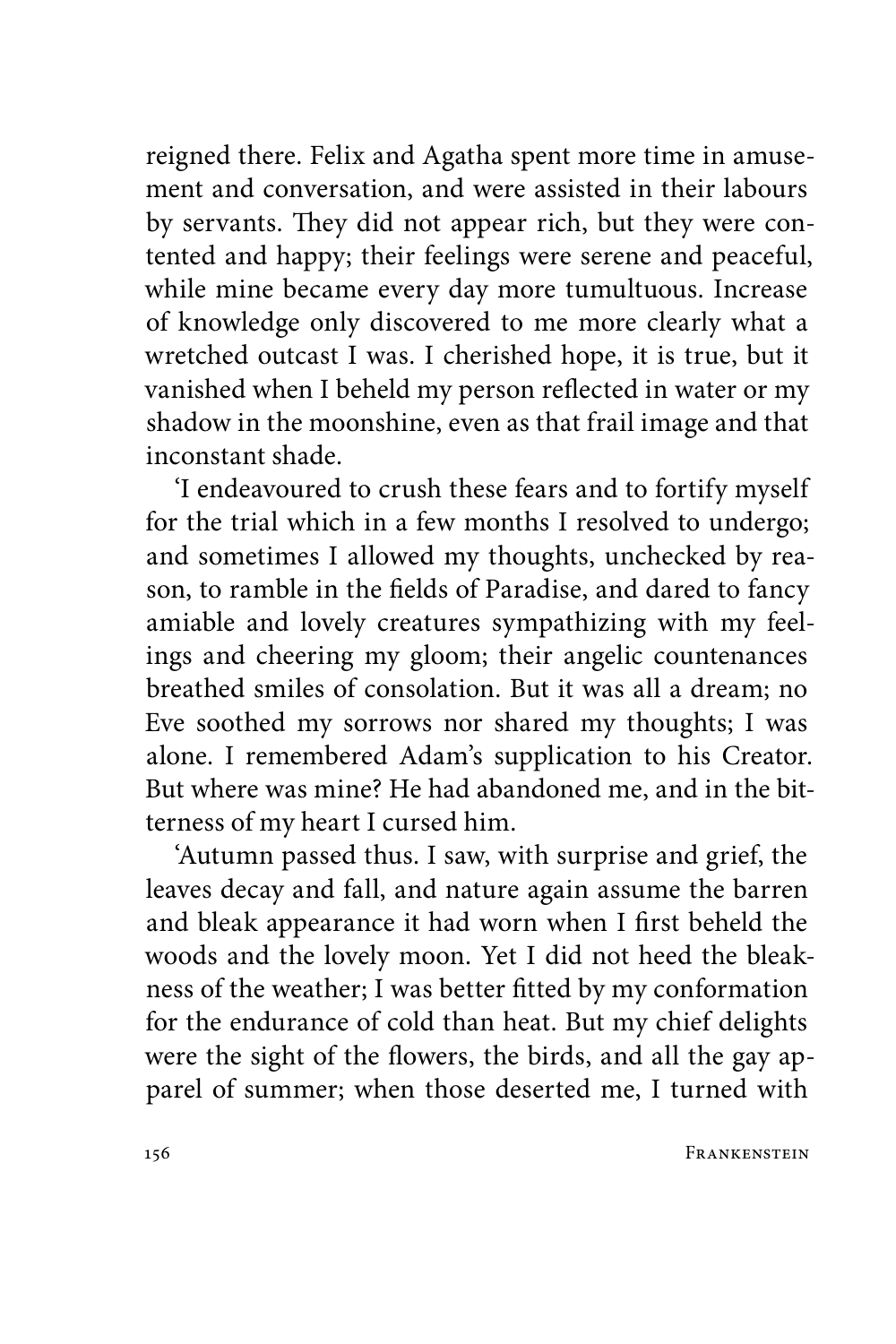reigned there. Felix and Agatha spent more time in amusement and conversation, and were assisted in their labours by servants. They did not appear rich, but they were contented and happy; their feelings were serene and peaceful, while mine became every day more tumultuous. Increase of knowledge only discovered to me more clearly what a wretched outcast I was. I cherished hope, it is true, but it vanished when I beheld my person reflected in water or my shadow in the moonshine, even as that frail image and that inconstant shade.

'I endeavoured to crush these fears and to fortify myself for the trial which in a few months I resolved to undergo; and sometimes I allowed my thoughts, unchecked by reason, to ramble in the fields of Paradise, and dared to fancy amiable and lovely creatures sympathizing with my feelings and cheering my gloom; their angelic countenances breathed smiles of consolation. But it was all a dream; no Eve soothed my sorrows nor shared my thoughts; I was alone. I remembered Adam's supplication to his Creator. But where was mine? He had abandoned me, and in the bitterness of my heart I cursed him.

'Autumn passed thus. I saw, with surprise and grief, the leaves decay and fall, and nature again assume the barren and bleak appearance it had worn when I first beheld the woods and the lovely moon. Yet I did not heed the bleakness of the weather; I was better fitted by my conformation for the endurance of cold than heat. But my chief delights were the sight of the flowers, the birds, and all the gay apparel of summer; when those deserted me, I turned with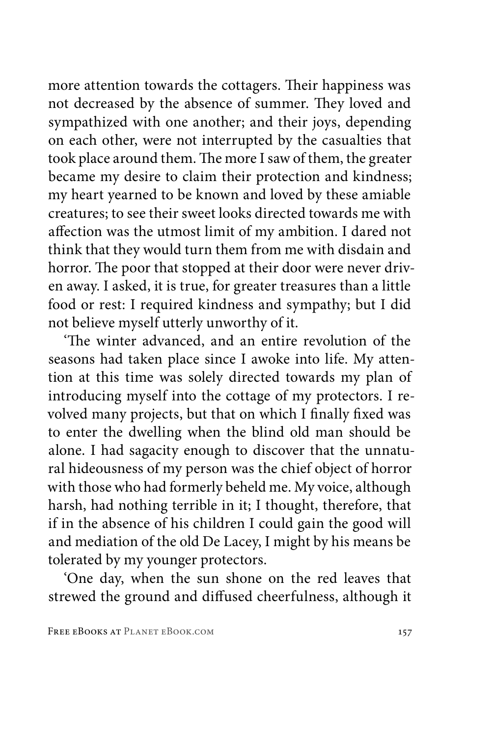more attention towards the cottagers. Their happiness was not decreased by the absence of summer. They loved and sympathized with one another; and their joys, depending on each other, were not interrupted by the casualties that took place around them. The more I saw of them, the greater became my desire to claim their protection and kindness; my heart yearned to be known and loved by these amiable creatures; to see their sweet looks directed towards me with affection was the utmost limit of my ambition. I dared not think that they would turn them from me with disdain and horror. The poor that stopped at their door were never driven away. I asked, it is true, for greater treasures than a little food or rest: I required kindness and sympathy; but I did not believe myself utterly unworthy of it.

'The winter advanced, and an entire revolution of the seasons had taken place since I awoke into life. My attention at this time was solely directed towards my plan of introducing myself into the cottage of my protectors. I revolved many projects, but that on which I finally fixed was to enter the dwelling when the blind old man should be alone. I had sagacity enough to discover that the unnatural hideousness of my person was the chief object of horror with those who had formerly beheld me. My voice, although harsh, had nothing terrible in it; I thought, therefore, that if in the absence of his children I could gain the good will and mediation of the old De Lacey, I might by his means be tolerated by my younger protectors.

'One day, when the sun shone on the red leaves that strewed the ground and diffused cheerfulness, although it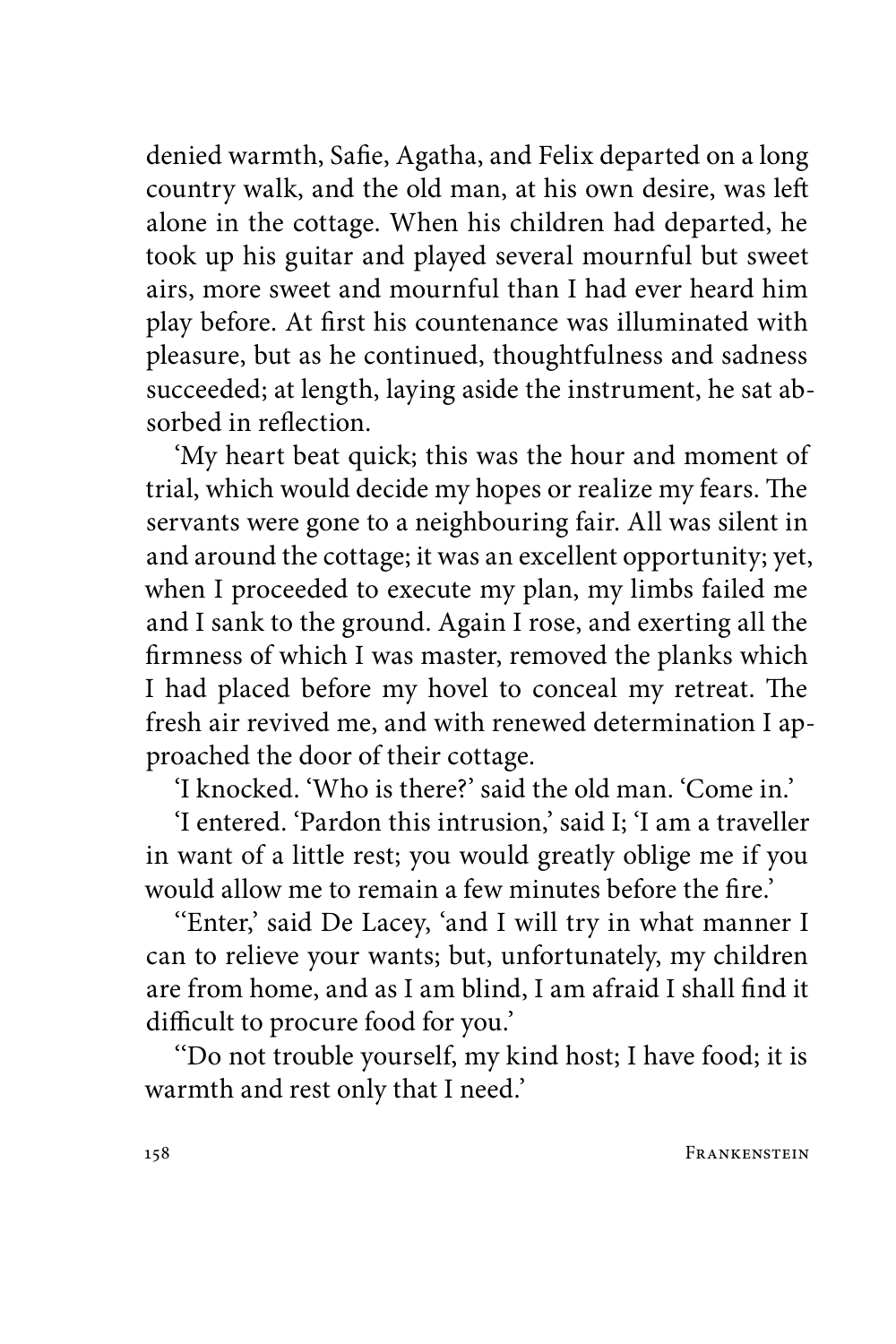denied warmth, Safie, Agatha, and Felix departed on a long country walk, and the old man, at his own desire, was left alone in the cottage. When his children had departed, he took up his guitar and played several mournful but sweet airs, more sweet and mournful than I had ever heard him play before. At first his countenance was illuminated with pleasure, but as he continued, thoughtfulness and sadness succeeded; at length, laying aside the instrument, he sat absorbed in reflection.

'My heart beat quick; this was the hour and moment of trial, which would decide my hopes or realize my fears. The servants were gone to a neighbouring fair. All was silent in and around the cottage; it was an excellent opportunity; yet, when I proceeded to execute my plan, my limbs failed me and I sank to the ground. Again I rose, and exerting all the firmness of which I was master, removed the planks which I had placed before my hovel to conceal my retreat. The fresh air revived me, and with renewed determination I approached the door of their cottage.

'I knocked. 'Who is there?' said the old man. 'Come in.'

'I entered. 'Pardon this intrusion,' said I; 'I am a traveller in want of a little rest; you would greatly oblige me if you would allow me to remain a few minutes before the fire.'

''Enter,' said De Lacey, 'and I will try in what manner I can to relieve your wants; but, unfortunately, my children are from home, and as I am blind, I am afraid I shall find it difficult to procure food for you.'

''Do not trouble yourself, my kind host; I have food; it is warmth and rest only that I need.'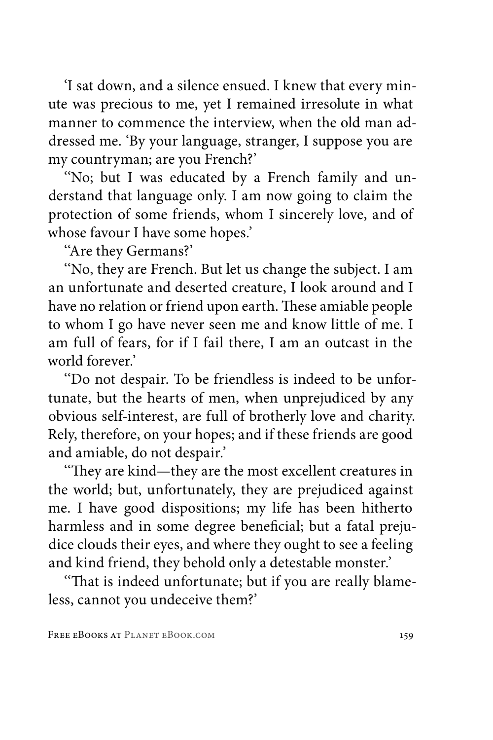'I sat down, and a silence ensued. I knew that every minute was precious to me, yet I remained irresolute in what manner to commence the interview, when the old man addressed me. 'By your language, stranger, I suppose you are my countryman; are you French?'

''No; but I was educated by a French family and understand that language only. I am now going to claim the protection of some friends, whom I sincerely love, and of whose favour I have some hopes.'

''Are they Germans?'

''No, they are French. But let us change the subject. I am an unfortunate and deserted creature, I look around and I have no relation or friend upon earth. These amiable people to whom I go have never seen me and know little of me. I am full of fears, for if I fail there, I am an outcast in the world forever.'

''Do not despair. To be friendless is indeed to be unfortunate, but the hearts of men, when unprejudiced by any obvious self-interest, are full of brotherly love and charity. Rely, therefore, on your hopes; and if these friends are good and amiable, do not despair.'

''They are kind—they are the most excellent creatures in the world; but, unfortunately, they are prejudiced against me. I have good dispositions; my life has been hitherto harmless and in some degree beneficial; but a fatal prejudice clouds their eyes, and where they ought to see a feeling and kind friend, they behold only a detestable monster.'

''That is indeed unfortunate; but if you are really blameless, cannot you undeceive them?'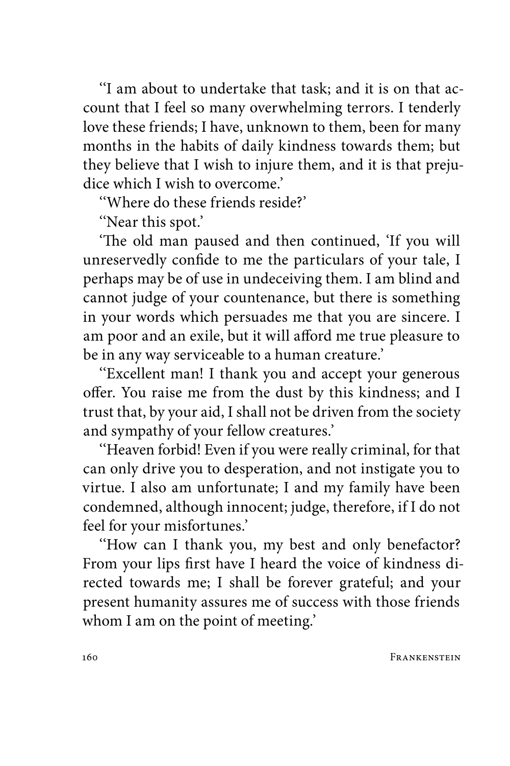"I am about to undertake that task; and it is on that account that I feel so many overwhelming terrors. I tenderly love these friends; I have, unknown to them, been for many months in the habits of daily kindness towards them; but they believe that I wish to injure them, and it is that prejudice which I wish to overcome.'

"Where do these friends reside?'

"Near this spot.'

'The old man paused and then continued, 'If you will unreservedly confide to me the particulars of your tale, I perhaps may be of use in undeceiving them. I am blind and cannot judge of your countenance, but there is something in your words which persuades me that you are sincere. I am poor and an exile, but it will afford me true pleasure to be in any way serviceable to a human creature.'

"Excellent man! I thank you and accept your generous offer. You raise me from the dust by this kindness; and I trust that, by your aid, I shall not be driven from the society and sympathy of your fellow creatures.'

"Heaven forbid! Even if you were really criminal, for that can only drive you to desperation, and not instigate you to virtue. I also am unfortunate; I and my family have been condemned, although innocent; judge, therefore, if I do not feel for your misfortunes.'

"How can I thank you, my best and only benefactor? From your lips first have I heard the voice of kindness directed towards me; I shall be forever grateful; and your present humanity assures me of success with those friends whom I am on the point of meeting.'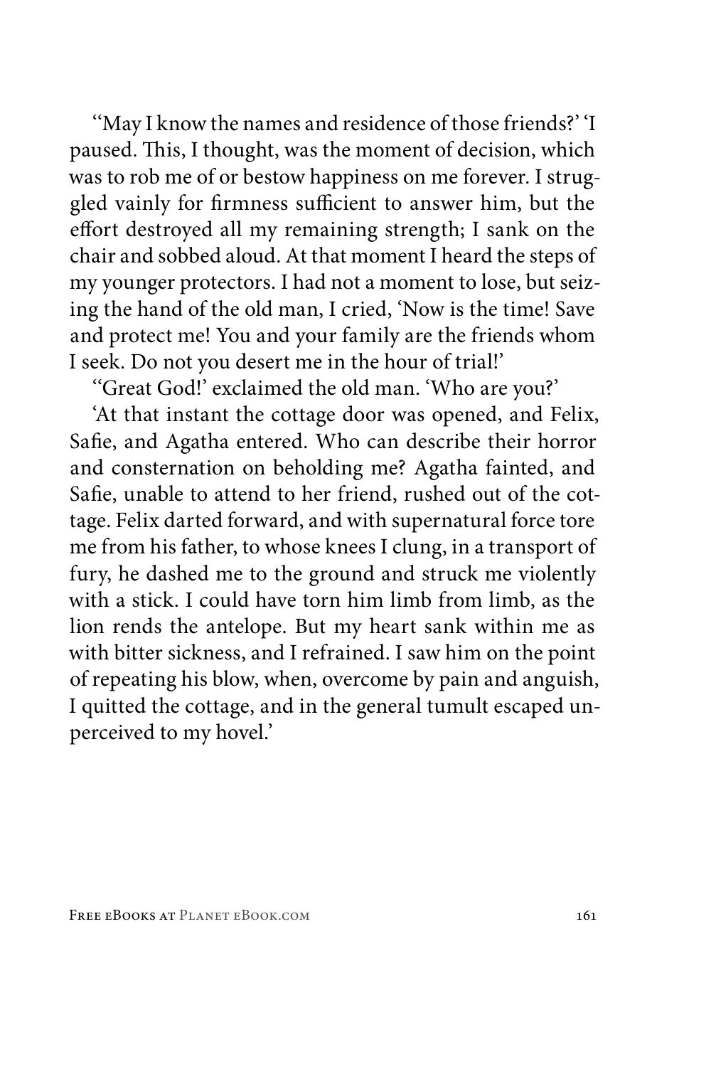‘‘May I know the names and residence of those friends?’ ‘I paused. This, I thought, was the moment of decision, which was to rob me of or bestow happiness on me forever. I struggled vainly for firmness sufficient to answer him, but the effort destroyed all my remaining strength; I sank on the chair and sobbed aloud. At that moment I heard the steps of my younger protectors. I had not a moment to lose, but seizing the hand of the old man, I cried, ‘Now is the time! Save and protect me! You and your family are the friends whom I seek. Do not you desert me in the hour of trial!’

‘‘Great God!’ exclaimed the old man. ‘Who are you?’

‘At that instant the cottage door was opened, and Felix, Safie, and Agatha entered. Who can describe their horror and consternation on beholding me? Agatha fainted, and Safie, unable to attend to her friend, rushed out of the cottage. Felix darted forward, and with supernatural force tore me from his father, to whose knees I clung, in a transport of fury, he dashed me to the ground and struck me violently with a stick. I could have torn him limb from limb, as the lion rends the antelope. But my heart sank within me as with bitter sickness, and I refrained. I saw him on the point of repeating his blow, when, overcome by pain and anguish, I quitted the cottage, and in the general tumult escaped unperceived to my hovel.’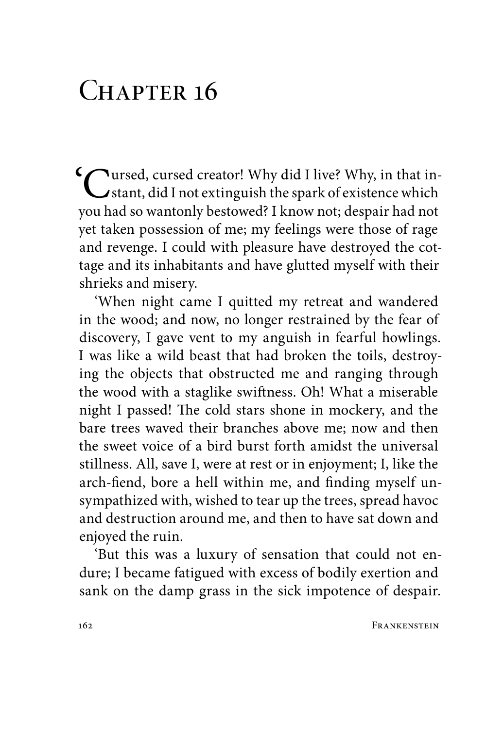# Chapter 16

'Cursed, cursed creator! Why did I live? Why, in that instant, did I not extinguish the spark of existence which you had so wantonly bestowed? I know not; despair had not yet taken possession of me; my feelings were those of rage and revenge. I could with pleasure have destroyed the cottage and its inhabitants and have glutted myself with their shrieks and misery.

'When night came I quitted my retreat and wandered in the wood; and now, no longer restrained by the fear of discovery, I gave vent to my anguish in fearful howlings. I was like a wild beast that had broken the toils, destroying the objects that obstructed me and ranging through the wood with a staglike swiftness. Oh! What a miserable night I passed! The cold stars shone in mockery, and the bare trees waved their branches above me; now and then the sweet voice of a bird burst forth amidst the universal stillness. All, save I, were at rest or in enjoyment; I, like the arch-fiend, bore a hell within me, and finding myself unsympathized with, wished to tear up the trees, spread havoc and destruction around me, and then to have sat down and enjoyed the ruin.

'But this was a luxury of sensation that could not endure; I became fatigued with excess of bodily exertion and sank on the damp grass in the sick impotence of despair.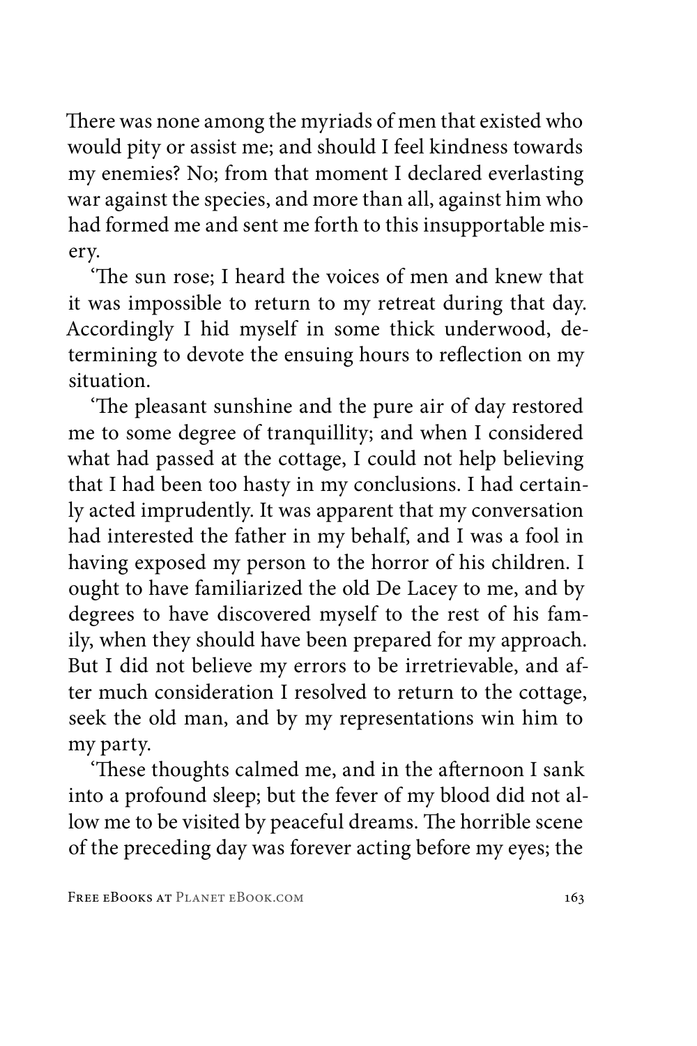There was none among the myriads of men that existed who would pity or assist me; and should I feel kindness towards my enemies? No; from that moment I declared everlasting war against the species, and more than all, against him who had formed me and sent me forth to this insupportable misery.

'The sun rose; I heard the voices of men and knew that it was impossible to return to my retreat during that day. Accordingly I hid myself in some thick underwood, determining to devote the ensuing hours to reflection on my situation.

'The pleasant sunshine and the pure air of day restored me to some degree of tranquillity; and when I considered what had passed at the cottage, I could not help believing that I had been too hasty in my conclusions. I had certainly acted imprudently. It was apparent that my conversation had interested the father in my behalf, and I was a fool in having exposed my person to the horror of his children. I ought to have familiarized the old De Lacey to me, and by degrees to have discovered myself to the rest of his family, when they should have been prepared for my approach. But I did not believe my errors to be irretrievable, and after much consideration I resolved to return to the cottage, seek the old man, and by my representations win him to my party.

'These thoughts calmed me, and in the afternoon I sank into a profound sleep; but the fever of my blood did not allow me to be visited by peaceful dreams. The horrible scene of the preceding day was forever acting before my eyes; the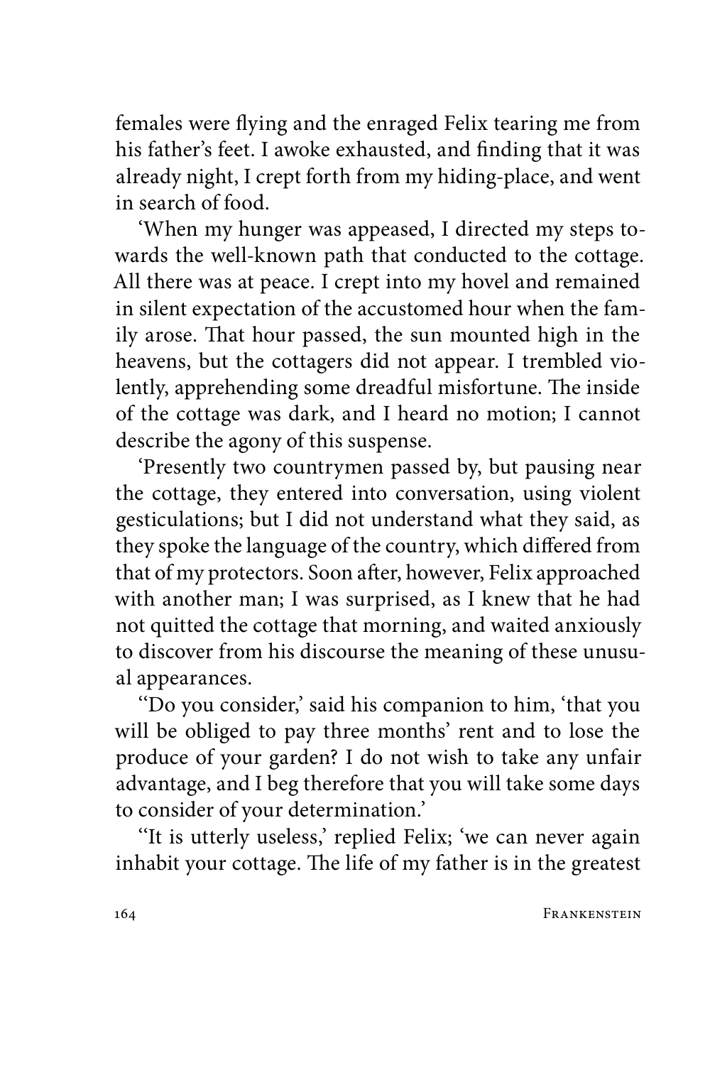females were flying and the enraged Felix tearing me from his father's feet. I awoke exhausted, and finding that it was already night, I crept forth from my hiding-place, and went in search of food.

'When my hunger was appeased, I directed my steps towards the well-known path that conducted to the cottage. All there was at peace. I crept into my hovel and remained in silent expectation of the accustomed hour when the family arose. That hour passed, the sun mounted high in the heavens, but the cottagers did not appear. I trembled violently, apprehending some dreadful misfortune. The inside of the cottage was dark, and I heard no motion; I cannot describe the agony of this suspense.

'Presently two countrymen passed by, but pausing near the cottage, they entered into conversation, using violent gesticulations; but I did not understand what they said, as they spoke the language of the country, which differed from that of my protectors. Soon after, however, Felix approached with another man; I was surprised, as I knew that he had not quitted the cottage that morning, and waited anxiously to discover from his discourse the meaning of these unusual appearances.

''Do you consider,' said his companion to him, 'that you will be obliged to pay three months' rent and to lose the produce of your garden? I do not wish to take any unfair advantage, and I beg therefore that you will take some days to consider of your determination.'

''It is utterly useless,' replied Felix; 'we can never again inhabit your cottage. The life of my father is in the greatest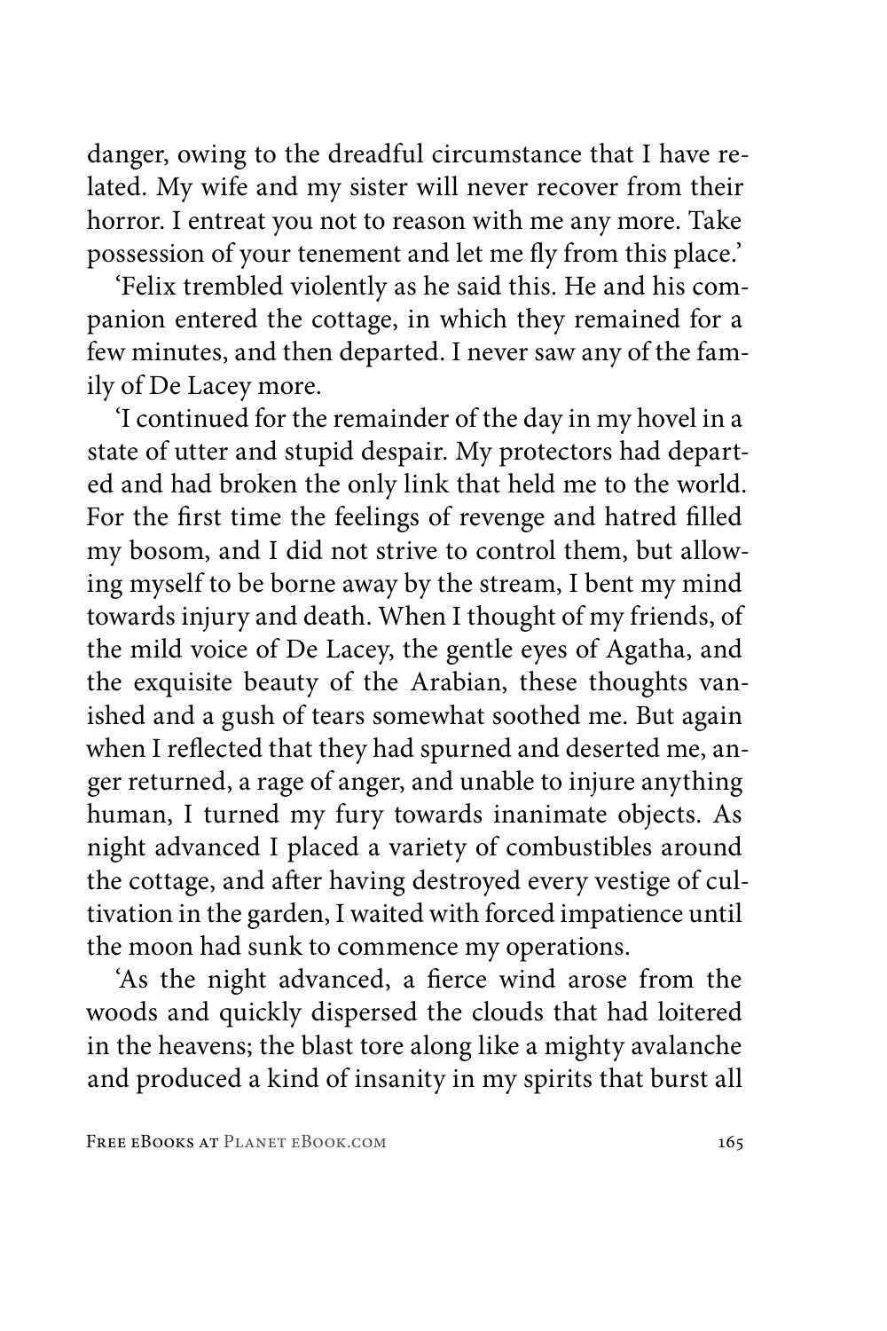danger, owing to the dreadful circumstance that I have related. My wife and my sister will never recover from their horror. I entreat you not to reason with me any more. Take possession of your tenement and let me fly from this place.'

'Felix trembled violently as he said this. He and his companion entered the cottage, in which they remained for a few minutes, and then departed. I never saw any of the family of De Lacey more.

'I continued for the remainder of the day in my hovel in a state of utter and stupid despair. My protectors had departed and had broken the only link that held me to the world. For the first time the feelings of revenge and hatred filled my bosom, and I did not strive to control them, but allowing myself to be borne away by the stream, I bent my mind towards injury and death. When I thought of my friends, of the mild voice of De Lacey, the gentle eyes of Agatha, and the exquisite beauty of the Arabian, these thoughts vanished and a gush of tears somewhat soothed me. But again when I reflected that they had spurned and deserted me, anger returned, a rage of anger, and unable to injure anything human, I turned my fury towards inanimate objects. As night advanced I placed a variety of combustibles around the cottage, and after having destroyed every vestige of cultivation in the garden, I waited with forced impatience until the moon had sunk to commence my operations.

'As the night advanced, a fierce wind arose from the woods and quickly dispersed the clouds that had loitered in the heavens; the blast tore along like a mighty avalanche and produced a kind of insanity in my spirits that burst all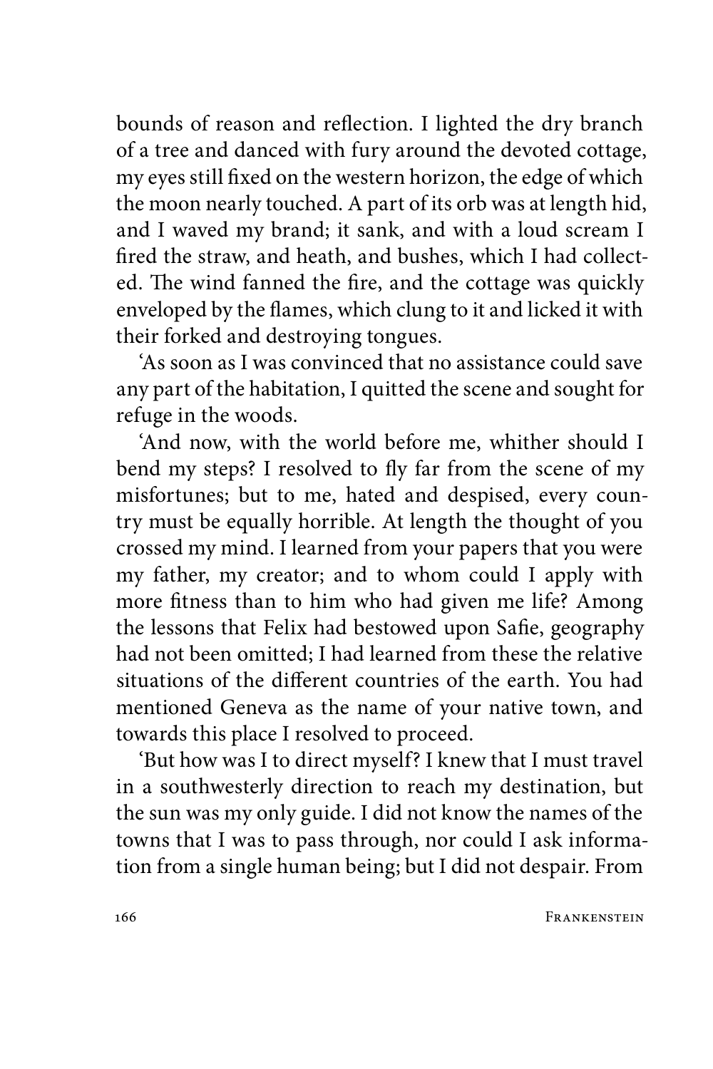bounds of reason and reflection. I lighted the dry branch of a tree and danced with fury around the devoted cottage, my eyes still fixed on the western horizon, the edge of which the moon nearly touched. A part of its orb was at length hid, and I waved my brand; it sank, and with a loud scream I fired the straw, and heath, and bushes, which I had collected. The wind fanned the fire, and the cottage was quickly enveloped by the flames, which clung to it and licked it with their forked and destroying tongues.

'As soon as I was convinced that no assistance could save any part of the habitation, I quitted the scene and sought for refuge in the woods.

'And now, with the world before me, whither should I bend my steps? I resolved to fly far from the scene of my misfortunes; but to me, hated and despised, every country must be equally horrible. At length the thought of you crossed my mind. I learned from your papers that you were my father, my creator; and to whom could I apply with more fitness than to him who had given me life? Among the lessons that Felix had bestowed upon Safie, geography had not been omitted; I had learned from these the relative situations of the different countries of the earth. You had mentioned Geneva as the name of your native town, and towards this place I resolved to proceed.

'But how was I to direct myself? I knew that I must travel in a southwesterly direction to reach my destination, but the sun was my only guide. I did not know the names of the towns that I was to pass through, nor could I ask information from a single human being; but I did not despair. From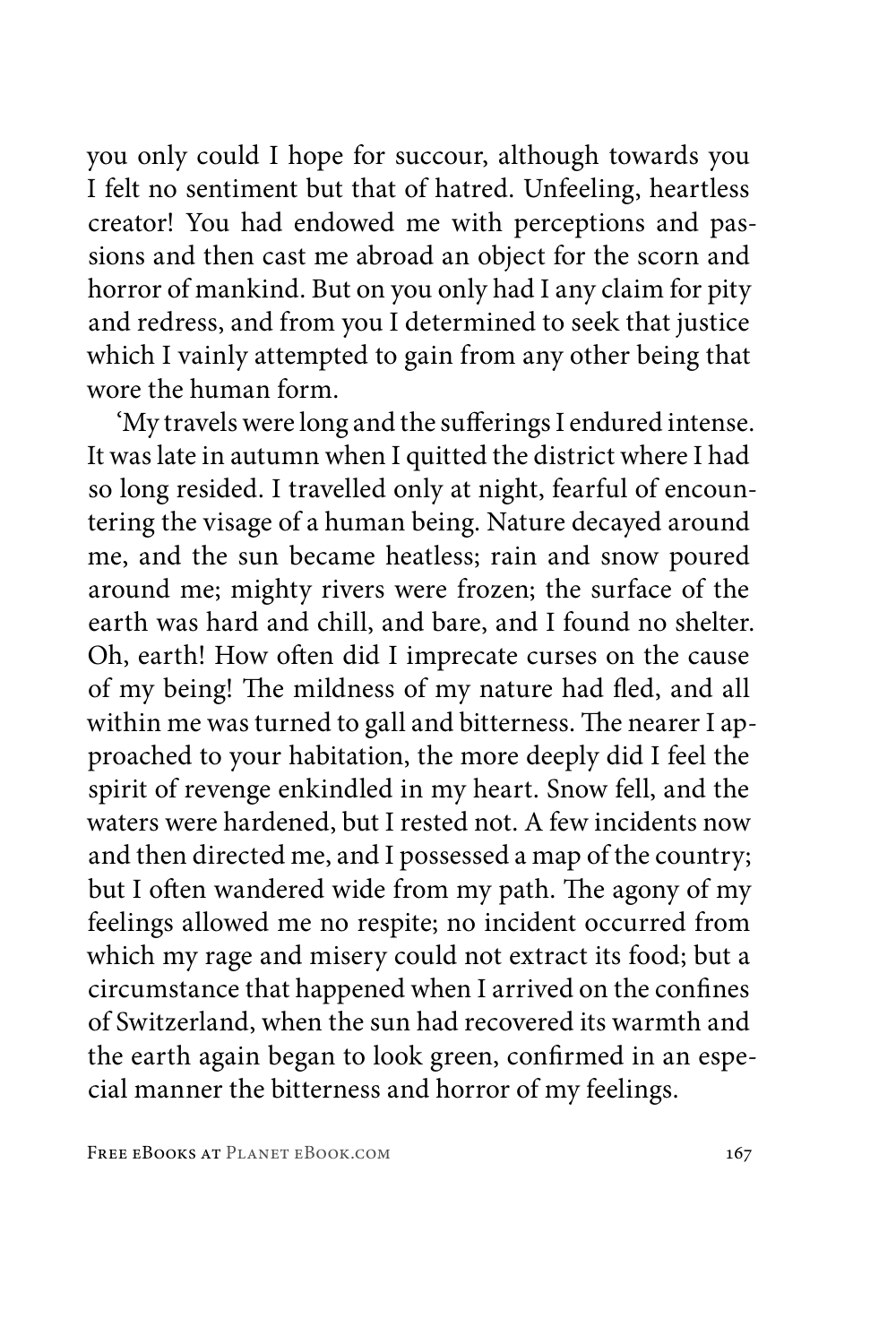you only could I hope for succour, although towards you I felt no sentiment but that of hatred. Unfeeling, heartless creator! You had endowed me with perceptions and passions and then cast me abroad an object for the scorn and horror of mankind. But on you only had I any claim for pity and redress, and from you I determined to seek that justice which I vainly attempted to gain from any other being that wore the human form.

'My travels were long and the sufferings I endured intense. It was late in autumn when I quitted the district where I had so long resided. I travelled only at night, fearful of encountering the visage of a human being. Nature decayed around me, and the sun became heatless; rain and snow poured around me; mighty rivers were frozen; the surface of the earth was hard and chill, and bare, and I found no shelter. Oh, earth! How often did I imprecate curses on the cause of my being! The mildness of my nature had fled, and all within me was turned to gall and bitterness. The nearer I approached to your habitation, the more deeply did I feel the spirit of revenge enkindled in my heart. Snow fell, and the waters were hardened, but I rested not. A few incidents now and then directed me, and I possessed a map of the country; but I often wandered wide from my path. The agony of my feelings allowed me no respite; no incident occurred from which my rage and misery could not extract its food; but a circumstance that happened when I arrived on the confines of Switzerland, when the sun had recovered its warmth and the earth again began to look green, confirmed in an especial manner the bitterness and horror of my feelings.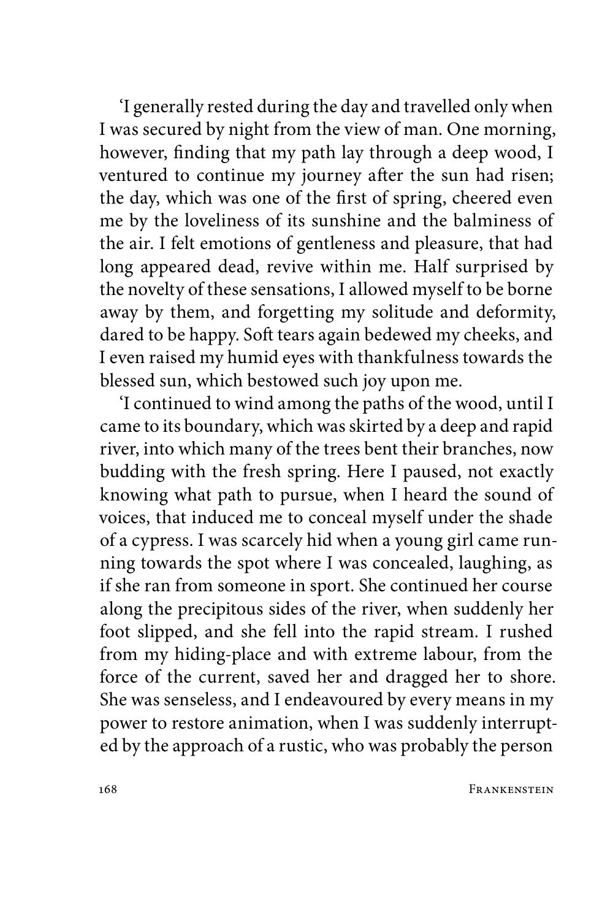'I generally rested during the day and travelled only when I was secured by night from the view of man. One morning, however, finding that my path lay through a deep wood, I ventured to continue my journey after the sun had risen; the day, which was one of the first of spring, cheered even me by the loveliness of its sunshine and the balminess of the air. I felt emotions of gentleness and pleasure, that had long appeared dead, revive within me. Half surprised by the novelty of these sensations, I allowed myself to be borne away by them, and forgetting my solitude and deformity, dared to be happy. Soft tears again bedewed my cheeks, and I even raised my humid eyes with thankfulness towards the blessed sun, which bestowed such joy upon me.

'I continued to wind among the paths of the wood, until I came to its boundary, which was skirted by a deep and rapid river, into which many of the trees bent their branches, now budding with the fresh spring. Here I paused, not exactly knowing what path to pursue, when I heard the sound of voices, that induced me to conceal myself under the shade of a cypress. I was scarcely hid when a young girl came running towards the spot where I was concealed, laughing, as if she ran from someone in sport. She continued her course along the precipitous sides of the river, when suddenly her foot slipped, and she fell into the rapid stream. I rushed from my hiding-place and with extreme labour, from the force of the current, saved her and dragged her to shore. She was senseless, and I endeavoured by every means in my power to restore animation, when I was suddenly interrupted by the approach of a rustic, who was probably the person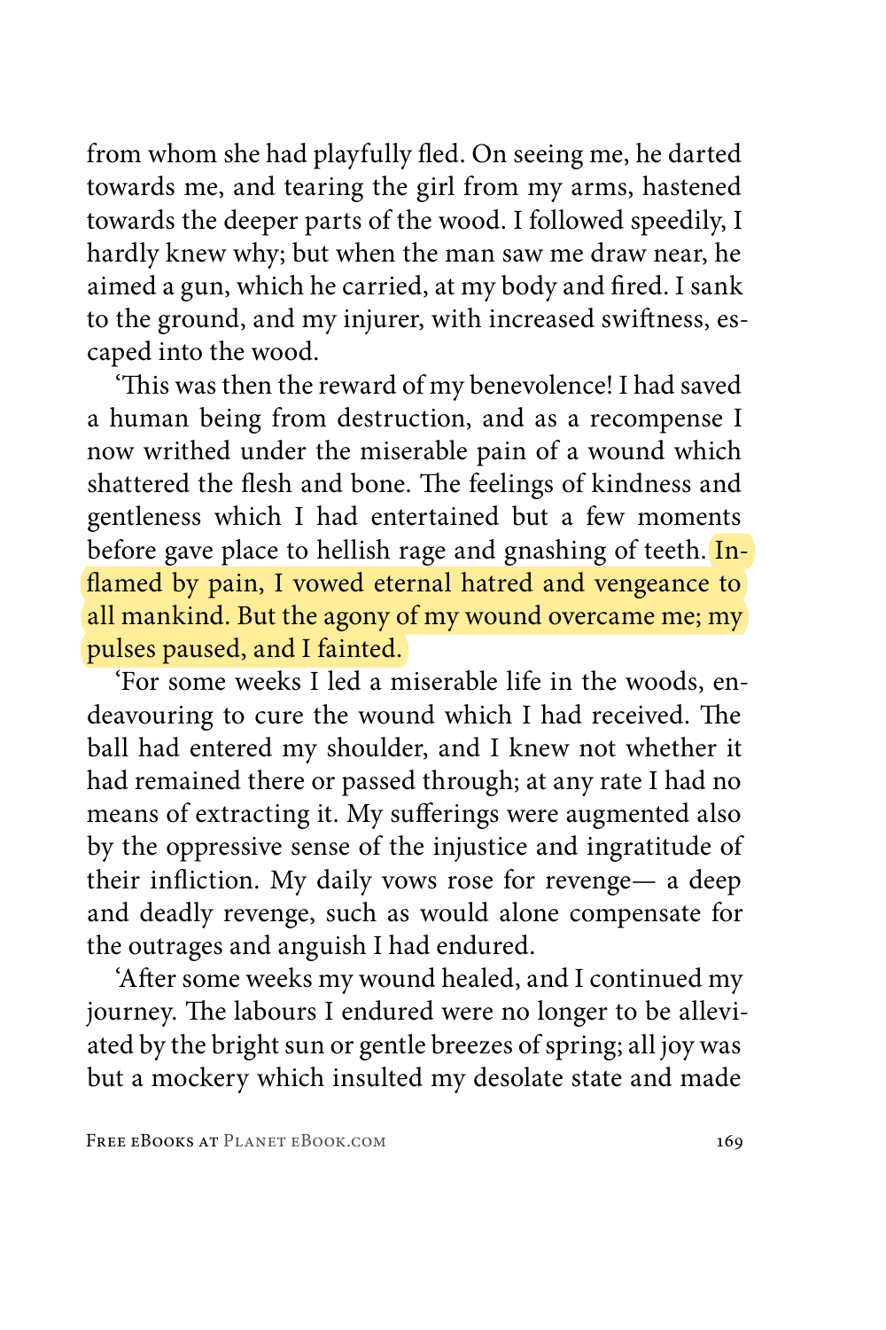from whom she had playfully fled. On seeing me, he darted towards me, and tearing the girl from my arms, hastened towards the deeper parts of the wood. I followed speedily, I hardly knew why; but when the man saw me draw near, he aimed a gun, which he carried, at my body and fired. I sank to the ground, and my injurer, with increased swiftness, escaped into the wood.

'This was then the reward of my benevolence! I had saved a human being from destruction, and as a recompense I now writhed under the miserable pain of a wound which shattered the flesh and bone. The feelings of kindness and gentleness which I had entertained but a few moments before gave place to hellish rage and gnashing of teeth. Inflamed by pain, I vowed eternal hatred and vengeance to all mankind. But the agony of my wound overcame me; my pulses paused, and I fainted.

'For some weeks I led a miserable life in the woods, endeavouring to cure the wound which I had received. The ball had entered my shoulder, and I knew not whether it had remained there or passed through; at any rate I had no means of extracting it. My sufferings were augmented also by the oppressive sense of the injustice and ingratitude of their infliction. My daily vows rose for revenge— a deep and deadly revenge, such as would alone compensate for the outrages and anguish I had endured.

'After some weeks my wound healed, and I continued my journey. The labours I endured were no longer to be alleviated by the bright sun or gentle breezes of spring; all joy was but a mockery which insulted my desolate state and made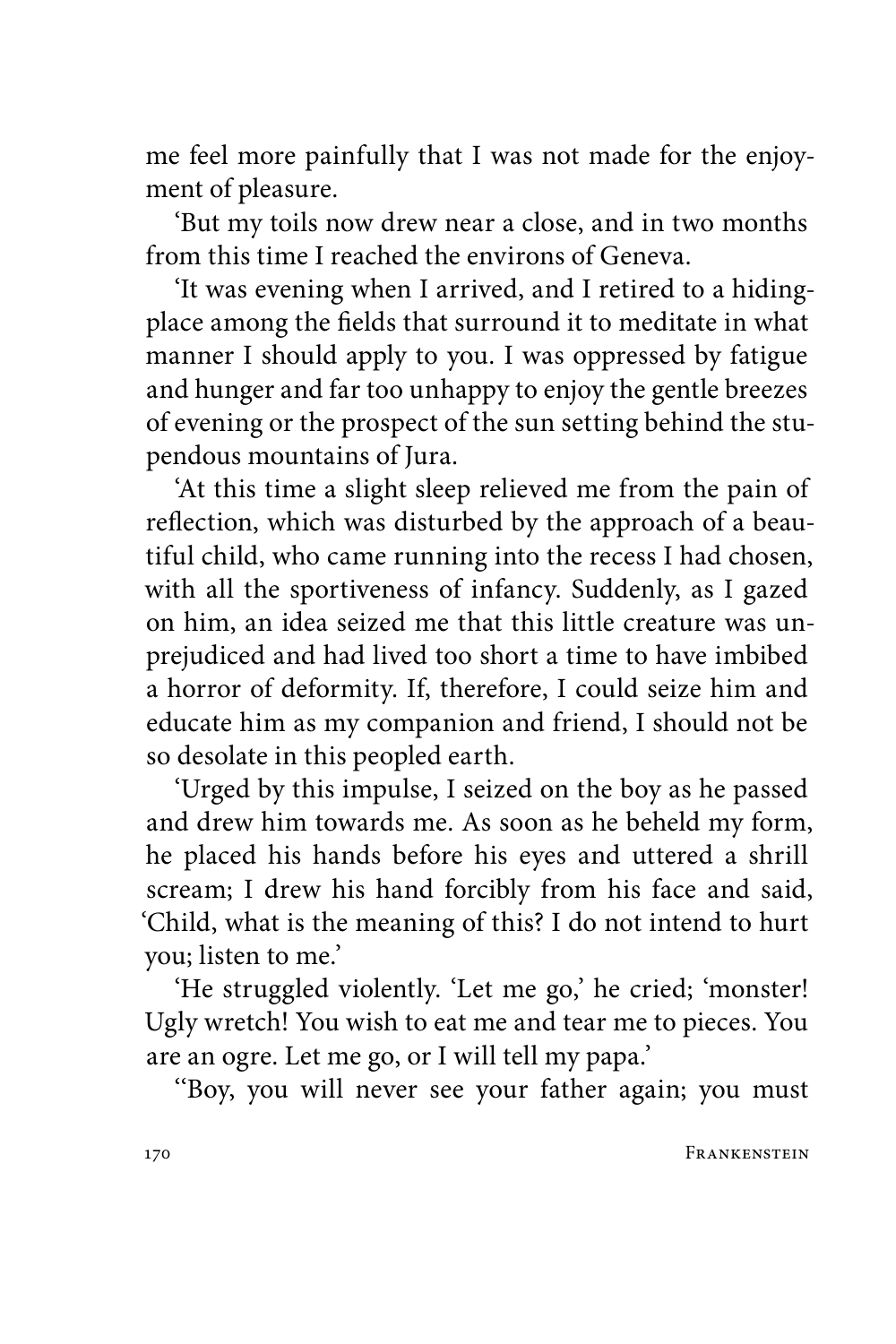me feel more painfully that I was not made for the enjoyment of pleasure.

'But my toils now drew near a close, and in two months from this time I reached the environs of Geneva.

'It was evening when I arrived, and I retired to a hiding-place among the fields that surround it to meditate in what manner I should apply to you. I was oppressed by fatigue and hunger and far too unhappy to enjoy the gentle breezes of evening or the prospect of the sun setting behind the stupendous mountains of Jura.

'At this time a slight sleep relieved me from the pain of reflection, which was disturbed by the approach of a beautiful child, who came running into the recess I had chosen, with all the sportiveness of infancy. Suddenly, as I gazed on him, an idea seized me that this little creature was unprejudiced and had lived too short a time to have imbibed a horror of deformity. If, therefore, I could seize him and educate him as my companion and friend, I should not be so desolate in this peopled earth.

'Urged by this impulse, I seized on the boy as he passed and drew him towards me. As soon as he beheld my form, he placed his hands before his eyes and uttered a shrill scream; I drew his hand forcibly from his face and said, 'Child, what is the meaning of this? I do not intend to hurt you; listen to me.'

'He struggled violently. 'Let me go,' he cried; 'monster! Ugly wretch! You wish to eat me and tear me to pieces. You are an ogre. Let me go, or I will tell my papa.'

''Boy, you will never see your father again; you must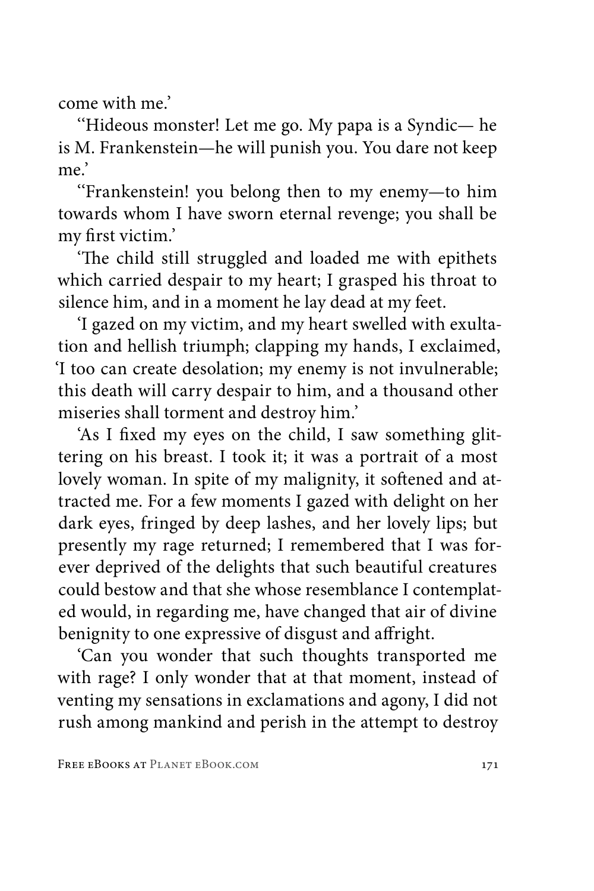come with me.'

''Hideous monster! Let me go. My papa is a Syndic— he is M. Frankenstein—he will punish you. You dare not keep me.'

''Frankenstein! you belong then to my enemy—to him towards whom I have sworn eternal revenge; you shall be my first victim.'

'The child still struggled and loaded me with epithets which carried despair to my heart; I grasped his throat to silence him, and in a moment he lay dead at my feet.

'I gazed on my victim, and my heart swelled with exultation and hellish triumph; clapping my hands, I exclaimed, 'I too can create desolation; my enemy is not invulnerable; this death will carry despair to him, and a thousand other miseries shall torment and destroy him.'

'As I fixed my eyes on the child, I saw something glittering on his breast. I took it; it was a portrait of a most lovely woman. In spite of my malignity, it softened and attracted me. For a few moments I gazed with delight on her dark eyes, fringed by deep lashes, and her lovely lips; but presently my rage returned; I remembered that I was forever deprived of the delights that such beautiful creatures could bestow and that she whose resemblance I contemplated would, in regarding me, have changed that air of divine benignity to one expressive of disgust and affright.

'Can you wonder that such thoughts transported me with rage? I only wonder that at that moment, instead of venting my sensations in exclamations and agony, I did not rush among mankind and perish in the attempt to destroy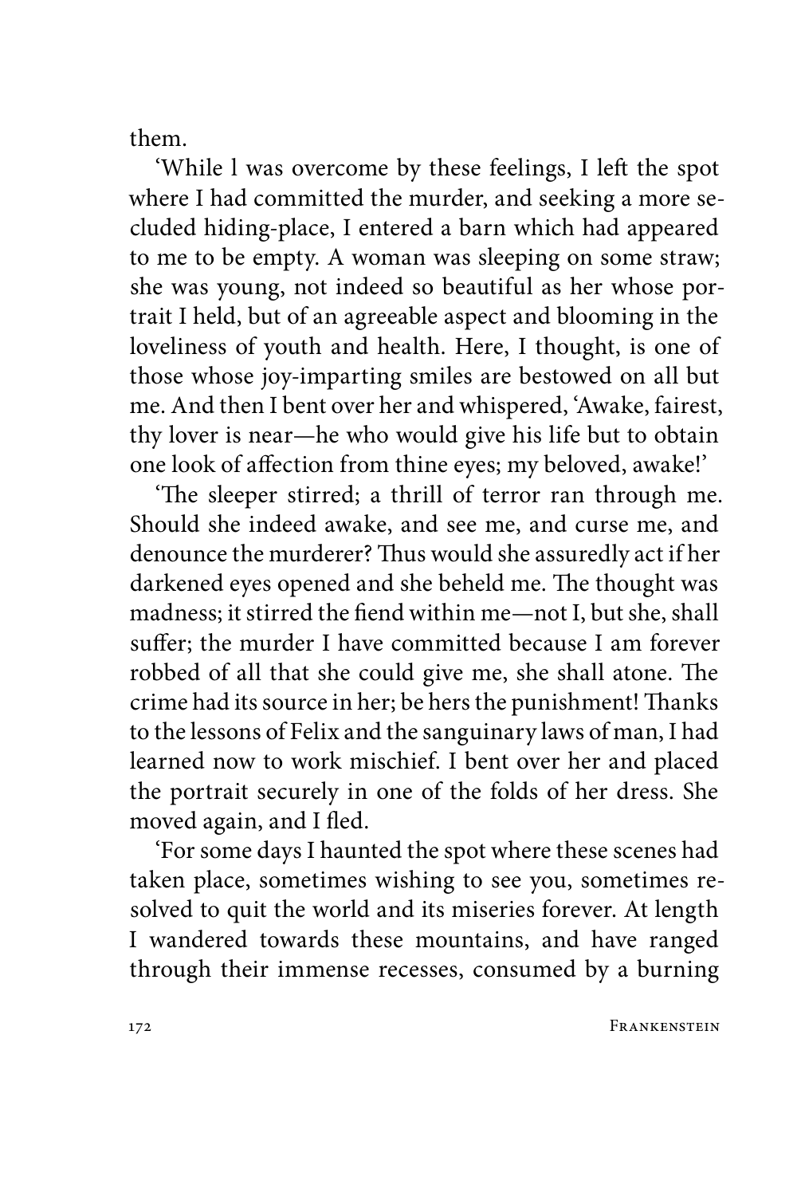them.

'While l was overcome by these feelings, I left the spot where I had committed the murder, and seeking a more secluded hiding-place, I entered a barn which had appeared to me to be empty. A woman was sleeping on some straw; she was young, not indeed so beautiful as her whose portrait I held, but of an agreeable aspect and blooming in the loveliness of youth and health. Here, I thought, is one of those whose joy-imparting smiles are bestowed on all but me. And then I bent over her and whispered, 'Awake, fairest, thy lover is near—he who would give his life but to obtain one look of affection from thine eyes; my beloved, awake!'

'The sleeper stirred; a thrill of terror ran through me. Should she indeed awake, and see me, and curse me, and denounce the murderer? Thus would she assuredly act if her darkened eyes opened and she beheld me. The thought was madness; it stirred the fiend within me—not I, but she, shall suffer; the murder I have committed because I am forever robbed of all that she could give me, she shall atone. The crime had its source in her; be hers the punishment! Thanks to the lessons of Felix and the sanguinary laws of man, I had learned now to work mischief. I bent over her and placed the portrait securely in one of the folds of her dress. She moved again, and I fled.

'For some days I haunted the spot where these scenes had taken place, sometimes wishing to see you, sometimes resolved to quit the world and its miseries forever. At length I wandered towards these mountains, and have ranged through their immense recesses, consumed by a burning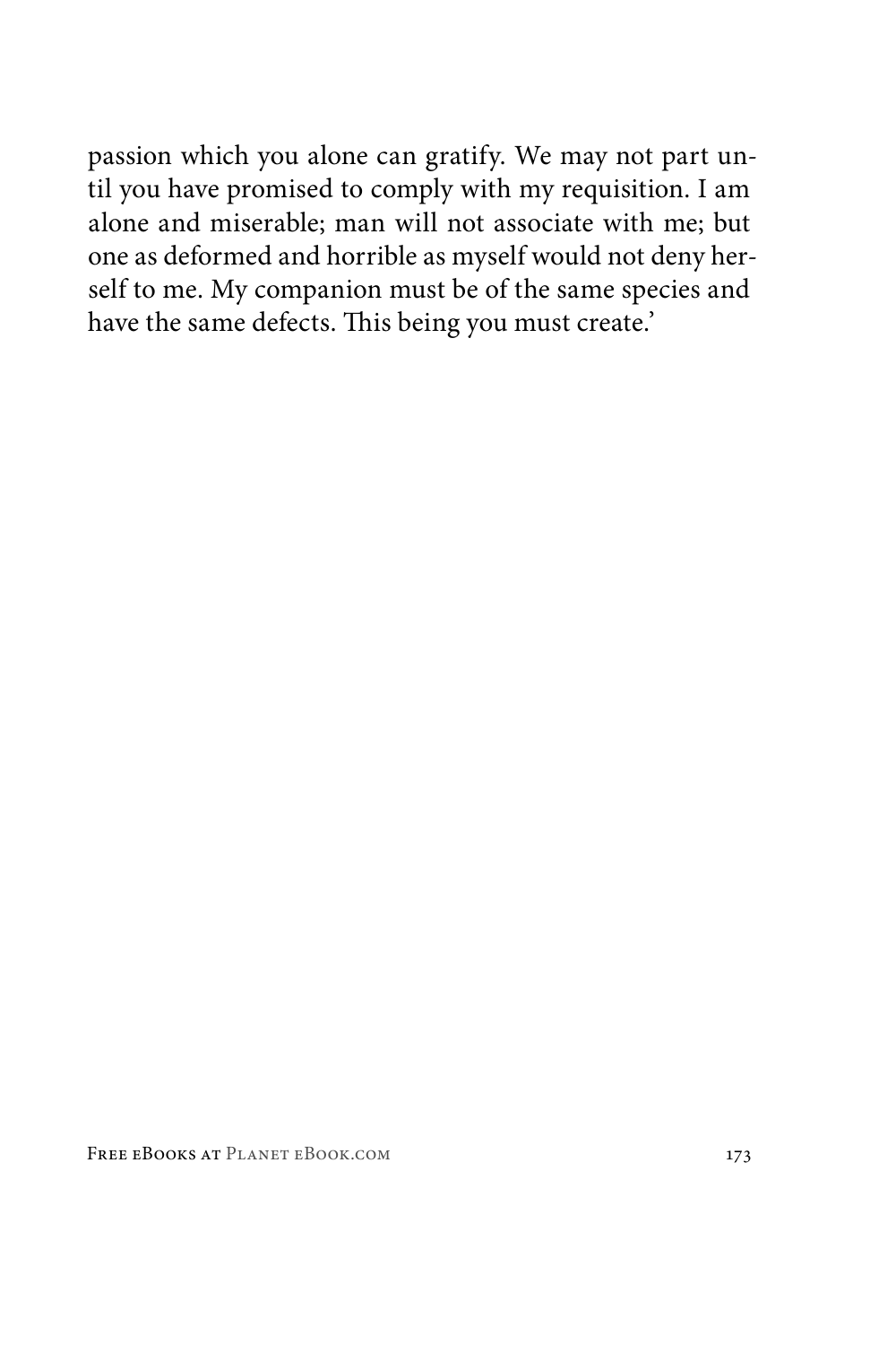passion which you alone can gratify. We may not part until you have promised to comply with my requisition. I am alone and miserable; man will not associate with me; but one as deformed and horrible as myself would not deny herself to me. My companion must be of the same species and have the same defects. This being you must create.'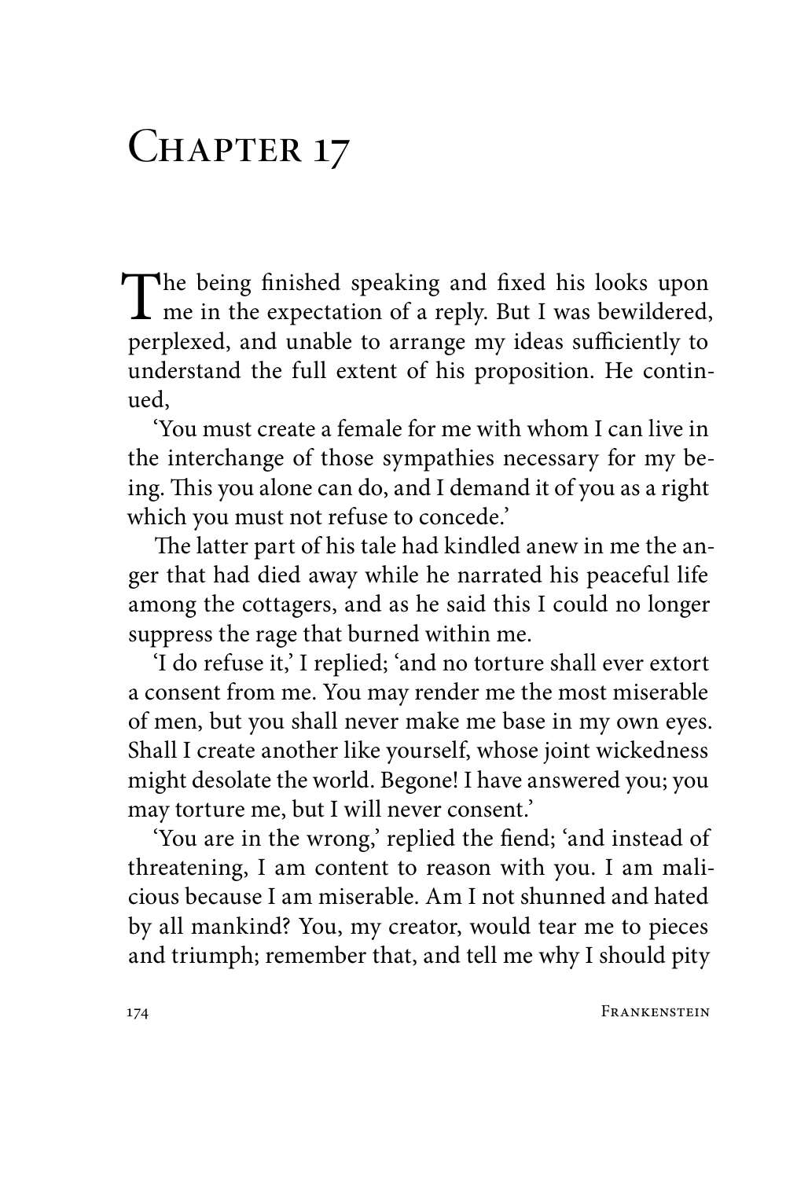# Chapter 17

The being finished speaking and fixed his looks upon me in the expectation of a reply. But I was bewildered, perplexed, and unable to arrange my ideas sufficiently to understand the full extent of his proposition. He continued,

'You must create a female for me with whom I can live in the interchange of those sympathies necessary for my being. This you alone can do, and I demand it of you as a right which you must not refuse to concede.'

The latter part of his tale had kindled anew in me the anger that had died away while he narrated his peaceful life among the cottagers, and as he said this I could no longer suppress the rage that burned within me.

'I do refuse it,' I replied; 'and no torture shall ever extort a consent from me. You may render me the most miserable of men, but you shall never make me base in my own eyes. Shall I create another like yourself, whose joint wickedness might desolate the world. Begone! I have answered you; you may torture me, but I will never consent.'

'You are in the wrong,' replied the fiend; 'and instead of threatening, I am content to reason with you. I am malicious because I am miserable. Am I not shunned and hated by all mankind? You, my creator, would tear me to pieces and triumph; remember that, and tell me why I should pity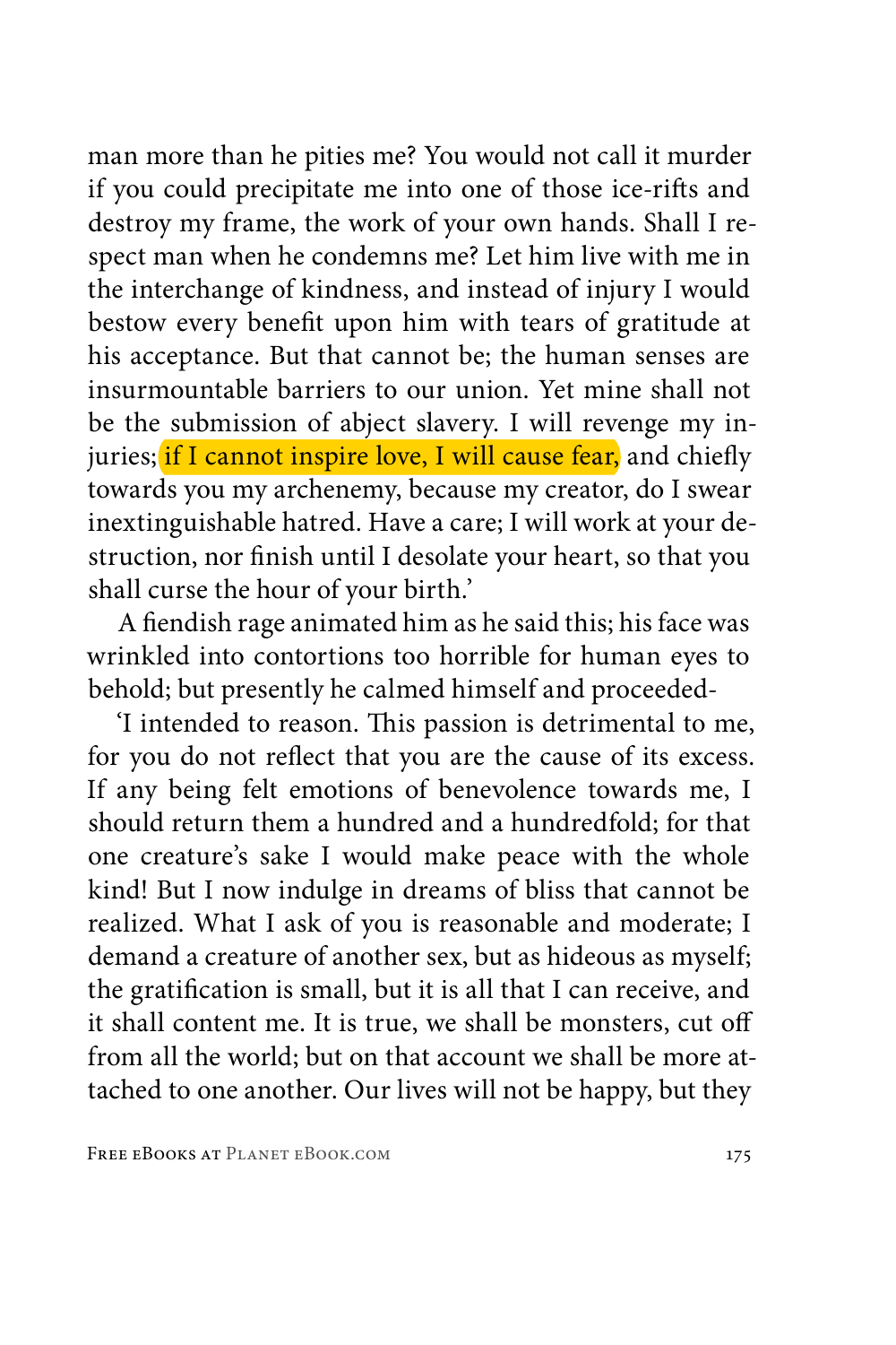man more than he pities me? You would not call it murder if you could precipitate me into one of those ice-rifts and destroy my frame, the work of your own hands. Shall I respect man when he condemns me? Let him live with me in the interchange of kindness, and instead of injury I would bestow every benefit upon him with tears of gratitude at his acceptance. But that cannot be; the human senses are insurmountable barriers to our union. Yet mine shall not be the submission of abject slavery. I will revenge my injuries; if I cannot inspire love, I will cause fear, and chiefly towards you my archenemy, because my creator, do I swear inextinguishable hatred. Have a care; I will work at your destruction, nor finish until I desolate your heart, so that you shall curse the hour of your birth.'

A fiendish rage animated him as he said this; his face was wrinkled into contortions too horrible for human eyes to behold; but presently he calmed himself and proceeded-

'I intended to reason. This passion is detrimental to me, for you do not reflect that you are the cause of its excess. If any being felt emotions of benevolence towards me, I should return them a hundred and a hundredfold; for that one creature's sake I would make peace with the whole kind! But I now indulge in dreams of bliss that cannot be realized. What I ask of you is reasonable and moderate; I demand a creature of another sex, but as hideous as myself; the gratification is small, but it is all that I can receive, and it shall content me. It is true, we shall be monsters, cut off from all the world; but on that account we shall be more attached to one another. Our lives will not be happy, but they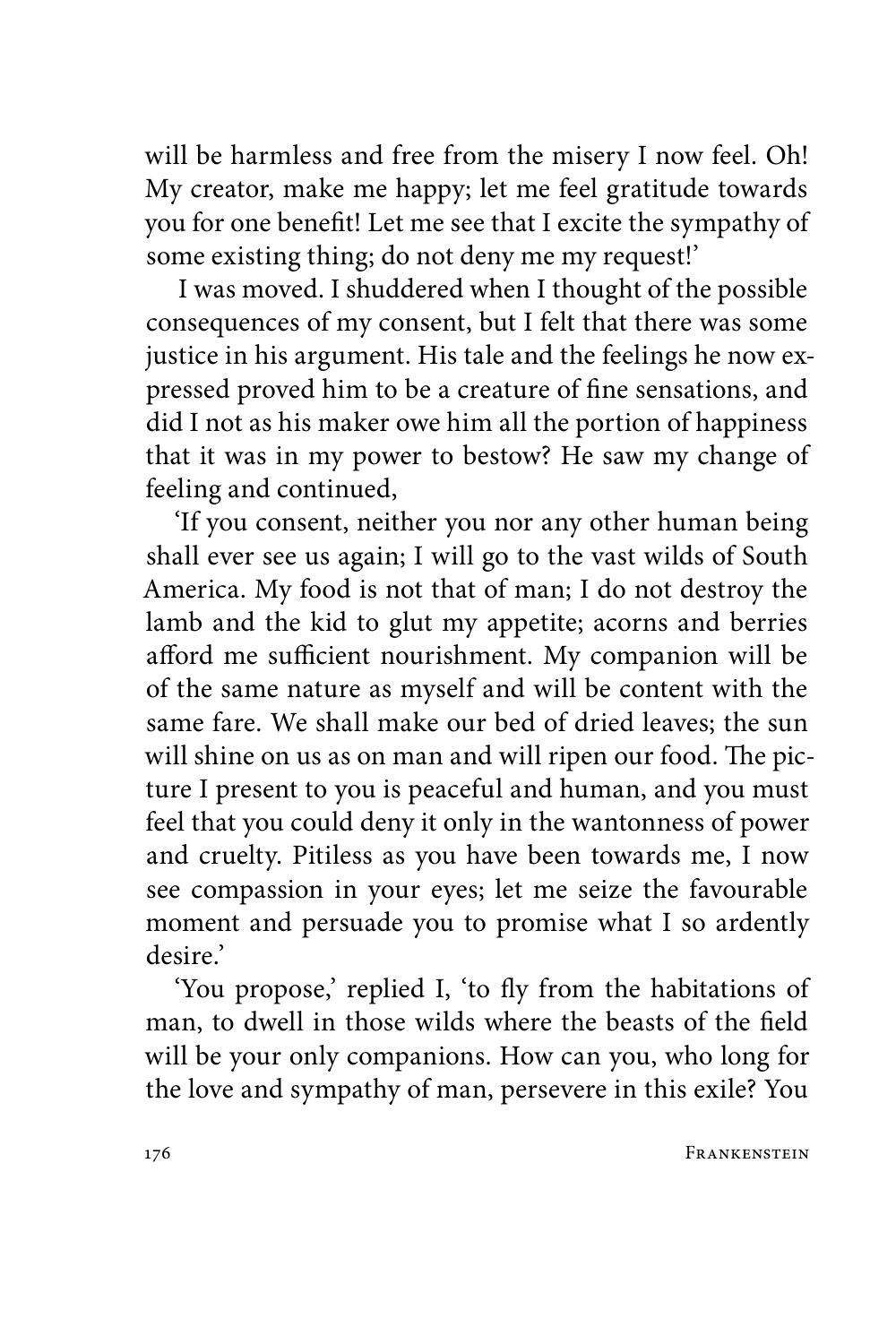will be harmless and free from the misery I now feel. Oh! My creator, make me happy; let me feel gratitude towards you for one benefit! Let me see that I excite the sympathy of some existing thing; do not deny me my request!'

I was moved. I shuddered when I thought of the possible consequences of my consent, but I felt that there was some justice in his argument. His tale and the feelings he now expressed proved him to be a creature of fine sensations, and did I not as his maker owe him all the portion of happiness that it was in my power to bestow? He saw my change of feeling and continued,

'If you consent, neither you nor any other human being shall ever see us again; I will go to the vast wilds of South America. My food is not that of man; I do not destroy the lamb and the kid to glut my appetite; acorns and berries afford me sufficient nourishment. My companion will be of the same nature as myself and will be content with the same fare. We shall make our bed of dried leaves; the sun will shine on us as on man and will ripen our food. The picture I present to you is peaceful and human, and you must feel that you could deny it only in the wantonness of power and cruelty. Pitiless as you have been towards me, I now see compassion in your eyes; let me seize the favourable moment and persuade you to promise what I so ardently desire.'

'You propose,' replied I, 'to fly from the habitations of man, to dwell in those wilds where the beasts of the field will be your only companions. How can you, who long for the love and sympathy of man, persevere in this exile? You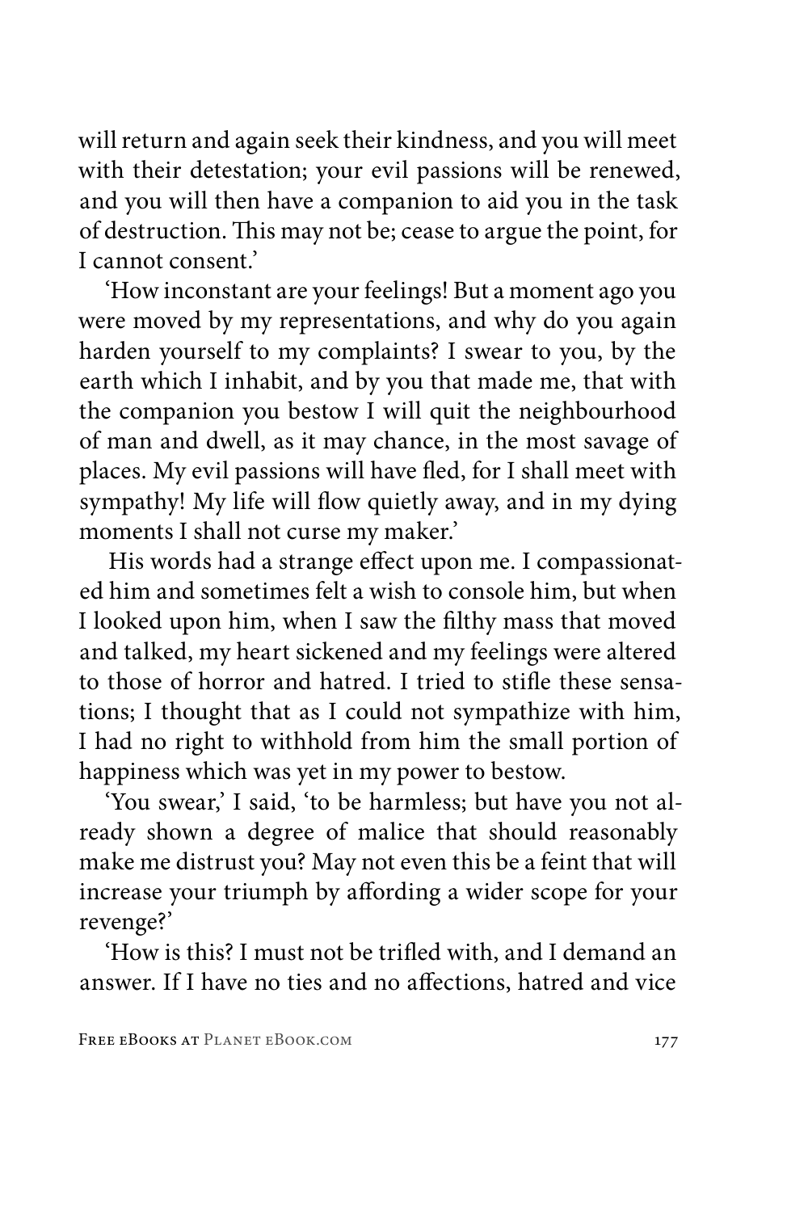will return and again seek their kindness, and you will meet with their detestation; your evil passions will be renewed, and you will then have a companion to aid you in the task of destruction. This may not be; cease to argue the point, for I cannot consent.'

'How inconstant are your feelings! But a moment ago you were moved by my representations, and why do you again harden yourself to my complaints? I swear to you, by the earth which I inhabit, and by you that made me, that with the companion you bestow I will quit the neighbourhood of man and dwell, as it may chance, in the most savage of places. My evil passions will have fled, for I shall meet with sympathy! My life will flow quietly away, and in my dying moments I shall not curse my maker.'

His words had a strange effect upon me. I compassionated him and sometimes felt a wish to console him, but when I looked upon him, when I saw the filthy mass that moved and talked, my heart sickened and my feelings were altered to those of horror and hatred. I tried to stifle these sensations; I thought that as I could not sympathize with him, I had no right to withhold from him the small portion of happiness which was yet in my power to bestow.

'You swear,' I said, 'to be harmless; but have you not already shown a degree of malice that should reasonably make me distrust you? May not even this be a feint that will increase your triumph by affording a wider scope for your revenge?'

'How is this? I must not be trifled with, and I demand an answer. If I have no ties and no affections, hatred and vice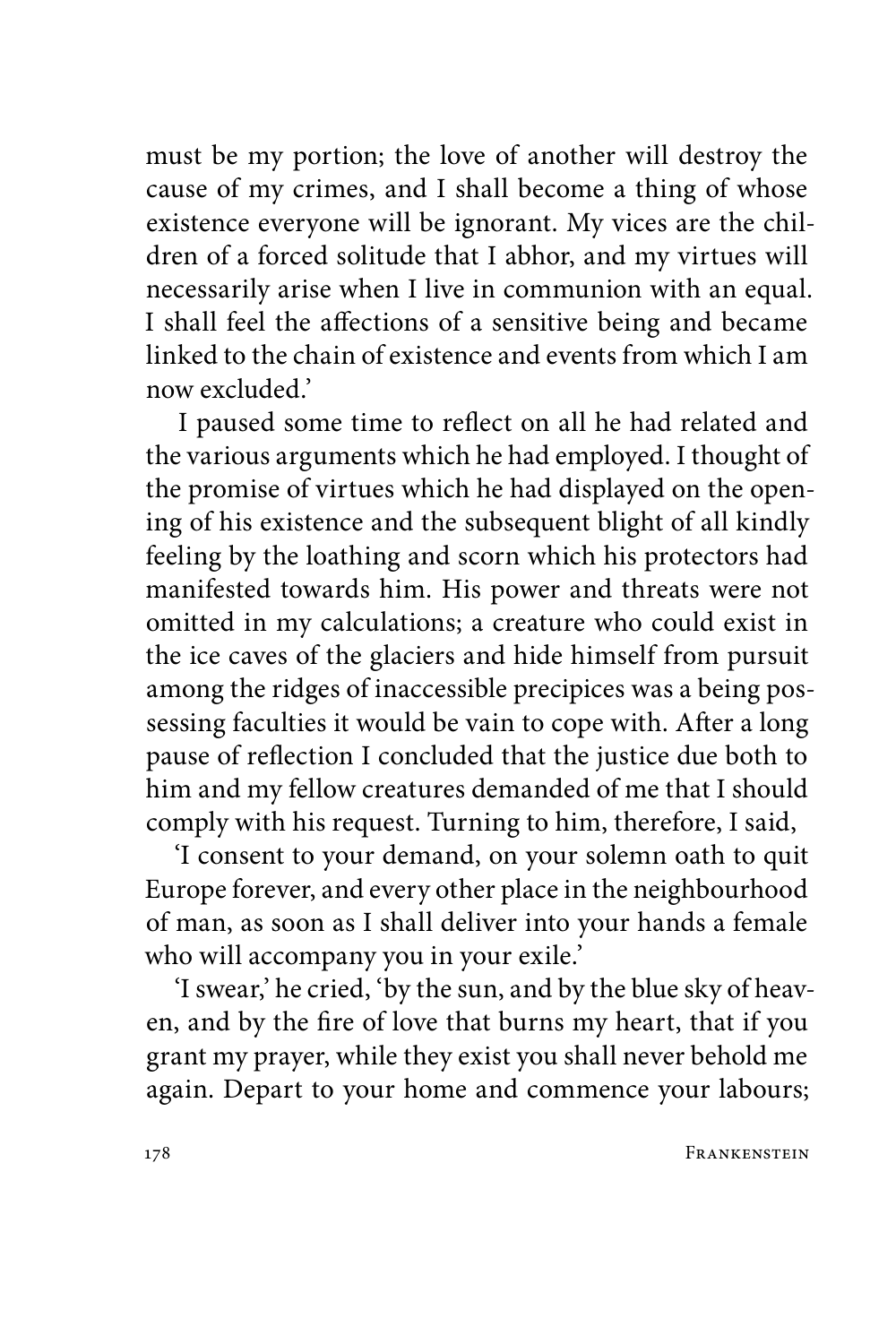must be my portion; the love of another will destroy the cause of my crimes, and I shall become a thing of whose existence everyone will be ignorant. My vices are the children of a forced solitude that I abhor, and my virtues will necessarily arise when I live in communion with an equal. I shall feel the affections of a sensitive being and became linked to the chain of existence and events from which I am now excluded.'

I paused some time to reflect on all he had related and the various arguments which he had employed. I thought of the promise of virtues which he had displayed on the opening of his existence and the subsequent blight of all kindly feeling by the loathing and scorn which his protectors had manifested towards him. His power and threats were not omitted in my calculations; a creature who could exist in the ice caves of the glaciers and hide himself from pursuit among the ridges of inaccessible precipices was a being possessing faculties it would be vain to cope with. After a long pause of reflection I concluded that the justice due both to him and my fellow creatures demanded of me that I should comply with his request. Turning to him, therefore, I said,

'I consent to your demand, on your solemn oath to quit Europe forever, and every other place in the neighbourhood of man, as soon as I shall deliver into your hands a female who will accompany you in your exile.'

'I swear,' he cried, 'by the sun, and by the blue sky of heaven, and by the fire of love that burns my heart, that if you grant my prayer, while they exist you shall never behold me again. Depart to your home and commence your labours;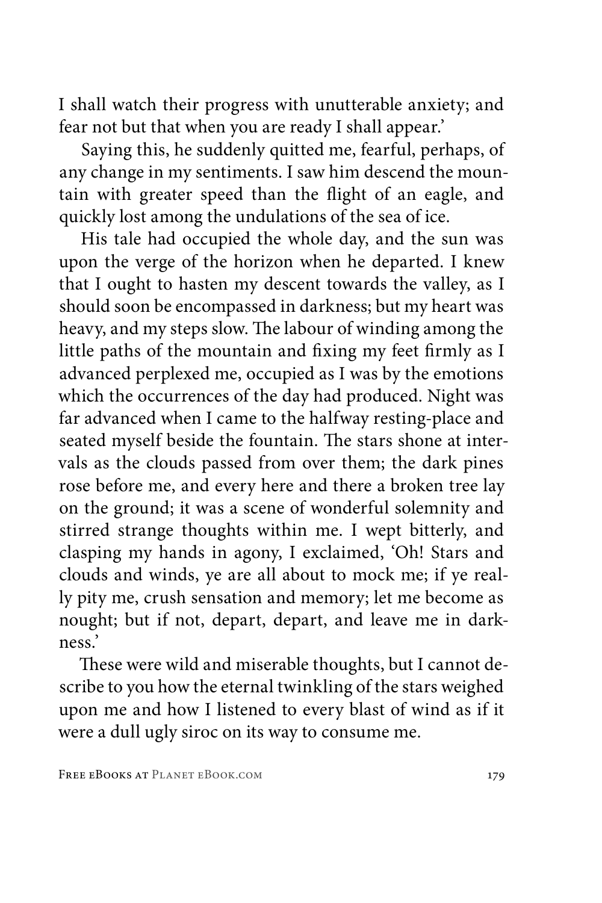I shall watch their progress with unutterable anxiety; and fear not but that when you are ready I shall appear.'

Saying this, he suddenly quitted me, fearful, perhaps, of any change in my sentiments. I saw him descend the mountain with greater speed than the flight of an eagle, and quickly lost among the undulations of the sea of ice.

His tale had occupied the whole day, and the sun was upon the verge of the horizon when he departed. I knew that I ought to hasten my descent towards the valley, as I should soon be encompassed in darkness; but my heart was heavy, and my steps slow. The labour of winding among the little paths of the mountain and fixing my feet firmly as I advanced perplexed me, occupied as I was by the emotions which the occurrences of the day had produced. Night was far advanced when I came to the halfway resting-place and seated myself beside the fountain. The stars shone at intervals as the clouds passed from over them; the dark pines rose before me, and every here and there a broken tree lay on the ground; it was a scene of wonderful solemnity and stirred strange thoughts within me. I wept bitterly, and clasping my hands in agony, I exclaimed, 'Oh! Stars and clouds and winds, ye are all about to mock me; if ye really pity me, crush sensation and memory; let me become as nought; but if not, depart, depart, and leave me in darkness.'

These were wild and miserable thoughts, but I cannot describe to you how the eternal twinkling of the stars weighed upon me and how I listened to every blast of wind as if it were a dull ugly siroc on its way to consume me.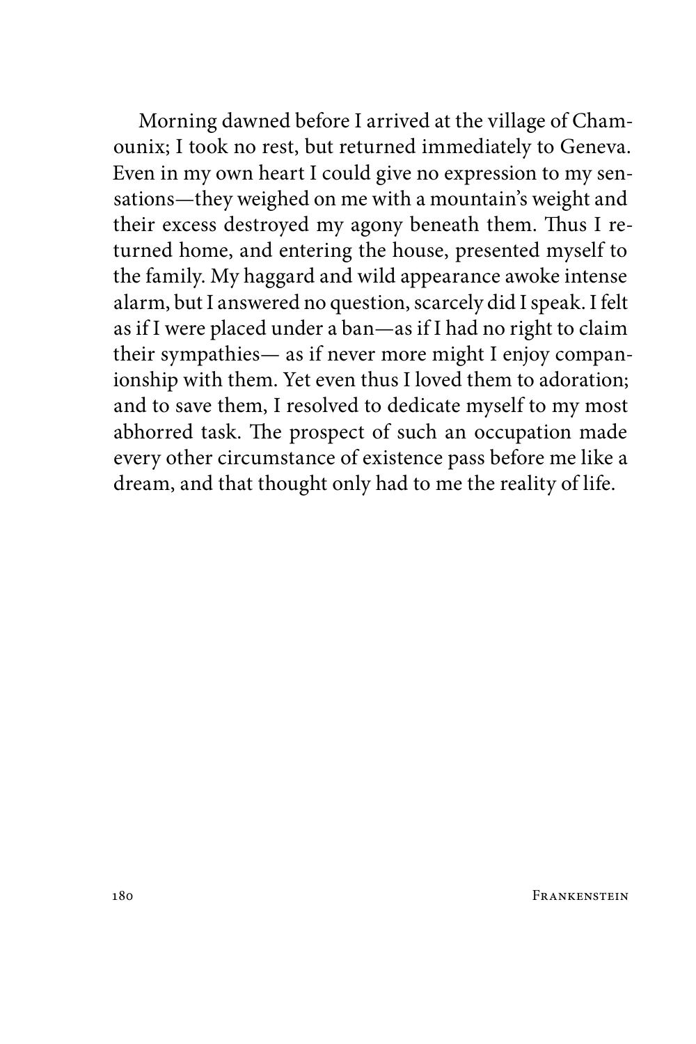Morning dawned before I arrived at the village of Chamounix; I took no rest, but returned immediately to Geneva. Even in my own heart I could give no expression to my sensations—they weighed on me with a mountain's weight and their excess destroyed my agony beneath them. Thus I returned home, and entering the house, presented myself to the family. My haggard and wild appearance awoke intense alarm, but I answered no question, scarcely did I speak. I felt as if I were placed under a ban—as if I had no right to claim their sympathies— as if never more might I enjoy companionship with them. Yet even thus I loved them to adoration; and to save them, I resolved to dedicate myself to my most abhorred task. The prospect of such an occupation made every other circumstance of existence pass before me like a dream, and that thought only had to me the reality of life.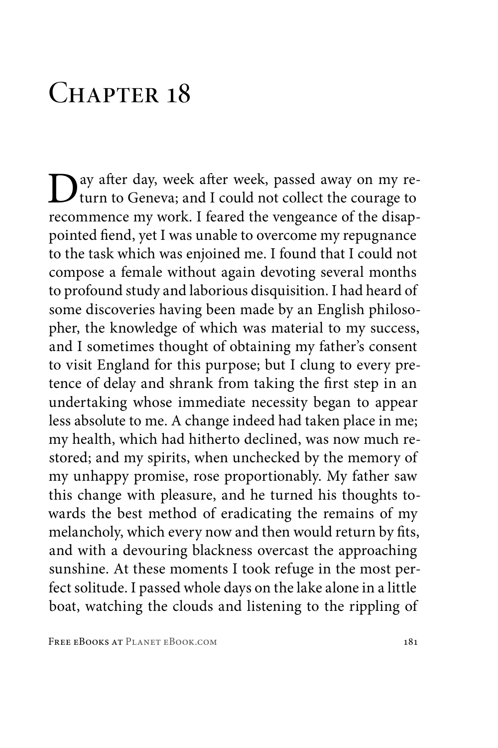# Chapter 18

Day after day, week after week, passed away on my return to Geneva; and I could not collect the courage to recommence my work. I feared the vengeance of the disappointed fiend, yet I was unable to overcome my repugnance to the task which was enjoined me. I found that I could not compose a female without again devoting several months to profound study and laborious disquisition. I had heard of some discoveries having been made by an English philosopher, the knowledge of which was material to my success, and I sometimes thought of obtaining my father's consent to visit England for this purpose; but I clung to every pretence of delay and shrank from taking the first step in an undertaking whose immediate necessity began to appear less absolute to me. A change indeed had taken place in me; my health, which had hitherto declined, was now much restored; and my spirits, when unchecked by the memory of my unhappy promise, rose proportionably. My father saw this change with pleasure, and he turned his thoughts towards the best method of eradicating the remains of my melancholy, which every now and then would return by fits, and with a devouring blackness overcast the approaching sunshine. At these moments I took refuge in the most perfect solitude. I passed whole days on the lake alone in a little boat, watching the clouds and listening to the rippling of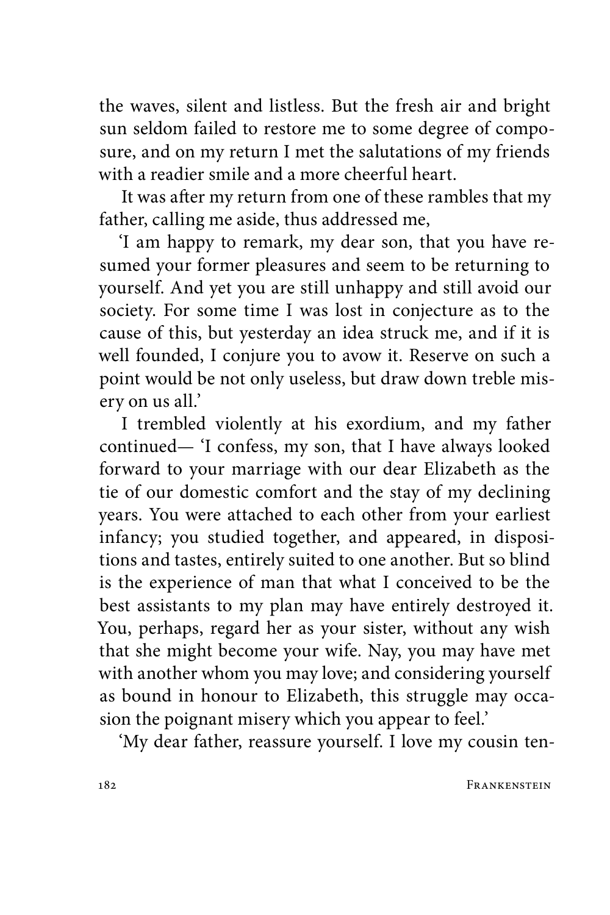the waves, silent and listless. But the fresh air and bright sun seldom failed to restore me to some degree of composure, and on my return I met the salutations of my friends with a readier smile and a more cheerful heart.

It was after my return from one of these rambles that my father, calling me aside, thus addressed me,

'I am happy to remark, my dear son, that you have resumed your former pleasures and seem to be returning to yourself. And yet you are still unhappy and still avoid our society. For some time I was lost in conjecture as to the cause of this, but yesterday an idea struck me, and if it is well founded, I conjure you to avow it. Reserve on such a point would be not only useless, but draw down treble misery on us all.'

I trembled violently at his exordium, and my father continued— 'I confess, my son, that I have always looked forward to your marriage with our dear Elizabeth as the tie of our domestic comfort and the stay of my declining years. You were attached to each other from your earliest infancy; you studied together, and appeared, in dispositions and tastes, entirely suited to one another. But so blind is the experience of man that what I conceived to be the best assistants to my plan may have entirely destroyed it. You, perhaps, regard her as your sister, without any wish that she might become your wife. Nay, you may have met with another whom you may love; and considering yourself as bound in honour to Elizabeth, this struggle may occasion the poignant misery which you appear to feel.'

'My dear father, reassure yourself. I love my cousin ten-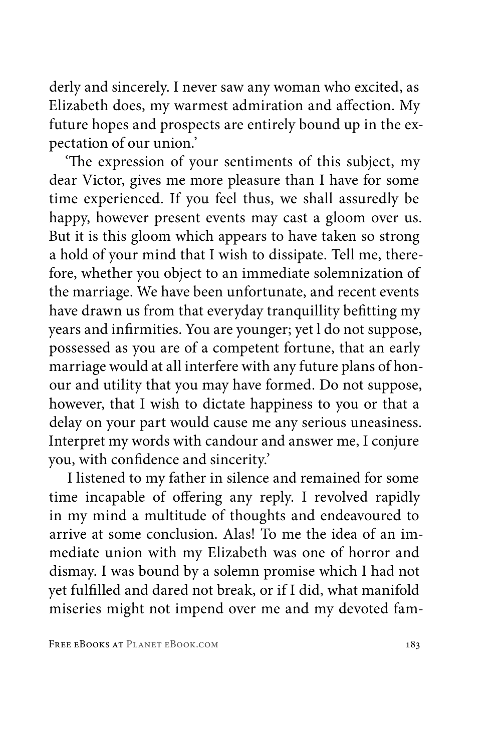derly and sincerely. I never saw any woman who excited, as Elizabeth does, my warmest admiration and affection. My future hopes and prospects are entirely bound up in the expectation of our union.'

'The expression of your sentiments of this subject, my dear Victor, gives me more pleasure than I have for some time experienced. If you feel thus, we shall assuredly be happy, however present events may cast a gloom over us. But it is this gloom which appears to have taken so strong a hold of your mind that I wish to dissipate. Tell me, therefore, whether you object to an immediate solemnization of the marriage. We have been unfortunate, and recent events have drawn us from that everyday tranquillity befitting my years and infirmities. You are younger; yet l do not suppose, possessed as you are of a competent fortune, that an early marriage would at all interfere with any future plans of honour and utility that you may have formed. Do not suppose, however, that I wish to dictate happiness to you or that a delay on your part would cause me any serious uneasiness. Interpret my words with candour and answer me, I conjure you, with confidence and sincerity.'

I listened to my father in silence and remained for some time incapable of offering any reply. I revolved rapidly in my mind a multitude of thoughts and endeavoured to arrive at some conclusion. Alas! To me the idea of an immediate union with my Elizabeth was one of horror and dismay. I was bound by a solemn promise which I had not yet fulfilled and dared not break, or if I did, what manifold miseries might not impend over me and my devoted fam-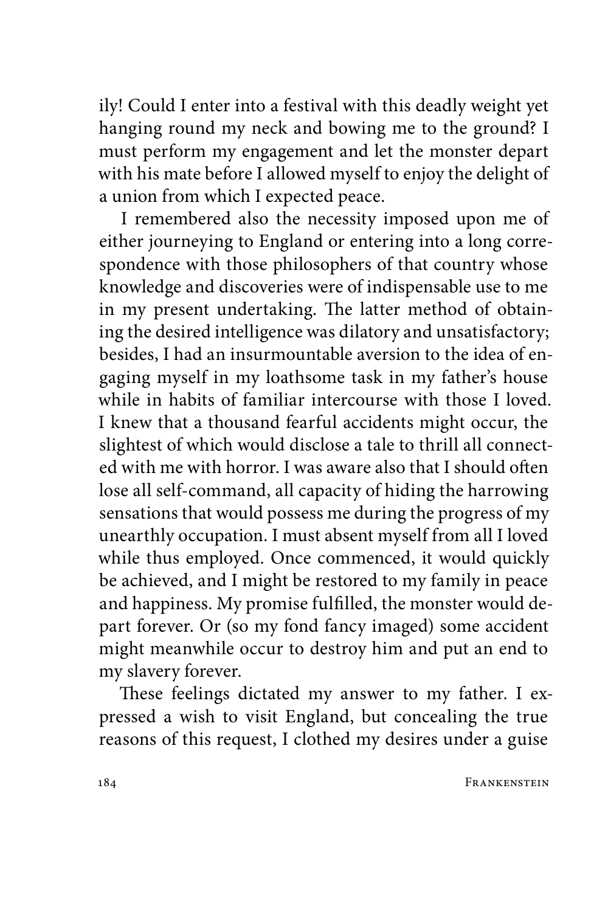ily! Could I enter into a festival with this deadly weight yet hanging round my neck and bowing me to the ground? I must perform my engagement and let the monster depart with his mate before I allowed myself to enjoy the delight of a union from which I expected peace.

I remembered also the necessity imposed upon me of either journeying to England or entering into a long correspondence with those philosophers of that country whose knowledge and discoveries were of indispensable use to me in my present undertaking. The latter method of obtaining the desired intelligence was dilatory and unsatisfactory; besides, I had an insurmountable aversion to the idea of engaging myself in my loathsome task in my father's house while in habits of familiar intercourse with those I loved. I knew that a thousand fearful accidents might occur, the slightest of which would disclose a tale to thrill all connected with me with horror. I was aware also that I should often lose all self-command, all capacity of hiding the harrowing sensations that would possess me during the progress of my unearthly occupation. I must absent myself from all I loved while thus employed. Once commenced, it would quickly be achieved, and I might be restored to my family in peace and happiness. My promise fulfilled, the monster would depart forever. Or (so my fond fancy imaged) some accident might meanwhile occur to destroy him and put an end to my slavery forever.

These feelings dictated my answer to my father. I expressed a wish to visit England, but concealing the true reasons of this request, I clothed my desires under a guise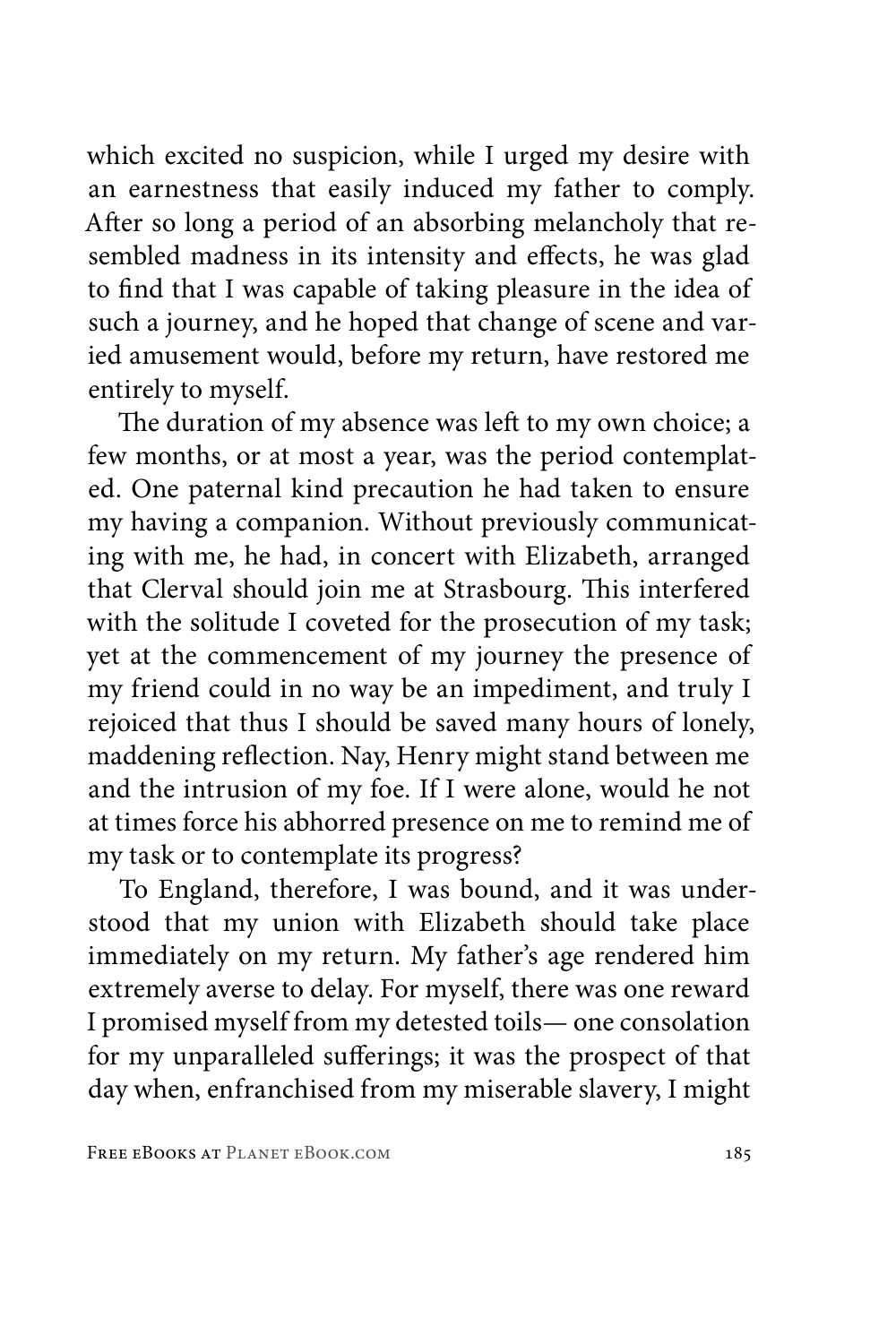which excited no suspicion, while I urged my desire with an earnestness that easily induced my father to comply. After so long a period of an absorbing melancholy that resembled madness in its intensity and effects, he was glad to find that I was capable of taking pleasure in the idea of such a journey, and he hoped that change of scene and varied amusement would, before my return, have restored me entirely to myself.

The duration of my absence was left to my own choice; a few months, or at most a year, was the period contemplated. One paternal kind precaution he had taken to ensure my having a companion. Without previously communicating with me, he had, in concert with Elizabeth, arranged that Clerval should join me at Strasbourg. This interfered with the solitude I coveted for the prosecution of my task; yet at the commencement of my journey the presence of my friend could in no way be an impediment, and truly I rejoiced that thus I should be saved many hours of lonely, maddening reflection. Nay, Henry might stand between me and the intrusion of my foe. If I were alone, would he not at times force his abhorred presence on me to remind me of my task or to contemplate its progress?

To England, therefore, I was bound, and it was understood that my union with Elizabeth should take place immediately on my return. My father's age rendered him extremely averse to delay. For myself, there was one reward I promised myself from my detested toils— one consolation for my unparalleled sufferings; it was the prospect of that day when, enfranchised from my miserable slavery, I might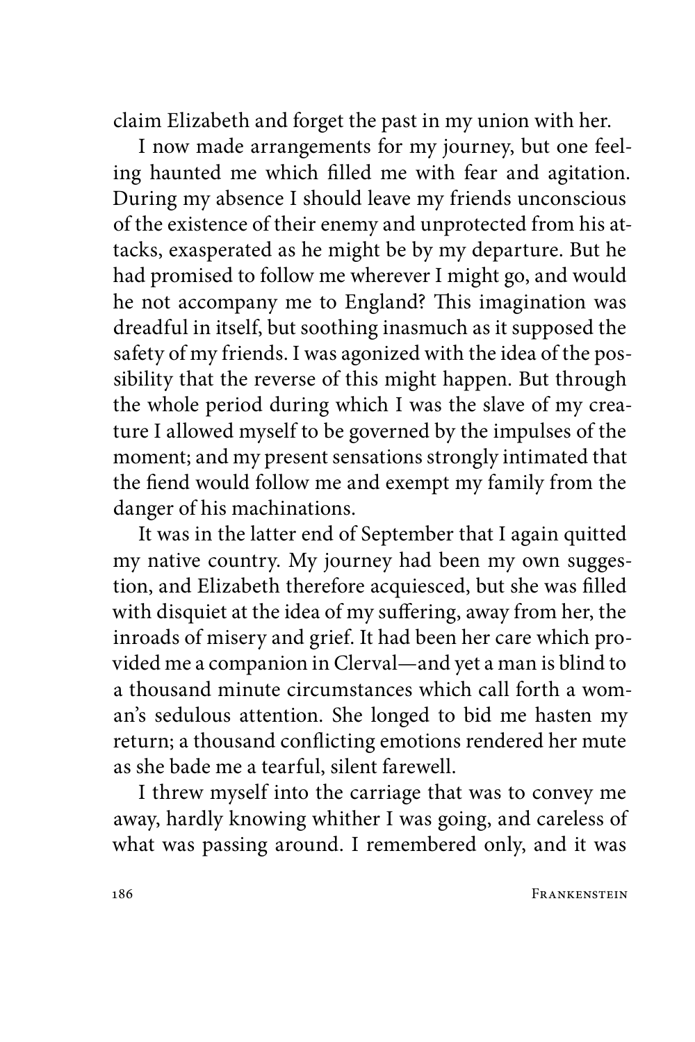claim Elizabeth and forget the past in my union with her.

I now made arrangements for my journey, but one feeling haunted me which filled me with fear and agitation. During my absence I should leave my friends unconscious of the existence of their enemy and unprotected from his attacks, exasperated as he might be by my departure. But he had promised to follow me wherever I might go, and would he not accompany me to England? This imagination was dreadful in itself, but soothing inasmuch as it supposed the safety of my friends. I was agonized with the idea of the possibility that the reverse of this might happen. But through the whole period during which I was the slave of my creature I allowed myself to be governed by the impulses of the moment; and my present sensations strongly intimated that the fiend would follow me and exempt my family from the danger of his machinations.

It was in the latter end of September that I again quitted my native country. My journey had been my own suggestion, and Elizabeth therefore acquiesced, but she was filled with disquiet at the idea of my suffering, away from her, the inroads of misery and grief. It had been her care which provided me a companion in Clerval—and yet a man is blind to a thousand minute circumstances which call forth a woman's sedulous attention. She longed to bid me hasten my return; a thousand conflicting emotions rendered her mute as she bade me a tearful, silent farewell.

I threw myself into the carriage that was to convey me away, hardly knowing whither I was going, and careless of what was passing around. I remembered only, and it was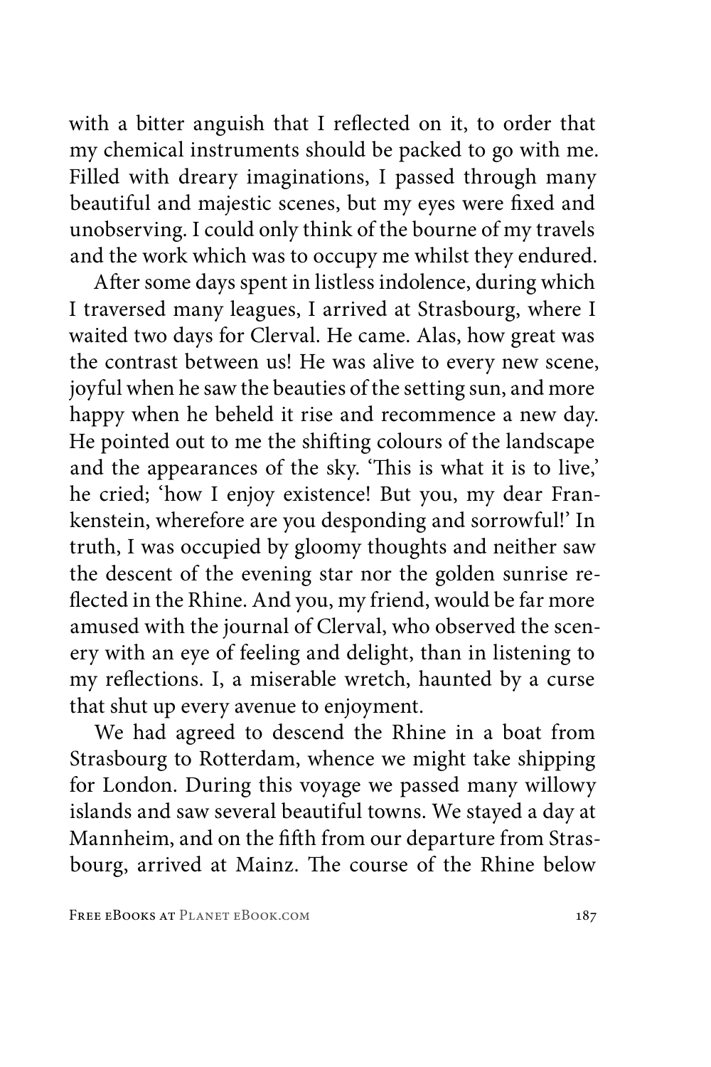with a bitter anguish that I reflected on it, to order that my chemical instruments should be packed to go with me. Filled with dreary imaginations, I passed through many beautiful and majestic scenes, but my eyes were fixed and unobserving. I could only think of the bourne of my travels and the work which was to occupy me whilst they endured.

After some days spent in listless indolence, during which I traversed many leagues, I arrived at Strasbourg, where I waited two days for Clerval. He came. Alas, how great was the contrast between us! He was alive to every new scene, joyful when he saw the beauties of the setting sun, and more happy when he beheld it rise and recommence a new day. He pointed out to me the shifting colours of the landscape and the appearances of the sky. 'This is what it is to live,' he cried; 'how I enjoy existence! But you, my dear Frankenstein, wherefore are you desponding and sorrowful!' In truth, I was occupied by gloomy thoughts and neither saw the descent of the evening star nor the golden sunrise reflected in the Rhine. And you, my friend, would be far more amused with the journal of Clerval, who observed the scenery with an eye of feeling and delight, than in listening to my reflections. I, a miserable wretch, haunted by a curse that shut up every avenue to enjoyment.

We had agreed to descend the Rhine in a boat from Strasbourg to Rotterdam, whence we might take shipping for London. During this voyage we passed many willowy islands and saw several beautiful towns. We stayed a day at Mannheim, and on the fifth from our departure from Strasbourg, arrived at Mainz. The course of the Rhine below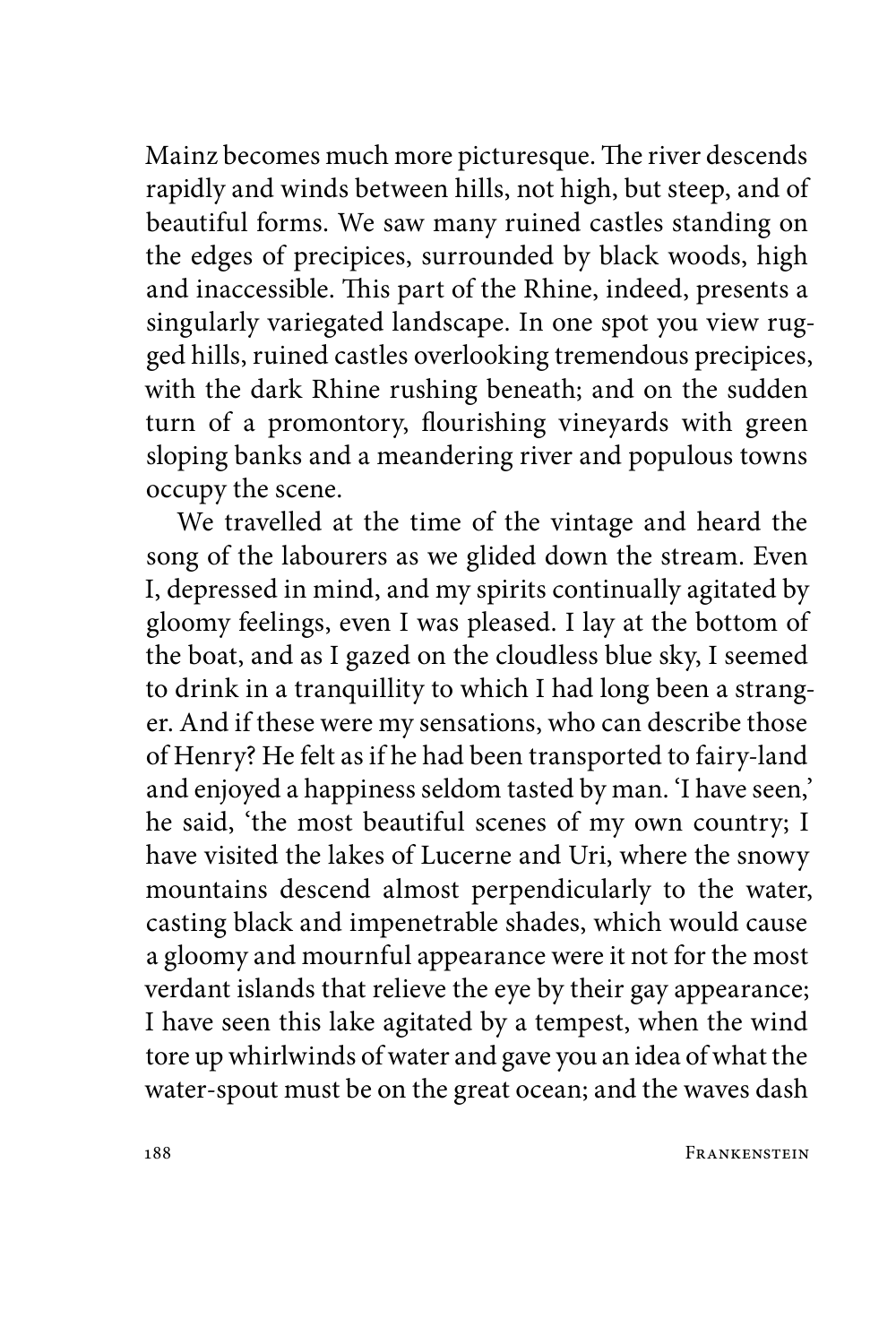Mainz becomes much more picturesque. The river descends rapidly and winds between hills, not high, but steep, and of beautiful forms. We saw many ruined castles standing on the edges of precipices, surrounded by black woods, high and inaccessible. This part of the Rhine, indeed, presents a singularly variegated landscape. In one spot you view rugged hills, ruined castles overlooking tremendous precipices, with the dark Rhine rushing beneath; and on the sudden turn of a promontory, flourishing vineyards with green sloping banks and a meandering river and populous towns occupy the scene.

We travelled at the time of the vintage and heard the song of the labourers as we glided down the stream. Even I, depressed in mind, and my spirits continually agitated by gloomy feelings, even I was pleased. I lay at the bottom of the boat, and as I gazed on the cloudless blue sky, I seemed to drink in a tranquillity to which I had long been a stranger. And if these were my sensations, who can describe those of Henry? He felt as if he had been transported to fairy-land and enjoyed a happiness seldom tasted by man. 'I have seen,' he said, 'the most beautiful scenes of my own country; I have visited the lakes of Lucerne and Uri, where the snowy mountains descend almost perpendicularly to the water, casting black and impenetrable shades, which would cause a gloomy and mournful appearance were it not for the most verdant islands that relieve the eye by their gay appearance; I have seen this lake agitated by a tempest, when the wind tore up whirlwinds of water and gave you an idea of what the water-spout must be on the great ocean; and the waves dash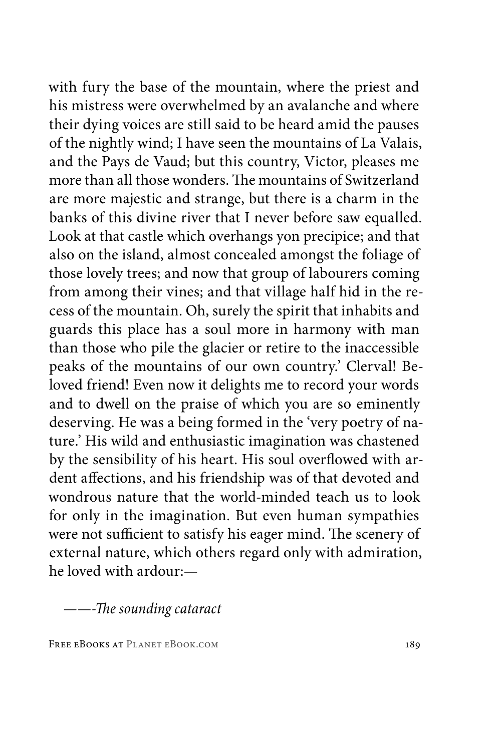with fury the base of the mountain, where the priest and his mistress were overwhelmed by an avalanche and where their dying voices are still said to be heard amid the pauses of the nightly wind; I have seen the mountains of La Valais, and the Pays de Vaud; but this country, Victor, pleases me more than all those wonders. The mountains of Switzerland are more majestic and strange, but there is a charm in the banks of this divine river that I never before saw equalled. Look at that castle which overhangs yon precipice; and that also on the island, almost concealed amongst the foliage of those lovely trees; and now that group of labourers coming from among their vines; and that village half hid in the recess of the mountain. Oh, surely the spirit that inhabits and guards this place has a soul more in harmony with man than those who pile the glacier or retire to the inaccessible peaks of the mountains of our own country.' Clerval! Beloved friend! Even now it delights me to record your words and to dwell on the praise of which you are so eminently deserving. He was a being formed in the 'very poetry of nature.' His wild and enthusiastic imagination was chastened by the sensibility of his heart. His soul overflowed with ardent affections, and his friendship was of that devoted and wondrous nature that the world-minded teach us to look for only in the imagination. But even human sympathies were not sufficient to satisfy his eager mind. The scenery of external nature, which others regard only with admiration, he loved with ardour:—

*——-The sounding cataract*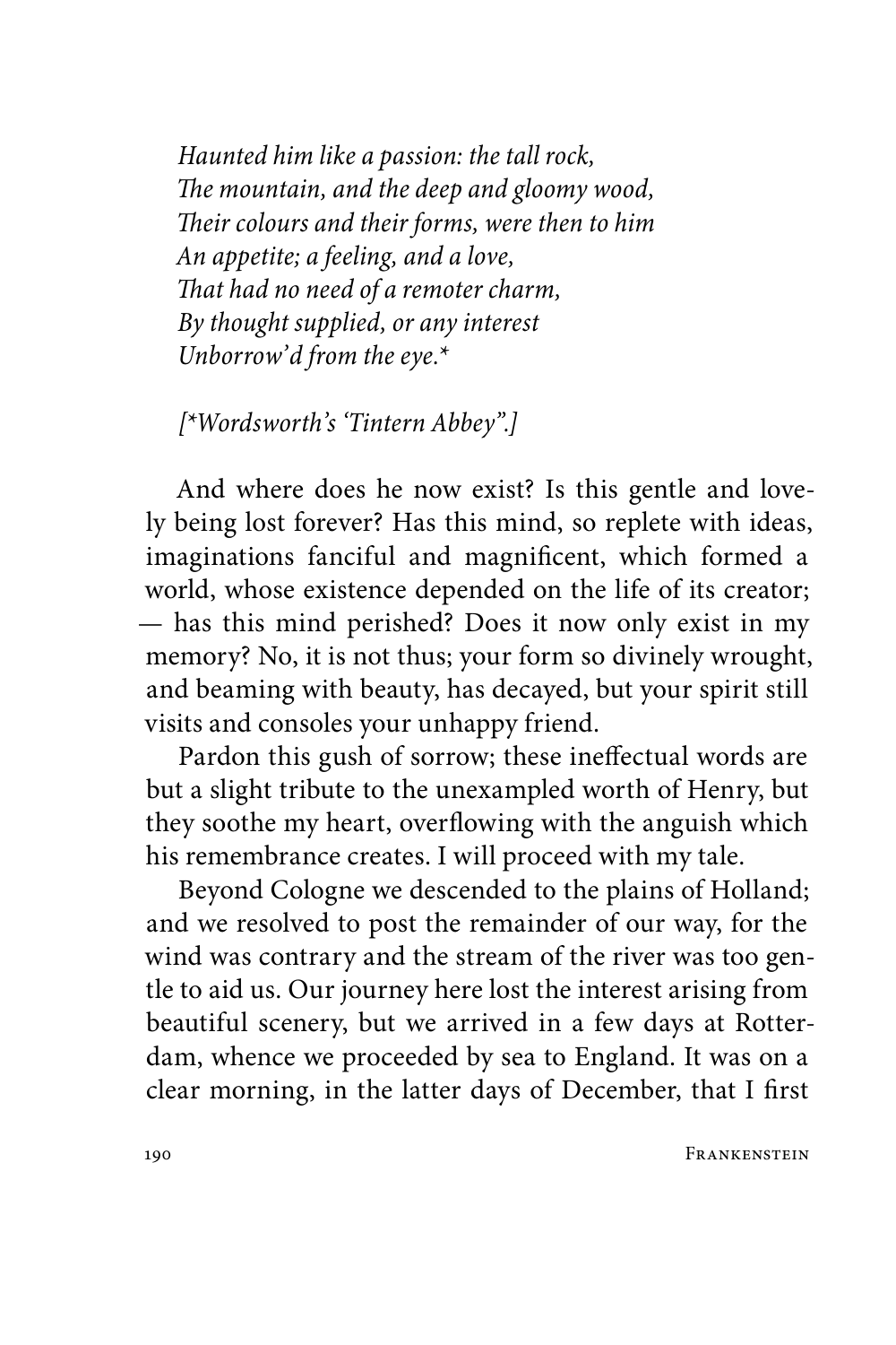*Haunted him like a passion: the tall rock,*
*The mountain, and the deep and gloomy wood,*
*Their colours and their forms, were then to him*
*An appetite; a feeling, and a love,*
*That had no need of a remoter charm,*
*By thought supplied, or any interest*
*Unborrow'd from the eye.**

*[*Wordsworth's 'Tintern Abbey".]*

And where does he now exist? Is this gentle and lovely being lost forever? Has this mind, so replete with ideas, imaginations fanciful and magnificent, which formed a world, whose existence depended on the life of its creator; — has this mind perished? Does it now only exist in my memory? No, it is not thus; your form so divinely wrought, and beaming with beauty, has decayed, but your spirit still visits and consoles your unhappy friend.

Pardon this gush of sorrow; these ineffectual words are but a slight tribute to the unexampled worth of Henry, but they soothe my heart, overflowing with the anguish which his remembrance creates. I will proceed with my tale.

Beyond Cologne we descended to the plains of Holland; and we resolved to post the remainder of our way, for the wind was contrary and the stream of the river was too gentle to aid us. Our journey here lost the interest arising from beautiful scenery, but we arrived in a few days at Rotterdam, whence we proceeded by sea to England. It was on a clear morning, in the latter days of December, that I first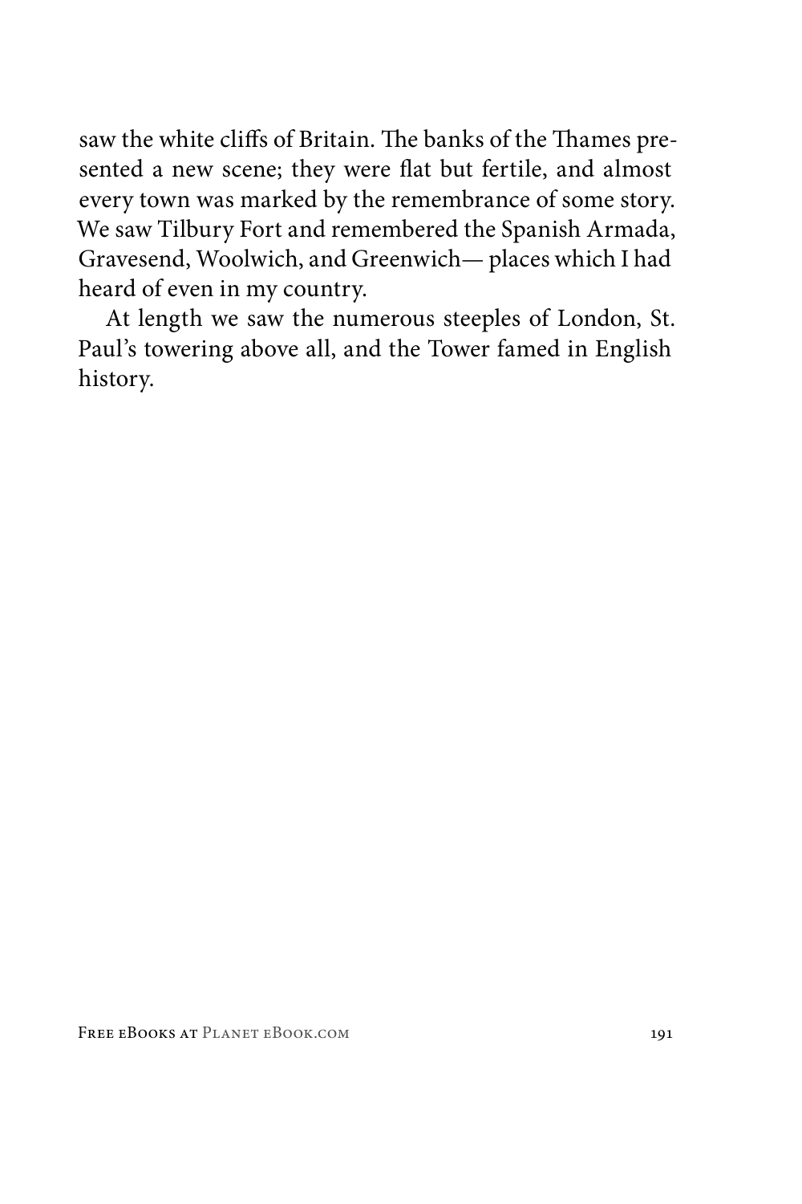saw the white cliffs of Britain. The banks of the Thames presented a new scene; they were flat but fertile, and almost every town was marked by the remembrance of some story. We saw Tilbury Fort and remembered the Spanish Armada, Gravesend, Woolwich, and Greenwich— places which I had heard of even in my country.

At length we saw the numerous steeples of London, St. Paul's towering above all, and the Tower famed in English history.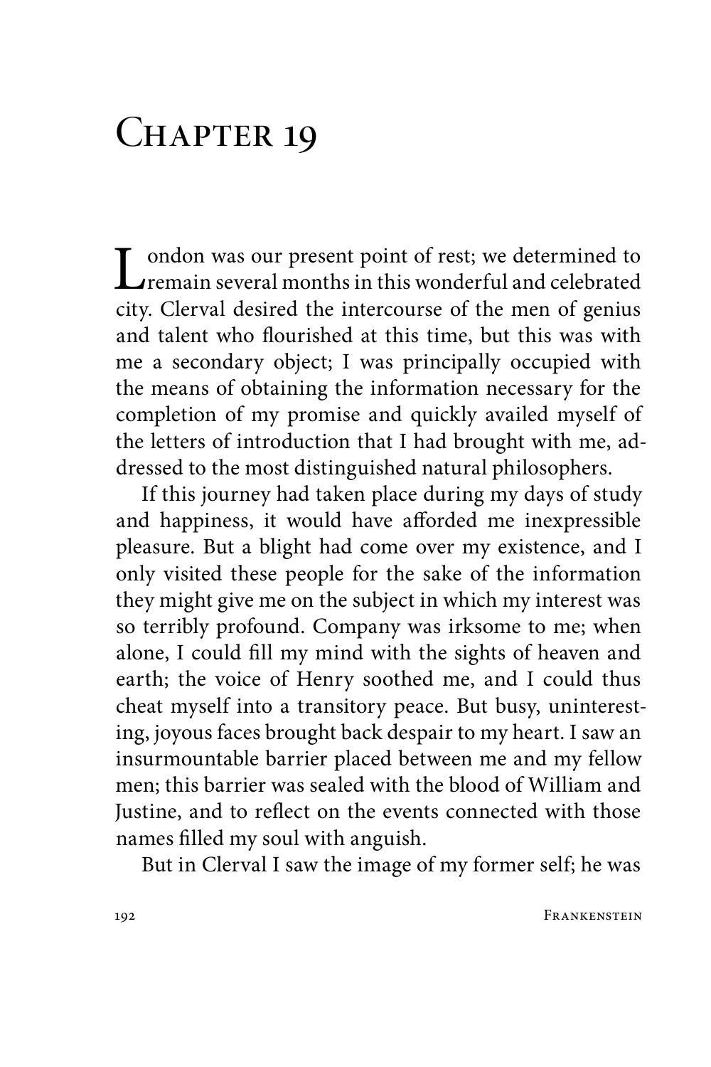# Chapter 19

London was our present point of rest; we determined to remain several months in this wonderful and celebrated city. Clerval desired the intercourse of the men of genius and talent who flourished at this time, but this was with me a secondary object; I was principally occupied with the means of obtaining the information necessary for the completion of my promise and quickly availed myself of the letters of introduction that I had brought with me, addressed to the most distinguished natural philosophers.

If this journey had taken place during my days of study and happiness, it would have afforded me inexpressible pleasure. But a blight had come over my existence, and I only visited these people for the sake of the information they might give me on the subject in which my interest was so terribly profound. Company was irksome to me; when alone, I could fill my mind with the sights of heaven and earth; the voice of Henry soothed me, and I could thus cheat myself into a transitory peace. But busy, uninteresting, joyous faces brought back despair to my heart. I saw an insurmountable barrier placed between me and my fellow men; this barrier was sealed with the blood of William and Justine, and to reflect on the events connected with those names filled my soul with anguish.

But in Clerval I saw the image of my former self; he was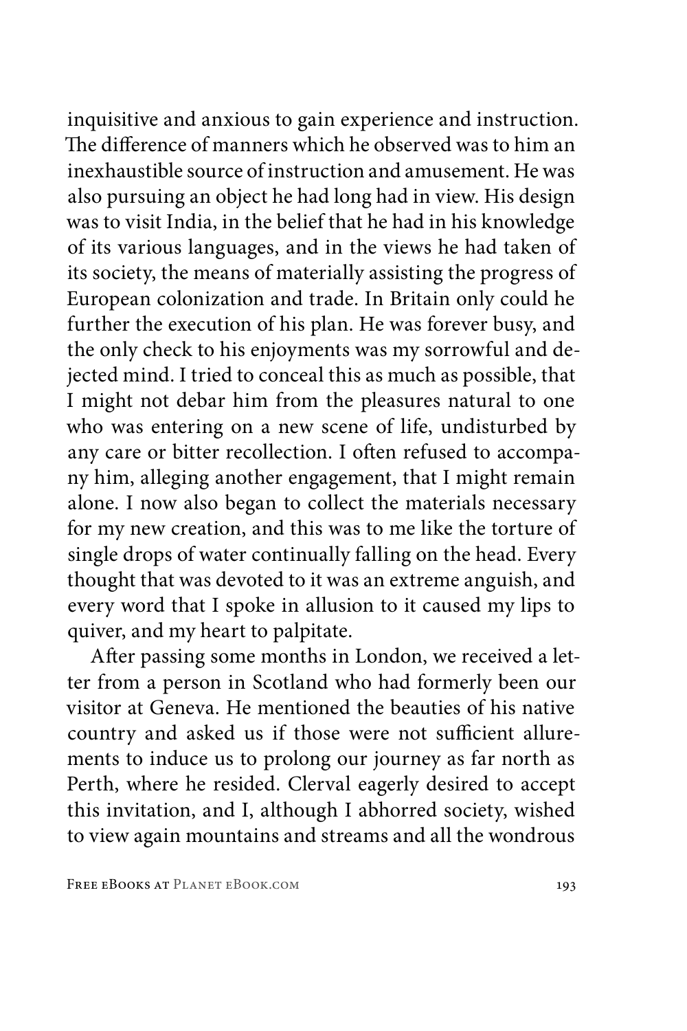inquisitive and anxious to gain experience and instruction. The difference of manners which he observed was to him an inexhaustible source of instruction and amusement. He was also pursuing an object he had long had in view. His design was to visit India, in the belief that he had in his knowledge of its various languages, and in the views he had taken of its society, the means of materially assisting the progress of European colonization and trade. In Britain only could he further the execution of his plan. He was forever busy, and the only check to his enjoyments was my sorrowful and dejected mind. I tried to conceal this as much as possible, that I might not debar him from the pleasures natural to one who was entering on a new scene of life, undisturbed by any care or bitter recollection. I often refused to accompany him, alleging another engagement, that I might remain alone. I now also began to collect the materials necessary for my new creation, and this was to me like the torture of single drops of water continually falling on the head. Every thought that was devoted to it was an extreme anguish, and every word that I spoke in allusion to it caused my lips to quiver, and my heart to palpitate.

After passing some months in London, we received a letter from a person in Scotland who had formerly been our visitor at Geneva. He mentioned the beauties of his native country and asked us if those were not sufficient allurements to induce us to prolong our journey as far north as Perth, where he resided. Clerval eagerly desired to accept this invitation, and I, although I abhorred society, wished to view again mountains and streams and all the wondrous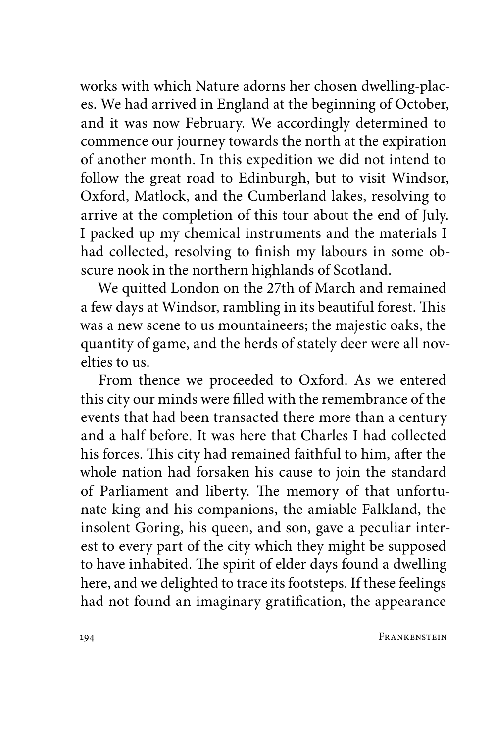works with which Nature adorns her chosen dwelling-places. We had arrived in England at the beginning of October, and it was now February. We accordingly determined to commence our journey towards the north at the expiration of another month. In this expedition we did not intend to follow the great road to Edinburgh, but to visit Windsor, Oxford, Matlock, and the Cumberland lakes, resolving to arrive at the completion of this tour about the end of July. I packed up my chemical instruments and the materials I had collected, resolving to finish my labours in some obscure nook in the northern highlands of Scotland.

We quitted London on the 27th of March and remained a few days at Windsor, rambling in its beautiful forest. This was a new scene to us mountaineers; the majestic oaks, the quantity of game, and the herds of stately deer were all novelties to us.

From thence we proceeded to Oxford. As we entered this city our minds were filled with the remembrance of the events that had been transacted there more than a century and a half before. It was here that Charles I had collected his forces. This city had remained faithful to him, after the whole nation had forsaken his cause to join the standard of Parliament and liberty. The memory of that unfortunate king and his companions, the amiable Falkland, the insolent Goring, his queen, and son, gave a peculiar interest to every part of the city which they might be supposed to have inhabited. The spirit of elder days found a dwelling here, and we delighted to trace its footsteps. If these feelings had not found an imaginary gratification, the appearance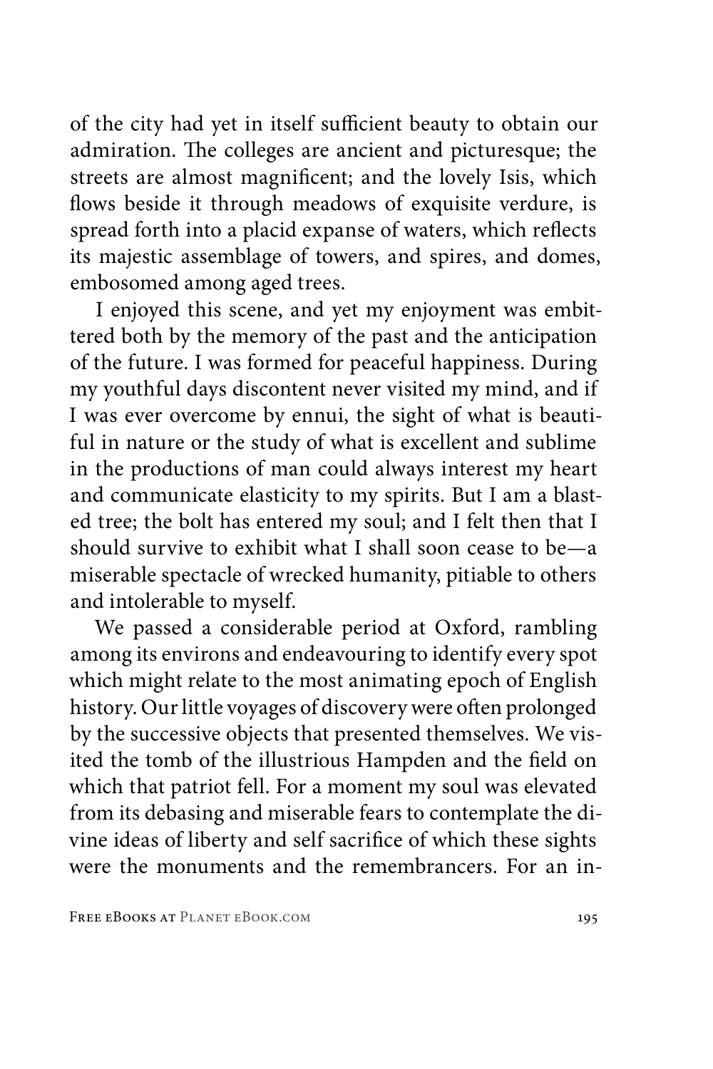of the city had yet in itself sufficient beauty to obtain our admiration. The colleges are ancient and picturesque; the streets are almost magnificent; and the lovely Isis, which flows beside it through meadows of exquisite verdure, is spread forth into a placid expanse of waters, which reflects its majestic assemblage of towers, and spires, and domes, embosomed among aged trees.

I enjoyed this scene, and yet my enjoyment was embittered both by the memory of the past and the anticipation of the future. I was formed for peaceful happiness. During my youthful days discontent never visited my mind, and if I was ever overcome by ennui, the sight of what is beautiful in nature or the study of what is excellent and sublime in the productions of man could always interest my heart and communicate elasticity to my spirits. But I am a blasted tree; the bolt has entered my soul; and I felt then that I should survive to exhibit what I shall soon cease to be—a miserable spectacle of wrecked humanity, pitiable to others and intolerable to myself.

We passed a considerable period at Oxford, rambling among its environs and endeavouring to identify every spot which might relate to the most animating epoch of English history. Our little voyages of discovery were often prolonged by the successive objects that presented themselves. We visited the tomb of the illustrious Hampden and the field on which that patriot fell. For a moment my soul was elevated from its debasing and miserable fears to contemplate the divine ideas of liberty and self sacrifice of which these sights were the monuments and the remembrancers. For an in-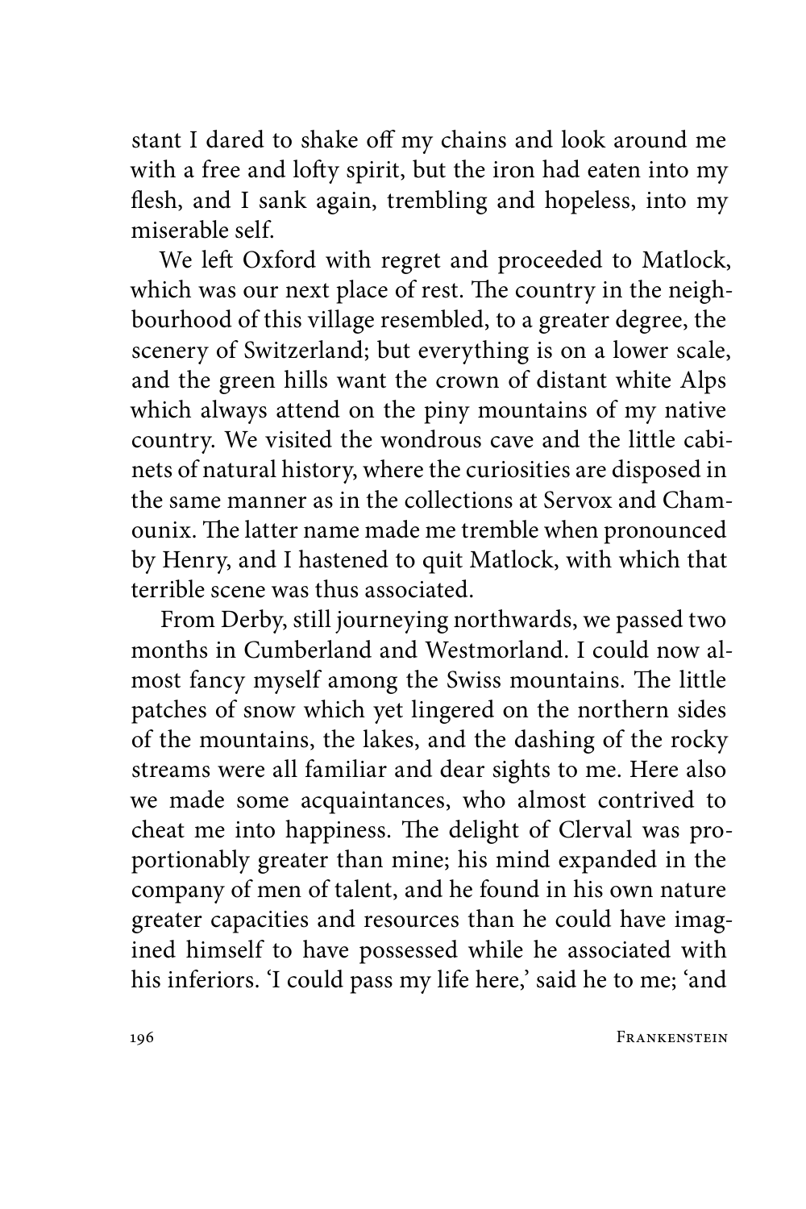stant I dared to shake off my chains and look around me with a free and lofty spirit, but the iron had eaten into my flesh, and I sank again, trembling and hopeless, into my miserable self.

We left Oxford with regret and proceeded to Matlock, which was our next place of rest. The country in the neighbourhood of this village resembled, to a greater degree, the scenery of Switzerland; but everything is on a lower scale, and the green hills want the crown of distant white Alps which always attend on the piny mountains of my native country. We visited the wondrous cave and the little cabinets of natural history, where the curiosities are disposed in the same manner as in the collections at Servox and Chamounix. The latter name made me tremble when pronounced by Henry, and I hastened to quit Matlock, with which that terrible scene was thus associated.

From Derby, still journeying northwards, we passed two months in Cumberland and Westmorland. I could now almost fancy myself among the Swiss mountains. The little patches of snow which yet lingered on the northern sides of the mountains, the lakes, and the dashing of the rocky streams were all familiar and dear sights to me. Here also we made some acquaintances, who almost contrived to cheat me into happiness. The delight of Clerval was proportionably greater than mine; his mind expanded in the company of men of talent, and he found in his own nature greater capacities and resources than he could have imagined himself to have possessed while he associated with his inferiors. 'I could pass my life here,' said he to me; 'and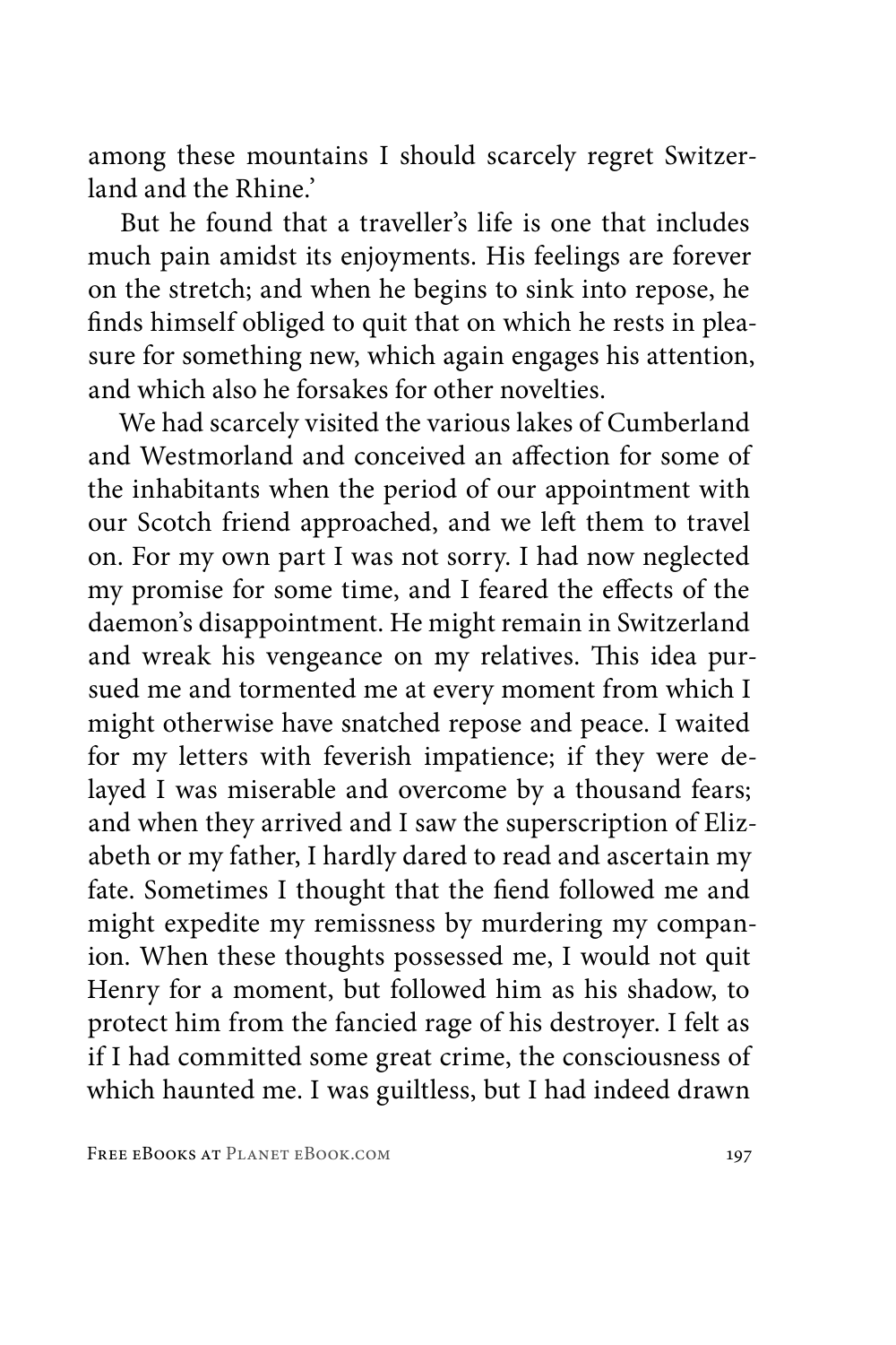among these mountains I should scarcely regret Switzerland and the Rhine.'

But he found that a traveller's life is one that includes much pain amidst its enjoyments. His feelings are forever on the stretch; and when he begins to sink into repose, he finds himself obliged to quit that on which he rests in pleasure for something new, which again engages his attention, and which also he forsakes for other novelties.

We had scarcely visited the various lakes of Cumberland and Westmorland and conceived an affection for some of the inhabitants when the period of our appointment with our Scotch friend approached, and we left them to travel on. For my own part I was not sorry. I had now neglected my promise for some time, and I feared the effects of the daemon's disappointment. He might remain in Switzerland and wreak his vengeance on my relatives. This idea pursued me and tormented me at every moment from which I might otherwise have snatched repose and peace. I waited for my letters with feverish impatience; if they were delayed I was miserable and overcome by a thousand fears; and when they arrived and I saw the superscription of Elizabeth or my father, I hardly dared to read and ascertain my fate. Sometimes I thought that the fiend followed me and might expedite my remissness by murdering my companion. When these thoughts possessed me, I would not quit Henry for a moment, but followed him as his shadow, to protect him from the fancied rage of his destroyer. I felt as if I had committed some great crime, the consciousness of which haunted me. I was guiltless, but I had indeed drawn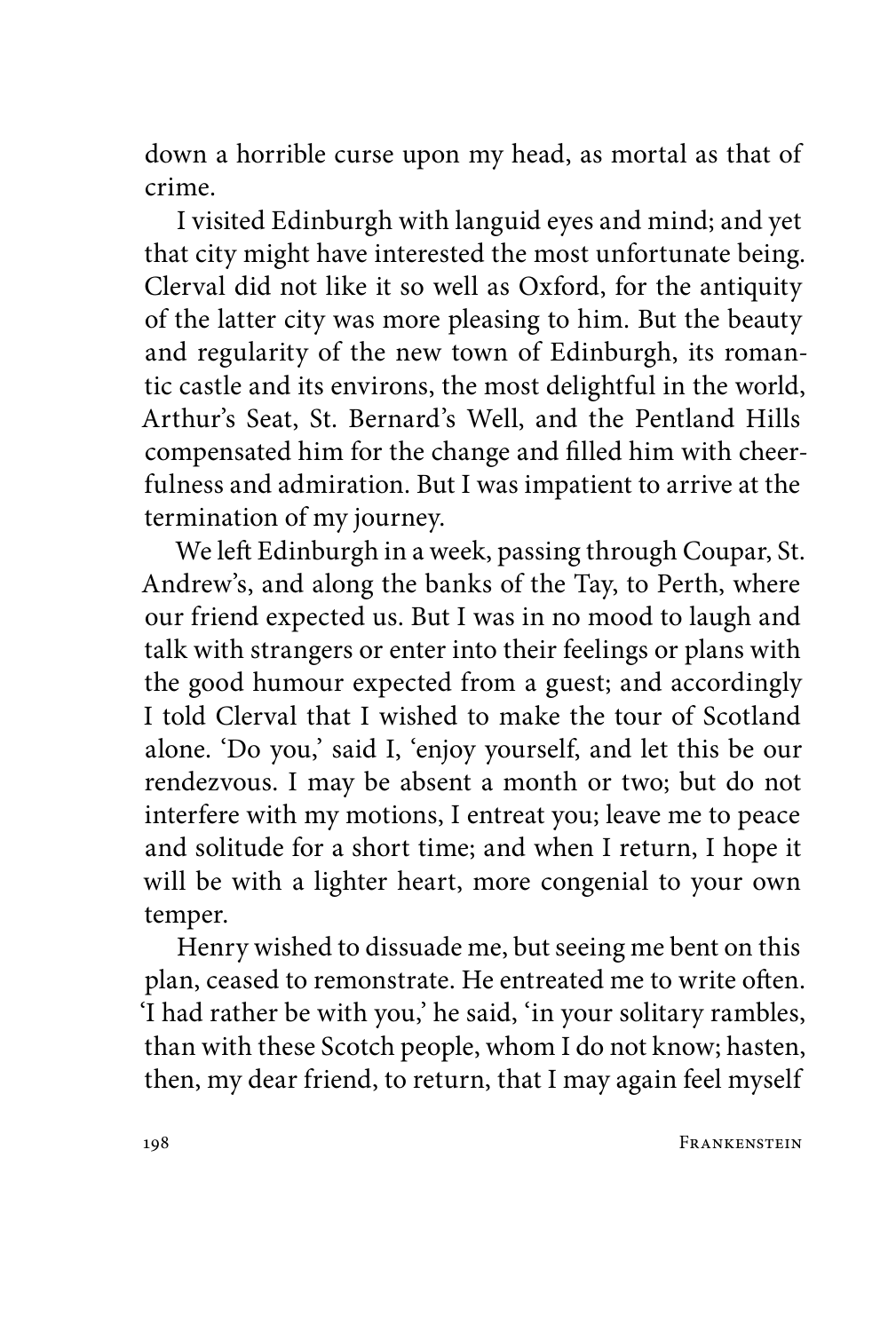down a horrible curse upon my head, as mortal as that of crime.

I visited Edinburgh with languid eyes and mind; and yet that city might have interested the most unfortunate being. Clerval did not like it so well as Oxford, for the antiquity of the latter city was more pleasing to him. But the beauty and regularity of the new town of Edinburgh, its romantic castle and its environs, the most delightful in the world, Arthur's Seat, St. Bernard's Well, and the Pentland Hills compensated him for the change and filled him with cheerfulness and admiration. But I was impatient to arrive at the termination of my journey.

We left Edinburgh in a week, passing through Coupar, St. Andrew's, and along the banks of the Tay, to Perth, where our friend expected us. But I was in no mood to laugh and talk with strangers or enter into their feelings or plans with the good humour expected from a guest; and accordingly I told Clerval that I wished to make the tour of Scotland alone. 'Do you,' said I, 'enjoy yourself, and let this be our rendezvous. I may be absent a month or two; but do not interfere with my motions, I entreat you; leave me to peace and solitude for a short time; and when I return, I hope it will be with a lighter heart, more congenial to your own temper.

Henry wished to dissuade me, but seeing me bent on this plan, ceased to remonstrate. He entreated me to write often. 'I had rather be with you,' he said, 'in your solitary rambles, than with these Scotch people, whom I do not know; hasten, then, my dear friend, to return, that I may again feel myself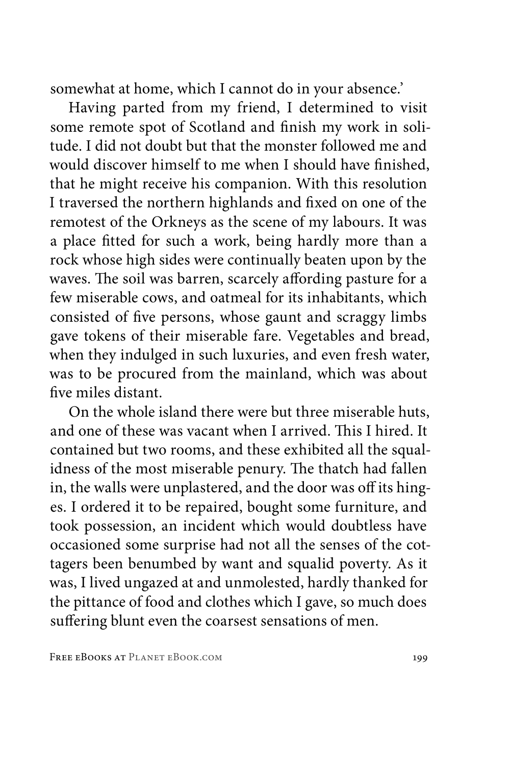somewhat at home, which I cannot do in your absence.'

Having parted from my friend, I determined to visit some remote spot of Scotland and finish my work in solitude. I did not doubt but that the monster followed me and would discover himself to me when I should have finished, that he might receive his companion. With this resolution I traversed the northern highlands and fixed on one of the remotest of the Orkneys as the scene of my labours. It was a place fitted for such a work, being hardly more than a rock whose high sides were continually beaten upon by the waves. The soil was barren, scarcely affording pasture for a few miserable cows, and oatmeal for its inhabitants, which consisted of five persons, whose gaunt and scraggy limbs gave tokens of their miserable fare. Vegetables and bread, when they indulged in such luxuries, and even fresh water, was to be procured from the mainland, which was about five miles distant.

On the whole island there were but three miserable huts, and one of these was vacant when I arrived. This I hired. It contained but two rooms, and these exhibited all the squalidness of the most miserable penury. The thatch had fallen in, the walls were unplastered, and the door was off its hinges. I ordered it to be repaired, bought some furniture, and took possession, an incident which would doubtless have occasioned some surprise had not all the senses of the cottagers been benumbed by want and squalid poverty. As it was, I lived ungazed at and unmolested, hardly thanked for the pittance of food and clothes which I gave, so much does suffering blunt even the coarsest sensations of men.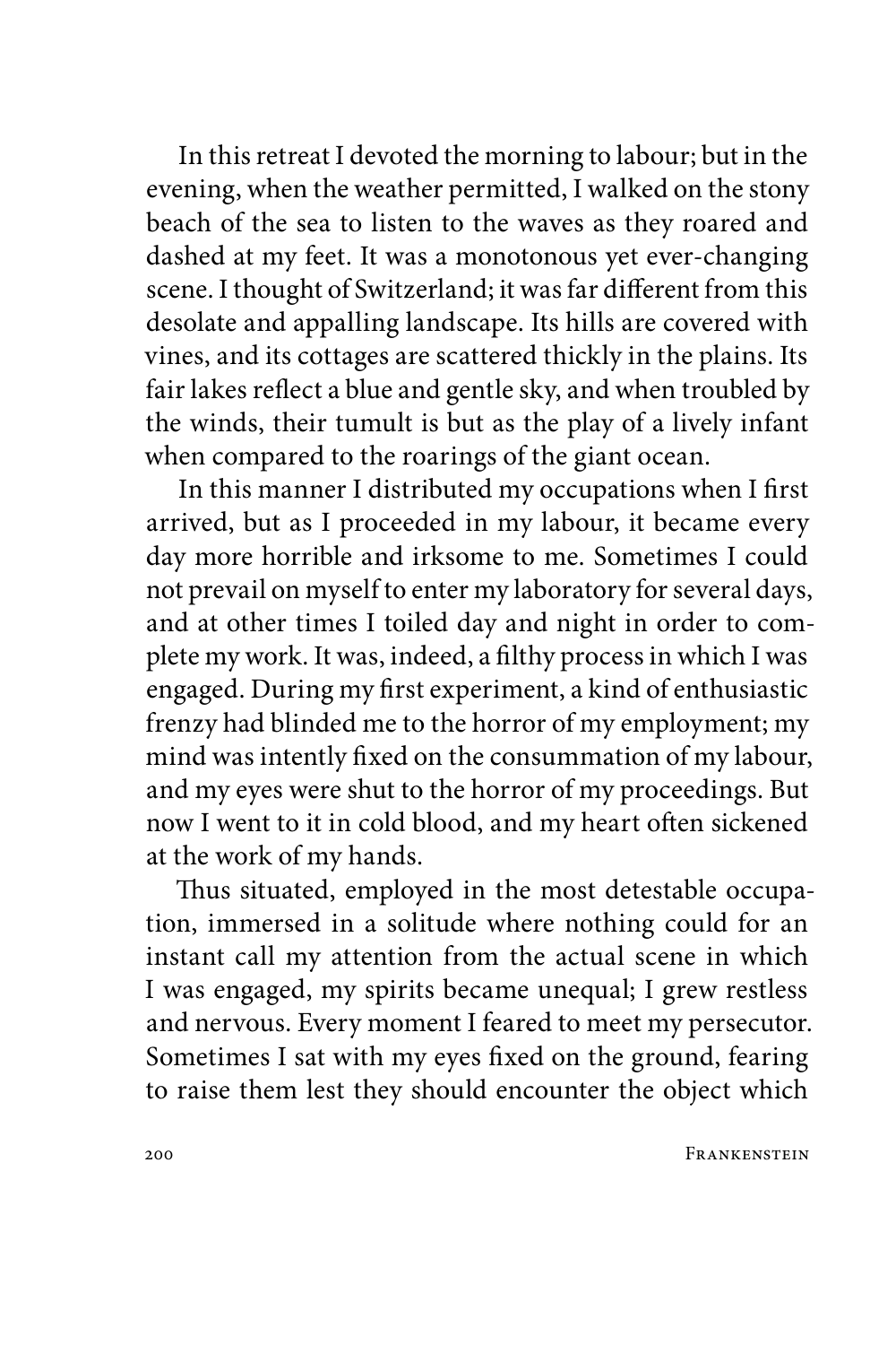In this retreat I devoted the morning to labour; but in the evening, when the weather permitted, I walked on the stony beach of the sea to listen to the waves as they roared and dashed at my feet. It was a monotonous yet ever-changing scene. I thought of Switzerland; it was far different from this desolate and appalling landscape. Its hills are covered with vines, and its cottages are scattered thickly in the plains. Its fair lakes reflect a blue and gentle sky, and when troubled by the winds, their tumult is but as the play of a lively infant when compared to the roarings of the giant ocean.

In this manner I distributed my occupations when I first arrived, but as I proceeded in my labour, it became every day more horrible and irksome to me. Sometimes I could not prevail on myself to enter my laboratory for several days, and at other times I toiled day and night in order to complete my work. It was, indeed, a filthy process in which I was engaged. During my first experiment, a kind of enthusiastic frenzy had blinded me to the horror of my employment; my mind was intently fixed on the consummation of my labour, and my eyes were shut to the horror of my proceedings. But now I went to it in cold blood, and my heart often sickened at the work of my hands.

Thus situated, employed in the most detestable occupation, immersed in a solitude where nothing could for an instant call my attention from the actual scene in which I was engaged, my spirits became unequal; I grew restless and nervous. Every moment I feared to meet my persecutor. Sometimes I sat with my eyes fixed on the ground, fearing to raise them lest they should encounter the object which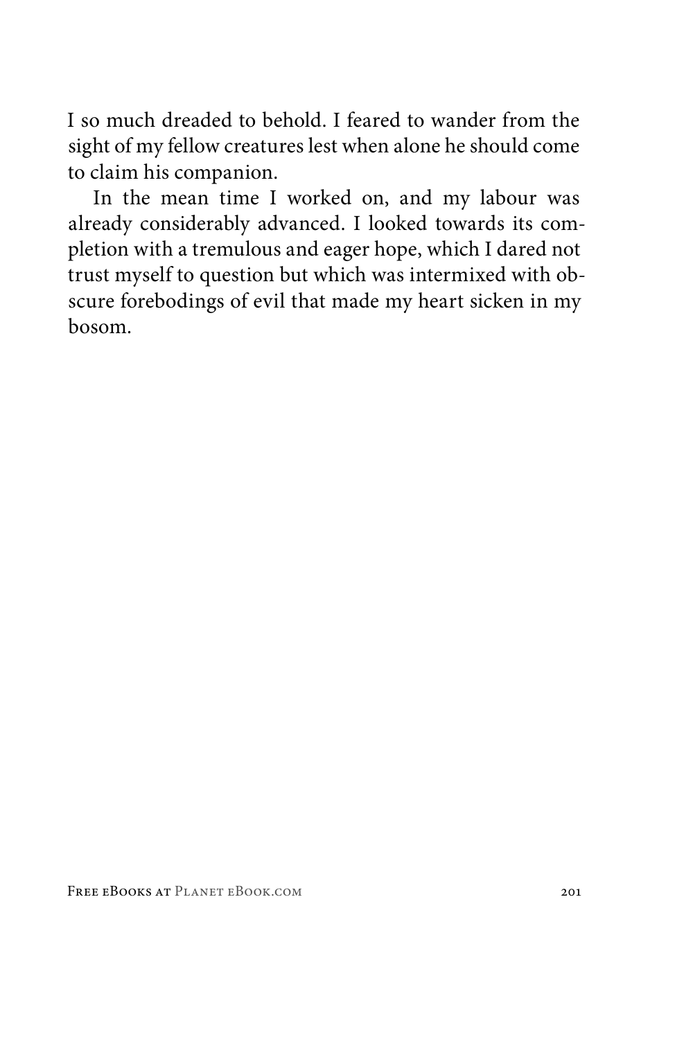I so much dreaded to behold. I feared to wander from the sight of my fellow creatures lest when alone he should come to claim his companion.

In the mean time I worked on, and my labour was already considerably advanced. I looked towards its completion with a tremulous and eager hope, which I dared not trust myself to question but which was intermixed with obscure forebodings of evil that made my heart sicken in my bosom.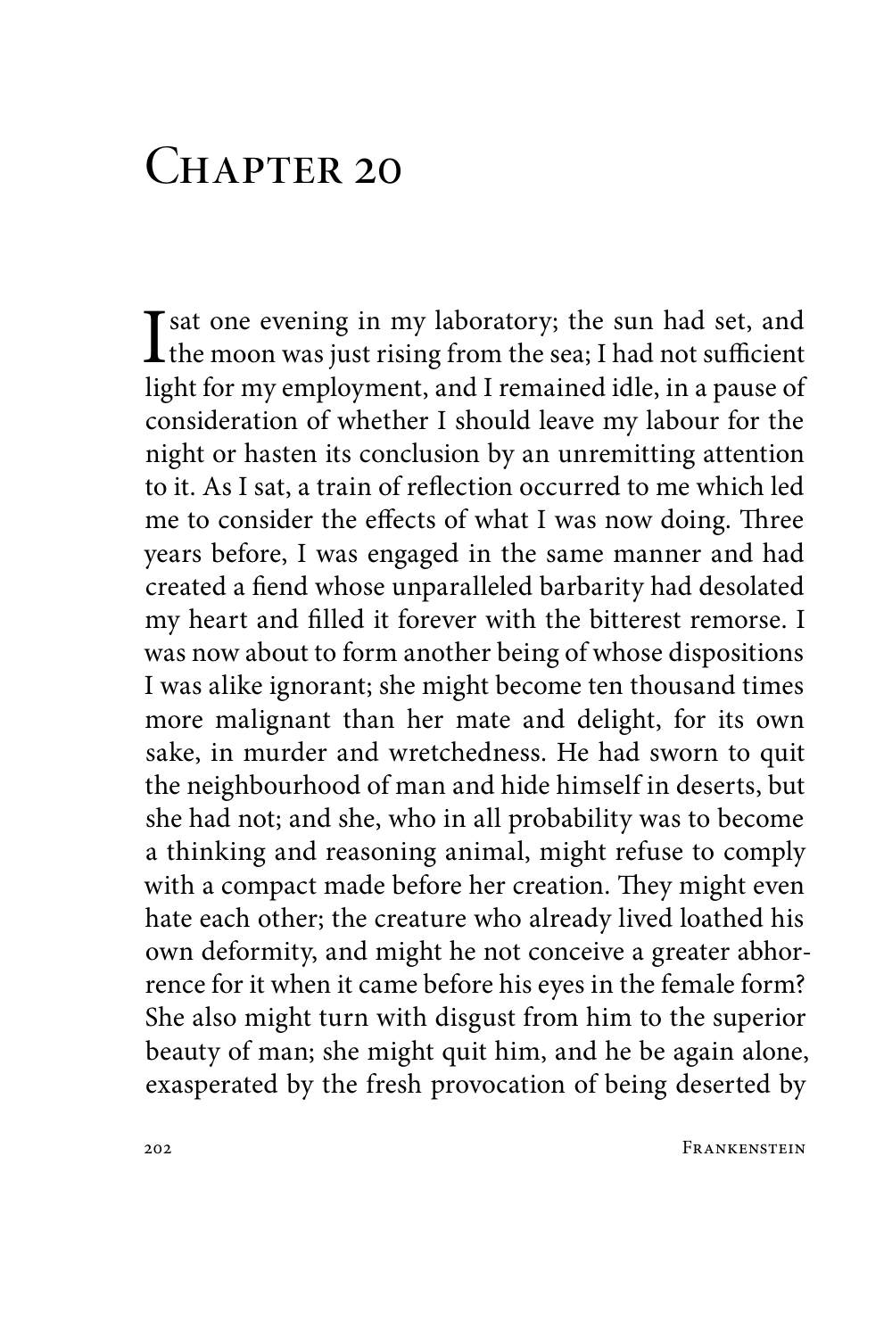# Chapter 20

I sat one evening in my laboratory; the sun had set, and the moon was just rising from the sea; I had not sufficient light for my employment, and I remained idle, in a pause of consideration of whether I should leave my labour for the night or hasten its conclusion by an unremitting attention to it. As I sat, a train of reflection occurred to me which led me to consider the effects of what I was now doing. Three years before, I was engaged in the same manner and had created a fiend whose unparalleled barbarity had desolated my heart and filled it forever with the bitterest remorse. I was now about to form another being of whose dispositions I was alike ignorant; she might become ten thousand times more malignant than her mate and delight, for its own sake, in murder and wretchedness. He had sworn to quit the neighbourhood of man and hide himself in deserts, but she had not; and she, who in all probability was to become a thinking and reasoning animal, might refuse to comply with a compact made before her creation. They might even hate each other; the creature who already lived loathed his own deformity, and might he not conceive a greater abhorrence for it when it came before his eyes in the female form? She also might turn with disgust from him to the superior beauty of man; she might quit him, and he be again alone, exasperated by the fresh provocation of being deserted by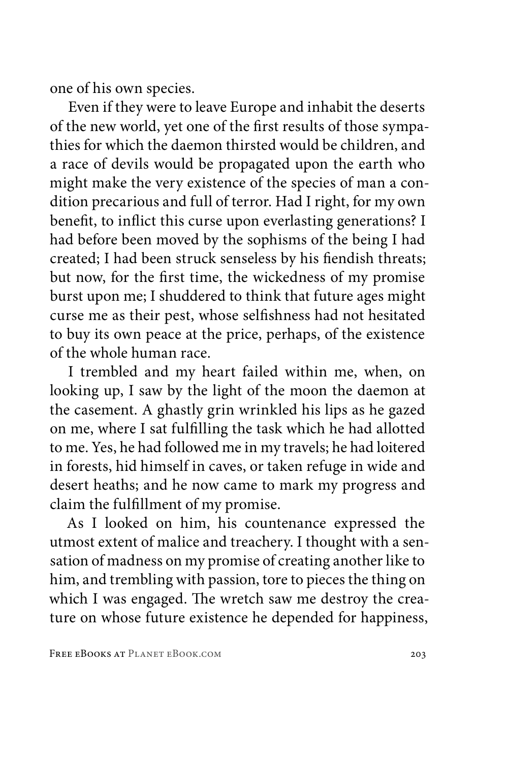one of his own species.

Even if they were to leave Europe and inhabit the deserts of the new world, yet one of the first results of those sympathies for which the daemon thirsted would be children, and a race of devils would be propagated upon the earth who might make the very existence of the species of man a condition precarious and full of terror. Had I right, for my own benefit, to inflict this curse upon everlasting generations? I had before been moved by the sophisms of the being I had created; I had been struck senseless by his fiendish threats; but now, for the first time, the wickedness of my promise burst upon me; I shuddered to think that future ages might curse me as their pest, whose selfishness had not hesitated to buy its own peace at the price, perhaps, of the existence of the whole human race.

I trembled and my heart failed within me, when, on looking up, I saw by the light of the moon the daemon at the casement. A ghastly grin wrinkled his lips as he gazed on me, where I sat fulfilling the task which he had allotted to me. Yes, he had followed me in my travels; he had loitered in forests, hid himself in caves, or taken refuge in wide and desert heaths; and he now came to mark my progress and claim the fulfillment of my promise.

As I looked on him, his countenance expressed the utmost extent of malice and treachery. I thought with a sensation of madness on my promise of creating another like to him, and trembling with passion, tore to pieces the thing on which I was engaged. The wretch saw me destroy the creature on whose future existence he depended for happiness,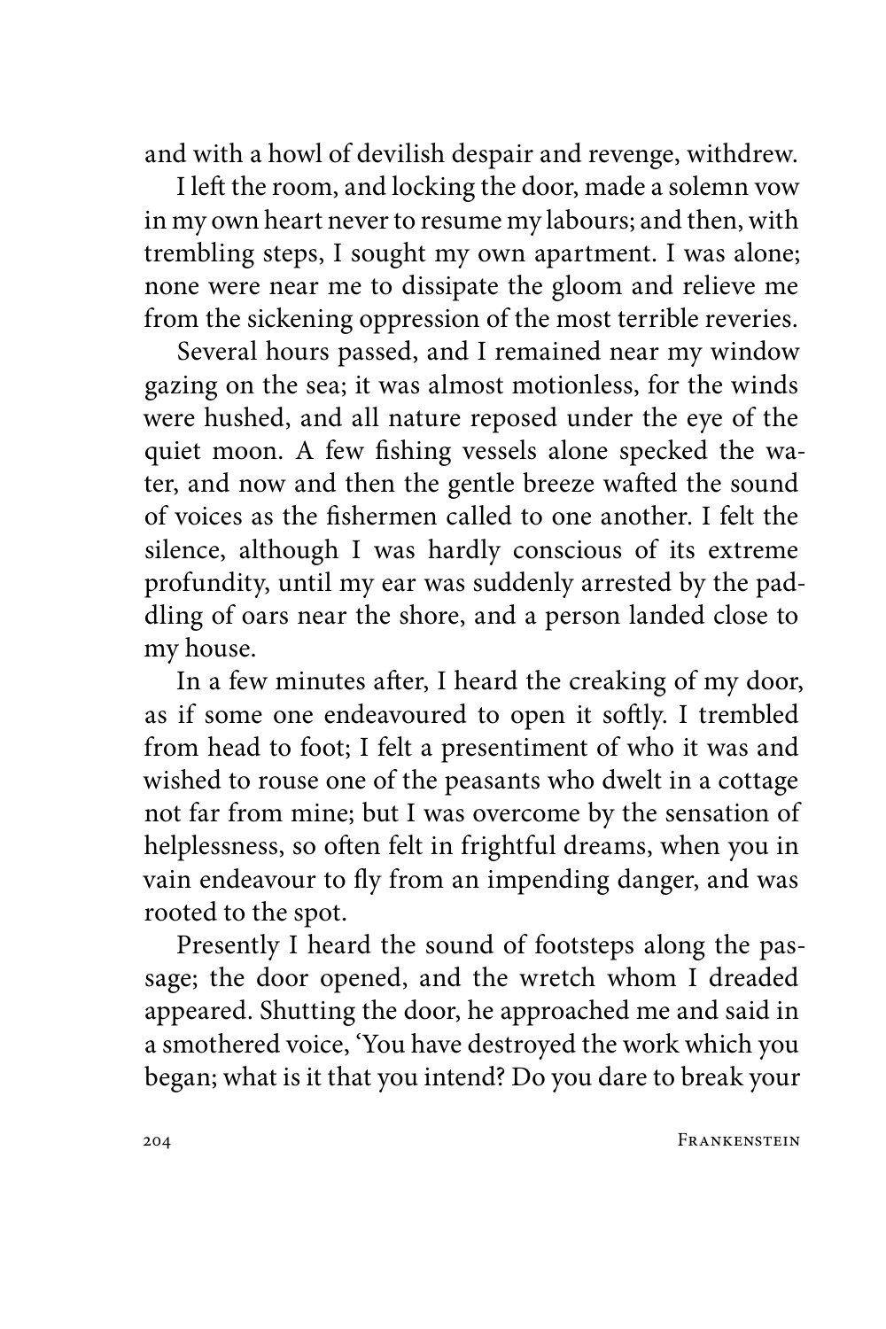and with a howl of devilish despair and revenge, withdrew.

I left the room, and locking the door, made a solemn vow in my own heart never to resume my labours; and then, with trembling steps, I sought my own apartment. I was alone; none were near me to dissipate the gloom and relieve me from the sickening oppression of the most terrible reveries.

Several hours passed, and I remained near my window gazing on the sea; it was almost motionless, for the winds were hushed, and all nature reposed under the eye of the quiet moon. A few fishing vessels alone specked the water, and now and then the gentle breeze wafted the sound of voices as the fishermen called to one another. I felt the silence, although I was hardly conscious of its extreme profundity, until my ear was suddenly arrested by the paddling of oars near the shore, and a person landed close to my house.

In a few minutes after, I heard the creaking of my door, as if some one endeavoured to open it softly. I trembled from head to foot; I felt a presentiment of who it was and wished to rouse one of the peasants who dwelt in a cottage not far from mine; but I was overcome by the sensation of helplessness, so often felt in frightful dreams, when you in vain endeavour to fly from an impending danger, and was rooted to the spot.

Presently I heard the sound of footsteps along the passage; the door opened, and the wretch whom I dreaded appeared. Shutting the door, he approached me and said in a smothered voice, 'You have destroyed the work which you began; what is it that you intend? Do you dare to break your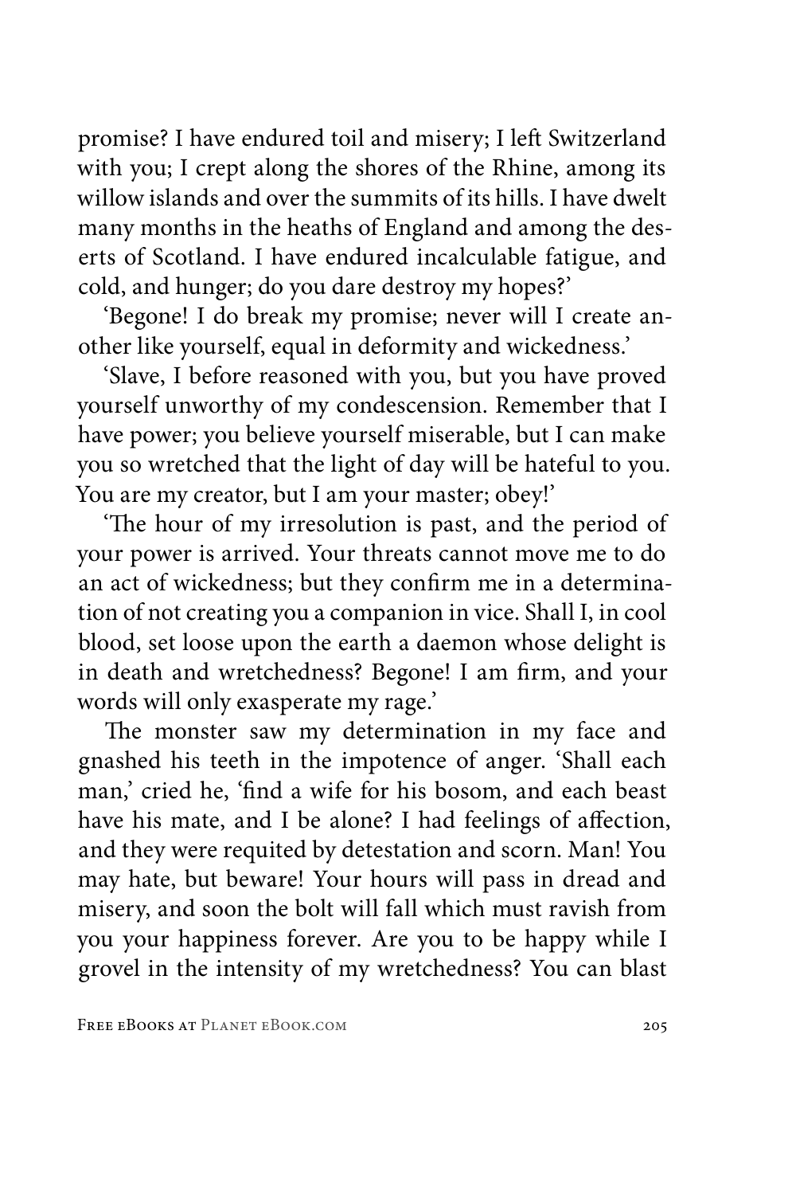promise? I have endured toil and misery; I left Switzerland with you; I crept along the shores of the Rhine, among its willow islands and over the summits of its hills. I have dwelt many months in the heaths of England and among the deserts of Scotland. I have endured incalculable fatigue, and cold, and hunger; do you dare destroy my hopes?'

'Begone! I do break my promise; never will I create another like yourself, equal in deformity and wickedness.'

'Slave, I before reasoned with you, but you have proved yourself unworthy of my condescension. Remember that I have power; you believe yourself miserable, but I can make you so wretched that the light of day will be hateful to you. You are my creator, but I am your master; obey!'

'The hour of my irresolution is past, and the period of your power is arrived. Your threats cannot move me to do an act of wickedness; but they confirm me in a determination of not creating you a companion in vice. Shall I, in cool blood, set loose upon the earth a daemon whose delight is in death and wretchedness? Begone! I am firm, and your words will only exasperate my rage.'

The monster saw my determination in my face and gnashed his teeth in the impotence of anger. 'Shall each man,' cried he, 'find a wife for his bosom, and each beast have his mate, and I be alone? I had feelings of affection, and they were requited by detestation and scorn. Man! You may hate, but beware! Your hours will pass in dread and misery, and soon the bolt will fall which must ravish from you your happiness forever. Are you to be happy while I grovel in the intensity of my wretchedness? You can blast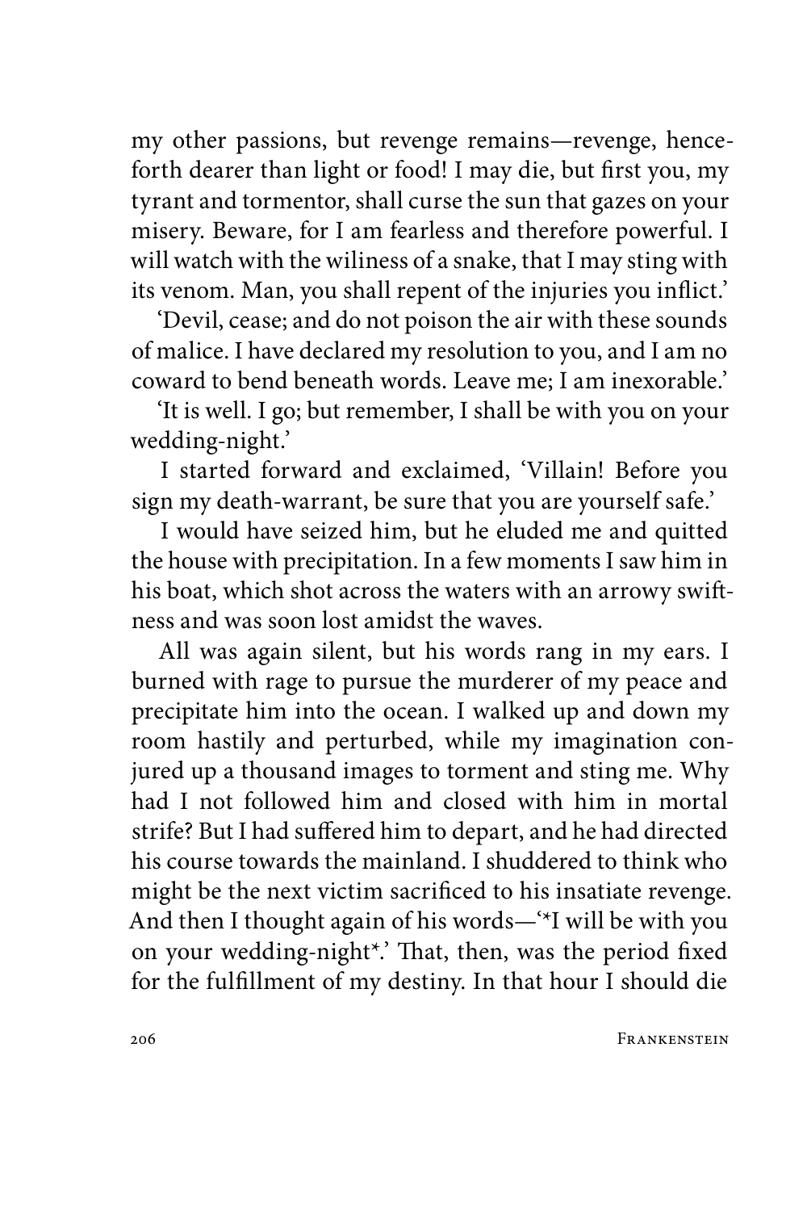my other passions, but revenge remains—revenge, henceforth dearer than light or food! I may die, but first you, my tyrant and tormentor, shall curse the sun that gazes on your misery. Beware, for I am fearless and therefore powerful. I will watch with the wiliness of a snake, that I may sting with its venom. Man, you shall repent of the injuries you inflict.'

'Devil, cease; and do not poison the air with these sounds of malice. I have declared my resolution to you, and I am no coward to bend beneath words. Leave me; I am inexorable.'

'It is well. I go; but remember, I shall be with you on your wedding-night.'

I started forward and exclaimed, 'Villain! Before you sign my death-warrant, be sure that you are yourself safe.'

I would have seized him, but he eluded me and quitted the house with precipitation. In a few moments I saw him in his boat, which shot across the waters with an arrowy swiftness and was soon lost amidst the waves.

All was again silent, but his words rang in my ears. I burned with rage to pursue the murderer of my peace and precipitate him into the ocean. I walked up and down my room hastily and perturbed, while my imagination conjured up a thousand images to torment and sting me. Why had I not followed him and closed with him in mortal strife? But I had suffered him to depart, and he had directed his course towards the mainland. I shuddered to think who might be the next victim sacrificed to his insatiate revenge. And then I thought again of his words—'*I will be with you on your wedding-night*.' That, then, was the period fixed for the fulfillment of my destiny. In that hour I should die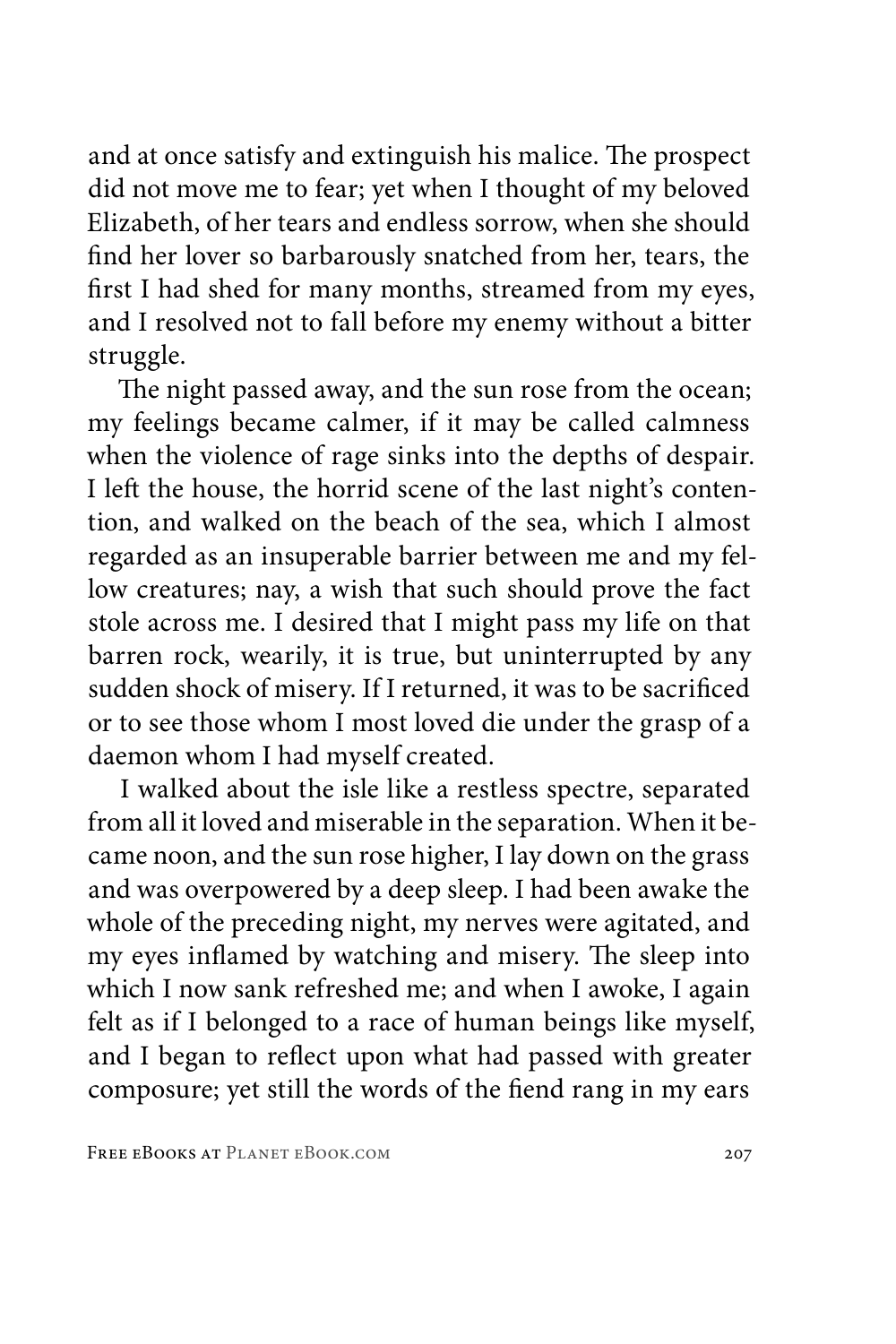and at once satisfy and extinguish his malice. The prospect did not move me to fear; yet when I thought of my beloved Elizabeth, of her tears and endless sorrow, when she should find her lover so barbarously snatched from her, tears, the first I had shed for many months, streamed from my eyes, and I resolved not to fall before my enemy without a bitter struggle.

The night passed away, and the sun rose from the ocean; my feelings became calmer, if it may be called calmness when the violence of rage sinks into the depths of despair. I left the house, the horrid scene of the last night's contention, and walked on the beach of the sea, which I almost regarded as an insuperable barrier between me and my fellow creatures; nay, a wish that such should prove the fact stole across me. I desired that I might pass my life on that barren rock, wearily, it is true, but uninterrupted by any sudden shock of misery. If I returned, it was to be sacrificed or to see those whom I most loved die under the grasp of a daemon whom I had myself created.

I walked about the isle like a restless spectre, separated from all it loved and miserable in the separation. When it became noon, and the sun rose higher, I lay down on the grass and was overpowered by a deep sleep. I had been awake the whole of the preceding night, my nerves were agitated, and my eyes inflamed by watching and misery. The sleep into which I now sank refreshed me; and when I awoke, I again felt as if I belonged to a race of human beings like myself, and I began to reflect upon what had passed with greater composure; yet still the words of the fiend rang in my ears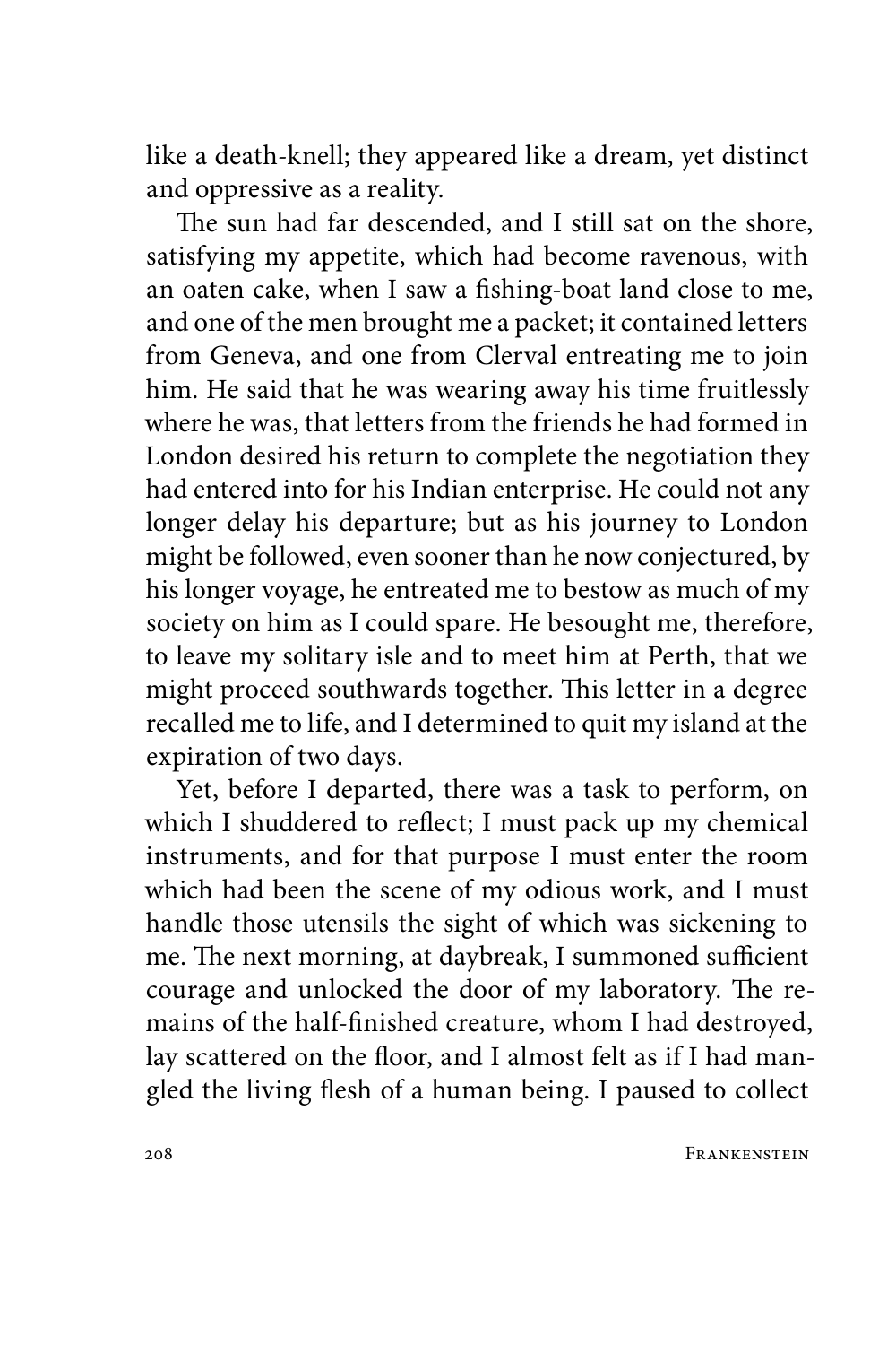like a death-knell; they appeared like a dream, yet distinct and oppressive as a reality.

The sun had far descended, and I still sat on the shore, satisfying my appetite, which had become ravenous, with an oaten cake, when I saw a fishing-boat land close to me, and one of the men brought me a packet; it contained letters from Geneva, and one from Clerval entreating me to join him. He said that he was wearing away his time fruitlessly where he was, that letters from the friends he had formed in London desired his return to complete the negotiation they had entered into for his Indian enterprise. He could not any longer delay his departure; but as his journey to London might be followed, even sooner than he now conjectured, by his longer voyage, he entreated me to bestow as much of my society on him as I could spare. He besought me, therefore, to leave my solitary isle and to meet him at Perth, that we might proceed southwards together. This letter in a degree recalled me to life, and I determined to quit my island at the expiration of two days.

Yet, before I departed, there was a task to perform, on which I shuddered to reflect; I must pack up my chemical instruments, and for that purpose I must enter the room which had been the scene of my odious work, and I must handle those utensils the sight of which was sickening to me. The next morning, at daybreak, I summoned sufficient courage and unlocked the door of my laboratory. The remains of the half-finished creature, whom I had destroyed, lay scattered on the floor, and I almost felt as if I had mangled the living flesh of a human being. I paused to collect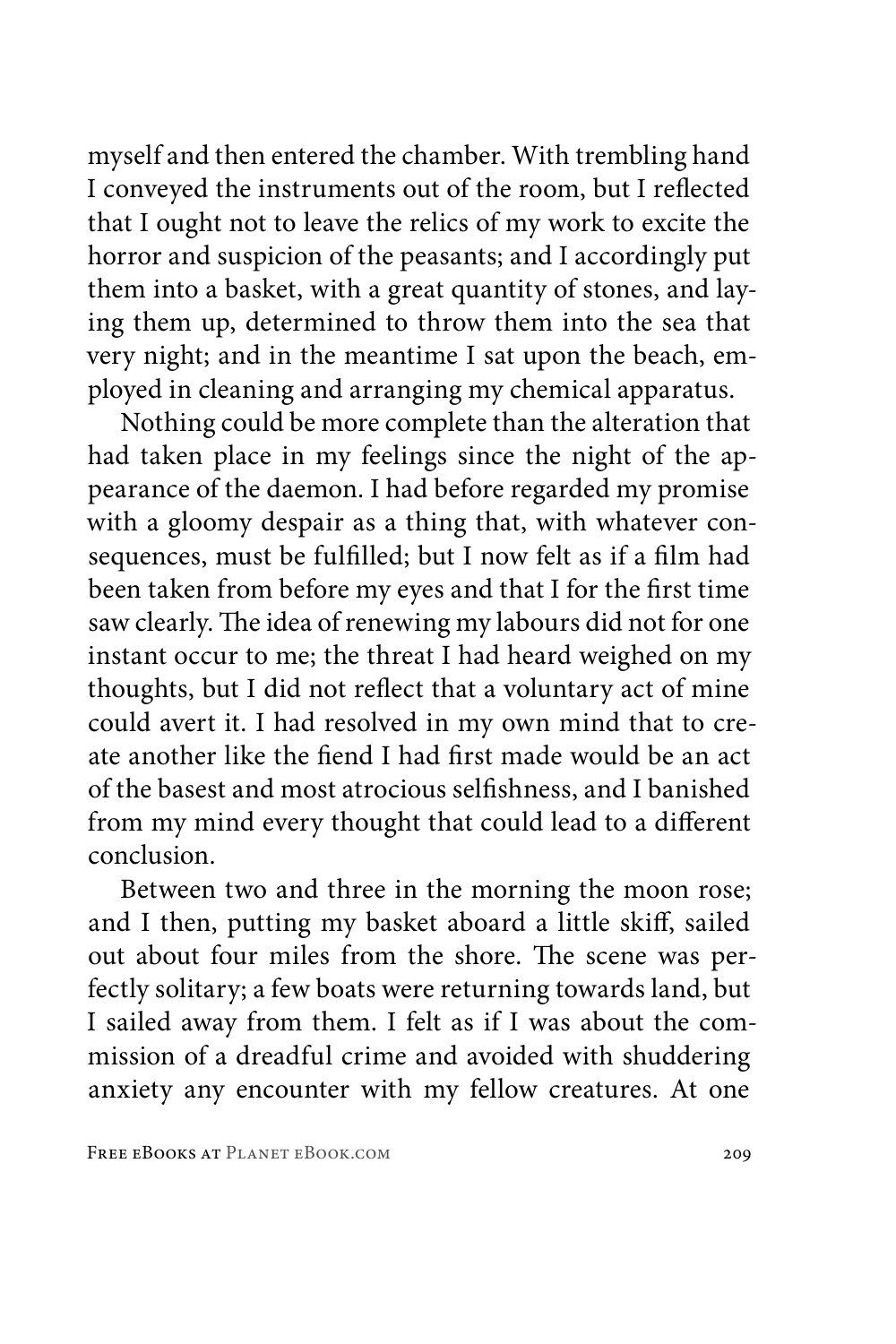myself and then entered the chamber. With trembling hand I conveyed the instruments out of the room, but I reflected that I ought not to leave the relics of my work to excite the horror and suspicion of the peasants; and I accordingly put them into a basket, with a great quantity of stones, and laying them up, determined to throw them into the sea that very night; and in the meantime I sat upon the beach, employed in cleaning and arranging my chemical apparatus.

Nothing could be more complete than the alteration that had taken place in my feelings since the night of the appearance of the daemon. I had before regarded my promise with a gloomy despair as a thing that, with whatever consequences, must be fulfilled; but I now felt as if a film had been taken from before my eyes and that I for the first time saw clearly. The idea of renewing my labours did not for one instant occur to me; the threat I had heard weighed on my thoughts, but I did not reflect that a voluntary act of mine could avert it. I had resolved in my own mind that to create another like the fiend I had first made would be an act of the basest and most atrocious selfishness, and I banished from my mind every thought that could lead to a different conclusion.

Between two and three in the morning the moon rose; and I then, putting my basket aboard a little skiff, sailed out about four miles from the shore. The scene was perfectly solitary; a few boats were returning towards land, but I sailed away from them. I felt as if I was about the commission of a dreadful crime and avoided with shuddering anxiety any encounter with my fellow creatures. At one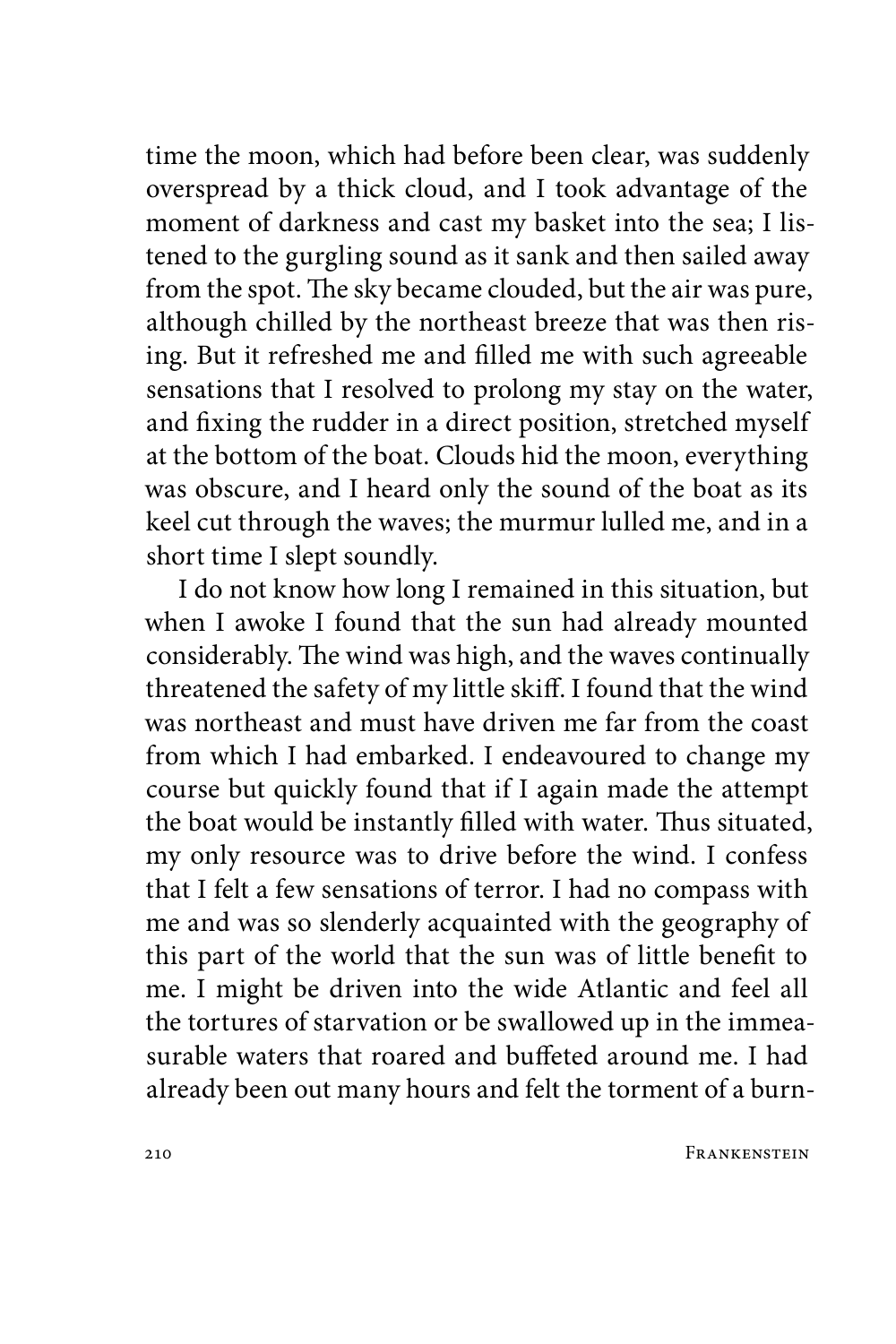time the moon, which had before been clear, was suddenly overspread by a thick cloud, and I took advantage of the moment of darkness and cast my basket into the sea; I listened to the gurgling sound as it sank and then sailed away from the spot. The sky became clouded, but the air was pure, although chilled by the northeast breeze that was then rising. But it refreshed me and filled me with such agreeable sensations that I resolved to prolong my stay on the water, and fixing the rudder in a direct position, stretched myself at the bottom of the boat. Clouds hid the moon, everything was obscure, and I heard only the sound of the boat as its keel cut through the waves; the murmur lulled me, and in a short time I slept soundly.

I do not know how long I remained in this situation, but when I awoke I found that the sun had already mounted considerably. The wind was high, and the waves continually threatened the safety of my little skiff. I found that the wind was northeast and must have driven me far from the coast from which I had embarked. I endeavoured to change my course but quickly found that if I again made the attempt the boat would be instantly filled with water. Thus situated, my only resource was to drive before the wind. I confess that I felt a few sensations of terror. I had no compass with me and was so slenderly acquainted with the geography of this part of the world that the sun was of little benefit to me. I might be driven into the wide Atlantic and feel all the tortures of starvation or be swallowed up in the immeasurable waters that roared and buffeted around me. I had already been out many hours and felt the torment of a burn-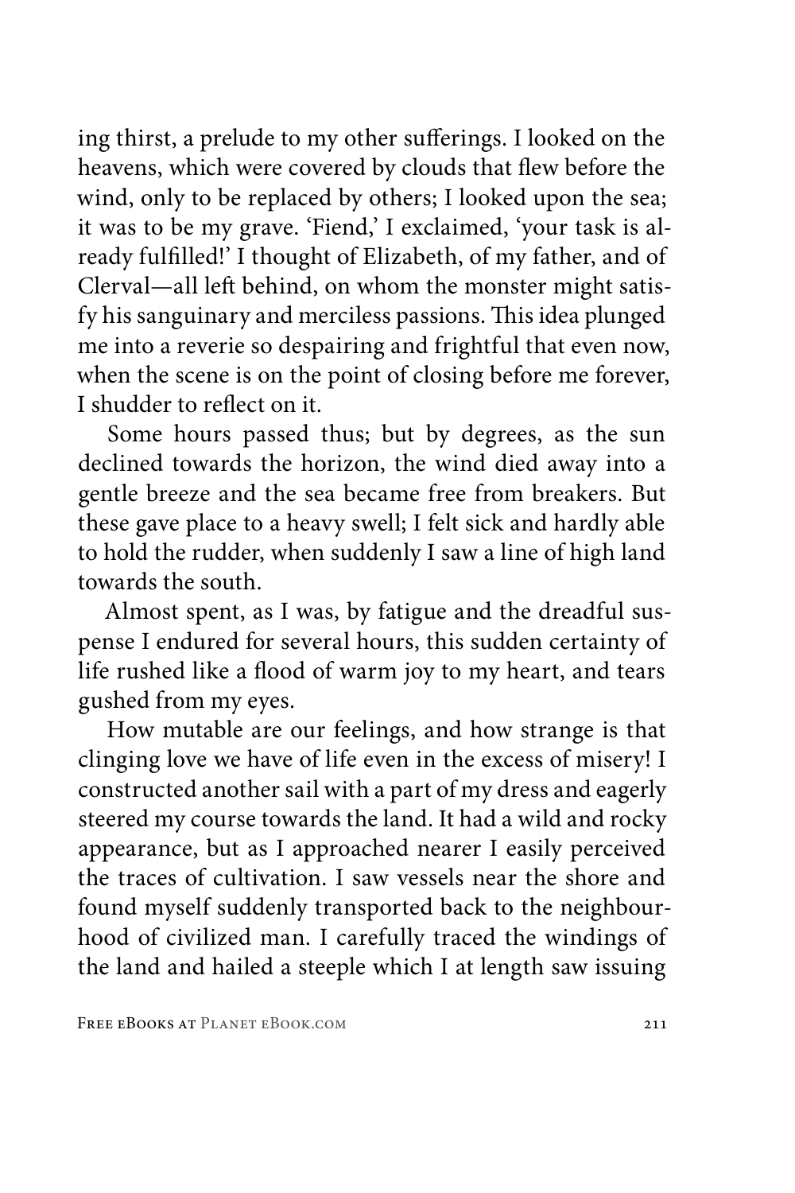ing thirst, a prelude to my other sufferings. I looked on the heavens, which were covered by clouds that flew before the wind, only to be replaced by others; I looked upon the sea; it was to be my grave. 'Fiend,' I exclaimed, 'your task is already fulfilled!' I thought of Elizabeth, of my father, and of Clerval—all left behind, on whom the monster might satisfy his sanguinary and merciless passions. This idea plunged me into a reverie so despairing and frightful that even now, when the scene is on the point of closing before me forever, I shudder to reflect on it.

Some hours passed thus; but by degrees, as the sun declined towards the horizon, the wind died away into a gentle breeze and the sea became free from breakers. But these gave place to a heavy swell; I felt sick and hardly able to hold the rudder, when suddenly I saw a line of high land towards the south.

Almost spent, as I was, by fatigue and the dreadful suspense I endured for several hours, this sudden certainty of life rushed like a flood of warm joy to my heart, and tears gushed from my eyes.

How mutable are our feelings, and how strange is that clinging love we have of life even in the excess of misery! I constructed another sail with a part of my dress and eagerly steered my course towards the land. It had a wild and rocky appearance, but as I approached nearer I easily perceived the traces of cultivation. I saw vessels near the shore and found myself suddenly transported back to the neighbourhood of civilized man. I carefully traced the windings of the land and hailed a steeple which I at length saw issuing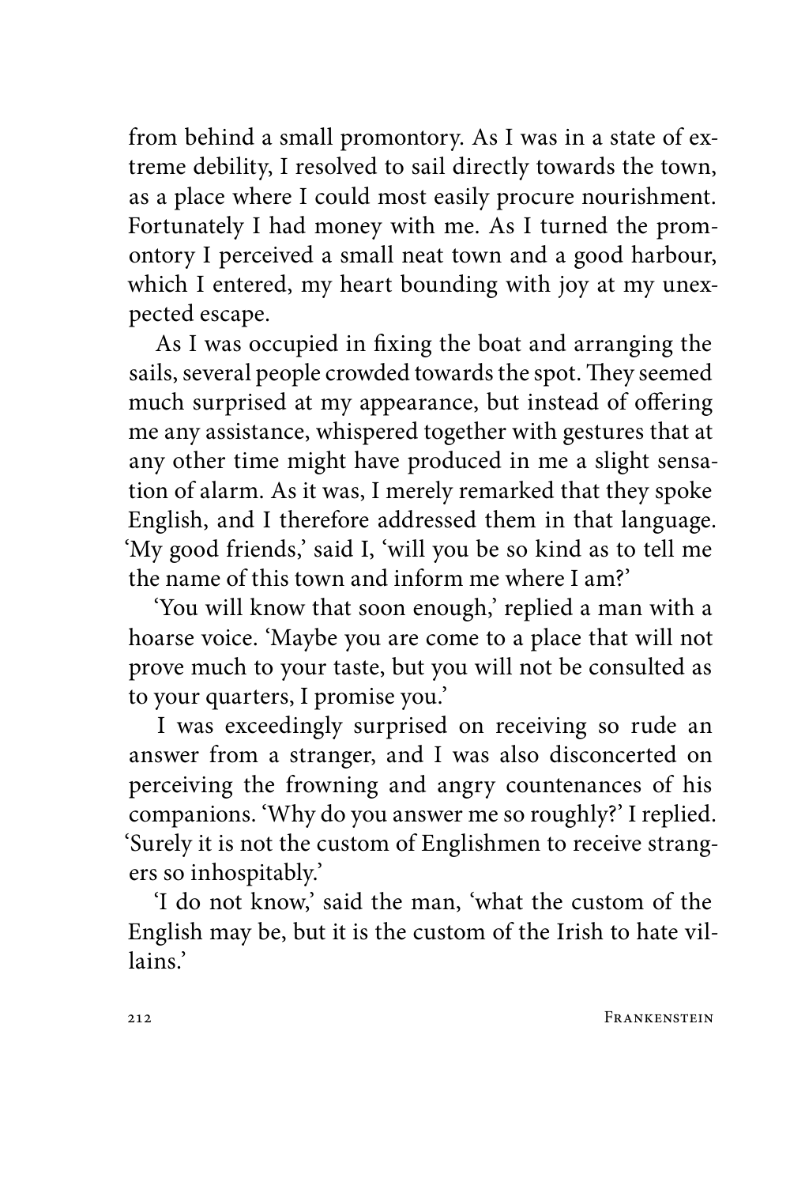from behind a small promontory. As I was in a state of extreme debility, I resolved to sail directly towards the town, as a place where I could most easily procure nourishment. Fortunately I had money with me. As I turned the promontory I perceived a small neat town and a good harbour, which I entered, my heart bounding with joy at my unexpected escape.

As I was occupied in fixing the boat and arranging the sails, several people crowded towards the spot. They seemed much surprised at my appearance, but instead of offering me any assistance, whispered together with gestures that at any other time might have produced in me a slight sensation of alarm. As it was, I merely remarked that they spoke English, and I therefore addressed them in that language. 'My good friends,' said I, 'will you be so kind as to tell me the name of this town and inform me where I am?'

'You will know that soon enough,' replied a man with a hoarse voice. 'Maybe you are come to a place that will not prove much to your taste, but you will not be consulted as to your quarters, I promise you.'

I was exceedingly surprised on receiving so rude an answer from a stranger, and I was also disconcerted on perceiving the frowning and angry countenances of his companions. 'Why do you answer me so roughly?' I replied. 'Surely it is not the custom of Englishmen to receive strangers so inhospitably.'

'I do not know,' said the man, 'what the custom of the English may be, but it is the custom of the Irish to hate villains.'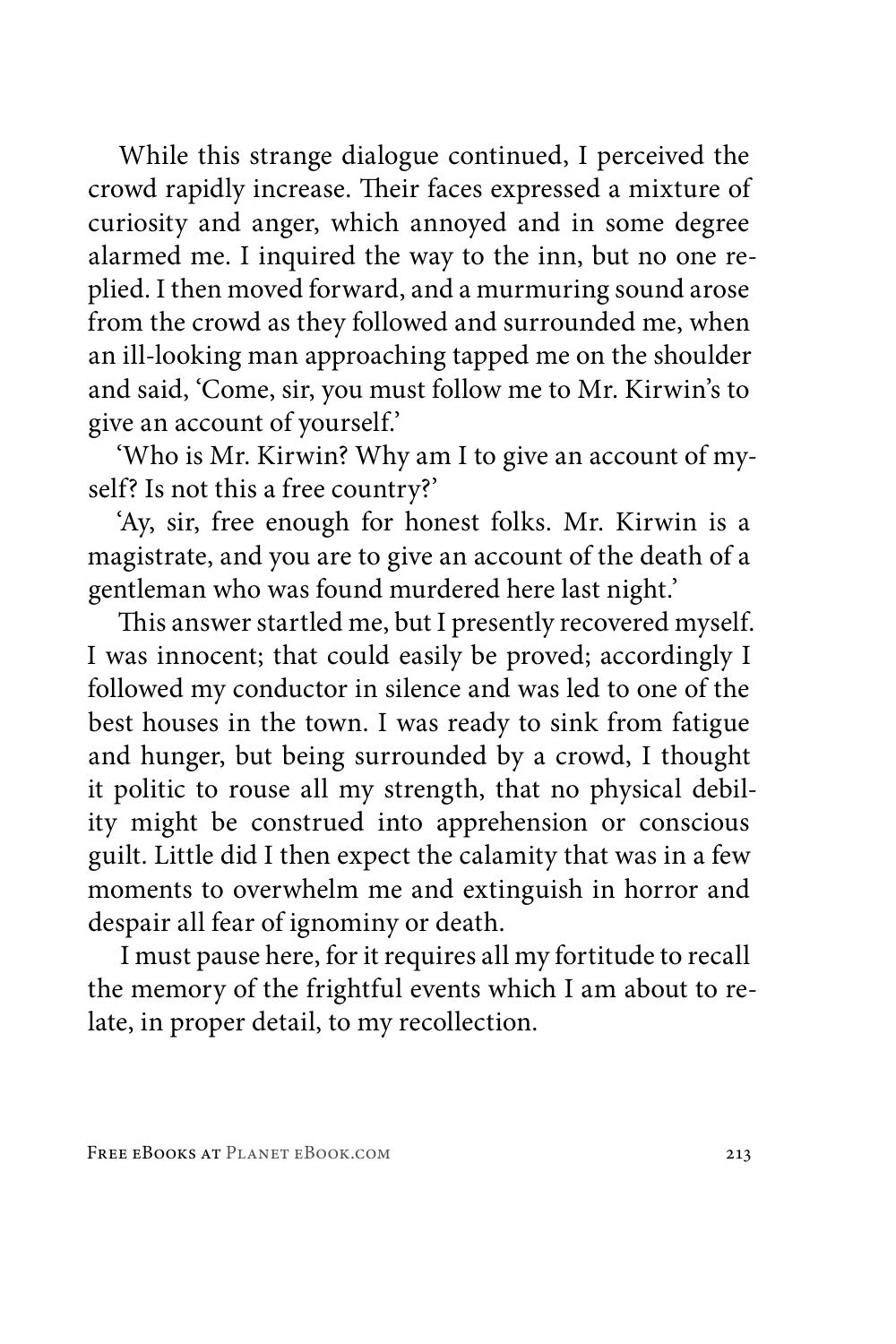While this strange dialogue continued, I perceived the crowd rapidly increase. Their faces expressed a mixture of curiosity and anger, which annoyed and in some degree alarmed me. I inquired the way to the inn, but no one replied. I then moved forward, and a murmuring sound arose from the crowd as they followed and surrounded me, when an ill-looking man approaching tapped me on the shoulder and said, 'Come, sir, you must follow me to Mr. Kirwin's to give an account of yourself.'

'Who is Mr. Kirwin? Why am I to give an account of myself? Is not this a free country?'

'Ay, sir, free enough for honest folks. Mr. Kirwin is a magistrate, and you are to give an account of the death of a gentleman who was found murdered here last night.'

This answer startled me, but I presently recovered myself. I was innocent; that could easily be proved; accordingly I followed my conductor in silence and was led to one of the best houses in the town. I was ready to sink from fatigue and hunger, but being surrounded by a crowd, I thought it politic to rouse all my strength, that no physical debility might be construed into apprehension or conscious guilt. Little did I then expect the calamity that was in a few moments to overwhelm me and extinguish in horror and despair all fear of ignominy or death.

I must pause here, for it requires all my fortitude to recall the memory of the frightful events which I am about to relate, in proper detail, to my recollection.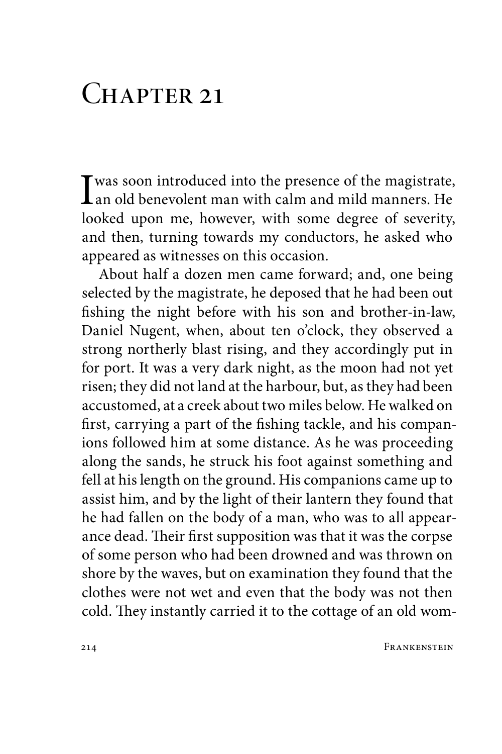# Chapter 21

I was soon introduced into the presence of the magistrate, an old benevolent man with calm and mild manners. He looked upon me, however, with some degree of severity, and then, turning towards my conductors, he asked who appeared as witnesses on this occasion.

About half a dozen men came forward; and, one being selected by the magistrate, he deposed that he had been out fishing the night before with his son and brother-in-law, Daniel Nugent, when, about ten o'clock, they observed a strong northerly blast rising, and they accordingly put in for port. It was a very dark night, as the moon had not yet risen; they did not land at the harbour, but, as they had been accustomed, at a creek about two miles below. He walked on first, carrying a part of the fishing tackle, and his companions followed him at some distance. As he was proceeding along the sands, he struck his foot against something and fell at his length on the ground. His companions came up to assist him, and by the light of their lantern they found that he had fallen on the body of a man, who was to all appearance dead. Their first supposition was that it was the corpse of some person who had been drowned and was thrown on shore by the waves, but on examination they found that the clothes were not wet and even that the body was not then cold. They instantly carried it to the cottage of an old wom-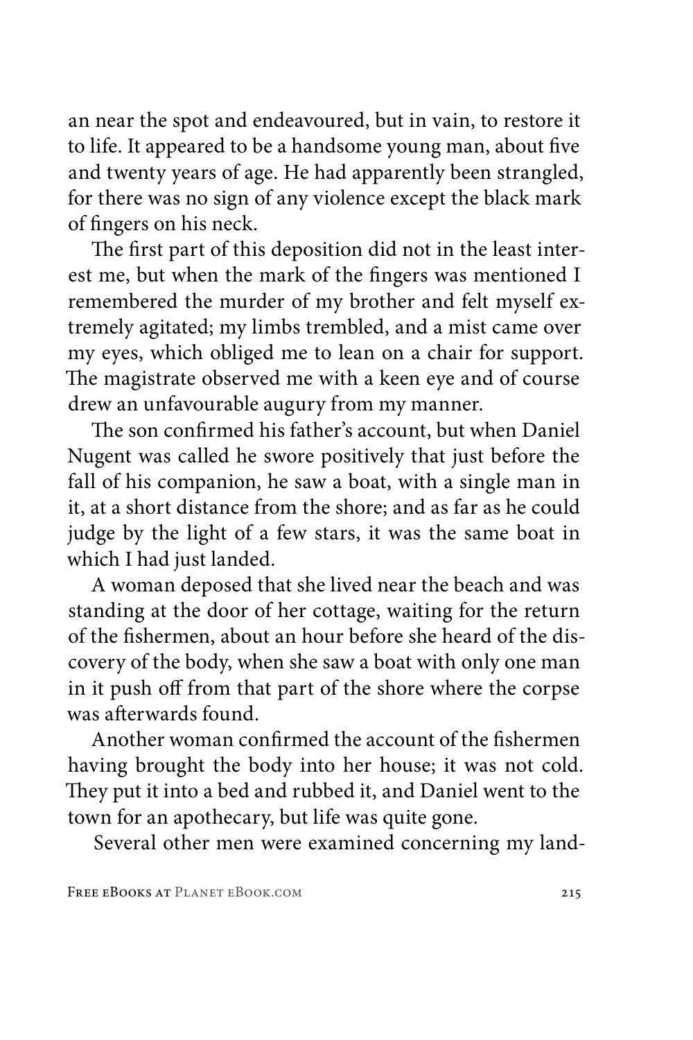an near the spot and endeavoured, but in vain, to restore it to life. It appeared to be a handsome young man, about five and twenty years of age. He had apparently been strangled, for there was no sign of any violence except the black mark of fingers on his neck.

The first part of this deposition did not in the least interest me, but when the mark of the fingers was mentioned I remembered the murder of my brother and felt myself extremely agitated; my limbs trembled, and a mist came over my eyes, which obliged me to lean on a chair for support. The magistrate observed me with a keen eye and of course drew an unfavourable augury from my manner.

The son confirmed his father's account, but when Daniel Nugent was called he swore positively that just before the fall of his companion, he saw a boat, with a single man in it, at a short distance from the shore; and as far as he could judge by the light of a few stars, it was the same boat in which I had just landed.

A woman deposed that she lived near the beach and was standing at the door of her cottage, waiting for the return of the fishermen, about an hour before she heard of the discovery of the body, when she saw a boat with only one man in it push off from that part of the shore where the corpse was afterwards found.

Another woman confirmed the account of the fishermen having brought the body into her house; it was not cold. They put it into a bed and rubbed it, and Daniel went to the town for an apothecary, but life was quite gone.

Several other men were examined concerning my land-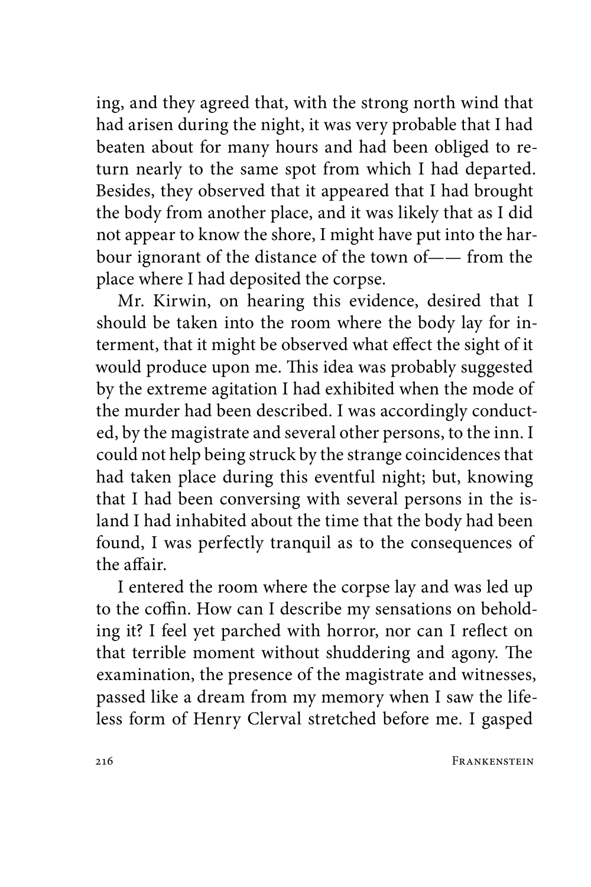ing, and they agreed that, with the strong north wind that had arisen during the night, it was very probable that I had beaten about for many hours and had been obliged to return nearly to the same spot from which I had departed. Besides, they observed that it appeared that I had brought the body from another place, and it was likely that as I did not appear to know the shore, I might have put into the harbour ignorant of the distance of the town of—— from the place where I had deposited the corpse.

Mr. Kirwin, on hearing this evidence, desired that I should be taken into the room where the body lay for interment, that it might be observed what effect the sight of it would produce upon me. This idea was probably suggested by the extreme agitation I had exhibited when the mode of the murder had been described. I was accordingly conducted, by the magistrate and several other persons, to the inn. I could not help being struck by the strange coincidences that had taken place during this eventful night; but, knowing that I had been conversing with several persons in the island I had inhabited about the time that the body had been found, I was perfectly tranquil as to the consequences of the affair.

I entered the room where the corpse lay and was led up to the coffin. How can I describe my sensations on beholding it? I feel yet parched with horror, nor can I reflect on that terrible moment without shuddering and agony. The examination, the presence of the magistrate and witnesses, passed like a dream from my memory when I saw the lifeless form of Henry Clerval stretched before me. I gasped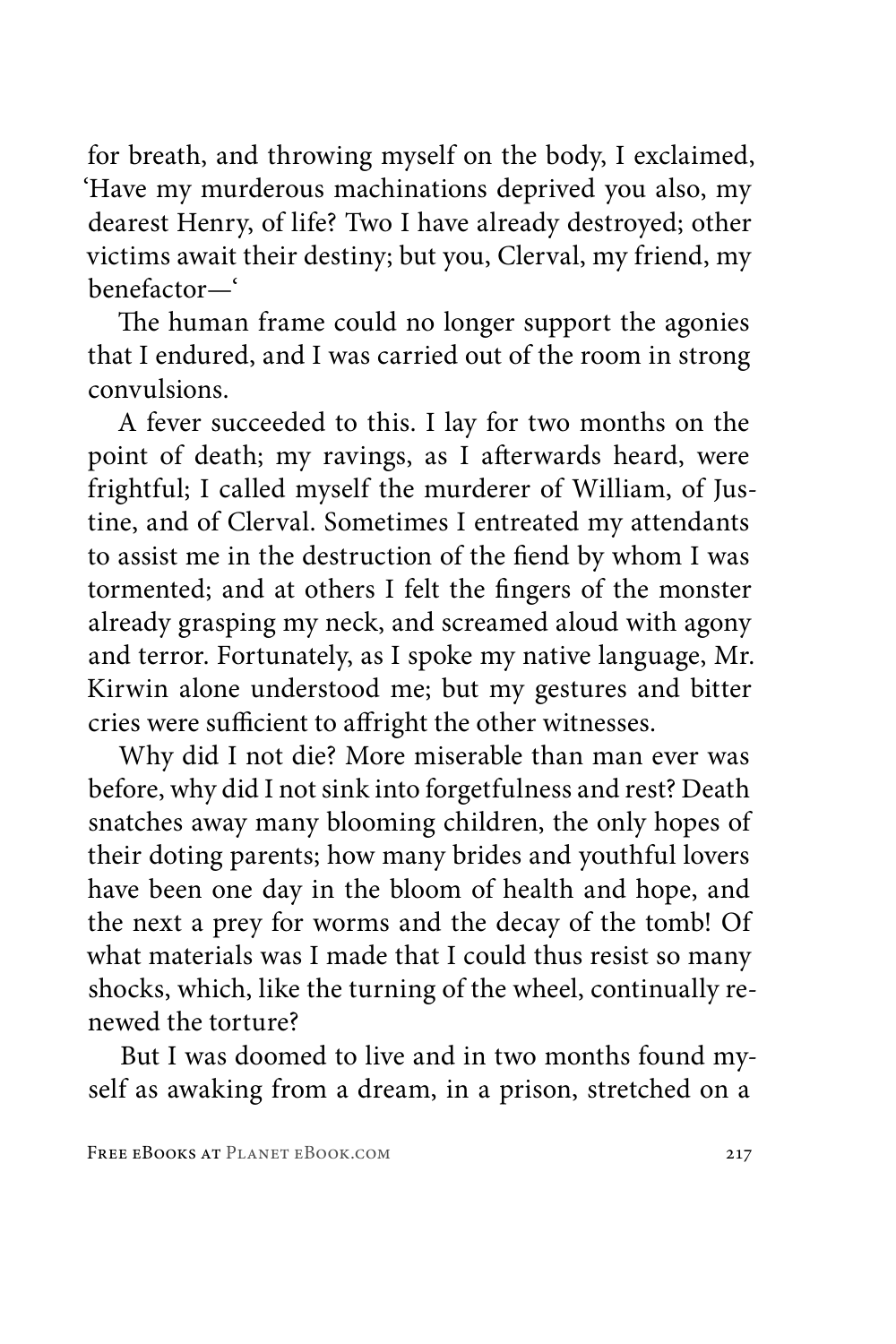for breath, and throwing myself on the body, I exclaimed, 'Have my murderous machinations deprived you also, my dearest Henry, of life? Two I have already destroyed; other victims await their destiny; but you, Clerval, my friend, my benefactor—'

The human frame could no longer support the agonies that I endured, and I was carried out of the room in strong convulsions.

A fever succeeded to this. I lay for two months on the point of death; my ravings, as I afterwards heard, were frightful; I called myself the murderer of William, of Justine, and of Clerval. Sometimes I entreated my attendants to assist me in the destruction of the fiend by whom I was tormented; and at others I felt the fingers of the monster already grasping my neck, and screamed aloud with agony and terror. Fortunately, as I spoke my native language, Mr. Kirwin alone understood me; but my gestures and bitter cries were sufficient to affright the other witnesses.

Why did I not die? More miserable than man ever was before, why did I not sink into forgetfulness and rest? Death snatches away many blooming children, the only hopes of their doting parents; how many brides and youthful lovers have been one day in the bloom of health and hope, and the next a prey for worms and the decay of the tomb! Of what materials was I made that I could thus resist so many shocks, which, like the turning of the wheel, continually renewed the torture?

But I was doomed to live and in two months found myself as awaking from a dream, in a prison, stretched on a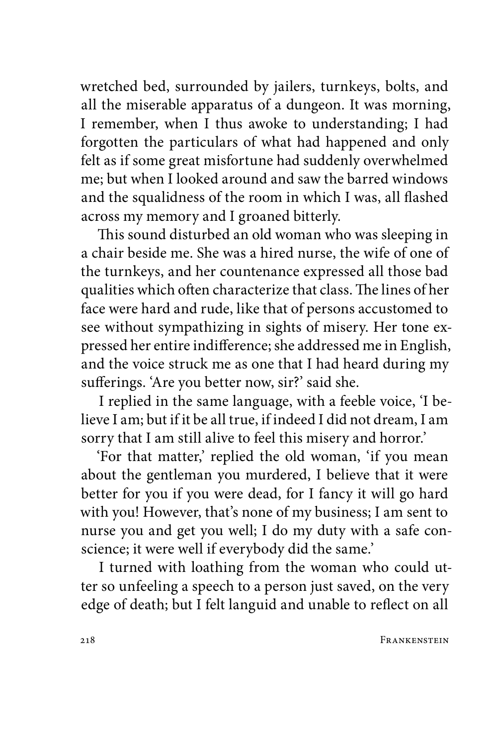wretched bed, surrounded by jailers, turnkeys, bolts, and all the miserable apparatus of a dungeon. It was morning, I remember, when I thus awoke to understanding; I had forgotten the particulars of what had happened and only felt as if some great misfortune had suddenly overwhelmed me; but when I looked around and saw the barred windows and the squalidness of the room in which I was, all flashed across my memory and I groaned bitterly.

This sound disturbed an old woman who was sleeping in a chair beside me. She was a hired nurse, the wife of one of the turnkeys, and her countenance expressed all those bad qualities which often characterize that class. The lines of her face were hard and rude, like that of persons accustomed to see without sympathizing in sights of misery. Her tone expressed her entire indifference; she addressed me in English, and the voice struck me as one that I had heard during my sufferings. 'Are you better now, sir?' said she.

I replied in the same language, with a feeble voice, 'I believe I am; but if it be all true, if indeed I did not dream, I am sorry that I am still alive to feel this misery and horror.'

'For that matter,' replied the old woman, 'if you mean about the gentleman you murdered, I believe that it were better for you if you were dead, for I fancy it will go hard with you! However, that's none of my business; I am sent to nurse you and get you well; I do my duty with a safe conscience; it were well if everybody did the same.'

I turned with loathing from the woman who could utter so unfeeling a speech to a person just saved, on the very edge of death; but I felt languid and unable to reflect on all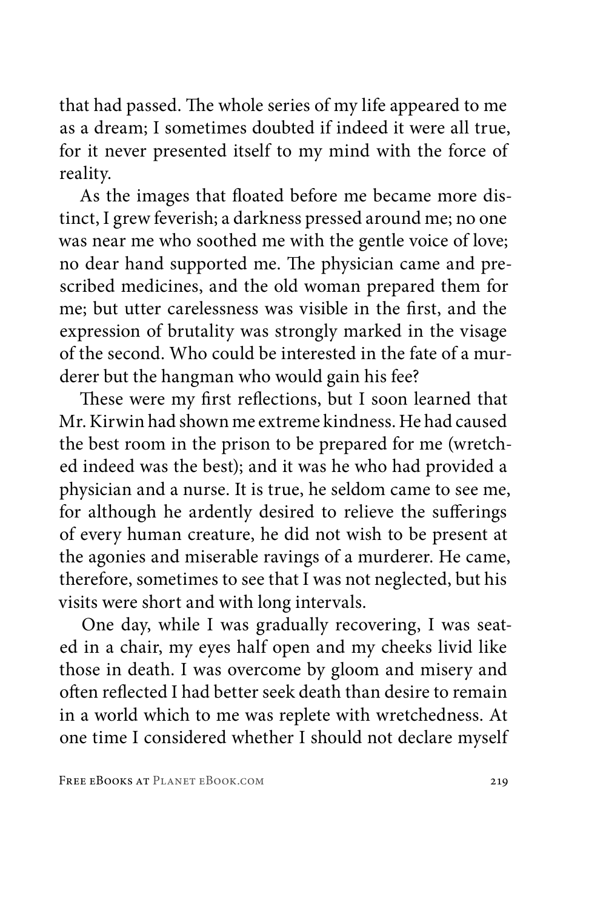that had passed. The whole series of my life appeared to me as a dream; I sometimes doubted if indeed it were all true, for it never presented itself to my mind with the force of reality.

As the images that floated before me became more distinct, I grew feverish; a darkness pressed around me; no one was near me who soothed me with the gentle voice of love; no dear hand supported me. The physician came and prescribed medicines, and the old woman prepared them for me; but utter carelessness was visible in the first, and the expression of brutality was strongly marked in the visage of the second. Who could be interested in the fate of a murderer but the hangman who would gain his fee?

These were my first reflections, but I soon learned that Mr. Kirwin had shown me extreme kindness. He had caused the best room in the prison to be prepared for me (wretched indeed was the best); and it was he who had provided a physician and a nurse. It is true, he seldom came to see me, for although he ardently desired to relieve the sufferings of every human creature, he did not wish to be present at the agonies and miserable ravings of a murderer. He came, therefore, sometimes to see that I was not neglected, but his visits were short and with long intervals.

One day, while I was gradually recovering, I was seated in a chair, my eyes half open and my cheeks livid like those in death. I was overcome by gloom and misery and often reflected I had better seek death than desire to remain in a world which to me was replete with wretchedness. At one time I considered whether I should not declare myself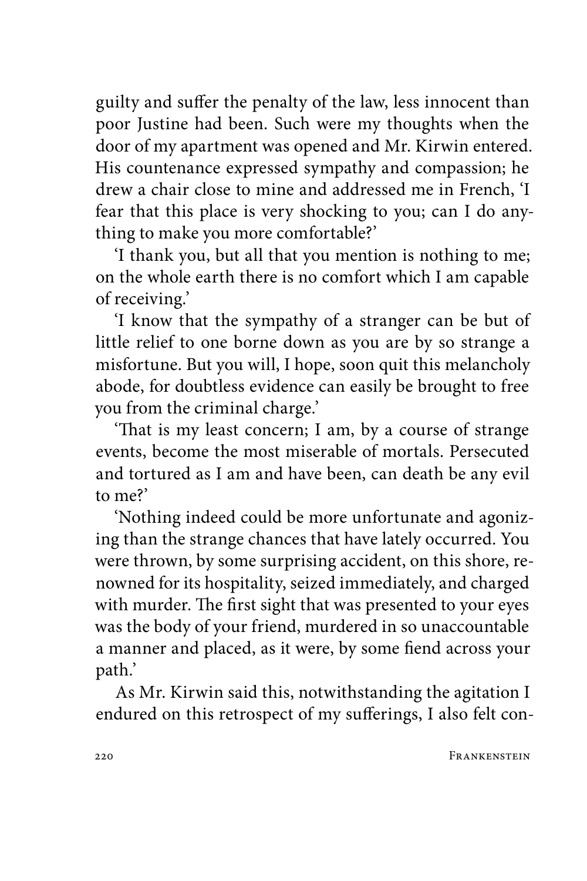guilty and suffer the penalty of the law, less innocent than poor Justine had been. Such were my thoughts when the door of my apartment was opened and Mr. Kirwin entered. His countenance expressed sympathy and compassion; he drew a chair close to mine and addressed me in French, 'I fear that this place is very shocking to you; can I do anything to make you more comfortable?'

'I thank you, but all that you mention is nothing to me; on the whole earth there is no comfort which I am capable of receiving.'

'I know that the sympathy of a stranger can be but of little relief to one borne down as you are by so strange a misfortune. But you will, I hope, soon quit this melancholy abode, for doubtless evidence can easily be brought to free you from the criminal charge.'

'That is my least concern; I am, by a course of strange events, become the most miserable of mortals. Persecuted and tortured as I am and have been, can death be any evil to me?'

'Nothing indeed could be more unfortunate and agonizing than the strange chances that have lately occurred. You were thrown, by some surprising accident, on this shore, renowned for its hospitality, seized immediately, and charged with murder. The first sight that was presented to your eyes was the body of your friend, murdered in so unaccountable a manner and placed, as it were, by some fiend across your path.'

As Mr. Kirwin said this, notwithstanding the agitation I endured on this retrospect of my sufferings, I also felt con-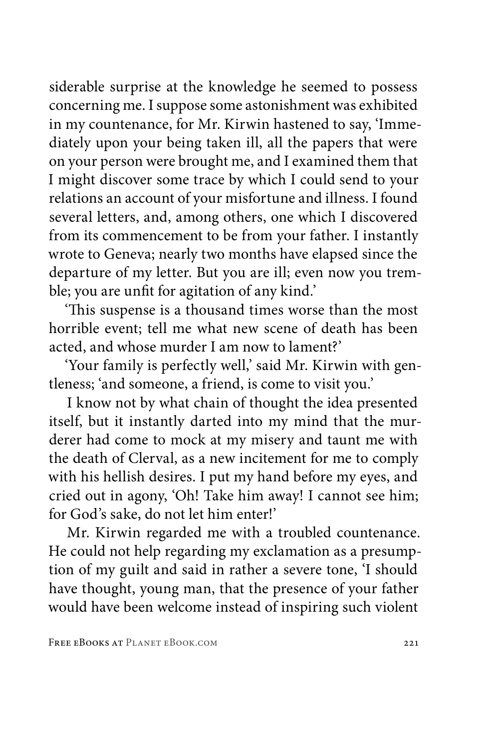siderable surprise at the knowledge he seemed to possess concerning me. I suppose some astonishment was exhibited in my countenance, for Mr. Kirwin hastened to say, 'Immediately upon your being taken ill, all the papers that were on your person were brought me, and I examined them that I might discover some trace by which I could send to your relations an account of your misfortune and illness. I found several letters, and, among others, one which I discovered from its commencement to be from your father. I instantly wrote to Geneva; nearly two months have elapsed since the departure of my letter. But you are ill; even now you tremble; you are unfit for agitation of any kind.'

'This suspense is a thousand times worse than the most horrible event; tell me what new scene of death has been acted, and whose murder I am now to lament?'

'Your family is perfectly well,' said Mr. Kirwin with gentleness; 'and someone, a friend, is come to visit you.'

I know not by what chain of thought the idea presented itself, but it instantly darted into my mind that the murderer had come to mock at my misery and taunt me with the death of Clerval, as a new incitement for me to comply with his hellish desires. I put my hand before my eyes, and cried out in agony, 'Oh! Take him away! I cannot see him; for God's sake, do not let him enter!'

Mr. Kirwin regarded me with a troubled countenance. He could not help regarding my exclamation as a presumption of my guilt and said in rather a severe tone, 'I should have thought, young man, that the presence of your father would have been welcome instead of inspiring such violent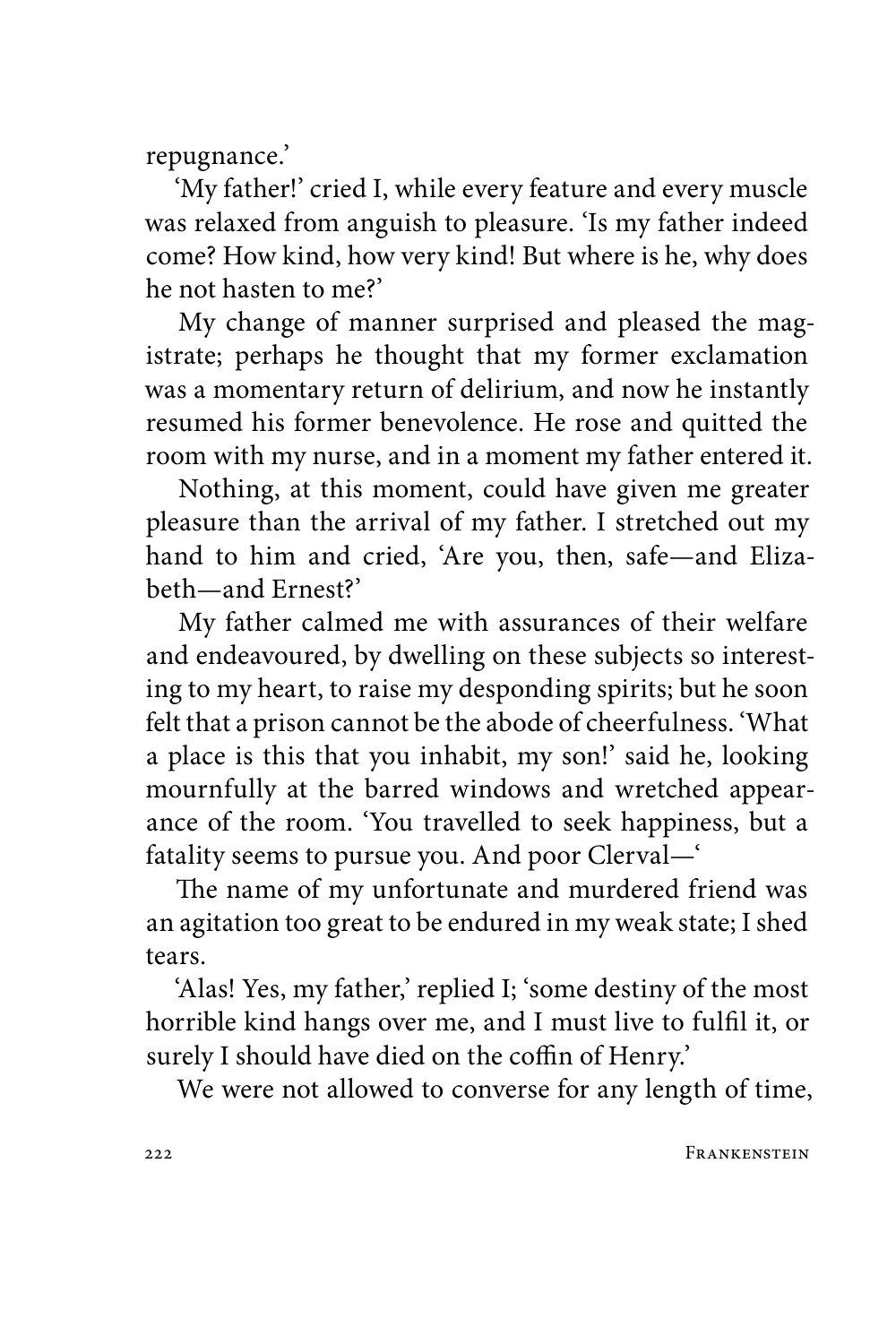repugnance.'

'My father!' cried I, while every feature and every muscle was relaxed from anguish to pleasure. 'Is my father indeed come? How kind, how very kind! But where is he, why does he not hasten to me?'

My change of manner surprised and pleased the magistrate; perhaps he thought that my former exclamation was a momentary return of delirium, and now he instantly resumed his former benevolence. He rose and quitted the room with my nurse, and in a moment my father entered it.

Nothing, at this moment, could have given me greater pleasure than the arrival of my father. I stretched out my hand to him and cried, 'Are you, then, safe—and Elizabeth—and Ernest?'

My father calmed me with assurances of their welfare and endeavoured, by dwelling on these subjects so interesting to my heart, to raise my desponding spirits; but he soon felt that a prison cannot be the abode of cheerfulness. 'What a place is this that you inhabit, my son!' said he, looking mournfully at the barred windows and wretched appearance of the room. 'You travelled to seek happiness, but a fatality seems to pursue you. And poor Clerval—'

The name of my unfortunate and murdered friend was an agitation too great to be endured in my weak state; I shed tears.

'Alas! Yes, my father,' replied I; 'some destiny of the most horrible kind hangs over me, and I must live to fulfil it, or surely I should have died on the coffin of Henry.'

We were not allowed to converse for any length of time,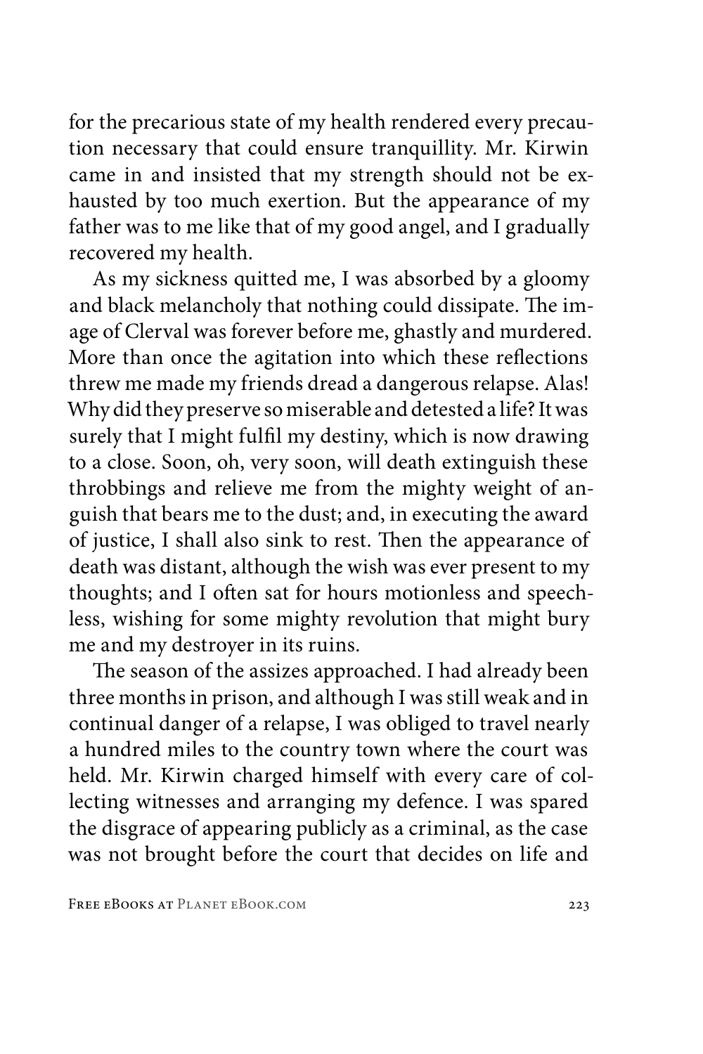for the precarious state of my health rendered every precaution necessary that could ensure tranquillity. Mr. Kirwin came in and insisted that my strength should not be exhausted by too much exertion. But the appearance of my father was to me like that of my good angel, and I gradually recovered my health.

As my sickness quitted me, I was absorbed by a gloomy and black melancholy that nothing could dissipate. The image of Clerval was forever before me, ghastly and murdered. More than once the agitation into which these reflections threw me made my friends dread a dangerous relapse. Alas! Why did they preserve so miserable and detested a life? It was surely that I might fulfil my destiny, which is now drawing to a close. Soon, oh, very soon, will death extinguish these throbbings and relieve me from the mighty weight of anguish that bears me to the dust; and, in executing the award of justice, I shall also sink to rest. Then the appearance of death was distant, although the wish was ever present to my thoughts; and I often sat for hours motionless and speechless, wishing for some mighty revolution that might bury me and my destroyer in its ruins.

The season of the assizes approached. I had already been three months in prison, and although I was still weak and in continual danger of a relapse, I was obliged to travel nearly a hundred miles to the country town where the court was held. Mr. Kirwin charged himself with every care of collecting witnesses and arranging my defence. I was spared the disgrace of appearing publicly as a criminal, as the case was not brought before the court that decides on life and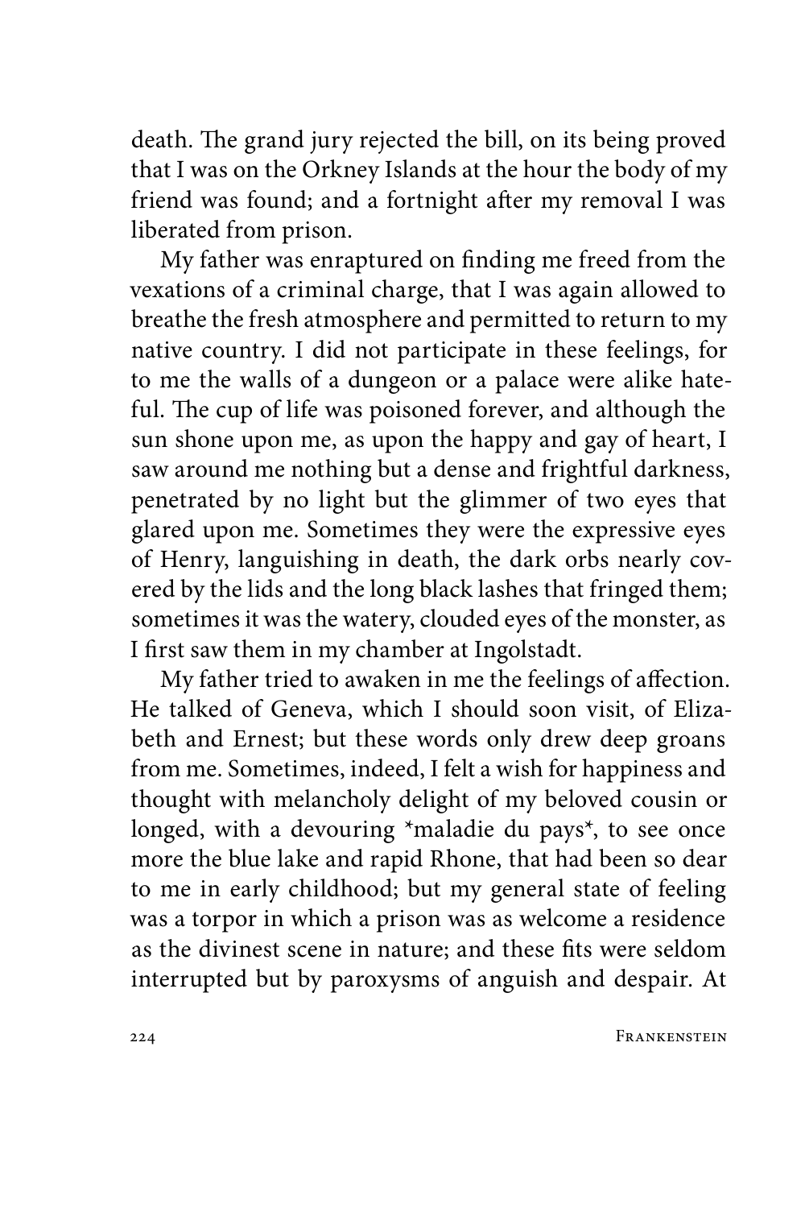death. The grand jury rejected the bill, on its being proved that I was on the Orkney Islands at the hour the body of my friend was found; and a fortnight after my removal I was liberated from prison.

My father was enraptured on finding me freed from the vexations of a criminal charge, that I was again allowed to breathe the fresh atmosphere and permitted to return to my native country. I did not participate in these feelings, for to me the walls of a dungeon or a palace were alike hateful. The cup of life was poisoned forever, and although the sun shone upon me, as upon the happy and gay of heart, I saw around me nothing but a dense and frightful darkness, penetrated by no light but the glimmer of two eyes that glared upon me. Sometimes they were the expressive eyes of Henry, languishing in death, the dark orbs nearly covered by the lids and the long black lashes that fringed them; sometimes it was the watery, clouded eyes of the monster, as I first saw them in my chamber at Ingolstadt.

My father tried to awaken in me the feelings of affection. He talked of Geneva, which I should soon visit, of Elizabeth and Ernest; but these words only drew deep groans from me. Sometimes, indeed, I felt a wish for happiness and thought with melancholy delight of my beloved cousin or longed, with a devouring *maladie du pays*, to see once more the blue lake and rapid Rhone, that had been so dear to me in early childhood; but my general state of feeling was a torpor in which a prison was as welcome a residence as the divinest scene in nature; and these fits were seldom interrupted but by paroxysms of anguish and despair. At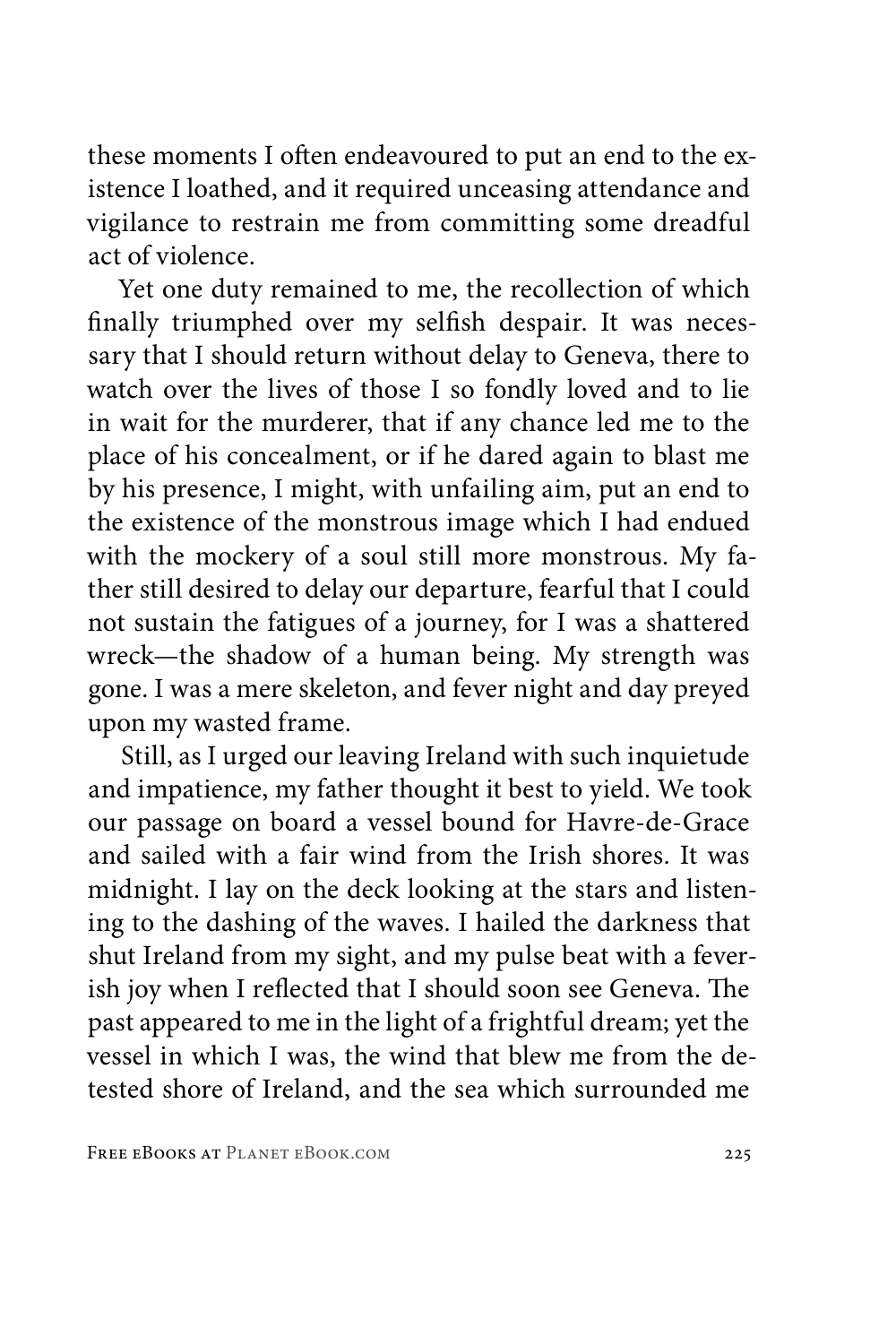these moments I often endeavoured to put an end to the existence I loathed, and it required unceasing attendance and vigilance to restrain me from committing some dreadful act of violence.

Yet one duty remained to me, the recollection of which finally triumphed over my selfish despair. It was necessary that I should return without delay to Geneva, there to watch over the lives of those I so fondly loved and to lie in wait for the murderer, that if any chance led me to the place of his concealment, or if he dared again to blast me by his presence, I might, with unfailing aim, put an end to the existence of the monstrous image which I had endued with the mockery of a soul still more monstrous. My father still desired to delay our departure, fearful that I could not sustain the fatigues of a journey, for I was a shattered wreck—the shadow of a human being. My strength was gone. I was a mere skeleton, and fever night and day preyed upon my wasted frame.

Still, as I urged our leaving Ireland with such inquietude and impatience, my father thought it best to yield. We took our passage on board a vessel bound for Havre-de-Grace and sailed with a fair wind from the Irish shores. It was midnight. I lay on the deck looking at the stars and listening to the dashing of the waves. I hailed the darkness that shut Ireland from my sight, and my pulse beat with a feverish joy when I reflected that I should soon see Geneva. The past appeared to me in the light of a frightful dream; yet the vessel in which I was, the wind that blew me from the detested shore of Ireland, and the sea which surrounded me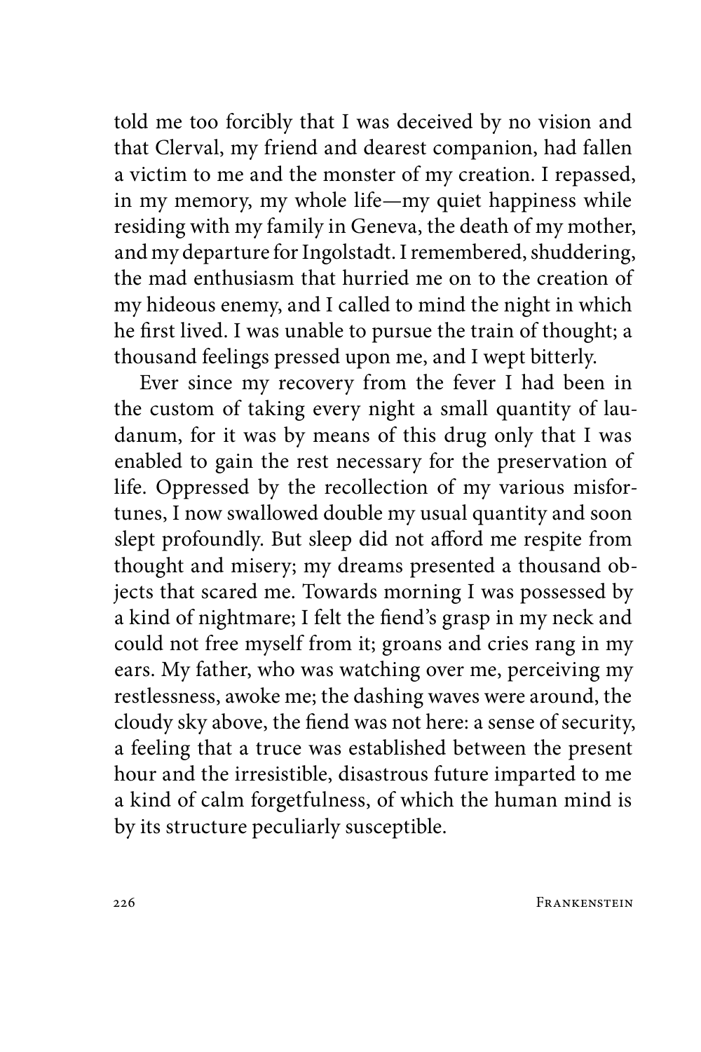told me too forcibly that I was deceived by no vision and that Clerval, my friend and dearest companion, had fallen a victim to me and the monster of my creation. I repassed, in my memory, my whole life—my quiet happiness while residing with my family in Geneva, the death of my mother, and my departure for Ingolstadt. I remembered, shuddering, the mad enthusiasm that hurried me on to the creation of my hideous enemy, and I called to mind the night in which he first lived. I was unable to pursue the train of thought; a thousand feelings pressed upon me, and I wept bitterly.

Ever since my recovery from the fever I had been in the custom of taking every night a small quantity of laudanum, for it was by means of this drug only that I was enabled to gain the rest necessary for the preservation of life. Oppressed by the recollection of my various misfortunes, I now swallowed double my usual quantity and soon slept profoundly. But sleep did not afford me respite from thought and misery; my dreams presented a thousand objects that scared me. Towards morning I was possessed by a kind of nightmare; I felt the fiend's grasp in my neck and could not free myself from it; groans and cries rang in my ears. My father, who was watching over me, perceiving my restlessness, awoke me; the dashing waves were around, the cloudy sky above, the fiend was not here: a sense of security, a feeling that a truce was established between the present hour and the irresistible, disastrous future imparted to me a kind of calm forgetfulness, of which the human mind is by its structure peculiarly susceptible.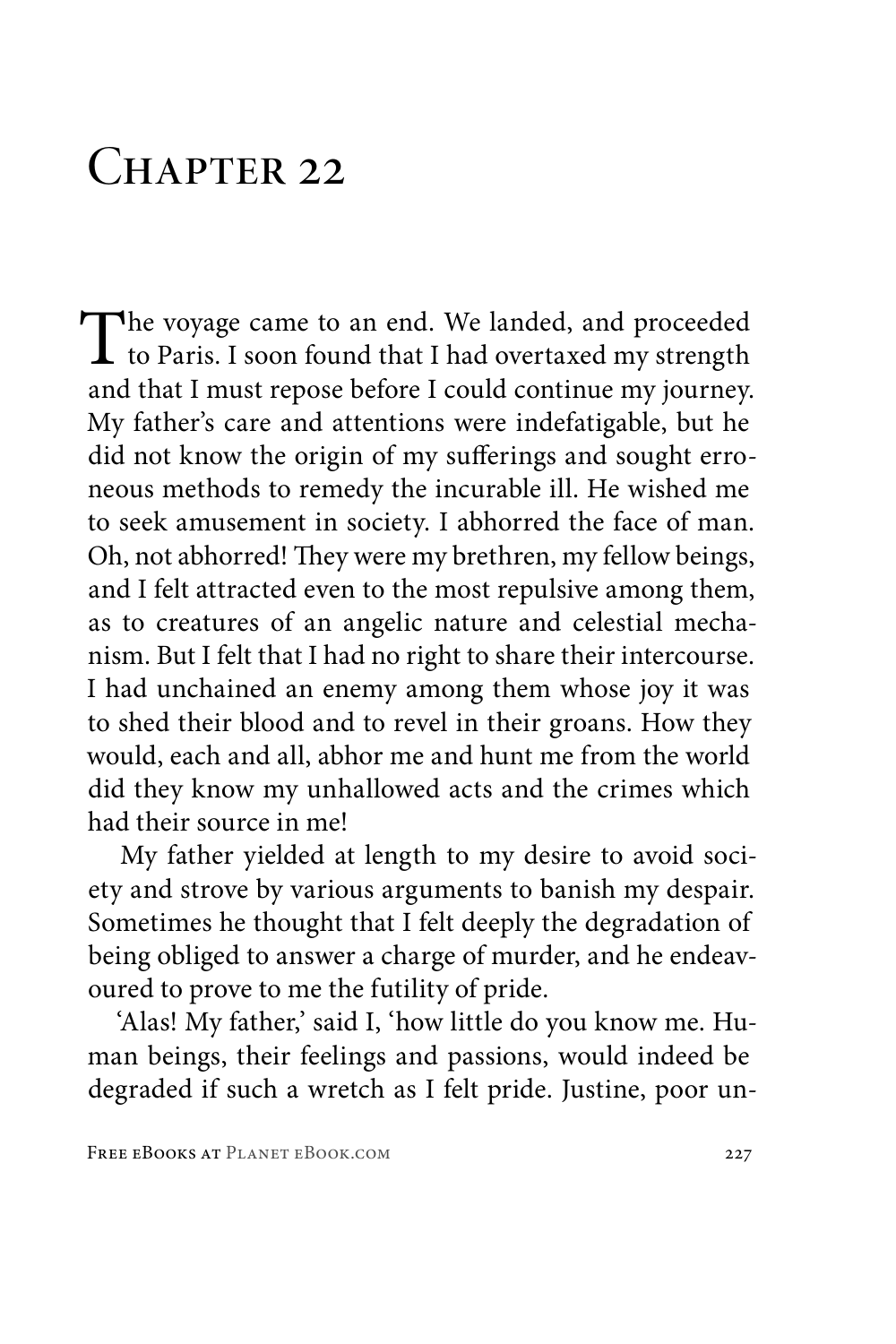# Chapter 22

The voyage came to an end. We landed, and proceeded to Paris. I soon found that I had overtaxed my strength and that I must repose before I could continue my journey. My father's care and attentions were indefatigable, but he did not know the origin of my sufferings and sought erroneous methods to remedy the incurable ill. He wished me to seek amusement in society. I abhorred the face of man. Oh, not abhorred! They were my brethren, my fellow beings, and I felt attracted even to the most repulsive among them, as to creatures of an angelic nature and celestial mechanism. But I felt that I had no right to share their intercourse. I had unchained an enemy among them whose joy it was to shed their blood and to revel in their groans. How they would, each and all, abhor me and hunt me from the world did they know my unhallowed acts and the crimes which had their source in me!

My father yielded at length to my desire to avoid society and strove by various arguments to banish my despair. Sometimes he thought that I felt deeply the degradation of being obliged to answer a charge of murder, and he endeavoured to prove to me the futility of pride.

'Alas! My father,' said I, 'how little do you know me. Human beings, their feelings and passions, would indeed be degraded if such a wretch as I felt pride. Justine, poor un-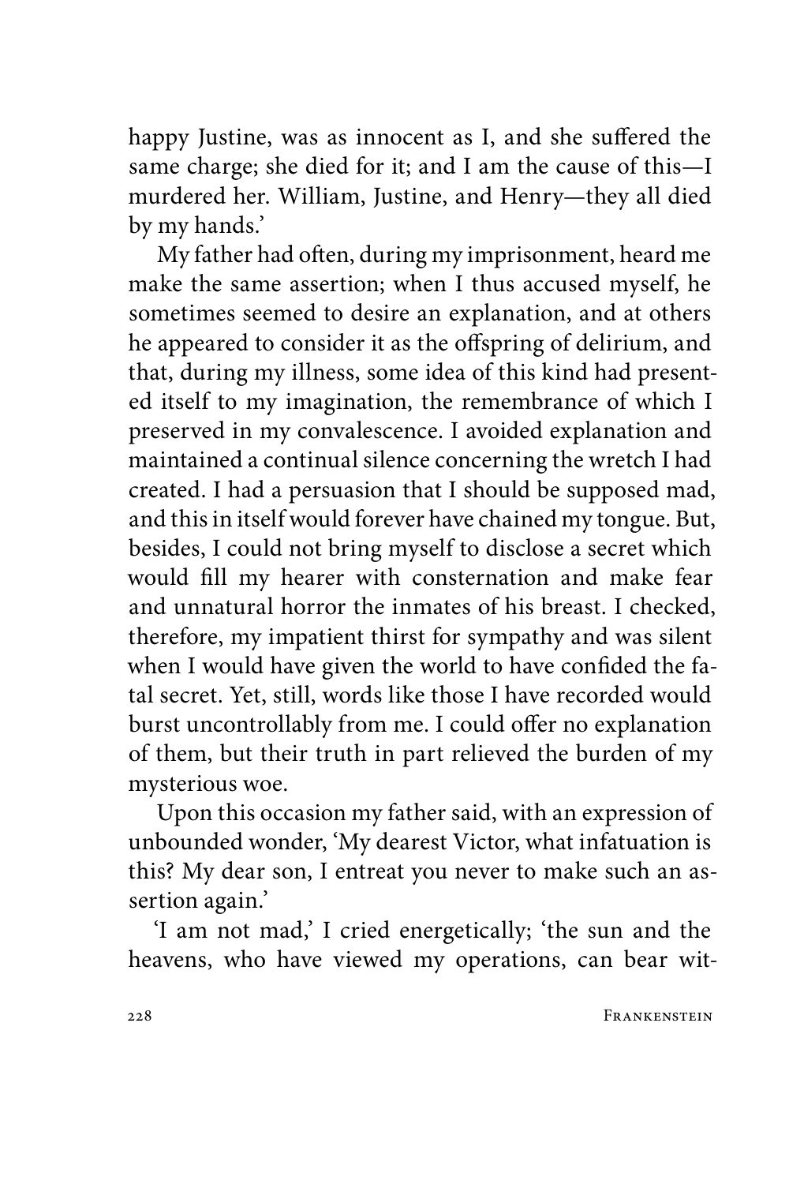happy Justine, was as innocent as I, and she suffered the same charge; she died for it; and I am the cause of this—I murdered her. William, Justine, and Henry—they all died by my hands.'

My father had often, during my imprisonment, heard me make the same assertion; when I thus accused myself, he sometimes seemed to desire an explanation, and at others he appeared to consider it as the offspring of delirium, and that, during my illness, some idea of this kind had presented itself to my imagination, the remembrance of which I preserved in my convalescence. I avoided explanation and maintained a continual silence concerning the wretch I had created. I had a persuasion that I should be supposed mad, and this in itself would forever have chained my tongue. But, besides, I could not bring myself to disclose a secret which would fill my hearer with consternation and make fear and unnatural horror the inmates of his breast. I checked, therefore, my impatient thirst for sympathy and was silent when I would have given the world to have confided the fatal secret. Yet, still, words like those I have recorded would burst uncontrollably from me. I could offer no explanation of them, but their truth in part relieved the burden of my mysterious woe.

Upon this occasion my father said, with an expression of unbounded wonder, 'My dearest Victor, what infatuation is this? My dear son, I entreat you never to make such an assertion again.'

'I am not mad,' I cried energetically; 'the sun and the heavens, who have viewed my operations, can bear wit-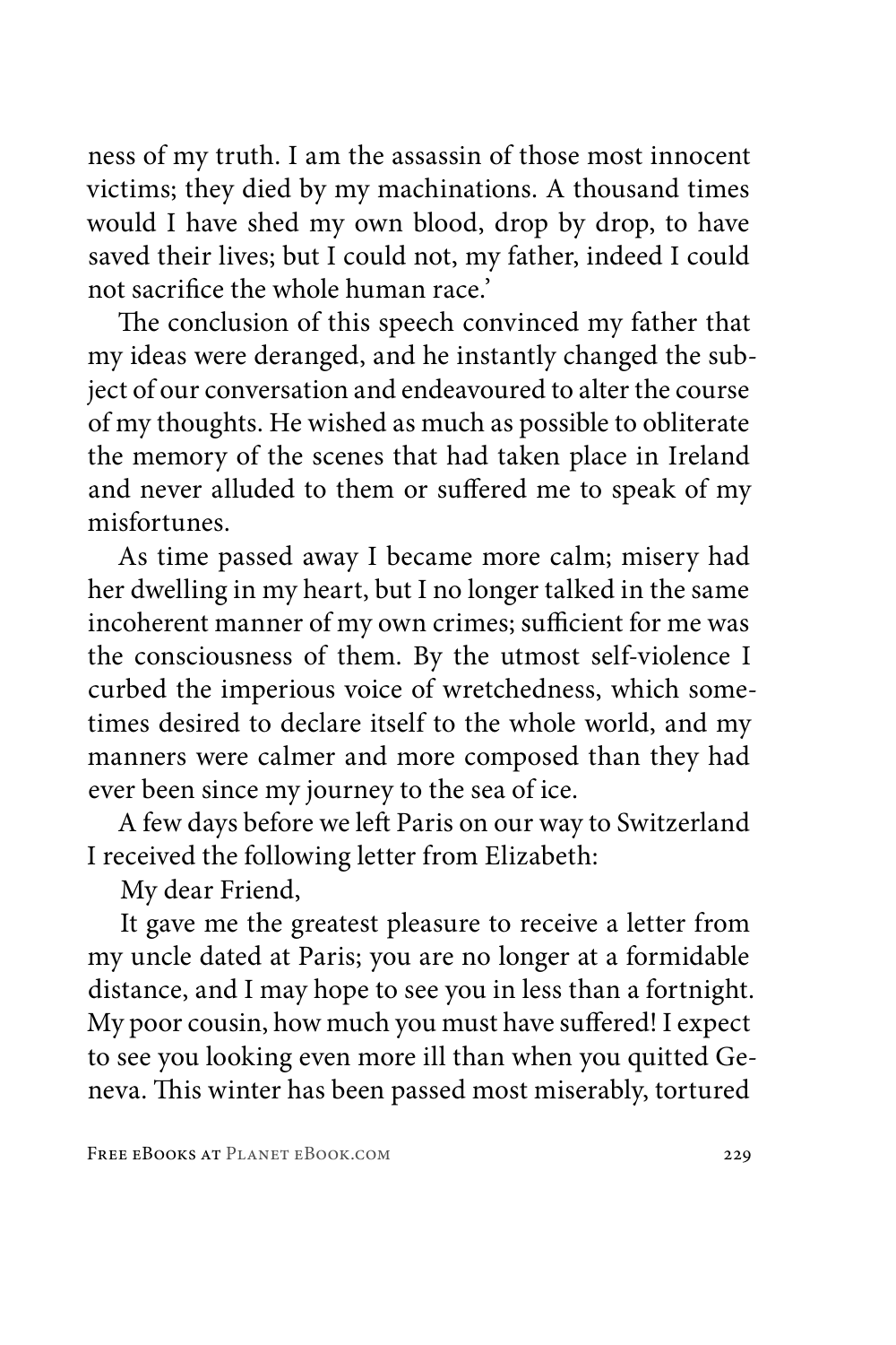ness of my truth. I am the assassin of those most innocent victims; they died by my machinations. A thousand times would I have shed my own blood, drop by drop, to have saved their lives; but I could not, my father, indeed I could not sacrifice the whole human race.'

The conclusion of this speech convinced my father that my ideas were deranged, and he instantly changed the subject of our conversation and endeavoured to alter the course of my thoughts. He wished as much as possible to obliterate the memory of the scenes that had taken place in Ireland and never alluded to them or suffered me to speak of my misfortunes.

As time passed away I became more calm; misery had her dwelling in my heart, but I no longer talked in the same incoherent manner of my own crimes; sufficient for me was the consciousness of them. By the utmost self-violence I curbed the imperious voice of wretchedness, which sometimes desired to declare itself to the whole world, and my manners were calmer and more composed than they had ever been since my journey to the sea of ice.

A few days before we left Paris on our way to Switzerland I received the following letter from Elizabeth:

My dear Friend,

It gave me the greatest pleasure to receive a letter from my uncle dated at Paris; you are no longer at a formidable distance, and I may hope to see you in less than a fortnight. My poor cousin, how much you must have suffered! I expect to see you looking even more ill than when you quitted Geneva. This winter has been passed most miserably, tortured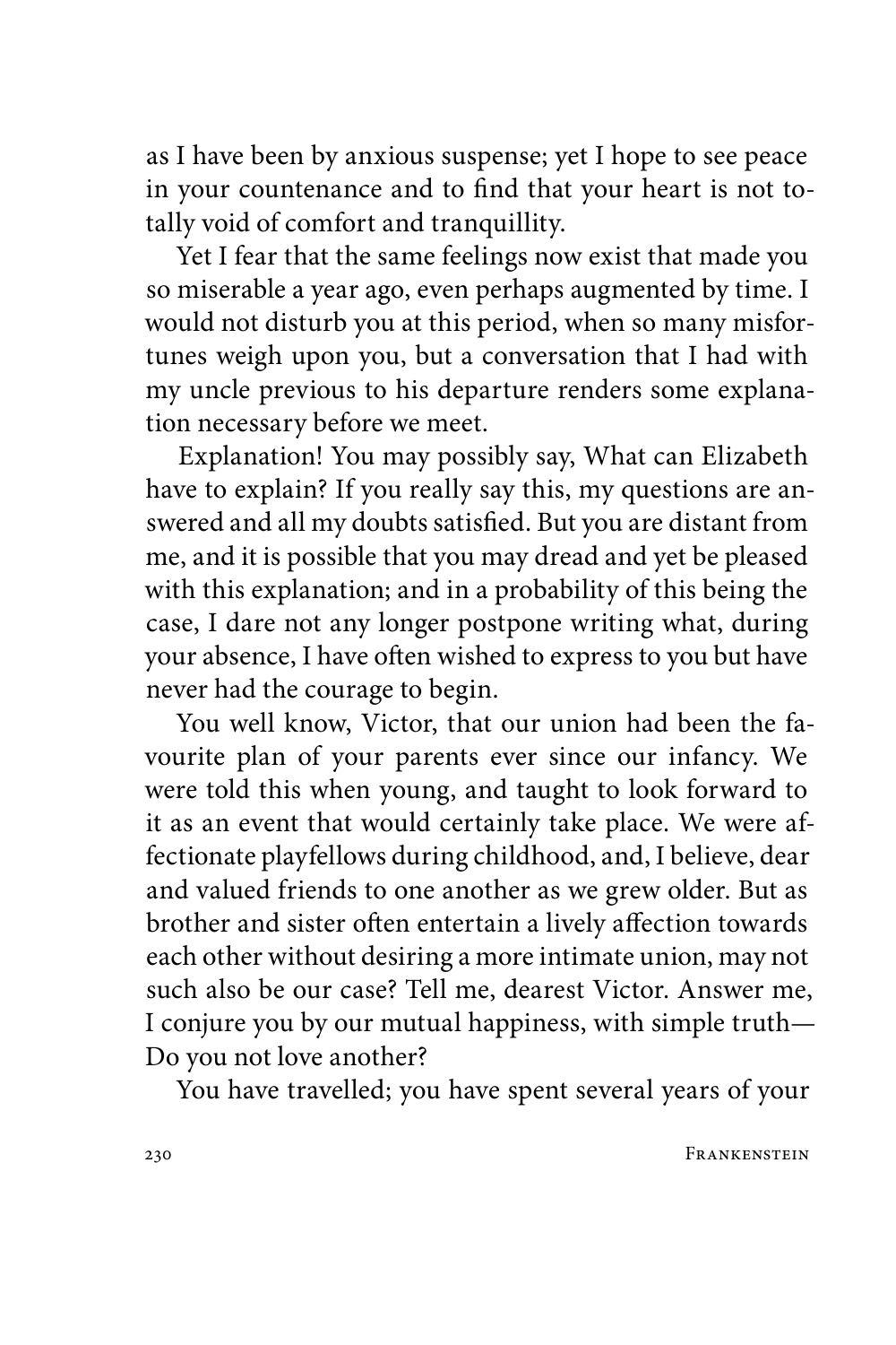as I have been by anxious suspense; yet I hope to see peace in your countenance and to find that your heart is not totally void of comfort and tranquillity.

Yet I fear that the same feelings now exist that made you so miserable a year ago, even perhaps augmented by time. I would not disturb you at this period, when so many misfortunes weigh upon you, but a conversation that I had with my uncle previous to his departure renders some explanation necessary before we meet.

Explanation! You may possibly say, What can Elizabeth have to explain? If you really say this, my questions are answered and all my doubts satisfied. But you are distant from me, and it is possible that you may dread and yet be pleased with this explanation; and in a probability of this being the case, I dare not any longer postpone writing what, during your absence, I have often wished to express to you but have never had the courage to begin.

You well know, Victor, that our union had been the favourite plan of your parents ever since our infancy. We were told this when young, and taught to look forward to it as an event that would certainly take place. We were affectionate playfellows during childhood, and, I believe, dear and valued friends to one another as we grew older. But as brother and sister often entertain a lively affection towards each other without desiring a more intimate union, may not such also be our case? Tell me, dearest Victor. Answer me, I conjure you by our mutual happiness, with simple truth—Do you not love another?

You have travelled; you have spent several years of your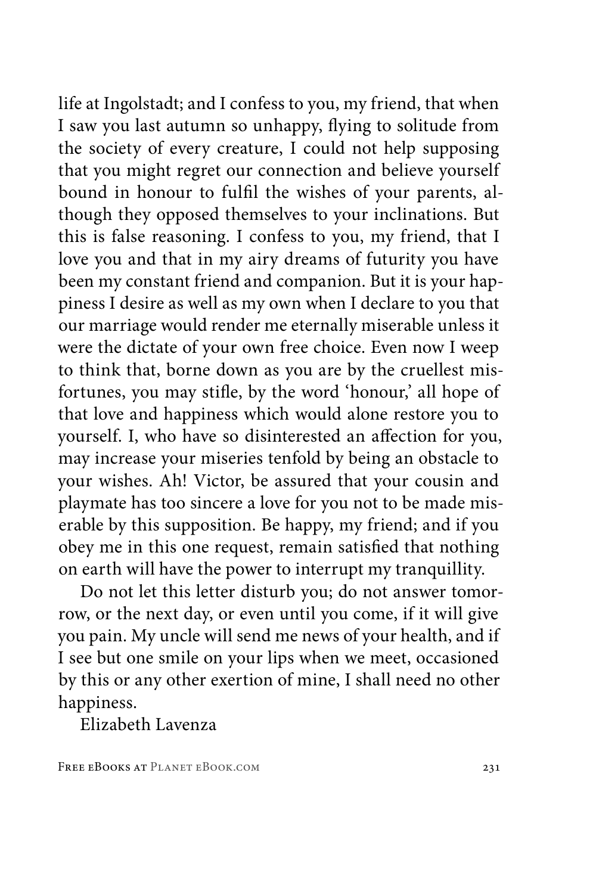life at Ingolstadt; and I confess to you, my friend, that when I saw you last autumn so unhappy, flying to solitude from the society of every creature, I could not help supposing that you might regret our connection and believe yourself bound in honour to fulfil the wishes of your parents, although they opposed themselves to your inclinations. But this is false reasoning. I confess to you, my friend, that I love you and that in my airy dreams of futurity you have been my constant friend and companion. But it is your happiness I desire as well as my own when I declare to you that our marriage would render me eternally miserable unless it were the dictate of your own free choice. Even now I weep to think that, borne down as you are by the cruellest misfortunes, you may stifle, by the word 'honour,' all hope of that love and happiness which would alone restore you to yourself. I, who have so disinterested an affection for you, may increase your miseries tenfold by being an obstacle to your wishes. Ah! Victor, be assured that your cousin and playmate has too sincere a love for you not to be made miserable by this supposition. Be happy, my friend; and if you obey me in this one request, remain satisfied that nothing on earth will have the power to interrupt my tranquillity.

Do not let this letter disturb you; do not answer tomorrow, or the next day, or even until you come, if it will give you pain. My uncle will send me news of your health, and if I see but one smile on your lips when we meet, occasioned by this or any other exertion of mine, I shall need no other happiness.

Elizabeth Lavenza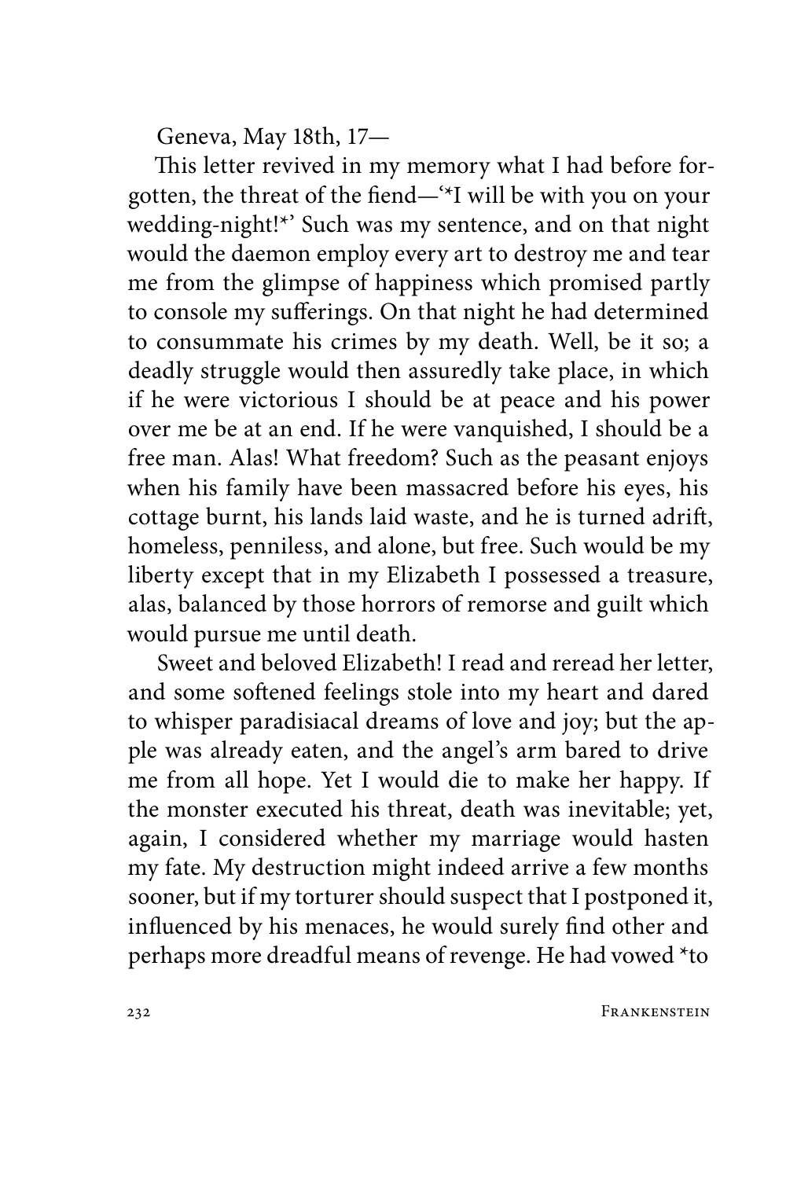Geneva, May 18th, 17—

This letter revived in my memory what I had before forgotten, the threat of the fiend—'*I will be with you on your wedding-night!*' Such was my sentence, and on that night would the daemon employ every art to destroy me and tear me from the glimpse of happiness which promised partly to console my sufferings. On that night he had determined to consummate his crimes by my death. Well, be it so; a deadly struggle would then assuredly take place, in which if he were victorious I should be at peace and his power over me be at an end. If he were vanquished, I should be a free man. Alas! What freedom? Such as the peasant enjoys when his family have been massacred before his eyes, his cottage burnt, his lands laid waste, and he is turned adrift, homeless, penniless, and alone, but free. Such would be my liberty except that in my Elizabeth I possessed a treasure, alas, balanced by those horrors of remorse and guilt which would pursue me until death.

Sweet and beloved Elizabeth! I read and reread her letter, and some softened feelings stole into my heart and dared to whisper paradisiacal dreams of love and joy; but the apple was already eaten, and the angel's arm bared to drive me from all hope. Yet I would die to make her happy. If the monster executed his threat, death was inevitable; yet, again, I considered whether my marriage would hasten my fate. My destruction might indeed arrive a few months sooner, but if my torturer should suspect that I postponed it, influenced by his menaces, he would surely find other and perhaps more dreadful means of revenge. He had vowed *to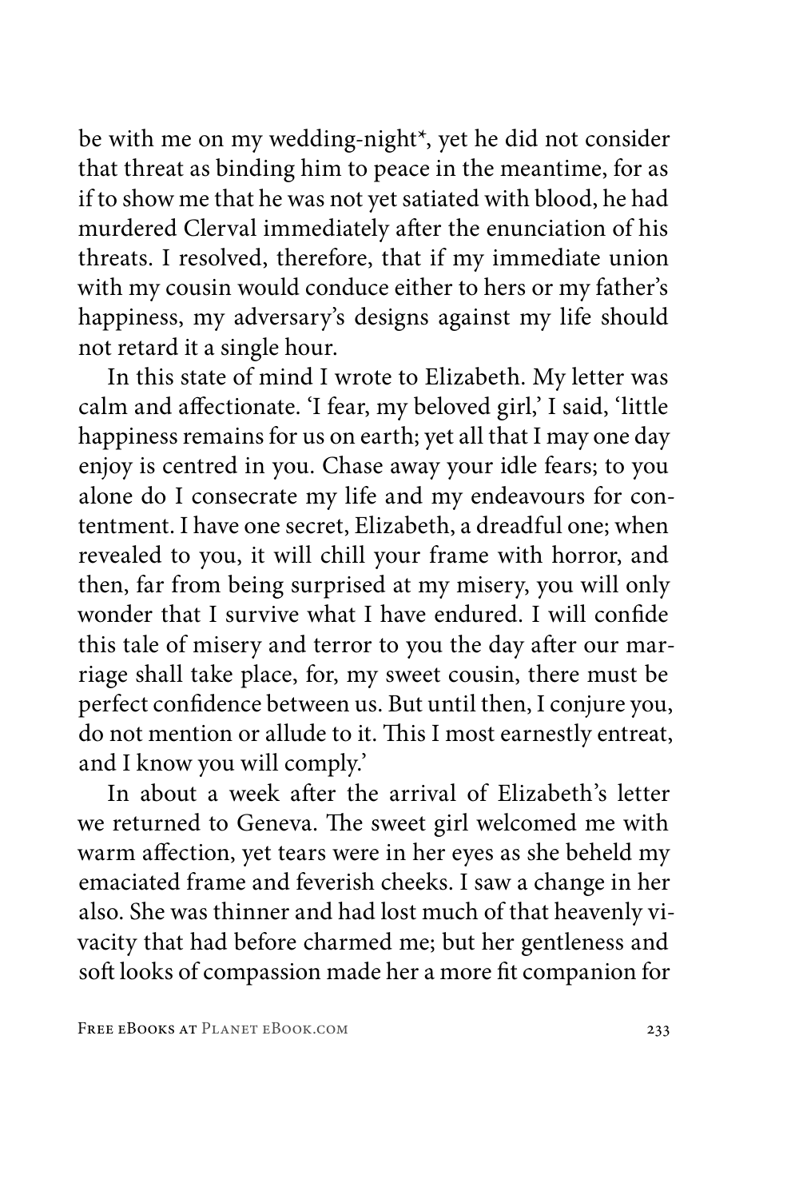be with me on my wedding-night*, yet he did not consider that threat as binding him to peace in the meantime, for as if to show me that he was not yet satiated with blood, he had murdered Clerval immediately after the enunciation of his threats. I resolved, therefore, that if my immediate union with my cousin would conduce either to hers or my father's happiness, my adversary's designs against my life should not retard it a single hour.

In this state of mind I wrote to Elizabeth. My letter was calm and affectionate. 'I fear, my beloved girl,' I said, 'little happiness remains for us on earth; yet all that I may one day enjoy is centred in you. Chase away your idle fears; to you alone do I consecrate my life and my endeavours for contentment. I have one secret, Elizabeth, a dreadful one; when revealed to you, it will chill your frame with horror, and then, far from being surprised at my misery, you will only wonder that I survive what I have endured. I will confide this tale of misery and terror to you the day after our marriage shall take place, for, my sweet cousin, there must be perfect confidence between us. But until then, I conjure you, do not mention or allude to it. This I most earnestly entreat, and I know you will comply.'

In about a week after the arrival of Elizabeth's letter we returned to Geneva. The sweet girl welcomed me with warm affection, yet tears were in her eyes as she beheld my emaciated frame and feverish cheeks. I saw a change in her also. She was thinner and had lost much of that heavenly vivacity that had before charmed me; but her gentleness and soft looks of compassion made her a more fit companion for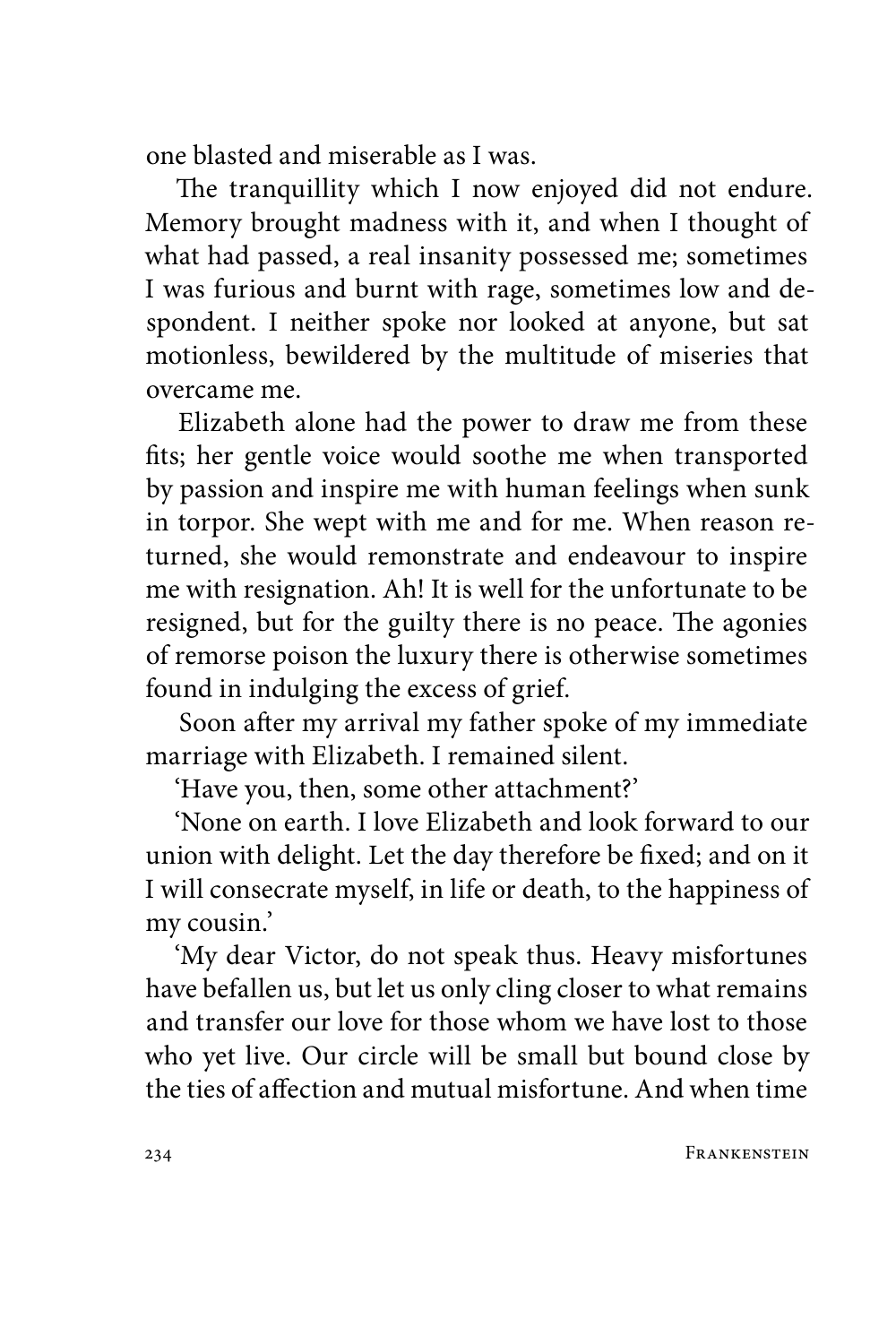one blasted and miserable as I was.

The tranquillity which I now enjoyed did not endure. Memory brought madness with it, and when I thought of what had passed, a real insanity possessed me; sometimes I was furious and burnt with rage, sometimes low and despondent. I neither spoke nor looked at anyone, but sat motionless, bewildered by the multitude of miseries that overcame me.

Elizabeth alone had the power to draw me from these fits; her gentle voice would soothe me when transported by passion and inspire me with human feelings when sunk in torpor. She wept with me and for me. When reason returned, she would remonstrate and endeavour to inspire me with resignation. Ah! It is well for the unfortunate to be resigned, but for the guilty there is no peace. The agonies of remorse poison the luxury there is otherwise sometimes found in indulging the excess of grief.

Soon after my arrival my father spoke of my immediate marriage with Elizabeth. I remained silent.

'Have you, then, some other attachment?'

'None on earth. I love Elizabeth and look forward to our union with delight. Let the day therefore be fixed; and on it I will consecrate myself, in life or death, to the happiness of my cousin.'

'My dear Victor, do not speak thus. Heavy misfortunes have befallen us, but let us only cling closer to what remains and transfer our love for those whom we have lost to those who yet live. Our circle will be small but bound close by the ties of affection and mutual misfortune. And when time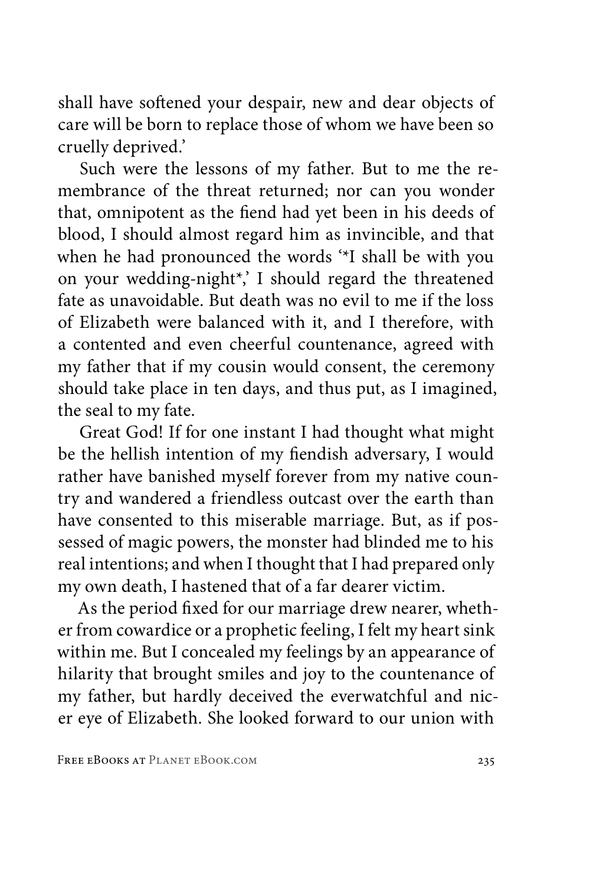shall have softened your despair, new and dear objects of care will be born to replace those of whom we have been so cruelly deprived.'

Such were the lessons of my father. But to me the remembrance of the threat returned; nor can you wonder that, omnipotent as the fiend had yet been in his deeds of blood, I should almost regard him as invincible, and that when he had pronounced the words '*I shall be with you on your wedding-night*,' I should regard the threatened fate as unavoidable. But death was no evil to me if the loss of Elizabeth were balanced with it, and I therefore, with a contented and even cheerful countenance, agreed with my father that if my cousin would consent, the ceremony should take place in ten days, and thus put, as I imagined, the seal to my fate.

Great God! If for one instant I had thought what might be the hellish intention of my fiendish adversary, I would rather have banished myself forever from my native country and wandered a friendless outcast over the earth than have consented to this miserable marriage. But, as if possessed of magic powers, the monster had blinded me to his real intentions; and when I thought that I had prepared only my own death, I hastened that of a far dearer victim.

As the period fixed for our marriage drew nearer, whether from cowardice or a prophetic feeling, I felt my heart sink within me. But I concealed my feelings by an appearance of hilarity that brought smiles and joy to the countenance of my father, but hardly deceived the everwatchful and nicer eye of Elizabeth. She looked forward to our union with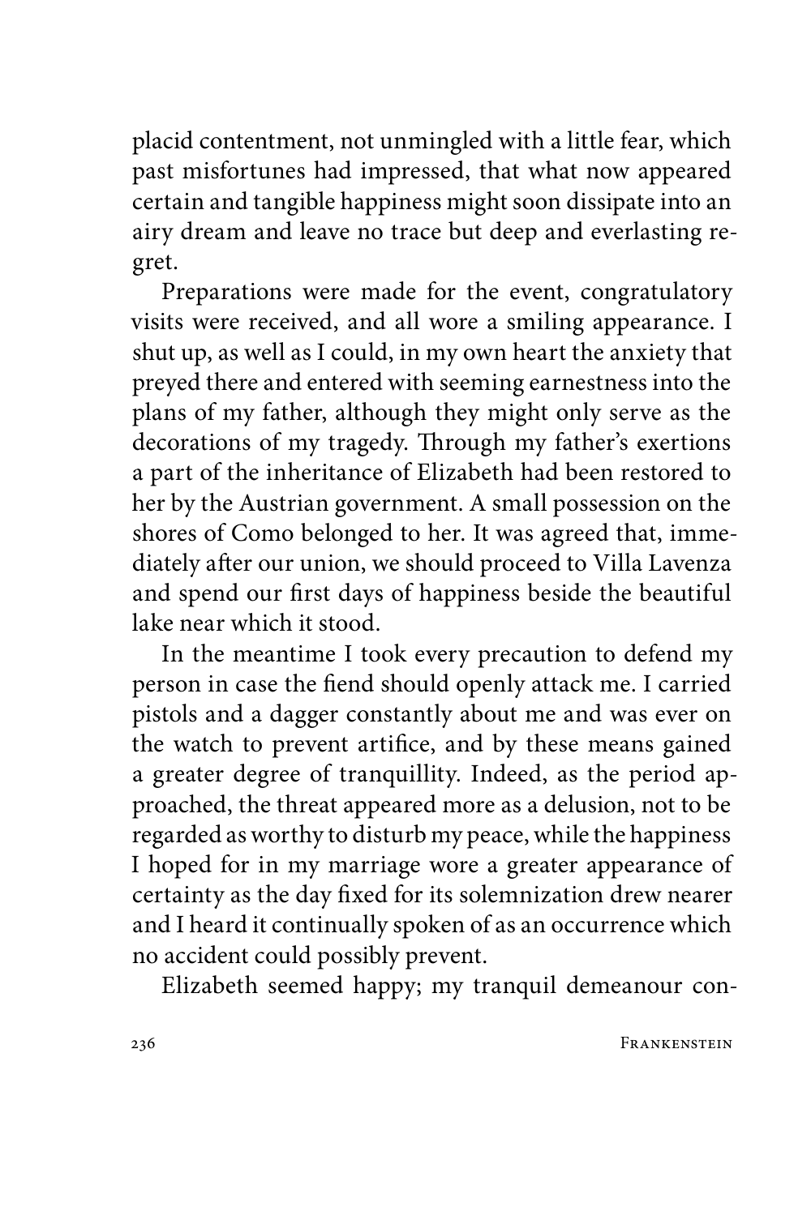placid contentment, not unmingled with a little fear, which past misfortunes had impressed, that what now appeared certain and tangible happiness might soon dissipate into an airy dream and leave no trace but deep and everlasting regret.

Preparations were made for the event, congratulatory visits were received, and all wore a smiling appearance. I shut up, as well as I could, in my own heart the anxiety that preyed there and entered with seeming earnestness into the plans of my father, although they might only serve as the decorations of my tragedy. Through my father's exertions a part of the inheritance of Elizabeth had been restored to her by the Austrian government. A small possession on the shores of Como belonged to her. It was agreed that, immediately after our union, we should proceed to Villa Lavenza and spend our first days of happiness beside the beautiful lake near which it stood.

In the meantime I took every precaution to defend my person in case the fiend should openly attack me. I carried pistols and a dagger constantly about me and was ever on the watch to prevent artifice, and by these means gained a greater degree of tranquillity. Indeed, as the period approached, the threat appeared more as a delusion, not to be regarded as worthy to disturb my peace, while the happiness I hoped for in my marriage wore a greater appearance of certainty as the day fixed for its solemnization drew nearer and I heard it continually spoken of as an occurrence which no accident could possibly prevent.

Elizabeth seemed happy; my tranquil demeanour con-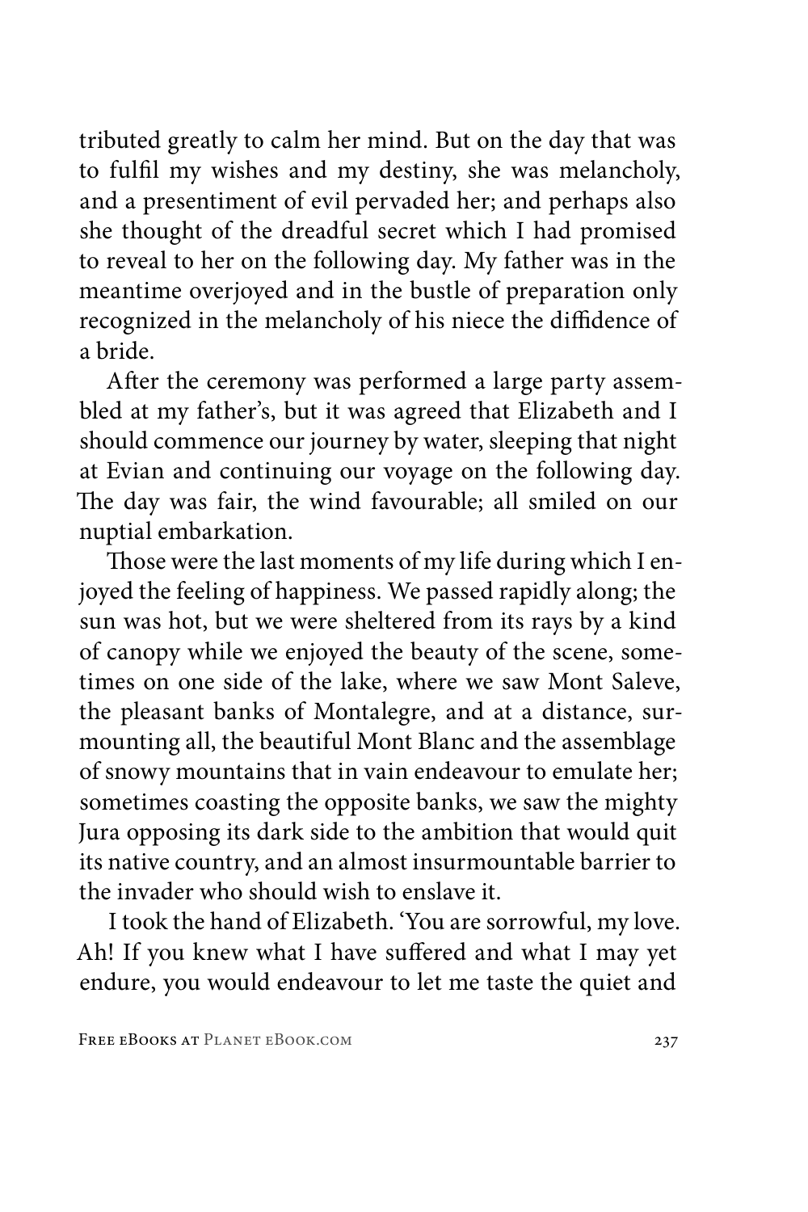tributed greatly to calm her mind. But on the day that was to fulfil my wishes and my destiny, she was melancholy, and a presentiment of evil pervaded her; and perhaps also she thought of the dreadful secret which I had promised to reveal to her on the following day. My father was in the meantime overjoyed and in the bustle of preparation only recognized in the melancholy of his niece the diffidence of a bride.

After the ceremony was performed a large party assembled at my father's, but it was agreed that Elizabeth and I should commence our journey by water, sleeping that night at Evian and continuing our voyage on the following day. The day was fair, the wind favourable; all smiled on our nuptial embarkation.

Those were the last moments of my life during which I enjoyed the feeling of happiness. We passed rapidly along; the sun was hot, but we were sheltered from its rays by a kind of canopy while we enjoyed the beauty of the scene, sometimes on one side of the lake, where we saw Mont Saleve, the pleasant banks of Montalegre, and at a distance, surmounting all, the beautiful Mont Blanc and the assemblage of snowy mountains that in vain endeavour to emulate her; sometimes coasting the opposite banks, we saw the mighty Jura opposing its dark side to the ambition that would quit its native country, and an almost insurmountable barrier to the invader who should wish to enslave it.

I took the hand of Elizabeth. 'You are sorrowful, my love. Ah! If you knew what I have suffered and what I may yet endure, you would endeavour to let me taste the quiet and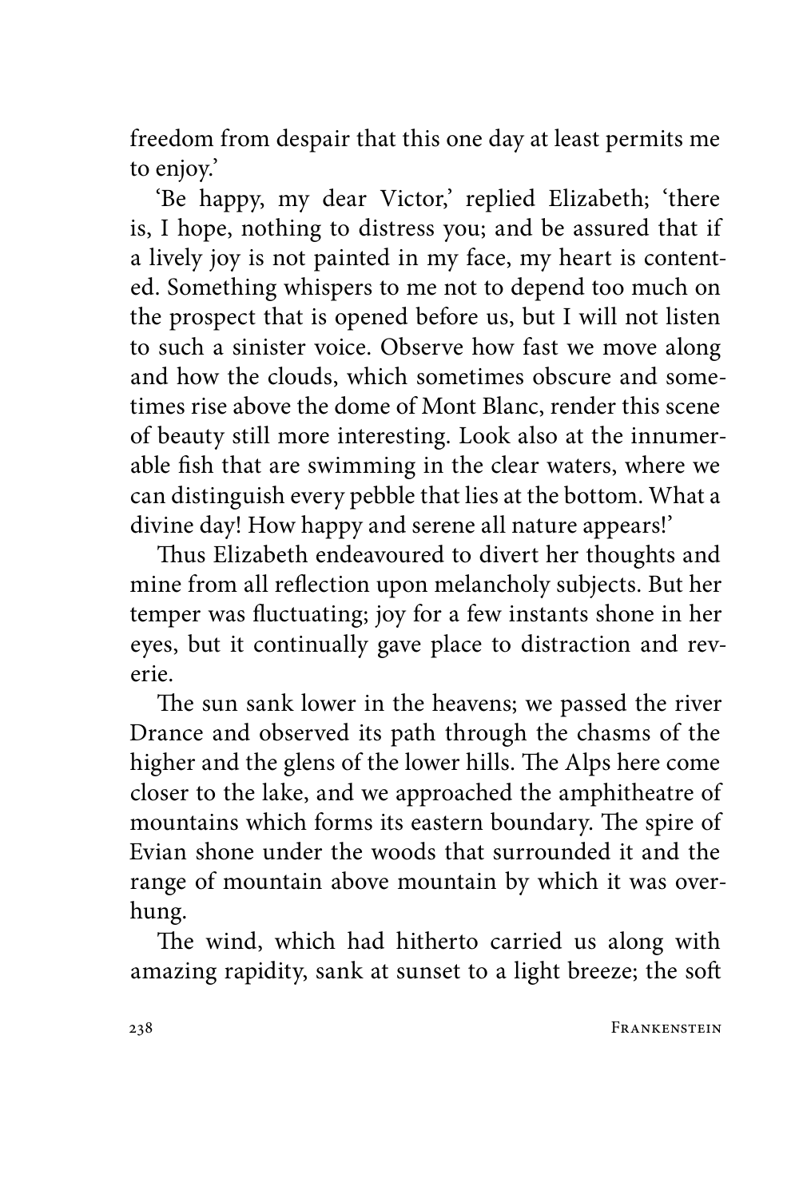freedom from despair that this one day at least permits me to enjoy.'

'Be happy, my dear Victor,' replied Elizabeth; 'there is, I hope, nothing to distress you; and be assured that if a lively joy is not painted in my face, my heart is contented. Something whispers to me not to depend too much on the prospect that is opened before us, but I will not listen to such a sinister voice. Observe how fast we move along and how the clouds, which sometimes obscure and sometimes rise above the dome of Mont Blanc, render this scene of beauty still more interesting. Look also at the innumerable fish that are swimming in the clear waters, where we can distinguish every pebble that lies at the bottom. What a divine day! How happy and serene all nature appears!'

Thus Elizabeth endeavoured to divert her thoughts and mine from all reflection upon melancholy subjects. But her temper was fluctuating; joy for a few instants shone in her eyes, but it continually gave place to distraction and reverie.

The sun sank lower in the heavens; we passed the river Drance and observed its path through the chasms of the higher and the glens of the lower hills. The Alps here come closer to the lake, and we approached the amphitheatre of mountains which forms its eastern boundary. The spire of Evian shone under the woods that surrounded it and the range of mountain above mountain by which it was overhung.

The wind, which had hitherto carried us along with amazing rapidity, sank at sunset to a light breeze; the soft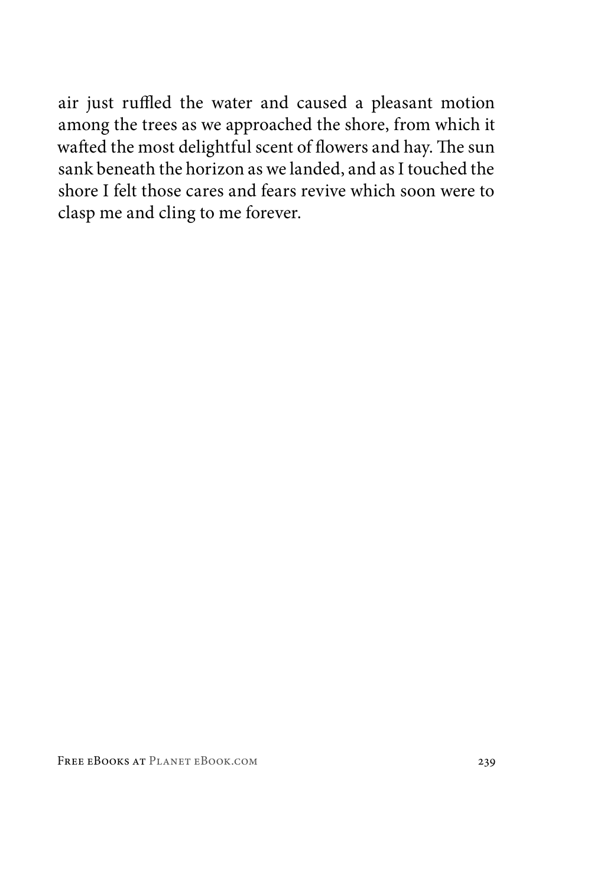air just ruffled the water and caused a pleasant motion among the trees as we approached the shore, from which it wafted the most delightful scent of flowers and hay. The sun sank beneath the horizon as we landed, and as I touched the shore I felt those cares and fears revive which soon were to clasp me and cling to me forever.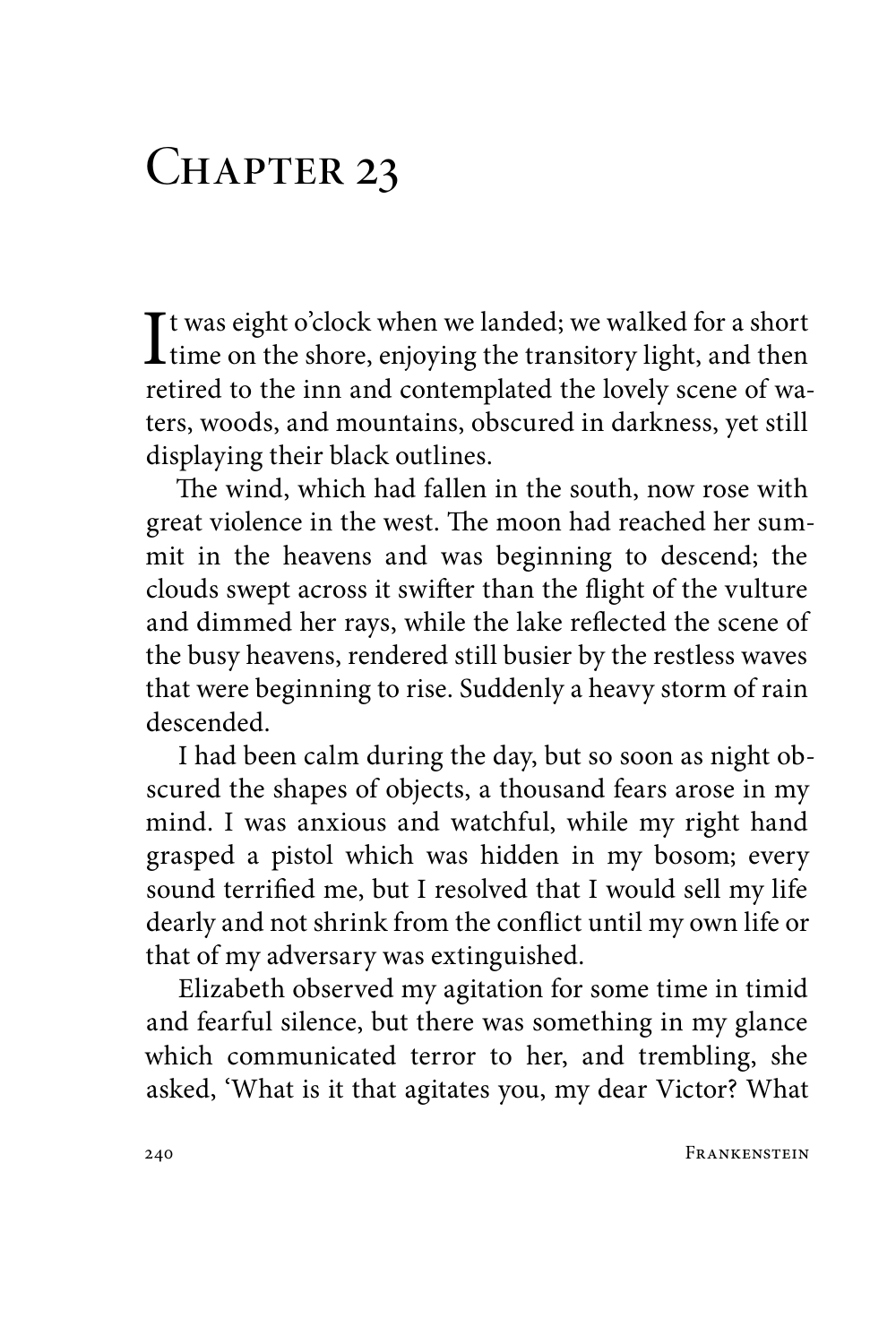# Chapter 23

It was eight o'clock when we landed; we walked for a short time on the shore, enjoying the transitory light, and then retired to the inn and contemplated the lovely scene of waters, woods, and mountains, obscured in darkness, yet still displaying their black outlines.

The wind, which had fallen in the south, now rose with great violence in the west. The moon had reached her summit in the heavens and was beginning to descend; the clouds swept across it swifter than the flight of the vulture and dimmed her rays, while the lake reflected the scene of the busy heavens, rendered still busier by the restless waves that were beginning to rise. Suddenly a heavy storm of rain descended.

I had been calm during the day, but so soon as night obscured the shapes of objects, a thousand fears arose in my mind. I was anxious and watchful, while my right hand grasped a pistol which was hidden in my bosom; every sound terrified me, but I resolved that I would sell my life dearly and not shrink from the conflict until my own life or that of my adversary was extinguished.

Elizabeth observed my agitation for some time in timid and fearful silence, but there was something in my glance which communicated terror to her, and trembling, she asked, 'What is it that agitates you, my dear Victor? What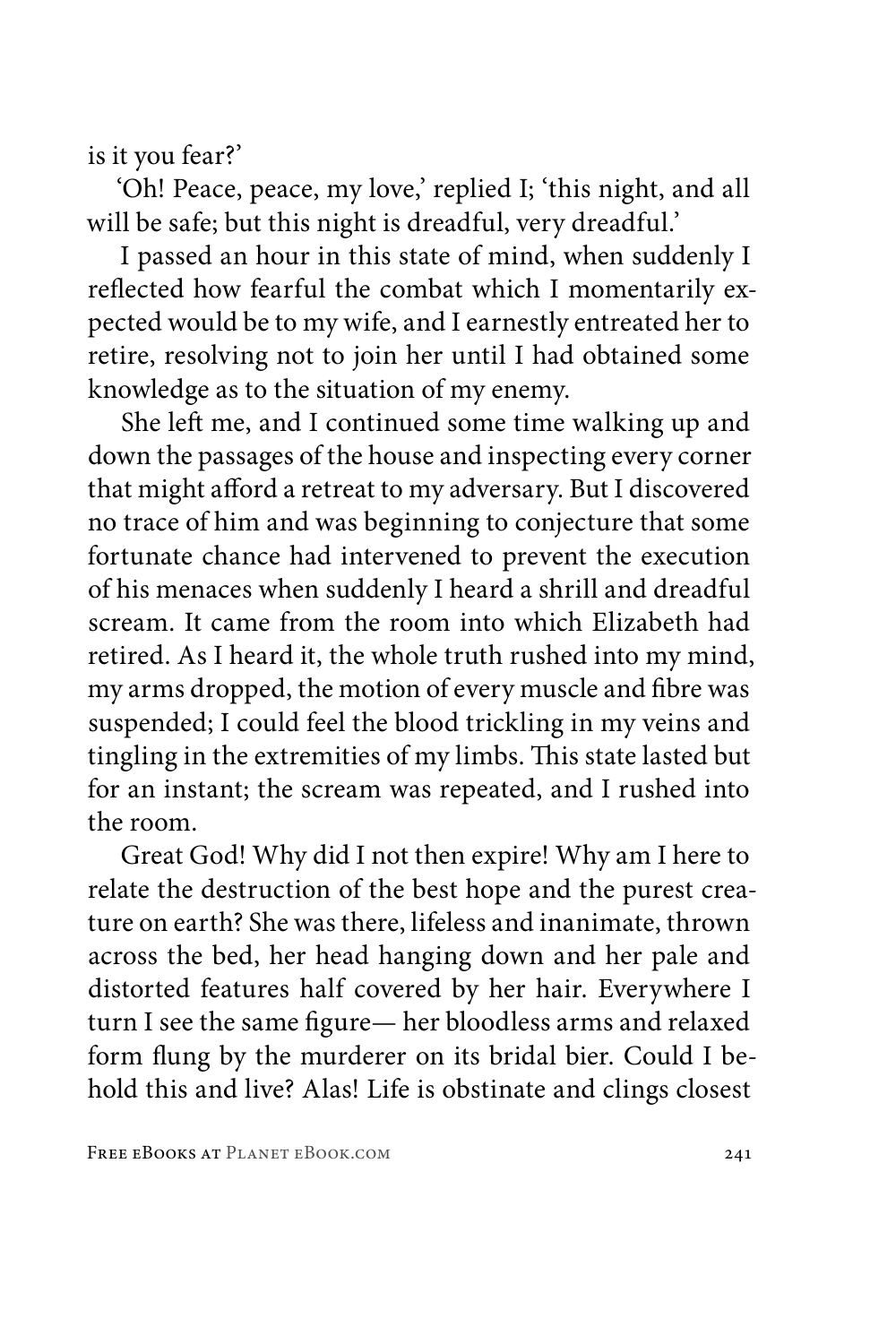is it you fear?'

'Oh! Peace, peace, my love,' replied I; 'this night, and all will be safe; but this night is dreadful, very dreadful.'

I passed an hour in this state of mind, when suddenly I reflected how fearful the combat which I momentarily expected would be to my wife, and I earnestly entreated her to retire, resolving not to join her until I had obtained some knowledge as to the situation of my enemy.

She left me, and I continued some time walking up and down the passages of the house and inspecting every corner that might afford a retreat to my adversary. But I discovered no trace of him and was beginning to conjecture that some fortunate chance had intervened to prevent the execution of his menaces when suddenly I heard a shrill and dreadful scream. It came from the room into which Elizabeth had retired. As I heard it, the whole truth rushed into my mind, my arms dropped, the motion of every muscle and fibre was suspended; I could feel the blood trickling in my veins and tingling in the extremities of my limbs. This state lasted but for an instant; the scream was repeated, and I rushed into the room.

Great God! Why did I not then expire! Why am I here to relate the destruction of the best hope and the purest creature on earth? She was there, lifeless and inanimate, thrown across the bed, her head hanging down and her pale and distorted features half covered by her hair. Everywhere I turn I see the same figure— her bloodless arms and relaxed form flung by the murderer on its bridal bier. Could I behold this and live? Alas! Life is obstinate and clings closest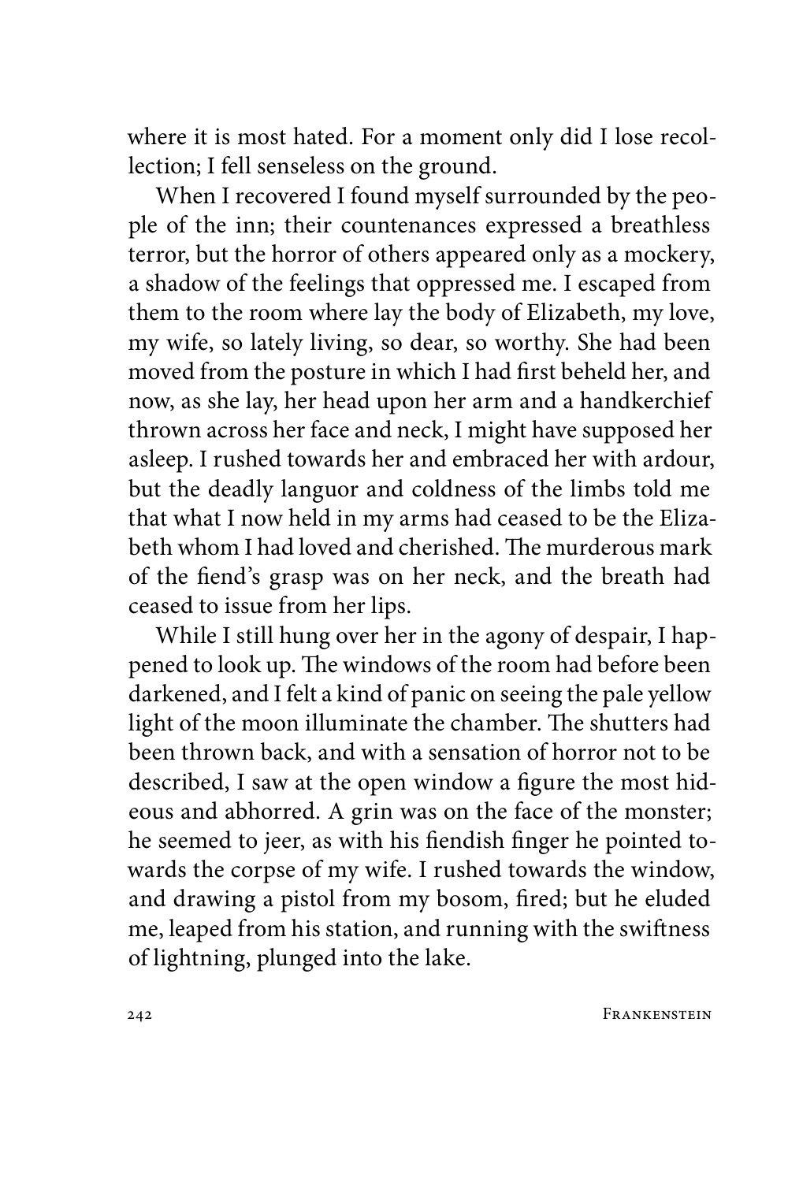where it is most hated. For a moment only did I lose recollection; I fell senseless on the ground.

When I recovered I found myself surrounded by the people of the inn; their countenances expressed a breathless terror, but the horror of others appeared only as a mockery, a shadow of the feelings that oppressed me. I escaped from them to the room where lay the body of Elizabeth, my love, my wife, so lately living, so dear, so worthy. She had been moved from the posture in which I had first beheld her, and now, as she lay, her head upon her arm and a handkerchief thrown across her face and neck, I might have supposed her asleep. I rushed towards her and embraced her with ardour, but the deadly languor and coldness of the limbs told me that what I now held in my arms had ceased to be the Elizabeth whom I had loved and cherished. The murderous mark of the fiend's grasp was on her neck, and the breath had ceased to issue from her lips.

While I still hung over her in the agony of despair, I happened to look up. The windows of the room had before been darkened, and I felt a kind of panic on seeing the pale yellow light of the moon illuminate the chamber. The shutters had been thrown back, and with a sensation of horror not to be described, I saw at the open window a figure the most hideous and abhorred. A grin was on the face of the monster; he seemed to jeer, as with his fiendish finger he pointed towards the corpse of my wife. I rushed towards the window, and drawing a pistol from my bosom, fired; but he eluded me, leaped from his station, and running with the swiftness of lightning, plunged into the lake.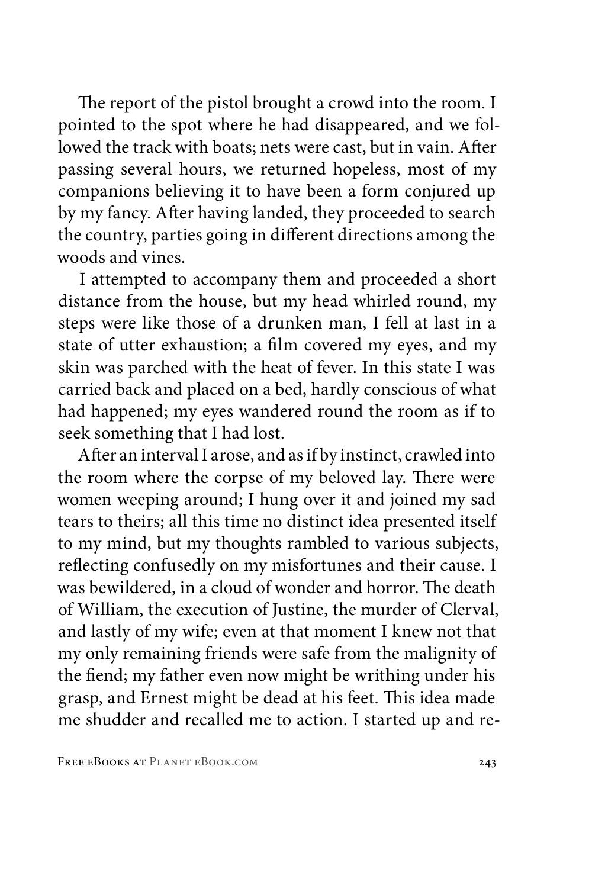The report of the pistol brought a crowd into the room. I pointed to the spot where he had disappeared, and we followed the track with boats; nets were cast, but in vain. After passing several hours, we returned hopeless, most of my companions believing it to have been a form conjured up by my fancy. After having landed, they proceeded to search the country, parties going in different directions among the woods and vines.

I attempted to accompany them and proceeded a short distance from the house, but my head whirled round, my steps were like those of a drunken man, I fell at last in a state of utter exhaustion; a film covered my eyes, and my skin was parched with the heat of fever. In this state I was carried back and placed on a bed, hardly conscious of what had happened; my eyes wandered round the room as if to seek something that I had lost.

After an interval I arose, and as if by instinct, crawled into the room where the corpse of my beloved lay. There were women weeping around; I hung over it and joined my sad tears to theirs; all this time no distinct idea presented itself to my mind, but my thoughts rambled to various subjects, reflecting confusedly on my misfortunes and their cause. I was bewildered, in a cloud of wonder and horror. The death of William, the execution of Justine, the murder of Clerval, and lastly of my wife; even at that moment I knew not that my only remaining friends were safe from the malignity of the fiend; my father even now might be writhing under his grasp, and Ernest might be dead at his feet. This idea made me shudder and recalled me to action. I started up and re-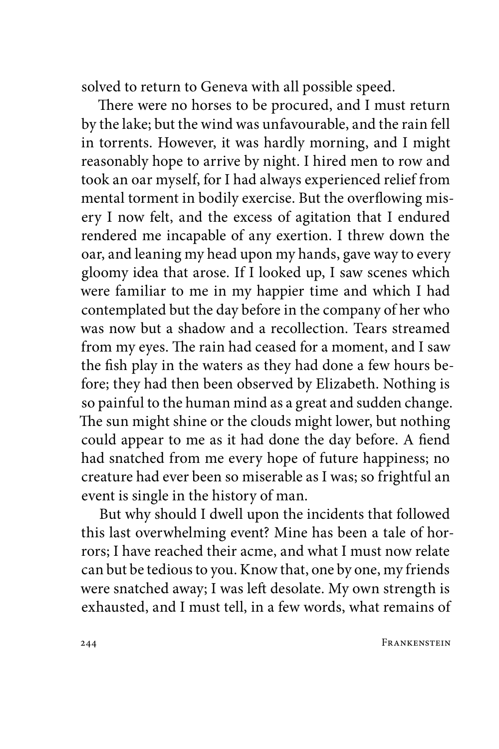solved to return to Geneva with all possible speed.

There were no horses to be procured, and I must return by the lake; but the wind was unfavourable, and the rain fell in torrents. However, it was hardly morning, and I might reasonably hope to arrive by night. I hired men to row and took an oar myself, for I had always experienced relief from mental torment in bodily exercise. But the overflowing misery I now felt, and the excess of agitation that I endured rendered me incapable of any exertion. I threw down the oar, and leaning my head upon my hands, gave way to every gloomy idea that arose. If I looked up, I saw scenes which were familiar to me in my happier time and which I had contemplated but the day before in the company of her who was now but a shadow and a recollection. Tears streamed from my eyes. The rain had ceased for a moment, and I saw the fish play in the waters as they had done a few hours before; they had then been observed by Elizabeth. Nothing is so painful to the human mind as a great and sudden change. The sun might shine or the clouds might lower, but nothing could appear to me as it had done the day before. A fiend had snatched from me every hope of future happiness; no creature had ever been so miserable as I was; so frightful an event is single in the history of man.

But why should I dwell upon the incidents that followed this last overwhelming event? Mine has been a tale of horrors; I have reached their acme, and what I must now relate can but be tedious to you. Know that, one by one, my friends were snatched away; I was left desolate. My own strength is exhausted, and I must tell, in a few words, what remains of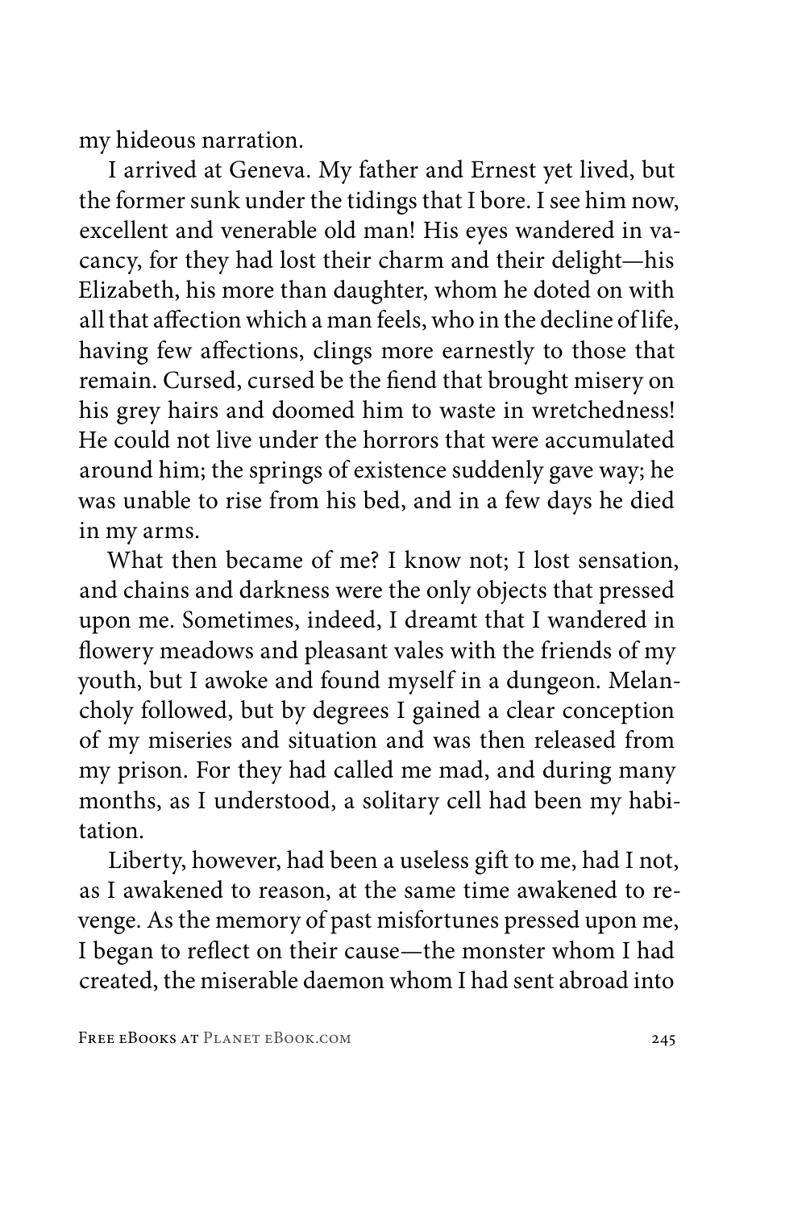my hideous narration.

I arrived at Geneva. My father and Ernest yet lived, but the former sunk under the tidings that I bore. I see him now, excellent and venerable old man! His eyes wandered in vacancy, for they had lost their charm and their delight—his Elizabeth, his more than daughter, whom he doted on with all that affection which a man feels, who in the decline of life, having few affections, clings more earnestly to those that remain. Cursed, cursed be the fiend that brought misery on his grey hairs and doomed him to waste in wretchedness! He could not live under the horrors that were accumulated around him; the springs of existence suddenly gave way; he was unable to rise from his bed, and in a few days he died in my arms.

What then became of me? I know not; I lost sensation, and chains and darkness were the only objects that pressed upon me. Sometimes, indeed, I dreamt that I wandered in flowery meadows and pleasant vales with the friends of my youth, but I awoke and found myself in a dungeon. Melancholy followed, but by degrees I gained a clear conception of my miseries and situation and was then released from my prison. For they had called me mad, and during many months, as I understood, a solitary cell had been my habitation.

Liberty, however, had been a useless gift to me, had I not, as I awakened to reason, at the same time awakened to revenge. As the memory of past misfortunes pressed upon me, I began to reflect on their cause—the monster whom I had created, the miserable daemon whom I had sent abroad into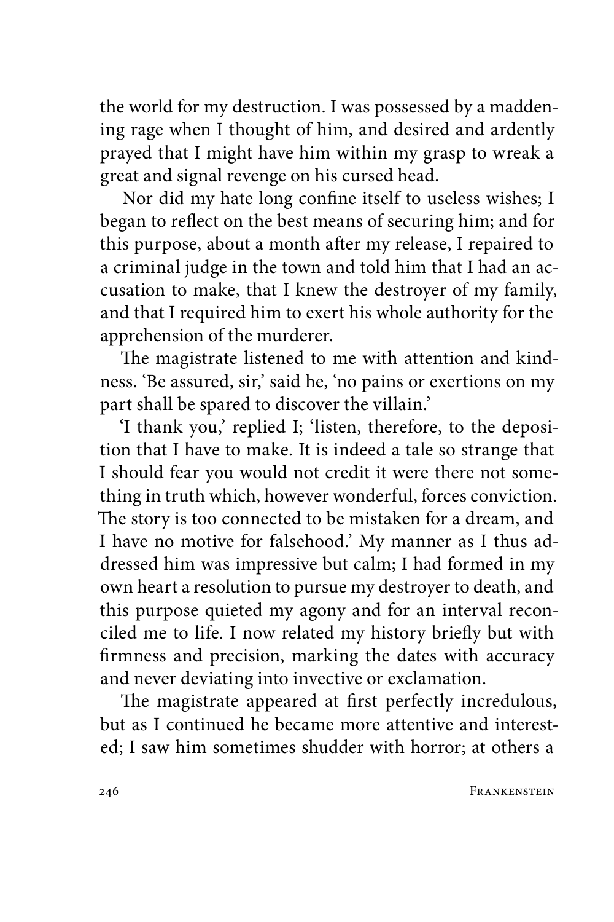the world for my destruction. I was possessed by a maddening rage when I thought of him, and desired and ardently prayed that I might have him within my grasp to wreak a great and signal revenge on his cursed head.

Nor did my hate long confine itself to useless wishes; I began to reflect on the best means of securing him; and for this purpose, about a month after my release, I repaired to a criminal judge in the town and told him that I had an accusation to make, that I knew the destroyer of my family, and that I required him to exert his whole authority for the apprehension of the murderer.

The magistrate listened to me with attention and kindness. 'Be assured, sir,' said he, 'no pains or exertions on my part shall be spared to discover the villain.'

'I thank you,' replied I; 'listen, therefore, to the deposition that I have to make. It is indeed a tale so strange that I should fear you would not credit it were there not something in truth which, however wonderful, forces conviction. The story is too connected to be mistaken for a dream, and I have no motive for falsehood.' My manner as I thus addressed him was impressive but calm; I had formed in my own heart a resolution to pursue my destroyer to death, and this purpose quieted my agony and for an interval reconciled me to life. I now related my history briefly but with firmness and precision, marking the dates with accuracy and never deviating into invective or exclamation.

The magistrate appeared at first perfectly incredulous, but as I continued he became more attentive and interested; I saw him sometimes shudder with horror; at others a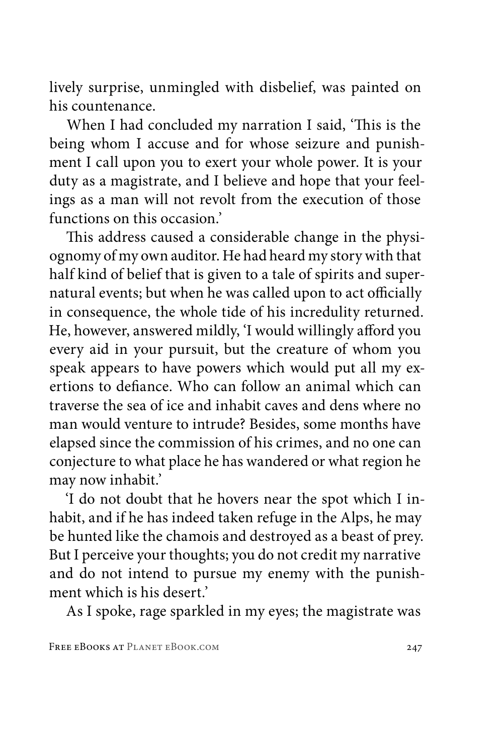lively surprise, unmingled with disbelief, was painted on his countenance.

When I had concluded my narration I said, 'This is the being whom I accuse and for whose seizure and punishment I call upon you to exert your whole power. It is your duty as a magistrate, and I believe and hope that your feelings as a man will not revolt from the execution of those functions on this occasion.'

This address caused a considerable change in the physiognomy of my own auditor. He had heard my story with that half kind of belief that is given to a tale of spirits and supernatural events; but when he was called upon to act officially in consequence, the whole tide of his incredulity returned. He, however, answered mildly, 'I would willingly afford you every aid in your pursuit, but the creature of whom you speak appears to have powers which would put all my exertions to defiance. Who can follow an animal which can traverse the sea of ice and inhabit caves and dens where no man would venture to intrude? Besides, some months have elapsed since the commission of his crimes, and no one can conjecture to what place he has wandered or what region he may now inhabit.'

'I do not doubt that he hovers near the spot which I inhabit, and if he has indeed taken refuge in the Alps, he may be hunted like the chamois and destroyed as a beast of prey. But I perceive your thoughts; you do not credit my narrative and do not intend to pursue my enemy with the punishment which is his desert.'

As I spoke, rage sparkled in my eyes; the magistrate was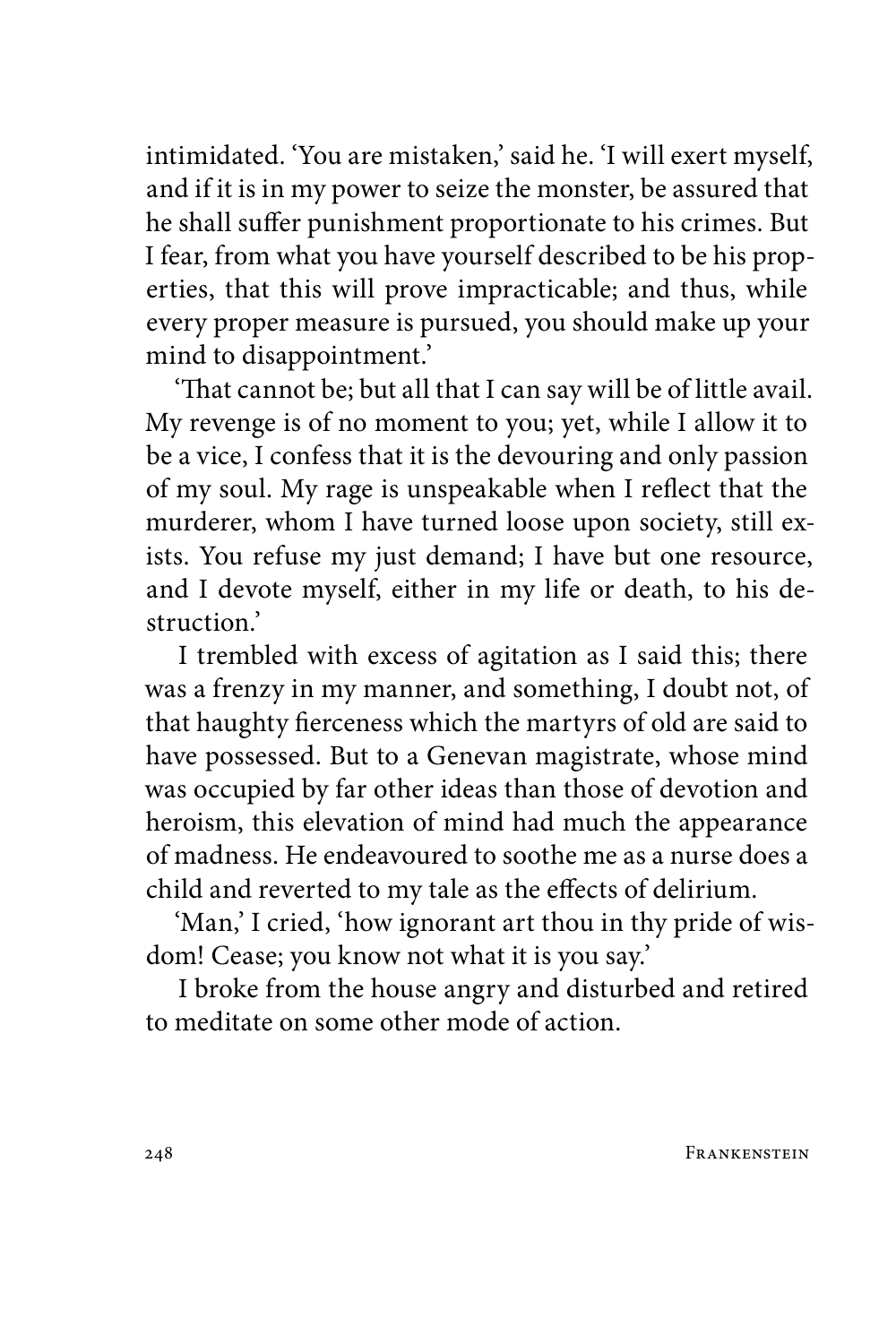intimidated. 'You are mistaken,' said he. 'I will exert myself, and if it is in my power to seize the monster, be assured that he shall suffer punishment proportionate to his crimes. But I fear, from what you have yourself described to be his properties, that this will prove impracticable; and thus, while every proper measure is pursued, you should make up your mind to disappointment.'

'That cannot be; but all that I can say will be of little avail. My revenge is of no moment to you; yet, while I allow it to be a vice, I confess that it is the devouring and only passion of my soul. My rage is unspeakable when I reflect that the murderer, whom I have turned loose upon society, still exists. You refuse my just demand; I have but one resource, and I devote myself, either in my life or death, to his destruction.'

I trembled with excess of agitation as I said this; there was a frenzy in my manner, and something, I doubt not, of that haughty fierceness which the martyrs of old are said to have possessed. But to a Genevan magistrate, whose mind was occupied by far other ideas than those of devotion and heroism, this elevation of mind had much the appearance of madness. He endeavoured to soothe me as a nurse does a child and reverted to my tale as the effects of delirium.

'Man,' I cried, 'how ignorant art thou in thy pride of wisdom! Cease; you know not what it is you say.'

I broke from the house angry and disturbed and retired to meditate on some other mode of action.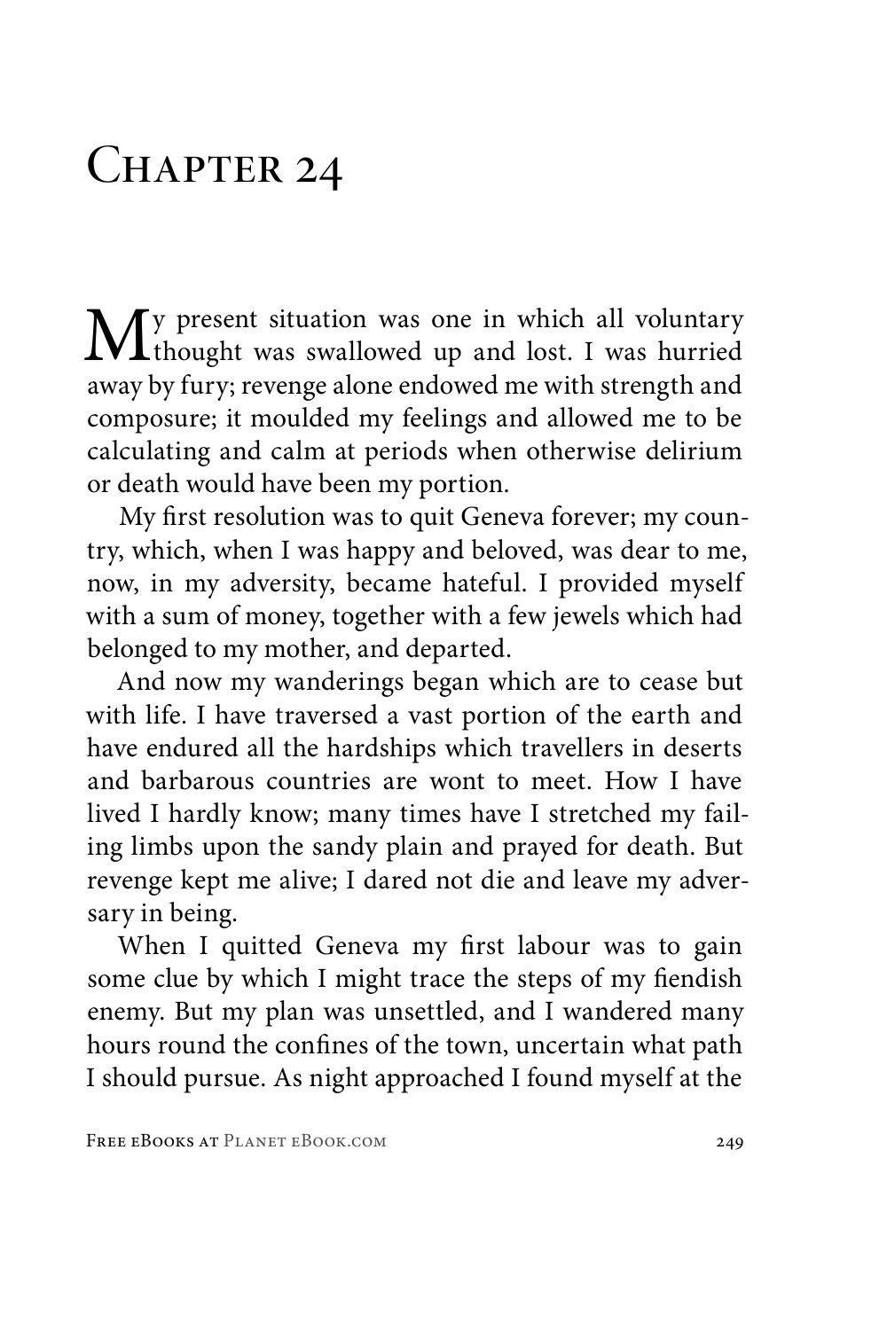# Chapter 24

My present situation was one in which all voluntary thought was swallowed up and lost. I was hurried away by fury; revenge alone endowed me with strength and composure; it moulded my feelings and allowed me to be calculating and calm at periods when otherwise delirium or death would have been my portion.

My first resolution was to quit Geneva forever; my country, which, when I was happy and beloved, was dear to me, now, in my adversity, became hateful. I provided myself with a sum of money, together with a few jewels which had belonged to my mother, and departed.

And now my wanderings began which are to cease but with life. I have traversed a vast portion of the earth and have endured all the hardships which travellers in deserts and barbarous countries are wont to meet. How I have lived I hardly know; many times have I stretched my failing limbs upon the sandy plain and prayed for death. But revenge kept me alive; I dared not die and leave my adversary in being.

When I quitted Geneva my first labour was to gain some clue by which I might trace the steps of my fiendish enemy. But my plan was unsettled, and I wandered many hours round the confines of the town, uncertain what path I should pursue. As night approached I found myself at the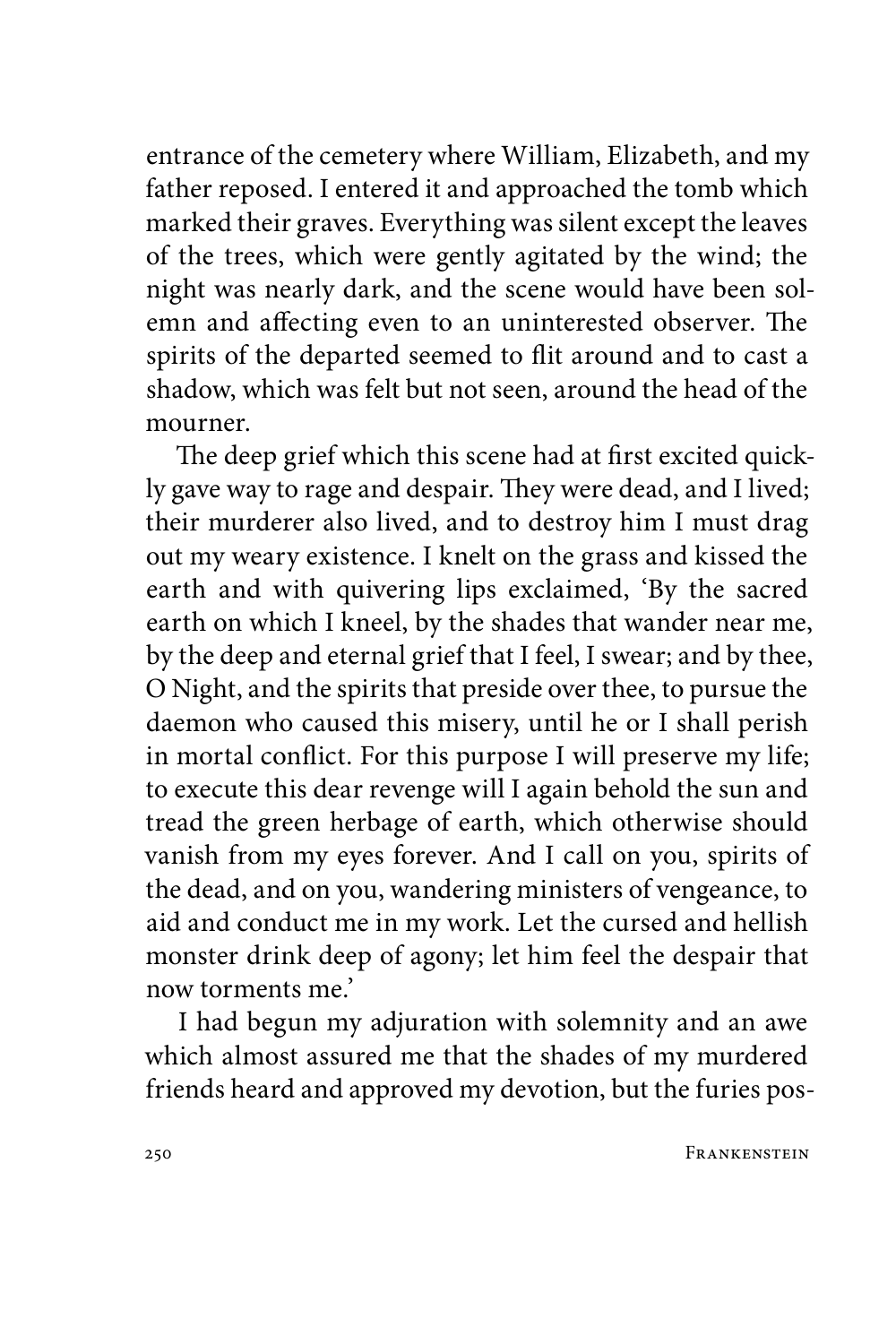entrance of the cemetery where William, Elizabeth, and my father reposed. I entered it and approached the tomb which marked their graves. Everything was silent except the leaves of the trees, which were gently agitated by the wind; the night was nearly dark, and the scene would have been solemn and affecting even to an uninterested observer. The spirits of the departed seemed to flit around and to cast a shadow, which was felt but not seen, around the head of the mourner.

The deep grief which this scene had at first excited quickly gave way to rage and despair. They were dead, and I lived; their murderer also lived, and to destroy him I must drag out my weary existence. I knelt on the grass and kissed the earth and with quivering lips exclaimed, 'By the sacred earth on which I kneel, by the shades that wander near me, by the deep and eternal grief that I feel, I swear; and by thee, O Night, and the spirits that preside over thee, to pursue the daemon who caused this misery, until he or I shall perish in mortal conflict. For this purpose I will preserve my life; to execute this dear revenge will I again behold the sun and tread the green herbage of earth, which otherwise should vanish from my eyes forever. And I call on you, spirits of the dead, and on you, wandering ministers of vengeance, to aid and conduct me in my work. Let the cursed and hellish monster drink deep of agony; let him feel the despair that now torments me.'

I had begun my adjuration with solemnity and an awe which almost assured me that the shades of my murdered friends heard and approved my devotion, but the furies pos-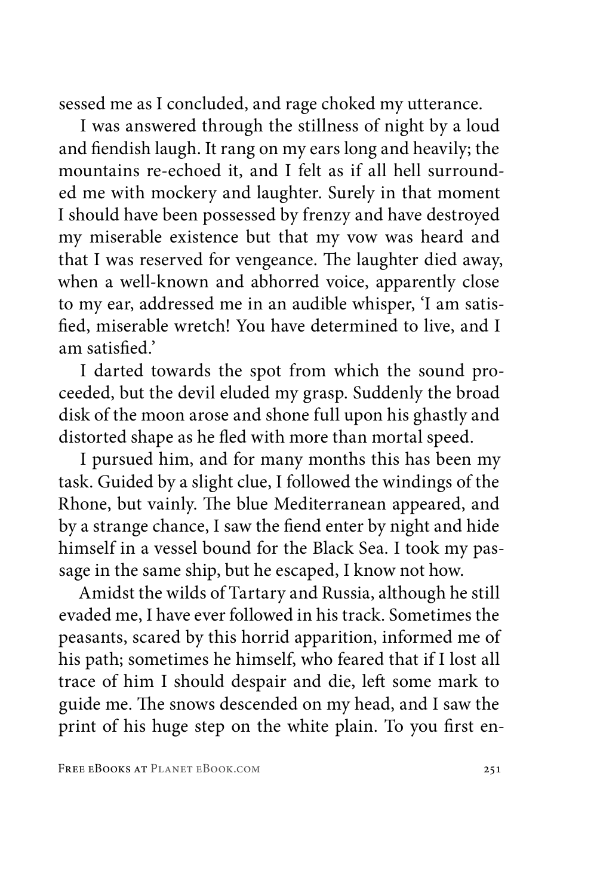sessed me as I concluded, and rage choked my utterance.

I was answered through the stillness of night by a loud and fiendish laugh. It rang on my ears long and heavily; the mountains re-echoed it, and I felt as if all hell surrounded me with mockery and laughter. Surely in that moment I should have been possessed by frenzy and have destroyed my miserable existence but that my vow was heard and that I was reserved for vengeance. The laughter died away, when a well-known and abhorred voice, apparently close to my ear, addressed me in an audible whisper, 'I am satisfied, miserable wretch! You have determined to live, and I am satisfied.'

I darted towards the spot from which the sound proceeded, but the devil eluded my grasp. Suddenly the broad disk of the moon arose and shone full upon his ghastly and distorted shape as he fled with more than mortal speed.

I pursued him, and for many months this has been my task. Guided by a slight clue, I followed the windings of the Rhone, but vainly. The blue Mediterranean appeared, and by a strange chance, I saw the fiend enter by night and hide himself in a vessel bound for the Black Sea. I took my passage in the same ship, but he escaped, I know not how.

Amidst the wilds of Tartary and Russia, although he still evaded me, I have ever followed in his track. Sometimes the peasants, scared by this horrid apparition, informed me of his path; sometimes he himself, who feared that if I lost all trace of him I should despair and die, left some mark to guide me. The snows descended on my head, and I saw the print of his huge step on the white plain. To you first en-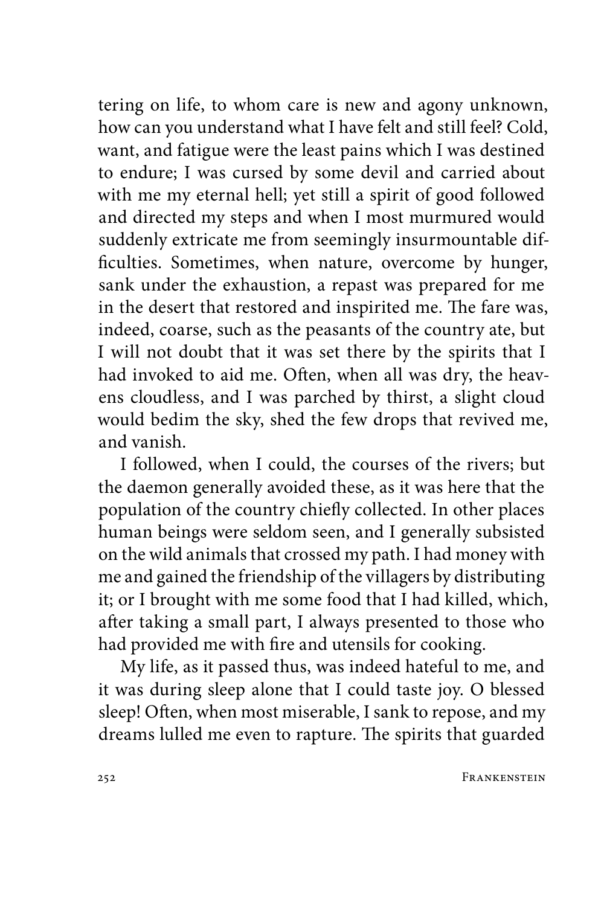tering on life, to whom care is new and agony unknown, how can you understand what I have felt and still feel? Cold, want, and fatigue were the least pains which I was destined to endure; I was cursed by some devil and carried about with me my eternal hell; yet still a spirit of good followed and directed my steps and when I most murmured would suddenly extricate me from seemingly insurmountable difficulties. Sometimes, when nature, overcome by hunger, sank under the exhaustion, a repast was prepared for me in the desert that restored and inspirited me. The fare was, indeed, coarse, such as the peasants of the country ate, but I will not doubt that it was set there by the spirits that I had invoked to aid me. Often, when all was dry, the heavens cloudless, and I was parched by thirst, a slight cloud would bedim the sky, shed the few drops that revived me, and vanish.

I followed, when I could, the courses of the rivers; but the daemon generally avoided these, as it was here that the population of the country chiefly collected. In other places human beings were seldom seen, and I generally subsisted on the wild animals that crossed my path. I had money with me and gained the friendship of the villagers by distributing it; or I brought with me some food that I had killed, which, after taking a small part, I always presented to those who had provided me with fire and utensils for cooking.

My life, as it passed thus, was indeed hateful to me, and it was during sleep alone that I could taste joy. O blessed sleep! Often, when most miserable, I sank to repose, and my dreams lulled me even to rapture. The spirits that guarded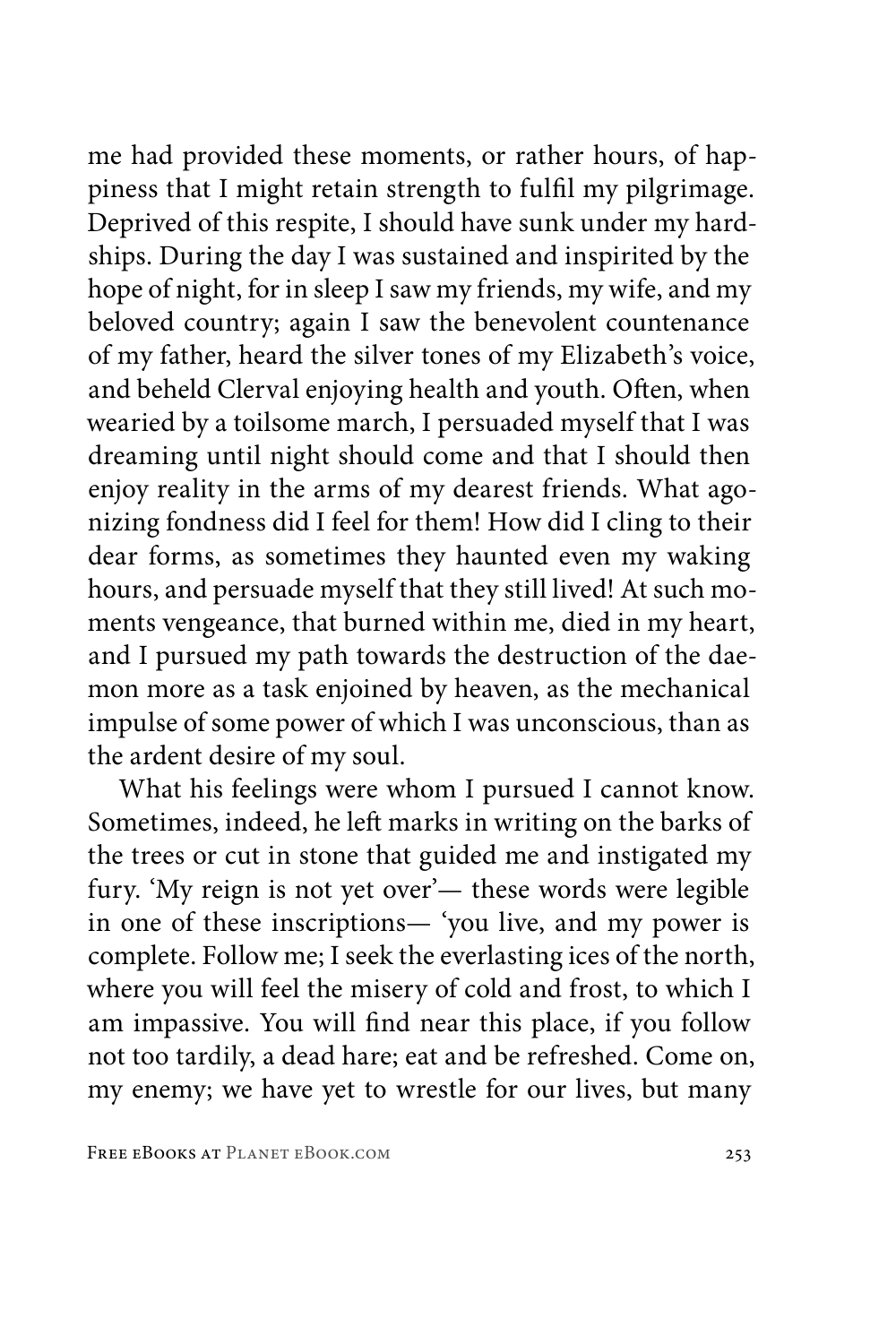me had provided these moments, or rather hours, of happiness that I might retain strength to fulfil my pilgrimage. Deprived of this respite, I should have sunk under my hardships. During the day I was sustained and inspirited by the hope of night, for in sleep I saw my friends, my wife, and my beloved country; again I saw the benevolent countenance of my father, heard the silver tones of my Elizabeth's voice, and beheld Clerval enjoying health and youth. Often, when wearied by a toilsome march, I persuaded myself that I was dreaming until night should come and that I should then enjoy reality in the arms of my dearest friends. What agonizing fondness did I feel for them! How did I cling to their dear forms, as sometimes they haunted even my waking hours, and persuade myself that they still lived! At such moments vengeance, that burned within me, died in my heart, and I pursued my path towards the destruction of the daemon more as a task enjoined by heaven, as the mechanical impulse of some power of which I was unconscious, than as the ardent desire of my soul.

What his feelings were whom I pursued I cannot know. Sometimes, indeed, he left marks in writing on the barks of the trees or cut in stone that guided me and instigated my fury. 'My reign is not yet over'— these words were legible in one of these inscriptions— 'you live, and my power is complete. Follow me; I seek the everlasting ices of the north, where you will feel the misery of cold and frost, to which I am impassive. You will find near this place, if you follow not too tardily, a dead hare; eat and be refreshed. Come on, my enemy; we have yet to wrestle for our lives, but many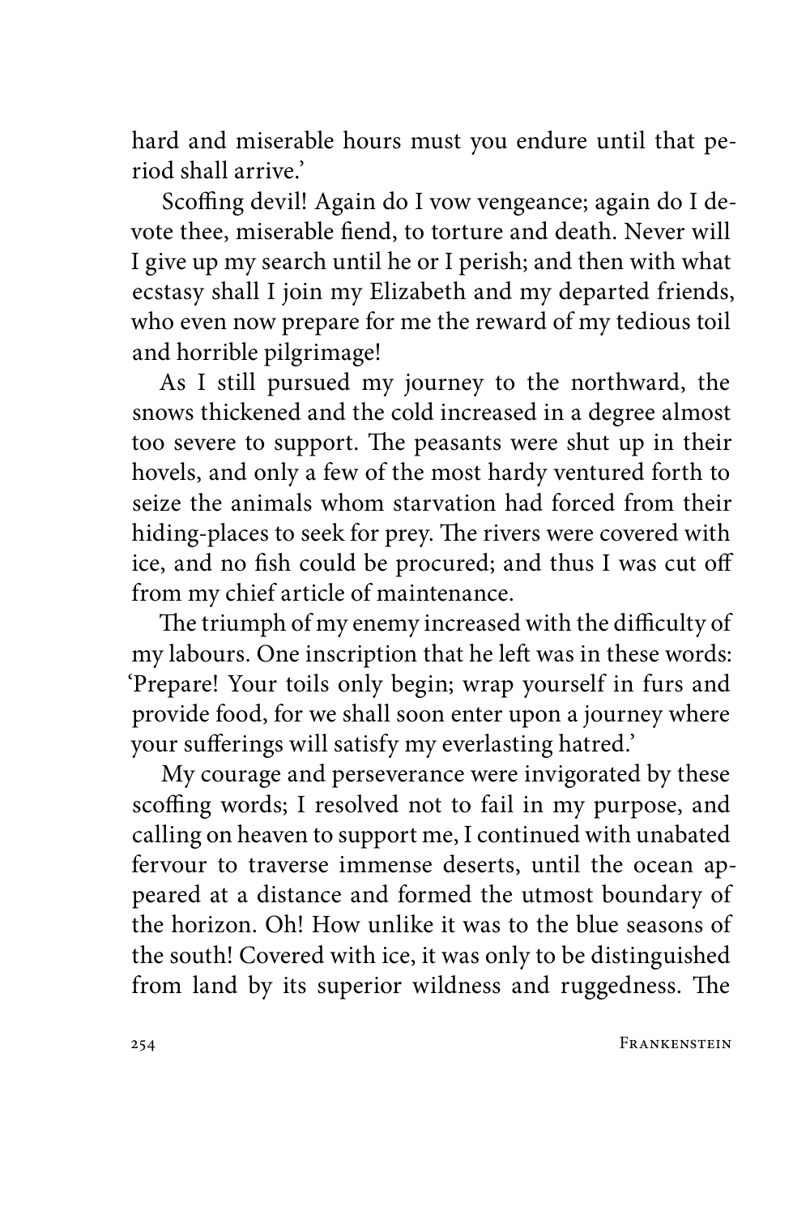hard and miserable hours must you endure until that period shall arrive.'

Scoffing devil! Again do I vow vengeance; again do I devote thee, miserable fiend, to torture and death. Never will I give up my search until he or I perish; and then with what ecstasy shall I join my Elizabeth and my departed friends, who even now prepare for me the reward of my tedious toil and horrible pilgrimage!

As I still pursued my journey to the northward, the snows thickened and the cold increased in a degree almost too severe to support. The peasants were shut up in their hovels, and only a few of the most hardy ventured forth to seize the animals whom starvation had forced from their hiding-places to seek for prey. The rivers were covered with ice, and no fish could be procured; and thus I was cut off from my chief article of maintenance.

The triumph of my enemy increased with the difficulty of my labours. One inscription that he left was in these words: 'Prepare! Your toils only begin; wrap yourself in furs and provide food, for we shall soon enter upon a journey where your sufferings will satisfy my everlasting hatred.'

My courage and perseverance were invigorated by these scoffing words; I resolved not to fail in my purpose, and calling on heaven to support me, I continued with unabated fervour to traverse immense deserts, until the ocean appeared at a distance and formed the utmost boundary of the horizon. Oh! How unlike it was to the blue seasons of the south! Covered with ice, it was only to be distinguished from land by its superior wildness and ruggedness. The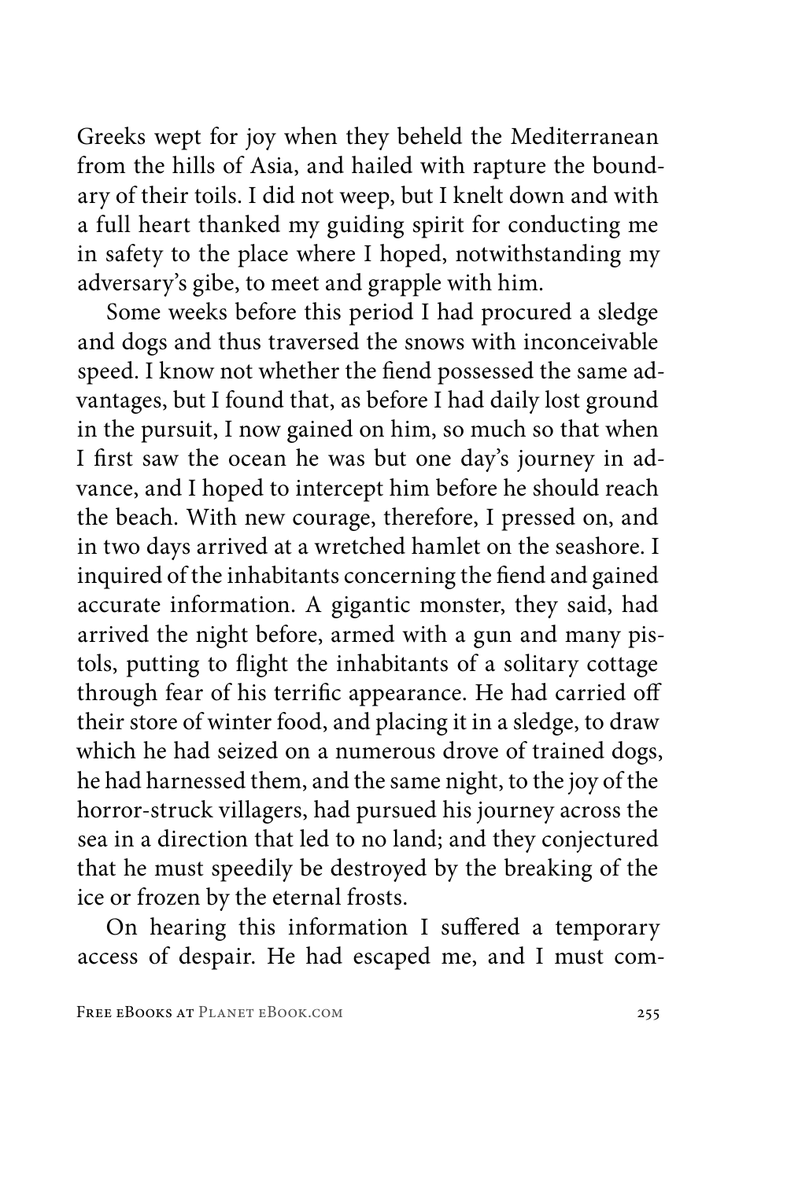Greeks wept for joy when they beheld the Mediterranean from the hills of Asia, and hailed with rapture the boundary of their toils. I did not weep, but I knelt down and with a full heart thanked my guiding spirit for conducting me in safety to the place where I hoped, notwithstanding my adversary's gibe, to meet and grapple with him.

Some weeks before this period I had procured a sledge and dogs and thus traversed the snows with inconceivable speed. I know not whether the fiend possessed the same advantages, but I found that, as before I had daily lost ground in the pursuit, I now gained on him, so much so that when I first saw the ocean he was but one day's journey in advance, and I hoped to intercept him before he should reach the beach. With new courage, therefore, I pressed on, and in two days arrived at a wretched hamlet on the seashore. I inquired of the inhabitants concerning the fiend and gained accurate information. A gigantic monster, they said, had arrived the night before, armed with a gun and many pistols, putting to flight the inhabitants of a solitary cottage through fear of his terrific appearance. He had carried off their store of winter food, and placing it in a sledge, to draw which he had seized on a numerous drove of trained dogs, he had harnessed them, and the same night, to the joy of the horror-struck villagers, had pursued his journey across the sea in a direction that led to no land; and they conjectured that he must speedily be destroyed by the breaking of the ice or frozen by the eternal frosts.

On hearing this information I suffered a temporary access of despair. He had escaped me, and I must com-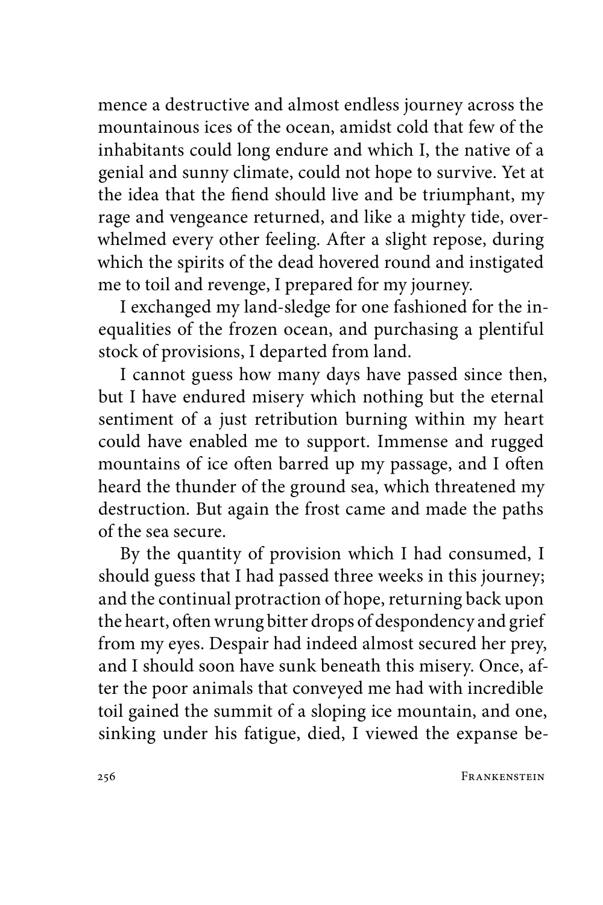mence a destructive and almost endless journey across the mountainous ices of the ocean, amidst cold that few of the inhabitants could long endure and which I, the native of a genial and sunny climate, could not hope to survive. Yet at the idea that the fiend should live and be triumphant, my rage and vengeance returned, and like a mighty tide, overwhelmed every other feeling. After a slight repose, during which the spirits of the dead hovered round and instigated me to toil and revenge, I prepared for my journey.

I exchanged my land-sledge for one fashioned for the inequalities of the frozen ocean, and purchasing a plentiful stock of provisions, I departed from land.

I cannot guess how many days have passed since then, but I have endured misery which nothing but the eternal sentiment of a just retribution burning within my heart could have enabled me to support. Immense and rugged mountains of ice often barred up my passage, and I often heard the thunder of the ground sea, which threatened my destruction. But again the frost came and made the paths of the sea secure.

By the quantity of provision which I had consumed, I should guess that I had passed three weeks in this journey; and the continual protraction of hope, returning back upon the heart, often wrung bitter drops of despondency and grief from my eyes. Despair had indeed almost secured her prey, and I should soon have sunk beneath this misery. Once, after the poor animals that conveyed me had with incredible toil gained the summit of a sloping ice mountain, and one, sinking under his fatigue, died, I viewed the expanse be-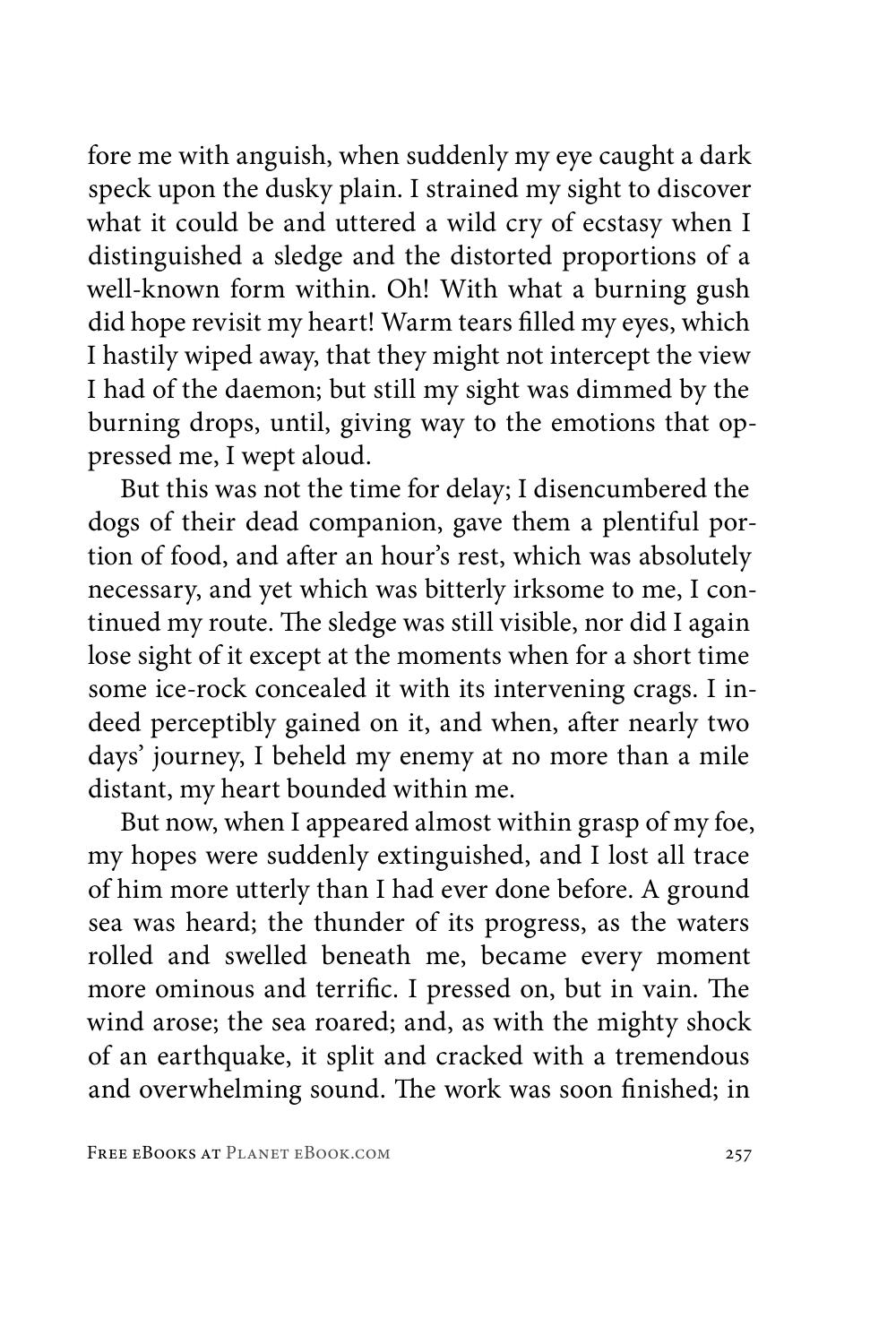fore me with anguish, when suddenly my eye caught a dark speck upon the dusky plain. I strained my sight to discover what it could be and uttered a wild cry of ecstasy when I distinguished a sledge and the distorted proportions of a well-known form within. Oh! With what a burning gush did hope revisit my heart! Warm tears filled my eyes, which I hastily wiped away, that they might not intercept the view I had of the daemon; but still my sight was dimmed by the burning drops, until, giving way to the emotions that oppressed me, I wept aloud.

But this was not the time for delay; I disencumbered the dogs of their dead companion, gave them a plentiful portion of food, and after an hour's rest, which was absolutely necessary, and yet which was bitterly irksome to me, I continued my route. The sledge was still visible, nor did I again lose sight of it except at the moments when for a short time some ice-rock concealed it with its intervening crags. I indeed perceptibly gained on it, and when, after nearly two days' journey, I beheld my enemy at no more than a mile distant, my heart bounded within me.

But now, when I appeared almost within grasp of my foe, my hopes were suddenly extinguished, and I lost all trace of him more utterly than I had ever done before. A ground sea was heard; the thunder of its progress, as the waters rolled and swelled beneath me, became every moment more ominous and terrific. I pressed on, but in vain. The wind arose; the sea roared; and, as with the mighty shock of an earthquake, it split and cracked with a tremendous and overwhelming sound. The work was soon finished; in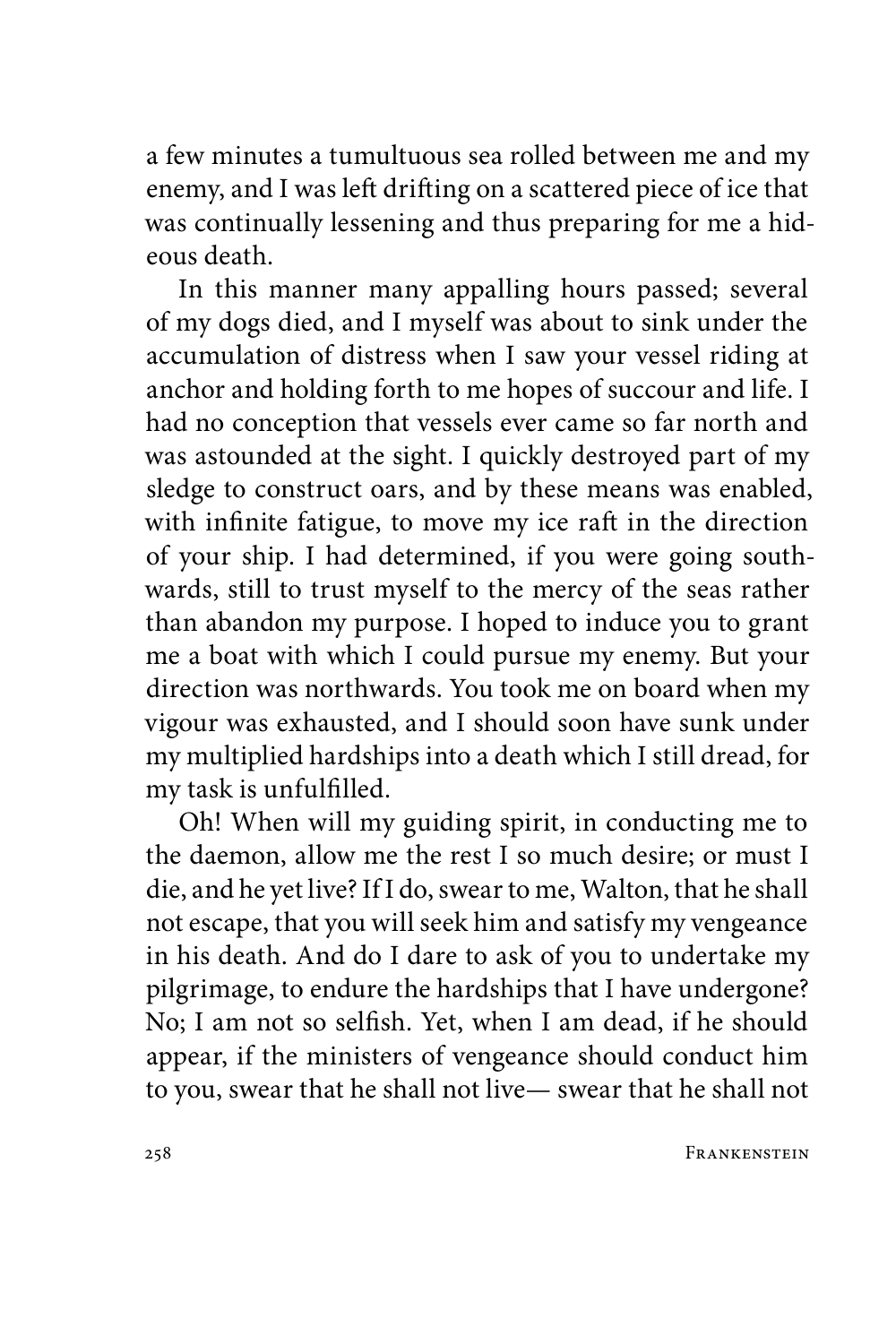a few minutes a tumultuous sea rolled between me and my enemy, and I was left drifting on a scattered piece of ice that was continually lessening and thus preparing for me a hideous death.

In this manner many appalling hours passed; several of my dogs died, and I myself was about to sink under the accumulation of distress when I saw your vessel riding at anchor and holding forth to me hopes of succour and life. I had no conception that vessels ever came so far north and was astounded at the sight. I quickly destroyed part of my sledge to construct oars, and by these means was enabled, with infinite fatigue, to move my ice raft in the direction of your ship. I had determined, if you were going southwards, still to trust myself to the mercy of the seas rather than abandon my purpose. I hoped to induce you to grant me a boat with which I could pursue my enemy. But your direction was northwards. You took me on board when my vigour was exhausted, and I should soon have sunk under my multiplied hardships into a death which I still dread, for my task is unfulfilled.

Oh! When will my guiding spirit, in conducting me to the daemon, allow me the rest I so much desire; or must I die, and he yet live? If I do, swear to me, Walton, that he shall not escape, that you will seek him and satisfy my vengeance in his death. And do I dare to ask of you to undertake my pilgrimage, to endure the hardships that I have undergone? No; I am not so selfish. Yet, when I am dead, if he should appear, if the ministers of vengeance should conduct him to you, swear that he shall not live— swear that he shall not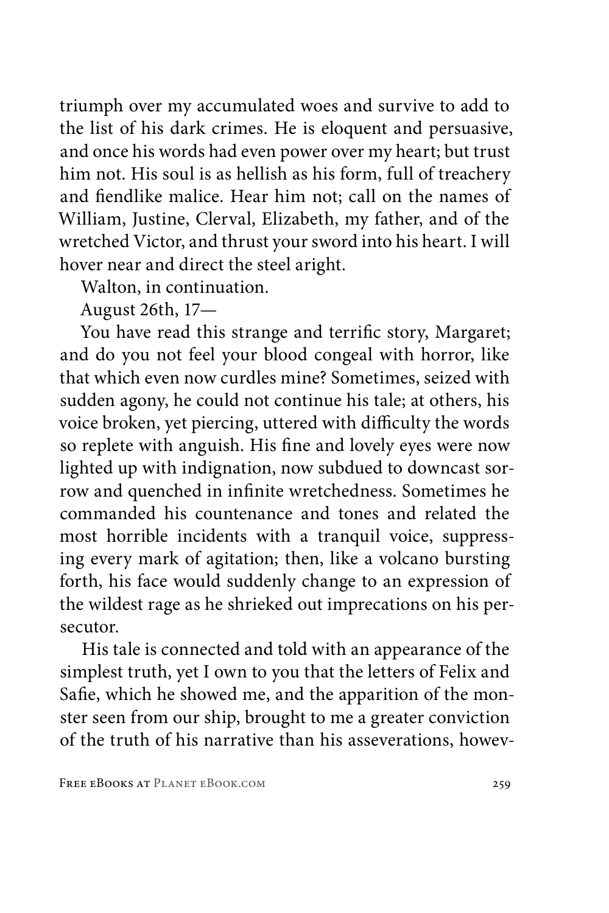triumph over my accumulated woes and survive to add to the list of his dark crimes. He is eloquent and persuasive, and once his words had even power over my heart; but trust him not. His soul is as hellish as his form, full of treachery and fiendlike malice. Hear him not; call on the names of William, Justine, Clerval, Elizabeth, my father, and of the wretched Victor, and thrust your sword into his heart. I will hover near and direct the steel aright.

Walton, in continuation.

August 26th, 17—

You have read this strange and terrific story, Margaret; and do you not feel your blood congeal with horror, like that which even now curdles mine? Sometimes, seized with sudden agony, he could not continue his tale; at others, his voice broken, yet piercing, uttered with difficulty the words so replete with anguish. His fine and lovely eyes were now lighted up with indignation, now subdued to downcast sorrow and quenched in infinite wretchedness. Sometimes he commanded his countenance and tones and related the most horrible incidents with a tranquil voice, suppressing every mark of agitation; then, like a volcano bursting forth, his face would suddenly change to an expression of the wildest rage as he shrieked out imprecations on his persecutor.

His tale is connected and told with an appearance of the simplest truth, yet I own to you that the letters of Felix and Safie, which he showed me, and the apparition of the monster seen from our ship, brought to me a greater conviction of the truth of his narrative than his asseverations, howev-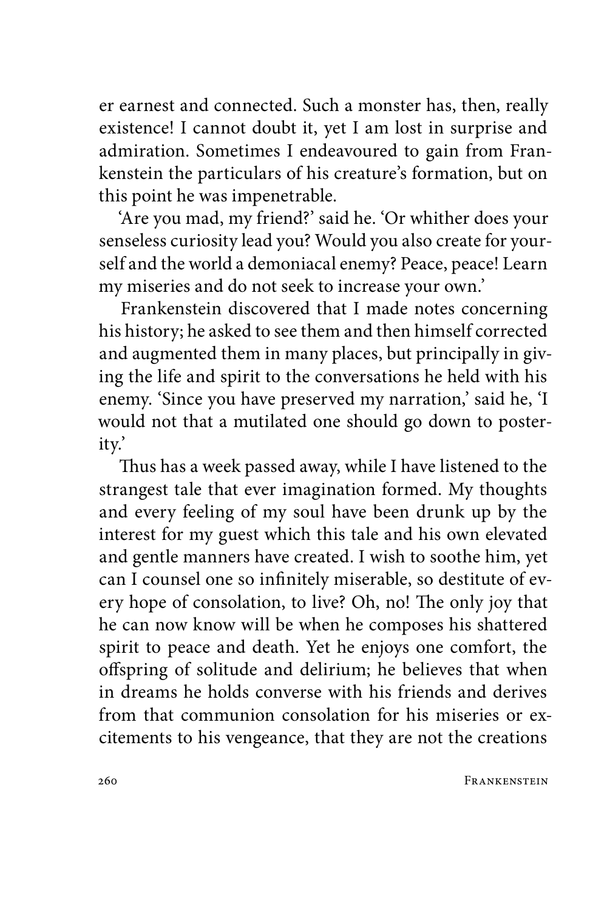er earnest and connected. Such a monster has, then, really existence! I cannot doubt it, yet I am lost in surprise and admiration. Sometimes I endeavoured to gain from Frankenstein the particulars of his creature's formation, but on this point he was impenetrable.

'Are you mad, my friend?' said he. 'Or whither does your senseless curiosity lead you? Would you also create for yourself and the world a demoniacal enemy? Peace, peace! Learn my miseries and do not seek to increase your own.'

Frankenstein discovered that I made notes concerning his history; he asked to see them and then himself corrected and augmented them in many places, but principally in giving the life and spirit to the conversations he held with his enemy. 'Since you have preserved my narration,' said he, 'I would not that a mutilated one should go down to posterity.'

Thus has a week passed away, while I have listened to the strangest tale that ever imagination formed. My thoughts and every feeling of my soul have been drunk up by the interest for my guest which this tale and his own elevated and gentle manners have created. I wish to soothe him, yet can I counsel one so infinitely miserable, so destitute of every hope of consolation, to live? Oh, no! The only joy that he can now know will be when he composes his shattered spirit to peace and death. Yet he enjoys one comfort, the offspring of solitude and delirium; he believes that when in dreams he holds converse with his friends and derives from that communion consolation for his miseries or excitements to his vengeance, that they are not the creations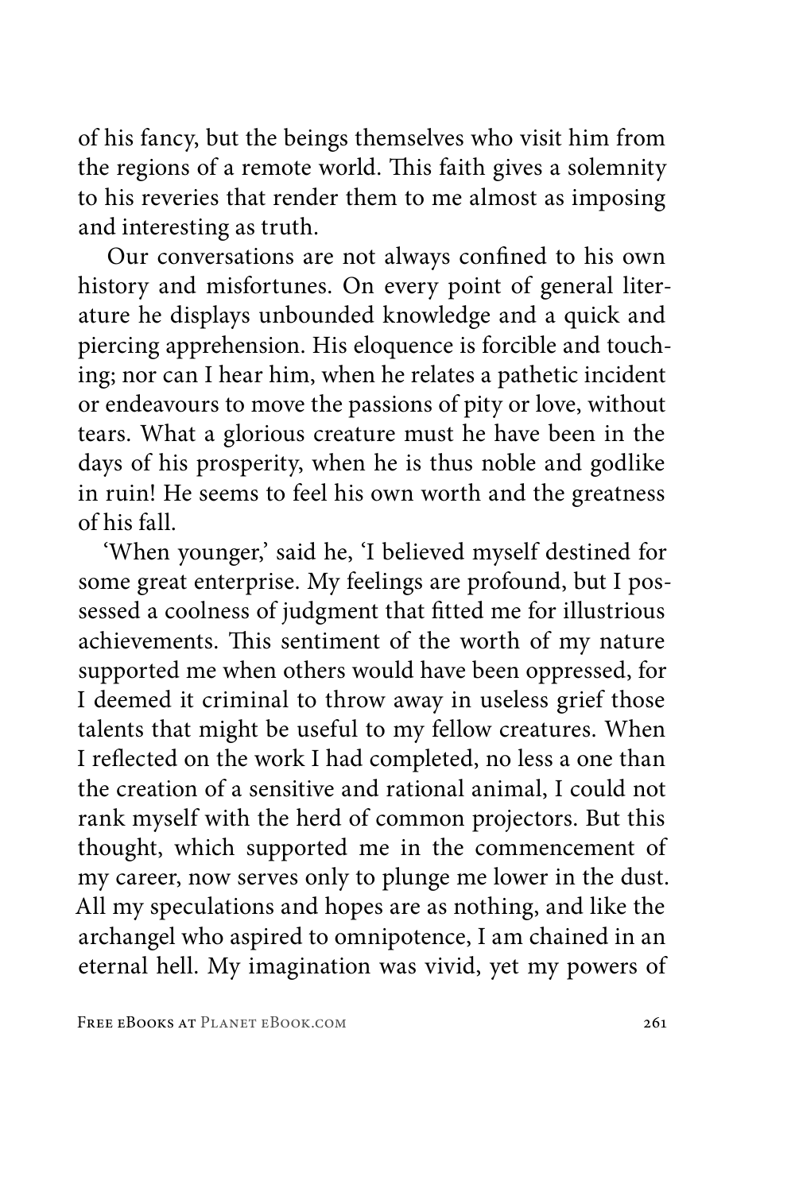of his fancy, but the beings themselves who visit him from the regions of a remote world. This faith gives a solemnity to his reveries that render them to me almost as imposing and interesting as truth.

Our conversations are not always confined to his own history and misfortunes. On every point of general literature he displays unbounded knowledge and a quick and piercing apprehension. His eloquence is forcible and touching; nor can I hear him, when he relates a pathetic incident or endeavours to move the passions of pity or love, without tears. What a glorious creature must he have been in the days of his prosperity, when he is thus noble and godlike in ruin! He seems to feel his own worth and the greatness of his fall.

'When younger,' said he, 'I believed myself destined for some great enterprise. My feelings are profound, but I possessed a coolness of judgment that fitted me for illustrious achievements. This sentiment of the worth of my nature supported me when others would have been oppressed, for I deemed it criminal to throw away in useless grief those talents that might be useful to my fellow creatures. When I reflected on the work I had completed, no less a one than the creation of a sensitive and rational animal, I could not rank myself with the herd of common projectors. But this thought, which supported me in the commencement of my career, now serves only to plunge me lower in the dust. All my speculations and hopes are as nothing, and like the archangel who aspired to omnipotence, I am chained in an eternal hell. My imagination was vivid, yet my powers of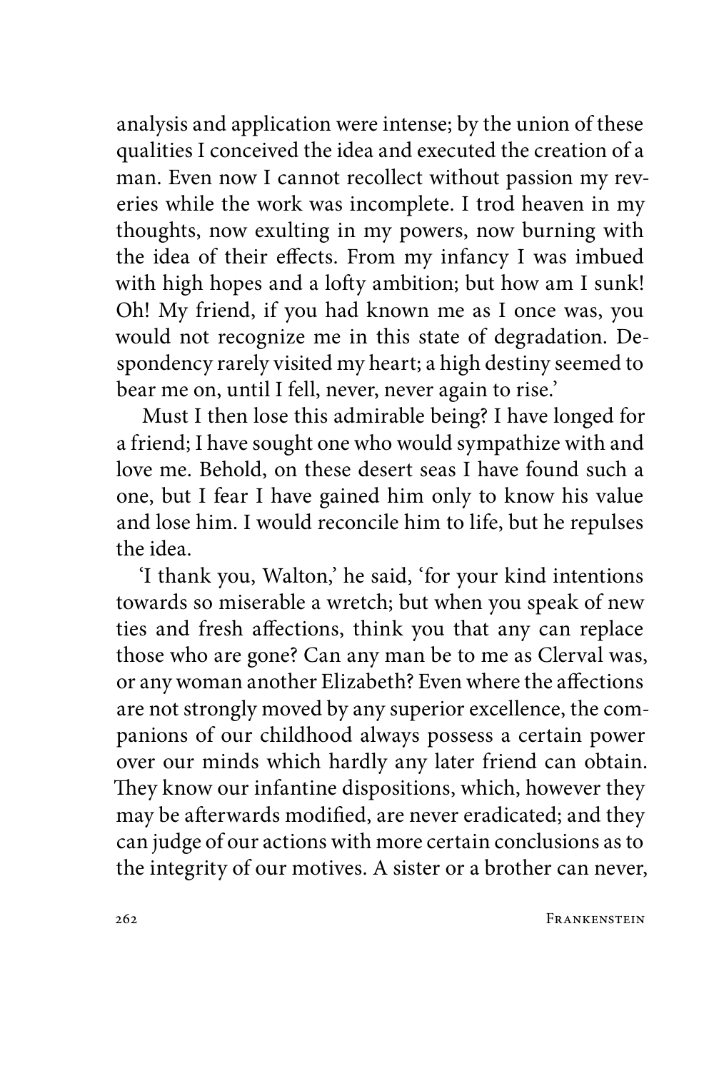analysis and application were intense; by the union of these qualities I conceived the idea and executed the creation of a man. Even now I cannot recollect without passion my reveries while the work was incomplete. I trod heaven in my thoughts, now exulting in my powers, now burning with the idea of their effects. From my infancy I was imbued with high hopes and a lofty ambition; but how am I sunk! Oh! My friend, if you had known me as I once was, you would not recognize me in this state of degradation. Despondency rarely visited my heart; a high destiny seemed to bear me on, until I fell, never, never again to rise.'

Must I then lose this admirable being? I have longed for a friend; I have sought one who would sympathize with and love me. Behold, on these desert seas I have found such a one, but I fear I have gained him only to know his value and lose him. I would reconcile him to life, but he repulses the idea.

'I thank you, Walton,' he said, 'for your kind intentions towards so miserable a wretch; but when you speak of new ties and fresh affections, think you that any can replace those who are gone? Can any man be to me as Clerval was, or any woman another Elizabeth? Even where the affections are not strongly moved by any superior excellence, the companions of our childhood always possess a certain power over our minds which hardly any later friend can obtain. They know our infantine dispositions, which, however they may be afterwards modified, are never eradicated; and they can judge of our actions with more certain conclusions as to the integrity of our motives. A sister or a brother can never,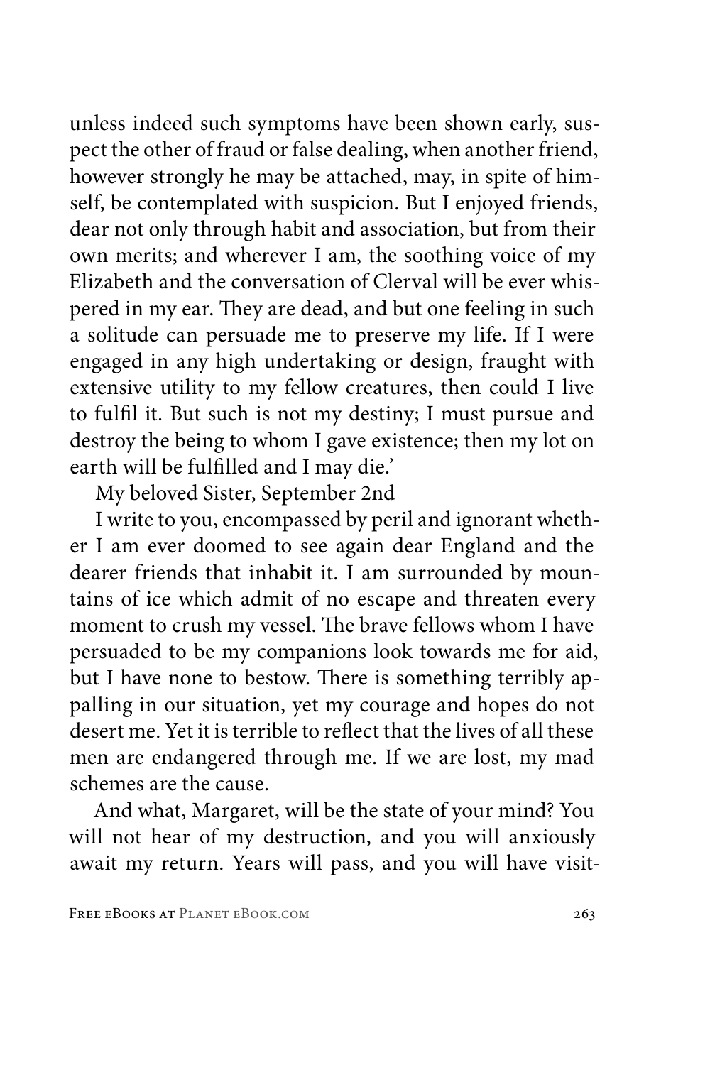unless indeed such symptoms have been shown early, suspect the other of fraud or false dealing, when another friend, however strongly he may be attached, may, in spite of himself, be contemplated with suspicion. But I enjoyed friends, dear not only through habit and association, but from their own merits; and wherever I am, the soothing voice of my Elizabeth and the conversation of Clerval will be ever whispered in my ear. They are dead, and but one feeling in such a solitude can persuade me to preserve my life. If I were engaged in any high undertaking or design, fraught with extensive utility to my fellow creatures, then could I live to fulfil it. But such is not my destiny; I must pursue and destroy the being to whom I gave existence; then my lot on earth will be fulfilled and I may die.'

My beloved Sister, September 2nd

I write to you, encompassed by peril and ignorant whether I am ever doomed to see again dear England and the dearer friends that inhabit it. I am surrounded by mountains of ice which admit of no escape and threaten every moment to crush my vessel. The brave fellows whom I have persuaded to be my companions look towards me for aid, but I have none to bestow. There is something terribly appalling in our situation, yet my courage and hopes do not desert me. Yet it is terrible to reflect that the lives of all these men are endangered through me. If we are lost, my mad schemes are the cause.

And what, Margaret, will be the state of your mind? You will not hear of my destruction, and you will anxiously await my return. Years will pass, and you will have visit-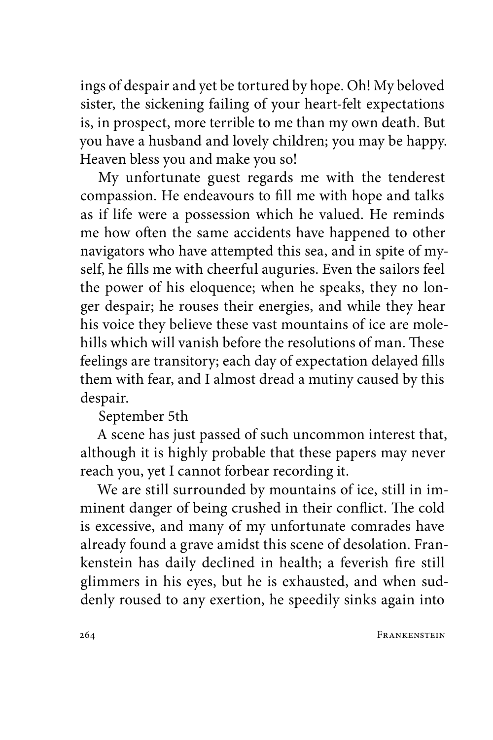ings of despair and yet be tortured by hope. Oh! My beloved sister, the sickening failing of your heart-felt expectations is, in prospect, more terrible to me than my own death. But you have a husband and lovely children; you may be happy. Heaven bless you and make you so!

My unfortunate guest regards me with the tenderest compassion. He endeavours to fill me with hope and talks as if life were a possession which he valued. He reminds me how often the same accidents have happened to other navigators who have attempted this sea, and in spite of myself, he fills me with cheerful auguries. Even the sailors feel the power of his eloquence; when he speaks, they no longer despair; he rouses their energies, and while they hear his voice they believe these vast mountains of ice are molehills which will vanish before the resolutions of man. These feelings are transitory; each day of expectation delayed fills them with fear, and I almost dread a mutiny caused by this despair.

September 5th

A scene has just passed of such uncommon interest that, although it is highly probable that these papers may never reach you, yet I cannot forbear recording it.

We are still surrounded by mountains of ice, still in imminent danger of being crushed in their conflict. The cold is excessive, and many of my unfortunate comrades have already found a grave amidst this scene of desolation. Frankenstein has daily declined in health; a feverish fire still glimmers in his eyes, but he is exhausted, and when suddenly roused to any exertion, he speedily sinks again into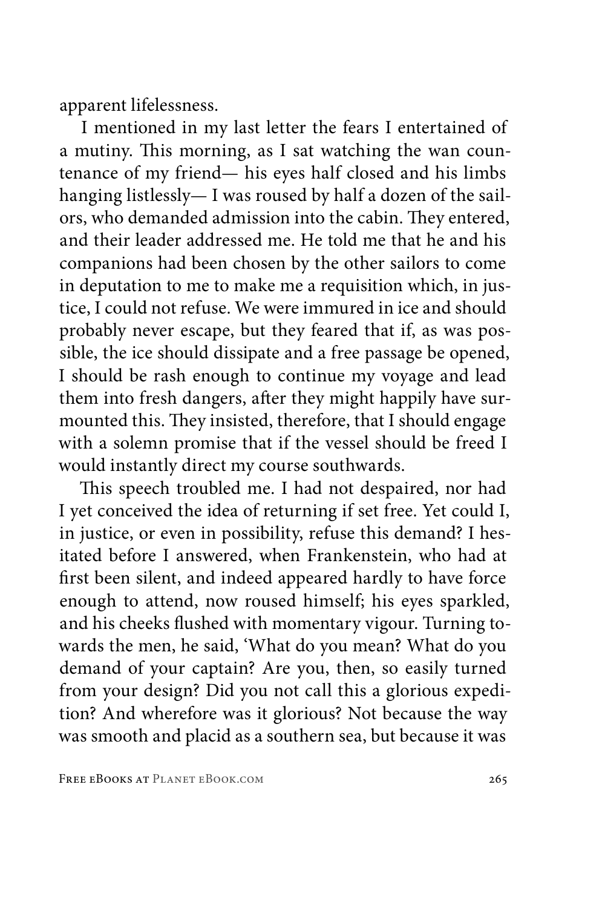apparent lifelessness.

I mentioned in my last letter the fears I entertained of a mutiny. This morning, as I sat watching the wan countenance of my friend— his eyes half closed and his limbs hanging listlessly— I was roused by half a dozen of the sailors, who demanded admission into the cabin. They entered, and their leader addressed me. He told me that he and his companions had been chosen by the other sailors to come in deputation to me to make me a requisition which, in justice, I could not refuse. We were immured in ice and should probably never escape, but they feared that if, as was possible, the ice should dissipate and a free passage be opened, I should be rash enough to continue my voyage and lead them into fresh dangers, after they might happily have surmounted this. They insisted, therefore, that I should engage with a solemn promise that if the vessel should be freed I would instantly direct my course southwards.

This speech troubled me. I had not despaired, nor had I yet conceived the idea of returning if set free. Yet could I, in justice, or even in possibility, refuse this demand? I hesitated before I answered, when Frankenstein, who had at first been silent, and indeed appeared hardly to have force enough to attend, now roused himself; his eyes sparkled, and his cheeks flushed with momentary vigour. Turning towards the men, he said, 'What do you mean? What do you demand of your captain? Are you, then, so easily turned from your design? Did you not call this a glorious expedition? And wherefore was it glorious? Not because the way was smooth and placid as a southern sea, but because it was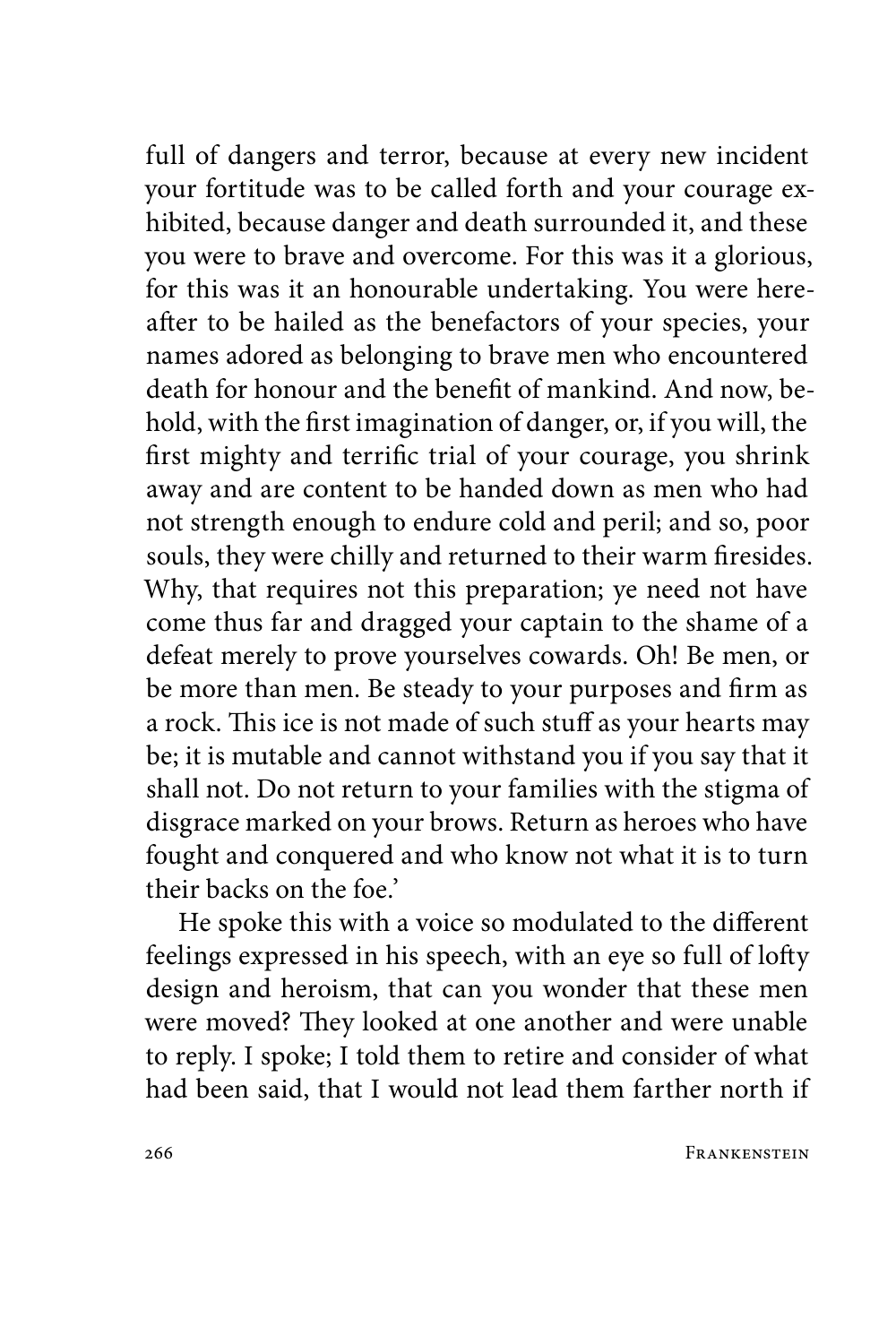full of dangers and terror, because at every new incident your fortitude was to be called forth and your courage exhibited, because danger and death surrounded it, and these you were to brave and overcome. For this was it a glorious, for this was it an honourable undertaking. You were hereafter to be hailed as the benefactors of your species, your names adored as belonging to brave men who encountered death for honour and the benefit of mankind. And now, behold, with the first imagination of danger, or, if you will, the first mighty and terrific trial of your courage, you shrink away and are content to be handed down as men who had not strength enough to endure cold and peril; and so, poor souls, they were chilly and returned to their warm firesides. Why, that requires not this preparation; ye need not have come thus far and dragged your captain to the shame of a defeat merely to prove yourselves cowards. Oh! Be men, or be more than men. Be steady to your purposes and firm as a rock. This ice is not made of such stuff as your hearts may be; it is mutable and cannot withstand you if you say that it shall not. Do not return to your families with the stigma of disgrace marked on your brows. Return as heroes who have fought and conquered and who know not what it is to turn their backs on the foe.'

He spoke this with a voice so modulated to the different feelings expressed in his speech, with an eye so full of lofty design and heroism, that can you wonder that these men were moved? They looked at one another and were unable to reply. I spoke; I told them to retire and consider of what had been said, that I would not lead them farther north if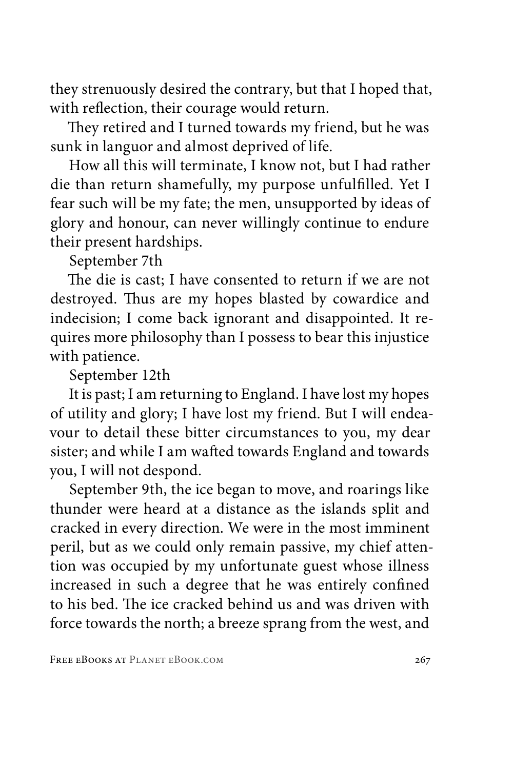they strenuously desired the contrary, but that I hoped that, with reflection, their courage would return.

They retired and I turned towards my friend, but he was sunk in languor and almost deprived of life.

How all this will terminate, I know not, but I had rather die than return shamefully, my purpose unfulfilled. Yet I fear such will be my fate; the men, unsupported by ideas of glory and honour, can never willingly continue to endure their present hardships.

September 7th

The die is cast; I have consented to return if we are not destroyed. Thus are my hopes blasted by cowardice and indecision; I come back ignorant and disappointed. It requires more philosophy than I possess to bear this injustice with patience.

September 12th

It is past; I am returning to England. I have lost my hopes of utility and glory; I have lost my friend. But I will endeavour to detail these bitter circumstances to you, my dear sister; and while I am wafted towards England and towards you, I will not despond.

September 9th, the ice began to move, and roarings like thunder were heard at a distance as the islands split and cracked in every direction. We were in the most imminent peril, but as we could only remain passive, my chief attention was occupied by my unfortunate guest whose illness increased in such a degree that he was entirely confined to his bed. The ice cracked behind us and was driven with force towards the north; a breeze sprang from the west, and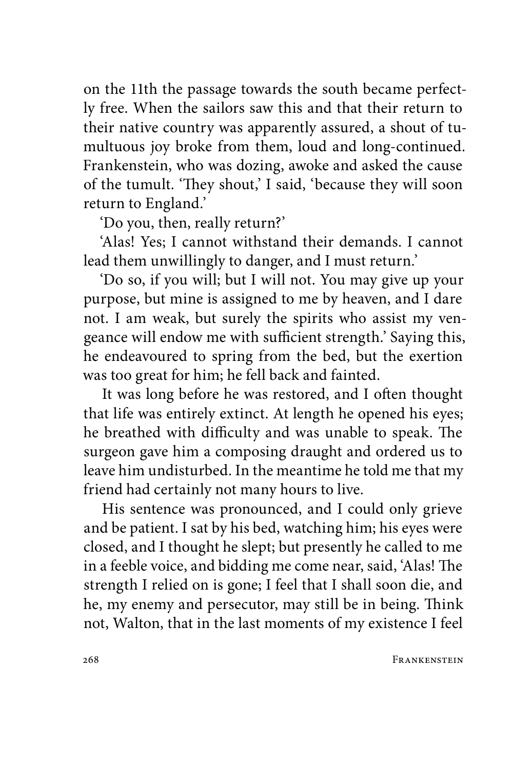on the 11th the passage towards the south became perfectly free. When the sailors saw this and that their return to their native country was apparently assured, a shout of tumultuous joy broke from them, loud and long-continued. Frankenstein, who was dozing, awoke and asked the cause of the tumult. 'They shout,' I said, 'because they will soon return to England.'

'Do you, then, really return?'

'Alas! Yes; I cannot withstand their demands. I cannot lead them unwillingly to danger, and I must return.'

'Do so, if you will; but I will not. You may give up your purpose, but mine is assigned to me by heaven, and I dare not. I am weak, but surely the spirits who assist my vengeance will endow me with sufficient strength.' Saying this, he endeavoured to spring from the bed, but the exertion was too great for him; he fell back and fainted.

It was long before he was restored, and I often thought that life was entirely extinct. At length he opened his eyes; he breathed with difficulty and was unable to speak. The surgeon gave him a composing draught and ordered us to leave him undisturbed. In the meantime he told me that my friend had certainly not many hours to live.

His sentence was pronounced, and I could only grieve and be patient. I sat by his bed, watching him; his eyes were closed, and I thought he slept; but presently he called to me in a feeble voice, and bidding me come near, said, 'Alas! The strength I relied on is gone; I feel that I shall soon die, and he, my enemy and persecutor, may still be in being. Think not, Walton, that in the last moments of my existence I feel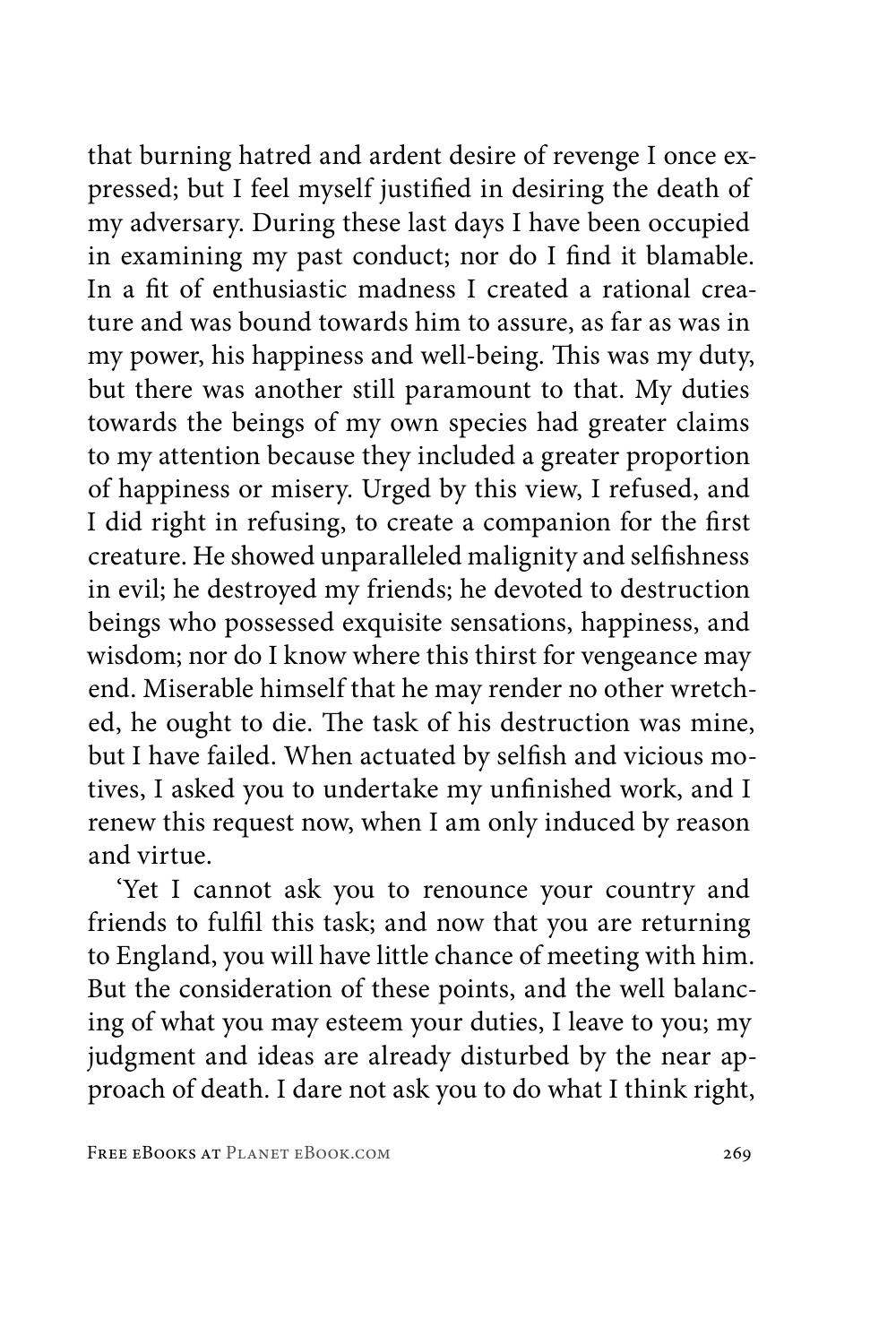that burning hatred and ardent desire of revenge I once expressed; but I feel myself justified in desiring the death of my adversary. During these last days I have been occupied in examining my past conduct; nor do I find it blamable. In a fit of enthusiastic madness I created a rational creature and was bound towards him to assure, as far as was in my power, his happiness and well-being. This was my duty, but there was another still paramount to that. My duties towards the beings of my own species had greater claims to my attention because they included a greater proportion of happiness or misery. Urged by this view, I refused, and I did right in refusing, to create a companion for the first creature. He showed unparalleled malignity and selfishness in evil; he destroyed my friends; he devoted to destruction beings who possessed exquisite sensations, happiness, and wisdom; nor do I know where this thirst for vengeance may end. Miserable himself that he may render no other wretched, he ought to die. The task of his destruction was mine, but I have failed. When actuated by selfish and vicious motives, I asked you to undertake my unfinished work, and I renew this request now, when I am only induced by reason and virtue.

'Yet I cannot ask you to renounce your country and friends to fulfil this task; and now that you are returning to England, you will have little chance of meeting with him. But the consideration of these points, and the well balancing of what you may esteem your duties, I leave to you; my judgment and ideas are already disturbed by the near approach of death. I dare not ask you to do what I think right,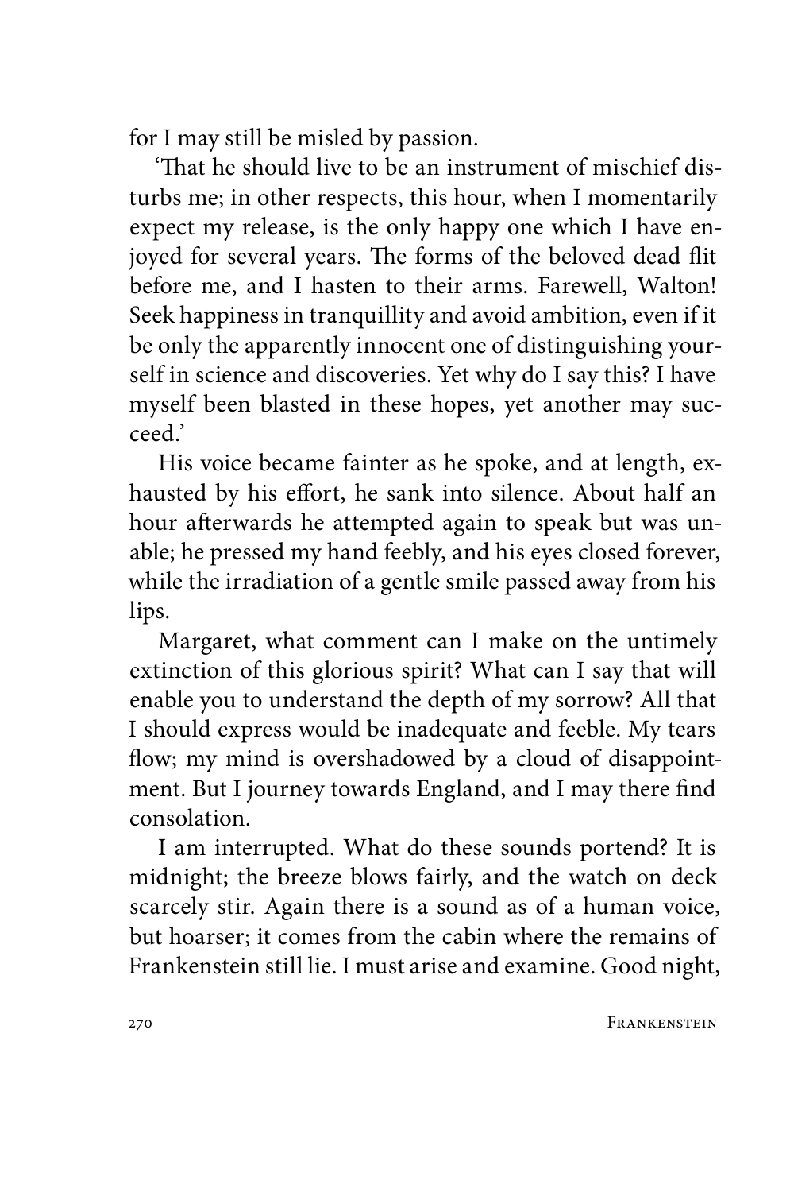for I may still be misled by passion.

'That he should live to be an instrument of mischief disturbs me; in other respects, this hour, when I momentarily expect my release, is the only happy one which I have enjoyed for several years. The forms of the beloved dead flit before me, and I hasten to their arms. Farewell, Walton! Seek happiness in tranquillity and avoid ambition, even if it be only the apparently innocent one of distinguishing yourself in science and discoveries. Yet why do I say this? I have myself been blasted in these hopes, yet another may succeed.'

His voice became fainter as he spoke, and at length, exhausted by his effort, he sank into silence. About half an hour afterwards he attempted again to speak but was unable; he pressed my hand feebly, and his eyes closed forever, while the irradiation of a gentle smile passed away from his lips.

Margaret, what comment can I make on the untimely extinction of this glorious spirit? What can I say that will enable you to understand the depth of my sorrow? All that I should express would be inadequate and feeble. My tears flow; my mind is overshadowed by a cloud of disappointment. But I journey towards England, and I may there find consolation.

I am interrupted. What do these sounds portend? It is midnight; the breeze blows fairly, and the watch on deck scarcely stir. Again there is a sound as of a human voice, but hoarser; it comes from the cabin where the remains of Frankenstein still lie. I must arise and examine. Good night,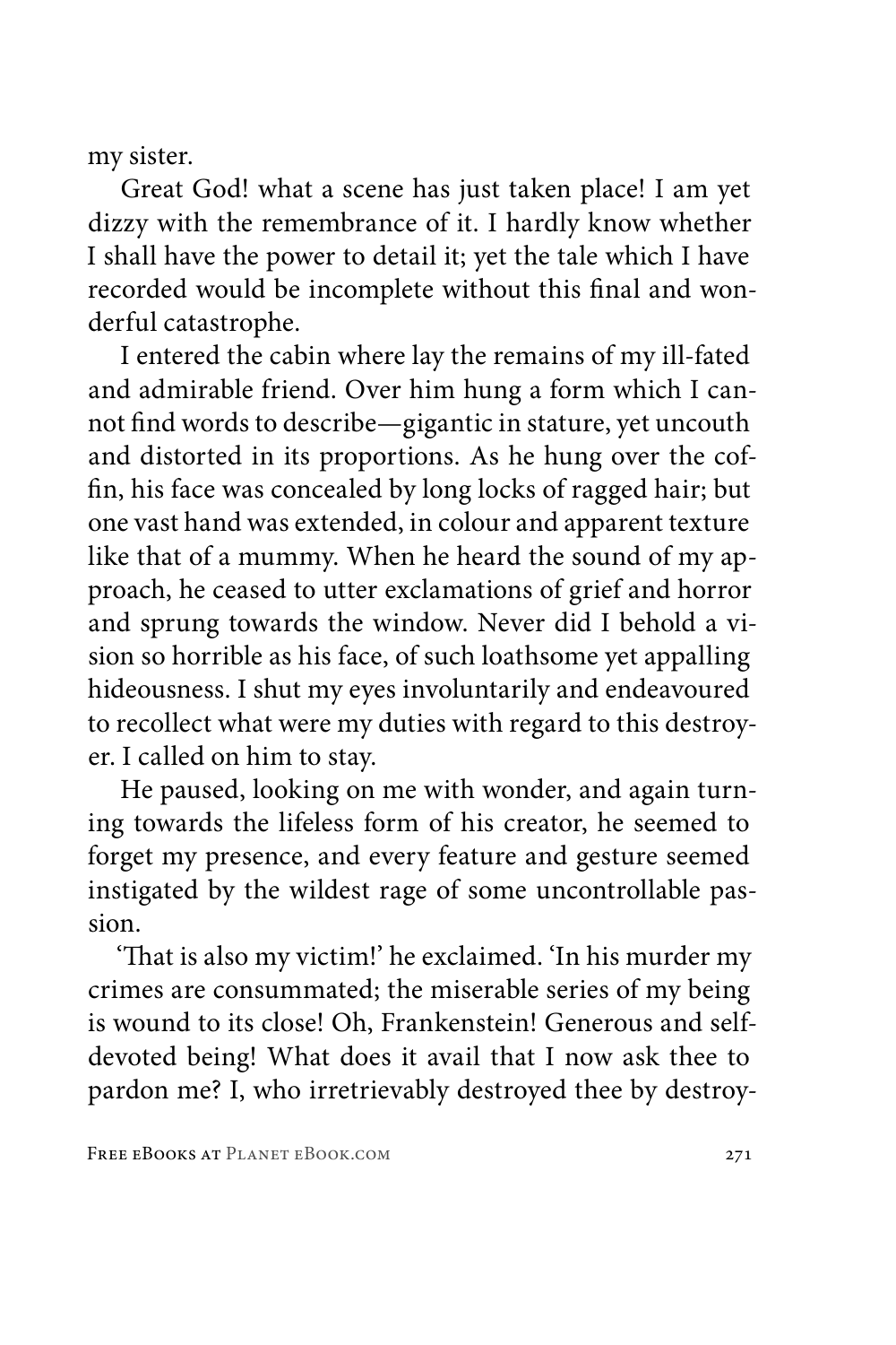my sister.

Great God! what a scene has just taken place! I am yet dizzy with the remembrance of it. I hardly know whether I shall have the power to detail it; yet the tale which I have recorded would be incomplete without this final and wonderful catastrophe.

I entered the cabin where lay the remains of my ill-fated and admirable friend. Over him hung a form which I cannot find words to describe—gigantic in stature, yet uncouth and distorted in its proportions. As he hung over the coffin, his face was concealed by long locks of ragged hair; but one vast hand was extended, in colour and apparent texture like that of a mummy. When he heard the sound of my approach, he ceased to utter exclamations of grief and horror and sprung towards the window. Never did I behold a vision so horrible as his face, of such loathsome yet appalling hideousness. I shut my eyes involuntarily and endeavoured to recollect what were my duties with regard to this destroyer. I called on him to stay.

He paused, looking on me with wonder, and again turning towards the lifeless form of his creator, he seemed to forget my presence, and every feature and gesture seemed instigated by the wildest rage of some uncontrollable passion.

'That is also my victim!' he exclaimed. 'In his murder my crimes are consummated; the miserable series of my being is wound to its close! Oh, Frankenstein! Generous and self-devoted being! What does it avail that I now ask thee to pardon me? I, who irretrievably destroyed thee by destroy-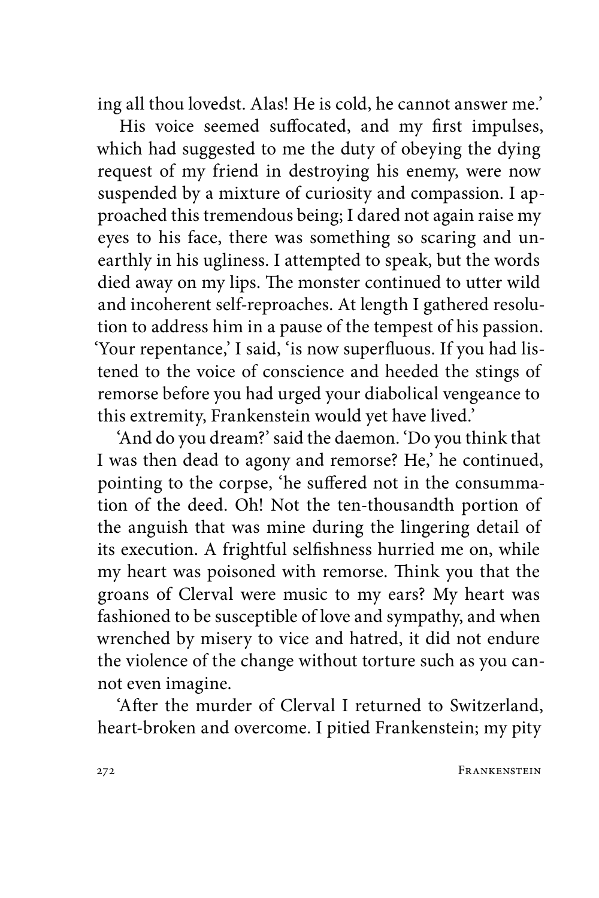ing all thou lovedst. Alas! He is cold, he cannot answer me.'

His voice seemed suffocated, and my first impulses, which had suggested to me the duty of obeying the dying request of my friend in destroying his enemy, were now suspended by a mixture of curiosity and compassion. I approached this tremendous being; I dared not again raise my eyes to his face, there was something so scaring and unearthly in his ugliness. I attempted to speak, but the words died away on my lips. The monster continued to utter wild and incoherent self-reproaches. At length I gathered resolution to address him in a pause of the tempest of his passion. 'Your repentance,' I said, 'is now superfluous. If you had listened to the voice of conscience and heeded the stings of remorse before you had urged your diabolical vengeance to this extremity, Frankenstein would yet have lived.'

'And do you dream?' said the daemon. 'Do you think that I was then dead to agony and remorse? He,' he continued, pointing to the corpse, 'he suffered not in the consummation of the deed. Oh! Not the ten-thousandth portion of the anguish that was mine during the lingering detail of its execution. A frightful selfishness hurried me on, while my heart was poisoned with remorse. Think you that the groans of Clerval were music to my ears? My heart was fashioned to be susceptible of love and sympathy, and when wrenched by misery to vice and hatred, it did not endure the violence of the change without torture such as you cannot even imagine.

'After the murder of Clerval I returned to Switzerland, heart-broken and overcome. I pitied Frankenstein; my pity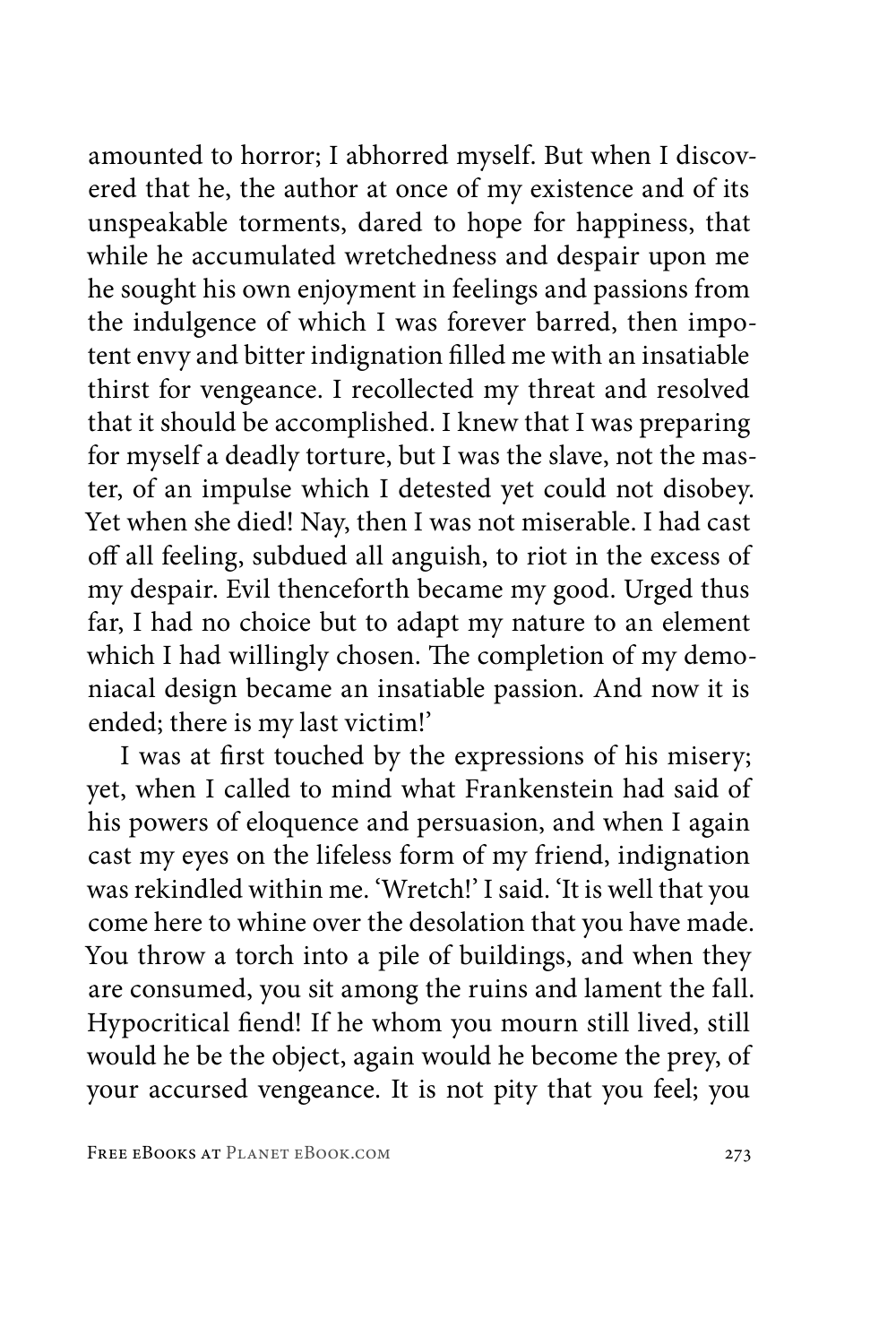amounted to horror; I abhorred myself. But when I discovered that he, the author at once of my existence and of its unspeakable torments, dared to hope for happiness, that while he accumulated wretchedness and despair upon me he sought his own enjoyment in feelings and passions from the indulgence of which I was forever barred, then impotent envy and bitter indignation filled me with an insatiable thirst for vengeance. I recollected my threat and resolved that it should be accomplished. I knew that I was preparing for myself a deadly torture, but I was the slave, not the master, of an impulse which I detested yet could not disobey. Yet when she died! Nay, then I was not miserable. I had cast off all feeling, subdued all anguish, to riot in the excess of my despair. Evil thenceforth became my good. Urged thus far, I had no choice but to adapt my nature to an element which I had willingly chosen. The completion of my demoniacal design became an insatiable passion. And now it is ended; there is my last victim!'

I was at first touched by the expressions of his misery; yet, when I called to mind what Frankenstein had said of his powers of eloquence and persuasion, and when I again cast my eyes on the lifeless form of my friend, indignation was rekindled within me. 'Wretch!' I said. 'It is well that you come here to whine over the desolation that you have made. You throw a torch into a pile of buildings, and when they are consumed, you sit among the ruins and lament the fall. Hypocritical fiend! If he whom you mourn still lived, still would he be the object, again would he become the prey, of your accursed vengeance. It is not pity that you feel; you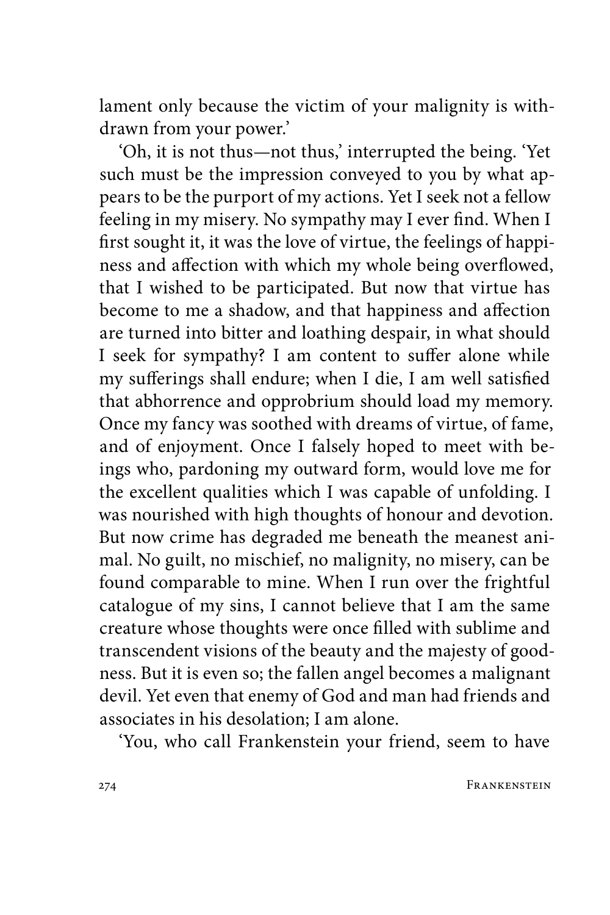lament only because the victim of your malignity is withdrawn from your power.'

'Oh, it is not thus—not thus,' interrupted the being. 'Yet such must be the impression conveyed to you by what appears to be the purport of my actions. Yet I seek not a fellow feeling in my misery. No sympathy may I ever find. When I first sought it, it was the love of virtue, the feelings of happiness and affection with which my whole being overflowed, that I wished to be participated. But now that virtue has become to me a shadow, and that happiness and affection are turned into bitter and loathing despair, in what should I seek for sympathy? I am content to suffer alone while my sufferings shall endure; when I die, I am well satisfied that abhorrence and opprobrium should load my memory. Once my fancy was soothed with dreams of virtue, of fame, and of enjoyment. Once I falsely hoped to meet with beings who, pardoning my outward form, would love me for the excellent qualities which I was capable of unfolding. I was nourished with high thoughts of honour and devotion. But now crime has degraded me beneath the meanest animal. No guilt, no mischief, no malignity, no misery, can be found comparable to mine. When I run over the frightful catalogue of my sins, I cannot believe that I am the same creature whose thoughts were once filled with sublime and transcendent visions of the beauty and the majesty of goodness. But it is even so; the fallen angel becomes a malignant devil. Yet even that enemy of God and man had friends and associates in his desolation; I am alone.

'You, who call Frankenstein your friend, seem to have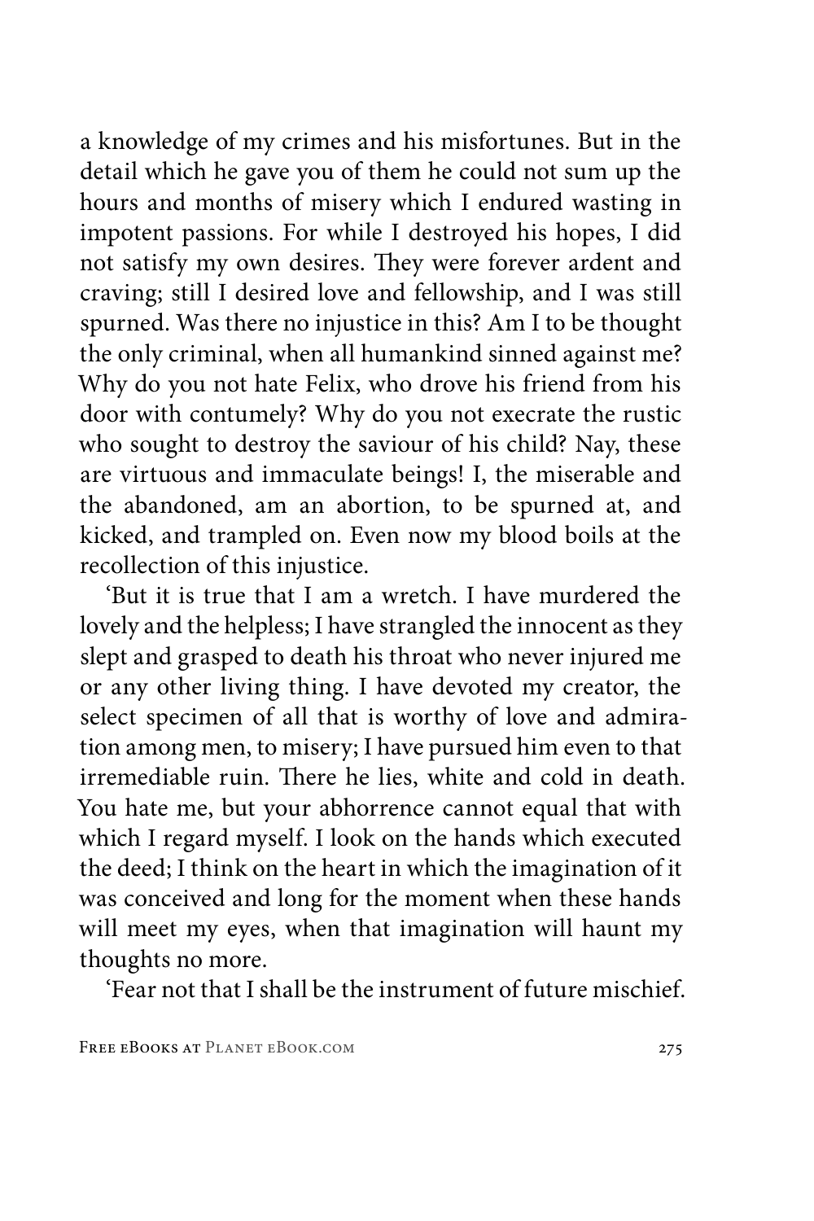a knowledge of my crimes and his misfortunes. But in the detail which he gave you of them he could not sum up the hours and months of misery which I endured wasting in impotent passions. For while I destroyed his hopes, I did not satisfy my own desires. They were forever ardent and craving; still I desired love and fellowship, and I was still spurned. Was there no injustice in this? Am I to be thought the only criminal, when all humankind sinned against me? Why do you not hate Felix, who drove his friend from his door with contumely? Why do you not execrate the rustic who sought to destroy the saviour of his child? Nay, these are virtuous and immaculate beings! I, the miserable and the abandoned, am an abortion, to be spurned at, and kicked, and trampled on. Even now my blood boils at the recollection of this injustice.

'But it is true that I am a wretch. I have murdered the lovely and the helpless; I have strangled the innocent as they slept and grasped to death his throat who never injured me or any other living thing. I have devoted my creator, the select specimen of all that is worthy of love and admiration among men, to misery; I have pursued him even to that irremediable ruin. There he lies, white and cold in death. You hate me, but your abhorrence cannot equal that with which I regard myself. I look on the hands which executed the deed; I think on the heart in which the imagination of it was conceived and long for the moment when these hands will meet my eyes, when that imagination will haunt my thoughts no more.

'Fear not that I shall be the instrument of future mischief.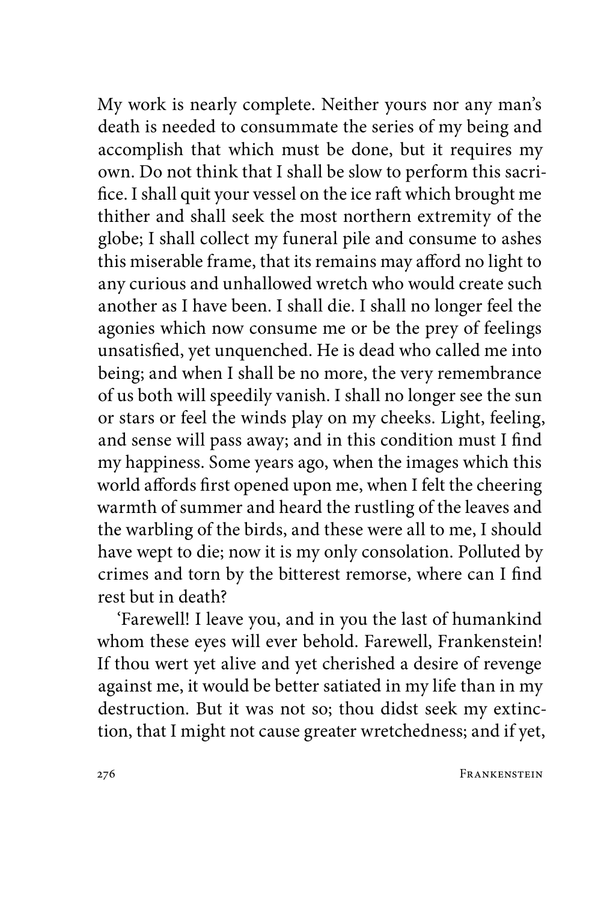My work is nearly complete. Neither yours nor any man's death is needed to consummate the series of my being and accomplish that which must be done, but it requires my own. Do not think that I shall be slow to perform this sacrifice. I shall quit your vessel on the ice raft which brought me thither and shall seek the most northern extremity of the globe; I shall collect my funeral pile and consume to ashes this miserable frame, that its remains may afford no light to any curious and unhallowed wretch who would create such another as I have been. I shall die. I shall no longer feel the agonies which now consume me or be the prey of feelings unsatisfied, yet unquenched. He is dead who called me into being; and when I shall be no more, the very remembrance of us both will speedily vanish. I shall no longer see the sun or stars or feel the winds play on my cheeks. Light, feeling, and sense will pass away; and in this condition must I find my happiness. Some years ago, when the images which this world affords first opened upon me, when I felt the cheering warmth of summer and heard the rustling of the leaves and the warbling of the birds, and these were all to me, I should have wept to die; now it is my only consolation. Polluted by crimes and torn by the bitterest remorse, where can I find rest but in death?

'Farewell! I leave you, and in you the last of humankind whom these eyes will ever behold. Farewell, Frankenstein! If thou wert yet alive and yet cherished a desire of revenge against me, it would be better satiated in my life than in my destruction. But it was not so; thou didst seek my extinction, that I might not cause greater wretchedness; and if yet,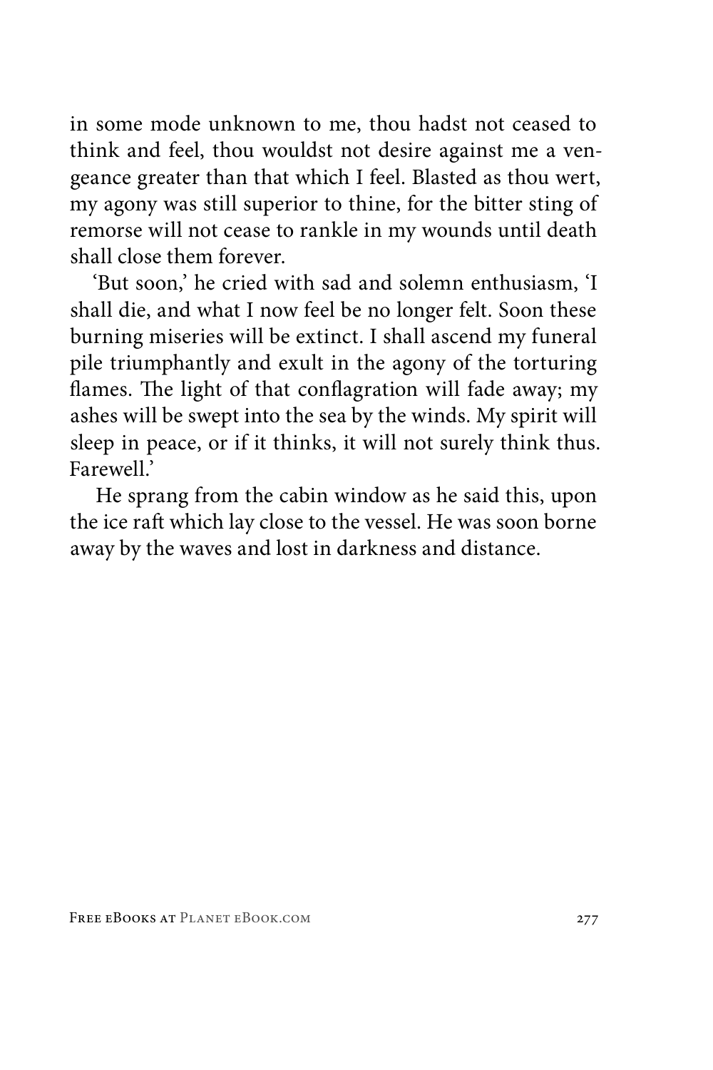in some mode unknown to me, thou hadst not ceased to think and feel, thou wouldst not desire against me a vengeance greater than that which I feel. Blasted as thou wert, my agony was still superior to thine, for the bitter sting of remorse will not cease to rankle in my wounds until death shall close them forever.

'But soon,' he cried with sad and solemn enthusiasm, 'I shall die, and what I now feel be no longer felt. Soon these burning miseries will be extinct. I shall ascend my funeral pile triumphantly and exult in the agony of the torturing flames. The light of that conflagration will fade away; my ashes will be swept into the sea by the winds. My spirit will sleep in peace, or if it thinks, it will not surely think thus. Farewell.'

He sprang from the cabin window as he said this, upon the ice raft which lay close to the vessel. He was soon borne away by the waves and lost in darkness and distance.